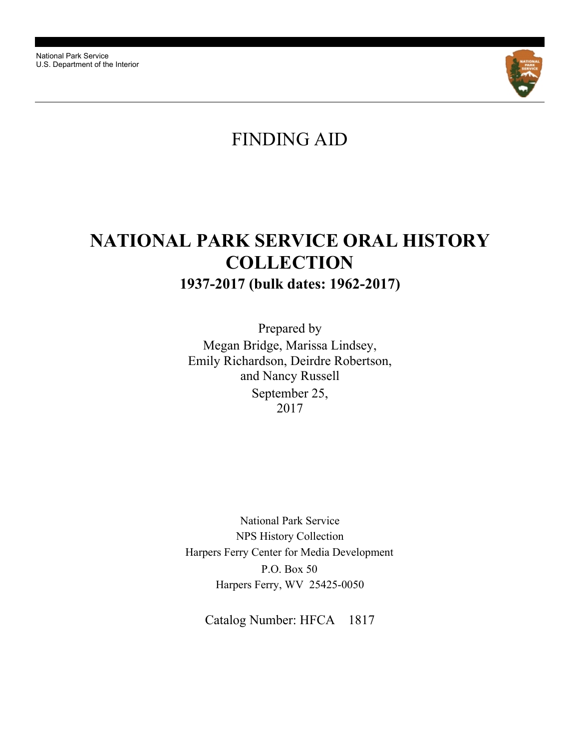National Park Service
U.S. Department of the Interior

# FINDING AID

# NATIONAL PARK SERVICE ORAL HISTORY COLLECTION

## 1937-2017 (bulk dates: 1962-2017)

Prepared by
Megan Bridge, Marissa Lindsey,
Emily Richardson, Deirdre Robertson,
and Nancy Russell
September 25,
2017

National Park Service
NPS History Collection
Harpers Ferry Center for Media Development
P.O. Box 50
Harpers Ferry, WV 25425-0050

Catalog Number: HFCA 1817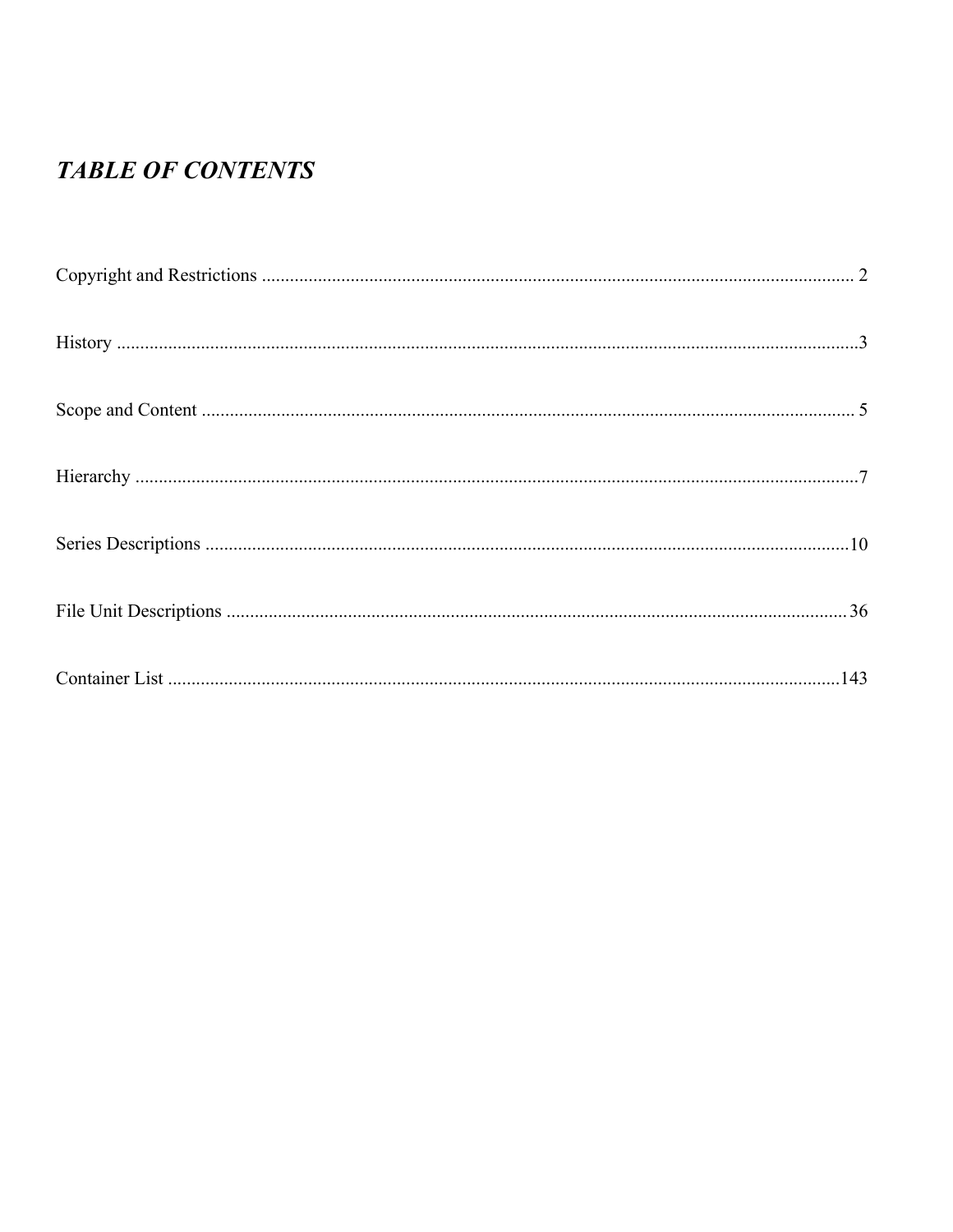# *TABLE OF CONTENTS*

Copyright and Restrictions .......... 2

History .......... 3

Scope and Content .......... 5

Hierarchy .......... 7

Series Descriptions .......... 10

File Unit Descriptions .......... 36

Container List .......... 143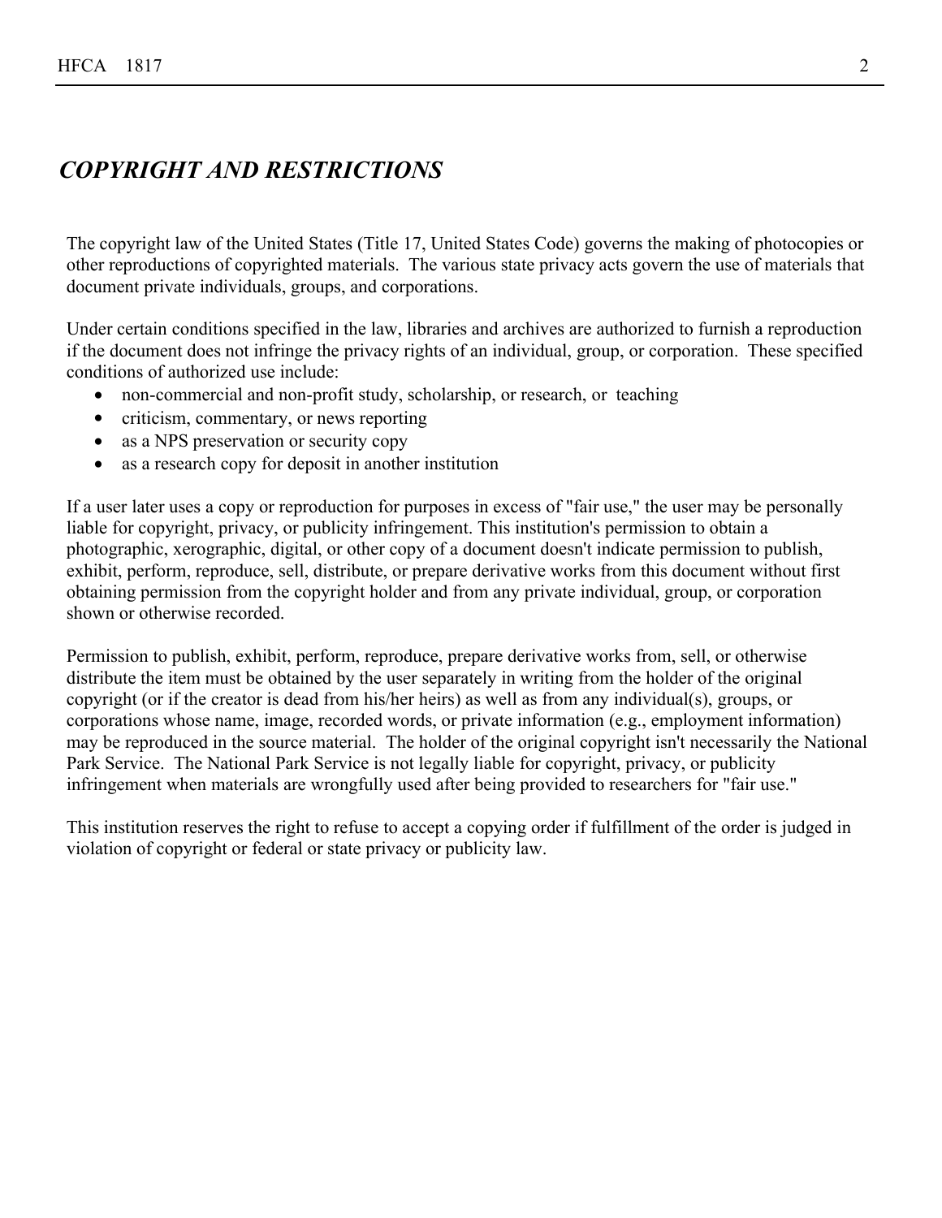## *COPYRIGHT AND RESTRICTIONS*

The copyright law of the United States (Title 17, United States Code) governs the making of photocopies or other reproductions of copyrighted materials. The various state privacy acts govern the use of materials that document private individuals, groups, and corporations.

Under certain conditions specified in the law, libraries and archives are authorized to furnish a reproduction if the document does not infringe the privacy rights of an individual, group, or corporation. These specified conditions of authorized use include:

- non-commercial and non-profit study, scholarship, or research, or teaching
- criticism, commentary, or news reporting
- as a NPS preservation or security copy
- as a research copy for deposit in another institution

If a user later uses a copy or reproduction for purposes in excess of "fair use," the user may be personally liable for copyright, privacy, or publicity infringement. This institution's permission to obtain a photographic, xerographic, digital, or other copy of a document doesn't indicate permission to publish, exhibit, perform, reproduce, sell, distribute, or prepare derivative works from this document without first obtaining permission from the copyright holder and from any private individual, group, or corporation shown or otherwise recorded.

Permission to publish, exhibit, perform, reproduce, prepare derivative works from, sell, or otherwise distribute the item must be obtained by the user separately in writing from the holder of the original copyright (or if the creator is dead from his/her heirs) as well as from any individual(s), groups, or corporations whose name, image, recorded words, or private information (e.g., employment information) may be reproduced in the source material. The holder of the original copyright isn't necessarily the National Park Service. The National Park Service is not legally liable for copyright, privacy, or publicity infringement when materials are wrongfully used after being provided to researchers for "fair use."

This institution reserves the right to refuse to accept a copying order if fulfillment of the order is judged in violation of copyright or federal or state privacy or publicity law.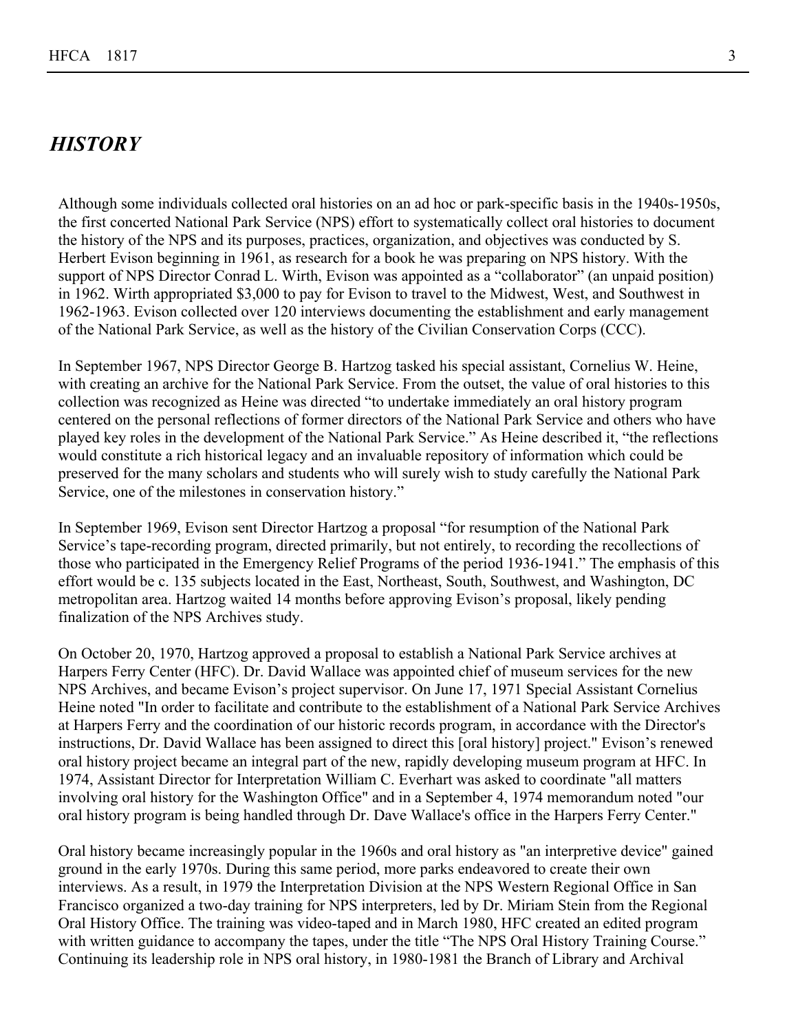## *HISTORY*

Although some individuals collected oral histories on an ad hoc or park-specific basis in the 1940s-1950s, the first concerted National Park Service (NPS) effort to systematically collect oral histories to document the history of the NPS and its purposes, practices, organization, and objectives was conducted by S. Herbert Evison beginning in 1961, as research for a book he was preparing on NPS history. With the support of NPS Director Conrad L. Wirth, Evison was appointed as a "collaborator" (an unpaid position) in 1962. Wirth appropriated $3,000 to pay for Evison to travel to the Midwest, West, and Southwest in 1962-1963. Evison collected over 120 interviews documenting the establishment and early management of the National Park Service, as well as the history of the Civilian Conservation Corps (CCC).

In September 1967, NPS Director George B. Hartzog tasked his special assistant, Cornelius W. Heine, with creating an archive for the National Park Service. From the outset, the value of oral histories to this collection was recognized as Heine was directed "to undertake immediately an oral history program centered on the personal reflections of former directors of the National Park Service and others who have played key roles in the development of the National Park Service." As Heine described it, "the reflections would constitute a rich historical legacy and an invaluable repository of information which could be preserved for the many scholars and students who will surely wish to study carefully the National Park Service, one of the milestones in conservation history."

In September 1969, Evison sent Director Hartzog a proposal "for resumption of the National Park Service's tape-recording program, directed primarily, but not entirely, to recording the recollections of those who participated in the Emergency Relief Programs of the period 1936-1941." The emphasis of this effort would be c. 135 subjects located in the East, Northeast, South, Southwest, and Washington, DC metropolitan area. Hartzog waited 14 months before approving Evison's proposal, likely pending finalization of the NPS Archives study.

On October 20, 1970, Hartzog approved a proposal to establish a National Park Service archives at Harpers Ferry Center (HFC). Dr. David Wallace was appointed chief of museum services for the new NPS Archives, and became Evison's project supervisor. On June 17, 1971 Special Assistant Cornelius Heine noted "In order to facilitate and contribute to the establishment of a National Park Service Archives at Harpers Ferry and the coordination of our historic records program, in accordance with the Director's instructions, Dr. David Wallace has been assigned to direct this [oral history] project." Evison's renewed oral history project became an integral part of the new, rapidly developing museum program at HFC. In 1974, Assistant Director for Interpretation William C. Everhart was asked to coordinate "all matters involving oral history for the Washington Office" and in a September 4, 1974 memorandum noted "our oral history program is being handled through Dr. Dave Wallace's office in the Harpers Ferry Center."

Oral history became increasingly popular in the 1960s and oral history as "an interpretive device" gained ground in the early 1970s. During this same period, more parks endeavored to create their own interviews. As a result, in 1979 the Interpretation Division at the NPS Western Regional Office in San Francisco organized a two-day training for NPS interpreters, led by Dr. Miriam Stein from the Regional Oral History Office. The training was video-taped and in March 1980, HFC created an edited program with written guidance to accompany the tapes, under the title "The NPS Oral History Training Course." Continuing its leadership role in NPS oral history, in 1980-1981 the Branch of Library and Archival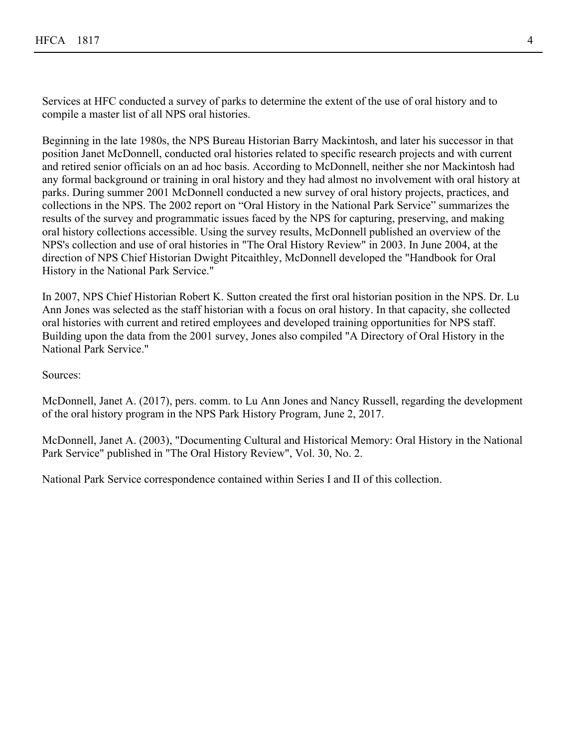Services at HFC conducted a survey of parks to determine the extent of the use of oral history and to compile a master list of all NPS oral histories.

Beginning in the late 1980s, the NPS Bureau Historian Barry Mackintosh, and later his successor in that position Janet McDonnell, conducted oral histories related to specific research projects and with current and retired senior officials on an ad hoc basis. According to McDonnell, neither she nor Mackintosh had any formal background or training in oral history and they had almost no involvement with oral history at parks. During summer 2001 McDonnell conducted a new survey of oral history projects, practices, and collections in the NPS. The 2002 report on "Oral History in the National Park Service" summarizes the results of the survey and programmatic issues faced by the NPS for capturing, preserving, and making oral history collections accessible. Using the survey results, McDonnell published an overview of the NPS's collection and use of oral histories in "The Oral History Review" in 2003. In June 2004, at the direction of NPS Chief Historian Dwight Pitcaithley, McDonnell developed the "Handbook for Oral History in the National Park Service."

In 2007, NPS Chief Historian Robert K. Sutton created the first oral historian position in the NPS. Dr. Lu Ann Jones was selected as the staff historian with a focus on oral history. In that capacity, she collected oral histories with current and retired employees and developed training opportunities for NPS staff. Building upon the data from the 2001 survey, Jones also compiled "A Directory of Oral History in the National Park Service."

Sources:

McDonnell, Janet A. (2017), pers. comm. to Lu Ann Jones and Nancy Russell, regarding the development of the oral history program in the NPS Park History Program, June 2, 2017.

McDonnell, Janet A. (2003), "Documenting Cultural and Historical Memory: Oral History in the National Park Service" published in "The Oral History Review", Vol. 30, No. 2.

National Park Service correspondence contained within Series I and II of this collection.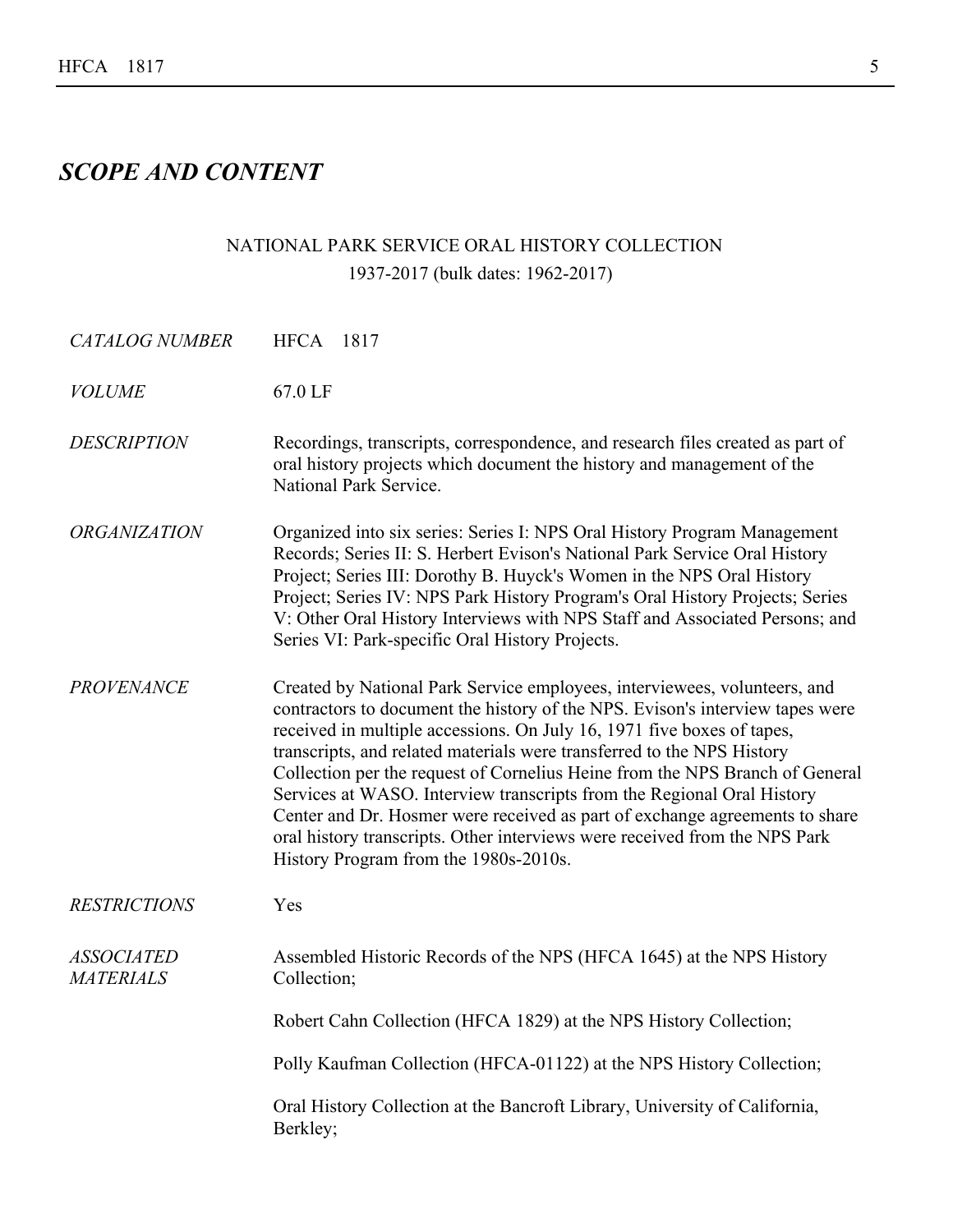## *SCOPE AND CONTENT*

NATIONAL PARK SERVICE ORAL HISTORY COLLECTION

1937-2017 (bulk dates: 1962-2017)

*CATALOG NUMBER* HFCA 1817

*VOLUME* 67.0 LF

*DESCRIPTION* Recordings, transcripts, correspondence, and research files created as part of oral history projects which document the history and management of the National Park Service.

*ORGANIZATION* Organized into six series: Series I: NPS Oral History Program Management Records; Series II: S. Herbert Evison's National Park Service Oral History Project; Series III: Dorothy B. Huyck's Women in the NPS Oral History Project; Series IV: NPS Park History Program's Oral History Projects; Series V: Other Oral History Interviews with NPS Staff and Associated Persons; and Series VI: Park-specific Oral History Projects.

*PROVENANCE* Created by National Park Service employees, interviewees, volunteers, and contractors to document the history of the NPS. Evison's interview tapes were received in multiple accessions. On July 16, 1971 five boxes of tapes, transcripts, and related materials were transferred to the NPS History Collection per the request of Cornelius Heine from the NPS Branch of General Services at WASO. Interview transcripts from the Regional Oral History Center and Dr. Hosmer were received as part of exchange agreements to share oral history transcripts. Other interviews were received from the NPS Park History Program from the 1980s-2010s.

*RESTRICTIONS* Yes

*ASSOCIATED MATERIALS* Assembled Historic Records of the NPS (HFCA 1645) at the NPS History Collection;

Robert Cahn Collection (HFCA 1829) at the NPS History Collection;

Polly Kaufman Collection (HFCA-01122) at the NPS History Collection;

Oral History Collection at the Bancroft Library, University of California, Berkley;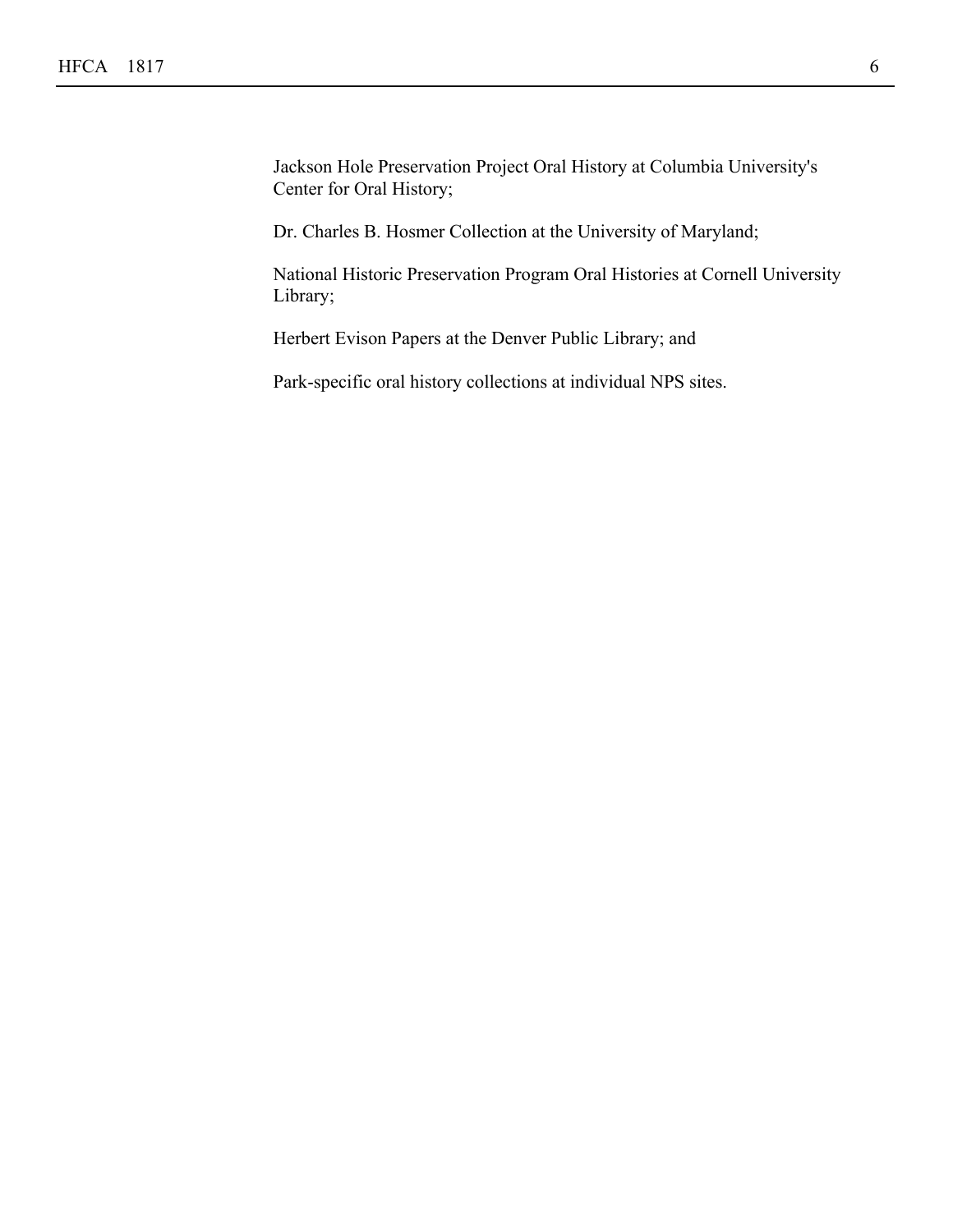Jackson Hole Preservation Project Oral History at Columbia University's Center for Oral History;

Dr. Charles B. Hosmer Collection at the University of Maryland;

National Historic Preservation Program Oral Histories at Cornell University Library;

Herbert Evison Papers at the Denver Public Library; and

Park-specific oral history collections at individual NPS sites.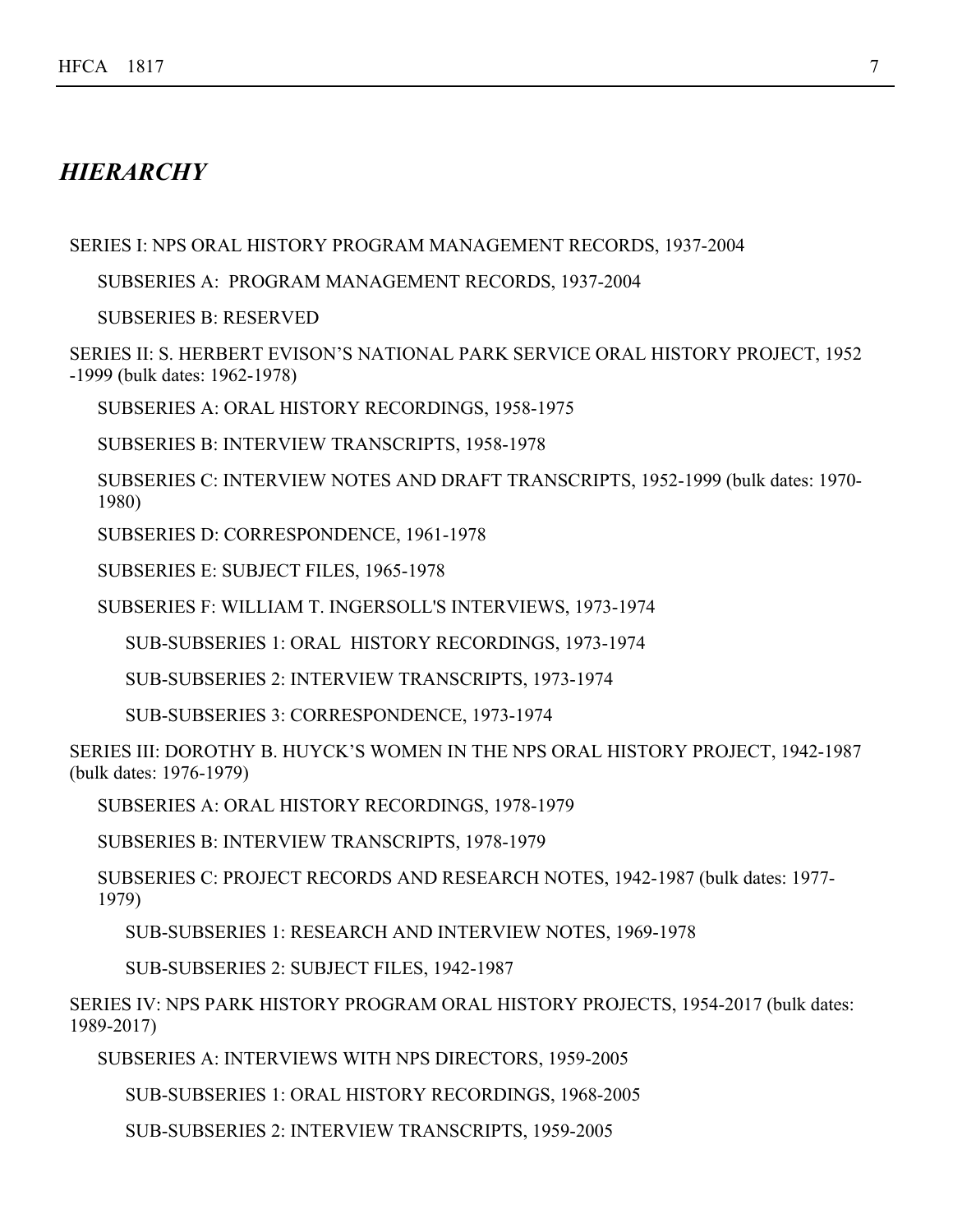## *HIERARCHY*

SERIES I: NPS ORAL HISTORY PROGRAM MANAGEMENT RECORDS, 1937-2004

SUBSERIES A: PROGRAM MANAGEMENT RECORDS, 1937-2004

SUBSERIES B: RESERVED

SERIES II: S. HERBERT EVISON'S NATIONAL PARK SERVICE ORAL HISTORY PROJECT, 1952 -1999 (bulk dates: 1962-1978)

SUBSERIES A: ORAL HISTORY RECORDINGS, 1958-1975

SUBSERIES B: INTERVIEW TRANSCRIPTS, 1958-1978

SUBSERIES C: INTERVIEW NOTES AND DRAFT TRANSCRIPTS, 1952-1999 (bulk dates: 1970-1980)

SUBSERIES D: CORRESPONDENCE, 1961-1978

SUBSERIES E: SUBJECT FILES, 1965-1978

SUBSERIES F: WILLIAM T. INGERSOLL'S INTERVIEWS, 1973-1974

SUB-SUBSERIES 1: ORAL HISTORY RECORDINGS, 1973-1974

SUB-SUBSERIES 2: INTERVIEW TRANSCRIPTS, 1973-1974

SUB-SUBSERIES 3: CORRESPONDENCE, 1973-1974

SERIES III: DOROTHY B. HUYCK'S WOMEN IN THE NPS ORAL HISTORY PROJECT, 1942-1987 (bulk dates: 1976-1979)

SUBSERIES A: ORAL HISTORY RECORDINGS, 1978-1979

SUBSERIES B: INTERVIEW TRANSCRIPTS, 1978-1979

SUBSERIES C: PROJECT RECORDS AND RESEARCH NOTES, 1942-1987 (bulk dates: 1977-1979)

SUB-SUBSERIES 1: RESEARCH AND INTERVIEW NOTES, 1969-1978

SUB-SUBSERIES 2: SUBJECT FILES, 1942-1987

SERIES IV: NPS PARK HISTORY PROGRAM ORAL HISTORY PROJECTS, 1954-2017 (bulk dates: 1989-2017)

SUBSERIES A: INTERVIEWS WITH NPS DIRECTORS, 1959-2005

SUB-SUBSERIES 1: ORAL HISTORY RECORDINGS, 1968-2005

SUB-SUBSERIES 2: INTERVIEW TRANSCRIPTS, 1959-2005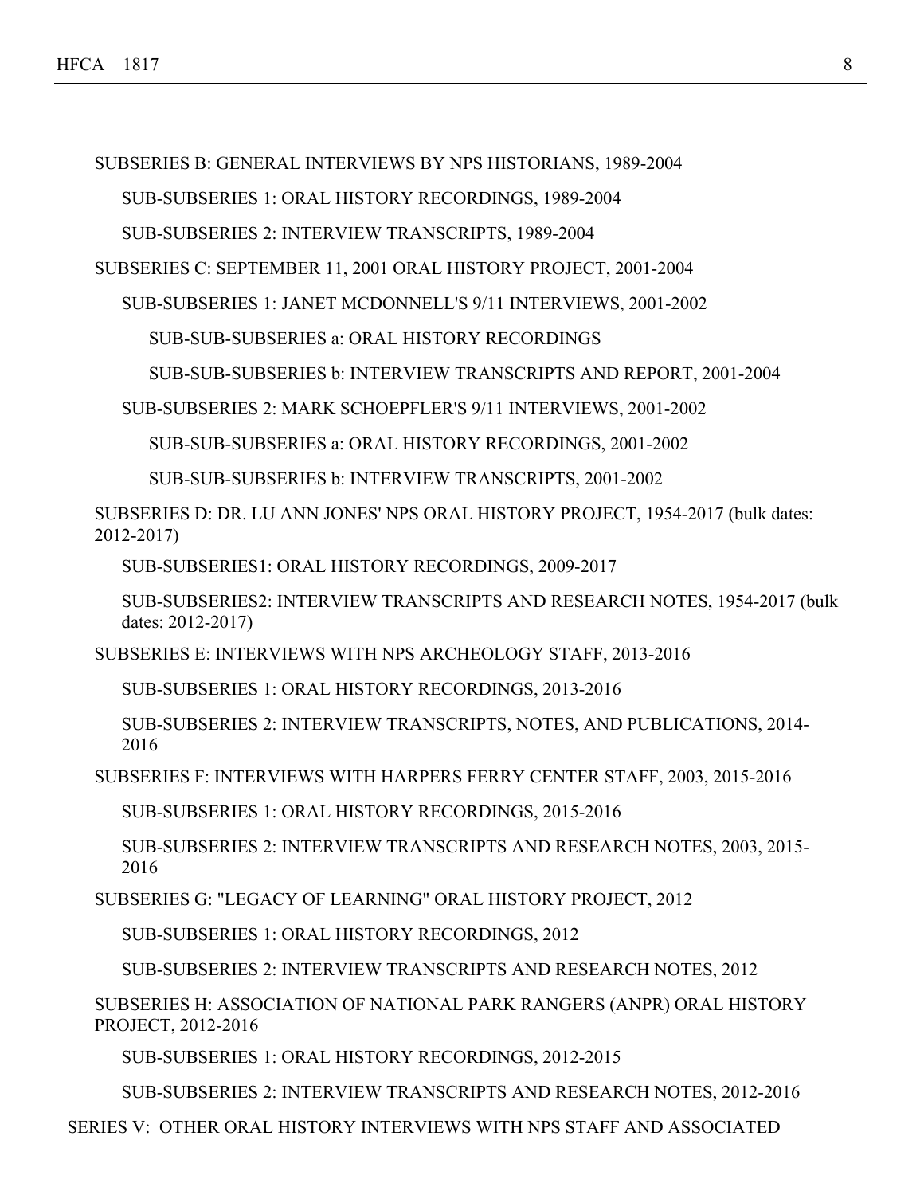SUBSERIES B: GENERAL INTERVIEWS BY NPS HISTORIANS, 1989-2004

SUB-SUBSERIES 1: ORAL HISTORY RECORDINGS, 1989-2004

SUB-SUBSERIES 2: INTERVIEW TRANSCRIPTS, 1989-2004

SUBSERIES C: SEPTEMBER 11, 2001 ORAL HISTORY PROJECT, 2001-2004

SUB-SUBSERIES 1: JANET MCDONNELL'S 9/11 INTERVIEWS, 2001-2002

SUB-SUB-SUBSERIES a: ORAL HISTORY RECORDINGS

SUB-SUB-SUBSERIES b: INTERVIEW TRANSCRIPTS AND REPORT, 2001-2004

SUB-SUBSERIES 2: MARK SCHOEPFLER'S 9/11 INTERVIEWS, 2001-2002

SUB-SUB-SUBSERIES a: ORAL HISTORY RECORDINGS, 2001-2002

SUB-SUB-SUBSERIES b: INTERVIEW TRANSCRIPTS, 2001-2002

SUBSERIES D: DR. LU ANN JONES' NPS ORAL HISTORY PROJECT, 1954-2017 (bulk dates: 2012-2017)

SUB-SUBSERIES1: ORAL HISTORY RECORDINGS, 2009-2017

SUB-SUBSERIES2: INTERVIEW TRANSCRIPTS AND RESEARCH NOTES, 1954-2017 (bulk dates: 2012-2017)

SUBSERIES E: INTERVIEWS WITH NPS ARCHEOLOGY STAFF, 2013-2016

SUB-SUBSERIES 1: ORAL HISTORY RECORDINGS, 2013-2016

SUB-SUBSERIES 2: INTERVIEW TRANSCRIPTS, NOTES, AND PUBLICATIONS, 2014-2016

SUBSERIES F: INTERVIEWS WITH HARPERS FERRY CENTER STAFF, 2003, 2015-2016

SUB-SUBSERIES 1: ORAL HISTORY RECORDINGS, 2015-2016

SUB-SUBSERIES 2: INTERVIEW TRANSCRIPTS AND RESEARCH NOTES, 2003, 2015-2016

SUBSERIES G: "LEGACY OF LEARNING" ORAL HISTORY PROJECT, 2012

SUB-SUBSERIES 1: ORAL HISTORY RECORDINGS, 2012

SUB-SUBSERIES 2: INTERVIEW TRANSCRIPTS AND RESEARCH NOTES, 2012

SUBSERIES H: ASSOCIATION OF NATIONAL PARK RANGERS (ANPR) ORAL HISTORY PROJECT, 2012-2016

SUB-SUBSERIES 1: ORAL HISTORY RECORDINGS, 2012-2015

SUB-SUBSERIES 2: INTERVIEW TRANSCRIPTS AND RESEARCH NOTES, 2012-2016

SERIES V: OTHER ORAL HISTORY INTERVIEWS WITH NPS STAFF AND ASSOCIATED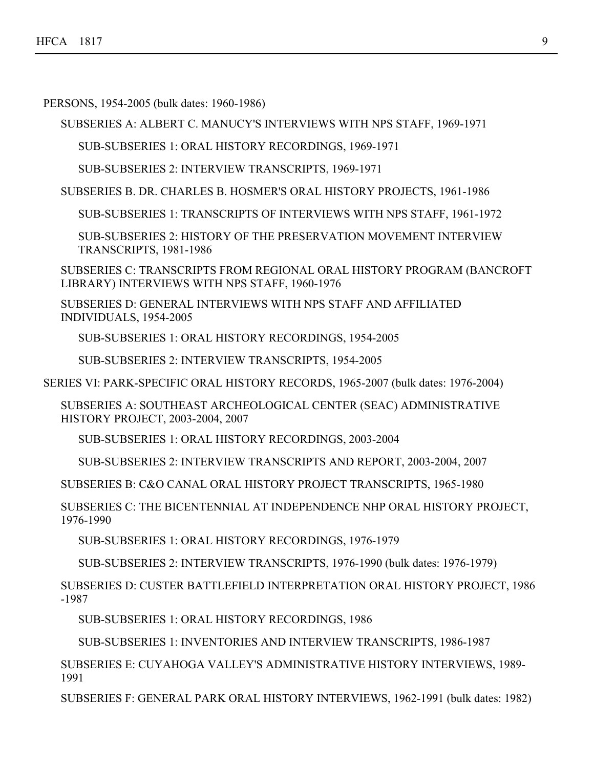PERSONS, 1954-2005 (bulk dates: 1960-1986)

SUBSERIES A: ALBERT C. MANUCY'S INTERVIEWS WITH NPS STAFF, 1969-1971

SUB-SUBSERIES 1: ORAL HISTORY RECORDINGS, 1969-1971

SUB-SUBSERIES 2: INTERVIEW TRANSCRIPTS, 1969-1971

SUBSERIES B. DR. CHARLES B. HOSMER'S ORAL HISTORY PROJECTS, 1961-1986

SUB-SUBSERIES 1: TRANSCRIPTS OF INTERVIEWS WITH NPS STAFF, 1961-1972

SUB-SUBSERIES 2: HISTORY OF THE PRESERVATION MOVEMENT INTERVIEW TRANSCRIPTS, 1981-1986

SUBSERIES C: TRANSCRIPTS FROM REGIONAL ORAL HISTORY PROGRAM (BANCROFT LIBRARY) INTERVIEWS WITH NPS STAFF, 1960-1976

SUBSERIES D: GENERAL INTERVIEWS WITH NPS STAFF AND AFFILIATED INDIVIDUALS, 1954-2005

SUB-SUBSERIES 1: ORAL HISTORY RECORDINGS, 1954-2005

SUB-SUBSERIES 2: INTERVIEW TRANSCRIPTS, 1954-2005

SERIES VI: PARK-SPECIFIC ORAL HISTORY RECORDS, 1965-2007 (bulk dates: 1976-2004)

SUBSERIES A: SOUTHEAST ARCHEOLOGICAL CENTER (SEAC) ADMINISTRATIVE HISTORY PROJECT, 2003-2004, 2007

SUB-SUBSERIES 1: ORAL HISTORY RECORDINGS, 2003-2004

SUB-SUBSERIES 2: INTERVIEW TRANSCRIPTS AND REPORT, 2003-2004, 2007

SUBSERIES B: C&O CANAL ORAL HISTORY PROJECT TRANSCRIPTS, 1965-1980

SUBSERIES C: THE BICENTENNIAL AT INDEPENDENCE NHP ORAL HISTORY PROJECT, 1976-1990

SUB-SUBSERIES 1: ORAL HISTORY RECORDINGS, 1976-1979

SUB-SUBSERIES 2: INTERVIEW TRANSCRIPTS, 1976-1990 (bulk dates: 1976-1979)

SUBSERIES D: CUSTER BATTLEFIELD INTERPRETATION ORAL HISTORY PROJECT, 1986 -1987

SUB-SUBSERIES 1: ORAL HISTORY RECORDINGS, 1986

SUB-SUBSERIES 1: INVENTORIES AND INTERVIEW TRANSCRIPTS, 1986-1987

SUBSERIES E: CUYAHOGA VALLEY'S ADMINISTRATIVE HISTORY INTERVIEWS, 1989-1991

SUBSERIES F: GENERAL PARK ORAL HISTORY INTERVIEWS, 1962-1991 (bulk dates: 1982)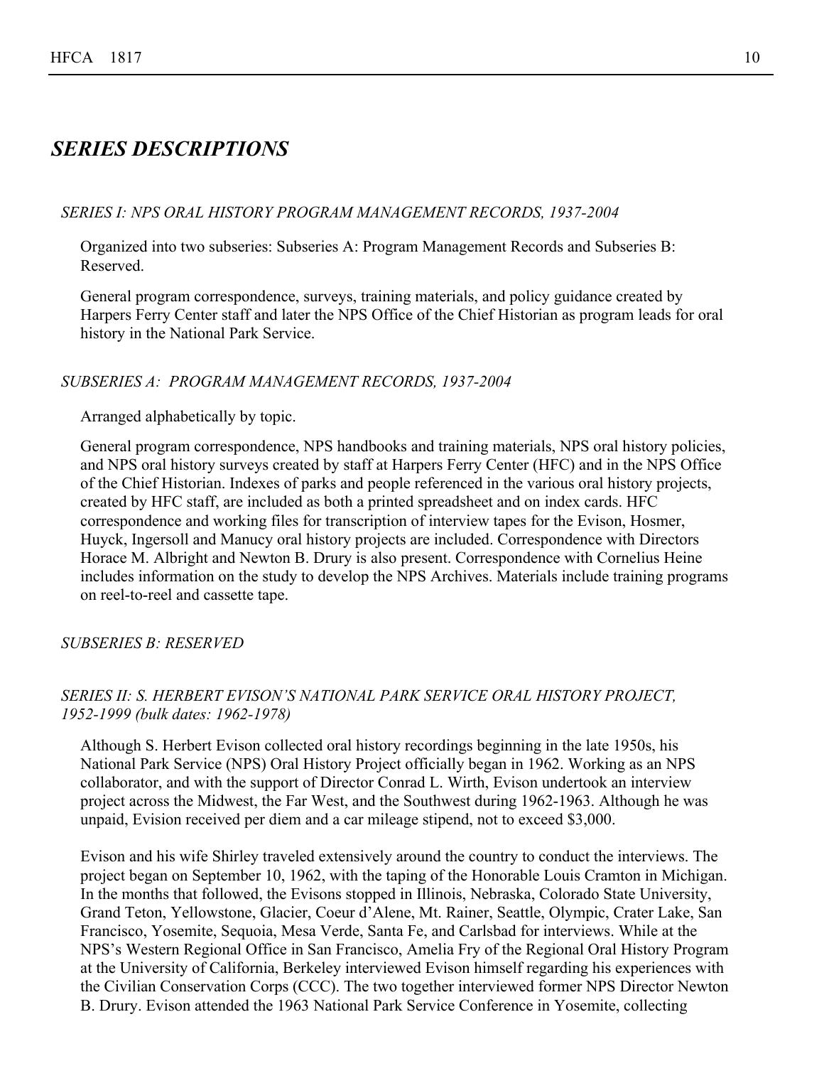## *SERIES DESCRIPTIONS*

### *SERIES I: NPS ORAL HISTORY PROGRAM MANAGEMENT RECORDS, 1937-2004*

Organized into two subseries: Subseries A: Program Management Records and Subseries B: Reserved.

General program correspondence, surveys, training materials, and policy guidance created by Harpers Ferry Center staff and later the NPS Office of the Chief Historian as program leads for oral history in the National Park Service.

### *SUBSERIES A: PROGRAM MANAGEMENT RECORDS, 1937-2004*

Arranged alphabetically by topic.

General program correspondence, NPS handbooks and training materials, NPS oral history policies, and NPS oral history surveys created by staff at Harpers Ferry Center (HFC) and in the NPS Office of the Chief Historian. Indexes of parks and people referenced in the various oral history projects, created by HFC staff, are included as both a printed spreadsheet and on index cards. HFC correspondence and working files for transcription of interview tapes for the Evison, Hosmer, Huyck, Ingersoll and Manucy oral history projects are included. Correspondence with Directors Horace M. Albright and Newton B. Drury is also present. Correspondence with Cornelius Heine includes information on the study to develop the NPS Archives. Materials include training programs on reel-to-reel and cassette tape.

### *SUBSERIES B: RESERVED*

### *SERIES II: S. HERBERT EVISON'S NATIONAL PARK SERVICE ORAL HISTORY PROJECT, 1952-1999 (bulk dates: 1962-1978)*

Although S. Herbert Evison collected oral history recordings beginning in the late 1950s, his National Park Service (NPS) Oral History Project officially began in 1962. Working as an NPS collaborator, and with the support of Director Conrad L. Wirth, Evison undertook an interview project across the Midwest, the Far West, and the Southwest during 1962-1963. Although he was unpaid, Evision received per diem and a car mileage stipend, not to exceed $3,000.

Evison and his wife Shirley traveled extensively around the country to conduct the interviews. The project began on September 10, 1962, with the taping of the Honorable Louis Cramton in Michigan. In the months that followed, the Evisons stopped in Illinois, Nebraska, Colorado State University, Grand Teton, Yellowstone, Glacier, Coeur d'Alene, Mt. Rainer, Seattle, Olympic, Crater Lake, San Francisco, Yosemite, Sequoia, Mesa Verde, Santa Fe, and Carlsbad for interviews. While at the NPS's Western Regional Office in San Francisco, Amelia Fry of the Regional Oral History Program at the University of California, Berkeley interviewed Evison himself regarding his experiences with the Civilian Conservation Corps (CCC). The two together interviewed former NPS Director Newton B. Drury. Evison attended the 1963 National Park Service Conference in Yosemite, collecting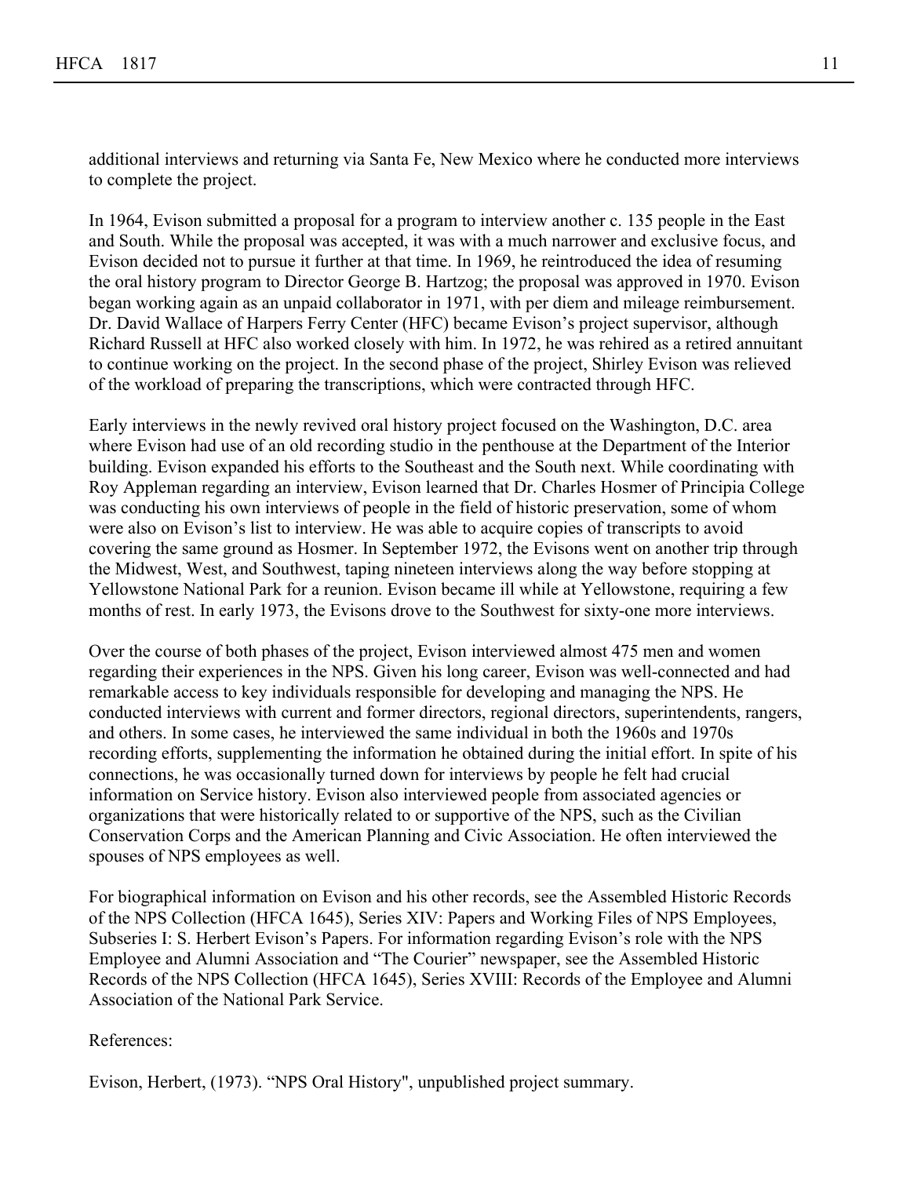additional interviews and returning via Santa Fe, New Mexico where he conducted more interviews to complete the project.

In 1964, Evison submitted a proposal for a program to interview another c. 135 people in the East and South. While the proposal was accepted, it was with a much narrower and exclusive focus, and Evison decided not to pursue it further at that time. In 1969, he reintroduced the idea of resuming the oral history program to Director George B. Hartzog; the proposal was approved in 1970. Evison began working again as an unpaid collaborator in 1971, with per diem and mileage reimbursement. Dr. David Wallace of Harpers Ferry Center (HFC) became Evison's project supervisor, although Richard Russell at HFC also worked closely with him. In 1972, he was rehired as a retired annuitant to continue working on the project. In the second phase of the project, Shirley Evison was relieved of the workload of preparing the transcriptions, which were contracted through HFC.

Early interviews in the newly revived oral history project focused on the Washington, D.C. area where Evison had use of an old recording studio in the penthouse at the Department of the Interior building. Evison expanded his efforts to the Southeast and the South next. While coordinating with Roy Appleman regarding an interview, Evison learned that Dr. Charles Hosmer of Principia College was conducting his own interviews of people in the field of historic preservation, some of whom were also on Evison's list to interview. He was able to acquire copies of transcripts to avoid covering the same ground as Hosmer. In September 1972, the Evisons went on another trip through the Midwest, West, and Southwest, taping nineteen interviews along the way before stopping at Yellowstone National Park for a reunion. Evison became ill while at Yellowstone, requiring a few months of rest. In early 1973, the Evisons drove to the Southwest for sixty-one more interviews.

Over the course of both phases of the project, Evison interviewed almost 475 men and women regarding their experiences in the NPS. Given his long career, Evison was well-connected and had remarkable access to key individuals responsible for developing and managing the NPS. He conducted interviews with current and former directors, regional directors, superintendents, rangers, and others. In some cases, he interviewed the same individual in both the 1960s and 1970s recording efforts, supplementing the information he obtained during the initial effort. In spite of his connections, he was occasionally turned down for interviews by people he felt had crucial information on Service history. Evison also interviewed people from associated agencies or organizations that were historically related to or supportive of the NPS, such as the Civilian Conservation Corps and the American Planning and Civic Association. He often interviewed the spouses of NPS employees as well.

For biographical information on Evison and his other records, see the Assembled Historic Records of the NPS Collection (HFCA 1645), Series XIV: Papers and Working Files of NPS Employees, Subseries I: S. Herbert Evison's Papers. For information regarding Evison's role with the NPS Employee and Alumni Association and "The Courier" newspaper, see the Assembled Historic Records of the NPS Collection (HFCA 1645), Series XVIII: Records of the Employee and Alumni Association of the National Park Service.

References:

Evison, Herbert, (1973). "NPS Oral History", unpublished project summary.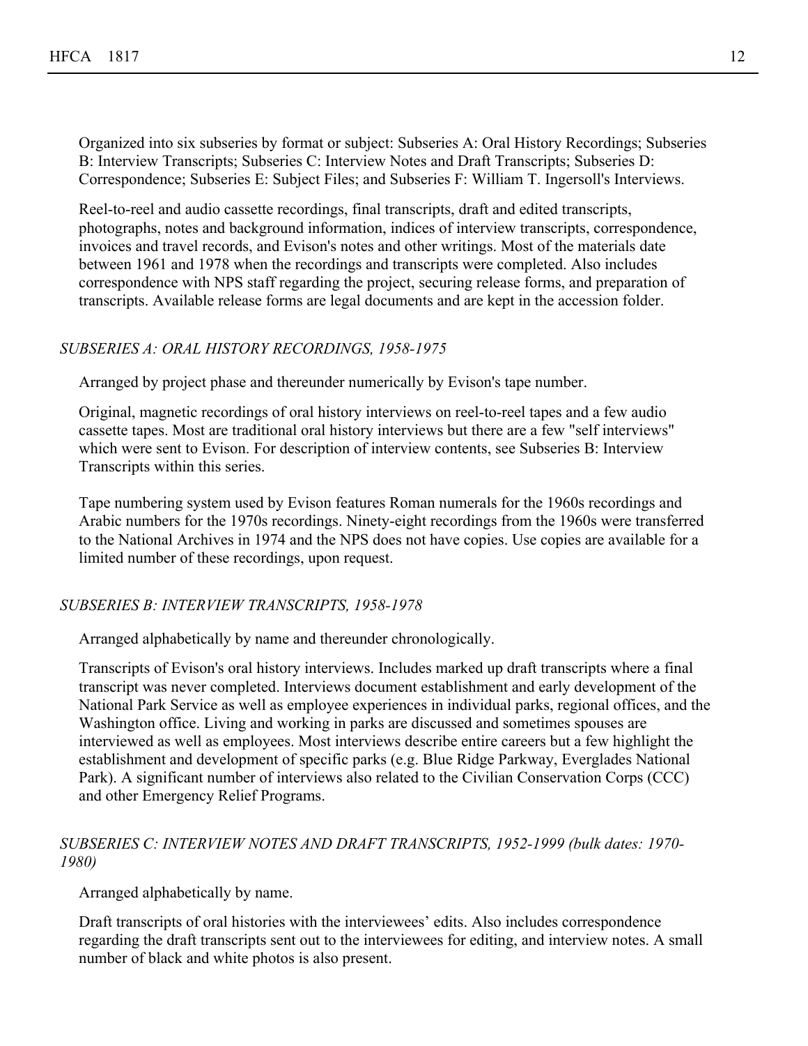Organized into six subseries by format or subject: Subseries A: Oral History Recordings; Subseries B: Interview Transcripts; Subseries C: Interview Notes and Draft Transcripts; Subseries D: Correspondence; Subseries E: Subject Files; and Subseries F: William T. Ingersoll's Interviews.

Reel-to-reel and audio cassette recordings, final transcripts, draft and edited transcripts, photographs, notes and background information, indices of interview transcripts, correspondence, invoices and travel records, and Evison's notes and other writings. Most of the materials date between 1961 and 1978 when the recordings and transcripts were completed. Also includes correspondence with NPS staff regarding the project, securing release forms, and preparation of transcripts. Available release forms are legal documents and are kept in the accession folder.

*SUBSERIES A: ORAL HISTORY RECORDINGS, 1958-1975*

Arranged by project phase and thereunder numerically by Evison's tape number.

Original, magnetic recordings of oral history interviews on reel-to-reel tapes and a few audio cassette tapes. Most are traditional oral history interviews but there are a few "self interviews" which were sent to Evison. For description of interview contents, see Subseries B: Interview Transcripts within this series.

Tape numbering system used by Evison features Roman numerals for the 1960s recordings and Arabic numbers for the 1970s recordings. Ninety-eight recordings from the 1960s were transferred to the National Archives in 1974 and the NPS does not have copies. Use copies are available for a limited number of these recordings, upon request.

*SUBSERIES B: INTERVIEW TRANSCRIPTS, 1958-1978*

Arranged alphabetically by name and thereunder chronologically.

Transcripts of Evison's oral history interviews. Includes marked up draft transcripts where a final transcript was never completed. Interviews document establishment and early development of the National Park Service as well as employee experiences in individual parks, regional offices, and the Washington office. Living and working in parks are discussed and sometimes spouses are interviewed as well as employees. Most interviews describe entire careers but a few highlight the establishment and development of specific parks (e.g. Blue Ridge Parkway, Everglades National Park). A significant number of interviews also related to the Civilian Conservation Corps (CCC) and other Emergency Relief Programs.

*SUBSERIES C: INTERVIEW NOTES AND DRAFT TRANSCRIPTS, 1952-1999 (bulk dates: 1970-1980)*

Arranged alphabetically by name.

Draft transcripts of oral histories with the interviewees' edits. Also includes correspondence regarding the draft transcripts sent out to the interviewees for editing, and interview notes. A small number of black and white photos is also present.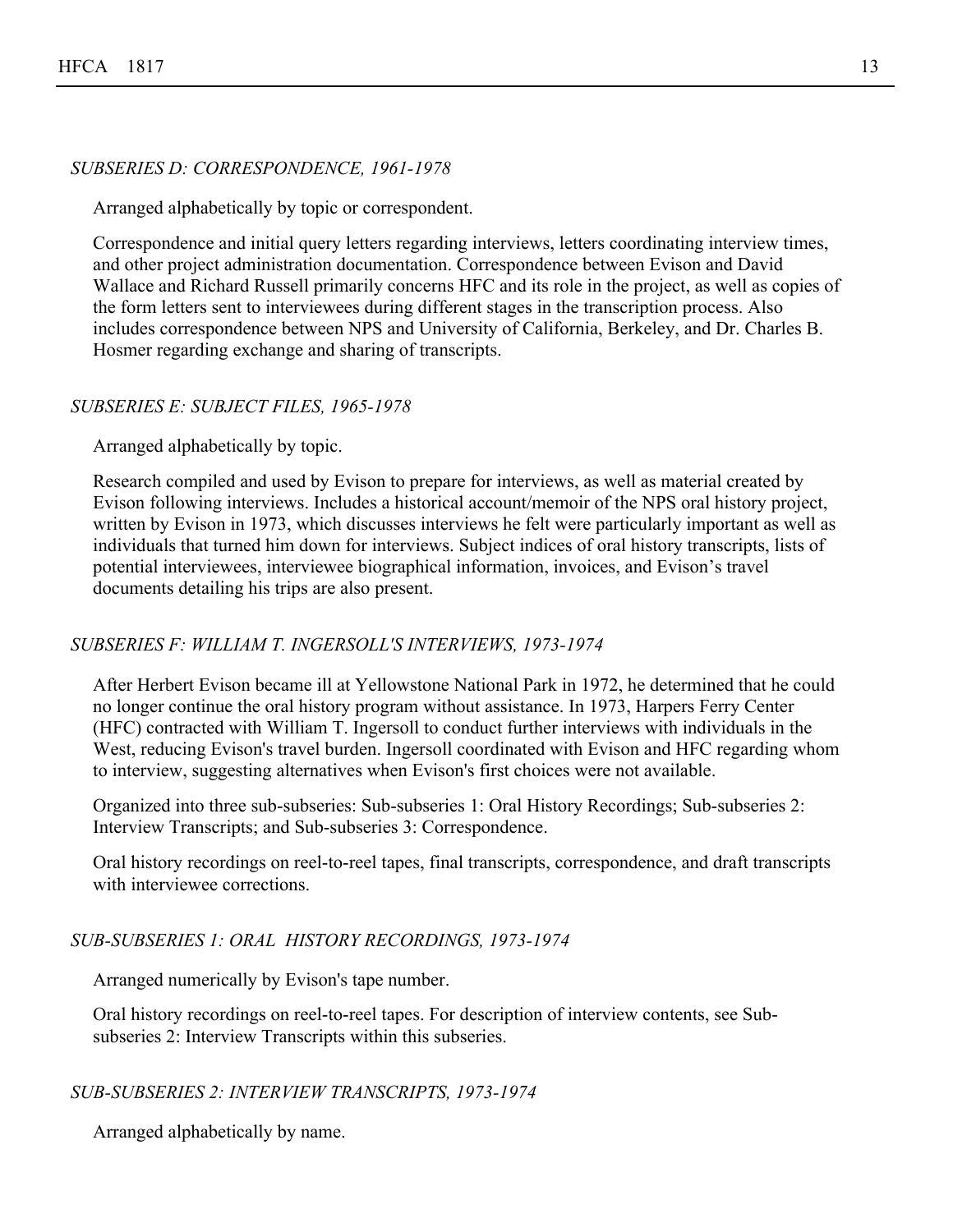*SUBSERIES D: CORRESPONDENCE, 1961-1978*

Arranged alphabetically by topic or correspondent.

Correspondence and initial query letters regarding interviews, letters coordinating interview times, and other project administration documentation. Correspondence between Evison and David Wallace and Richard Russell primarily concerns HFC and its role in the project, as well as copies of the form letters sent to interviewees during different stages in the transcription process. Also includes correspondence between NPS and University of California, Berkeley, and Dr. Charles B. Hosmer regarding exchange and sharing of transcripts.

*SUBSERIES E: SUBJECT FILES, 1965-1978*

Arranged alphabetically by topic.

Research compiled and used by Evison to prepare for interviews, as well as material created by Evison following interviews. Includes a historical account/memoir of the NPS oral history project, written by Evison in 1973, which discusses interviews he felt were particularly important as well as individuals that turned him down for interviews. Subject indices of oral history transcripts, lists of potential interviewees, interviewee biographical information, invoices, and Evison's travel documents detailing his trips are also present.

*SUBSERIES F: WILLIAM T. INGERSOLL'S INTERVIEWS, 1973-1974*

After Herbert Evison became ill at Yellowstone National Park in 1972, he determined that he could no longer continue the oral history program without assistance. In 1973, Harpers Ferry Center (HFC) contracted with William T. Ingersoll to conduct further interviews with individuals in the West, reducing Evison's travel burden. Ingersoll coordinated with Evison and HFC regarding whom to interview, suggesting alternatives when Evison's first choices were not available.

Organized into three sub-subseries: Sub-subseries 1: Oral History Recordings; Sub-subseries 2: Interview Transcripts; and Sub-subseries 3: Correspondence.

Oral history recordings on reel-to-reel tapes, final transcripts, correspondence, and draft transcripts with interviewee corrections.

*SUB-SUBSERIES 1: ORAL HISTORY RECORDINGS, 1973-1974*

Arranged numerically by Evison's tape number.

Oral history recordings on reel-to-reel tapes. For description of interview contents, see Sub-subseries 2: Interview Transcripts within this subseries.

*SUB-SUBSERIES 2: INTERVIEW TRANSCRIPTS, 1973-1974*

Arranged alphabetically by name.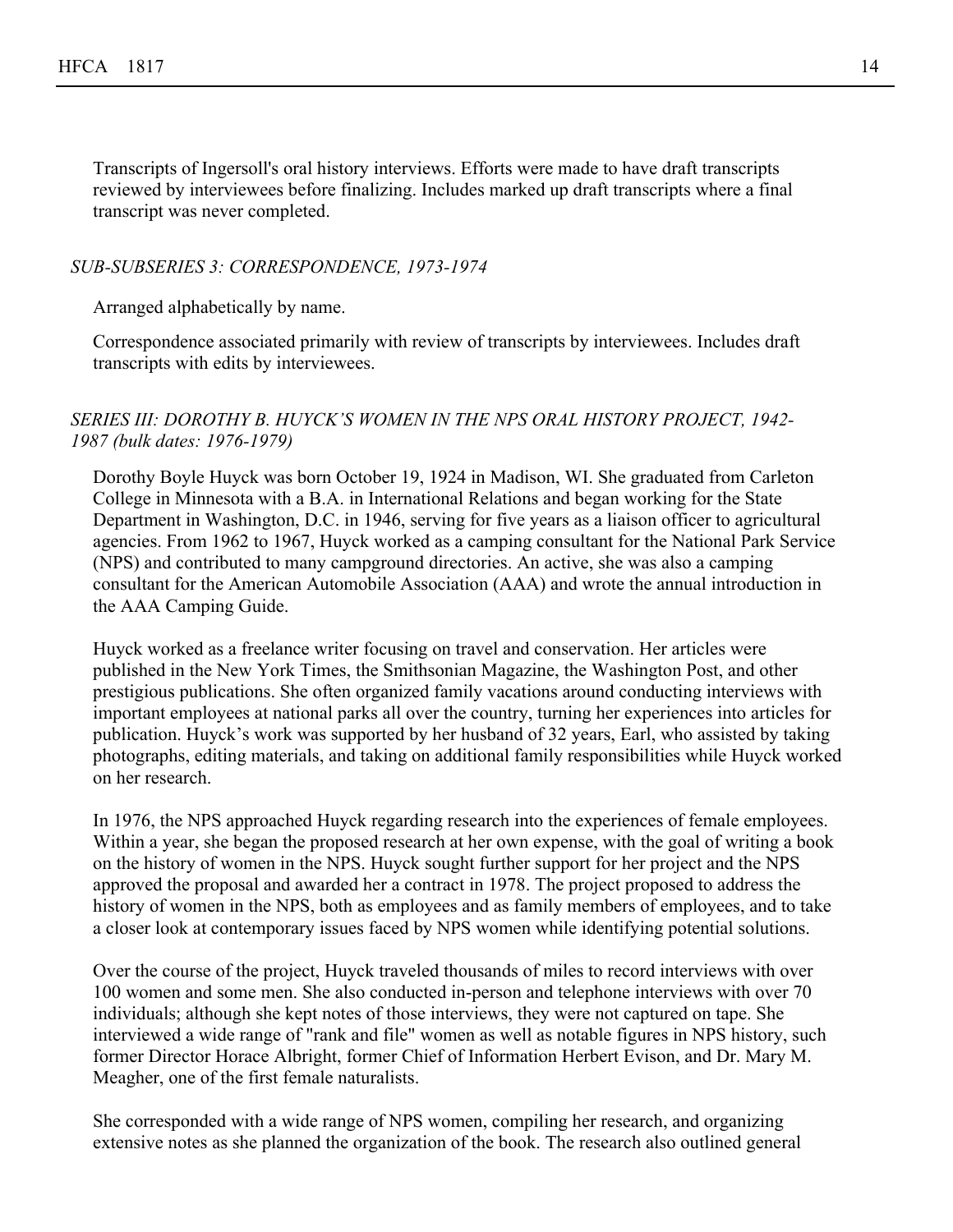Transcripts of Ingersoll's oral history interviews. Efforts were made to have draft transcripts reviewed by interviewees before finalizing. Includes marked up draft transcripts where a final transcript was never completed.

### *SUB-SUBSERIES 3: CORRESPONDENCE, 1973-1974*

Arranged alphabetically by name.

Correspondence associated primarily with review of transcripts by interviewees. Includes draft transcripts with edits by interviewees.

## *SERIES III: DOROTHY B. HUYCK'S WOMEN IN THE NPS ORAL HISTORY PROJECT, 1942-1987 (bulk dates: 1976-1979)*

Dorothy Boyle Huyck was born October 19, 1924 in Madison, WI. She graduated from Carleton College in Minnesota with a B.A. in International Relations and began working for the State Department in Washington, D.C. in 1946, serving for five years as a liaison officer to agricultural agencies. From 1962 to 1967, Huyck worked as a camping consultant for the National Park Service (NPS) and contributed to many campground directories. An active, she was also a camping consultant for the American Automobile Association (AAA) and wrote the annual introduction in the AAA Camping Guide.

Huyck worked as a freelance writer focusing on travel and conservation. Her articles were published in the New York Times, the Smithsonian Magazine, the Washington Post, and other prestigious publications. She often organized family vacations around conducting interviews with important employees at national parks all over the country, turning her experiences into articles for publication. Huyck's work was supported by her husband of 32 years, Earl, who assisted by taking photographs, editing materials, and taking on additional family responsibilities while Huyck worked on her research.

In 1976, the NPS approached Huyck regarding research into the experiences of female employees. Within a year, she began the proposed research at her own expense, with the goal of writing a book on the history of women in the NPS. Huyck sought further support for her project and the NPS approved the proposal and awarded her a contract in 1978. The project proposed to address the history of women in the NPS, both as employees and as family members of employees, and to take a closer look at contemporary issues faced by NPS women while identifying potential solutions.

Over the course of the project, Huyck traveled thousands of miles to record interviews with over 100 women and some men. She also conducted in-person and telephone interviews with over 70 individuals; although she kept notes of those interviews, they were not captured on tape. She interviewed a wide range of "rank and file" women as well as notable figures in NPS history, such former Director Horace Albright, former Chief of Information Herbert Evison, and Dr. Mary M. Meagher, one of the first female naturalists.

She corresponded with a wide range of NPS women, compiling her research, and organizing extensive notes as she planned the organization of the book. The research also outlined general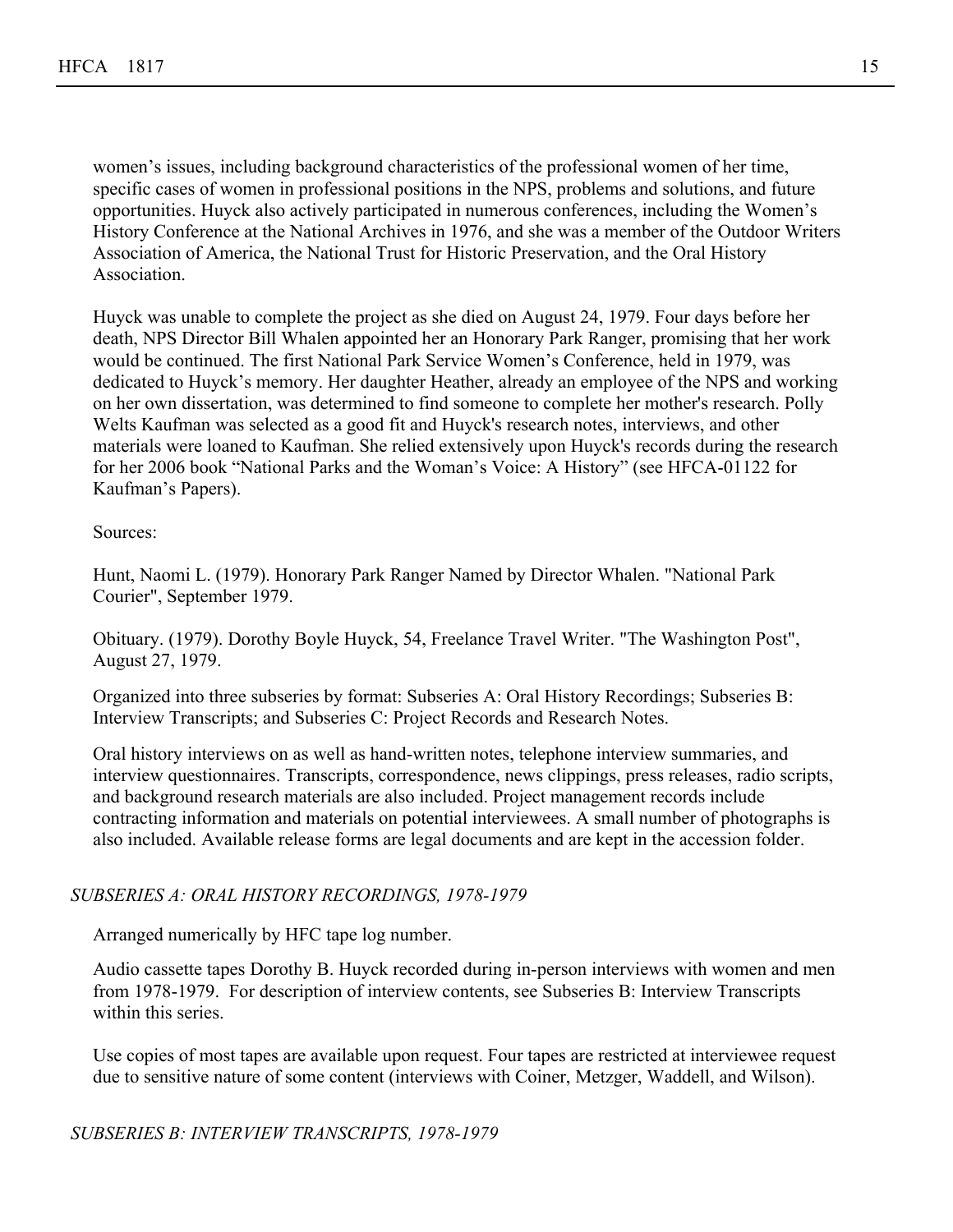women's issues, including background characteristics of the professional women of her time, specific cases of women in professional positions in the NPS, problems and solutions, and future opportunities. Huyck also actively participated in numerous conferences, including the Women's History Conference at the National Archives in 1976, and she was a member of the Outdoor Writers Association of America, the National Trust for Historic Preservation, and the Oral History Association.

Huyck was unable to complete the project as she died on August 24, 1979. Four days before her death, NPS Director Bill Whalen appointed her an Honorary Park Ranger, promising that her work would be continued. The first National Park Service Women's Conference, held in 1979, was dedicated to Huyck's memory. Her daughter Heather, already an employee of the NPS and working on her own dissertation, was determined to find someone to complete her mother's research. Polly Welts Kaufman was selected as a good fit and Huyck's research notes, interviews, and other materials were loaned to Kaufman. She relied extensively upon Huyck's records during the research for her 2006 book "National Parks and the Woman's Voice: A History" (see HFCA-01122 for Kaufman's Papers).

Sources:

Hunt, Naomi L. (1979). Honorary Park Ranger Named by Director Whalen. "National Park Courier", September 1979.

Obituary. (1979). Dorothy Boyle Huyck, 54, Freelance Travel Writer. "The Washington Post", August 27, 1979.

Organized into three subseries by format: Subseries A: Oral History Recordings; Subseries B: Interview Transcripts; and Subseries C: Project Records and Research Notes.

Oral history interviews on as well as hand-written notes, telephone interview summaries, and interview questionnaires. Transcripts, correspondence, news clippings, press releases, radio scripts, and background research materials are also included. Project management records include contracting information and materials on potential interviewees. A small number of photographs is also included. Available release forms are legal documents and are kept in the accession folder.

*SUBSERIES A: ORAL HISTORY RECORDINGS, 1978-1979*

Arranged numerically by HFC tape log number.

Audio cassette tapes Dorothy B. Huyck recorded during in-person interviews with women and men from 1978-1979. For description of interview contents, see Subseries B: Interview Transcripts within this series.

Use copies of most tapes are available upon request. Four tapes are restricted at interviewee request due to sensitive nature of some content (interviews with Coiner, Metzger, Waddell, and Wilson).

*SUBSERIES B: INTERVIEW TRANSCRIPTS, 1978-1979*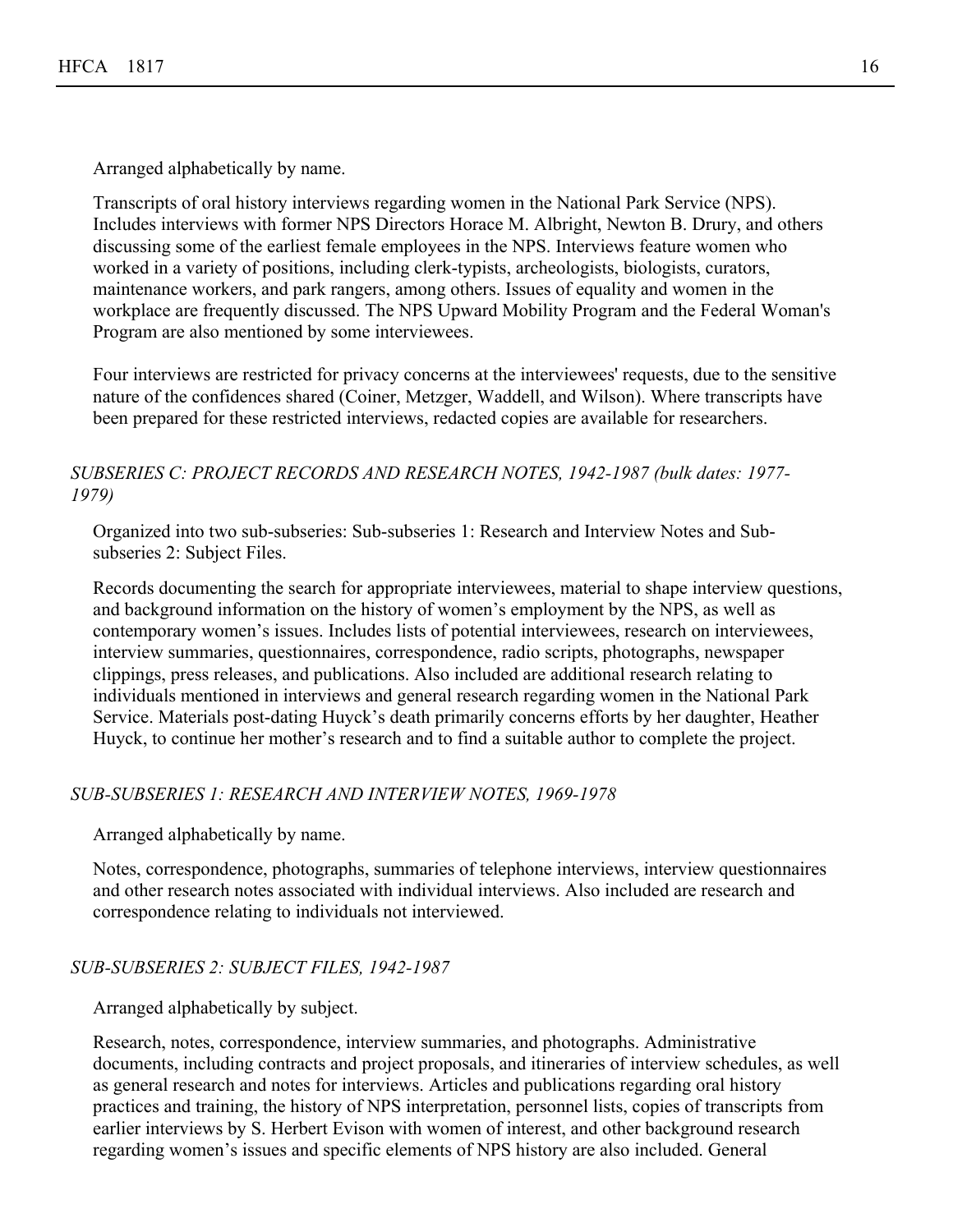Arranged alphabetically by name.

Transcripts of oral history interviews regarding women in the National Park Service (NPS). Includes interviews with former NPS Directors Horace M. Albright, Newton B. Drury, and others discussing some of the earliest female employees in the NPS. Interviews feature women who worked in a variety of positions, including clerk-typists, archeologists, biologists, curators, maintenance workers, and park rangers, among others. Issues of equality and women in the workplace are frequently discussed. The NPS Upward Mobility Program and the Federal Woman's Program are also mentioned by some interviewees.

Four interviews are restricted for privacy concerns at the interviewees' requests, due to the sensitive nature of the confidences shared (Coiner, Metzger, Waddell, and Wilson). Where transcripts have been prepared for these restricted interviews, redacted copies are available for researchers.

*SUBSERIES C: PROJECT RECORDS AND RESEARCH NOTES, 1942-1987 (bulk dates: 1977-1979)*

Organized into two sub-subseries: Sub-subseries 1: Research and Interview Notes and Sub-subseries 2: Subject Files.

Records documenting the search for appropriate interviewees, material to shape interview questions, and background information on the history of women's employment by the NPS, as well as contemporary women's issues. Includes lists of potential interviewees, research on interviewees, interview summaries, questionnaires, correspondence, radio scripts, photographs, newspaper clippings, press releases, and publications. Also included are additional research relating to individuals mentioned in interviews and general research regarding women in the National Park Service. Materials post-dating Huyck's death primarily concerns efforts by her daughter, Heather Huyck, to continue her mother's research and to find a suitable author to complete the project.

*SUB-SUBSERIES 1: RESEARCH AND INTERVIEW NOTES, 1969-1978*

Arranged alphabetically by name.

Notes, correspondence, photographs, summaries of telephone interviews, interview questionnaires and other research notes associated with individual interviews. Also included are research and correspondence relating to individuals not interviewed.

*SUB-SUBSERIES 2: SUBJECT FILES, 1942-1987*

Arranged alphabetically by subject.

Research, notes, correspondence, interview summaries, and photographs. Administrative documents, including contracts and project proposals, and itineraries of interview schedules, as well as general research and notes for interviews. Articles and publications regarding oral history practices and training, the history of NPS interpretation, personnel lists, copies of transcripts from earlier interviews by S. Herbert Evison with women of interest, and other background research regarding women's issues and specific elements of NPS history are also included. General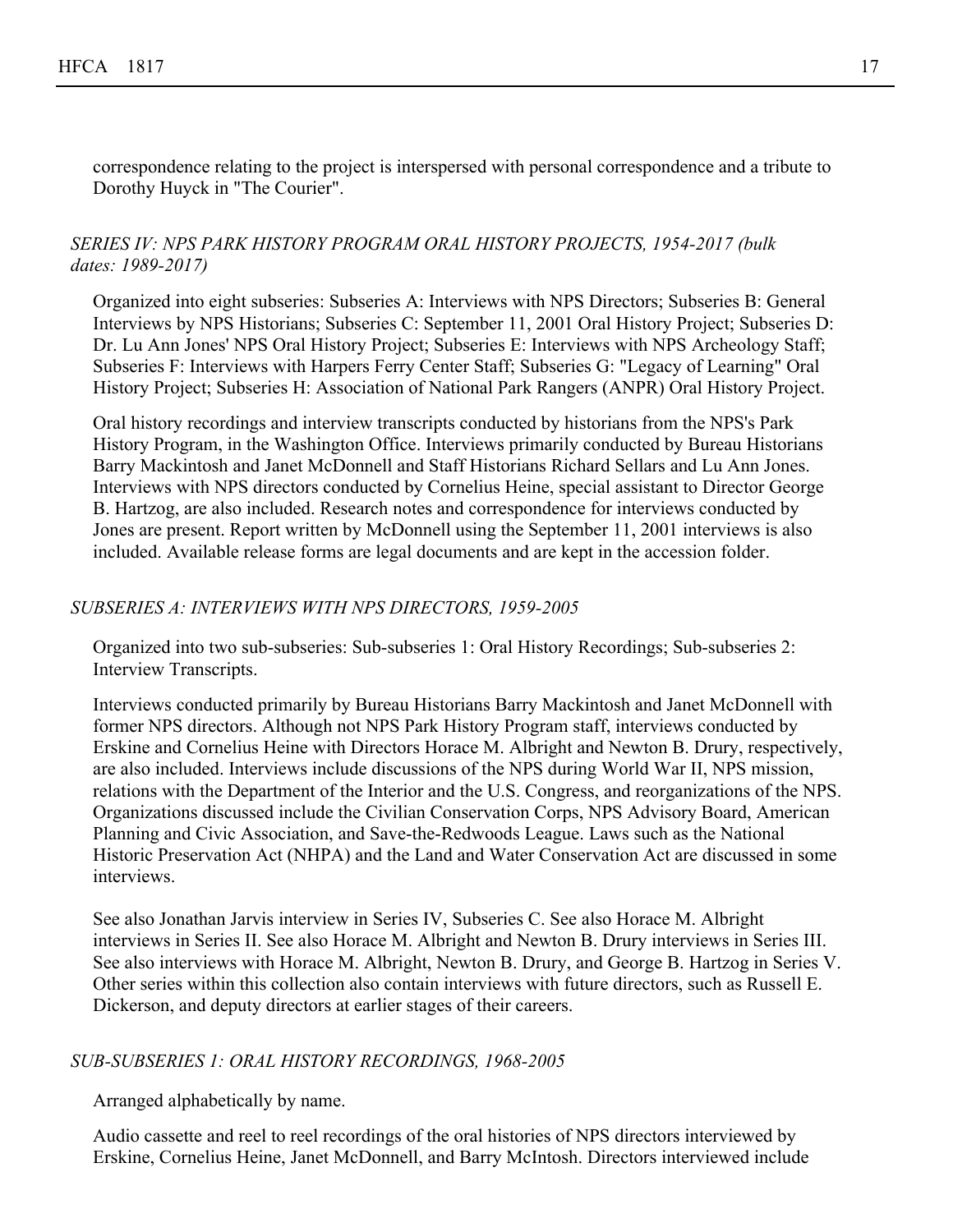correspondence relating to the project is interspersed with personal correspondence and a tribute to Dorothy Huyck in "The Courier".

### *SERIES IV: NPS PARK HISTORY PROGRAM ORAL HISTORY PROJECTS, 1954-2017 (bulk dates: 1989-2017)*

Organized into eight subseries: Subseries A: Interviews with NPS Directors; Subseries B: General Interviews by NPS Historians; Subseries C: September 11, 2001 Oral History Project; Subseries D: Dr. Lu Ann Jones' NPS Oral History Project; Subseries E: Interviews with NPS Archeology Staff; Subseries F: Interviews with Harpers Ferry Center Staff; Subseries G: "Legacy of Learning" Oral History Project; Subseries H: Association of National Park Rangers (ANPR) Oral History Project.

Oral history recordings and interview transcripts conducted by historians from the NPS's Park History Program, in the Washington Office. Interviews primarily conducted by Bureau Historians Barry Mackintosh and Janet McDonnell and Staff Historians Richard Sellars and Lu Ann Jones. Interviews with NPS directors conducted by Cornelius Heine, special assistant to Director George B. Hartzog, are also included. Research notes and correspondence for interviews conducted by Jones are present. Report written by McDonnell using the September 11, 2001 interviews is also included. Available release forms are legal documents and are kept in the accession folder.

### *SUBSERIES A: INTERVIEWS WITH NPS DIRECTORS, 1959-2005*

Organized into two sub-subseries: Sub-subseries 1: Oral History Recordings; Sub-subseries 2: Interview Transcripts.

Interviews conducted primarily by Bureau Historians Barry Mackintosh and Janet McDonnell with former NPS directors. Although not NPS Park History Program staff, interviews conducted by Erskine and Cornelius Heine with Directors Horace M. Albright and Newton B. Drury, respectively, are also included. Interviews include discussions of the NPS during World War II, NPS mission, relations with the Department of the Interior and the U.S. Congress, and reorganizations of the NPS. Organizations discussed include the Civilian Conservation Corps, NPS Advisory Board, American Planning and Civic Association, and Save-the-Redwoods League. Laws such as the National Historic Preservation Act (NHPA) and the Land and Water Conservation Act are discussed in some interviews.

See also Jonathan Jarvis interview in Series IV, Subseries C. See also Horace M. Albright interviews in Series II. See also Horace M. Albright and Newton B. Drury interviews in Series III. See also interviews with Horace M. Albright, Newton B. Drury, and George B. Hartzog in Series V. Other series within this collection also contain interviews with future directors, such as Russell E. Dickerson, and deputy directors at earlier stages of their careers.

### *SUB-SUBSERIES 1: ORAL HISTORY RECORDINGS, 1968-2005*

Arranged alphabetically by name.

Audio cassette and reel to reel recordings of the oral histories of NPS directors interviewed by Erskine, Cornelius Heine, Janet McDonnell, and Barry McIntosh. Directors interviewed include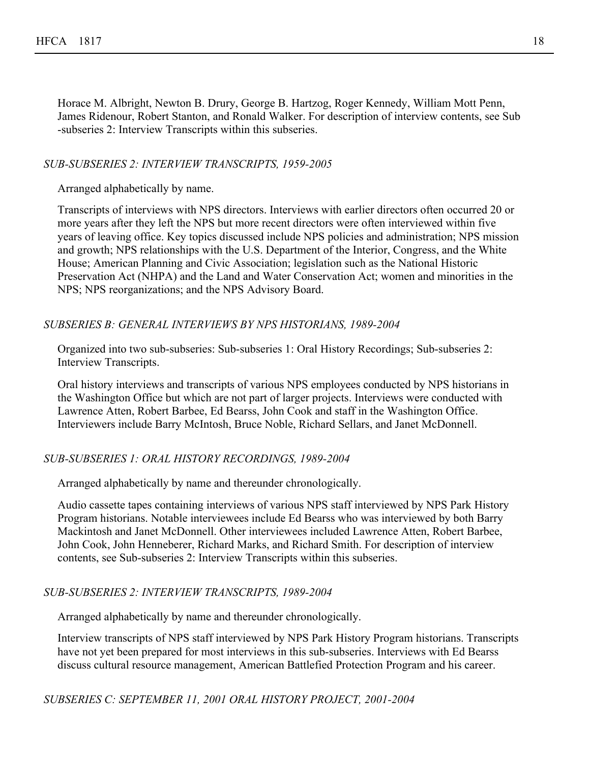Horace M. Albright, Newton B. Drury, George B. Hartzog, Roger Kennedy, William Mott Penn, James Ridenour, Robert Stanton, and Ronald Walker. For description of interview contents, see Sub -subseries 2: Interview Transcripts within this subseries.

### *SUB-SUBSERIES 2: INTERVIEW TRANSCRIPTS, 1959-2005*

Arranged alphabetically by name.

Transcripts of interviews with NPS directors. Interviews with earlier directors often occurred 20 or more years after they left the NPS but more recent directors were often interviewed within five years of leaving office. Key topics discussed include NPS policies and administration; NPS mission and growth; NPS relationships with the U.S. Department of the Interior, Congress, and the White House; American Planning and Civic Association; legislation such as the National Historic Preservation Act (NHPA) and the Land and Water Conservation Act; women and minorities in the NPS; NPS reorganizations; and the NPS Advisory Board.

## *SUBSERIES B: GENERAL INTERVIEWS BY NPS HISTORIANS, 1989-2004*

Organized into two sub-subseries: Sub-subseries 1: Oral History Recordings; Sub-subseries 2: Interview Transcripts.

Oral history interviews and transcripts of various NPS employees conducted by NPS historians in the Washington Office but which are not part of larger projects. Interviews were conducted with Lawrence Atten, Robert Barbee, Ed Bearss, John Cook and staff in the Washington Office. Interviewers include Barry McIntosh, Bruce Noble, Richard Sellars, and Janet McDonnell.

### *SUB-SUBSERIES 1: ORAL HISTORY RECORDINGS, 1989-2004*

Arranged alphabetically by name and thereunder chronologically.

Audio cassette tapes containing interviews of various NPS staff interviewed by NPS Park History Program historians. Notable interviewees include Ed Bearss who was interviewed by both Barry Mackintosh and Janet McDonnell. Other interviewees included Lawrence Atten, Robert Barbee, John Cook, John Henneberer, Richard Marks, and Richard Smith. For description of interview contents, see Sub-subseries 2: Interview Transcripts within this subseries.

### *SUB-SUBSERIES 2: INTERVIEW TRANSCRIPTS, 1989-2004*

Arranged alphabetically by name and thereunder chronologically.

Interview transcripts of NPS staff interviewed by NPS Park History Program historians. Transcripts have not yet been prepared for most interviews in this sub-subseries. Interviews with Ed Bearss discuss cultural resource management, American Battlefied Protection Program and his career.

## *SUBSERIES C: SEPTEMBER 11, 2001 ORAL HISTORY PROJECT, 2001-2004*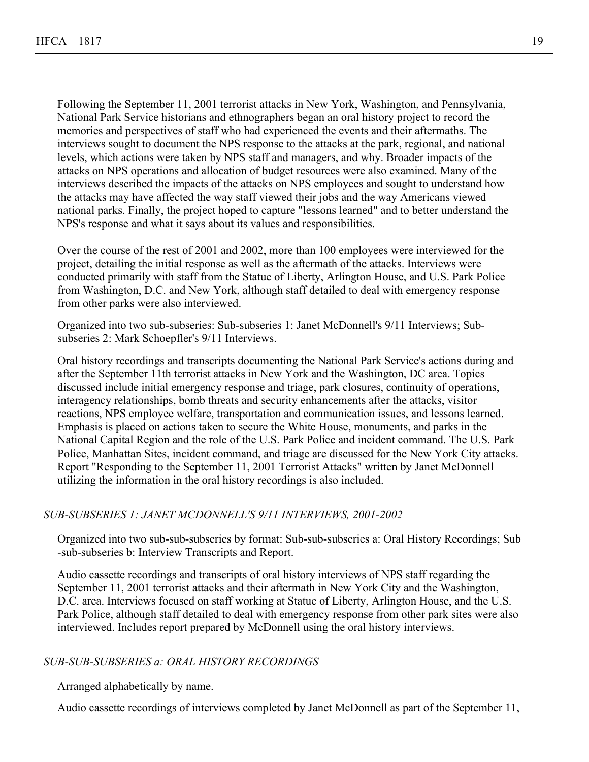Following the September 11, 2001 terrorist attacks in New York, Washington, and Pennsylvania, National Park Service historians and ethnographers began an oral history project to record the memories and perspectives of staff who had experienced the events and their aftermaths. The interviews sought to document the NPS response to the attacks at the park, regional, and national levels, which actions were taken by NPS staff and managers, and why. Broader impacts of the attacks on NPS operations and allocation of budget resources were also examined. Many of the interviews described the impacts of the attacks on NPS employees and sought to understand how the attacks may have affected the way staff viewed their jobs and the way Americans viewed national parks. Finally, the project hoped to capture "lessons learned" and to better understand the NPS's response and what it says about its values and responsibilities.

Over the course of the rest of 2001 and 2002, more than 100 employees were interviewed for the project, detailing the initial response as well as the aftermath of the attacks. Interviews were conducted primarily with staff from the Statue of Liberty, Arlington House, and U.S. Park Police from Washington, D.C. and New York, although staff detailed to deal with emergency response from other parks were also interviewed.

Organized into two sub-subseries: Sub-subseries 1: Janet McDonnell's 9/11 Interviews; Sub-subseries 2: Mark Schoepfler's 9/11 Interviews.

Oral history recordings and transcripts documenting the National Park Service's actions during and after the September 11th terrorist attacks in New York and the Washington, DC area. Topics discussed include initial emergency response and triage, park closures, continuity of operations, interagency relationships, bomb threats and security enhancements after the attacks, visitor reactions, NPS employee welfare, transportation and communication issues, and lessons learned. Emphasis is placed on actions taken to secure the White House, monuments, and parks in the National Capital Region and the role of the U.S. Park Police and incident command. The U.S. Park Police, Manhattan Sites, incident command, and triage are discussed for the New York City attacks. Report "Responding to the September 11, 2001 Terrorist Attacks" written by Janet McDonnell utilizing the information in the oral history recordings is also included.

### *SUB-SUBSERIES 1: JANET MCDONNELL'S 9/11 INTERVIEWS, 2001-2002*

Organized into two sub-sub-subseries by format: Sub-sub-subseries a: Oral History Recordings; Sub-sub-subseries b: Interview Transcripts and Report.

Audio cassette recordings and transcripts of oral history interviews of NPS staff regarding the September 11, 2001 terrorist attacks and their aftermath in New York City and the Washington, D.C. area. Interviews focused on staff working at Statue of Liberty, Arlington House, and the U.S. Park Police, although staff detailed to deal with emergency response from other park sites were also interviewed. Includes report prepared by McDonnell using the oral history interviews.

#### *SUB-SUB-SUBSERIES a: ORAL HISTORY RECORDINGS*

Arranged alphabetically by name.

Audio cassette recordings of interviews completed by Janet McDonnell as part of the September 11,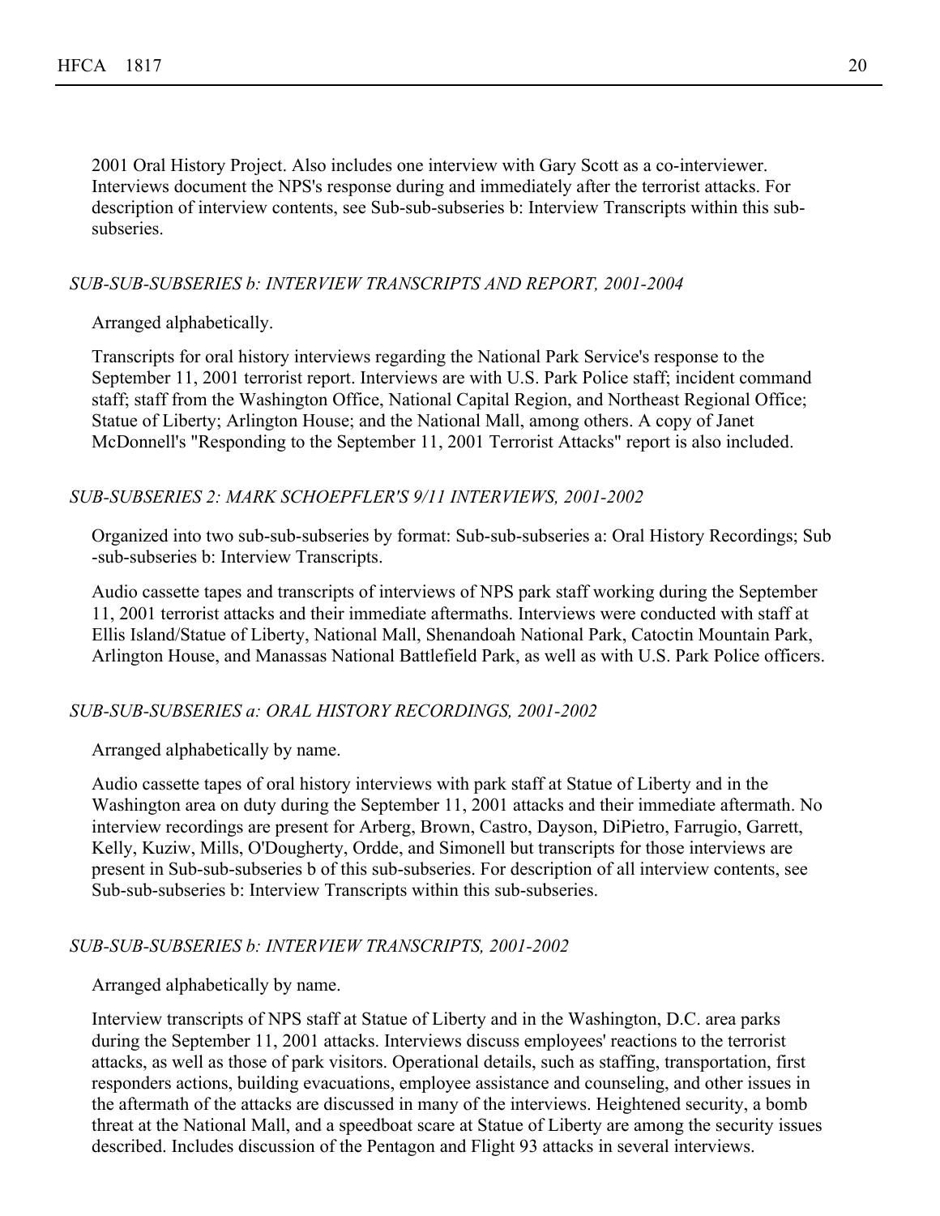2001 Oral History Project. Also includes one interview with Gary Scott as a co-interviewer. Interviews document the NPS's response during and immediately after the terrorist attacks. For description of interview contents, see Sub-sub-subseries b: Interview Transcripts within this sub-subseries.

*SUB-SUB-SUBSERIES b: INTERVIEW TRANSCRIPTS AND REPORT, 2001-2004*

Arranged alphabetically.

Transcripts for oral history interviews regarding the National Park Service's response to the September 11, 2001 terrorist report. Interviews are with U.S. Park Police staff; incident command staff; staff from the Washington Office, National Capital Region, and Northeast Regional Office; Statue of Liberty; Arlington House; and the National Mall, among others. A copy of Janet McDonnell's "Responding to the September 11, 2001 Terrorist Attacks" report is also included.

*SUB-SUBSERIES 2: MARK SCHOEPFLER'S 9/11 INTERVIEWS, 2001-2002*

Organized into two sub-sub-subseries by format: Sub-sub-subseries a: Oral History Recordings; Sub -sub-subseries b: Interview Transcripts.

Audio cassette tapes and transcripts of interviews of NPS park staff working during the September 11, 2001 terrorist attacks and their immediate aftermaths. Interviews were conducted with staff at Ellis Island/Statue of Liberty, National Mall, Shenandoah National Park, Catoctin Mountain Park, Arlington House, and Manassas National Battlefield Park, as well as with U.S. Park Police officers.

*SUB-SUB-SUBSERIES a: ORAL HISTORY RECORDINGS, 2001-2002*

Arranged alphabetically by name.

Audio cassette tapes of oral history interviews with park staff at Statue of Liberty and in the Washington area on duty during the September 11, 2001 attacks and their immediate aftermath. No interview recordings are present for Arberg, Brown, Castro, Dayson, DiPietro, Farrugio, Garrett, Kelly, Kuziw, Mills, O'Dougherty, Ordde, and Simonell but transcripts for those interviews are present in Sub-sub-subseries b of this sub-subseries. For description of all interview contents, see Sub-sub-subseries b: Interview Transcripts within this sub-subseries.

*SUB-SUB-SUBSERIES b: INTERVIEW TRANSCRIPTS, 2001-2002*

Arranged alphabetically by name.

Interview transcripts of NPS staff at Statue of Liberty and in the Washington, D.C. area parks during the September 11, 2001 attacks. Interviews discuss employees' reactions to the terrorist attacks, as well as those of park visitors. Operational details, such as staffing, transportation, first responders actions, building evacuations, employee assistance and counseling, and other issues in the aftermath of the attacks are discussed in many of the interviews. Heightened security, a bomb threat at the National Mall, and a speedboat scare at Statue of Liberty are among the security issues described. Includes discussion of the Pentagon and Flight 93 attacks in several interviews.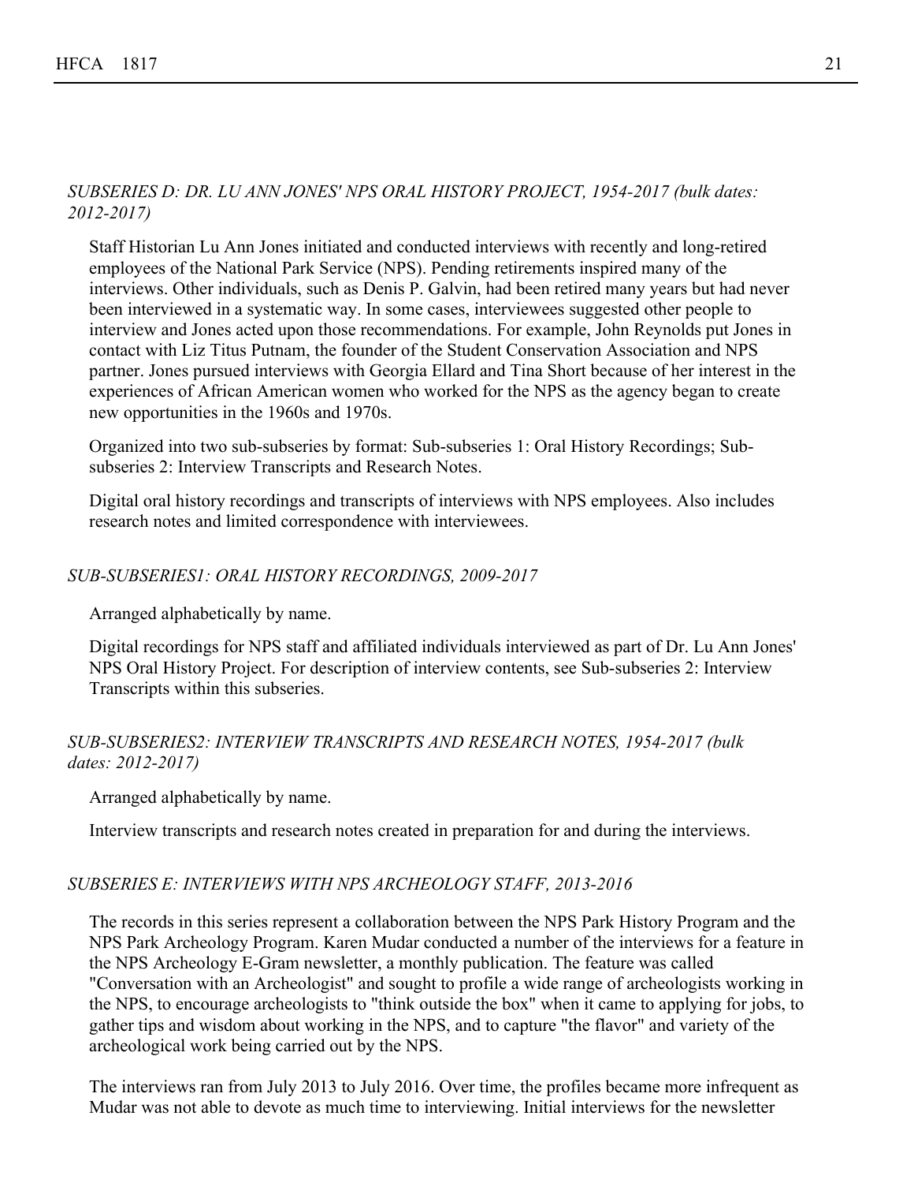*SUBSERIES D: DR. LU ANN JONES' NPS ORAL HISTORY PROJECT, 1954-2017 (bulk dates: 2012-2017)*

Staff Historian Lu Ann Jones initiated and conducted interviews with recently and long-retired employees of the National Park Service (NPS). Pending retirements inspired many of the interviews. Other individuals, such as Denis P. Galvin, had been retired many years but had never been interviewed in a systematic way. In some cases, interviewees suggested other people to interview and Jones acted upon those recommendations. For example, John Reynolds put Jones in contact with Liz Titus Putnam, the founder of the Student Conservation Association and NPS partner. Jones pursued interviews with Georgia Ellard and Tina Short because of her interest in the experiences of African American women who worked for the NPS as the agency began to create new opportunities in the 1960s and 1970s.

Organized into two sub-subseries by format: Sub-subseries 1: Oral History Recordings; Sub-subseries 2: Interview Transcripts and Research Notes.

Digital oral history recordings and transcripts of interviews with NPS employees. Also includes research notes and limited correspondence with interviewees.

*SUB-SUBSERIES1: ORAL HISTORY RECORDINGS, 2009-2017*

Arranged alphabetically by name.

Digital recordings for NPS staff and affiliated individuals interviewed as part of Dr. Lu Ann Jones' NPS Oral History Project. For description of interview contents, see Sub-subseries 2: Interview Transcripts within this subseries.

*SUB-SUBSERIES2: INTERVIEW TRANSCRIPTS AND RESEARCH NOTES, 1954-2017 (bulk dates: 2012-2017)*

Arranged alphabetically by name.

Interview transcripts and research notes created in preparation for and during the interviews.

*SUBSERIES E: INTERVIEWS WITH NPS ARCHEOLOGY STAFF, 2013-2016*

The records in this series represent a collaboration between the NPS Park History Program and the NPS Park Archeology Program. Karen Mudar conducted a number of the interviews for a feature in the NPS Archeology E-Gram newsletter, a monthly publication. The feature was called "Conversation with an Archeologist" and sought to profile a wide range of archeologists working in the NPS, to encourage archeologists to "think outside the box" when it came to applying for jobs, to gather tips and wisdom about working in the NPS, and to capture "the flavor" and variety of the archeological work being carried out by the NPS.

The interviews ran from July 2013 to July 2016. Over time, the profiles became more infrequent as Mudar was not able to devote as much time to interviewing. Initial interviews for the newsletter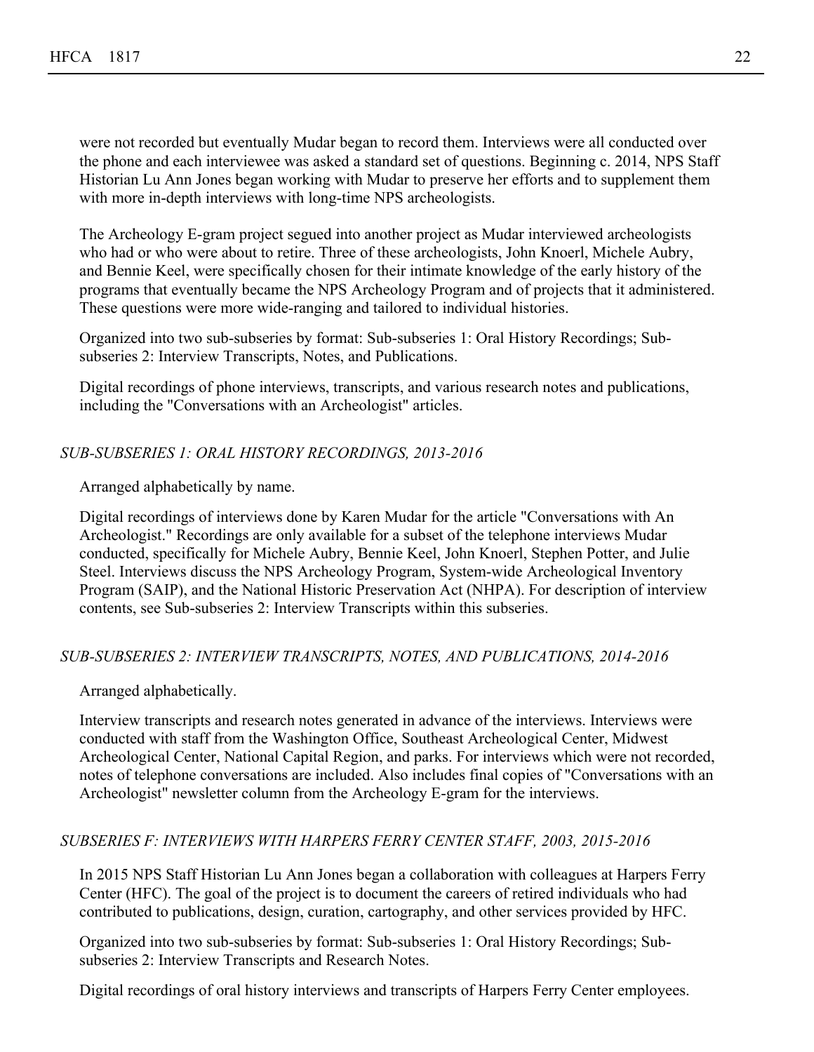were not recorded but eventually Mudar began to record them. Interviews were all conducted over the phone and each interviewee was asked a standard set of questions. Beginning c. 2014, NPS Staff Historian Lu Ann Jones began working with Mudar to preserve her efforts and to supplement them with more in-depth interviews with long-time NPS archeologists.

The Archeology E-gram project segued into another project as Mudar interviewed archeologists who had or who were about to retire. Three of these archeologists, John Knoerl, Michele Aubry, and Bennie Keel, were specifically chosen for their intimate knowledge of the early history of the programs that eventually became the NPS Archeology Program and of projects that it administered. These questions were more wide-ranging and tailored to individual histories.

Organized into two sub-subseries by format: Sub-subseries 1: Oral History Recordings; Sub-subseries 2: Interview Transcripts, Notes, and Publications.

Digital recordings of phone interviews, transcripts, and various research notes and publications, including the "Conversations with an Archeologist" articles.

### *SUB-SUBSERIES 1: ORAL HISTORY RECORDINGS, 2013-2016*

Arranged alphabetically by name.

Digital recordings of interviews done by Karen Mudar for the article "Conversations with An Archeologist." Recordings are only available for a subset of the telephone interviews Mudar conducted, specifically for Michele Aubry, Bennie Keel, John Knoerl, Stephen Potter, and Julie Steel. Interviews discuss the NPS Archeology Program, System-wide Archeological Inventory Program (SAIP), and the National Historic Preservation Act (NHPA). For description of interview contents, see Sub-subseries 2: Interview Transcripts within this subseries.

### *SUB-SUBSERIES 2: INTERVIEW TRANSCRIPTS, NOTES, AND PUBLICATIONS, 2014-2016*

Arranged alphabetically.

Interview transcripts and research notes generated in advance of the interviews. Interviews were conducted with staff from the Washington Office, Southeast Archeological Center, Midwest Archeological Center, National Capital Region, and parks. For interviews which were not recorded, notes of telephone conversations are included. Also includes final copies of "Conversations with an Archeologist" newsletter column from the Archeology E-gram for the interviews.

### *SUBSERIES F: INTERVIEWS WITH HARPERS FERRY CENTER STAFF, 2003, 2015-2016*

In 2015 NPS Staff Historian Lu Ann Jones began a collaboration with colleagues at Harpers Ferry Center (HFC). The goal of the project is to document the careers of retired individuals who had contributed to publications, design, curation, cartography, and other services provided by HFC.

Organized into two sub-subseries by format: Sub-subseries 1: Oral History Recordings; Sub-subseries 2: Interview Transcripts and Research Notes.

Digital recordings of oral history interviews and transcripts of Harpers Ferry Center employees.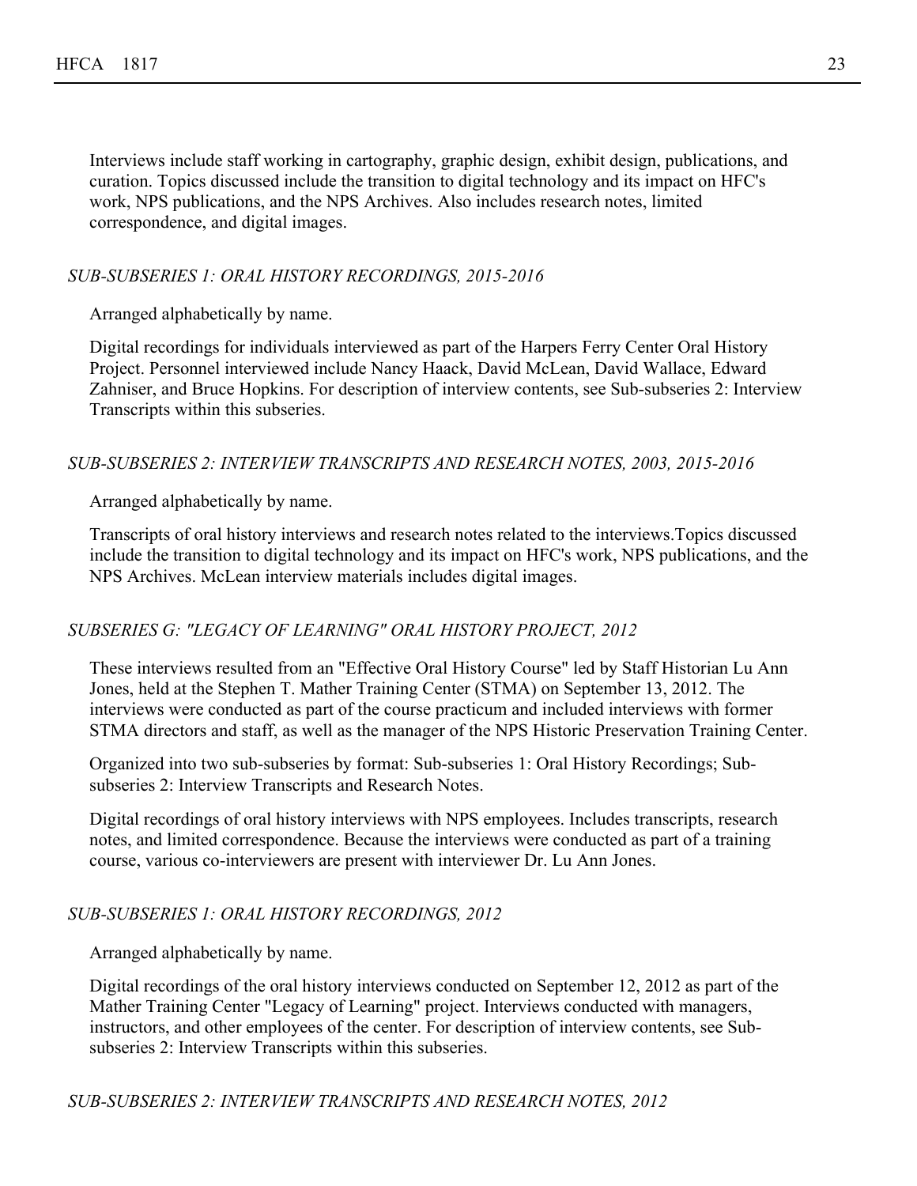Interviews include staff working in cartography, graphic design, exhibit design, publications, and curation. Topics discussed include the transition to digital technology and its impact on HFC's work, NPS publications, and the NPS Archives. Also includes research notes, limited correspondence, and digital images.

*SUB-SUBSERIES 1: ORAL HISTORY RECORDINGS, 2015-2016*

Arranged alphabetically by name.

Digital recordings for individuals interviewed as part of the Harpers Ferry Center Oral History Project. Personnel interviewed include Nancy Haack, David McLean, David Wallace, Edward Zahniser, and Bruce Hopkins. For description of interview contents, see Sub-subseries 2: Interview Transcripts within this subseries.

*SUB-SUBSERIES 2: INTERVIEW TRANSCRIPTS AND RESEARCH NOTES, 2003, 2015-2016*

Arranged alphabetically by name.

Transcripts of oral history interviews and research notes related to the interviews.Topics discussed include the transition to digital technology and its impact on HFC's work, NPS publications, and the NPS Archives. McLean interview materials includes digital images.

*SUBSERIES G: "LEGACY OF LEARNING" ORAL HISTORY PROJECT, 2012*

These interviews resulted from an "Effective Oral History Course" led by Staff Historian Lu Ann Jones, held at the Stephen T. Mather Training Center (STMA) on September 13, 2012. The interviews were conducted as part of the course practicum and included interviews with former STMA directors and staff, as well as the manager of the NPS Historic Preservation Training Center.

Organized into two sub-subseries by format: Sub-subseries 1: Oral History Recordings; Sub-subseries 2: Interview Transcripts and Research Notes.

Digital recordings of oral history interviews with NPS employees. Includes transcripts, research notes, and limited correspondence. Because the interviews were conducted as part of a training course, various co-interviewers are present with interviewer Dr. Lu Ann Jones.

*SUB-SUBSERIES 1: ORAL HISTORY RECORDINGS, 2012*

Arranged alphabetically by name.

Digital recordings of the oral history interviews conducted on September 12, 2012 as part of the Mather Training Center "Legacy of Learning" project. Interviews conducted with managers, instructors, and other employees of the center. For description of interview contents, see Sub-subseries 2: Interview Transcripts within this subseries.

*SUB-SUBSERIES 2: INTERVIEW TRANSCRIPTS AND RESEARCH NOTES, 2012*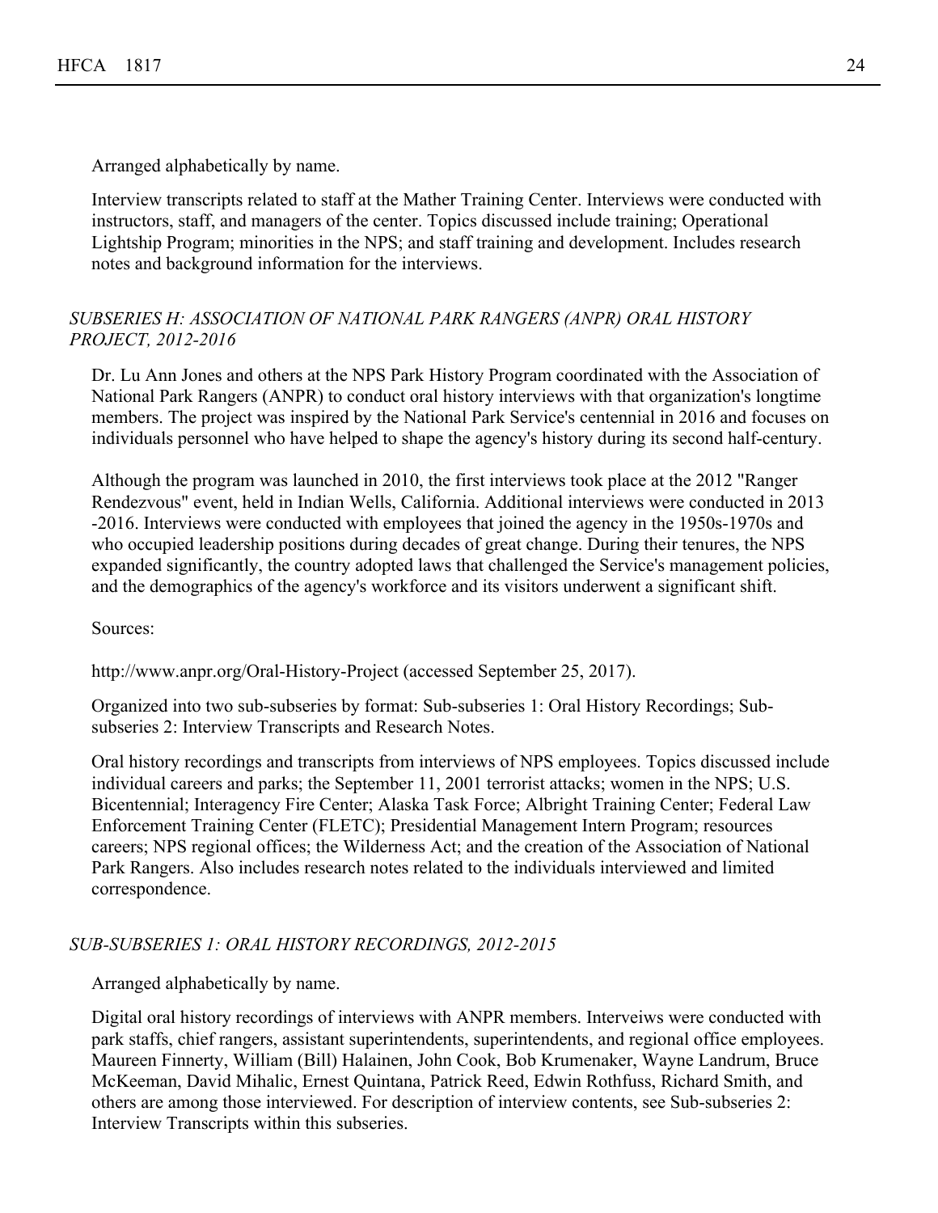Arranged alphabetically by name.

Interview transcripts related to staff at the Mather Training Center. Interviews were conducted with instructors, staff, and managers of the center. Topics discussed include training; Operational Lightship Program; minorities in the NPS; and staff training and development. Includes research notes and background information for the interviews.

### *SUBSERIES H: ASSOCIATION OF NATIONAL PARK RANGERS (ANPR) ORAL HISTORY PROJECT, 2012-2016*

Dr. Lu Ann Jones and others at the NPS Park History Program coordinated with the Association of National Park Rangers (ANPR) to conduct oral history interviews with that organization's longtime members. The project was inspired by the National Park Service's centennial in 2016 and focuses on individuals personnel who have helped to shape the agency's history during its second half-century.

Although the program was launched in 2010, the first interviews took place at the 2012 "Ranger Rendezvous" event, held in Indian Wells, California. Additional interviews were conducted in 2013 -2016. Interviews were conducted with employees that joined the agency in the 1950s-1970s and who occupied leadership positions during decades of great change. During their tenures, the NPS expanded significantly, the country adopted laws that challenged the Service's management policies, and the demographics of the agency's workforce and its visitors underwent a significant shift.

Sources:

http://www.anpr.org/Oral-History-Project (accessed September 25, 2017).

Organized into two sub-subseries by format: Sub-subseries 1: Oral History Recordings; Sub-subseries 2: Interview Transcripts and Research Notes.

Oral history recordings and transcripts from interviews of NPS employees. Topics discussed include individual careers and parks; the September 11, 2001 terrorist attacks; women in the NPS; U.S. Bicentennial; Interagency Fire Center; Alaska Task Force; Albright Training Center; Federal Law Enforcement Training Center (FLETC); Presidential Management Intern Program; resources careers; NPS regional offices; the Wilderness Act; and the creation of the Association of National Park Rangers. Also includes research notes related to the individuals interviewed and limited correspondence.

#### *SUB-SUBSERIES 1: ORAL HISTORY RECORDINGS, 2012-2015*

Arranged alphabetically by name.

Digital oral history recordings of interviews with ANPR members. Interveiws were conducted with park staffs, chief rangers, assistant superintendents, superintendents, and regional office employees. Maureen Finnerty, William (Bill) Halainen, John Cook, Bob Krumenaker, Wayne Landrum, Bruce McKeeman, David Mihalic, Ernest Quintana, Patrick Reed, Edwin Rothfuss, Richard Smith, and others are among those interviewed. For description of interview contents, see Sub-subseries 2: Interview Transcripts within this subseries.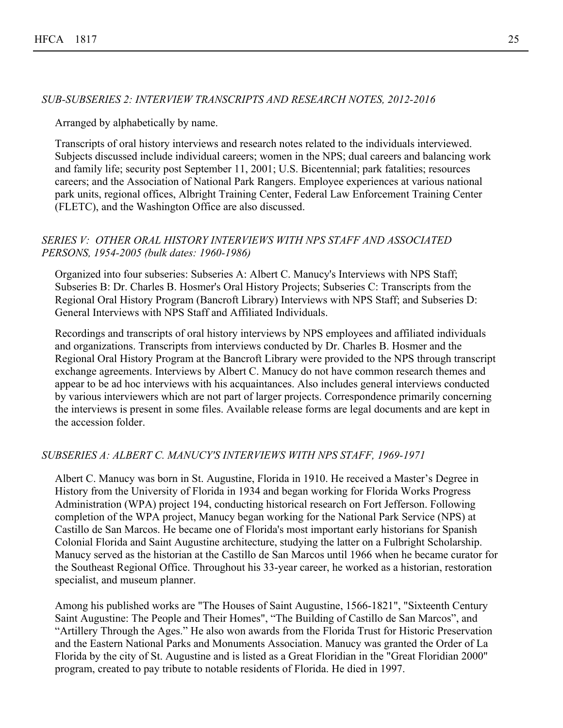*SUB-SUBSERIES 2: INTERVIEW TRANSCRIPTS AND RESEARCH NOTES, 2012-2016*

Arranged by alphabetically by name.

Transcripts of oral history interviews and research notes related to the individuals interviewed. Subjects discussed include individual careers; women in the NPS; dual careers and balancing work and family life; security post September 11, 2001; U.S. Bicentennial; park fatalities; resources careers; and the Association of National Park Rangers. Employee experiences at various national park units, regional offices, Albright Training Center, Federal Law Enforcement Training Center (FLETC), and the Washington Office are also discussed.

*SERIES V: OTHER ORAL HISTORY INTERVIEWS WITH NPS STAFF AND ASSOCIATED PERSONS, 1954-2005 (bulk dates: 1960-1986)*

Organized into four subseries: Subseries A: Albert C. Manucy's Interviews with NPS Staff; Subseries B: Dr. Charles B. Hosmer's Oral History Projects; Subseries C: Transcripts from the Regional Oral History Program (Bancroft Library) Interviews with NPS Staff; and Subseries D: General Interviews with NPS Staff and Affiliated Individuals.

Recordings and transcripts of oral history interviews by NPS employees and affiliated individuals and organizations. Transcripts from interviews conducted by Dr. Charles B. Hosmer and the Regional Oral History Program at the Bancroft Library were provided to the NPS through transcript exchange agreements. Interviews by Albert C. Manucy do not have common research themes and appear to be ad hoc interviews with his acquaintances. Also includes general interviews conducted by various interviewers which are not part of larger projects. Correspondence primarily concerning the interviews is present in some files. Available release forms are legal documents and are kept in the accession folder.

*SUBSERIES A: ALBERT C. MANUCY'S INTERVIEWS WITH NPS STAFF, 1969-1971*

Albert C. Manucy was born in St. Augustine, Florida in 1910. He received a Master's Degree in History from the University of Florida in 1934 and began working for Florida Works Progress Administration (WPA) project 194, conducting historical research on Fort Jefferson. Following completion of the WPA project, Manucy began working for the National Park Service (NPS) at Castillo de San Marcos. He became one of Florida's most important early historians for Spanish Colonial Florida and Saint Augustine architecture, studying the latter on a Fulbright Scholarship. Manucy served as the historian at the Castillo de San Marcos until 1966 when he became curator for the Southeast Regional Office. Throughout his 33-year career, he worked as a historian, restoration specialist, and museum planner.

Among his published works are "The Houses of Saint Augustine, 1566-1821", "Sixteenth Century Saint Augustine: The People and Their Homes", "The Building of Castillo de San Marcos", and "Artillery Through the Ages." He also won awards from the Florida Trust for Historic Preservation and the Eastern National Parks and Monuments Association. Manucy was granted the Order of La Florida by the city of St. Augustine and is listed as a Great Floridian in the "Great Floridian 2000" program, created to pay tribute to notable residents of Florida. He died in 1997.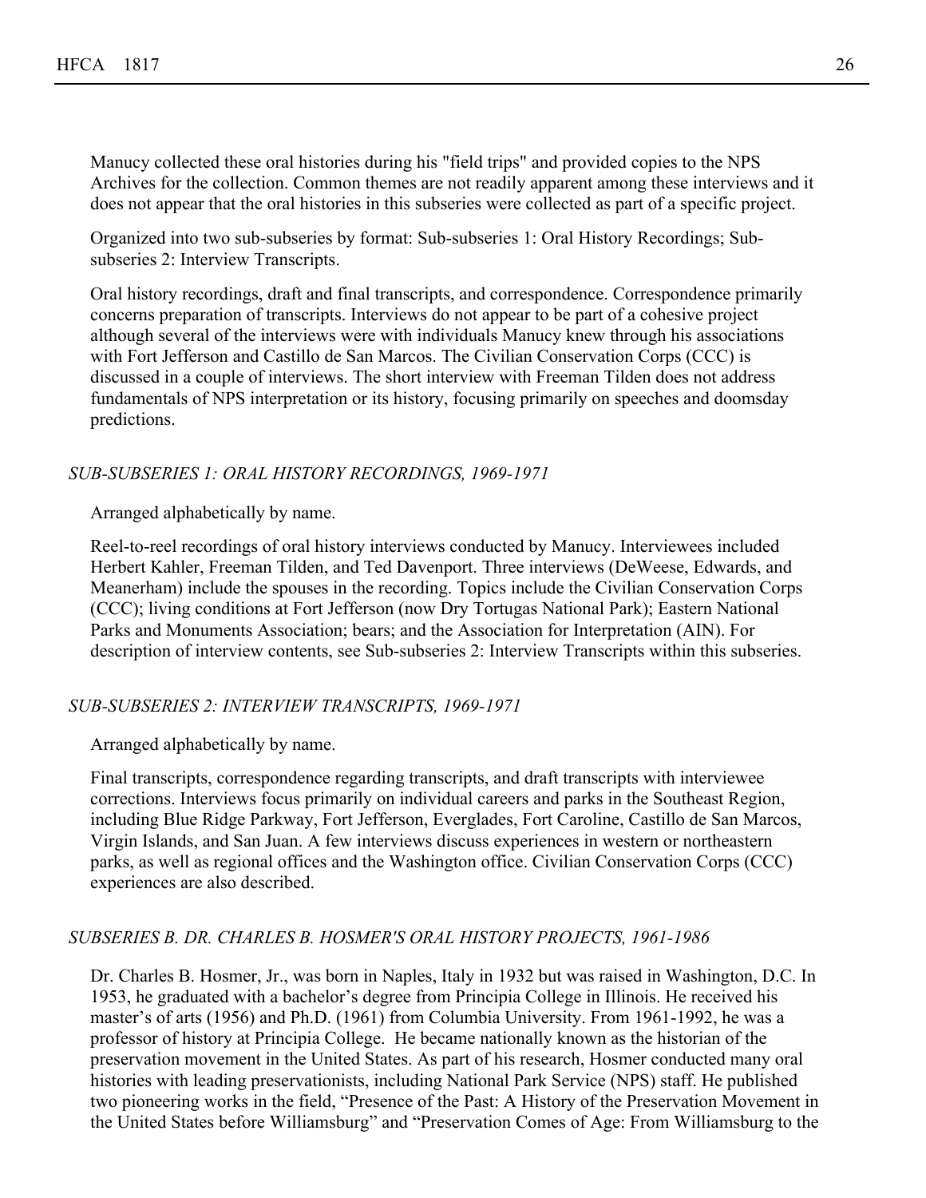Manucy collected these oral histories during his "field trips" and provided copies to the NPS Archives for the collection. Common themes are not readily apparent among these interviews and it does not appear that the oral histories in this subseries were collected as part of a specific project.

Organized into two sub-subseries by format: Sub-subseries 1: Oral History Recordings; Sub-subseries 2: Interview Transcripts.

Oral history recordings, draft and final transcripts, and correspondence. Correspondence primarily concerns preparation of transcripts. Interviews do not appear to be part of a cohesive project although several of the interviews were with individuals Manucy knew through his associations with Fort Jefferson and Castillo de San Marcos. The Civilian Conservation Corps (CCC) is discussed in a couple of interviews. The short interview with Freeman Tilden does not address fundamentals of NPS interpretation or its history, focusing primarily on speeches and doomsday predictions.

*SUB-SUBSERIES 1: ORAL HISTORY RECORDINGS, 1969-1971*

Arranged alphabetically by name.

Reel-to-reel recordings of oral history interviews conducted by Manucy. Interviewees included Herbert Kahler, Freeman Tilden, and Ted Davenport. Three interviews (DeWeese, Edwards, and Meanerham) include the spouses in the recording. Topics include the Civilian Conservation Corps (CCC); living conditions at Fort Jefferson (now Dry Tortugas National Park); Eastern National Parks and Monuments Association; bears; and the Association for Interpretation (AIN). For description of interview contents, see Sub-subseries 2: Interview Transcripts within this subseries.

*SUB-SUBSERIES 2: INTERVIEW TRANSCRIPTS, 1969-1971*

Arranged alphabetically by name.

Final transcripts, correspondence regarding transcripts, and draft transcripts with interviewee corrections. Interviews focus primarily on individual careers and parks in the Southeast Region, including Blue Ridge Parkway, Fort Jefferson, Everglades, Fort Caroline, Castillo de San Marcos, Virgin Islands, and San Juan. A few interviews discuss experiences in western or northeastern parks, as well as regional offices and the Washington office. Civilian Conservation Corps (CCC) experiences are also described.

*SUBSERIES B. DR. CHARLES B. HOSMER'S ORAL HISTORY PROJECTS, 1961-1986*

Dr. Charles B. Hosmer, Jr., was born in Naples, Italy in 1932 but was raised in Washington, D.C. In 1953, he graduated with a bachelor's degree from Principia College in Illinois. He received his master's of arts (1956) and Ph.D. (1961) from Columbia University. From 1961-1992, he was a professor of history at Principia College. He became nationally known as the historian of the preservation movement in the United States. As part of his research, Hosmer conducted many oral histories with leading preservationists, including National Park Service (NPS) staff. He published two pioneering works in the field, "Presence of the Past: A History of the Preservation Movement in the United States before Williamsburg" and "Preservation Comes of Age: From Williamsburg to the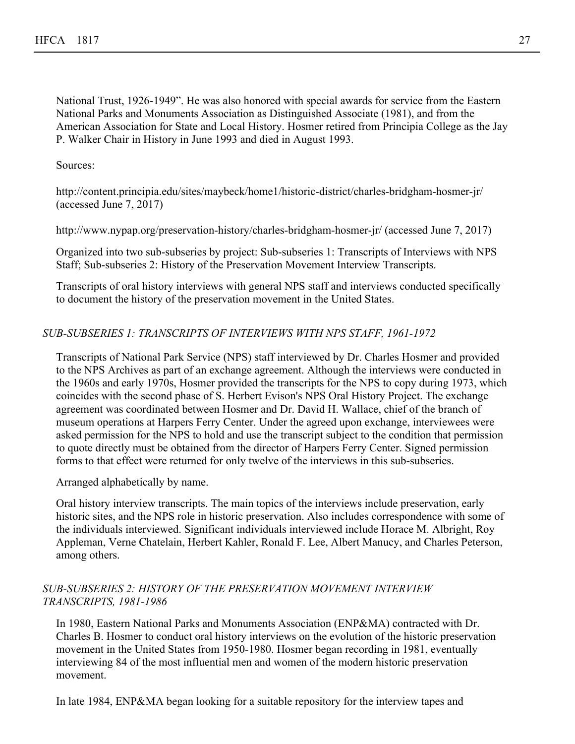National Trust, 1926-1949". He was also honored with special awards for service from the Eastern National Parks and Monuments Association as Distinguished Associate (1981), and from the American Association for State and Local History. Hosmer retired from Principia College as the Jay P. Walker Chair in History in June 1993 and died in August 1993.

Sources:

http://content.principia.edu/sites/maybeck/home1/historic-district/charles-bridgham-hosmer-jr/ (accessed June 7, 2017)

http://www.nypap.org/preservation-history/charles-bridgham-hosmer-jr/ (accessed June 7, 2017)

Organized into two sub-subseries by project: Sub-subseries 1: Transcripts of Interviews with NPS Staff; Sub-subseries 2: History of the Preservation Movement Interview Transcripts.

Transcripts of oral history interviews with general NPS staff and interviews conducted specifically to document the history of the preservation movement in the United States.

### *SUB-SUBSERIES 1: TRANSCRIPTS OF INTERVIEWS WITH NPS STAFF, 1961-1972*

Transcripts of National Park Service (NPS) staff interviewed by Dr. Charles Hosmer and provided to the NPS Archives as part of an exchange agreement. Although the interviews were conducted in the 1960s and early 1970s, Hosmer provided the transcripts for the NPS to copy during 1973, which coincides with the second phase of S. Herbert Evison's NPS Oral History Project. The exchange agreement was coordinated between Hosmer and Dr. David H. Wallace, chief of the branch of museum operations at Harpers Ferry Center. Under the agreed upon exchange, interviewees were asked permission for the NPS to hold and use the transcript subject to the condition that permission to quote directly must be obtained from the director of Harpers Ferry Center. Signed permission forms to that effect were returned for only twelve of the interviews in this sub-subseries.

Arranged alphabetically by name.

Oral history interview transcripts. The main topics of the interviews include preservation, early historic sites, and the NPS role in historic preservation. Also includes correspondence with some of the individuals interviewed. Significant individuals interviewed include Horace M. Albright, Roy Appleman, Verne Chatelain, Herbert Kahler, Ronald F. Lee, Albert Manucy, and Charles Peterson, among others.

### *SUB-SUBSERIES 2: HISTORY OF THE PRESERVATION MOVEMENT INTERVIEW TRANSCRIPTS, 1981-1986*

In 1980, Eastern National Parks and Monuments Association (ENP&MA) contracted with Dr. Charles B. Hosmer to conduct oral history interviews on the evolution of the historic preservation movement in the United States from 1950-1980. Hosmer began recording in 1981, eventually interviewing 84 of the most influential men and women of the modern historic preservation movement.

In late 1984, ENP&MA began looking for a suitable repository for the interview tapes and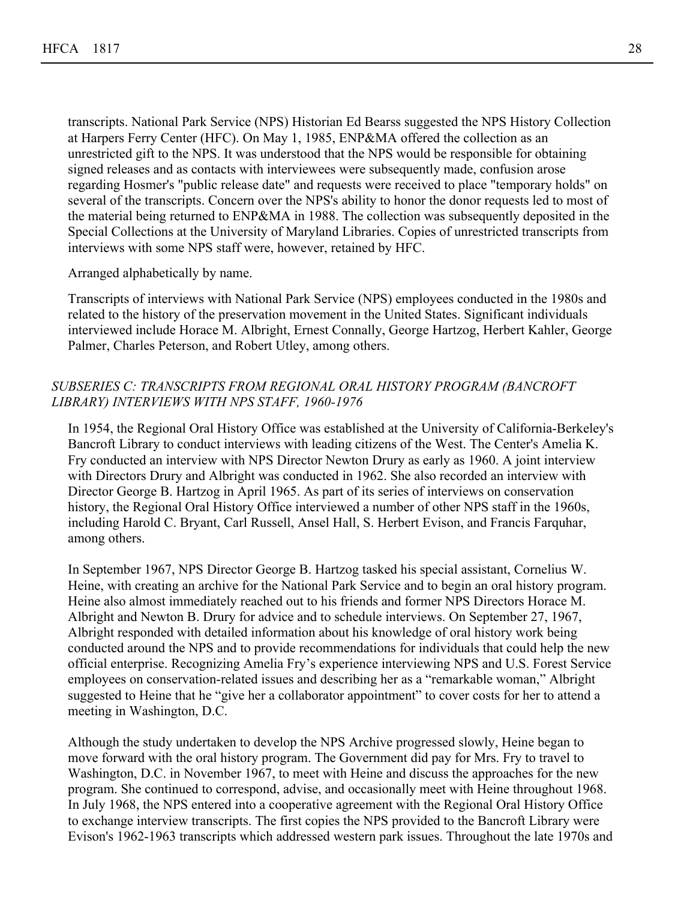transcripts. National Park Service (NPS) Historian Ed Bearss suggested the NPS History Collection at Harpers Ferry Center (HFC). On May 1, 1985, ENP&MA offered the collection as an unrestricted gift to the NPS. It was understood that the NPS would be responsible for obtaining signed releases and as contacts with interviewees were subsequently made, confusion arose regarding Hosmer's "public release date" and requests were received to place "temporary holds" on several of the transcripts. Concern over the NPS's ability to honor the donor requests led to most of the material being returned to ENP&MA in 1988. The collection was subsequently deposited in the Special Collections at the University of Maryland Libraries. Copies of unrestricted transcripts from interviews with some NPS staff were, however, retained by HFC.

Arranged alphabetically by name.

Transcripts of interviews with National Park Service (NPS) employees conducted in the 1980s and related to the history of the preservation movement in the United States. Significant individuals interviewed include Horace M. Albright, Ernest Connally, George Hartzog, Herbert Kahler, George Palmer, Charles Peterson, and Robert Utley, among others.

*SUBSERIES C: TRANSCRIPTS FROM REGIONAL ORAL HISTORY PROGRAM (BANCROFT LIBRARY) INTERVIEWS WITH NPS STAFF, 1960-1976*

In 1954, the Regional Oral History Office was established at the University of California-Berkeley's Bancroft Library to conduct interviews with leading citizens of the West. The Center's Amelia K. Fry conducted an interview with NPS Director Newton Drury as early as 1960. A joint interview with Directors Drury and Albright was conducted in 1962. She also recorded an interview with Director George B. Hartzog in April 1965. As part of its series of interviews on conservation history, the Regional Oral History Office interviewed a number of other NPS staff in the 1960s, including Harold C. Bryant, Carl Russell, Ansel Hall, S. Herbert Evison, and Francis Farquhar, among others.

In September 1967, NPS Director George B. Hartzog tasked his special assistant, Cornelius W. Heine, with creating an archive for the National Park Service and to begin an oral history program. Heine also almost immediately reached out to his friends and former NPS Directors Horace M. Albright and Newton B. Drury for advice and to schedule interviews. On September 27, 1967, Albright responded with detailed information about his knowledge of oral history work being conducted around the NPS and to provide recommendations for individuals that could help the new official enterprise. Recognizing Amelia Fry's experience interviewing NPS and U.S. Forest Service employees on conservation-related issues and describing her as a "remarkable woman," Albright suggested to Heine that he "give her a collaborator appointment" to cover costs for her to attend a meeting in Washington, D.C.

Although the study undertaken to develop the NPS Archive progressed slowly, Heine began to move forward with the oral history program. The Government did pay for Mrs. Fry to travel to Washington, D.C. in November 1967, to meet with Heine and discuss the approaches for the new program. She continued to correspond, advise, and occasionally meet with Heine throughout 1968. In July 1968, the NPS entered into a cooperative agreement with the Regional Oral History Office to exchange interview transcripts. The first copies the NPS provided to the Bancroft Library were Evison's 1962-1963 transcripts which addressed western park issues. Throughout the late 1970s and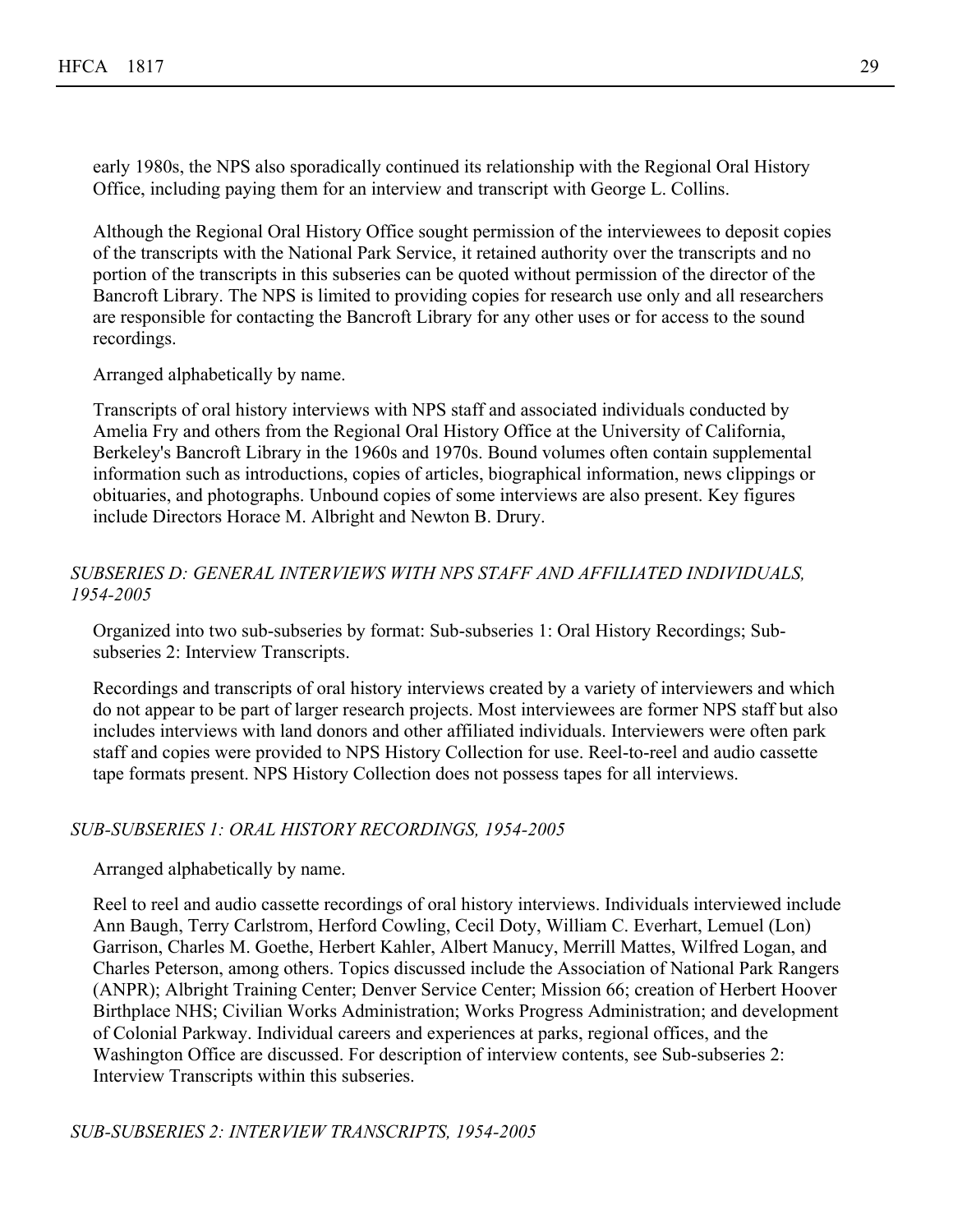early 1980s, the NPS also sporadically continued its relationship with the Regional Oral History Office, including paying them for an interview and transcript with George L. Collins.

Although the Regional Oral History Office sought permission of the interviewees to deposit copies of the transcripts with the National Park Service, it retained authority over the transcripts and no portion of the transcripts in this subseries can be quoted without permission of the director of the Bancroft Library. The NPS is limited to providing copies for research use only and all researchers are responsible for contacting the Bancroft Library for any other uses or for access to the sound recordings.

Arranged alphabetically by name.

Transcripts of oral history interviews with NPS staff and associated individuals conducted by Amelia Fry and others from the Regional Oral History Office at the University of California, Berkeley's Bancroft Library in the 1960s and 1970s. Bound volumes often contain supplemental information such as introductions, copies of articles, biographical information, news clippings or obituaries, and photographs. Unbound copies of some interviews are also present. Key figures include Directors Horace M. Albright and Newton B. Drury.

### *SUBSERIES D: GENERAL INTERVIEWS WITH NPS STAFF AND AFFILIATED INDIVIDUALS, 1954-2005*

Organized into two sub-subseries by format: Sub-subseries 1: Oral History Recordings; Sub-subseries 2: Interview Transcripts.

Recordings and transcripts of oral history interviews created by a variety of interviewers and which do not appear to be part of larger research projects. Most interviewees are former NPS staff but also includes interviews with land donors and other affiliated individuals. Interviewers were often park staff and copies were provided to NPS History Collection for use. Reel-to-reel and audio cassette tape formats present. NPS History Collection does not possess tapes for all interviews.

#### *SUB-SUBSERIES 1: ORAL HISTORY RECORDINGS, 1954-2005*

Arranged alphabetically by name.

Reel to reel and audio cassette recordings of oral history interviews. Individuals interviewed include Ann Baugh, Terry Carlstrom, Herford Cowling, Cecil Doty, William C. Everhart, Lemuel (Lon) Garrison, Charles M. Goethe, Herbert Kahler, Albert Manucy, Merrill Mattes, Wilfred Logan, and Charles Peterson, among others. Topics discussed include the Association of National Park Rangers (ANPR); Albright Training Center; Denver Service Center; Mission 66; creation of Herbert Hoover Birthplace NHS; Civilian Works Administration; Works Progress Administration; and development of Colonial Parkway. Individual careers and experiences at parks, regional offices, and the Washington Office are discussed. For description of interview contents, see Sub-subseries 2: Interview Transcripts within this subseries.

#### *SUB-SUBSERIES 2: INTERVIEW TRANSCRIPTS, 1954-2005*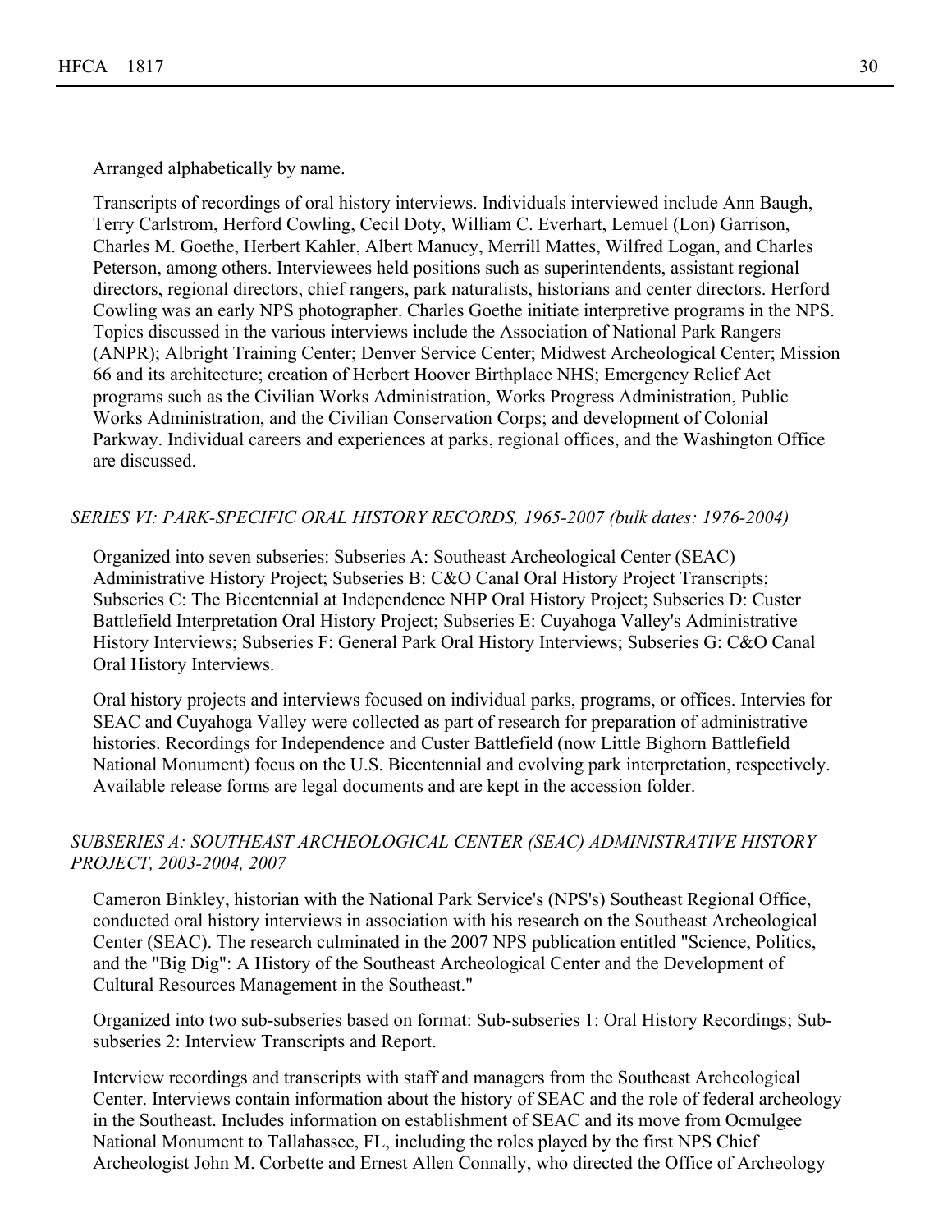Arranged alphabetically by name.

Transcripts of recordings of oral history interviews. Individuals interviewed include Ann Baugh, Terry Carlstrom, Herford Cowling, Cecil Doty, William C. Everhart, Lemuel (Lon) Garrison, Charles M. Goethe, Herbert Kahler, Albert Manucy, Merrill Mattes, Wilfred Logan, and Charles Peterson, among others. Interviewees held positions such as superintendents, assistant regional directors, regional directors, chief rangers, park naturalists, historians and center directors. Herford Cowling was an early NPS photographer. Charles Goethe initiate interpretive programs in the NPS. Topics discussed in the various interviews include the Association of National Park Rangers (ANPR); Albright Training Center; Denver Service Center; Midwest Archeological Center; Mission 66 and its architecture; creation of Herbert Hoover Birthplace NHS; Emergency Relief Act programs such as the Civilian Works Administration, Works Progress Administration, Public Works Administration, and the Civilian Conservation Corps; and development of Colonial Parkway. Individual careers and experiences at parks, regional offices, and the Washington Office are discussed.

*SERIES VI: PARK-SPECIFIC ORAL HISTORY RECORDS, 1965-2007 (bulk dates: 1976-2004)*

Organized into seven subseries: Subseries A: Southeast Archeological Center (SEAC) Administrative History Project; Subseries B: C&O Canal Oral History Project Transcripts; Subseries C: The Bicentennial at Independence NHP Oral History Project; Subseries D: Custer Battlefield Interpretation Oral History Project; Subseries E: Cuyahoga Valley's Administrative History Interviews; Subseries F: General Park Oral History Interviews; Subseries G: C&O Canal Oral History Interviews.

Oral history projects and interviews focused on individual parks, programs, or offices. Intervies for SEAC and Cuyahoga Valley were collected as part of research for preparation of administrative histories. Recordings for Independence and Custer Battlefield (now Little Bighorn Battlefield National Monument) focus on the U.S. Bicentennial and evolving park interpretation, respectively. Available release forms are legal documents and are kept in the accession folder.

*SUBSERIES A: SOUTHEAST ARCHEOLOGICAL CENTER (SEAC) ADMINISTRATIVE HISTORY PROJECT, 2003-2004, 2007*

Cameron Binkley, historian with the National Park Service's (NPS's) Southeast Regional Office, conducted oral history interviews in association with his research on the Southeast Archeological Center (SEAC). The research culminated in the 2007 NPS publication entitled "Science, Politics, and the "Big Dig": A History of the Southeast Archeological Center and the Development of Cultural Resources Management in the Southeast."

Organized into two sub-subseries based on format: Sub-subseries 1: Oral History Recordings; Sub-subseries 2: Interview Transcripts and Report.

Interview recordings and transcripts with staff and managers from the Southeast Archeological Center. Interviews contain information about the history of SEAC and the role of federal archeology in the Southeast. Includes information on establishment of SEAC and its move from Ocmulgee National Monument to Tallahassee, FL, including the roles played by the first NPS Chief Archeologist John M. Corbette and Ernest Allen Connally, who directed the Office of Archeology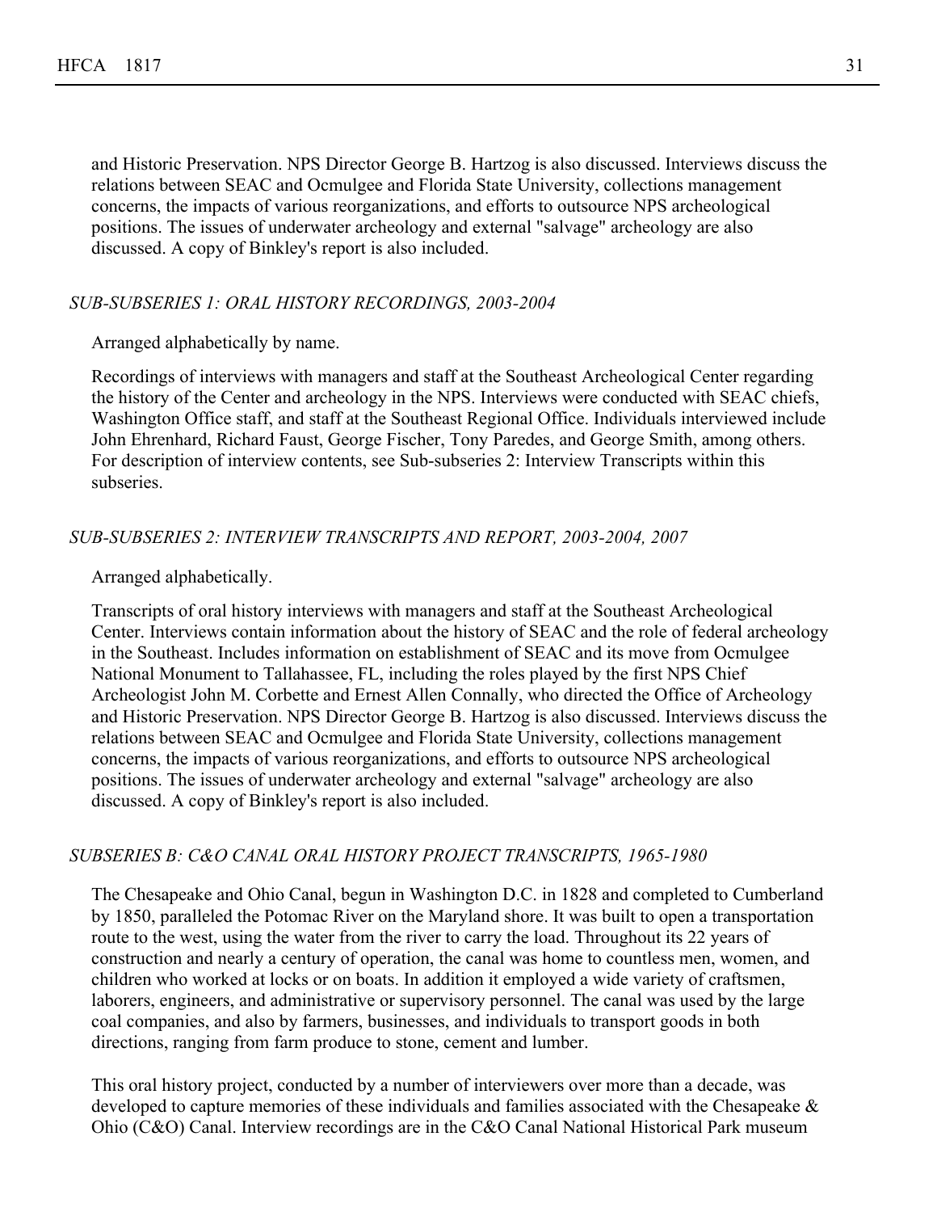and Historic Preservation. NPS Director George B. Hartzog is also discussed. Interviews discuss the relations between SEAC and Ocmulgee and Florida State University, collections management concerns, the impacts of various reorganizations, and efforts to outsource NPS archeological positions. The issues of underwater archeology and external "salvage" archeology are also discussed. A copy of Binkley's report is also included.

#### *SUB-SUBSERIES 1: ORAL HISTORY RECORDINGS, 2003-2004*

Arranged alphabetically by name.

Recordings of interviews with managers and staff at the Southeast Archeological Center regarding the history of the Center and archeology in the NPS. Interviews were conducted with SEAC chiefs, Washington Office staff, and staff at the Southeast Regional Office. Individuals interviewed include John Ehrenhard, Richard Faust, George Fischer, Tony Paredes, and George Smith, among others. For description of interview contents, see Sub-subseries 2: Interview Transcripts within this subseries.

#### *SUB-SUBSERIES 2: INTERVIEW TRANSCRIPTS AND REPORT, 2003-2004, 2007*

Arranged alphabetically.

Transcripts of oral history interviews with managers and staff at the Southeast Archeological Center. Interviews contain information about the history of SEAC and the role of federal archeology in the Southeast. Includes information on establishment of SEAC and its move from Ocmulgee National Monument to Tallahassee, FL, including the roles played by the first NPS Chief Archeologist John M. Corbette and Ernest Allen Connally, who directed the Office of Archeology and Historic Preservation. NPS Director George B. Hartzog is also discussed. Interviews discuss the relations between SEAC and Ocmulgee and Florida State University, collections management concerns, the impacts of various reorganizations, and efforts to outsource NPS archeological positions. The issues of underwater archeology and external "salvage" archeology are also discussed. A copy of Binkley's report is also included.

### *SUBSERIES B: C&O CANAL ORAL HISTORY PROJECT TRANSCRIPTS, 1965-1980*

The Chesapeake and Ohio Canal, begun in Washington D.C. in 1828 and completed to Cumberland by 1850, paralleled the Potomac River on the Maryland shore. It was built to open a transportation route to the west, using the water from the river to carry the load. Throughout its 22 years of construction and nearly a century of operation, the canal was home to countless men, women, and children who worked at locks or on boats. In addition it employed a wide variety of craftsmen, laborers, engineers, and administrative or supervisory personnel. The canal was used by the large coal companies, and also by farmers, businesses, and individuals to transport goods in both directions, ranging from farm produce to stone, cement and lumber.

This oral history project, conducted by a number of interviewers over more than a decade, was developed to capture memories of these individuals and families associated with the Chesapeake & Ohio (C&O) Canal. Interview recordings are in the C&O Canal National Historical Park museum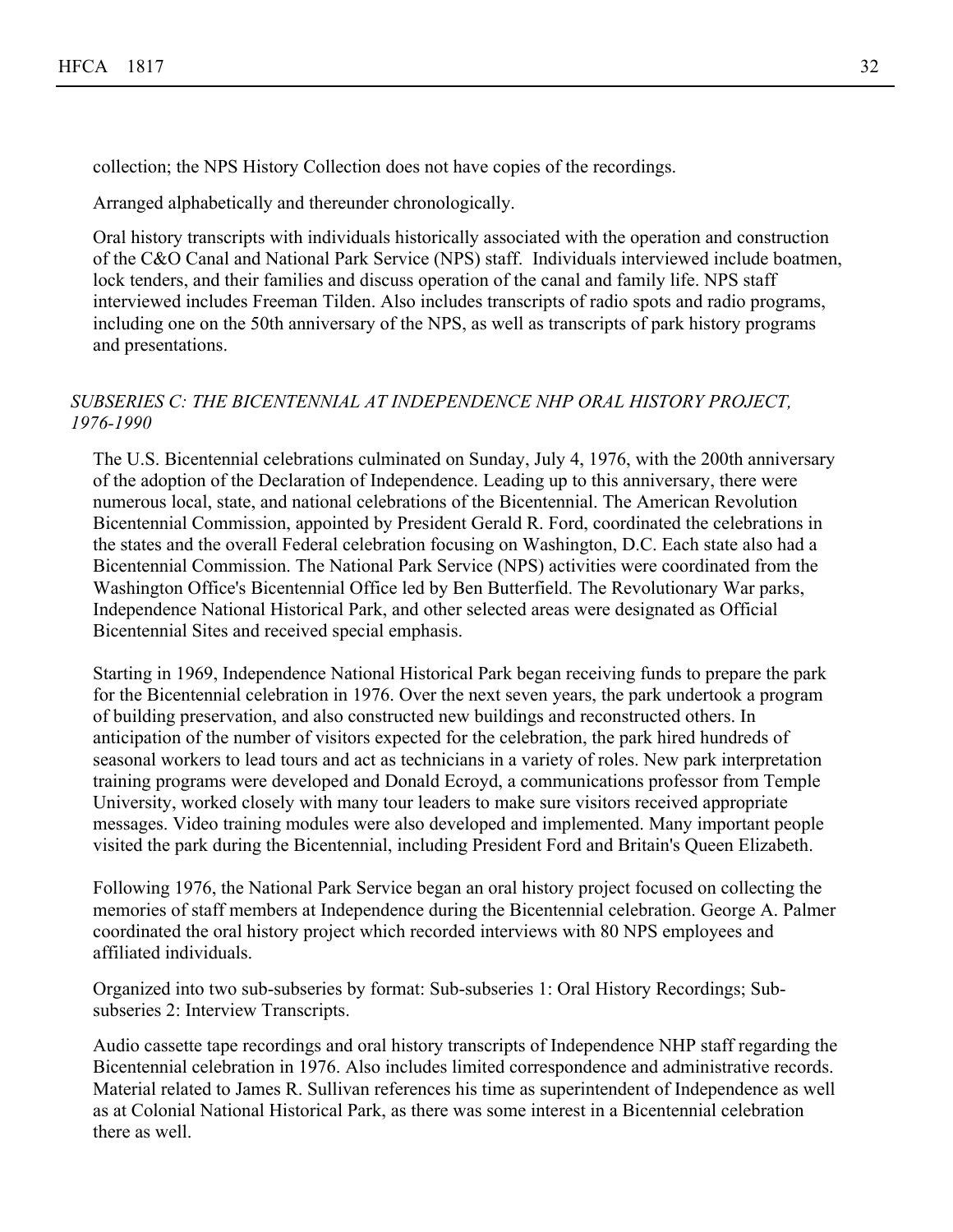collection; the NPS History Collection does not have copies of the recordings.

Arranged alphabetically and thereunder chronologically.

Oral history transcripts with individuals historically associated with the operation and construction of the C&O Canal and National Park Service (NPS) staff. Individuals interviewed include boatmen, lock tenders, and their families and discuss operation of the canal and family life. NPS staff interviewed includes Freeman Tilden. Also includes transcripts of radio spots and radio programs, including one on the 50th anniversary of the NPS, as well as transcripts of park history programs and presentations.

### *SUBSERIES C: THE BICENTENNIAL AT INDEPENDENCE NHP ORAL HISTORY PROJECT, 1976-1990*

The U.S. Bicentennial celebrations culminated on Sunday, July 4, 1976, with the 200th anniversary of the adoption of the Declaration of Independence. Leading up to this anniversary, there were numerous local, state, and national celebrations of the Bicentennial. The American Revolution Bicentennial Commission, appointed by President Gerald R. Ford, coordinated the celebrations in the states and the overall Federal celebration focusing on Washington, D.C. Each state also had a Bicentennial Commission. The National Park Service (NPS) activities were coordinated from the Washington Office's Bicentennial Office led by Ben Butterfield. The Revolutionary War parks, Independence National Historical Park, and other selected areas were designated as Official Bicentennial Sites and received special emphasis.

Starting in 1969, Independence National Historical Park began receiving funds to prepare the park for the Bicentennial celebration in 1976. Over the next seven years, the park undertook a program of building preservation, and also constructed new buildings and reconstructed others. In anticipation of the number of visitors expected for the celebration, the park hired hundreds of seasonal workers to lead tours and act as technicians in a variety of roles. New park interpretation training programs were developed and Donald Ecroyd, a communications professor from Temple University, worked closely with many tour leaders to make sure visitors received appropriate messages. Video training modules were also developed and implemented. Many important people visited the park during the Bicentennial, including President Ford and Britain's Queen Elizabeth.

Following 1976, the National Park Service began an oral history project focused on collecting the memories of staff members at Independence during the Bicentennial celebration. George A. Palmer coordinated the oral history project which recorded interviews with 80 NPS employees and affiliated individuals.

Organized into two sub-subseries by format: Sub-subseries 1: Oral History Recordings; Sub-subseries 2: Interview Transcripts.

Audio cassette tape recordings and oral history transcripts of Independence NHP staff regarding the Bicentennial celebration in 1976. Also includes limited correspondence and administrative records. Material related to James R. Sullivan references his time as superintendent of Independence as well as at Colonial National Historical Park, as there was some interest in a Bicentennial celebration there as well.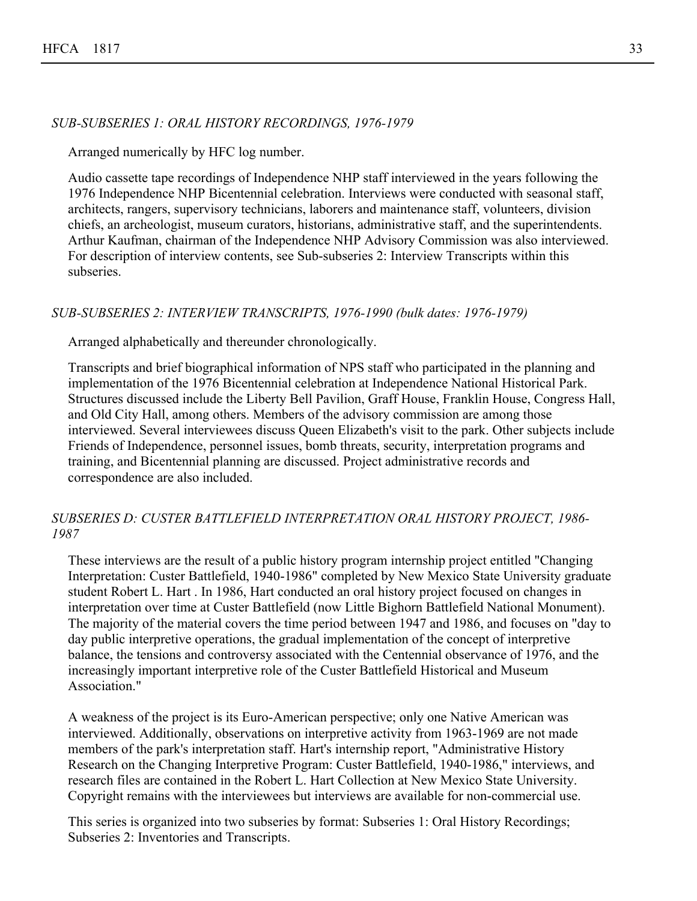*SUB-SUBSERIES 1: ORAL HISTORY RECORDINGS, 1976-1979*

Arranged numerically by HFC log number.

Audio cassette tape recordings of Independence NHP staff interviewed in the years following the 1976 Independence NHP Bicentennial celebration. Interviews were conducted with seasonal staff, architects, rangers, supervisory technicians, laborers and maintenance staff, volunteers, division chiefs, an archeologist, museum curators, historians, administrative staff, and the superintendents. Arthur Kaufman, chairman of the Independence NHP Advisory Commission was also interviewed. For description of interview contents, see Sub-subseries 2: Interview Transcripts within this subseries.

*SUB-SUBSERIES 2: INTERVIEW TRANSCRIPTS, 1976-1990 (bulk dates: 1976-1979)*

Arranged alphabetically and thereunder chronologically.

Transcripts and brief biographical information of NPS staff who participated in the planning and implementation of the 1976 Bicentennial celebration at Independence National Historical Park. Structures discussed include the Liberty Bell Pavilion, Graff House, Franklin House, Congress Hall, and Old City Hall, among others. Members of the advisory commission are among those interviewed. Several interviewees discuss Queen Elizabeth's visit to the park. Other subjects include Friends of Independence, personnel issues, bomb threats, security, interpretation programs and training, and Bicentennial planning are discussed. Project administrative records and correspondence are also included.

*SUBSERIES D: CUSTER BATTLEFIELD INTERPRETATION ORAL HISTORY PROJECT, 1986-1987*

These interviews are the result of a public history program internship project entitled "Changing Interpretation: Custer Battlefield, 1940-1986" completed by New Mexico State University graduate student Robert L. Hart . In 1986, Hart conducted an oral history project focused on changes in interpretation over time at Custer Battlefield (now Little Bighorn Battlefield National Monument). The majority of the material covers the time period between 1947 and 1986, and focuses on "day to day public interpretive operations, the gradual implementation of the concept of interpretive balance, the tensions and controversy associated with the Centennial observance of 1976, and the increasingly important interpretive role of the Custer Battlefield Historical and Museum Association."

A weakness of the project is its Euro-American perspective; only one Native American was interviewed. Additionally, observations on interpretive activity from 1963-1969 are not made members of the park's interpretation staff. Hart's internship report, "Administrative History Research on the Changing Interpretive Program: Custer Battlefield, 1940-1986," interviews, and research files are contained in the Robert L. Hart Collection at New Mexico State University. Copyright remains with the interviewees but interviews are available for non-commercial use.

This series is organized into two subseries by format: Subseries 1: Oral History Recordings; Subseries 2: Inventories and Transcripts.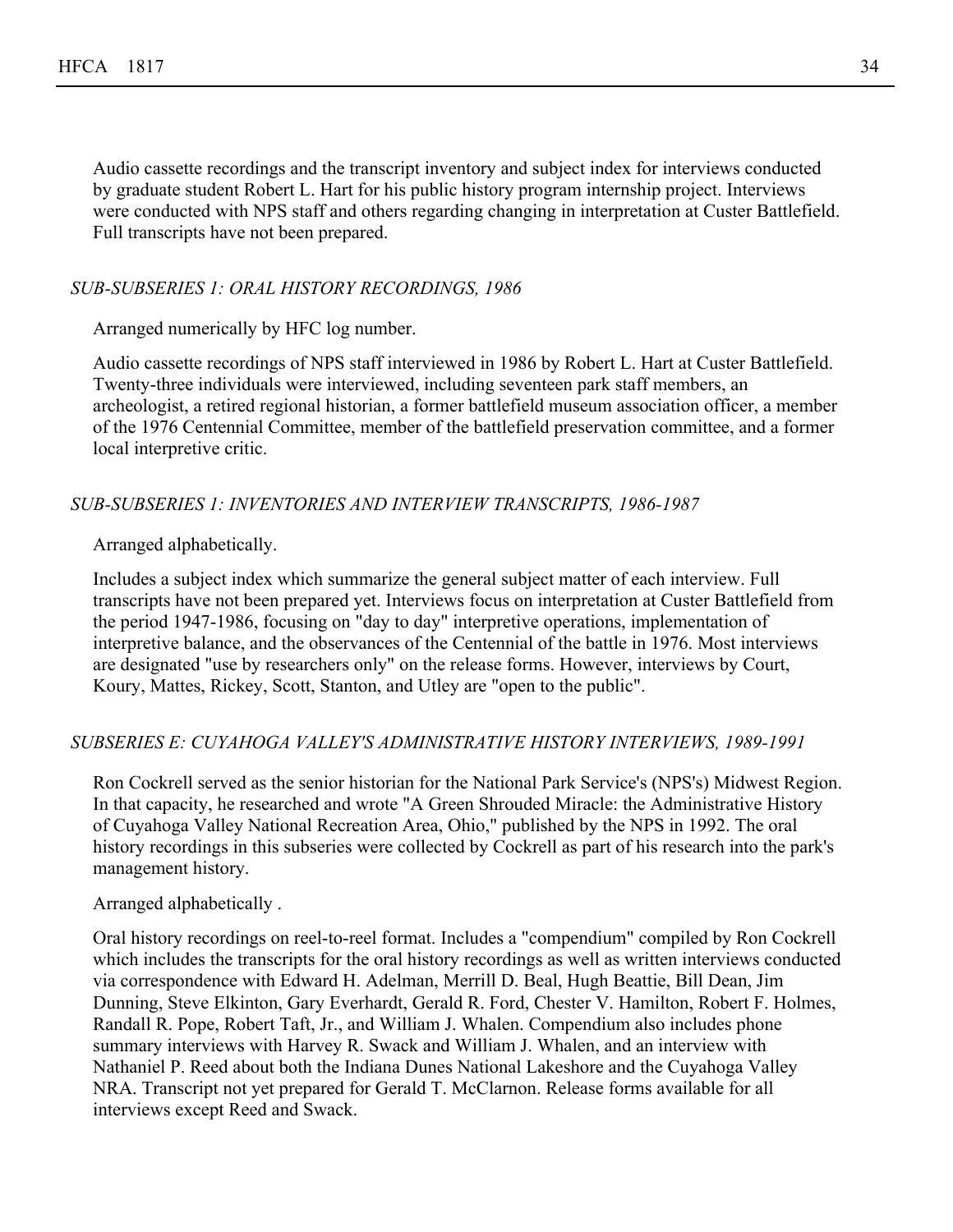Audio cassette recordings and the transcript inventory and subject index for interviews conducted by graduate student Robert L. Hart for his public history program internship project. Interviews were conducted with NPS staff and others regarding changing in interpretation at Custer Battlefield. Full transcripts have not been prepared.

### *SUB-SUBSERIES 1: ORAL HISTORY RECORDINGS, 1986*

Arranged numerically by HFC log number.

Audio cassette recordings of NPS staff interviewed in 1986 by Robert L. Hart at Custer Battlefield. Twenty-three individuals were interviewed, including seventeen park staff members, an archeologist, a retired regional historian, a former battlefield museum association officer, a member of the 1976 Centennial Committee, member of the battlefield preservation committee, and a former local interpretive critic.

### *SUB-SUBSERIES 1: INVENTORIES AND INTERVIEW TRANSCRIPTS, 1986-1987*

Arranged alphabetically.

Includes a subject index which summarize the general subject matter of each interview. Full transcripts have not been prepared yet. Interviews focus on interpretation at Custer Battlefield from the period 1947-1986, focusing on "day to day" interpretive operations, implementation of interpretive balance, and the observances of the Centennial of the battle in 1976. Most interviews are designated "use by researchers only" on the release forms. However, interviews by Court, Koury, Mattes, Rickey, Scott, Stanton, and Utley are "open to the public".

## *SUBSERIES E: CUYAHOGA VALLEY'S ADMINISTRATIVE HISTORY INTERVIEWS, 1989-1991*

Ron Cockrell served as the senior historian for the National Park Service's (NPS's) Midwest Region. In that capacity, he researched and wrote "A Green Shrouded Miracle: the Administrative History of Cuyahoga Valley National Recreation Area, Ohio," published by the NPS in 1992. The oral history recordings in this subseries were collected by Cockrell as part of his research into the park's management history.

Arranged alphabetically .

Oral history recordings on reel-to-reel format. Includes a "compendium" compiled by Ron Cockrell which includes the transcripts for the oral history recordings as well as written interviews conducted via correspondence with Edward H. Adelman, Merrill D. Beal, Hugh Beattie, Bill Dean, Jim Dunning, Steve Elkinton, Gary Everhardt, Gerald R. Ford, Chester V. Hamilton, Robert F. Holmes, Randall R. Pope, Robert Taft, Jr., and William J. Whalen. Compendium also includes phone summary interviews with Harvey R. Swack and William J. Whalen, and an interview with Nathaniel P. Reed about both the Indiana Dunes National Lakeshore and the Cuyahoga Valley NRA. Transcript not yet prepared for Gerald T. McClarnon. Release forms available for all interviews except Reed and Swack.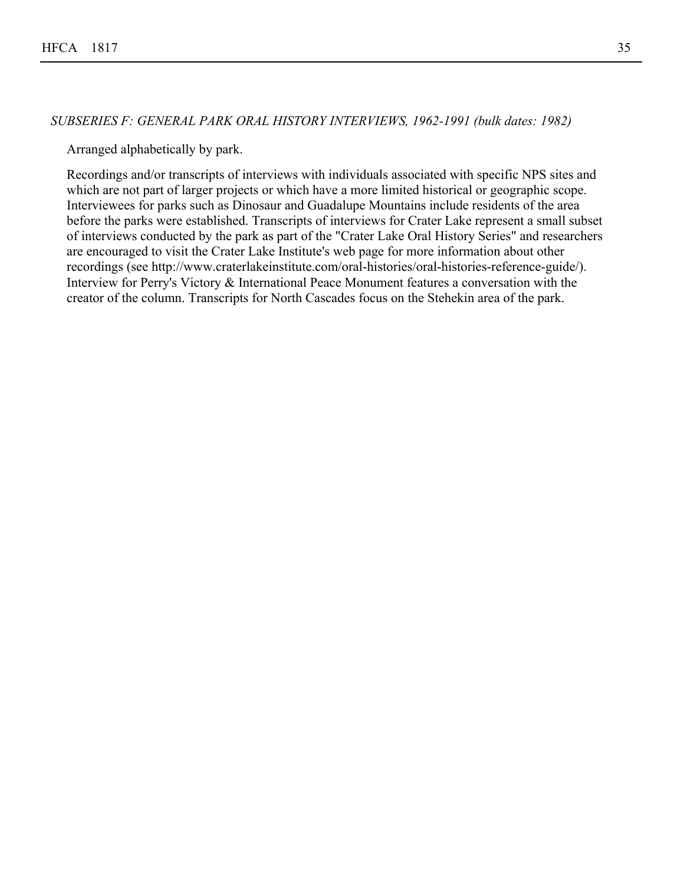*SUBSERIES F: GENERAL PARK ORAL HISTORY INTERVIEWS, 1962-1991 (bulk dates: 1982)*

Arranged alphabetically by park.

Recordings and/or transcripts of interviews with individuals associated with specific NPS sites and which are not part of larger projects or which have a more limited historical or geographic scope. Interviewees for parks such as Dinosaur and Guadalupe Mountains include residents of the area before the parks were established. Transcripts of interviews for Crater Lake represent a small subset of interviews conducted by the park as part of the "Crater Lake Oral History Series" and researchers are encouraged to visit the Crater Lake Institute's web page for more information about other recordings (see http://www.craterlakeinstitute.com/oral-histories/oral-histories-reference-guide/). Interview for Perry's Victory & International Peace Monument features a conversation with the creator of the column. Transcripts for North Cascades focus on the Stehekin area of the park.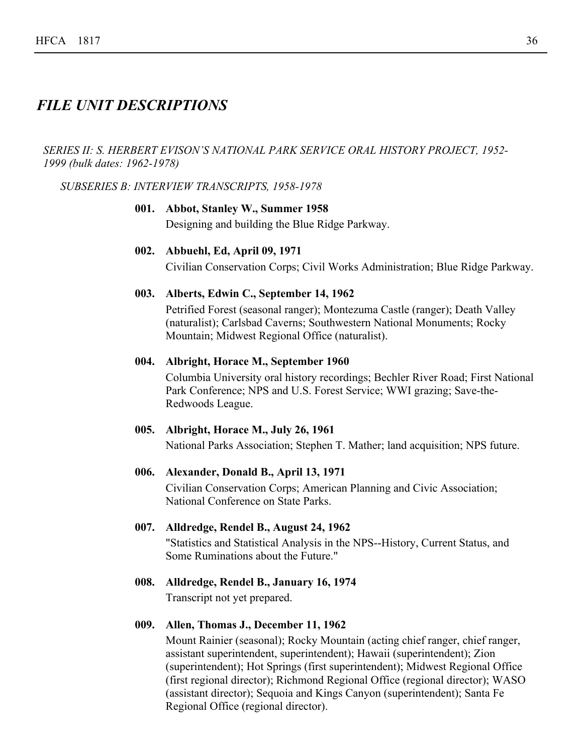## *FILE UNIT DESCRIPTIONS*

*SERIES II: S. HERBERT EVISON'S NATIONAL PARK SERVICE ORAL HISTORY PROJECT, 1952-1999 (bulk dates: 1962-1978)*

*SUBSERIES B: INTERVIEW TRANSCRIPTS, 1958-1978*

**001. Abbot, Stanley W., Summer 1958**
Designing and building the Blue Ridge Parkway.

**002. Abbuehl, Ed, April 09, 1971**
Civilian Conservation Corps; Civil Works Administration; Blue Ridge Parkway.

**003. Alberts, Edwin C., September 14, 1962**
Petrified Forest (seasonal ranger); Montezuma Castle (ranger); Death Valley (naturalist); Carlsbad Caverns; Southwestern National Monuments; Rocky Mountain; Midwest Regional Office (naturalist).

**004. Albright, Horace M., September 1960**
Columbia University oral history recordings; Bechler River Road; First National Park Conference; NPS and U.S. Forest Service; WWI grazing; Save-the-Redwoods League.

**005. Albright, Horace M., July 26, 1961**
National Parks Association; Stephen T. Mather; land acquisition; NPS future.

**006. Alexander, Donald B., April 13, 1971**
Civilian Conservation Corps; American Planning and Civic Association; National Conference on State Parks.

**007. Alldredge, Rendel B., August 24, 1962**
"Statistics and Statistical Analysis in the NPS--History, Current Status, and Some Ruminations about the Future."

**008. Alldredge, Rendel B., January 16, 1974**
Transcript not yet prepared.

**009. Allen, Thomas J., December 11, 1962**
Mount Rainier (seasonal); Rocky Mountain (acting chief ranger, chief ranger, assistant superintendent, superintendent); Hawaii (superintendent); Zion (superintendent); Hot Springs (first superintendent); Midwest Regional Office (first regional director); Richmond Regional Office (regional director); WASO (assistant director); Sequoia and Kings Canyon (superintendent); Santa Fe Regional Office (regional director).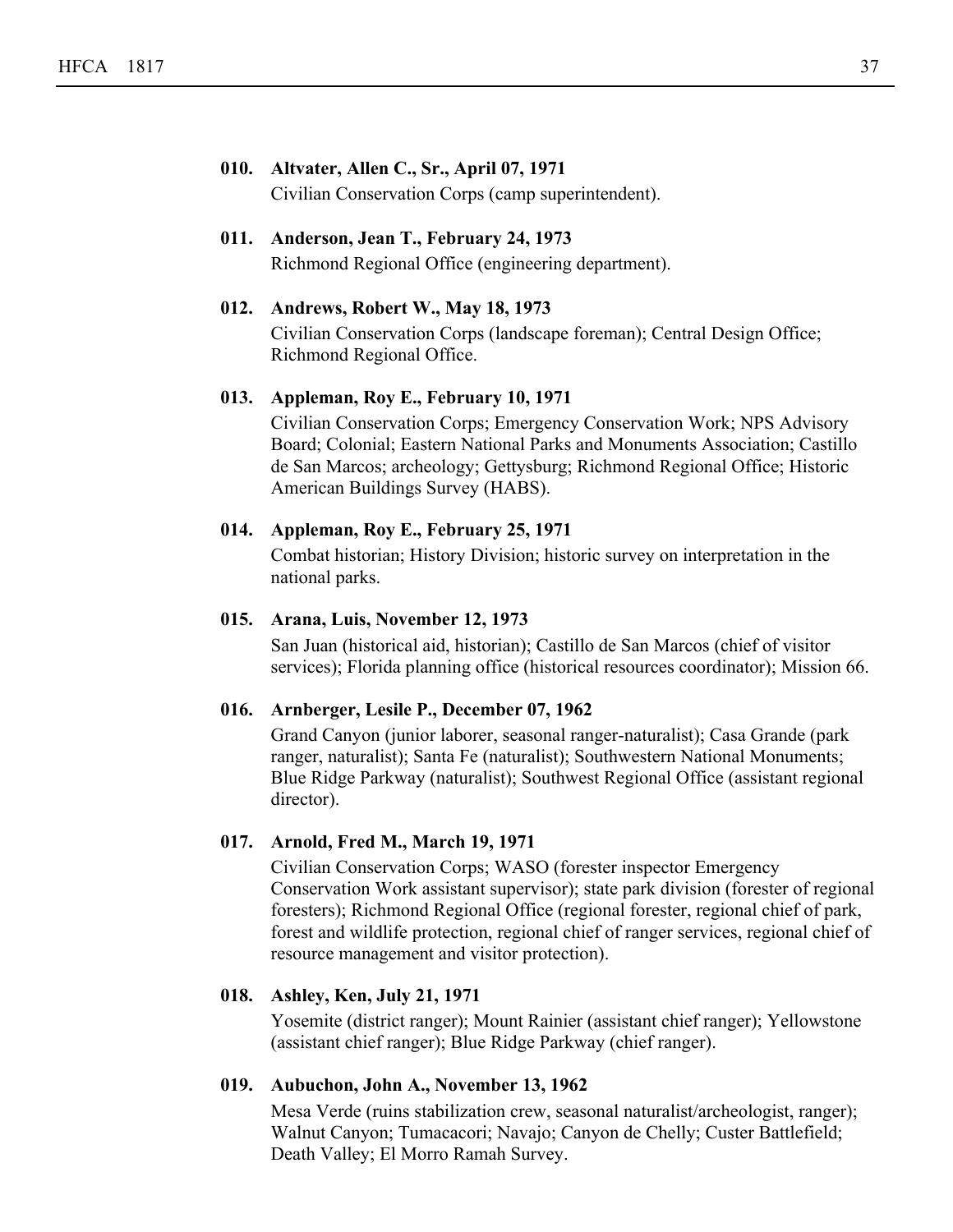**010. Altvater, Allen C., Sr., April 07, 1971**
Civilian Conservation Corps (camp superintendent).

**011. Anderson, Jean T., February 24, 1973**
Richmond Regional Office (engineering department).

**012. Andrews, Robert W., May 18, 1973**
Civilian Conservation Corps (landscape foreman); Central Design Office; Richmond Regional Office.

**013. Appleman, Roy E., February 10, 1971**
Civilian Conservation Corps; Emergency Conservation Work; NPS Advisory Board; Colonial; Eastern National Parks and Monuments Association; Castillo de San Marcos; archeology; Gettysburg; Richmond Regional Office; Historic American Buildings Survey (HABS).

**014. Appleman, Roy E., February 25, 1971**
Combat historian; History Division; historic survey on interpretation in the national parks.

**015. Arana, Luis, November 12, 1973**
San Juan (historical aid, historian); Castillo de San Marcos (chief of visitor services); Florida planning office (historical resources coordinator); Mission 66.

**016. Arnberger, Lesile P., December 07, 1962**
Grand Canyon (junior laborer, seasonal ranger-naturalist); Casa Grande (park ranger, naturalist); Santa Fe (naturalist); Southwestern National Monuments; Blue Ridge Parkway (naturalist); Southwest Regional Office (assistant regional director).

**017. Arnold, Fred M., March 19, 1971**
Civilian Conservation Corps; WASO (forester inspector Emergency Conservation Work assistant supervisor); state park division (forester of regional foresters); Richmond Regional Office (regional forester, regional chief of park, forest and wildlife protection, regional chief of ranger services, regional chief of resource management and visitor protection).

**018. Ashley, Ken, July 21, 1971**
Yosemite (district ranger); Mount Rainier (assistant chief ranger); Yellowstone (assistant chief ranger); Blue Ridge Parkway (chief ranger).

**019. Aubuchon, John A., November 13, 1962**
Mesa Verde (ruins stabilization crew, seasonal naturalist/archeologist, ranger); Walnut Canyon; Tumacacori; Navajo; Canyon de Chelly; Custer Battlefield; Death Valley; El Morro Ramah Survey.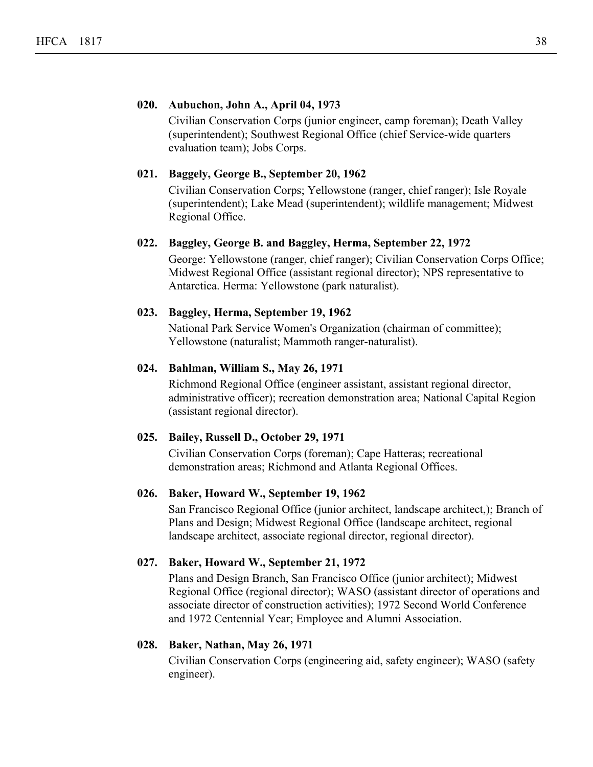**020. Aubuchon, John A., April 04, 1973**

Civilian Conservation Corps (junior engineer, camp foreman); Death Valley (superintendent); Southwest Regional Office (chief Service-wide quarters evaluation team); Jobs Corps.

**021. Baggely, George B., September 20, 1962**

Civilian Conservation Corps; Yellowstone (ranger, chief ranger); Isle Royale (superintendent); Lake Mead (superintendent); wildlife management; Midwest Regional Office.

**022. Baggley, George B. and Baggley, Herma, September 22, 1972**

George: Yellowstone (ranger, chief ranger); Civilian Conservation Corps Office; Midwest Regional Office (assistant regional director); NPS representative to Antarctica. Herma: Yellowstone (park naturalist).

**023. Baggley, Herma, September 19, 1962**

National Park Service Women's Organization (chairman of committee); Yellowstone (naturalist; Mammoth ranger-naturalist).

**024. Bahlman, William S., May 26, 1971**

Richmond Regional Office (engineer assistant, assistant regional director, administrative officer); recreation demonstration area; National Capital Region (assistant regional director).

**025. Bailey, Russell D., October 29, 1971**

Civilian Conservation Corps (foreman); Cape Hatteras; recreational demonstration areas; Richmond and Atlanta Regional Offices.

**026. Baker, Howard W., September 19, 1962**

San Francisco Regional Office (junior architect, landscape architect,); Branch of Plans and Design; Midwest Regional Office (landscape architect, regional landscape architect, associate regional director, regional director).

**027. Baker, Howard W., September 21, 1972**

Plans and Design Branch, San Francisco Office (junior architect); Midwest Regional Office (regional director); WASO (assistant director of operations and associate director of construction activities); 1972 Second World Conference and 1972 Centennial Year; Employee and Alumni Association.

**028. Baker, Nathan, May 26, 1971**

Civilian Conservation Corps (engineering aid, safety engineer); WASO (safety engineer).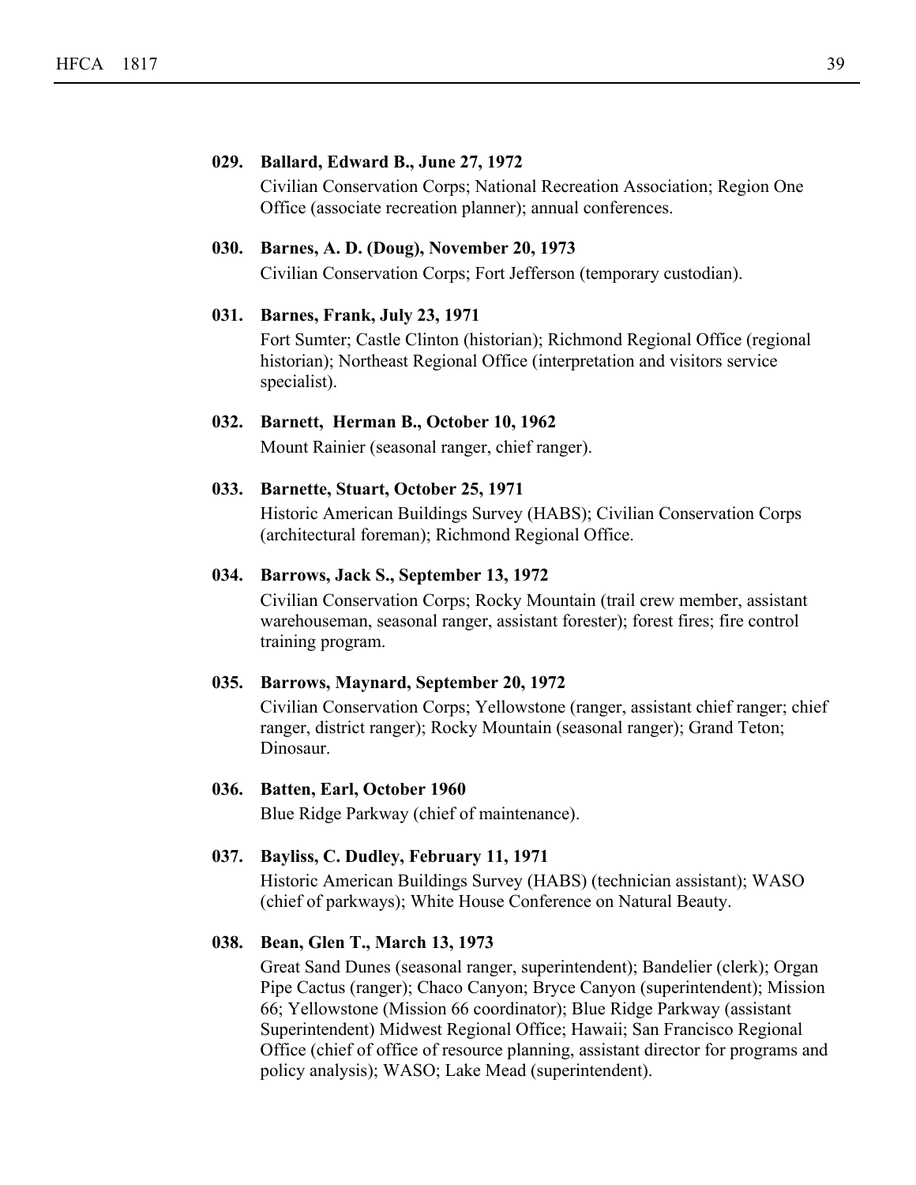**029. Ballard, Edward B., June 27, 1972**

Civilian Conservation Corps; National Recreation Association; Region One Office (associate recreation planner); annual conferences.

**030. Barnes, A. D. (Doug), November 20, 1973**

Civilian Conservation Corps; Fort Jefferson (temporary custodian).

**031. Barnes, Frank, July 23, 1971**

Fort Sumter; Castle Clinton (historian); Richmond Regional Office (regional historian); Northeast Regional Office (interpretation and visitors service specialist).

**032. Barnett, Herman B., October 10, 1962**

Mount Rainier (seasonal ranger, chief ranger).

**033. Barnette, Stuart, October 25, 1971**

Historic American Buildings Survey (HABS); Civilian Conservation Corps (architectural foreman); Richmond Regional Office.

**034. Barrows, Jack S., September 13, 1972**

Civilian Conservation Corps; Rocky Mountain (trail crew member, assistant warehouseman, seasonal ranger, assistant forester); forest fires; fire control training program.

**035. Barrows, Maynard, September 20, 1972**

Civilian Conservation Corps; Yellowstone (ranger, assistant chief ranger; chief ranger, district ranger); Rocky Mountain (seasonal ranger); Grand Teton; Dinosaur.

**036. Batten, Earl, October 1960**

Blue Ridge Parkway (chief of maintenance).

**037. Bayliss, C. Dudley, February 11, 1971**

Historic American Buildings Survey (HABS) (technician assistant); WASO (chief of parkways); White House Conference on Natural Beauty.

**038. Bean, Glen T., March 13, 1973**

Great Sand Dunes (seasonal ranger, superintendent); Bandelier (clerk); Organ Pipe Cactus (ranger); Chaco Canyon; Bryce Canyon (superintendent); Mission 66; Yellowstone (Mission 66 coordinator); Blue Ridge Parkway (assistant Superintendent) Midwest Regional Office; Hawaii; San Francisco Regional Office (chief of office of resource planning, assistant director for programs and policy analysis); WASO; Lake Mead (superintendent).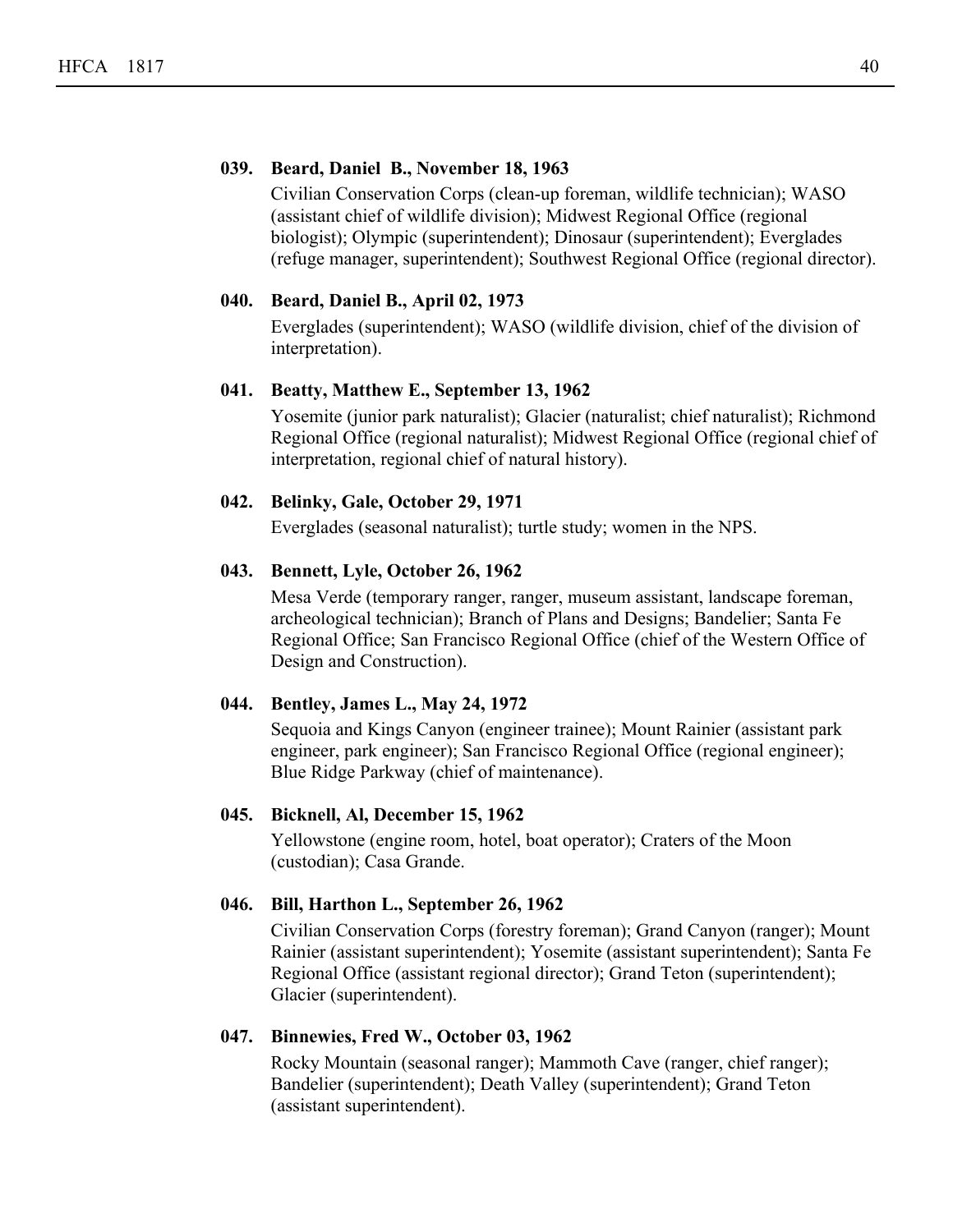**039. Beard, Daniel B., November 18, 1963**

Civilian Conservation Corps (clean-up foreman, wildlife technician); WASO (assistant chief of wildlife division); Midwest Regional Office (regional biologist); Olympic (superintendent); Dinosaur (superintendent); Everglades (refuge manager, superintendent); Southwest Regional Office (regional director).

**040. Beard, Daniel B., April 02, 1973**

Everglades (superintendent); WASO (wildlife division, chief of the division of interpretation).

**041. Beatty, Matthew E., September 13, 1962**

Yosemite (junior park naturalist); Glacier (naturalist; chief naturalist); Richmond Regional Office (regional naturalist); Midwest Regional Office (regional chief of interpretation, regional chief of natural history).

**042. Belinky, Gale, October 29, 1971**

Everglades (seasonal naturalist); turtle study; women in the NPS.

**043. Bennett, Lyle, October 26, 1962**

Mesa Verde (temporary ranger, ranger, museum assistant, landscape foreman, archeological technician); Branch of Plans and Designs; Bandelier; Santa Fe Regional Office; San Francisco Regional Office (chief of the Western Office of Design and Construction).

**044. Bentley, James L., May 24, 1972**

Sequoia and Kings Canyon (engineer trainee); Mount Rainier (assistant park engineer, park engineer); San Francisco Regional Office (regional engineer); Blue Ridge Parkway (chief of maintenance).

**045. Bicknell, Al, December 15, 1962**

Yellowstone (engine room, hotel, boat operator); Craters of the Moon (custodian); Casa Grande.

**046. Bill, Harthon L., September 26, 1962**

Civilian Conservation Corps (forestry foreman); Grand Canyon (ranger); Mount Rainier (assistant superintendent); Yosemite (assistant superintendent); Santa Fe Regional Office (assistant regional director); Grand Teton (superintendent); Glacier (superintendent).

**047. Binnewies, Fred W., October 03, 1962**

Rocky Mountain (seasonal ranger); Mammoth Cave (ranger, chief ranger); Bandelier (superintendent); Death Valley (superintendent); Grand Teton (assistant superintendent).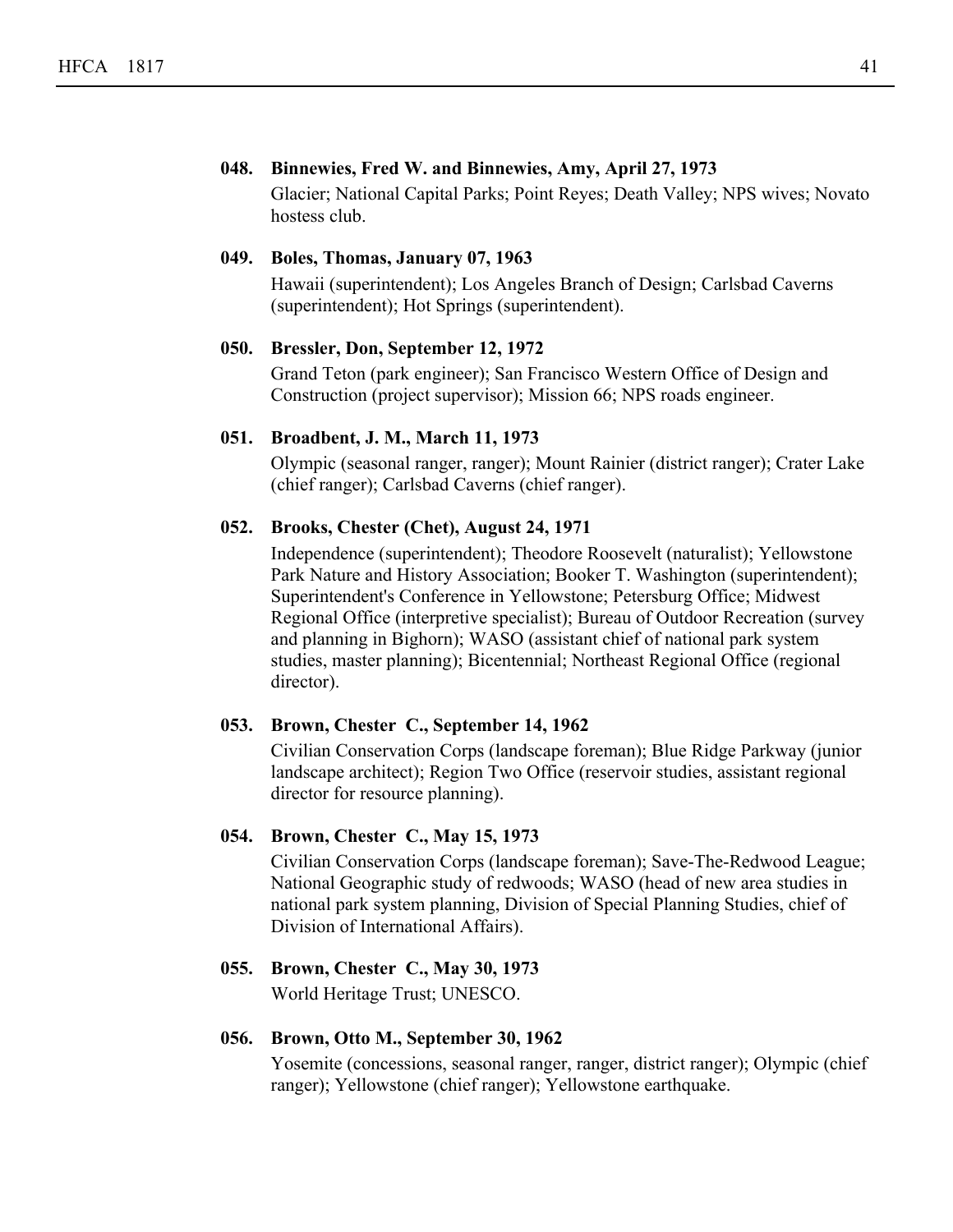**048. Binnewies, Fred W. and Binnewies, Amy, April 27, 1973**

Glacier; National Capital Parks; Point Reyes; Death Valley; NPS wives; Novato hostess club.

**049. Boles, Thomas, January 07, 1963**

Hawaii (superintendent); Los Angeles Branch of Design; Carlsbad Caverns (superintendent); Hot Springs (superintendent).

**050. Bressler, Don, September 12, 1972**

Grand Teton (park engineer); San Francisco Western Office of Design and Construction (project supervisor); Mission 66; NPS roads engineer.

**051. Broadbent, J. M., March 11, 1973**

Olympic (seasonal ranger, ranger); Mount Rainier (district ranger); Crater Lake (chief ranger); Carlsbad Caverns (chief ranger).

**052. Brooks, Chester (Chet), August 24, 1971**

Independence (superintendent); Theodore Roosevelt (naturalist); Yellowstone Park Nature and History Association; Booker T. Washington (superintendent); Superintendent's Conference in Yellowstone; Petersburg Office; Midwest Regional Office (interpretive specialist); Bureau of Outdoor Recreation (survey and planning in Bighorn); WASO (assistant chief of national park system studies, master planning); Bicentennial; Northeast Regional Office (regional director).

**053. Brown, Chester C., September 14, 1962**

Civilian Conservation Corps (landscape foreman); Blue Ridge Parkway (junior landscape architect); Region Two Office (reservoir studies, assistant regional director for resource planning).

**054. Brown, Chester C., May 15, 1973**

Civilian Conservation Corps (landscape foreman); Save-The-Redwood League; National Geographic study of redwoods; WASO (head of new area studies in national park system planning, Division of Special Planning Studies, chief of Division of International Affairs).

**055. Brown, Chester C., May 30, 1973**

World Heritage Trust; UNESCO.

**056. Brown, Otto M., September 30, 1962**

Yosemite (concessions, seasonal ranger, ranger, district ranger); Olympic (chief ranger); Yellowstone (chief ranger); Yellowstone earthquake.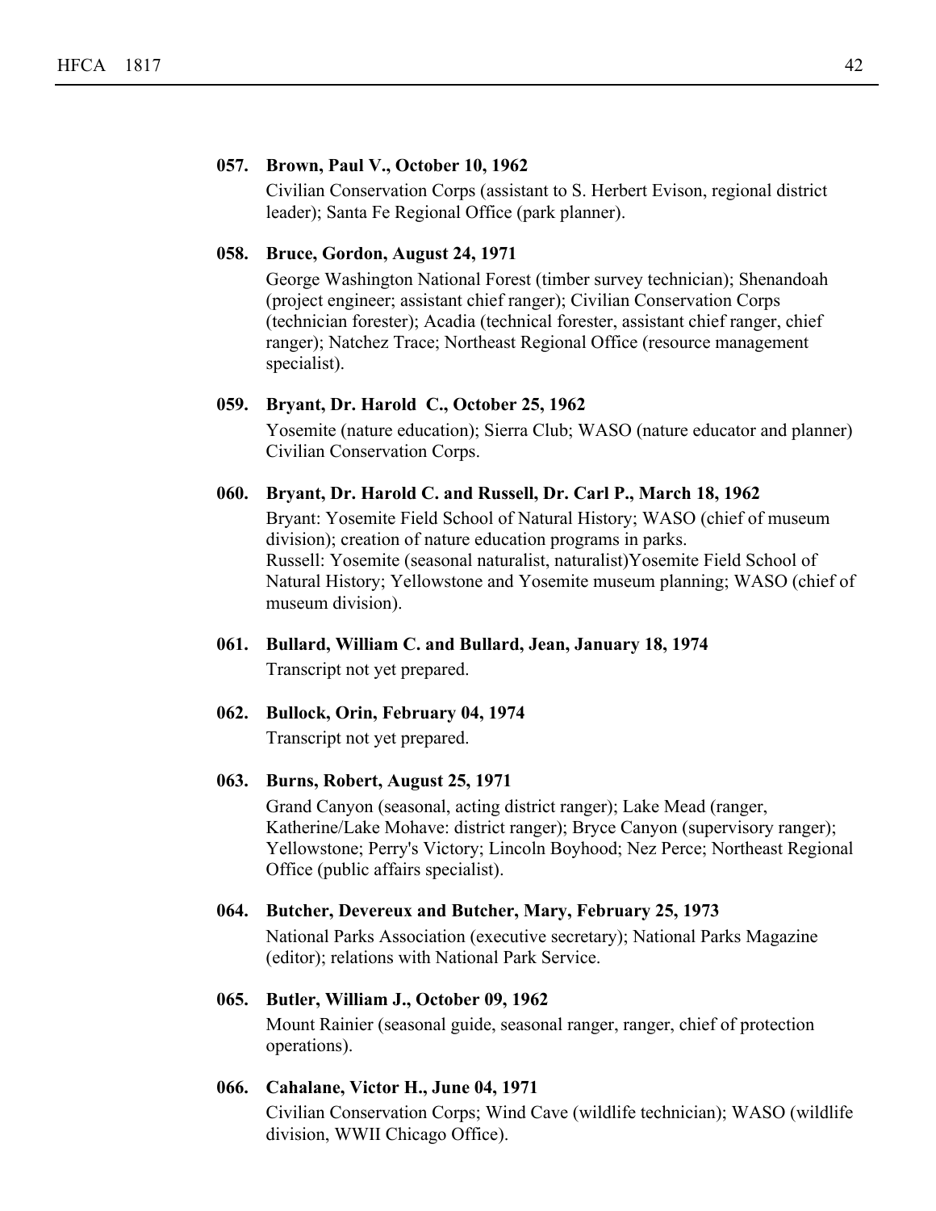**057. Brown, Paul V., October 10, 1962**

Civilian Conservation Corps (assistant to S. Herbert Evison, regional district leader); Santa Fe Regional Office (park planner).

**058. Bruce, Gordon, August 24, 1971**

George Washington National Forest (timber survey technician); Shenandoah (project engineer; assistant chief ranger); Civilian Conservation Corps (technician forester); Acadia (technical forester, assistant chief ranger, chief ranger); Natchez Trace; Northeast Regional Office (resource management specialist).

**059. Bryant, Dr. Harold C., October 25, 1962**

Yosemite (nature education); Sierra Club; WASO (nature educator and planner) Civilian Conservation Corps.

**060. Bryant, Dr. Harold C. and Russell, Dr. Carl P., March 18, 1962**

Bryant: Yosemite Field School of Natural History; WASO (chief of museum division); creation of nature education programs in parks.
Russell: Yosemite (seasonal naturalist, naturalist)Yosemite Field School of Natural History; Yellowstone and Yosemite museum planning; WASO (chief of museum division).

**061. Bullard, William C. and Bullard, Jean, January 18, 1974**

Transcript not yet prepared.

**062. Bullock, Orin, February 04, 1974**

Transcript not yet prepared.

**063. Burns, Robert, August 25, 1971**

Grand Canyon (seasonal, acting district ranger); Lake Mead (ranger, Katherine/Lake Mohave: district ranger); Bryce Canyon (supervisory ranger); Yellowstone; Perry's Victory; Lincoln Boyhood; Nez Perce; Northeast Regional Office (public affairs specialist).

**064. Butcher, Devereux and Butcher, Mary, February 25, 1973**

National Parks Association (executive secretary); National Parks Magazine (editor); relations with National Park Service.

**065. Butler, William J., October 09, 1962**

Mount Rainier (seasonal guide, seasonal ranger, ranger, chief of protection operations).

**066. Cahalane, Victor H., June 04, 1971**

Civilian Conservation Corps; Wind Cave (wildlife technician); WASO (wildlife division, WWII Chicago Office).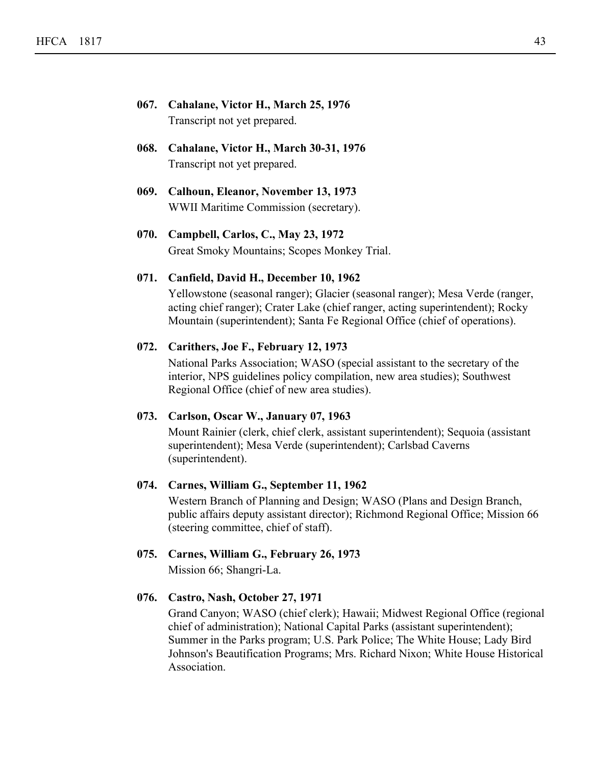**067. Cahalane, Victor H., March 25, 1976**

Transcript not yet prepared.

**068. Cahalane, Victor H., March 30-31, 1976**

Transcript not yet prepared.

**069. Calhoun, Eleanor, November 13, 1973**

WWII Maritime Commission (secretary).

**070. Campbell, Carlos, C., May 23, 1972**

Great Smoky Mountains; Scopes Monkey Trial.

**071. Canfield, David H., December 10, 1962**

Yellowstone (seasonal ranger); Glacier (seasonal ranger); Mesa Verde (ranger, acting chief ranger); Crater Lake (chief ranger, acting superintendent); Rocky Mountain (superintendent); Santa Fe Regional Office (chief of operations).

**072. Carithers, Joe F., February 12, 1973**

National Parks Association; WASO (special assistant to the secretary of the interior, NPS guidelines policy compilation, new area studies); Southwest Regional Office (chief of new area studies).

**073. Carlson, Oscar W., January 07, 1963**

Mount Rainier (clerk, chief clerk, assistant superintendent); Sequoia (assistant superintendent); Mesa Verde (superintendent); Carlsbad Caverns (superintendent).

**074. Carnes, William G., September 11, 1962**

Western Branch of Planning and Design; WASO (Plans and Design Branch, public affairs deputy assistant director); Richmond Regional Office; Mission 66 (steering committee, chief of staff).

**075. Carnes, William G., February 26, 1973**

Mission 66; Shangri-La.

**076. Castro, Nash, October 27, 1971**

Grand Canyon; WASO (chief clerk); Hawaii; Midwest Regional Office (regional chief of administration); National Capital Parks (assistant superintendent); Summer in the Parks program; U.S. Park Police; The White House; Lady Bird Johnson's Beautification Programs; Mrs. Richard Nixon; White House Historical Association.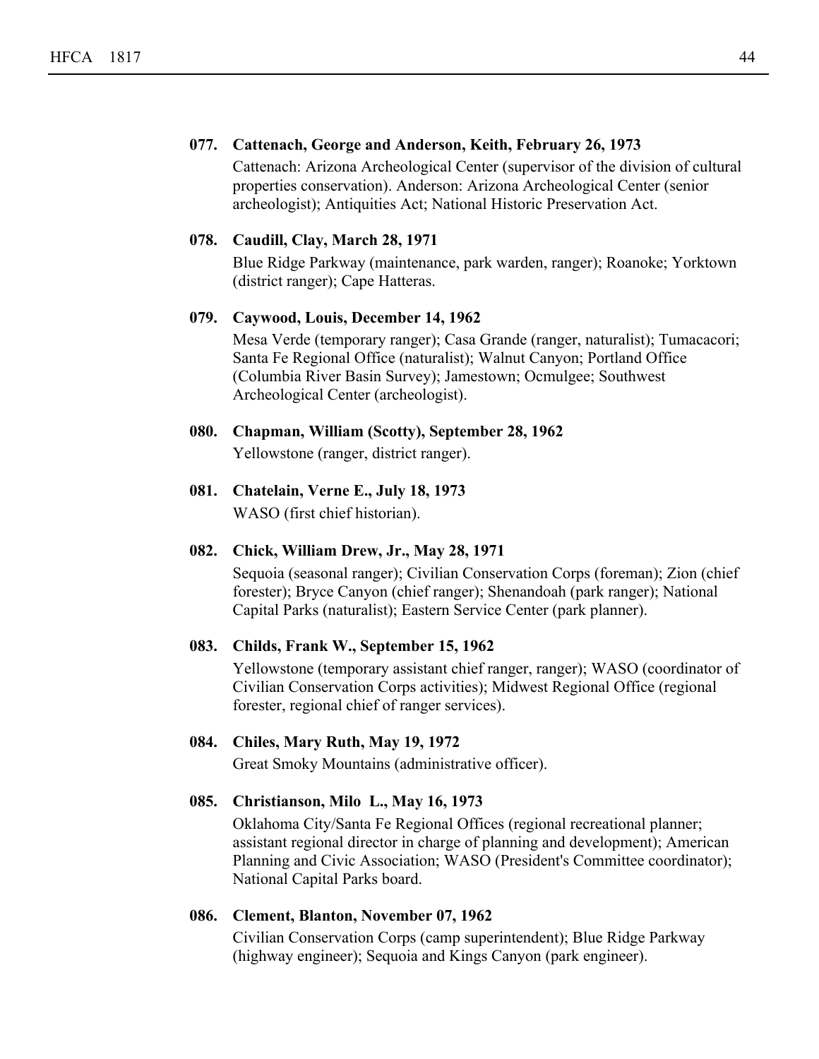**077. Cattenach, George and Anderson, Keith, February 26, 1973**

Cattenach: Arizona Archeological Center (supervisor of the division of cultural properties conservation). Anderson: Arizona Archeological Center (senior archeologist); Antiquities Act; National Historic Preservation Act.

**078. Caudill, Clay, March 28, 1971**

Blue Ridge Parkway (maintenance, park warden, ranger); Roanoke; Yorktown (district ranger); Cape Hatteras.

**079. Caywood, Louis, December 14, 1962**

Mesa Verde (temporary ranger); Casa Grande (ranger, naturalist); Tumacacori; Santa Fe Regional Office (naturalist); Walnut Canyon; Portland Office (Columbia River Basin Survey); Jamestown; Ocmulgee; Southwest Archeological Center (archeologist).

**080. Chapman, William (Scotty), September 28, 1962**

Yellowstone (ranger, district ranger).

**081. Chatelain, Verne E., July 18, 1973**

WASO (first chief historian).

**082. Chick, William Drew, Jr., May 28, 1971**

Sequoia (seasonal ranger); Civilian Conservation Corps (foreman); Zion (chief forester); Bryce Canyon (chief ranger); Shenandoah (park ranger); National Capital Parks (naturalist); Eastern Service Center (park planner).

**083. Childs, Frank W., September 15, 1962**

Yellowstone (temporary assistant chief ranger, ranger); WASO (coordinator of Civilian Conservation Corps activities); Midwest Regional Office (regional forester, regional chief of ranger services).

**084. Chiles, Mary Ruth, May 19, 1972**

Great Smoky Mountains (administrative officer).

**085. Christianson, Milo L., May 16, 1973**

Oklahoma City/Santa Fe Regional Offices (regional recreational planner; assistant regional director in charge of planning and development); American Planning and Civic Association; WASO (President's Committee coordinator); National Capital Parks board.

**086. Clement, Blanton, November 07, 1962**

Civilian Conservation Corps (camp superintendent); Blue Ridge Parkway (highway engineer); Sequoia and Kings Canyon (park engineer).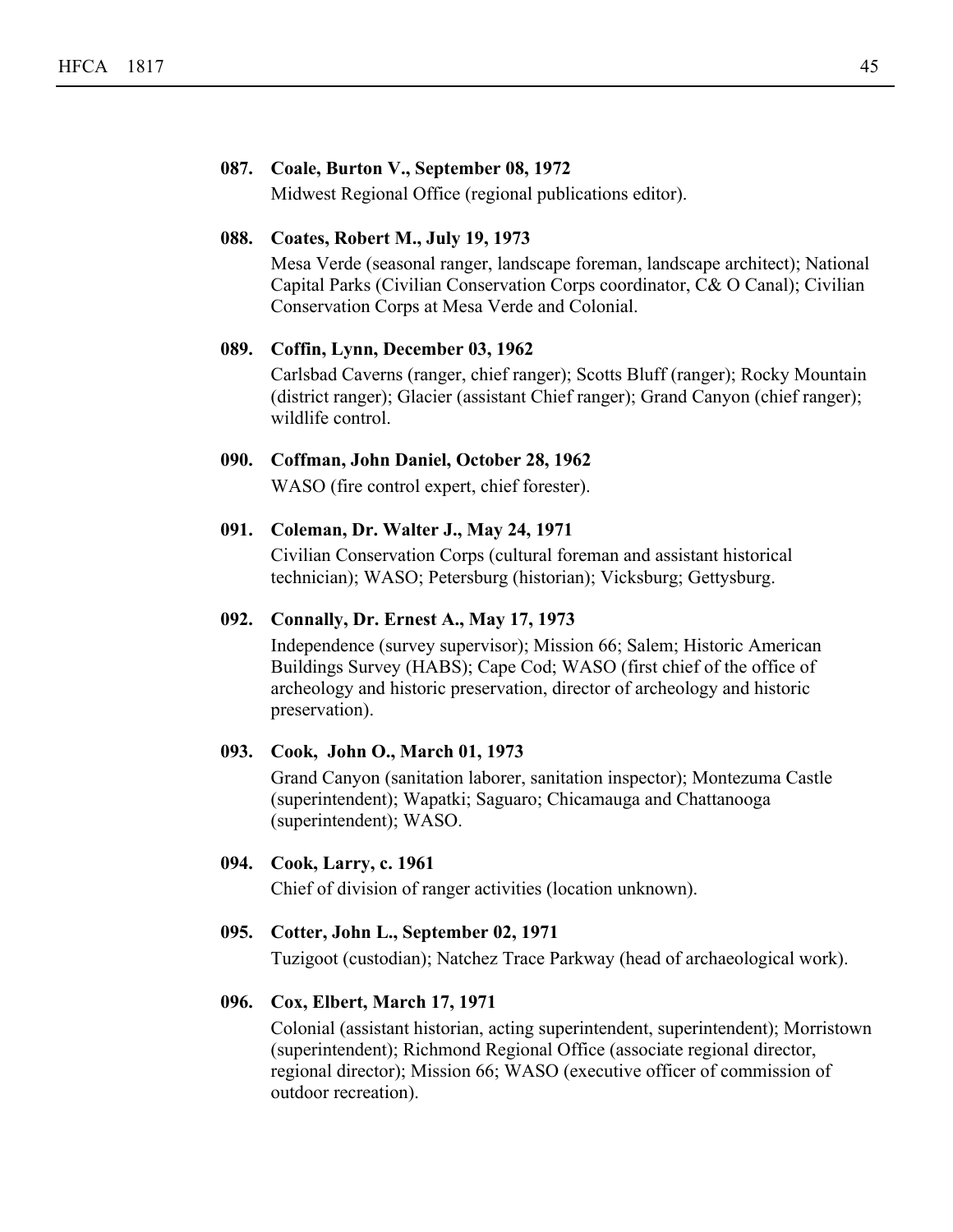**087. Coale, Burton V., September 08, 1972**

Midwest Regional Office (regional publications editor).

**088. Coates, Robert M., July 19, 1973**

Mesa Verde (seasonal ranger, landscape foreman, landscape architect); National Capital Parks (Civilian Conservation Corps coordinator, C& O Canal); Civilian Conservation Corps at Mesa Verde and Colonial.

**089. Coffin, Lynn, December 03, 1962**

Carlsbad Caverns (ranger, chief ranger); Scotts Bluff (ranger); Rocky Mountain (district ranger); Glacier (assistant Chief ranger); Grand Canyon (chief ranger); wildlife control.

**090. Coffman, John Daniel, October 28, 1962**

WASO (fire control expert, chief forester).

**091. Coleman, Dr. Walter J., May 24, 1971**

Civilian Conservation Corps (cultural foreman and assistant historical technician); WASO; Petersburg (historian); Vicksburg; Gettysburg.

**092. Connally, Dr. Ernest A., May 17, 1973**

Independence (survey supervisor); Mission 66; Salem; Historic American Buildings Survey (HABS); Cape Cod; WASO (first chief of the office of archeology and historic preservation, director of archeology and historic preservation).

**093. Cook, John O., March 01, 1973**

Grand Canyon (sanitation laborer, sanitation inspector); Montezuma Castle (superintendent); Wapatki; Saguaro; Chicamauga and Chattanooga (superintendent); WASO.

**094. Cook, Larry, c. 1961**

Chief of division of ranger activities (location unknown).

**095. Cotter, John L., September 02, 1971**

Tuzigoot (custodian); Natchez Trace Parkway (head of archaeological work).

**096. Cox, Elbert, March 17, 1971**

Colonial (assistant historian, acting superintendent, superintendent); Morristown (superintendent); Richmond Regional Office (associate regional director, regional director); Mission 66; WASO (executive officer of commission of outdoor recreation).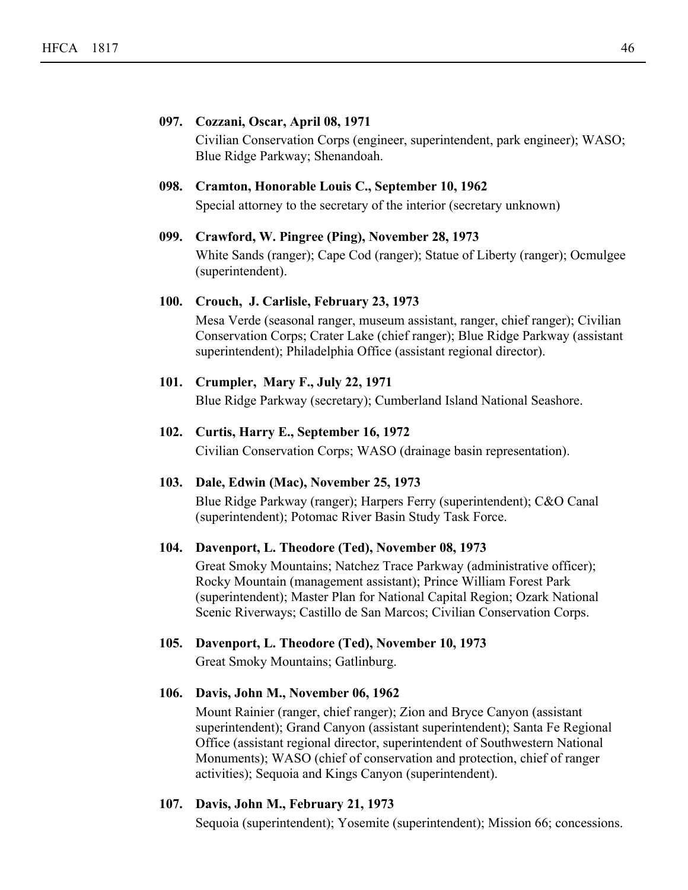**097. Cozzani, Oscar, April 08, 1971**

Civilian Conservation Corps (engineer, superintendent, park engineer); WASO; Blue Ridge Parkway; Shenandoah.

**098. Cramton, Honorable Louis C., September 10, 1962**

Special attorney to the secretary of the interior (secretary unknown)

**099. Crawford, W. Pingree (Ping), November 28, 1973**

White Sands (ranger); Cape Cod (ranger); Statue of Liberty (ranger); Ocmulgee (superintendent).

**100. Crouch, J. Carlisle, February 23, 1973**

Mesa Verde (seasonal ranger, museum assistant, ranger, chief ranger); Civilian Conservation Corps; Crater Lake (chief ranger); Blue Ridge Parkway (assistant superintendent); Philadelphia Office (assistant regional director).

**101. Crumpler, Mary F., July 22, 1971**

Blue Ridge Parkway (secretary); Cumberland Island National Seashore.

**102. Curtis, Harry E., September 16, 1972**

Civilian Conservation Corps; WASO (drainage basin representation).

**103. Dale, Edwin (Mac), November 25, 1973**

Blue Ridge Parkway (ranger); Harpers Ferry (superintendent); C&O Canal (superintendent); Potomac River Basin Study Task Force.

**104. Davenport, L. Theodore (Ted), November 08, 1973**

Great Smoky Mountains; Natchez Trace Parkway (administrative officer); Rocky Mountain (management assistant); Prince William Forest Park (superintendent); Master Plan for National Capital Region; Ozark National Scenic Riverways; Castillo de San Marcos; Civilian Conservation Corps.

**105. Davenport, L. Theodore (Ted), November 10, 1973**

Great Smoky Mountains; Gatlinburg.

**106. Davis, John M., November 06, 1962**

Mount Rainier (ranger, chief ranger); Zion and Bryce Canyon (assistant superintendent); Grand Canyon (assistant superintendent); Santa Fe Regional Office (assistant regional director, superintendent of Southwestern National Monuments); WASO (chief of conservation and protection, chief of ranger activities); Sequoia and Kings Canyon (superintendent).

**107. Davis, John M., February 21, 1973**

Sequoia (superintendent); Yosemite (superintendent); Mission 66; concessions.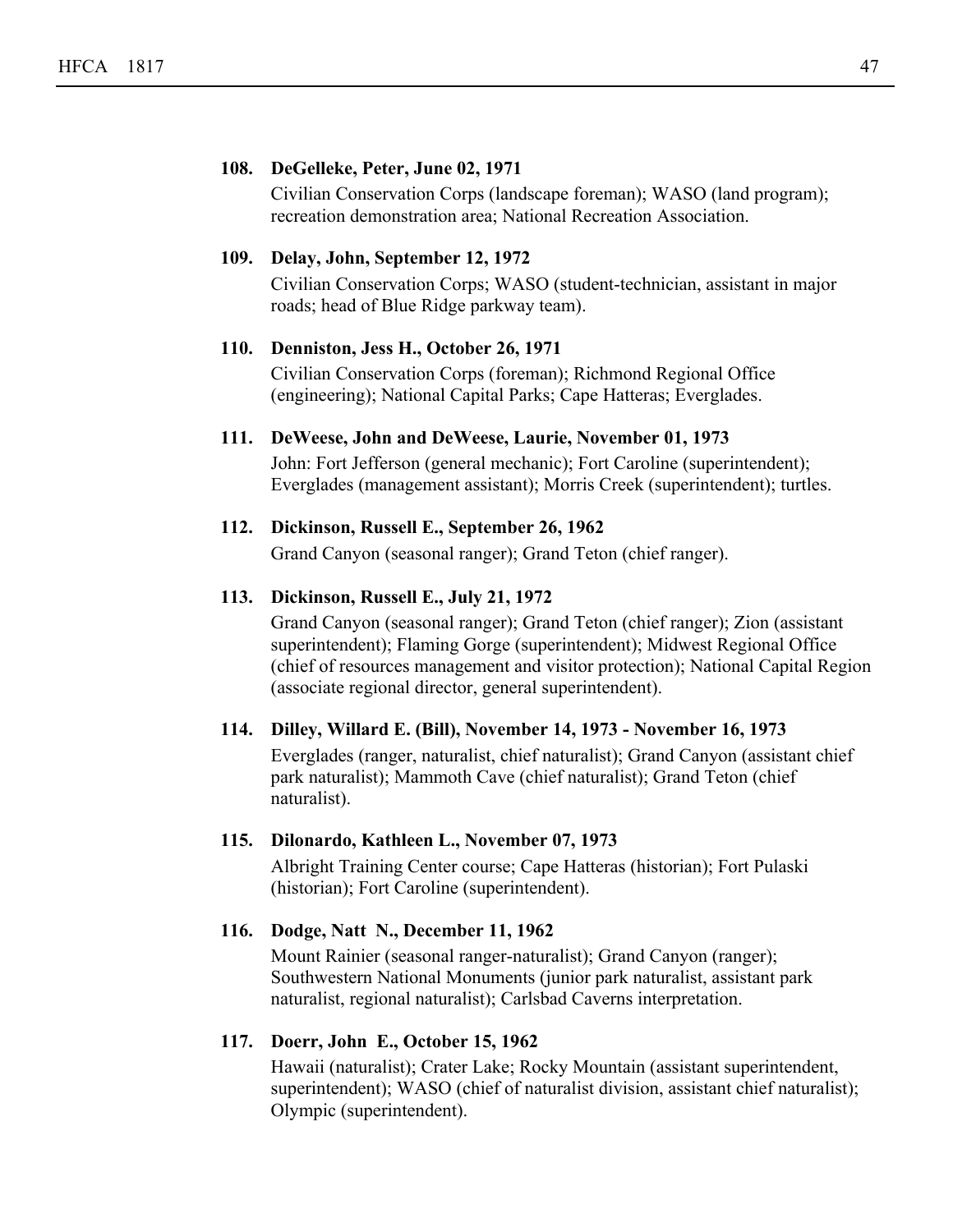**108. DeGelleke, Peter, June 02, 1971**

Civilian Conservation Corps (landscape foreman); WASO (land program); recreation demonstration area; National Recreation Association.

**109. Delay, John, September 12, 1972**

Civilian Conservation Corps; WASO (student-technician, assistant in major roads; head of Blue Ridge parkway team).

**110. Denniston, Jess H., October 26, 1971**

Civilian Conservation Corps (foreman); Richmond Regional Office (engineering); National Capital Parks; Cape Hatteras; Everglades.

**111. DeWeese, John and DeWeese, Laurie, November 01, 1973**

John: Fort Jefferson (general mechanic); Fort Caroline (superintendent); Everglades (management assistant); Morris Creek (superintendent); turtles.

**112. Dickinson, Russell E., September 26, 1962**

Grand Canyon (seasonal ranger); Grand Teton (chief ranger).

**113. Dickinson, Russell E., July 21, 1972**

Grand Canyon (seasonal ranger); Grand Teton (chief ranger); Zion (assistant superintendent); Flaming Gorge (superintendent); Midwest Regional Office (chief of resources management and visitor protection); National Capital Region (associate regional director, general superintendent).

**114. Dilley, Willard E. (Bill), November 14, 1973 - November 16, 1973**

Everglades (ranger, naturalist, chief naturalist); Grand Canyon (assistant chief park naturalist); Mammoth Cave (chief naturalist); Grand Teton (chief naturalist).

**115. Dilonardo, Kathleen L., November 07, 1973**

Albright Training Center course; Cape Hatteras (historian); Fort Pulaski (historian); Fort Caroline (superintendent).

**116. Dodge, Natt N., December 11, 1962**

Mount Rainier (seasonal ranger-naturalist); Grand Canyon (ranger); Southwestern National Monuments (junior park naturalist, assistant park naturalist, regional naturalist); Carlsbad Caverns interpretation.

**117. Doerr, John E., October 15, 1962**

Hawaii (naturalist); Crater Lake; Rocky Mountain (assistant superintendent, superintendent); WASO (chief of naturalist division, assistant chief naturalist); Olympic (superintendent).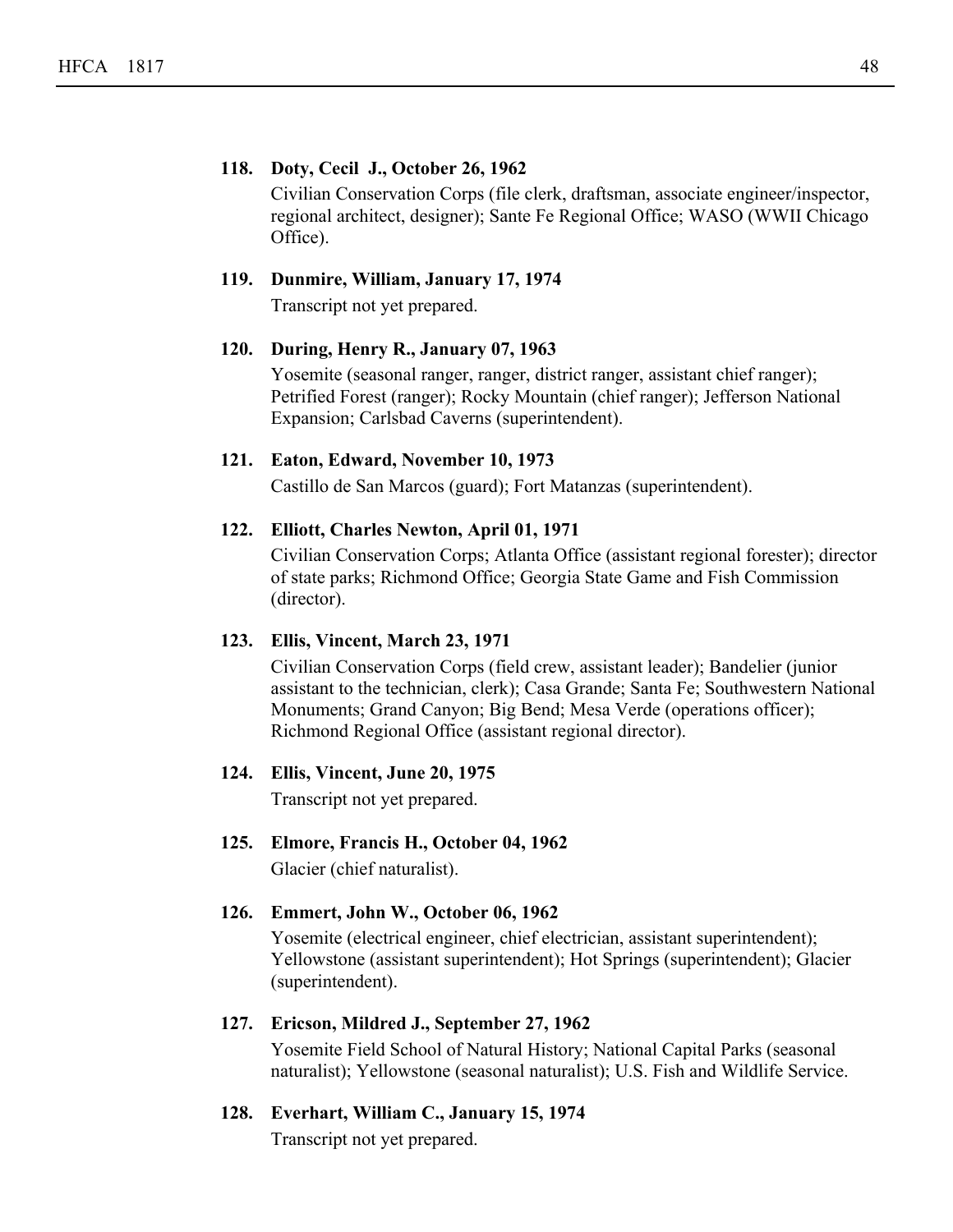**118. Doty, Cecil J., October 26, 1962**

Civilian Conservation Corps (file clerk, draftsman, associate engineer/inspector, regional architect, designer); Sante Fe Regional Office; WASO (WWII Chicago Office).

**119. Dunmire, William, January 17, 1974**

Transcript not yet prepared.

**120. During, Henry R., January 07, 1963**

Yosemite (seasonal ranger, ranger, district ranger, assistant chief ranger); Petrified Forest (ranger); Rocky Mountain (chief ranger); Jefferson National Expansion; Carlsbad Caverns (superintendent).

**121. Eaton, Edward, November 10, 1973**

Castillo de San Marcos (guard); Fort Matanzas (superintendent).

**122. Elliott, Charles Newton, April 01, 1971**

Civilian Conservation Corps; Atlanta Office (assistant regional forester); director of state parks; Richmond Office; Georgia State Game and Fish Commission (director).

**123. Ellis, Vincent, March 23, 1971**

Civilian Conservation Corps (field crew, assistant leader); Bandelier (junior assistant to the technician, clerk); Casa Grande; Santa Fe; Southwestern National Monuments; Grand Canyon; Big Bend; Mesa Verde (operations officer); Richmond Regional Office (assistant regional director).

**124. Ellis, Vincent, June 20, 1975**

Transcript not yet prepared.

**125. Elmore, Francis H., October 04, 1962**

Glacier (chief naturalist).

**126. Emmert, John W., October 06, 1962**

Yosemite (electrical engineer, chief electrician, assistant superintendent); Yellowstone (assistant superintendent); Hot Springs (superintendent); Glacier (superintendent).

**127. Ericson, Mildred J., September 27, 1962**

Yosemite Field School of Natural History; National Capital Parks (seasonal naturalist); Yellowstone (seasonal naturalist); U.S. Fish and Wildlife Service.

**128. Everhart, William C., January 15, 1974**

Transcript not yet prepared.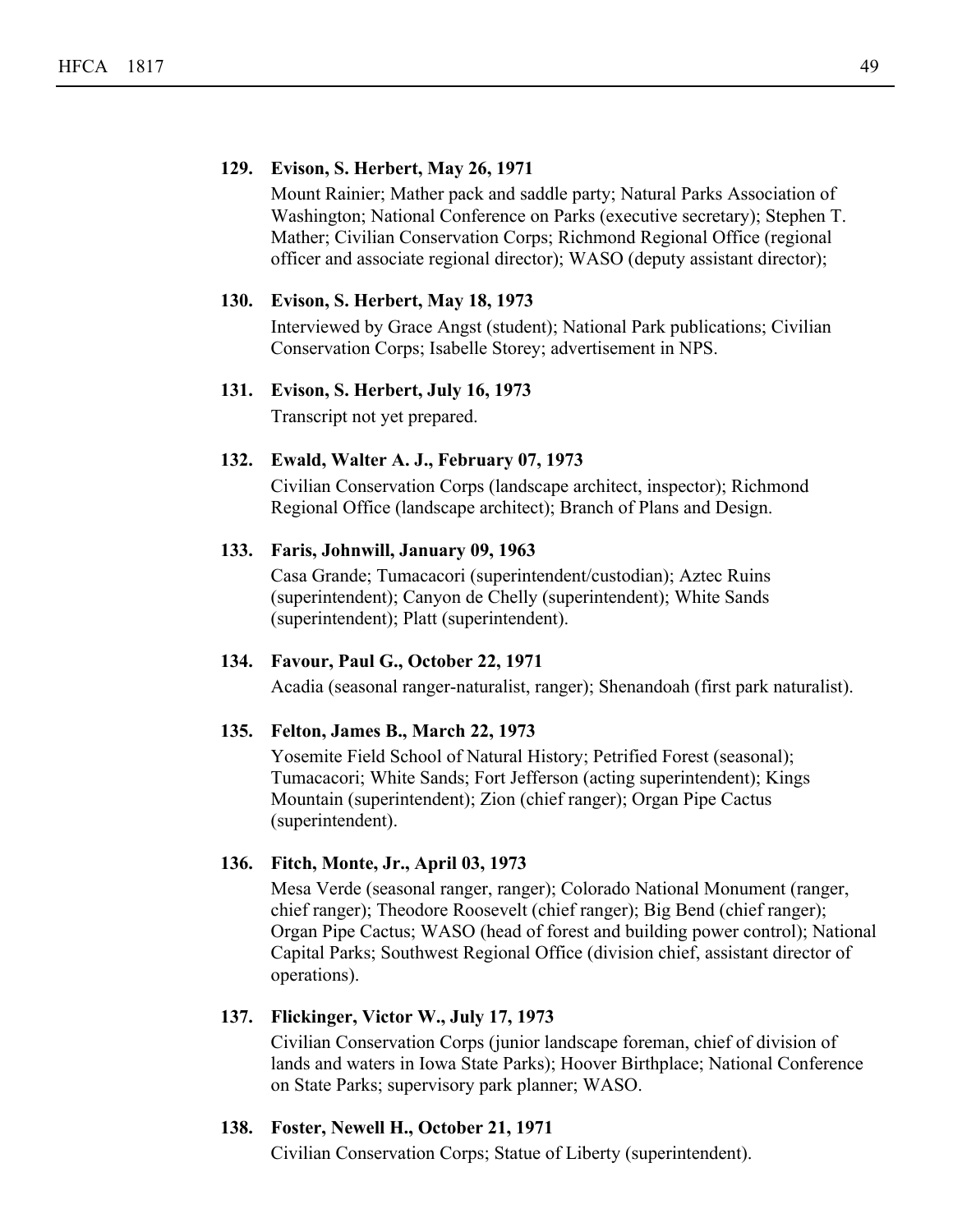**129. Evison, S. Herbert, May 26, 1971**

Mount Rainier; Mather pack and saddle party; Natural Parks Association of Washington; National Conference on Parks (executive secretary); Stephen T. Mather; Civilian Conservation Corps; Richmond Regional Office (regional officer and associate regional director); WASO (deputy assistant director);

**130. Evison, S. Herbert, May 18, 1973**

Interviewed by Grace Angst (student); National Park publications; Civilian Conservation Corps; Isabelle Storey; advertisement in NPS.

**131. Evison, S. Herbert, July 16, 1973**

Transcript not yet prepared.

**132. Ewald, Walter A. J., February 07, 1973**

Civilian Conservation Corps (landscape architect, inspector); Richmond Regional Office (landscape architect); Branch of Plans and Design.

**133. Faris, Johnwill, January 09, 1963**

Casa Grande; Tumacacori (superintendent/custodian); Aztec Ruins (superintendent); Canyon de Chelly (superintendent); White Sands (superintendent); Platt (superintendent).

**134. Favour, Paul G., October 22, 1971**

Acadia (seasonal ranger-naturalist, ranger); Shenandoah (first park naturalist).

**135. Felton, James B., March 22, 1973**

Yosemite Field School of Natural History; Petrified Forest (seasonal); Tumacacori; White Sands; Fort Jefferson (acting superintendent); Kings Mountain (superintendent); Zion (chief ranger); Organ Pipe Cactus (superintendent).

**136. Fitch, Monte, Jr., April 03, 1973**

Mesa Verde (seasonal ranger, ranger); Colorado National Monument (ranger, chief ranger); Theodore Roosevelt (chief ranger); Big Bend (chief ranger); Organ Pipe Cactus; WASO (head of forest and building power control); National Capital Parks; Southwest Regional Office (division chief, assistant director of operations).

**137. Flickinger, Victor W., July 17, 1973**

Civilian Conservation Corps (junior landscape foreman, chief of division of lands and waters in Iowa State Parks); Hoover Birthplace; National Conference on State Parks; supervisory park planner; WASO.

**138. Foster, Newell H., October 21, 1971**

Civilian Conservation Corps; Statue of Liberty (superintendent).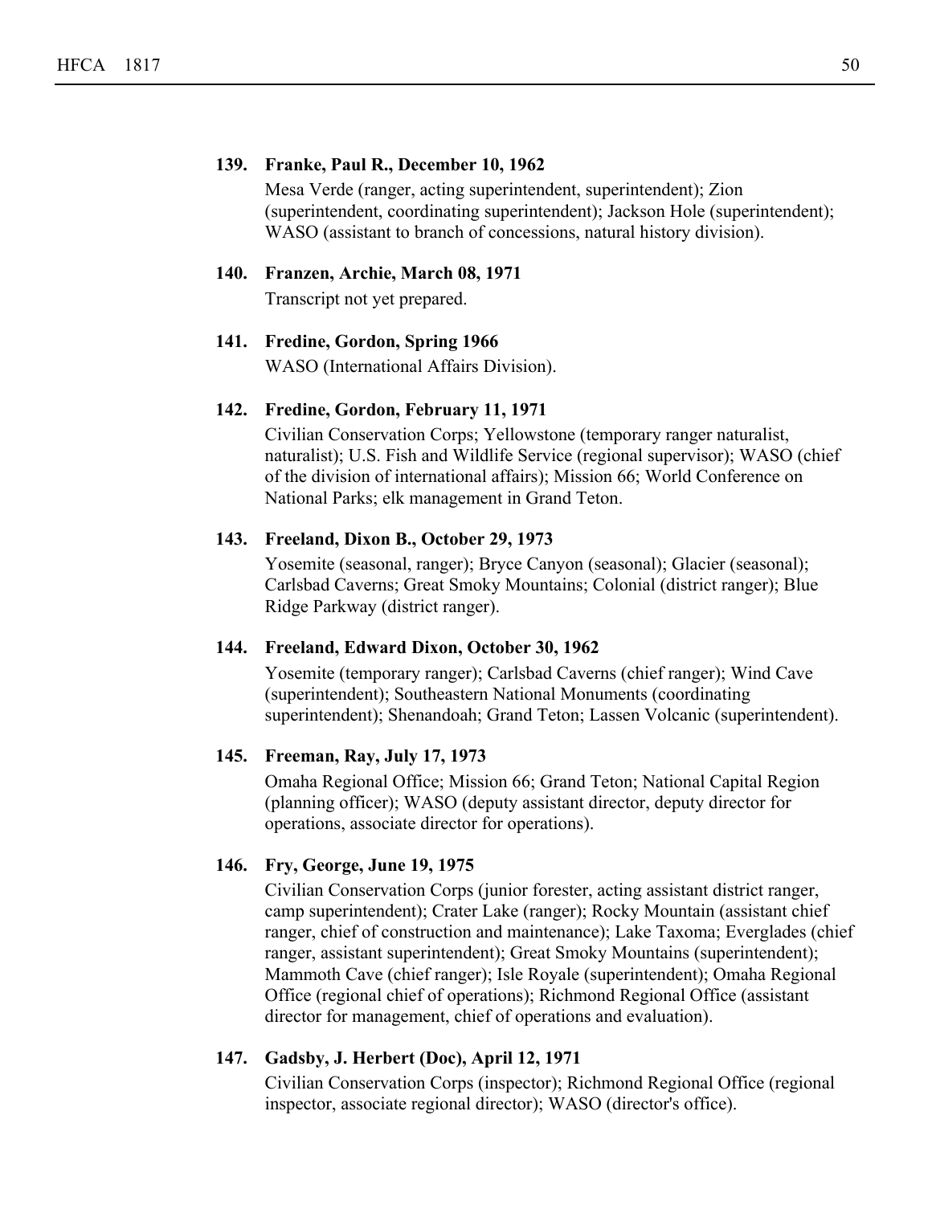**139. Franke, Paul R., December 10, 1962**

Mesa Verde (ranger, acting superintendent, superintendent); Zion (superintendent, coordinating superintendent); Jackson Hole (superintendent); WASO (assistant to branch of concessions, natural history division).

**140. Franzen, Archie, March 08, 1971**

Transcript not yet prepared.

**141. Fredine, Gordon, Spring 1966**

WASO (International Affairs Division).

**142. Fredine, Gordon, February 11, 1971**

Civilian Conservation Corps; Yellowstone (temporary ranger naturalist, naturalist); U.S. Fish and Wildlife Service (regional supervisor); WASO (chief of the division of international affairs); Mission 66; World Conference on National Parks; elk management in Grand Teton.

**143. Freeland, Dixon B., October 29, 1973**

Yosemite (seasonal, ranger); Bryce Canyon (seasonal); Glacier (seasonal); Carlsbad Caverns; Great Smoky Mountains; Colonial (district ranger); Blue Ridge Parkway (district ranger).

**144. Freeland, Edward Dixon, October 30, 1962**

Yosemite (temporary ranger); Carlsbad Caverns (chief ranger); Wind Cave (superintendent); Southeastern National Monuments (coordinating superintendent); Shenandoah; Grand Teton; Lassen Volcanic (superintendent).

**145. Freeman, Ray, July 17, 1973**

Omaha Regional Office; Mission 66; Grand Teton; National Capital Region (planning officer); WASO (deputy assistant director, deputy director for operations, associate director for operations).

**146. Fry, George, June 19, 1975**

Civilian Conservation Corps (junior forester, acting assistant district ranger, camp superintendent); Crater Lake (ranger); Rocky Mountain (assistant chief ranger, chief of construction and maintenance); Lake Taxoma; Everglades (chief ranger, assistant superintendent); Great Smoky Mountains (superintendent); Mammoth Cave (chief ranger); Isle Royale (superintendent); Omaha Regional Office (regional chief of operations); Richmond Regional Office (assistant director for management, chief of operations and evaluation).

**147. Gadsby, J. Herbert (Doc), April 12, 1971**

Civilian Conservation Corps (inspector); Richmond Regional Office (regional inspector, associate regional director); WASO (director's office).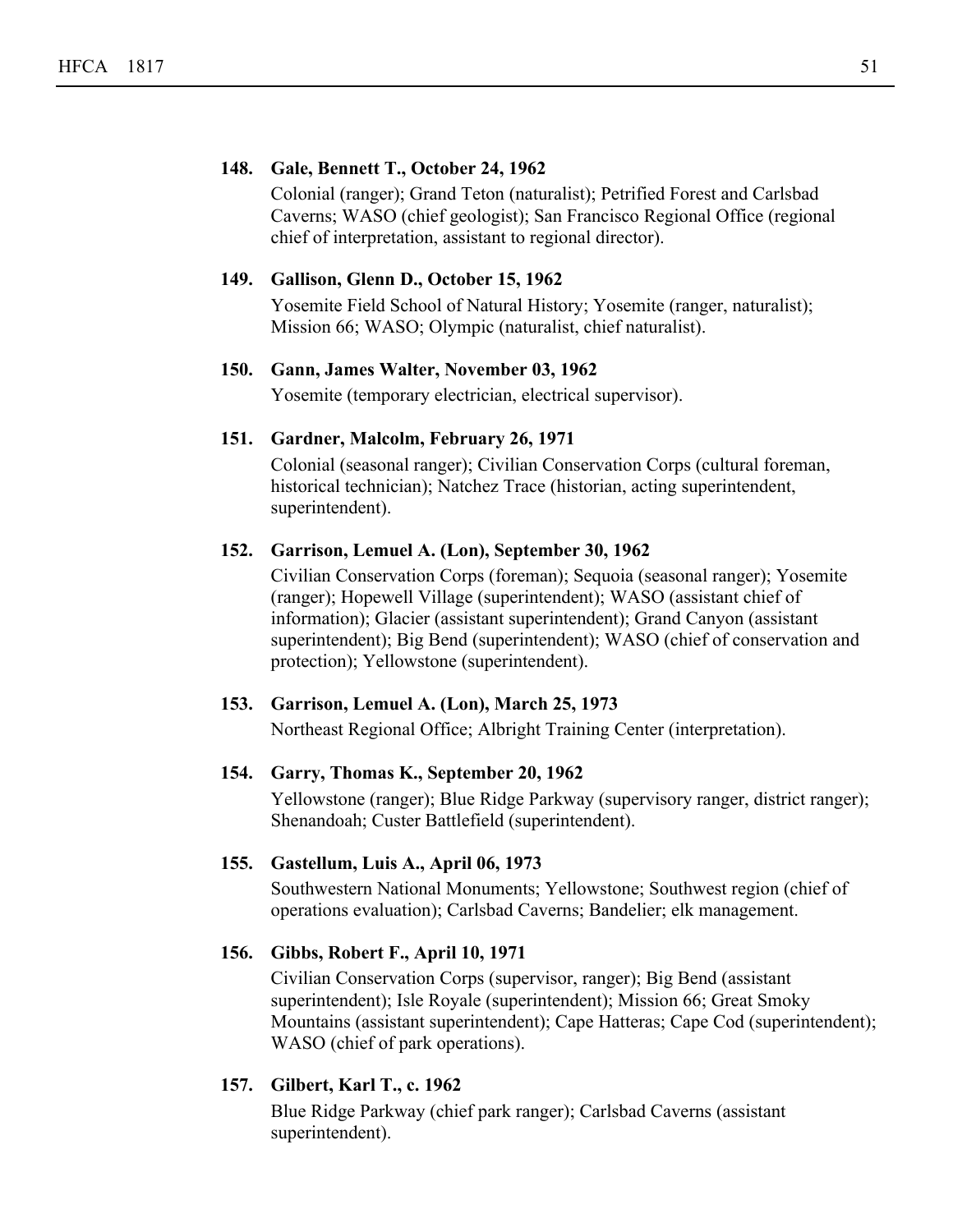**148. Gale, Bennett T., October 24, 1962**

Colonial (ranger); Grand Teton (naturalist); Petrified Forest and Carlsbad Caverns; WASO (chief geologist); San Francisco Regional Office (regional chief of interpretation, assistant to regional director).

**149. Gallison, Glenn D., October 15, 1962**

Yosemite Field School of Natural History; Yosemite (ranger, naturalist); Mission 66; WASO; Olympic (naturalist, chief naturalist).

**150. Gann, James Walter, November 03, 1962**

Yosemite (temporary electrician, electrical supervisor).

**151. Gardner, Malcolm, February 26, 1971**

Colonial (seasonal ranger); Civilian Conservation Corps (cultural foreman, historical technician); Natchez Trace (historian, acting superintendent, superintendent).

**152. Garrison, Lemuel A. (Lon), September 30, 1962**

Civilian Conservation Corps (foreman); Sequoia (seasonal ranger); Yosemite (ranger); Hopewell Village (superintendent); WASO (assistant chief of information); Glacier (assistant superintendent); Grand Canyon (assistant superintendent); Big Bend (superintendent); WASO (chief of conservation and protection); Yellowstone (superintendent).

**153. Garrison, Lemuel A. (Lon), March 25, 1973**

Northeast Regional Office; Albright Training Center (interpretation).

**154. Garry, Thomas K., September 20, 1962**

Yellowstone (ranger); Blue Ridge Parkway (supervisory ranger, district ranger); Shenandoah; Custer Battlefield (superintendent).

**155. Gastellum, Luis A., April 06, 1973**

Southwestern National Monuments; Yellowstone; Southwest region (chief of operations evaluation); Carlsbad Caverns; Bandelier; elk management.

**156. Gibbs, Robert F., April 10, 1971**

Civilian Conservation Corps (supervisor, ranger); Big Bend (assistant superintendent); Isle Royale (superintendent); Mission 66; Great Smoky Mountains (assistant superintendent); Cape Hatteras; Cape Cod (superintendent); WASO (chief of park operations).

**157. Gilbert, Karl T., c. 1962**

Blue Ridge Parkway (chief park ranger); Carlsbad Caverns (assistant superintendent).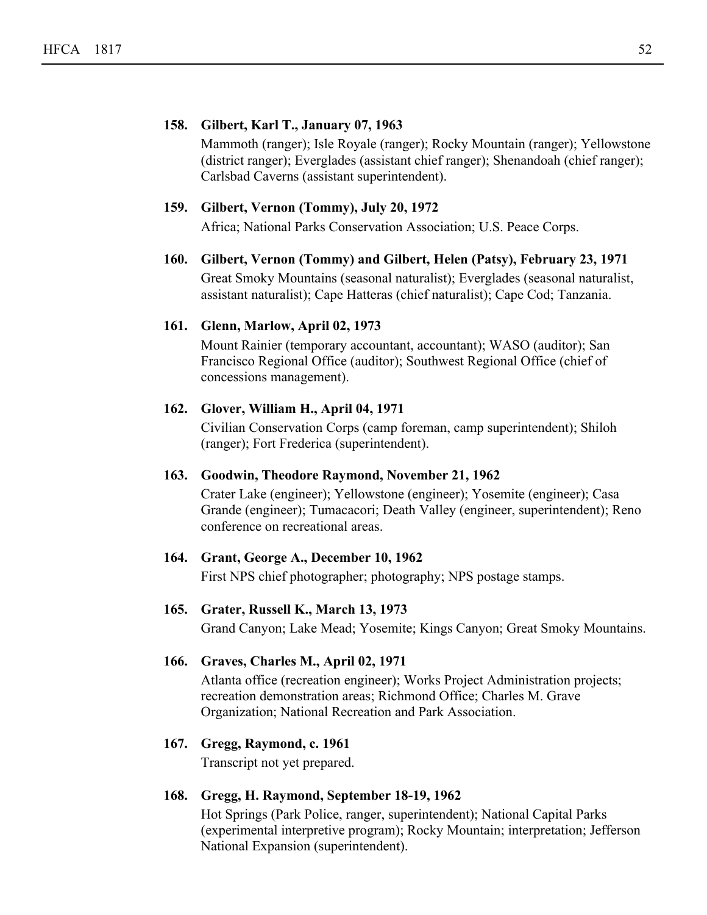**158. Gilbert, Karl T., January 07, 1963**

Mammoth (ranger); Isle Royale (ranger); Rocky Mountain (ranger); Yellowstone (district ranger); Everglades (assistant chief ranger); Shenandoah (chief ranger); Carlsbad Caverns (assistant superintendent).

**159. Gilbert, Vernon (Tommy), July 20, 1972**

Africa; National Parks Conservation Association; U.S. Peace Corps.

**160. Gilbert, Vernon (Tommy) and Gilbert, Helen (Patsy), February 23, 1971**

Great Smoky Mountains (seasonal naturalist); Everglades (seasonal naturalist, assistant naturalist); Cape Hatteras (chief naturalist); Cape Cod; Tanzania.

**161. Glenn, Marlow, April 02, 1973**

Mount Rainier (temporary accountant, accountant); WASO (auditor); San Francisco Regional Office (auditor); Southwest Regional Office (chief of concessions management).

**162. Glover, William H., April 04, 1971**

Civilian Conservation Corps (camp foreman, camp superintendent); Shiloh (ranger); Fort Frederica (superintendent).

**163. Goodwin, Theodore Raymond, November 21, 1962**

Crater Lake (engineer); Yellowstone (engineer); Yosemite (engineer); Casa Grande (engineer); Tumacacori; Death Valley (engineer, superintendent); Reno conference on recreational areas.

**164. Grant, George A., December 10, 1962**

First NPS chief photographer; photography; NPS postage stamps.

**165. Grater, Russell K., March 13, 1973**

Grand Canyon; Lake Mead; Yosemite; Kings Canyon; Great Smoky Mountains.

**166. Graves, Charles M., April 02, 1971**

Atlanta office (recreation engineer); Works Project Administration projects; recreation demonstration areas; Richmond Office; Charles M. Grave Organization; National Recreation and Park Association.

**167. Gregg, Raymond, c. 1961**

Transcript not yet prepared.

**168. Gregg, H. Raymond, September 18-19, 1962**

Hot Springs (Park Police, ranger, superintendent); National Capital Parks (experimental interpretive program); Rocky Mountain; interpretation; Jefferson National Expansion (superintendent).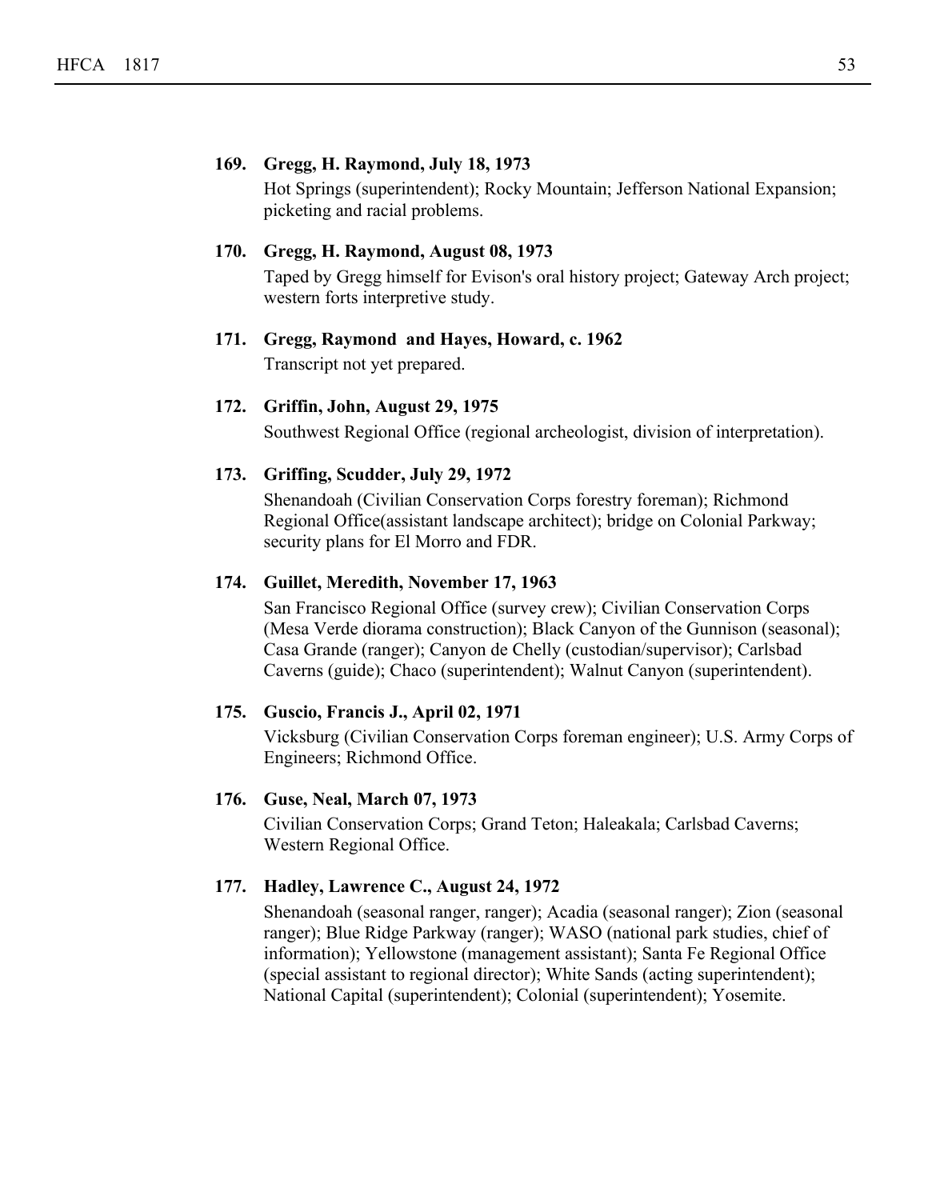**169. Gregg, H. Raymond, July 18, 1973**

Hot Springs (superintendent); Rocky Mountain; Jefferson National Expansion; picketing and racial problems.

**170. Gregg, H. Raymond, August 08, 1973**

Taped by Gregg himself for Evison's oral history project; Gateway Arch project; western forts interpretive study.

**171. Gregg, Raymond and Hayes, Howard, c. 1962**

Transcript not yet prepared.

**172. Griffin, John, August 29, 1975**

Southwest Regional Office (regional archeologist, division of interpretation).

**173. Griffing, Scudder, July 29, 1972**

Shenandoah (Civilian Conservation Corps forestry foreman); Richmond Regional Office(assistant landscape architect); bridge on Colonial Parkway; security plans for El Morro and FDR.

**174. Guillet, Meredith, November 17, 1963**

San Francisco Regional Office (survey crew); Civilian Conservation Corps (Mesa Verde diorama construction); Black Canyon of the Gunnison (seasonal); Casa Grande (ranger); Canyon de Chelly (custodian/supervisor); Carlsbad Caverns (guide); Chaco (superintendent); Walnut Canyon (superintendent).

**175. Guscio, Francis J., April 02, 1971**

Vicksburg (Civilian Conservation Corps foreman engineer); U.S. Army Corps of Engineers; Richmond Office.

**176. Guse, Neal, March 07, 1973**

Civilian Conservation Corps; Grand Teton; Haleakala; Carlsbad Caverns; Western Regional Office.

**177. Hadley, Lawrence C., August 24, 1972**

Shenandoah (seasonal ranger, ranger); Acadia (seasonal ranger); Zion (seasonal ranger); Blue Ridge Parkway (ranger); WASO (national park studies, chief of information); Yellowstone (management assistant); Santa Fe Regional Office (special assistant to regional director); White Sands (acting superintendent); National Capital (superintendent); Colonial (superintendent); Yosemite.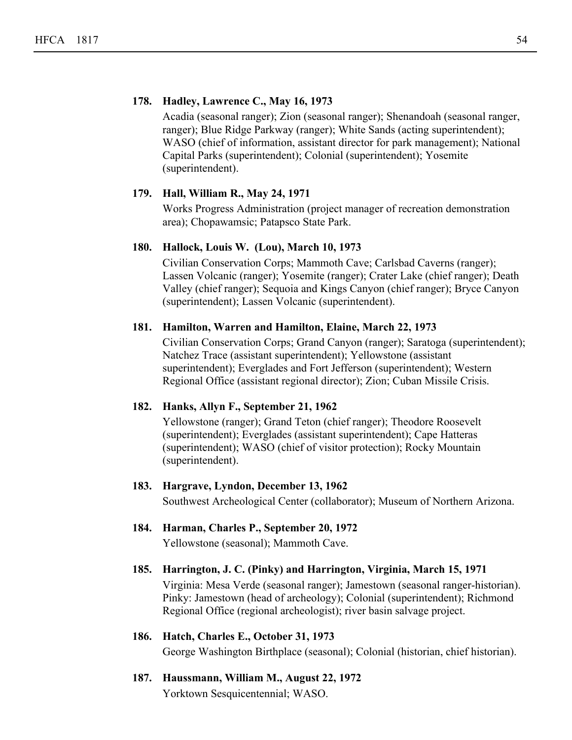**178. Hadley, Lawrence C., May 16, 1973**

Acadia (seasonal ranger); Zion (seasonal ranger); Shenandoah (seasonal ranger, ranger); Blue Ridge Parkway (ranger); White Sands (acting superintendent); WASO (chief of information, assistant director for park management); National Capital Parks (superintendent); Colonial (superintendent); Yosemite (superintendent).

**179. Hall, William R., May 24, 1971**

Works Progress Administration (project manager of recreation demonstration area); Chopawamsic; Patapsco State Park.

**180. Hallock, Louis W. (Lou), March 10, 1973**

Civilian Conservation Corps; Mammoth Cave; Carlsbad Caverns (ranger); Lassen Volcanic (ranger); Yosemite (ranger); Crater Lake (chief ranger); Death Valley (chief ranger); Sequoia and Kings Canyon (chief ranger); Bryce Canyon (superintendent); Lassen Volcanic (superintendent).

**181. Hamilton, Warren and Hamilton, Elaine, March 22, 1973**

Civilian Conservation Corps; Grand Canyon (ranger); Saratoga (superintendent); Natchez Trace (assistant superintendent); Yellowstone (assistant superintendent); Everglades and Fort Jefferson (superintendent); Western Regional Office (assistant regional director); Zion; Cuban Missile Crisis.

**182. Hanks, Allyn F., September 21, 1962**

Yellowstone (ranger); Grand Teton (chief ranger); Theodore Roosevelt (superintendent); Everglades (assistant superintendent); Cape Hatteras (superintendent); WASO (chief of visitor protection); Rocky Mountain (superintendent).

**183. Hargrave, Lyndon, December 13, 1962**

Southwest Archeological Center (collaborator); Museum of Northern Arizona.

**184. Harman, Charles P., September 20, 1972**

Yellowstone (seasonal); Mammoth Cave.

**185. Harrington, J. C. (Pinky) and Harrington, Virginia, March 15, 1971**

Virginia: Mesa Verde (seasonal ranger); Jamestown (seasonal ranger-historian). Pinky: Jamestown (head of archeology); Colonial (superintendent); Richmond Regional Office (regional archeologist); river basin salvage project.

**186. Hatch, Charles E., October 31, 1973**

George Washington Birthplace (seasonal); Colonial (historian, chief historian).

**187. Haussmann, William M., August 22, 1972**

Yorktown Sesquicentennial; WASO.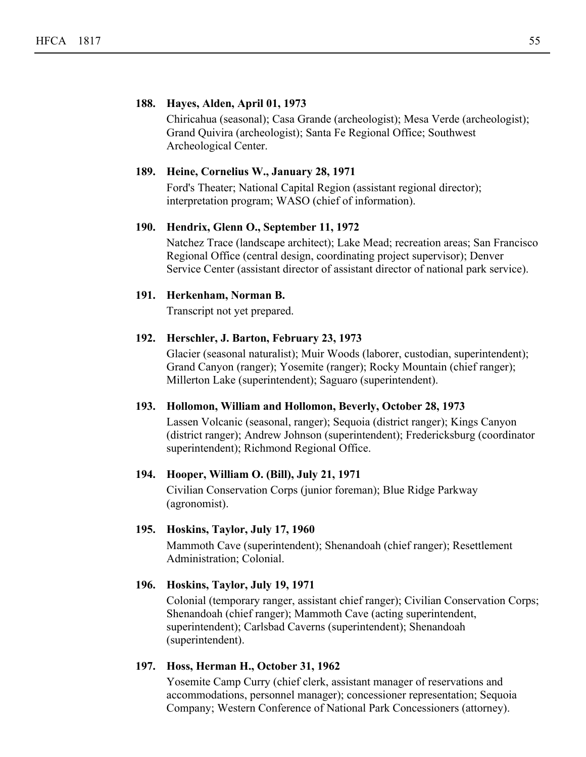**188. Hayes, Alden, April 01, 1973**

Chiricahua (seasonal); Casa Grande (archeologist); Mesa Verde (archeologist); Grand Quivira (archeologist); Santa Fe Regional Office; Southwest Archeological Center.

**189. Heine, Cornelius W., January 28, 1971**

Ford's Theater; National Capital Region (assistant regional director); interpretation program; WASO (chief of information).

**190. Hendrix, Glenn O., September 11, 1972**

Natchez Trace (landscape architect); Lake Mead; recreation areas; San Francisco Regional Office (central design, coordinating project supervisor); Denver Service Center (assistant director of assistant director of national park service).

**191. Herkenham, Norman B.**

Transcript not yet prepared.

**192. Herschler, J. Barton, February 23, 1973**

Glacier (seasonal naturalist); Muir Woods (laborer, custodian, superintendent); Grand Canyon (ranger); Yosemite (ranger); Rocky Mountain (chief ranger); Millerton Lake (superintendent); Saguaro (superintendent).

**193. Hollomon, William and Hollomon, Beverly, October 28, 1973**

Lassen Volcanic (seasonal, ranger); Sequoia (district ranger); Kings Canyon (district ranger); Andrew Johnson (superintendent); Fredericksburg (coordinator superintendent); Richmond Regional Office.

**194. Hooper, William O. (Bill), July 21, 1971**

Civilian Conservation Corps (junior foreman); Blue Ridge Parkway (agronomist).

**195. Hoskins, Taylor, July 17, 1960**

Mammoth Cave (superintendent); Shenandoah (chief ranger); Resettlement Administration; Colonial.

**196. Hoskins, Taylor, July 19, 1971**

Colonial (temporary ranger, assistant chief ranger); Civilian Conservation Corps; Shenandoah (chief ranger); Mammoth Cave (acting superintendent, superintendent); Carlsbad Caverns (superintendent); Shenandoah (superintendent).

**197. Hoss, Herman H., October 31, 1962**

Yosemite Camp Curry (chief clerk, assistant manager of reservations and accommodations, personnel manager); concessioner representation; Sequoia Company; Western Conference of National Park Concessioners (attorney).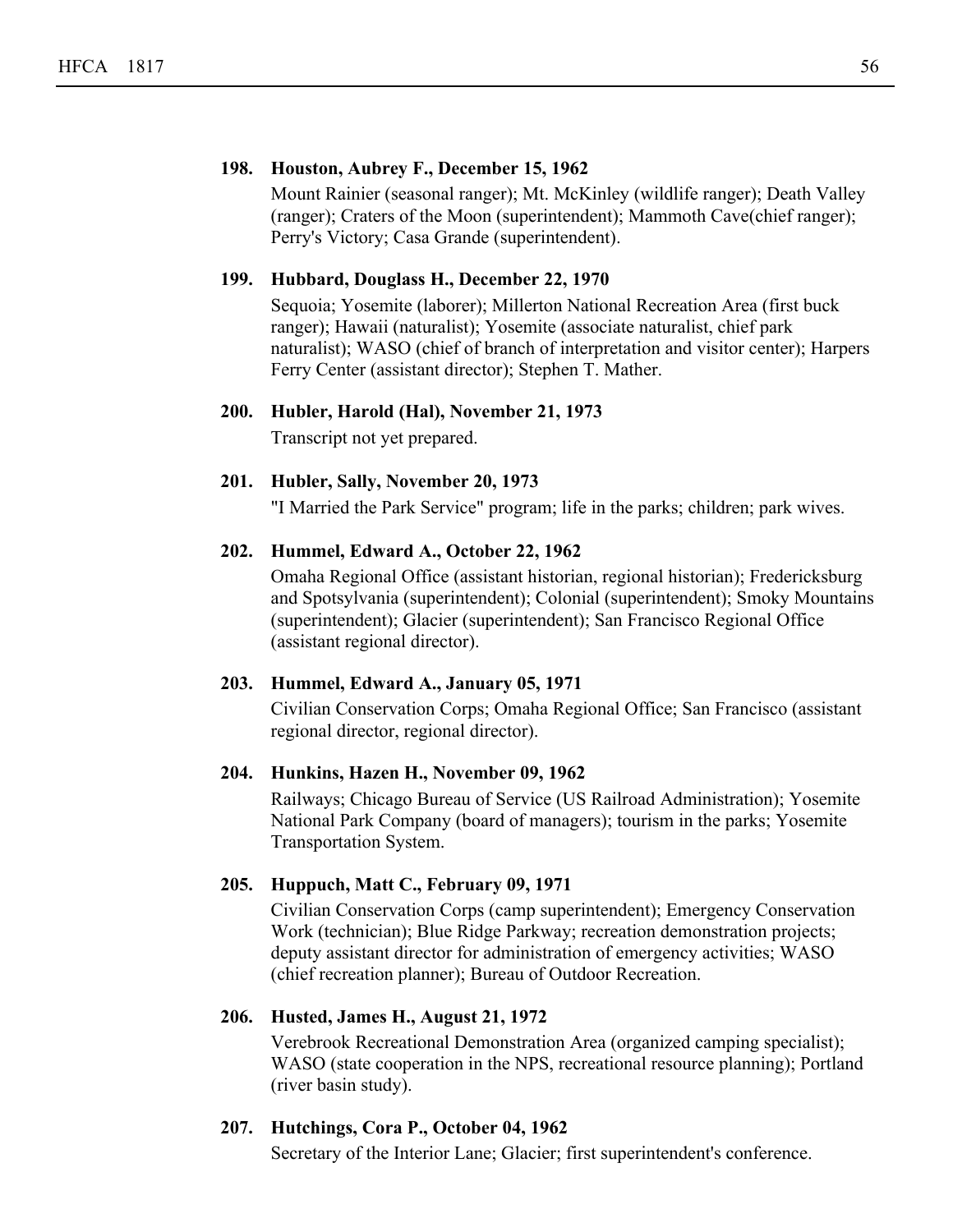**198. Houston, Aubrey F., December 15, 1962**

Mount Rainier (seasonal ranger); Mt. McKinley (wildlife ranger); Death Valley (ranger); Craters of the Moon (superintendent); Mammoth Cave(chief ranger); Perry's Victory; Casa Grande (superintendent).

**199. Hubbard, Douglass H., December 22, 1970**

Sequoia; Yosemite (laborer); Millerton National Recreation Area (first buck ranger); Hawaii (naturalist); Yosemite (associate naturalist, chief park naturalist); WASO (chief of branch of interpretation and visitor center); Harpers Ferry Center (assistant director); Stephen T. Mather.

**200. Hubler, Harold (Hal), November 21, 1973**

Transcript not yet prepared.

**201. Hubler, Sally, November 20, 1973**

"I Married the Park Service" program; life in the parks; children; park wives.

**202. Hummel, Edward A., October 22, 1962**

Omaha Regional Office (assistant historian, regional historian); Fredericksburg and Spotsylvania (superintendent); Colonial (superintendent); Smoky Mountains (superintendent); Glacier (superintendent); San Francisco Regional Office (assistant regional director).

**203. Hummel, Edward A., January 05, 1971**

Civilian Conservation Corps; Omaha Regional Office; San Francisco (assistant regional director, regional director).

**204. Hunkins, Hazen H., November 09, 1962**

Railways; Chicago Bureau of Service (US Railroad Administration); Yosemite National Park Company (board of managers); tourism in the parks; Yosemite Transportation System.

**205. Huppuch, Matt C., February 09, 1971**

Civilian Conservation Corps (camp superintendent); Emergency Conservation Work (technician); Blue Ridge Parkway; recreation demonstration projects; deputy assistant director for administration of emergency activities; WASO (chief recreation planner); Bureau of Outdoor Recreation.

**206. Husted, James H., August 21, 1972**

Verebrook Recreational Demonstration Area (organized camping specialist); WASO (state cooperation in the NPS, recreational resource planning); Portland (river basin study).

**207. Hutchings, Cora P., October 04, 1962**

Secretary of the Interior Lane; Glacier; first superintendent's conference.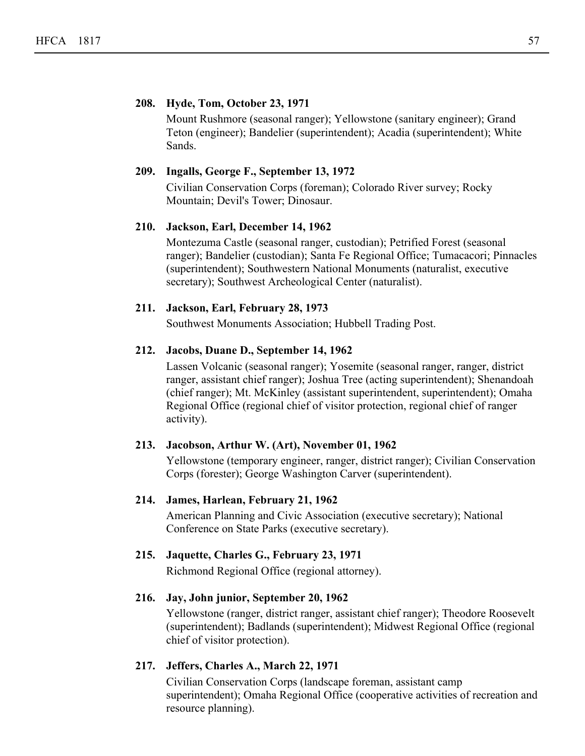**208. Hyde, Tom, October 23, 1971**

Mount Rushmore (seasonal ranger); Yellowstone (sanitary engineer); Grand Teton (engineer); Bandelier (superintendent); Acadia (superintendent); White Sands.

**209. Ingalls, George F., September 13, 1972**

Civilian Conservation Corps (foreman); Colorado River survey; Rocky Mountain; Devil's Tower; Dinosaur.

**210. Jackson, Earl, December 14, 1962**

Montezuma Castle (seasonal ranger, custodian); Petrified Forest (seasonal ranger); Bandelier (custodian); Santa Fe Regional Office; Tumacacori; Pinnacles (superintendent); Southwestern National Monuments (naturalist, executive secretary); Southwest Archeological Center (naturalist).

**211. Jackson, Earl, February 28, 1973**

Southwest Monuments Association; Hubbell Trading Post.

**212. Jacobs, Duane D., September 14, 1962**

Lassen Volcanic (seasonal ranger); Yosemite (seasonal ranger, ranger, district ranger, assistant chief ranger); Joshua Tree (acting superintendent); Shenandoah (chief ranger); Mt. McKinley (assistant superintendent, superintendent); Omaha Regional Office (regional chief of visitor protection, regional chief of ranger activity).

**213. Jacobson, Arthur W. (Art), November 01, 1962**

Yellowstone (temporary engineer, ranger, district ranger); Civilian Conservation Corps (forester); George Washington Carver (superintendent).

**214. James, Harlean, February 21, 1962**

American Planning and Civic Association (executive secretary); National Conference on State Parks (executive secretary).

**215. Jaquette, Charles G., February 23, 1971**

Richmond Regional Office (regional attorney).

**216. Jay, John junior, September 20, 1962**

Yellowstone (ranger, district ranger, assistant chief ranger); Theodore Roosevelt (superintendent); Badlands (superintendent); Midwest Regional Office (regional chief of visitor protection).

**217. Jeffers, Charles A., March 22, 1971**

Civilian Conservation Corps (landscape foreman, assistant camp superintendent); Omaha Regional Office (cooperative activities of recreation and resource planning).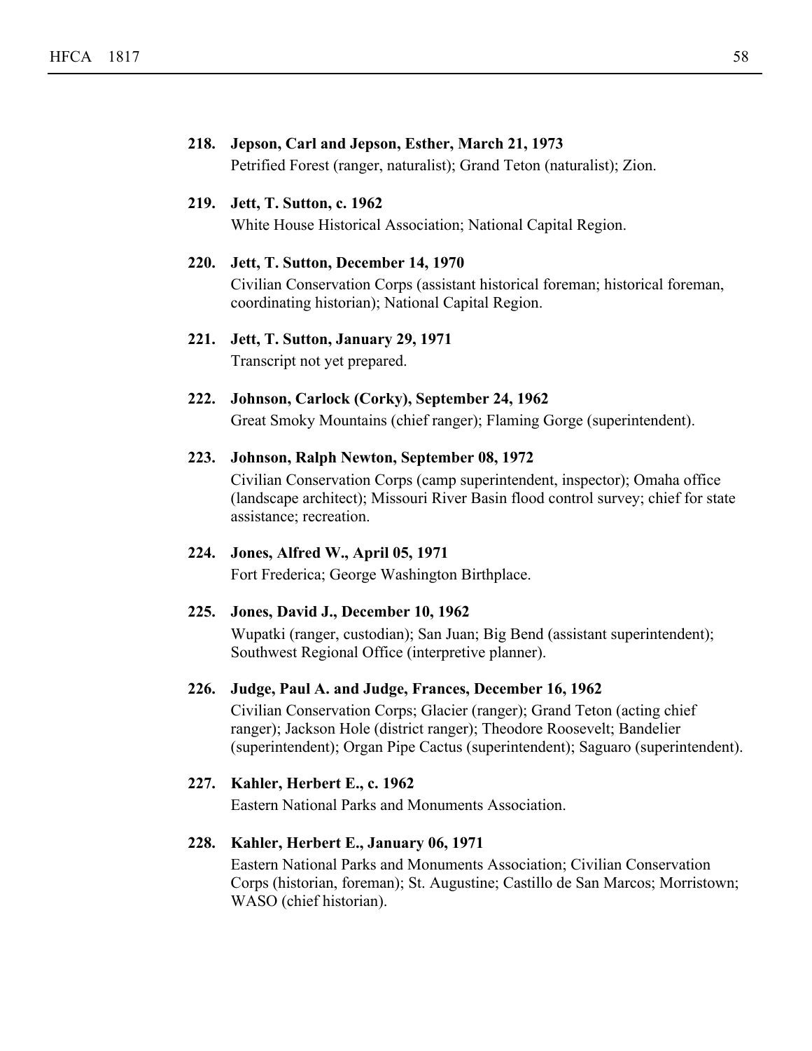**218. Jepson, Carl and Jepson, Esther, March 21, 1973**

Petrified Forest (ranger, naturalist); Grand Teton (naturalist); Zion.

**219. Jett, T. Sutton, c. 1962**

White House Historical Association; National Capital Region.

**220. Jett, T. Sutton, December 14, 1970**

Civilian Conservation Corps (assistant historical foreman; historical foreman, coordinating historian); National Capital Region.

**221. Jett, T. Sutton, January 29, 1971**

Transcript not yet prepared.

**222. Johnson, Carlock (Corky), September 24, 1962**

Great Smoky Mountains (chief ranger); Flaming Gorge (superintendent).

**223. Johnson, Ralph Newton, September 08, 1972**

Civilian Conservation Corps (camp superintendent, inspector); Omaha office (landscape architect); Missouri River Basin flood control survey; chief for state assistance; recreation.

**224. Jones, Alfred W., April 05, 1971**

Fort Frederica; George Washington Birthplace.

**225. Jones, David J., December 10, 1962**

Wupatki (ranger, custodian); San Juan; Big Bend (assistant superintendent); Southwest Regional Office (interpretive planner).

**226. Judge, Paul A. and Judge, Frances, December 16, 1962**

Civilian Conservation Corps; Glacier (ranger); Grand Teton (acting chief ranger); Jackson Hole (district ranger); Theodore Roosevelt; Bandelier (superintendent); Organ Pipe Cactus (superintendent); Saguaro (superintendent).

**227. Kahler, Herbert E., c. 1962**

Eastern National Parks and Monuments Association.

**228. Kahler, Herbert E., January 06, 1971**

Eastern National Parks and Monuments Association; Civilian Conservation Corps (historian, foreman); St. Augustine; Castillo de San Marcos; Morristown; WASO (chief historian).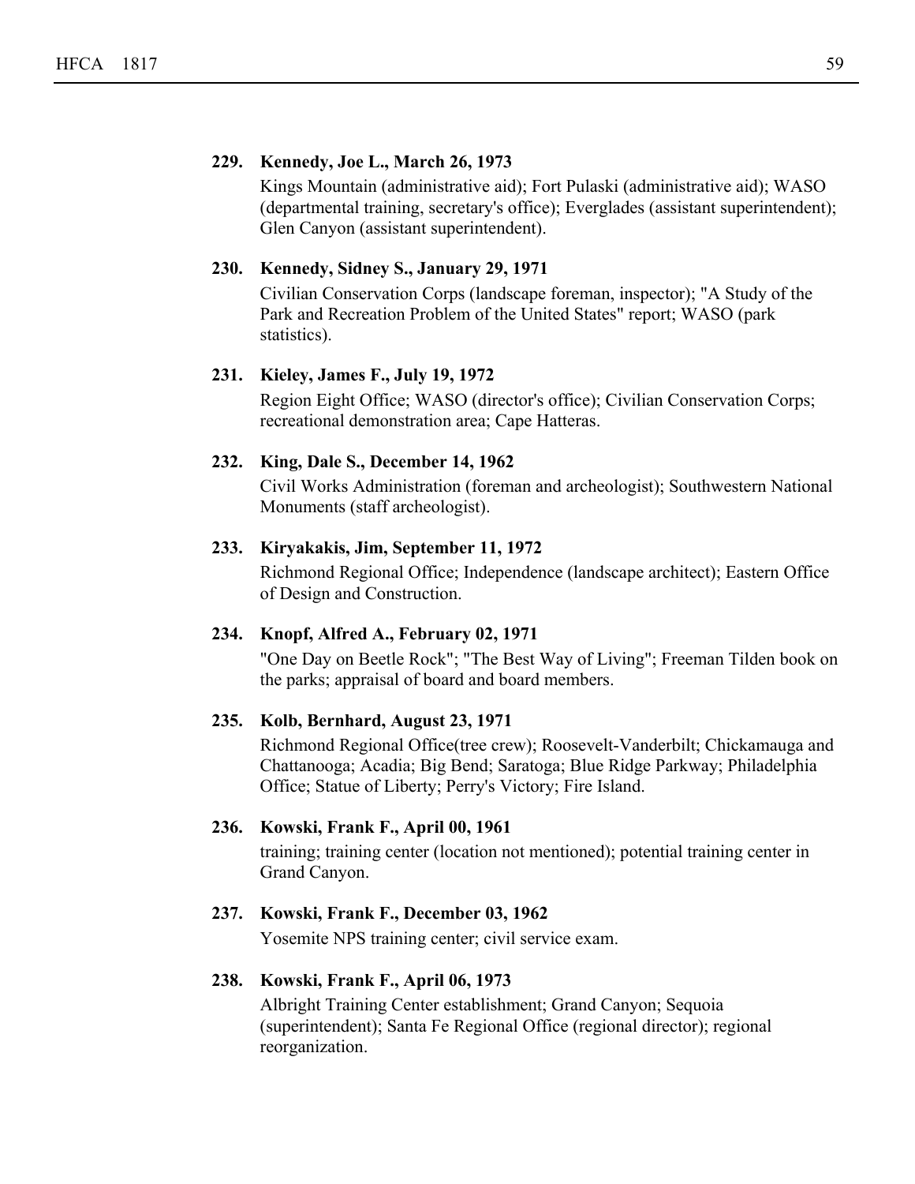**229. Kennedy, Joe L., March 26, 1973**

Kings Mountain (administrative aid); Fort Pulaski (administrative aid); WASO (departmental training, secretary's office); Everglades (assistant superintendent); Glen Canyon (assistant superintendent).

**230. Kennedy, Sidney S., January 29, 1971**

Civilian Conservation Corps (landscape foreman, inspector); "A Study of the Park and Recreation Problem of the United States" report; WASO (park statistics).

**231. Kieley, James F., July 19, 1972**

Region Eight Office; WASO (director's office); Civilian Conservation Corps; recreational demonstration area; Cape Hatteras.

**232. King, Dale S., December 14, 1962**

Civil Works Administration (foreman and archeologist); Southwestern National Monuments (staff archeologist).

**233. Kiryakakis, Jim, September 11, 1972**

Richmond Regional Office; Independence (landscape architect); Eastern Office of Design and Construction.

**234. Knopf, Alfred A., February 02, 1971**

"One Day on Beetle Rock"; "The Best Way of Living"; Freeman Tilden book on the parks; appraisal of board and board members.

**235. Kolb, Bernhard, August 23, 1971**

Richmond Regional Office(tree crew); Roosevelt-Vanderbilt; Chickamauga and Chattanooga; Acadia; Big Bend; Saratoga; Blue Ridge Parkway; Philadelphia Office; Statue of Liberty; Perry's Victory; Fire Island.

**236. Kowski, Frank F., April 00, 1961**

training; training center (location not mentioned); potential training center in Grand Canyon.

**237. Kowski, Frank F., December 03, 1962**

Yosemite NPS training center; civil service exam.

**238. Kowski, Frank F., April 06, 1973**

Albright Training Center establishment; Grand Canyon; Sequoia (superintendent); Santa Fe Regional Office (regional director); regional reorganization.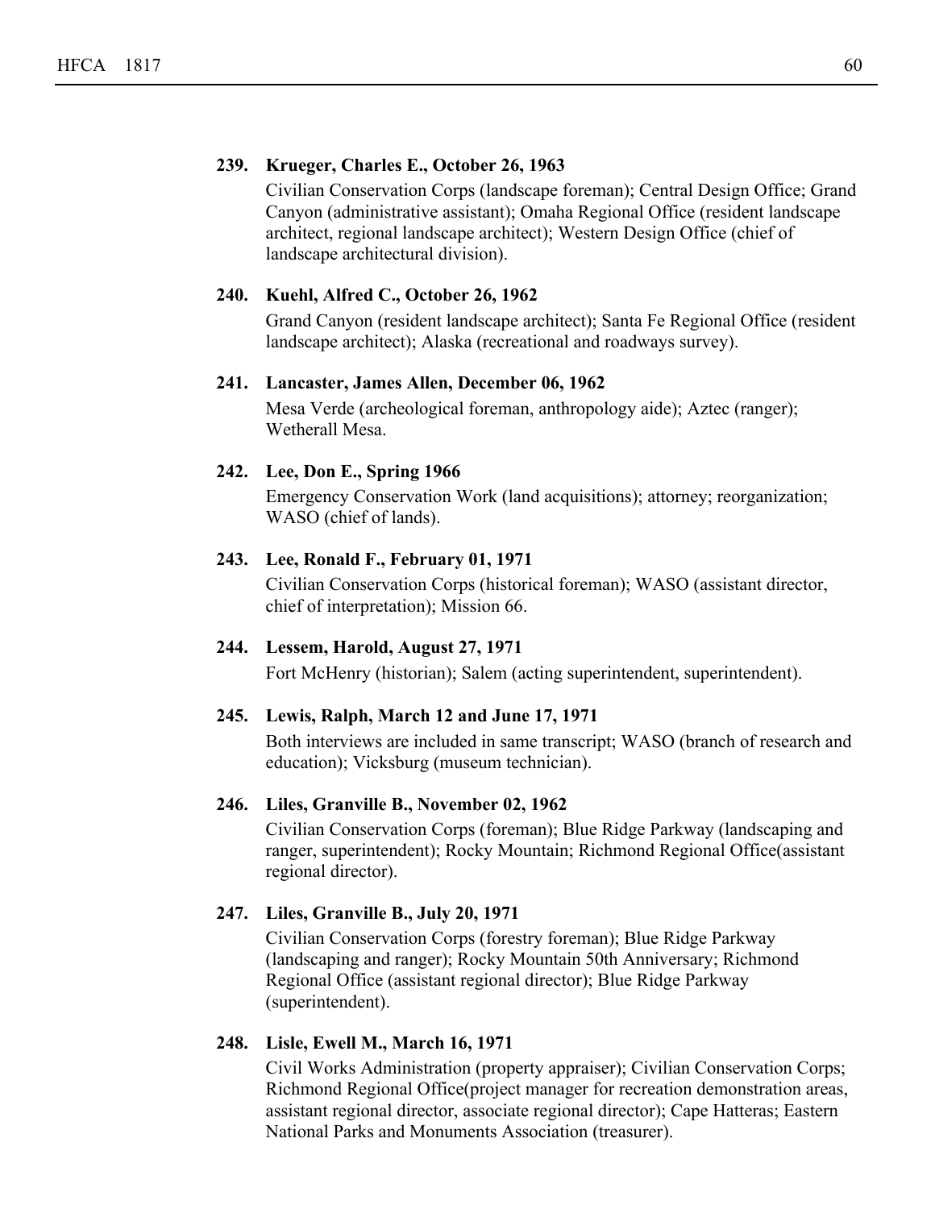**239. Krueger, Charles E., October 26, 1963**

Civilian Conservation Corps (landscape foreman); Central Design Office; Grand Canyon (administrative assistant); Omaha Regional Office (resident landscape architect, regional landscape architect); Western Design Office (chief of landscape architectural division).

**240. Kuehl, Alfred C., October 26, 1962**

Grand Canyon (resident landscape architect); Santa Fe Regional Office (resident landscape architect); Alaska (recreational and roadways survey).

**241. Lancaster, James Allen, December 06, 1962**

Mesa Verde (archeological foreman, anthropology aide); Aztec (ranger); Wetherall Mesa.

**242. Lee, Don E., Spring 1966**

Emergency Conservation Work (land acquisitions); attorney; reorganization; WASO (chief of lands).

**243. Lee, Ronald F., February 01, 1971**

Civilian Conservation Corps (historical foreman); WASO (assistant director, chief of interpretation); Mission 66.

**244. Lessem, Harold, August 27, 1971**

Fort McHenry (historian); Salem (acting superintendent, superintendent).

**245. Lewis, Ralph, March 12 and June 17, 1971**

Both interviews are included in same transcript; WASO (branch of research and education); Vicksburg (museum technician).

**246. Liles, Granville B., November 02, 1962**

Civilian Conservation Corps (foreman); Blue Ridge Parkway (landscaping and ranger, superintendent); Rocky Mountain; Richmond Regional Office(assistant regional director).

**247. Liles, Granville B., July 20, 1971**

Civilian Conservation Corps (forestry foreman); Blue Ridge Parkway (landscaping and ranger); Rocky Mountain 50th Anniversary; Richmond Regional Office (assistant regional director); Blue Ridge Parkway (superintendent).

**248. Lisle, Ewell M., March 16, 1971**

Civil Works Administration (property appraiser); Civilian Conservation Corps; Richmond Regional Office(project manager for recreation demonstration areas, assistant regional director, associate regional director); Cape Hatteras; Eastern National Parks and Monuments Association (treasurer).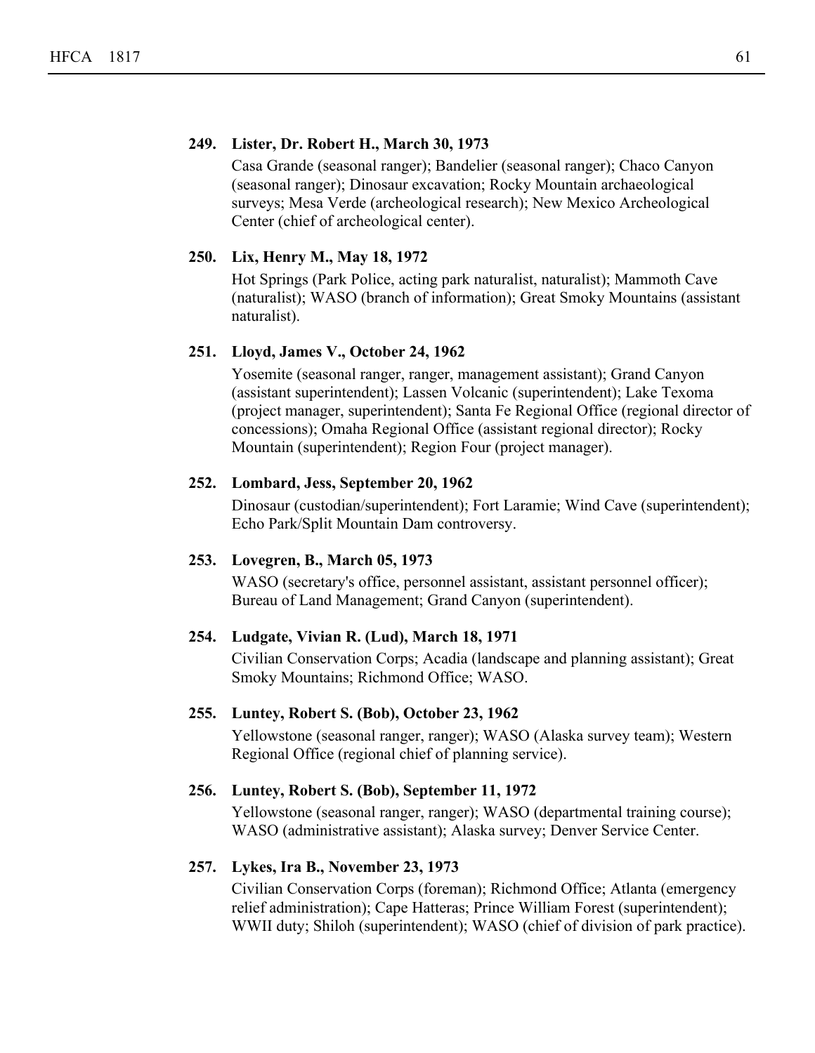**249. Lister, Dr. Robert H., March 30, 1973**

Casa Grande (seasonal ranger); Bandelier (seasonal ranger); Chaco Canyon (seasonal ranger); Dinosaur excavation; Rocky Mountain archaeological surveys; Mesa Verde (archeological research); New Mexico Archeological Center (chief of archeological center).

**250. Lix, Henry M., May 18, 1972**

Hot Springs (Park Police, acting park naturalist, naturalist); Mammoth Cave (naturalist); WASO (branch of information); Great Smoky Mountains (assistant naturalist).

**251. Lloyd, James V., October 24, 1962**

Yosemite (seasonal ranger, ranger, management assistant); Grand Canyon (assistant superintendent); Lassen Volcanic (superintendent); Lake Texoma (project manager, superintendent); Santa Fe Regional Office (regional director of concessions); Omaha Regional Office (assistant regional director); Rocky Mountain (superintendent); Region Four (project manager).

**252. Lombard, Jess, September 20, 1962**

Dinosaur (custodian/superintendent); Fort Laramie; Wind Cave (superintendent); Echo Park/Split Mountain Dam controversy.

**253. Lovegren, B., March 05, 1973**

WASO (secretary's office, personnel assistant, assistant personnel officer); Bureau of Land Management; Grand Canyon (superintendent).

**254. Ludgate, Vivian R. (Lud), March 18, 1971**

Civilian Conservation Corps; Acadia (landscape and planning assistant); Great Smoky Mountains; Richmond Office; WASO.

**255. Luntey, Robert S. (Bob), October 23, 1962**

Yellowstone (seasonal ranger, ranger); WASO (Alaska survey team); Western Regional Office (regional chief of planning service).

**256. Luntey, Robert S. (Bob), September 11, 1972**

Yellowstone (seasonal ranger, ranger); WASO (departmental training course); WASO (administrative assistant); Alaska survey; Denver Service Center.

**257. Lykes, Ira B., November 23, 1973**

Civilian Conservation Corps (foreman); Richmond Office; Atlanta (emergency relief administration); Cape Hatteras; Prince William Forest (superintendent); WWII duty; Shiloh (superintendent); WASO (chief of division of park practice).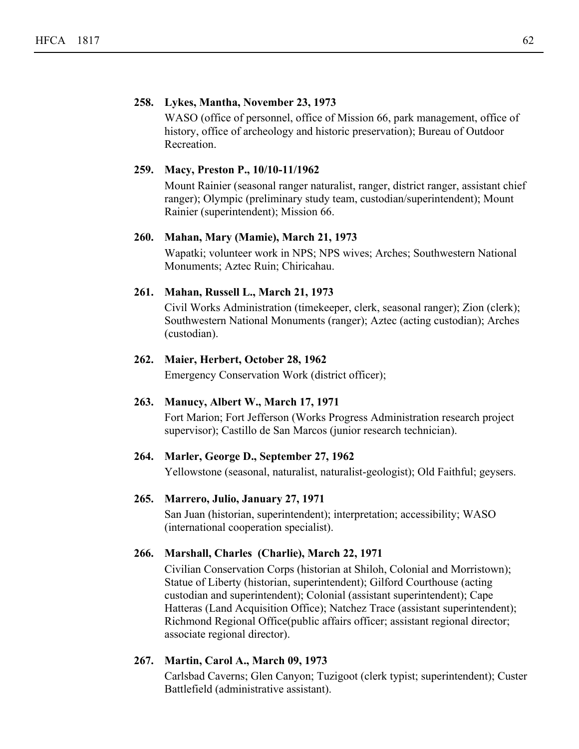**258. Lykes, Mantha, November 23, 1973**

WASO (office of personnel, office of Mission 66, park management, office of history, office of archeology and historic preservation); Bureau of Outdoor Recreation.

**259. Macy, Preston P., 10/10-11/1962**

Mount Rainier (seasonal ranger naturalist, ranger, district ranger, assistant chief ranger); Olympic (preliminary study team, custodian/superintendent); Mount Rainier (superintendent); Mission 66.

**260. Mahan, Mary (Mamie), March 21, 1973**

Wapatki; volunteer work in NPS; NPS wives; Arches; Southwestern National Monuments; Aztec Ruin; Chiricahau.

**261. Mahan, Russell L., March 21, 1973**

Civil Works Administration (timekeeper, clerk, seasonal ranger); Zion (clerk); Southwestern National Monuments (ranger); Aztec (acting custodian); Arches (custodian).

**262. Maier, Herbert, October 28, 1962**

Emergency Conservation Work (district officer);

**263. Manucy, Albert W., March 17, 1971**

Fort Marion; Fort Jefferson (Works Progress Administration research project supervisor); Castillo de San Marcos (junior research technician).

**264. Marler, George D., September 27, 1962**

Yellowstone (seasonal, naturalist, naturalist-geologist); Old Faithful; geysers.

**265. Marrero, Julio, January 27, 1971**

San Juan (historian, superintendent); interpretation; accessibility; WASO (international cooperation specialist).

**266. Marshall, Charles (Charlie), March 22, 1971**

Civilian Conservation Corps (historian at Shiloh, Colonial and Morristown); Statue of Liberty (historian, superintendent); Gilford Courthouse (acting custodian and superintendent); Colonial (assistant superintendent); Cape Hatteras (Land Acquisition Office); Natchez Trace (assistant superintendent); Richmond Regional Office(public affairs officer; assistant regional director; associate regional director).

**267. Martin, Carol A., March 09, 1973**

Carlsbad Caverns; Glen Canyon; Tuzigoot (clerk typist; superintendent); Custer Battlefield (administrative assistant).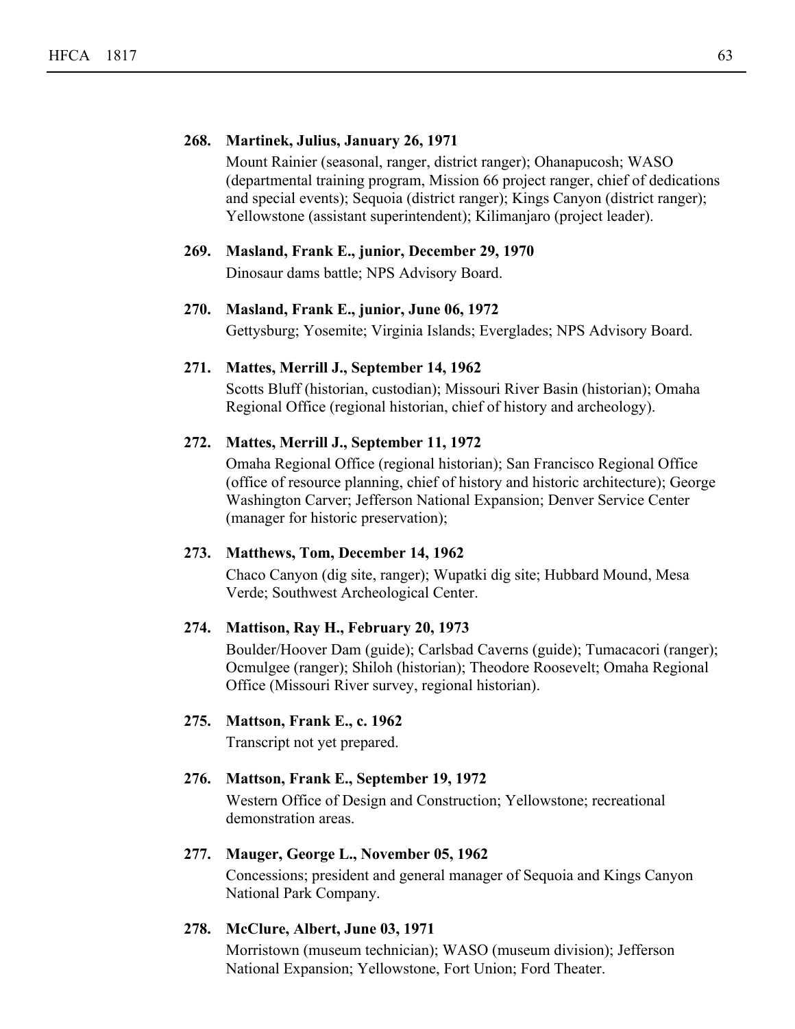**268. Martinek, Julius, January 26, 1971**

Mount Rainier (seasonal, ranger, district ranger); Ohanapucosh; WASO (departmental training program, Mission 66 project ranger, chief of dedications and special events); Sequoia (district ranger); Kings Canyon (district ranger); Yellowstone (assistant superintendent); Kilimanjaro (project leader).

**269. Masland, Frank E., junior, December 29, 1970**

Dinosaur dams battle; NPS Advisory Board.

**270. Masland, Frank E., junior, June 06, 1972**

Gettysburg; Yosemite; Virginia Islands; Everglades; NPS Advisory Board.

**271. Mattes, Merrill J., September 14, 1962**

Scotts Bluff (historian, custodian); Missouri River Basin (historian); Omaha Regional Office (regional historian, chief of history and archeology).

**272. Mattes, Merrill J., September 11, 1972**

Omaha Regional Office (regional historian); San Francisco Regional Office (office of resource planning, chief of history and historic architecture); George Washington Carver; Jefferson National Expansion; Denver Service Center (manager for historic preservation);

**273. Matthews, Tom, December 14, 1962**

Chaco Canyon (dig site, ranger); Wupatki dig site; Hubbard Mound, Mesa Verde; Southwest Archeological Center.

**274. Mattison, Ray H., February 20, 1973**

Boulder/Hoover Dam (guide); Carlsbad Caverns (guide); Tumacacori (ranger); Ocmulgee (ranger); Shiloh (historian); Theodore Roosevelt; Omaha Regional Office (Missouri River survey, regional historian).

**275. Mattson, Frank E., c. 1962**

Transcript not yet prepared.

**276. Mattson, Frank E., September 19, 1972**

Western Office of Design and Construction; Yellowstone; recreational demonstration areas.

**277. Mauger, George L., November 05, 1962**

Concessions; president and general manager of Sequoia and Kings Canyon National Park Company.

**278. McClure, Albert, June 03, 1971**

Morristown (museum technician); WASO (museum division); Jefferson National Expansion; Yellowstone, Fort Union; Ford Theater.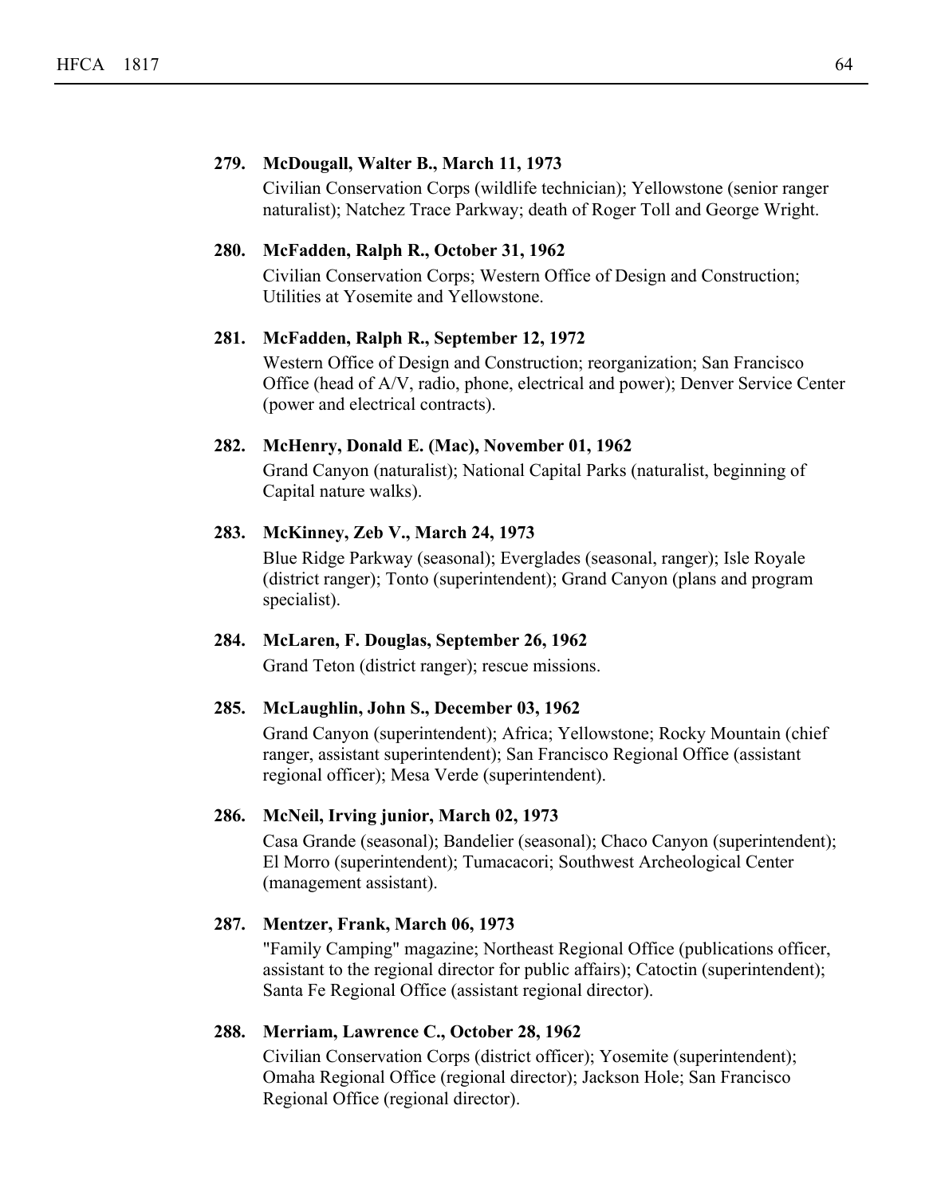**279. McDougall, Walter B., March 11, 1973**

Civilian Conservation Corps (wildlife technician); Yellowstone (senior ranger naturalist); Natchez Trace Parkway; death of Roger Toll and George Wright.

**280. McFadden, Ralph R., October 31, 1962**

Civilian Conservation Corps; Western Office of Design and Construction; Utilities at Yosemite and Yellowstone.

**281. McFadden, Ralph R., September 12, 1972**

Western Office of Design and Construction; reorganization; San Francisco Office (head of A/V, radio, phone, electrical and power); Denver Service Center (power and electrical contracts).

**282. McHenry, Donald E. (Mac), November 01, 1962**

Grand Canyon (naturalist); National Capital Parks (naturalist, beginning of Capital nature walks).

**283. McKinney, Zeb V., March 24, 1973**

Blue Ridge Parkway (seasonal); Everglades (seasonal, ranger); Isle Royale (district ranger); Tonto (superintendent); Grand Canyon (plans and program specialist).

**284. McLaren, F. Douglas, September 26, 1962**

Grand Teton (district ranger); rescue missions.

**285. McLaughlin, John S., December 03, 1962**

Grand Canyon (superintendent); Africa; Yellowstone; Rocky Mountain (chief ranger, assistant superintendent); San Francisco Regional Office (assistant regional officer); Mesa Verde (superintendent).

**286. McNeil, Irving junior, March 02, 1973**

Casa Grande (seasonal); Bandelier (seasonal); Chaco Canyon (superintendent); El Morro (superintendent); Tumacacori; Southwest Archeological Center (management assistant).

**287. Mentzer, Frank, March 06, 1973**

"Family Camping" magazine; Northeast Regional Office (publications officer, assistant to the regional director for public affairs); Catoctin (superintendent); Santa Fe Regional Office (assistant regional director).

**288. Merriam, Lawrence C., October 28, 1962**

Civilian Conservation Corps (district officer); Yosemite (superintendent); Omaha Regional Office (regional director); Jackson Hole; San Francisco Regional Office (regional director).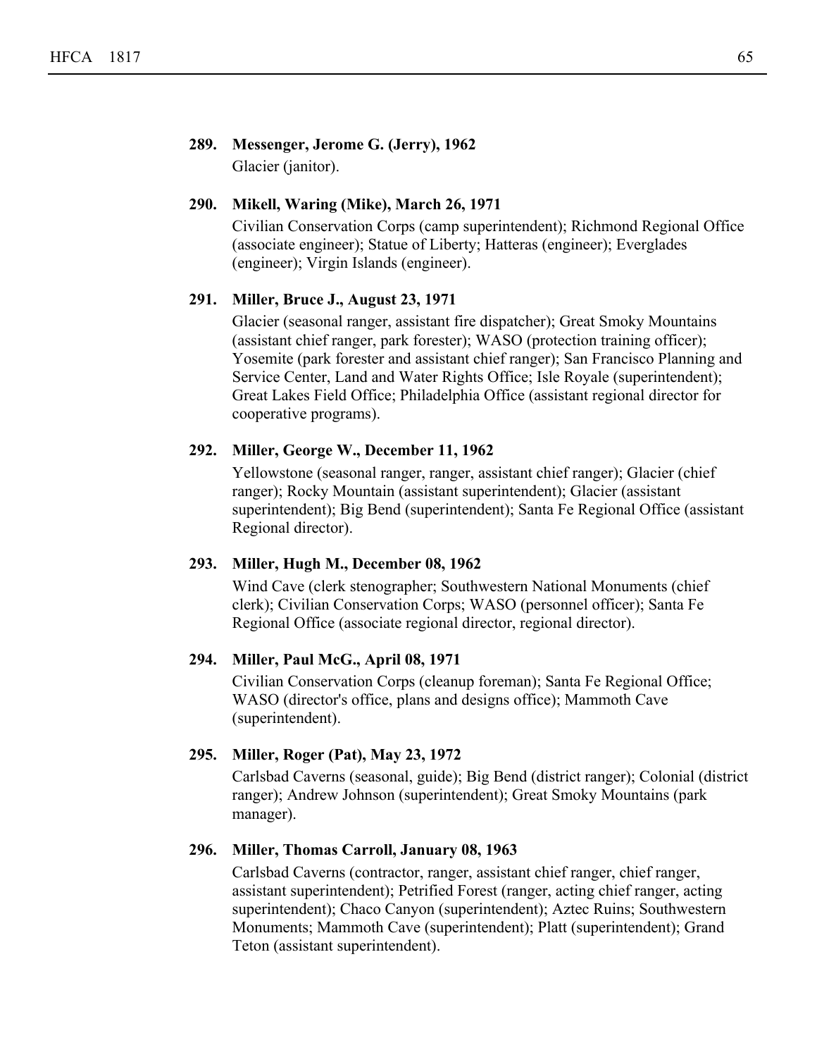**289. Messenger, Jerome G. (Jerry), 1962**

Glacier (janitor).

**290. Mikell, Waring (Mike), March 26, 1971**

Civilian Conservation Corps (camp superintendent); Richmond Regional Office (associate engineer); Statue of Liberty; Hatteras (engineer); Everglades (engineer); Virgin Islands (engineer).

**291. Miller, Bruce J., August 23, 1971**

Glacier (seasonal ranger, assistant fire dispatcher); Great Smoky Mountains (assistant chief ranger, park forester); WASO (protection training officer); Yosemite (park forester and assistant chief ranger); San Francisco Planning and Service Center, Land and Water Rights Office; Isle Royale (superintendent); Great Lakes Field Office; Philadelphia Office (assistant regional director for cooperative programs).

**292. Miller, George W., December 11, 1962**

Yellowstone (seasonal ranger, ranger, assistant chief ranger); Glacier (chief ranger); Rocky Mountain (assistant superintendent); Glacier (assistant superintendent); Big Bend (superintendent); Santa Fe Regional Office (assistant Regional director).

**293. Miller, Hugh M., December 08, 1962**

Wind Cave (clerk stenographer; Southwestern National Monuments (chief clerk); Civilian Conservation Corps; WASO (personnel officer); Santa Fe Regional Office (associate regional director, regional director).

**294. Miller, Paul McG., April 08, 1971**

Civilian Conservation Corps (cleanup foreman); Santa Fe Regional Office; WASO (director's office, plans and designs office); Mammoth Cave (superintendent).

**295. Miller, Roger (Pat), May 23, 1972**

Carlsbad Caverns (seasonal, guide); Big Bend (district ranger); Colonial (district ranger); Andrew Johnson (superintendent); Great Smoky Mountains (park manager).

**296. Miller, Thomas Carroll, January 08, 1963**

Carlsbad Caverns (contractor, ranger, assistant chief ranger, chief ranger, assistant superintendent); Petrified Forest (ranger, acting chief ranger, acting superintendent); Chaco Canyon (superintendent); Aztec Ruins; Southwestern Monuments; Mammoth Cave (superintendent); Platt (superintendent); Grand Teton (assistant superintendent).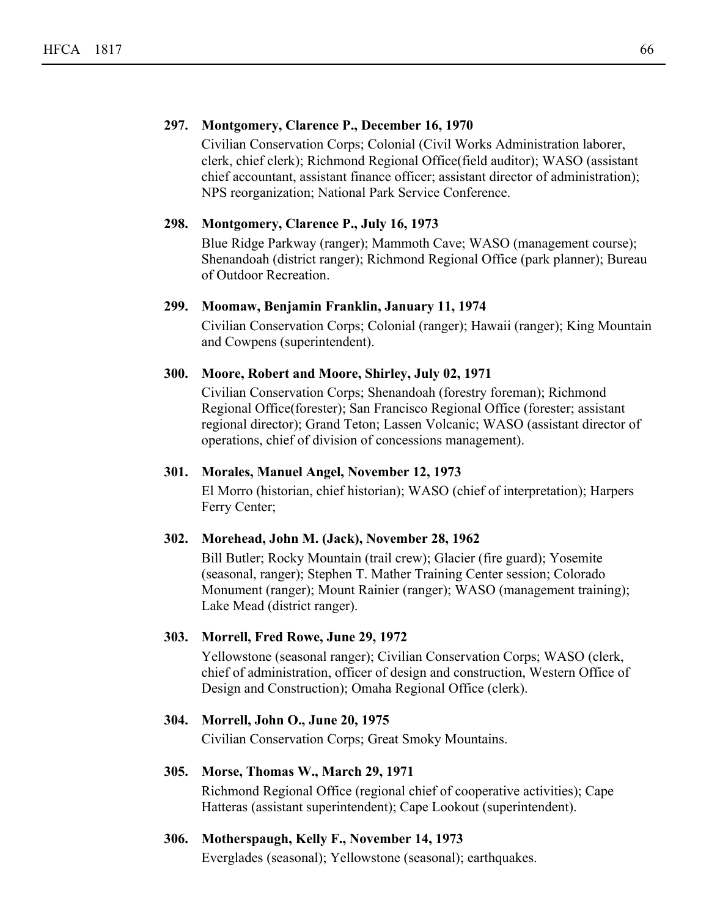**297. Montgomery, Clarence P., December 16, 1970**

Civilian Conservation Corps; Colonial (Civil Works Administration laborer, clerk, chief clerk); Richmond Regional Office(field auditor); WASO (assistant chief accountant, assistant finance officer; assistant director of administration); NPS reorganization; National Park Service Conference.

**298. Montgomery, Clarence P., July 16, 1973**

Blue Ridge Parkway (ranger); Mammoth Cave; WASO (management course); Shenandoah (district ranger); Richmond Regional Office (park planner); Bureau of Outdoor Recreation.

**299. Moomaw, Benjamin Franklin, January 11, 1974**

Civilian Conservation Corps; Colonial (ranger); Hawaii (ranger); King Mountain and Cowpens (superintendent).

**300. Moore, Robert and Moore, Shirley, July 02, 1971**

Civilian Conservation Corps; Shenandoah (forestry foreman); Richmond Regional Office(forester); San Francisco Regional Office (forester; assistant regional director); Grand Teton; Lassen Volcanic; WASO (assistant director of operations, chief of division of concessions management).

**301. Morales, Manuel Angel, November 12, 1973**

El Morro (historian, chief historian); WASO (chief of interpretation); Harpers Ferry Center;

**302. Morehead, John M. (Jack), November 28, 1962**

Bill Butler; Rocky Mountain (trail crew); Glacier (fire guard); Yosemite (seasonal, ranger); Stephen T. Mather Training Center session; Colorado Monument (ranger); Mount Rainier (ranger); WASO (management training); Lake Mead (district ranger).

**303. Morrell, Fred Rowe, June 29, 1972**

Yellowstone (seasonal ranger); Civilian Conservation Corps; WASO (clerk, chief of administration, officer of design and construction, Western Office of Design and Construction); Omaha Regional Office (clerk).

**304. Morrell, John O., June 20, 1975**

Civilian Conservation Corps; Great Smoky Mountains.

**305. Morse, Thomas W., March 29, 1971**

Richmond Regional Office (regional chief of cooperative activities); Cape Hatteras (assistant superintendent); Cape Lookout (superintendent).

**306. Motherspaugh, Kelly F., November 14, 1973**

Everglades (seasonal); Yellowstone (seasonal); earthquakes.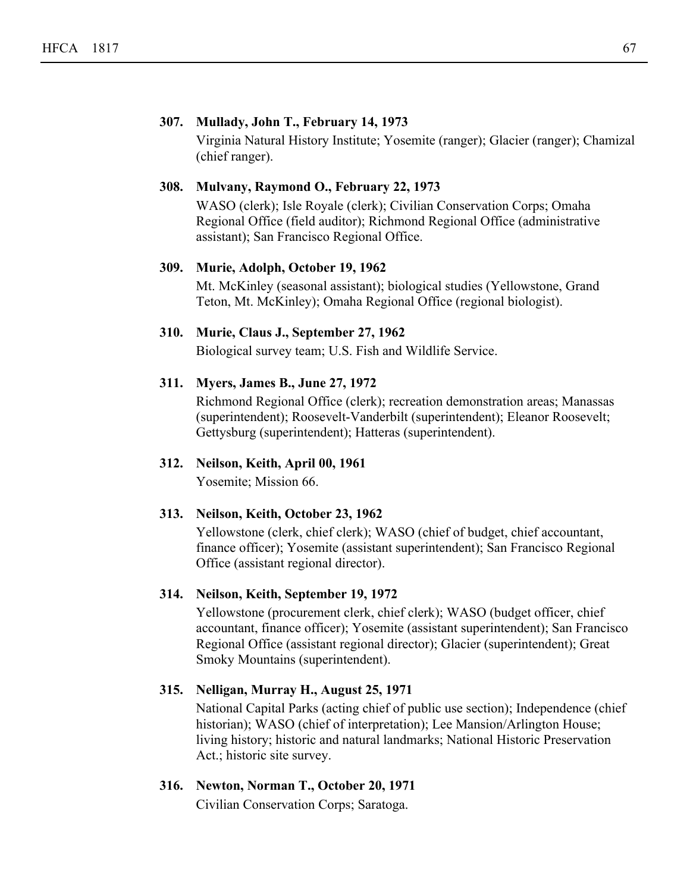**307. Mullady, John T., February 14, 1973**

Virginia Natural History Institute; Yosemite (ranger); Glacier (ranger); Chamizal (chief ranger).

**308. Mulvany, Raymond O., February 22, 1973**

WASO (clerk); Isle Royale (clerk); Civilian Conservation Corps; Omaha Regional Office (field auditor); Richmond Regional Office (administrative assistant); San Francisco Regional Office.

**309. Murie, Adolph, October 19, 1962**

Mt. McKinley (seasonal assistant); biological studies (Yellowstone, Grand Teton, Mt. McKinley); Omaha Regional Office (regional biologist).

**310. Murie, Claus J., September 27, 1962**

Biological survey team; U.S. Fish and Wildlife Service.

**311. Myers, James B., June 27, 1972**

Richmond Regional Office (clerk); recreation demonstration areas; Manassas (superintendent); Roosevelt-Vanderbilt (superintendent); Eleanor Roosevelt; Gettysburg (superintendent); Hatteras (superintendent).

**312. Neilson, Keith, April 00, 1961**

Yosemite; Mission 66.

**313. Neilson, Keith, October 23, 1962**

Yellowstone (clerk, chief clerk); WASO (chief of budget, chief accountant, finance officer); Yosemite (assistant superintendent); San Francisco Regional Office (assistant regional director).

**314. Neilson, Keith, September 19, 1972**

Yellowstone (procurement clerk, chief clerk); WASO (budget officer, chief accountant, finance officer); Yosemite (assistant superintendent); San Francisco Regional Office (assistant regional director); Glacier (superintendent); Great Smoky Mountains (superintendent).

**315. Nelligan, Murray H., August 25, 1971**

National Capital Parks (acting chief of public use section); Independence (chief historian); WASO (chief of interpretation); Lee Mansion/Arlington House; living history; historic and natural landmarks; National Historic Preservation Act.; historic site survey.

**316. Newton, Norman T., October 20, 1971**

Civilian Conservation Corps; Saratoga.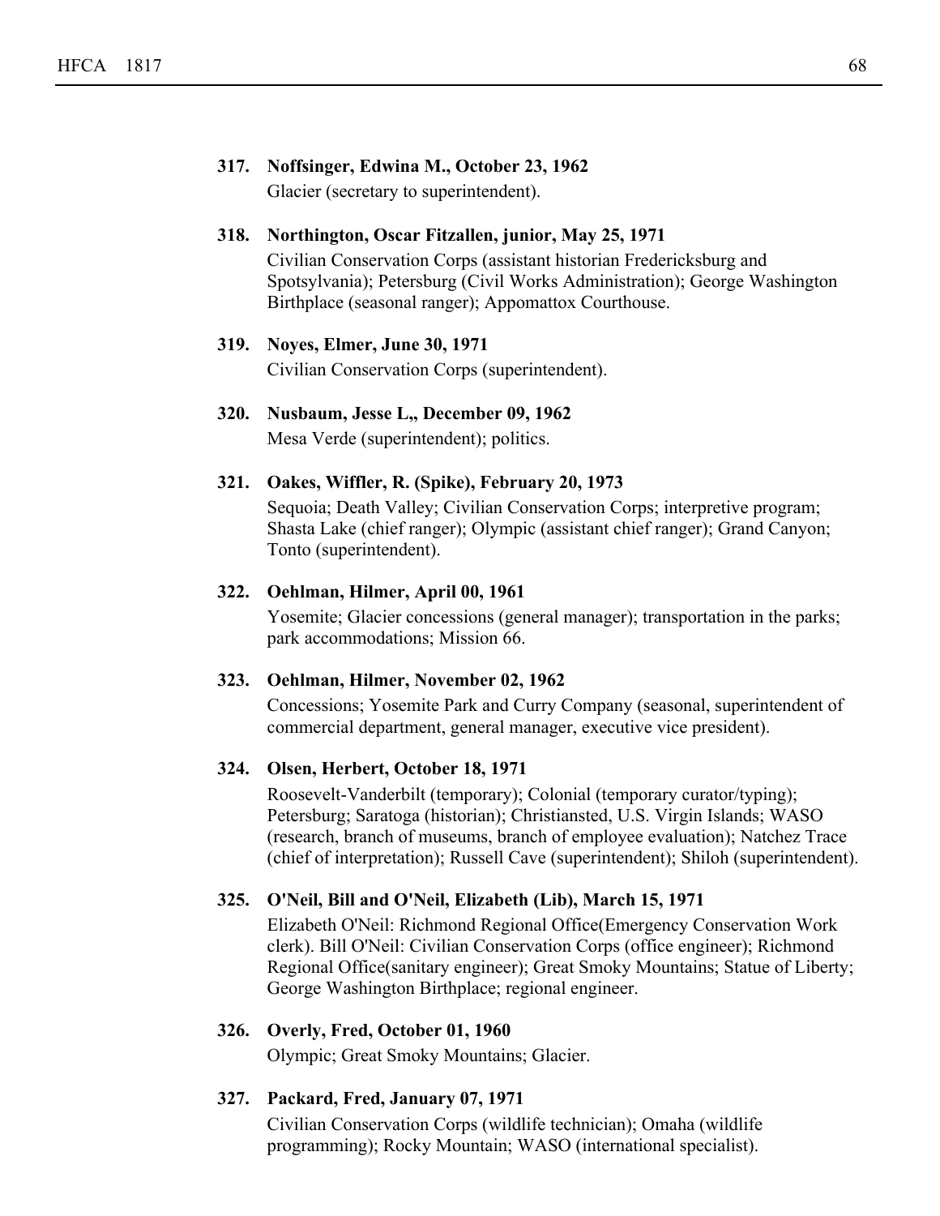**317. Noffsinger, Edwina M., October 23, 1962**

Glacier (secretary to superintendent).

**318. Northington, Oscar Fitzallen, junior, May 25, 1971**

Civilian Conservation Corps (assistant historian Fredericksburg and Spotsylvania); Petersburg (Civil Works Administration); George Washington Birthplace (seasonal ranger); Appomattox Courthouse.

**319. Noyes, Elmer, June 30, 1971**

Civilian Conservation Corps (superintendent).

**320. Nusbaum, Jesse L,, December 09, 1962**

Mesa Verde (superintendent); politics.

**321. Oakes, Wiffler, R. (Spike), February 20, 1973**

Sequoia; Death Valley; Civilian Conservation Corps; interpretive program; Shasta Lake (chief ranger); Olympic (assistant chief ranger); Grand Canyon; Tonto (superintendent).

**322. Oehlman, Hilmer, April 00, 1961**

Yosemite; Glacier concessions (general manager); transportation in the parks; park accommodations; Mission 66.

**323. Oehlman, Hilmer, November 02, 1962**

Concessions; Yosemite Park and Curry Company (seasonal, superintendent of commercial department, general manager, executive vice president).

**324. Olsen, Herbert, October 18, 1971**

Roosevelt-Vanderbilt (temporary); Colonial (temporary curator/typing); Petersburg; Saratoga (historian); Christiansted, U.S. Virgin Islands; WASO (research, branch of museums, branch of employee evaluation); Natchez Trace (chief of interpretation); Russell Cave (superintendent); Shiloh (superintendent).

**325. O'Neil, Bill and O'Neil, Elizabeth (Lib), March 15, 1971**

Elizabeth O'Neil: Richmond Regional Office(Emergency Conservation Work clerk). Bill O'Neil: Civilian Conservation Corps (office engineer); Richmond Regional Office(sanitary engineer); Great Smoky Mountains; Statue of Liberty; George Washington Birthplace; regional engineer.

**326. Overly, Fred, October 01, 1960**

Olympic; Great Smoky Mountains; Glacier.

**327. Packard, Fred, January 07, 1971**

Civilian Conservation Corps (wildlife technician); Omaha (wildlife programming); Rocky Mountain; WASO (international specialist).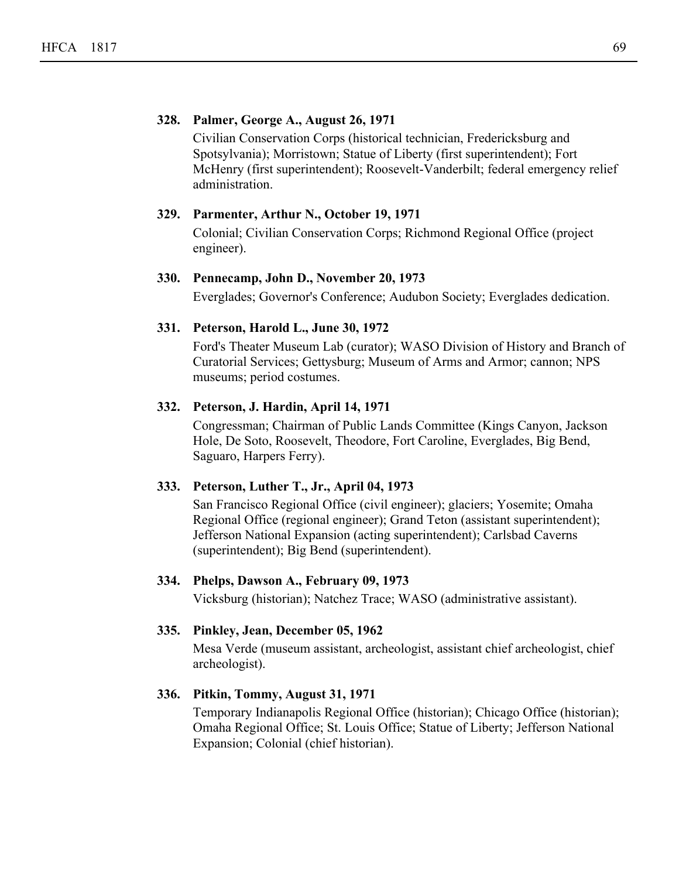**328. Palmer, George A., August 26, 1971**

Civilian Conservation Corps (historical technician, Fredericksburg and Spotsylvania); Morristown; Statue of Liberty (first superintendent); Fort McHenry (first superintendent); Roosevelt-Vanderbilt; federal emergency relief administration.

**329. Parmenter, Arthur N., October 19, 1971**

Colonial; Civilian Conservation Corps; Richmond Regional Office (project engineer).

**330. Pennecamp, John D., November 20, 1973**

Everglades; Governor's Conference; Audubon Society; Everglades dedication.

**331. Peterson, Harold L., June 30, 1972**

Ford's Theater Museum Lab (curator); WASO Division of History and Branch of Curatorial Services; Gettysburg; Museum of Arms and Armor; cannon; NPS museums; period costumes.

**332. Peterson, J. Hardin, April 14, 1971**

Congressman; Chairman of Public Lands Committee (Kings Canyon, Jackson Hole, De Soto, Roosevelt, Theodore, Fort Caroline, Everglades, Big Bend, Saguaro, Harpers Ferry).

**333. Peterson, Luther T., Jr., April 04, 1973**

San Francisco Regional Office (civil engineer); glaciers; Yosemite; Omaha Regional Office (regional engineer); Grand Teton (assistant superintendent); Jefferson National Expansion (acting superintendent); Carlsbad Caverns (superintendent); Big Bend (superintendent).

**334. Phelps, Dawson A., February 09, 1973**

Vicksburg (historian); Natchez Trace; WASO (administrative assistant).

**335. Pinkley, Jean, December 05, 1962**

Mesa Verde (museum assistant, archeologist, assistant chief archeologist, chief archeologist).

**336. Pitkin, Tommy, August 31, 1971**

Temporary Indianapolis Regional Office (historian); Chicago Office (historian); Omaha Regional Office; St. Louis Office; Statue of Liberty; Jefferson National Expansion; Colonial (chief historian).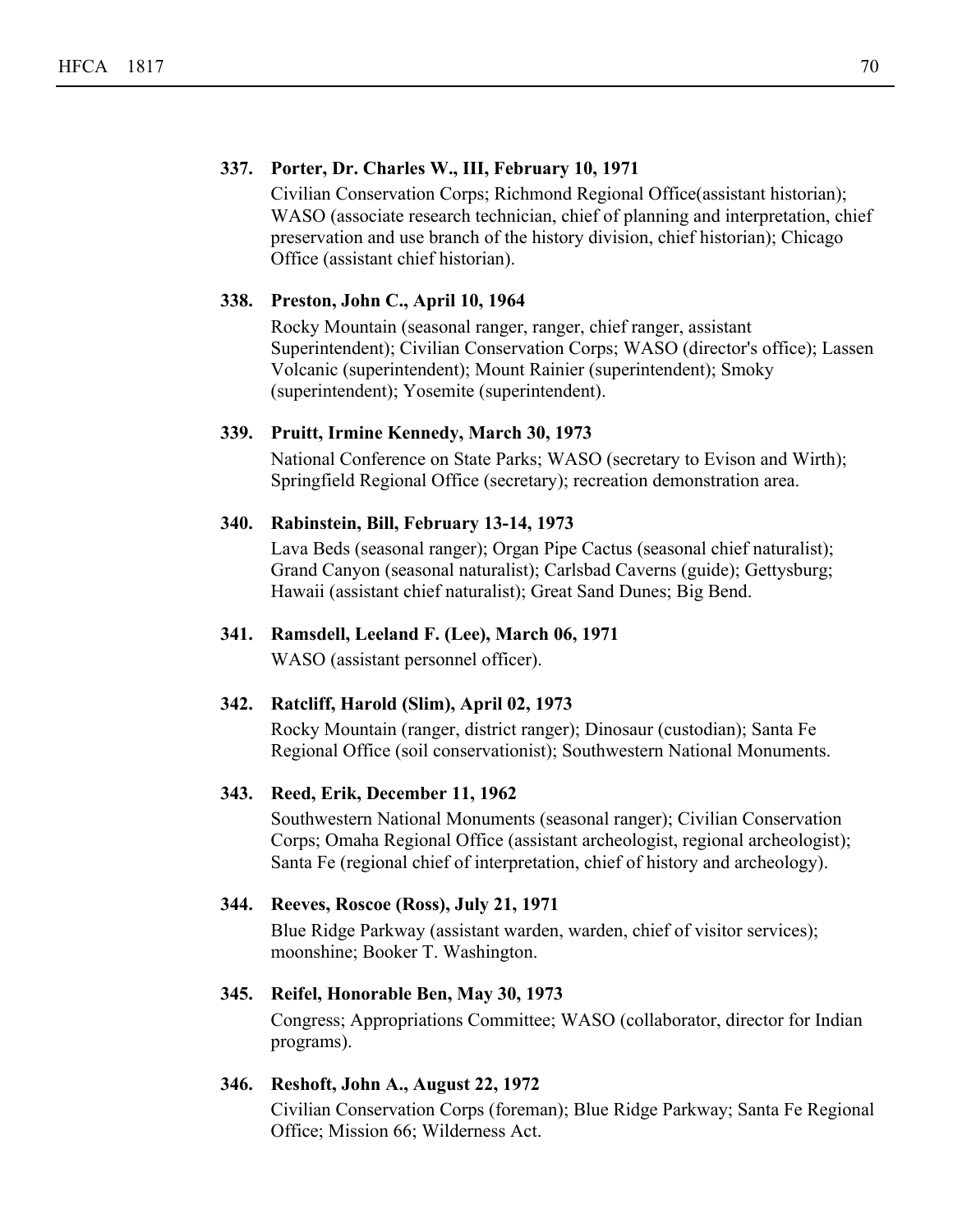**337. Porter, Dr. Charles W., III, February 10, 1971**

Civilian Conservation Corps; Richmond Regional Office(assistant historian); WASO (associate research technician, chief of planning and interpretation, chief preservation and use branch of the history division, chief historian); Chicago Office (assistant chief historian).

**338. Preston, John C., April 10, 1964**

Rocky Mountain (seasonal ranger, ranger, chief ranger, assistant Superintendent); Civilian Conservation Corps; WASO (director's office); Lassen Volcanic (superintendent); Mount Rainier (superintendent); Smoky (superintendent); Yosemite (superintendent).

**339. Pruitt, Irmine Kennedy, March 30, 1973**

National Conference on State Parks; WASO (secretary to Evison and Wirth); Springfield Regional Office (secretary); recreation demonstration area.

**340. Rabinstein, Bill, February 13-14, 1973**

Lava Beds (seasonal ranger); Organ Pipe Cactus (seasonal chief naturalist); Grand Canyon (seasonal naturalist); Carlsbad Caverns (guide); Gettysburg; Hawaii (assistant chief naturalist); Great Sand Dunes; Big Bend.

**341. Ramsdell, Leeland F. (Lee), March 06, 1971**

WASO (assistant personnel officer).

**342. Ratcliff, Harold (Slim), April 02, 1973**

Rocky Mountain (ranger, district ranger); Dinosaur (custodian); Santa Fe Regional Office (soil conservationist); Southwestern National Monuments.

**343. Reed, Erik, December 11, 1962**

Southwestern National Monuments (seasonal ranger); Civilian Conservation Corps; Omaha Regional Office (assistant archeologist, regional archeologist); Santa Fe (regional chief of interpretation, chief of history and archeology).

**344. Reeves, Roscoe (Ross), July 21, 1971**

Blue Ridge Parkway (assistant warden, warden, chief of visitor services); moonshine; Booker T. Washington.

**345. Reifel, Honorable Ben, May 30, 1973**

Congress; Appropriations Committee; WASO (collaborator, director for Indian programs).

**346. Reshoft, John A., August 22, 1972**

Civilian Conservation Corps (foreman); Blue Ridge Parkway; Santa Fe Regional Office; Mission 66; Wilderness Act.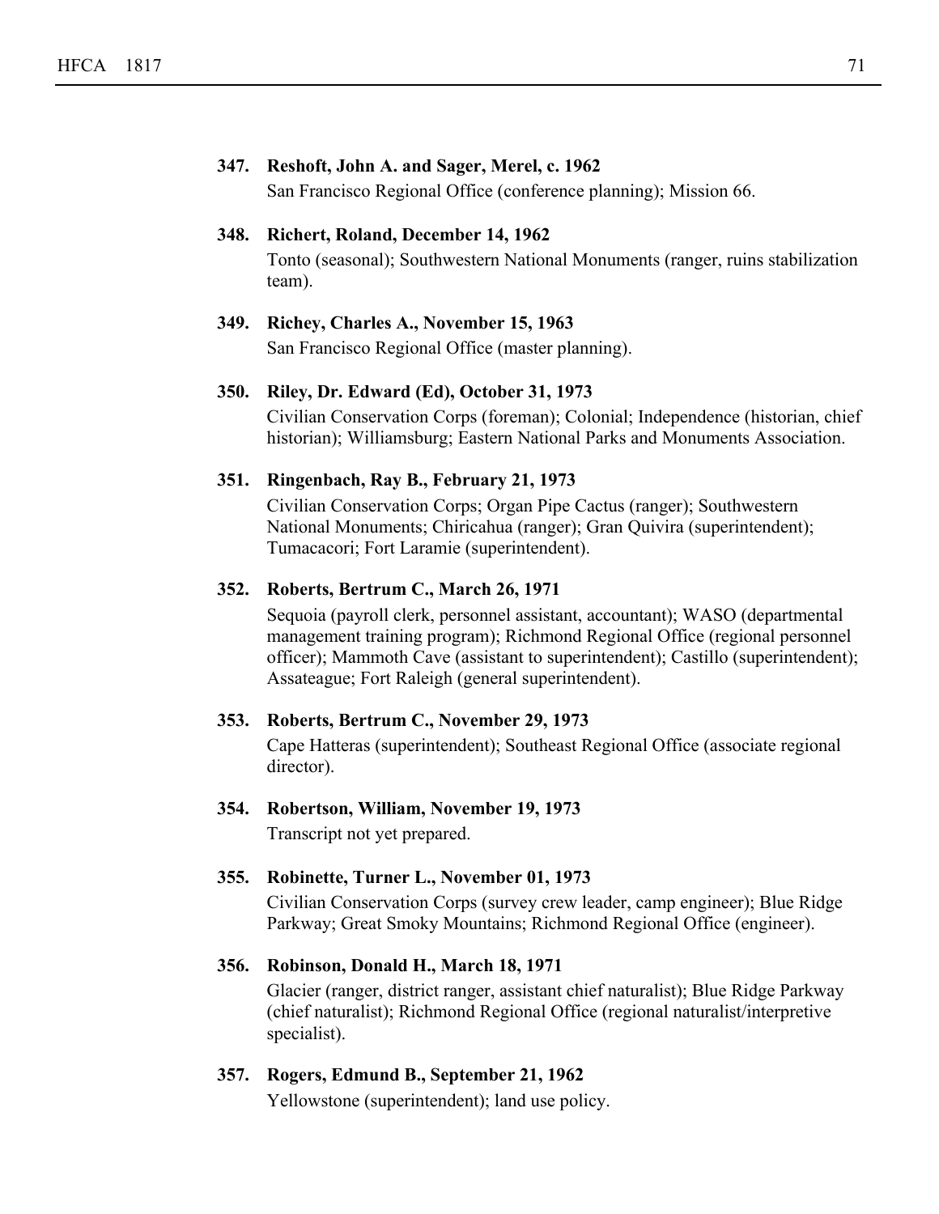**347. Reshoft, John A. and Sager, Merel, c. 1962**

San Francisco Regional Office (conference planning); Mission 66.

**348. Richert, Roland, December 14, 1962**

Tonto (seasonal); Southwestern National Monuments (ranger, ruins stabilization team).

**349. Richey, Charles A., November 15, 1963**

San Francisco Regional Office (master planning).

**350. Riley, Dr. Edward (Ed), October 31, 1973**

Civilian Conservation Corps (foreman); Colonial; Independence (historian, chief historian); Williamsburg; Eastern National Parks and Monuments Association.

**351. Ringenbach, Ray B., February 21, 1973**

Civilian Conservation Corps; Organ Pipe Cactus (ranger); Southwestern National Monuments; Chiricahua (ranger); Gran Quivira (superintendent); Tumacacori; Fort Laramie (superintendent).

**352. Roberts, Bertrum C., March 26, 1971**

Sequoia (payroll clerk, personnel assistant, accountant); WASO (departmental management training program); Richmond Regional Office (regional personnel officer); Mammoth Cave (assistant to superintendent); Castillo (superintendent); Assateague; Fort Raleigh (general superintendent).

**353. Roberts, Bertrum C., November 29, 1973**

Cape Hatteras (superintendent); Southeast Regional Office (associate regional director).

**354. Robertson, William, November 19, 1973**

Transcript not yet prepared.

**355. Robinette, Turner L., November 01, 1973**

Civilian Conservation Corps (survey crew leader, camp engineer); Blue Ridge Parkway; Great Smoky Mountains; Richmond Regional Office (engineer).

**356. Robinson, Donald H., March 18, 1971**

Glacier (ranger, district ranger, assistant chief naturalist); Blue Ridge Parkway (chief naturalist); Richmond Regional Office (regional naturalist/interpretive specialist).

**357. Rogers, Edmund B., September 21, 1962**

Yellowstone (superintendent); land use policy.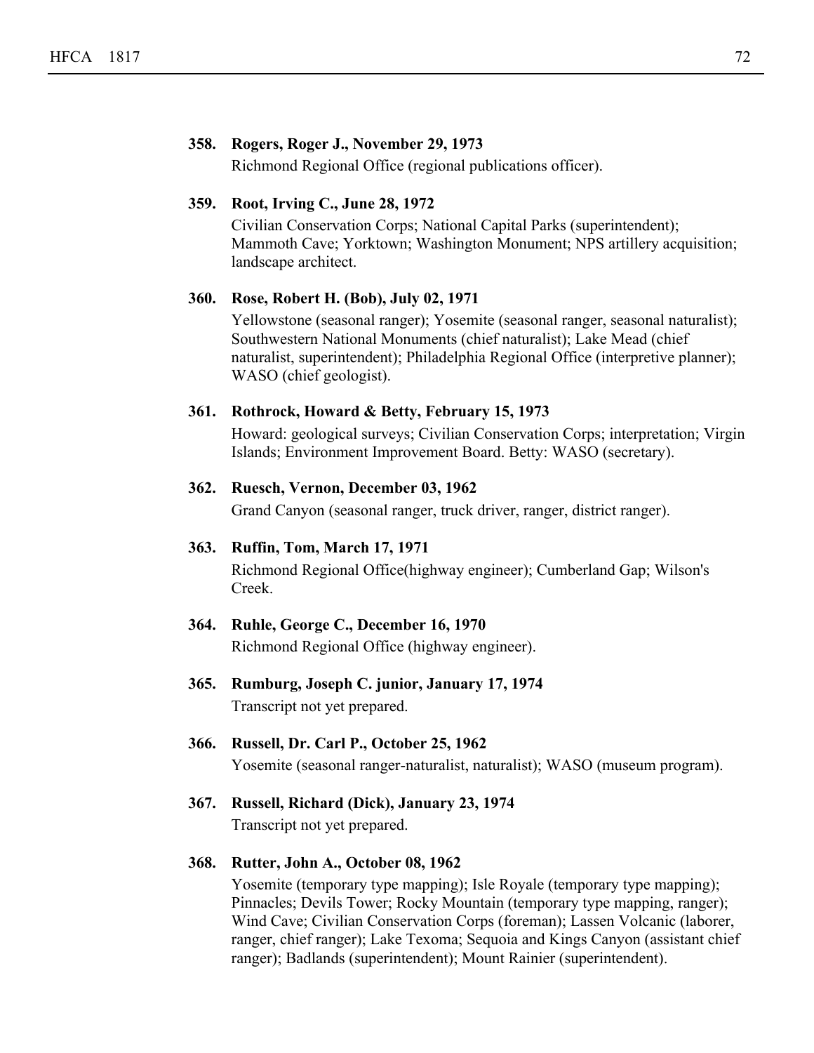**358. Rogers, Roger J., November 29, 1973**

Richmond Regional Office (regional publications officer).

**359. Root, Irving C., June 28, 1972**

Civilian Conservation Corps; National Capital Parks (superintendent); Mammoth Cave; Yorktown; Washington Monument; NPS artillery acquisition; landscape architect.

**360. Rose, Robert H. (Bob), July 02, 1971**

Yellowstone (seasonal ranger); Yosemite (seasonal ranger, seasonal naturalist); Southwestern National Monuments (chief naturalist); Lake Mead (chief naturalist, superintendent); Philadelphia Regional Office (interpretive planner); WASO (chief geologist).

**361. Rothrock, Howard & Betty, February 15, 1973**

Howard: geological surveys; Civilian Conservation Corps; interpretation; Virgin Islands; Environment Improvement Board. Betty: WASO (secretary).

**362. Ruesch, Vernon, December 03, 1962**

Grand Canyon (seasonal ranger, truck driver, ranger, district ranger).

**363. Ruffin, Tom, March 17, 1971**

Richmond Regional Office(highway engineer); Cumberland Gap; Wilson's Creek.

**364. Ruhle, George C., December 16, 1970**

Richmond Regional Office (highway engineer).

**365. Rumburg, Joseph C. junior, January 17, 1974**

Transcript not yet prepared.

**366. Russell, Dr. Carl P., October 25, 1962**

Yosemite (seasonal ranger-naturalist, naturalist); WASO (museum program).

**367. Russell, Richard (Dick), January 23, 1974**

Transcript not yet prepared.

**368. Rutter, John A., October 08, 1962**

Yosemite (temporary type mapping); Isle Royale (temporary type mapping); Pinnacles; Devils Tower; Rocky Mountain (temporary type mapping, ranger); Wind Cave; Civilian Conservation Corps (foreman); Lassen Volcanic (laborer, ranger, chief ranger); Lake Texoma; Sequoia and Kings Canyon (assistant chief ranger); Badlands (superintendent); Mount Rainier (superintendent).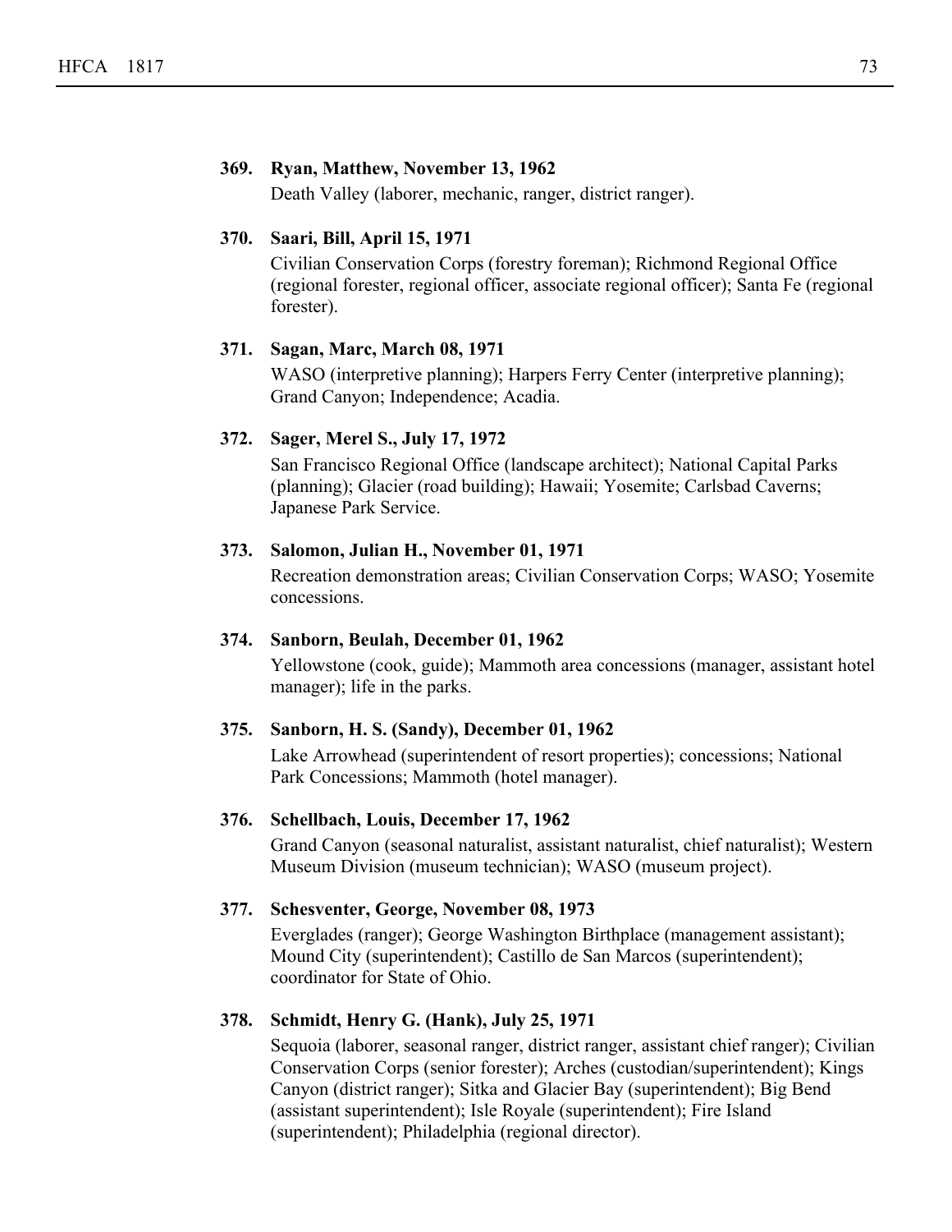**369. Ryan, Matthew, November 13, 1962**

Death Valley (laborer, mechanic, ranger, district ranger).

**370. Saari, Bill, April 15, 1971**

Civilian Conservation Corps (forestry foreman); Richmond Regional Office (regional forester, regional officer, associate regional officer); Santa Fe (regional forester).

**371. Sagan, Marc, March 08, 1971**

WASO (interpretive planning); Harpers Ferry Center (interpretive planning); Grand Canyon; Independence; Acadia.

**372. Sager, Merel S., July 17, 1972**

San Francisco Regional Office (landscape architect); National Capital Parks (planning); Glacier (road building); Hawaii; Yosemite; Carlsbad Caverns; Japanese Park Service.

**373. Salomon, Julian H., November 01, 1971**

Recreation demonstration areas; Civilian Conservation Corps; WASO; Yosemite concessions.

**374. Sanborn, Beulah, December 01, 1962**

Yellowstone (cook, guide); Mammoth area concessions (manager, assistant hotel manager); life in the parks.

**375. Sanborn, H. S. (Sandy), December 01, 1962**

Lake Arrowhead (superintendent of resort properties); concessions; National Park Concessions; Mammoth (hotel manager).

**376. Schellbach, Louis, December 17, 1962**

Grand Canyon (seasonal naturalist, assistant naturalist, chief naturalist); Western Museum Division (museum technician); WASO (museum project).

**377. Schesventer, George, November 08, 1973**

Everglades (ranger); George Washington Birthplace (management assistant); Mound City (superintendent); Castillo de San Marcos (superintendent); coordinator for State of Ohio.

**378. Schmidt, Henry G. (Hank), July 25, 1971**

Sequoia (laborer, seasonal ranger, district ranger, assistant chief ranger); Civilian Conservation Corps (senior forester); Arches (custodian/superintendent); Kings Canyon (district ranger); Sitka and Glacier Bay (superintendent); Big Bend (assistant superintendent); Isle Royale (superintendent); Fire Island (superintendent); Philadelphia (regional director).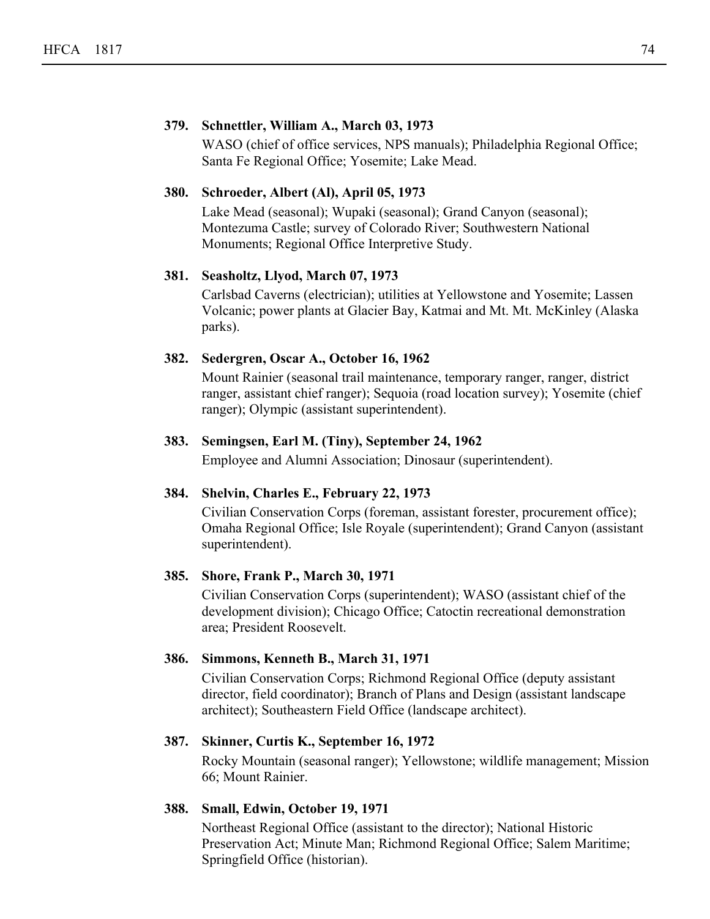**379. Schnettler, William A., March 03, 1973**

WASO (chief of office services, NPS manuals); Philadelphia Regional Office; Santa Fe Regional Office; Yosemite; Lake Mead.

**380. Schroeder, Albert (Al), April 05, 1973**

Lake Mead (seasonal); Wupaki (seasonal); Grand Canyon (seasonal); Montezuma Castle; survey of Colorado River; Southwestern National Monuments; Regional Office Interpretive Study.

**381. Seasholtz, Llyod, March 07, 1973**

Carlsbad Caverns (electrician); utilities at Yellowstone and Yosemite; Lassen Volcanic; power plants at Glacier Bay, Katmai and Mt. Mt. McKinley (Alaska parks).

**382. Sedergren, Oscar A., October 16, 1962**

Mount Rainier (seasonal trail maintenance, temporary ranger, ranger, district ranger, assistant chief ranger); Sequoia (road location survey); Yosemite (chief ranger); Olympic (assistant superintendent).

**383. Semingsen, Earl M. (Tiny), September 24, 1962**

Employee and Alumni Association; Dinosaur (superintendent).

**384. Shelvin, Charles E., February 22, 1973**

Civilian Conservation Corps (foreman, assistant forester, procurement office); Omaha Regional Office; Isle Royale (superintendent); Grand Canyon (assistant superintendent).

**385. Shore, Frank P., March 30, 1971**

Civilian Conservation Corps (superintendent); WASO (assistant chief of the development division); Chicago Office; Catoctin recreational demonstration area; President Roosevelt.

**386. Simmons, Kenneth B., March 31, 1971**

Civilian Conservation Corps; Richmond Regional Office (deputy assistant director, field coordinator); Branch of Plans and Design (assistant landscape architect); Southeastern Field Office (landscape architect).

**387. Skinner, Curtis K., September 16, 1972**

Rocky Mountain (seasonal ranger); Yellowstone; wildlife management; Mission 66; Mount Rainier.

**388. Small, Edwin, October 19, 1971**

Northeast Regional Office (assistant to the director); National Historic Preservation Act; Minute Man; Richmond Regional Office; Salem Maritime; Springfield Office (historian).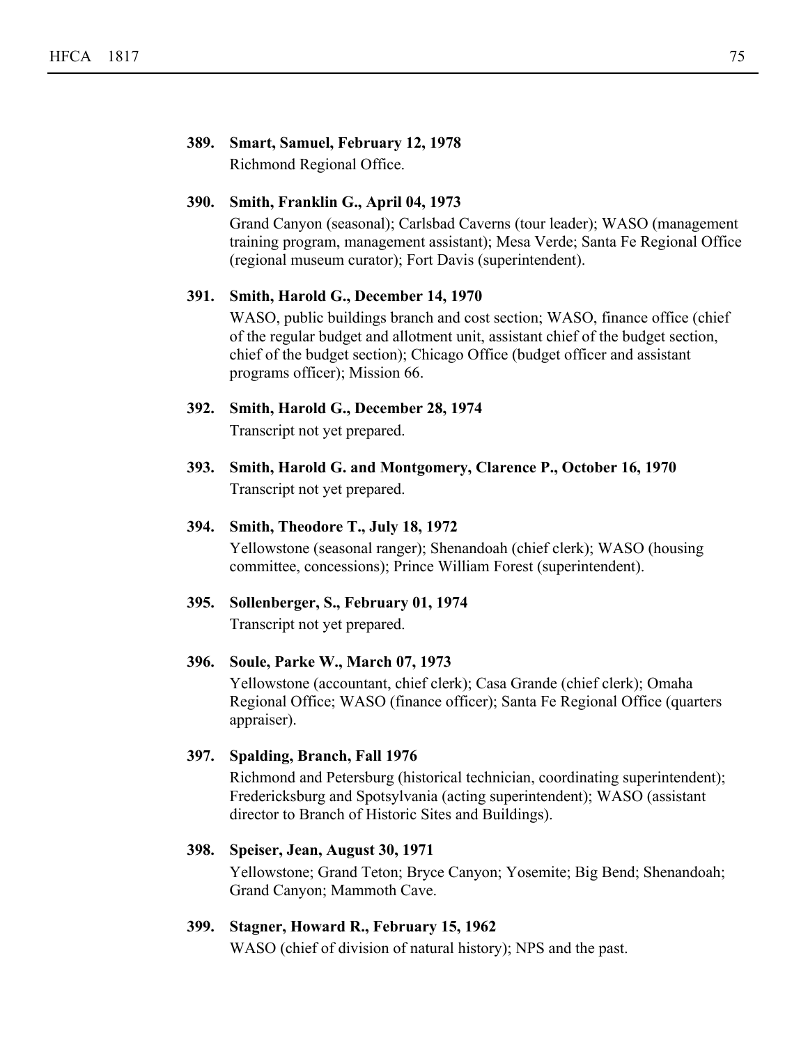**389. Smart, Samuel, February 12, 1978**
Richmond Regional Office.

**390. Smith, Franklin G., April 04, 1973**
Grand Canyon (seasonal); Carlsbad Caverns (tour leader); WASO (management training program, management assistant); Mesa Verde; Santa Fe Regional Office (regional museum curator); Fort Davis (superintendent).

**391. Smith, Harold G., December 14, 1970**
WASO, public buildings branch and cost section; WASO, finance office (chief of the regular budget and allotment unit, assistant chief of the budget section, chief of the budget section); Chicago Office (budget officer and assistant programs officer); Mission 66.

**392. Smith, Harold G., December 28, 1974**
Transcript not yet prepared.

**393. Smith, Harold G. and Montgomery, Clarence P., October 16, 1970**
Transcript not yet prepared.

**394. Smith, Theodore T., July 18, 1972**
Yellowstone (seasonal ranger); Shenandoah (chief clerk); WASO (housing committee, concessions); Prince William Forest (superintendent).

**395. Sollenberger, S., February 01, 1974**
Transcript not yet prepared.

**396. Soule, Parke W., March 07, 1973**
Yellowstone (accountant, chief clerk); Casa Grande (chief clerk); Omaha Regional Office; WASO (finance officer); Santa Fe Regional Office (quarters appraiser).

**397. Spalding, Branch, Fall 1976**
Richmond and Petersburg (historical technician, coordinating superintendent); Fredericksburg and Spotsylvania (acting superintendent); WASO (assistant director to Branch of Historic Sites and Buildings).

**398. Speiser, Jean, August 30, 1971**
Yellowstone; Grand Teton; Bryce Canyon; Yosemite; Big Bend; Shenandoah; Grand Canyon; Mammoth Cave.

**399. Stagner, Howard R., February 15, 1962**
WASO (chief of division of natural history); NPS and the past.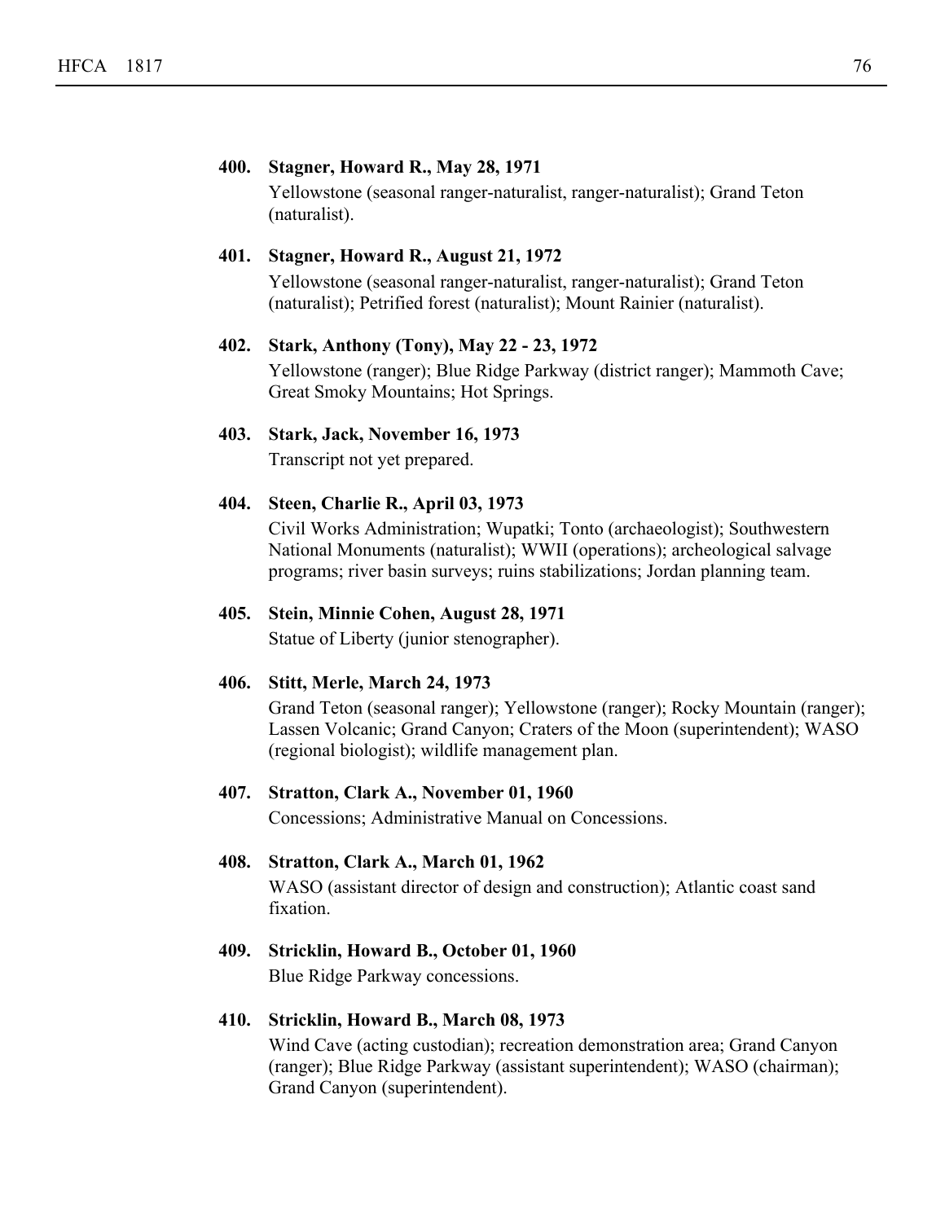**400. Stagner, Howard R., May 28, 1971**

Yellowstone (seasonal ranger-naturalist, ranger-naturalist); Grand Teton (naturalist).

**401. Stagner, Howard R., August 21, 1972**

Yellowstone (seasonal ranger-naturalist, ranger-naturalist); Grand Teton (naturalist); Petrified forest (naturalist); Mount Rainier (naturalist).

**402. Stark, Anthony (Tony), May 22 - 23, 1972**

Yellowstone (ranger); Blue Ridge Parkway (district ranger); Mammoth Cave; Great Smoky Mountains; Hot Springs.

**403. Stark, Jack, November 16, 1973**

Transcript not yet prepared.

**404. Steen, Charlie R., April 03, 1973**

Civil Works Administration; Wupatki; Tonto (archaeologist); Southwestern National Monuments (naturalist); WWII (operations); archeological salvage programs; river basin surveys; ruins stabilizations; Jordan planning team.

**405. Stein, Minnie Cohen, August 28, 1971**

Statue of Liberty (junior stenographer).

**406. Stitt, Merle, March 24, 1973**

Grand Teton (seasonal ranger); Yellowstone (ranger); Rocky Mountain (ranger); Lassen Volcanic; Grand Canyon; Craters of the Moon (superintendent); WASO (regional biologist); wildlife management plan.

**407. Stratton, Clark A., November 01, 1960**

Concessions; Administrative Manual on Concessions.

**408. Stratton, Clark A., March 01, 1962**

WASO (assistant director of design and construction); Atlantic coast sand fixation.

**409. Stricklin, Howard B., October 01, 1960**

Blue Ridge Parkway concessions.

**410. Stricklin, Howard B., March 08, 1973**

Wind Cave (acting custodian); recreation demonstration area; Grand Canyon (ranger); Blue Ridge Parkway (assistant superintendent); WASO (chairman); Grand Canyon (superintendent).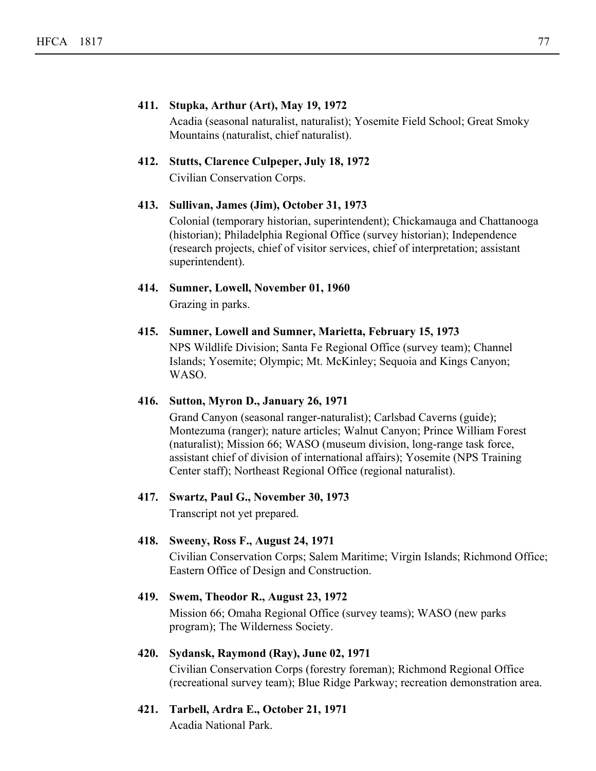**411. Stupka, Arthur (Art), May 19, 1972**

Acadia (seasonal naturalist, naturalist); Yosemite Field School; Great Smoky Mountains (naturalist, chief naturalist).

**412. Stutts, Clarence Culpeper, July 18, 1972**

Civilian Conservation Corps.

**413. Sullivan, James (Jim), October 31, 1973**

Colonial (temporary historian, superintendent); Chickamauga and Chattanooga (historian); Philadelphia Regional Office (survey historian); Independence (research projects, chief of visitor services, chief of interpretation; assistant superintendent).

**414. Sumner, Lowell, November 01, 1960**

Grazing in parks.

**415. Sumner, Lowell and Sumner, Marietta, February 15, 1973**

NPS Wildlife Division; Santa Fe Regional Office (survey team); Channel Islands; Yosemite; Olympic; Mt. McKinley; Sequoia and Kings Canyon; WASO.

**416. Sutton, Myron D., January 26, 1971**

Grand Canyon (seasonal ranger-naturalist); Carlsbad Caverns (guide); Montezuma (ranger); nature articles; Walnut Canyon; Prince William Forest (naturalist); Mission 66; WASO (museum division, long-range task force, assistant chief of division of international affairs); Yosemite (NPS Training Center staff); Northeast Regional Office (regional naturalist).

**417. Swartz, Paul G., November 30, 1973**

Transcript not yet prepared.

**418. Sweeny, Ross F., August 24, 1971**

Civilian Conservation Corps; Salem Maritime; Virgin Islands; Richmond Office; Eastern Office of Design and Construction.

**419. Swem, Theodor R., August 23, 1972**

Mission 66; Omaha Regional Office (survey teams); WASO (new parks program); The Wilderness Society.

**420. Sydansk, Raymond (Ray), June 02, 1971**

Civilian Conservation Corps (forestry foreman); Richmond Regional Office (recreational survey team); Blue Ridge Parkway; recreation demonstration area.

**421. Tarbell, Ardra E., October 21, 1971**

Acadia National Park.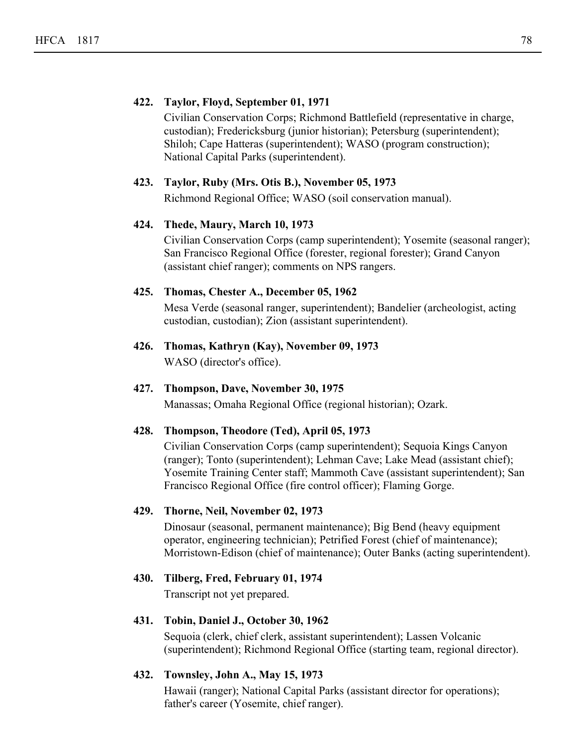**422. Taylor, Floyd, September 01, 1971**

Civilian Conservation Corps; Richmond Battlefield (representative in charge, custodian); Fredericksburg (junior historian); Petersburg (superintendent); Shiloh; Cape Hatteras (superintendent); WASO (program construction); National Capital Parks (superintendent).

**423. Taylor, Ruby (Mrs. Otis B.), November 05, 1973**

Richmond Regional Office; WASO (soil conservation manual).

**424. Thede, Maury, March 10, 1973**

Civilian Conservation Corps (camp superintendent); Yosemite (seasonal ranger); San Francisco Regional Office (forester, regional forester); Grand Canyon (assistant chief ranger); comments on NPS rangers.

**425. Thomas, Chester A., December 05, 1962**

Mesa Verde (seasonal ranger, superintendent); Bandelier (archeologist, acting custodian, custodian); Zion (assistant superintendent).

**426. Thomas, Kathryn (Kay), November 09, 1973**

WASO (director's office).

**427. Thompson, Dave, November 30, 1975**

Manassas; Omaha Regional Office (regional historian); Ozark.

**428. Thompson, Theodore (Ted), April 05, 1973**

Civilian Conservation Corps (camp superintendent); Sequoia Kings Canyon (ranger); Tonto (superintendent); Lehman Cave; Lake Mead (assistant chief); Yosemite Training Center staff; Mammoth Cave (assistant superintendent); San Francisco Regional Office (fire control officer); Flaming Gorge.

**429. Thorne, Neil, November 02, 1973**

Dinosaur (seasonal, permanent maintenance); Big Bend (heavy equipment operator, engineering technician); Petrified Forest (chief of maintenance); Morristown-Edison (chief of maintenance); Outer Banks (acting superintendent).

**430. Tilberg, Fred, February 01, 1974**

Transcript not yet prepared.

**431. Tobin, Daniel J., October 30, 1962**

Sequoia (clerk, chief clerk, assistant superintendent); Lassen Volcanic (superintendent); Richmond Regional Office (starting team, regional director).

**432. Townsley, John A., May 15, 1973**

Hawaii (ranger); National Capital Parks (assistant director for operations); father's career (Yosemite, chief ranger).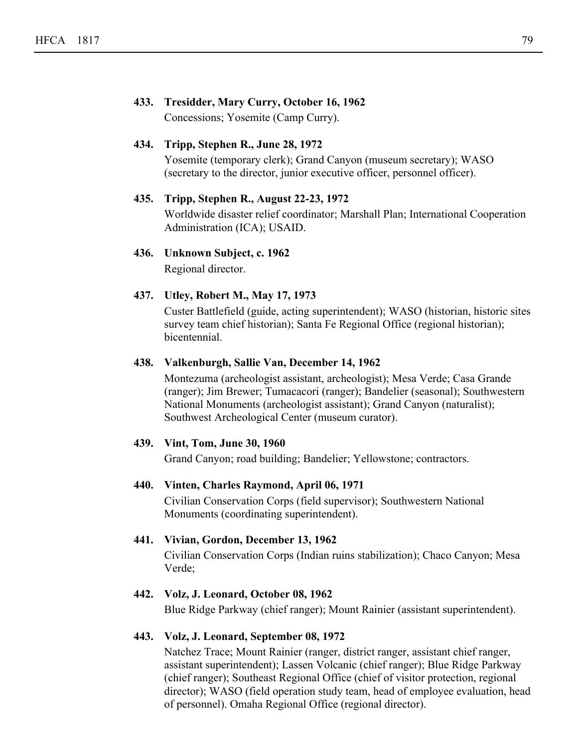**433. Tresidder, Mary Curry, October 16, 1962**

Concessions; Yosemite (Camp Curry).

**434. Tripp, Stephen R., June 28, 1972**

Yosemite (temporary clerk); Grand Canyon (museum secretary); WASO (secretary to the director, junior executive officer, personnel officer).

**435. Tripp, Stephen R., August 22-23, 1972**

Worldwide disaster relief coordinator; Marshall Plan; International Cooperation Administration (ICA); USAID.

**436. Unknown Subject, c. 1962**

Regional director.

**437. Utley, Robert M., May 17, 1973**

Custer Battlefield (guide, acting superintendent); WASO (historian, historic sites survey team chief historian); Santa Fe Regional Office (regional historian); bicentennial.

**438. Valkenburgh, Sallie Van, December 14, 1962**

Montezuma (archeologist assistant, archeologist); Mesa Verde; Casa Grande (ranger); Jim Brewer; Tumacacori (ranger); Bandelier (seasonal); Southwestern National Monuments (archeologist assistant); Grand Canyon (naturalist); Southwest Archeological Center (museum curator).

**439. Vint, Tom, June 30, 1960**

Grand Canyon; road building; Bandelier; Yellowstone; contractors.

**440. Vinten, Charles Raymond, April 06, 1971**

Civilian Conservation Corps (field supervisor); Southwestern National Monuments (coordinating superintendent).

**441. Vivian, Gordon, December 13, 1962**

Civilian Conservation Corps (Indian ruins stabilization); Chaco Canyon; Mesa Verde;

**442. Volz, J. Leonard, October 08, 1962**

Blue Ridge Parkway (chief ranger); Mount Rainier (assistant superintendent).

**443. Volz, J. Leonard, September 08, 1972**

Natchez Trace; Mount Rainier (ranger, district ranger, assistant chief ranger, assistant superintendent); Lassen Volcanic (chief ranger); Blue Ridge Parkway (chief ranger); Southeast Regional Office (chief of visitor protection, regional director); WASO (field operation study team, head of employee evaluation, head of personnel). Omaha Regional Office (regional director).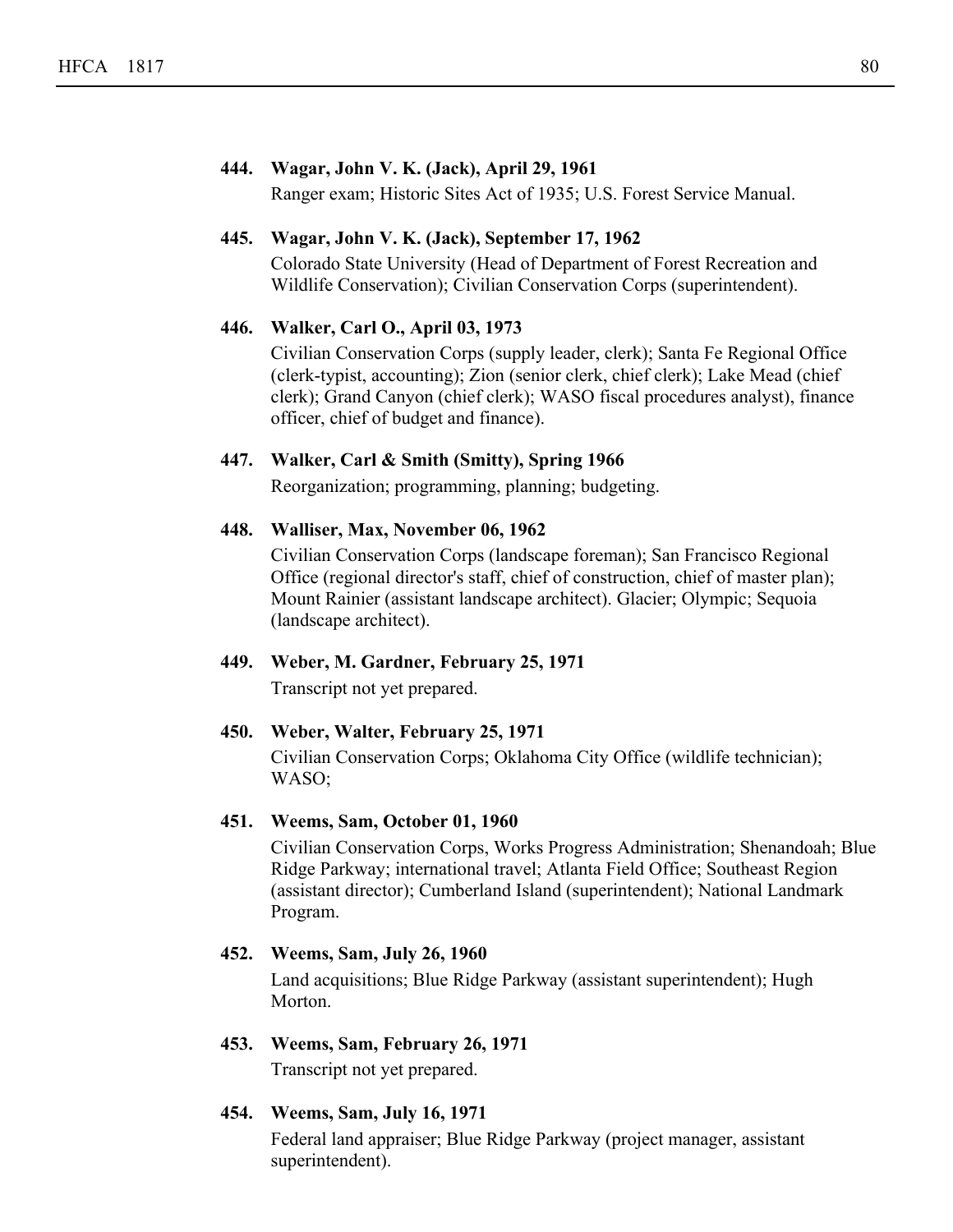**444. Wagar, John V. K. (Jack), April 29, 1961**

Ranger exam; Historic Sites Act of 1935; U.S. Forest Service Manual.

**445. Wagar, John V. K. (Jack), September 17, 1962**

Colorado State University (Head of Department of Forest Recreation and Wildlife Conservation); Civilian Conservation Corps (superintendent).

**446. Walker, Carl O., April 03, 1973**

Civilian Conservation Corps (supply leader, clerk); Santa Fe Regional Office (clerk-typist, accounting); Zion (senior clerk, chief clerk); Lake Mead (chief clerk); Grand Canyon (chief clerk); WASO fiscal procedures analyst), finance officer, chief of budget and finance).

**447. Walker, Carl & Smith (Smitty), Spring 1966**

Reorganization; programming, planning; budgeting.

**448. Walliser, Max, November 06, 1962**

Civilian Conservation Corps (landscape foreman); San Francisco Regional Office (regional director's staff, chief of construction, chief of master plan); Mount Rainier (assistant landscape architect). Glacier; Olympic; Sequoia (landscape architect).

**449. Weber, M. Gardner, February 25, 1971**

Transcript not yet prepared.

**450. Weber, Walter, February 25, 1971**

Civilian Conservation Corps; Oklahoma City Office (wildlife technician); WASO;

**451. Weems, Sam, October 01, 1960**

Civilian Conservation Corps, Works Progress Administration; Shenandoah; Blue Ridge Parkway; international travel; Atlanta Field Office; Southeast Region (assistant director); Cumberland Island (superintendent); National Landmark Program.

**452. Weems, Sam, July 26, 1960**

Land acquisitions; Blue Ridge Parkway (assistant superintendent); Hugh Morton.

**453. Weems, Sam, February 26, 1971**

Transcript not yet prepared.

**454. Weems, Sam, July 16, 1971**

Federal land appraiser; Blue Ridge Parkway (project manager, assistant superintendent).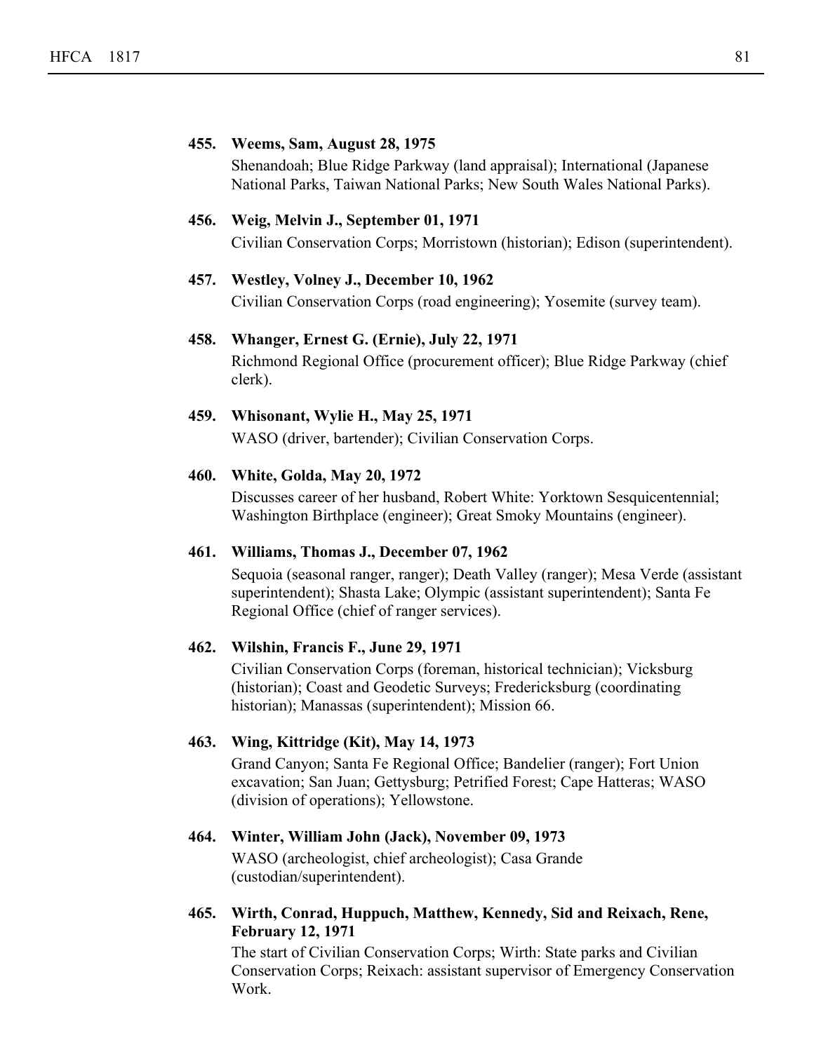**455. Weems, Sam, August 28, 1975**

Shenandoah; Blue Ridge Parkway (land appraisal); International (Japanese National Parks, Taiwan National Parks; New South Wales National Parks).

**456. Weig, Melvin J., September 01, 1971**

Civilian Conservation Corps; Morristown (historian); Edison (superintendent).

**457. Westley, Volney J., December 10, 1962**

Civilian Conservation Corps (road engineering); Yosemite (survey team).

**458. Whanger, Ernest G. (Ernie), July 22, 1971**

Richmond Regional Office (procurement officer); Blue Ridge Parkway (chief clerk).

**459. Whisonant, Wylie H., May 25, 1971**

WASO (driver, bartender); Civilian Conservation Corps.

**460. White, Golda, May 20, 1972**

Discusses career of her husband, Robert White: Yorktown Sesquicentennial; Washington Birthplace (engineer); Great Smoky Mountains (engineer).

**461. Williams, Thomas J., December 07, 1962**

Sequoia (seasonal ranger, ranger); Death Valley (ranger); Mesa Verde (assistant superintendent); Shasta Lake; Olympic (assistant superintendent); Santa Fe Regional Office (chief of ranger services).

**462. Wilshin, Francis F., June 29, 1971**

Civilian Conservation Corps (foreman, historical technician); Vicksburg (historian); Coast and Geodetic Surveys; Fredericksburg (coordinating historian); Manassas (superintendent); Mission 66.

**463. Wing, Kittridge (Kit), May 14, 1973**

Grand Canyon; Santa Fe Regional Office; Bandelier (ranger); Fort Union excavation; San Juan; Gettysburg; Petrified Forest; Cape Hatteras; WASO (division of operations); Yellowstone.

**464. Winter, William John (Jack), November 09, 1973**

WASO (archeologist, chief archeologist); Casa Grande (custodian/superintendent).

**465. Wirth, Conrad, Huppuch, Matthew, Kennedy, Sid and Reixach, Rene, February 12, 1971**

The start of Civilian Conservation Corps; Wirth: State parks and Civilian Conservation Corps; Reixach: assistant supervisor of Emergency Conservation Work.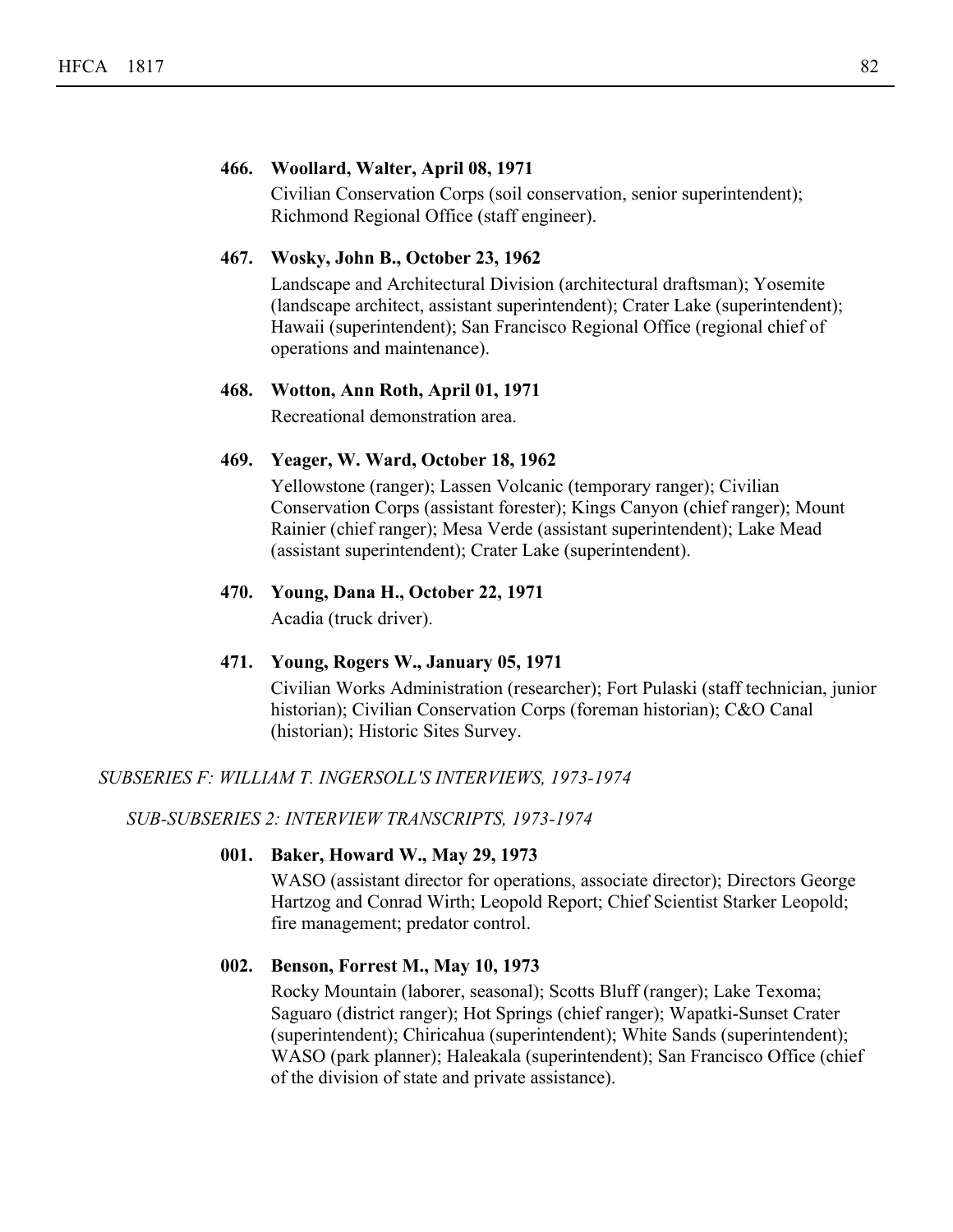**466. Woollard, Walter, April 08, 1971**

Civilian Conservation Corps (soil conservation, senior superintendent); Richmond Regional Office (staff engineer).

**467. Wosky, John B., October 23, 1962**

Landscape and Architectural Division (architectural draftsman); Yosemite (landscape architect, assistant superintendent); Crater Lake (superintendent); Hawaii (superintendent); San Francisco Regional Office (regional chief of operations and maintenance).

**468. Wotton, Ann Roth, April 01, 1971**

Recreational demonstration area.

**469. Yeager, W. Ward, October 18, 1962**

Yellowstone (ranger); Lassen Volcanic (temporary ranger); Civilian Conservation Corps (assistant forester); Kings Canyon (chief ranger); Mount Rainier (chief ranger); Mesa Verde (assistant superintendent); Lake Mead (assistant superintendent); Crater Lake (superintendent).

**470. Young, Dana H., October 22, 1971**

Acadia (truck driver).

**471. Young, Rogers W., January 05, 1971**

Civilian Works Administration (researcher); Fort Pulaski (staff technician, junior historian); Civilian Conservation Corps (foreman historian); C&O Canal (historian); Historic Sites Survey.

*SUBSERIES F: WILLIAM T. INGERSOLL'S INTERVIEWS, 1973-1974*

*SUB-SUBSERIES 2: INTERVIEW TRANSCRIPTS, 1973-1974*

**001. Baker, Howard W., May 29, 1973**

WASO (assistant director for operations, associate director); Directors George Hartzog and Conrad Wirth; Leopold Report; Chief Scientist Starker Leopold; fire management; predator control.

**002. Benson, Forrest M., May 10, 1973**

Rocky Mountain (laborer, seasonal); Scotts Bluff (ranger); Lake Texoma; Saguaro (district ranger); Hot Springs (chief ranger); Wapatki-Sunset Crater (superintendent); Chiricahua (superintendent); White Sands (superintendent); WASO (park planner); Haleakala (superintendent); San Francisco Office (chief of the division of state and private assistance).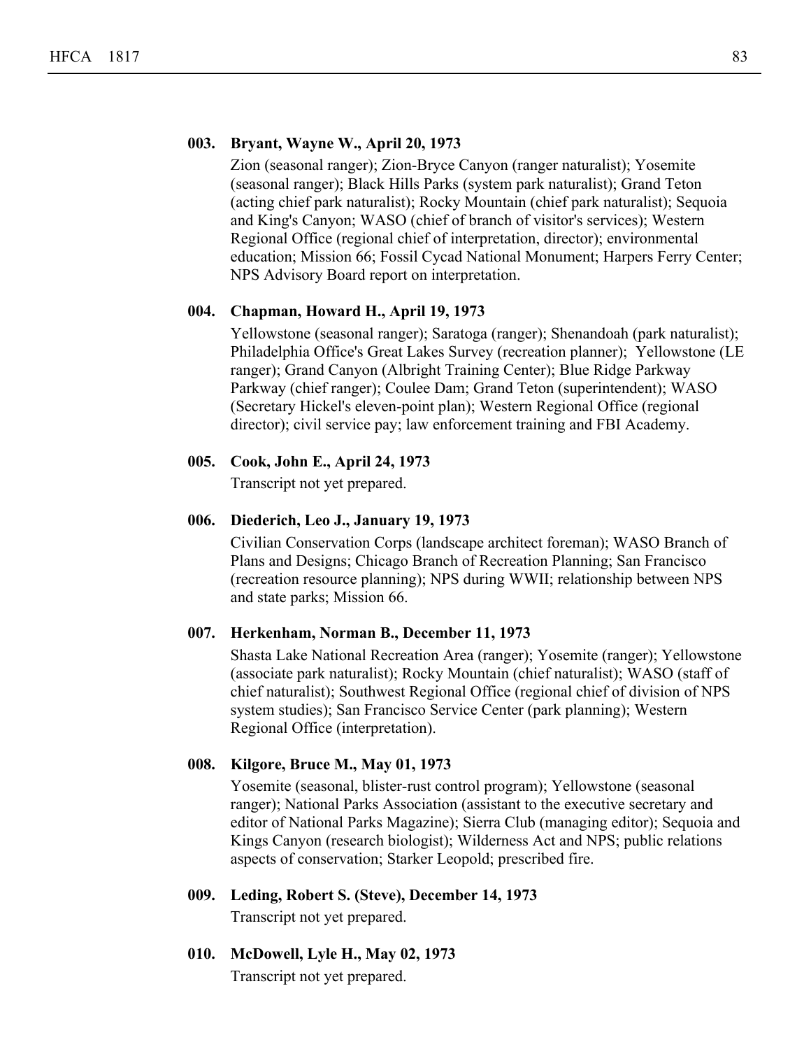**003. Bryant, Wayne W., April 20, 1973**

Zion (seasonal ranger); Zion-Bryce Canyon (ranger naturalist); Yosemite (seasonal ranger); Black Hills Parks (system park naturalist); Grand Teton (acting chief park naturalist); Rocky Mountain (chief park naturalist); Sequoia and King's Canyon; WASO (chief of branch of visitor's services); Western Regional Office (regional chief of interpretation, director); environmental education; Mission 66; Fossil Cycad National Monument; Harpers Ferry Center; NPS Advisory Board report on interpretation.

**004. Chapman, Howard H., April 19, 1973**

Yellowstone (seasonal ranger); Saratoga (ranger); Shenandoah (park naturalist); Philadelphia Office's Great Lakes Survey (recreation planner); Yellowstone (LE ranger); Grand Canyon (Albright Training Center); Blue Ridge Parkway Parkway (chief ranger); Coulee Dam; Grand Teton (superintendent); WASO (Secretary Hickel's eleven-point plan); Western Regional Office (regional director); civil service pay; law enforcement training and FBI Academy.

**005. Cook, John E., April 24, 1973**

Transcript not yet prepared.

**006. Diederich, Leo J., January 19, 1973**

Civilian Conservation Corps (landscape architect foreman); WASO Branch of Plans and Designs; Chicago Branch of Recreation Planning; San Francisco (recreation resource planning); NPS during WWII; relationship between NPS and state parks; Mission 66.

**007. Herkenham, Norman B., December 11, 1973**

Shasta Lake National Recreation Area (ranger); Yosemite (ranger); Yellowstone (associate park naturalist); Rocky Mountain (chief naturalist); WASO (staff of chief naturalist); Southwest Regional Office (regional chief of division of NPS system studies); San Francisco Service Center (park planning); Western Regional Office (interpretation).

**008. Kilgore, Bruce M., May 01, 1973**

Yosemite (seasonal, blister-rust control program); Yellowstone (seasonal ranger); National Parks Association (assistant to the executive secretary and editor of National Parks Magazine); Sierra Club (managing editor); Sequoia and Kings Canyon (research biologist); Wilderness Act and NPS; public relations aspects of conservation; Starker Leopold; prescribed fire.

**009. Leding, Robert S. (Steve), December 14, 1973**

Transcript not yet prepared.

**010. McDowell, Lyle H., May 02, 1973**

Transcript not yet prepared.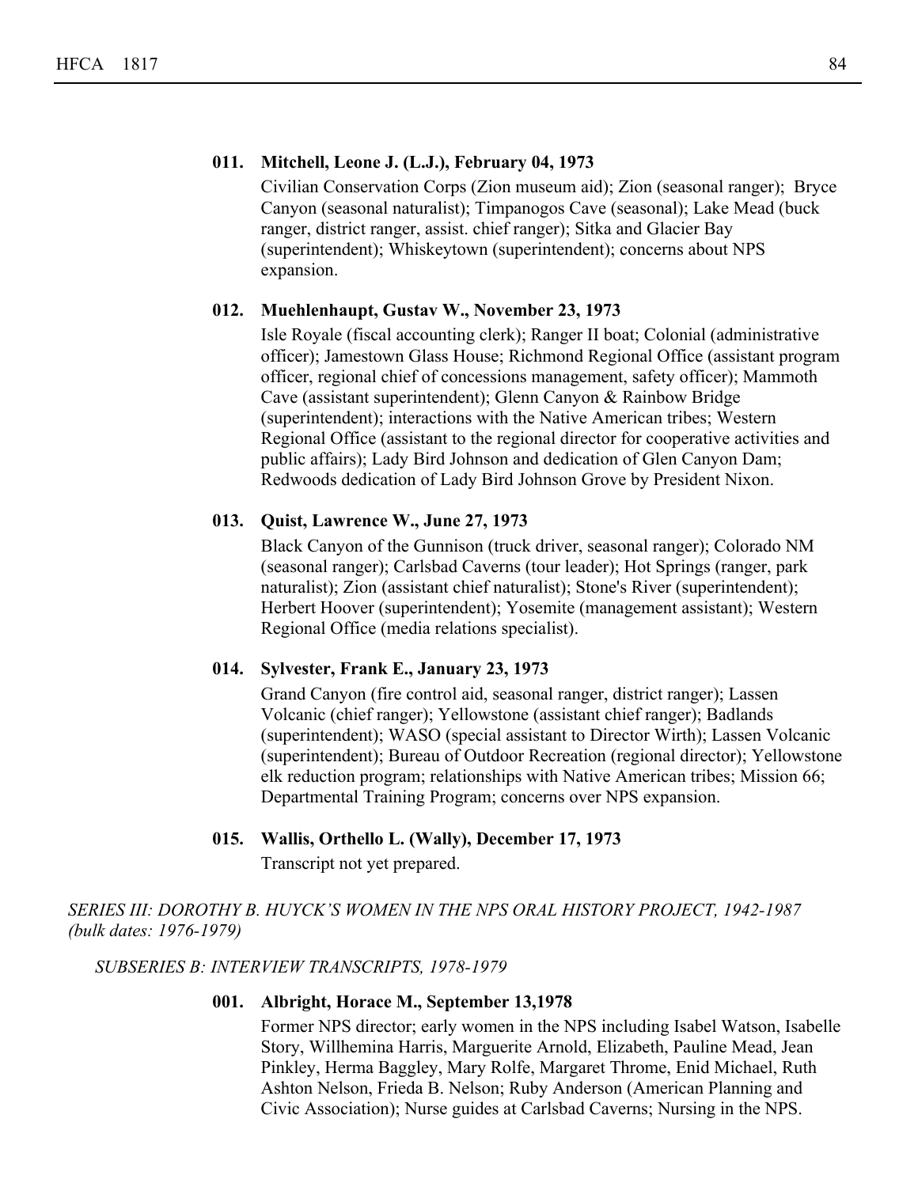**011. Mitchell, Leone J. (L.J.), February 04, 1973**

Civilian Conservation Corps (Zion museum aid); Zion (seasonal ranger); Bryce Canyon (seasonal naturalist); Timpanogos Cave (seasonal); Lake Mead (buck ranger, district ranger, assist. chief ranger); Sitka and Glacier Bay (superintendent); Whiskeytown (superintendent); concerns about NPS expansion.

**012. Muehlenhaupt, Gustav W., November 23, 1973**

Isle Royale (fiscal accounting clerk); Ranger II boat; Colonial (administrative officer); Jamestown Glass House; Richmond Regional Office (assistant program officer, regional chief of concessions management, safety officer); Mammoth Cave (assistant superintendent); Glenn Canyon & Rainbow Bridge (superintendent); interactions with the Native American tribes; Western Regional Office (assistant to the regional director for cooperative activities and public affairs); Lady Bird Johnson and dedication of Glen Canyon Dam; Redwoods dedication of Lady Bird Johnson Grove by President Nixon.

**013. Quist, Lawrence W., June 27, 1973**

Black Canyon of the Gunnison (truck driver, seasonal ranger); Colorado NM (seasonal ranger); Carlsbad Caverns (tour leader); Hot Springs (ranger, park naturalist); Zion (assistant chief naturalist); Stone's River (superintendent); Herbert Hoover (superintendent); Yosemite (management assistant); Western Regional Office (media relations specialist).

**014. Sylvester, Frank E., January 23, 1973**

Grand Canyon (fire control aid, seasonal ranger, district ranger); Lassen Volcanic (chief ranger); Yellowstone (assistant chief ranger); Badlands (superintendent); WASO (special assistant to Director Wirth); Lassen Volcanic (superintendent); Bureau of Outdoor Recreation (regional director); Yellowstone elk reduction program; relationships with Native American tribes; Mission 66; Departmental Training Program; concerns over NPS expansion.

**015. Wallis, Orthello L. (Wally), December 17, 1973**

Transcript not yet prepared.

*SERIES III: DOROTHY B. HUYCK'S WOMEN IN THE NPS ORAL HISTORY PROJECT, 1942-1987 (bulk dates: 1976-1979)*

*SUBSERIES B: INTERVIEW TRANSCRIPTS, 1978-1979*

**001. Albright, Horace M., September 13,1978**

Former NPS director; early women in the NPS including Isabel Watson, Isabelle Story, Willhemina Harris, Marguerite Arnold, Elizabeth, Pauline Mead, Jean Pinkley, Herma Baggley, Mary Rolfe, Margaret Throme, Enid Michael, Ruth Ashton Nelson, Frieda B. Nelson; Ruby Anderson (American Planning and Civic Association); Nurse guides at Carlsbad Caverns; Nursing in the NPS.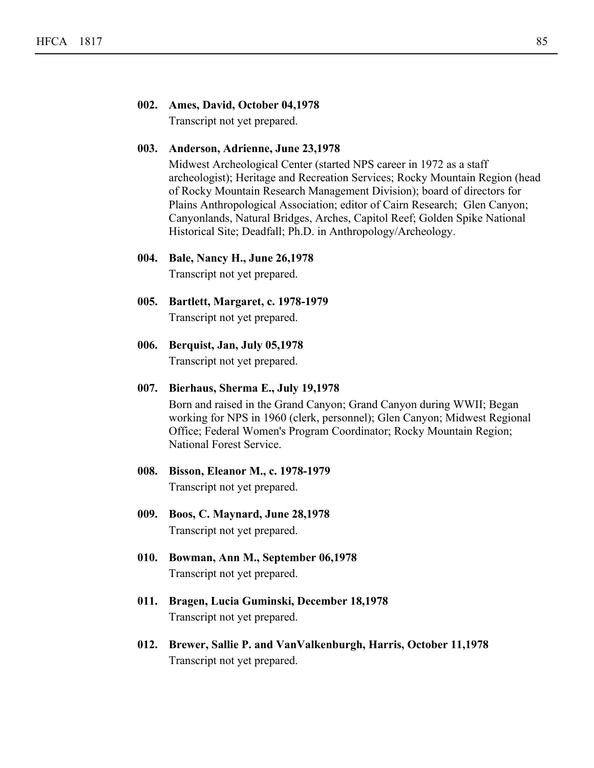**002. Ames, David, October 04,1978**

Transcript not yet prepared.

**003. Anderson, Adrienne, June 23,1978**

Midwest Archeological Center (started NPS career in 1972 as a staff archeologist); Heritage and Recreation Services; Rocky Mountain Region (head of Rocky Mountain Research Management Division); board of directors for Plains Anthropological Association; editor of Cairn Research; Glen Canyon; Canyonlands, Natural Bridges, Arches, Capitol Reef; Golden Spike National Historical Site; Deadfall; Ph.D. in Anthropology/Archeology.

**004. Bale, Nancy H., June 26,1978**

Transcript not yet prepared.

**005. Bartlett, Margaret, c. 1978-1979**

Transcript not yet prepared.

**006. Berquist, Jan, July 05,1978**

Transcript not yet prepared.

**007. Bierhaus, Sherma E., July 19,1978**

Born and raised in the Grand Canyon; Grand Canyon during WWII; Began working for NPS in 1960 (clerk, personnel); Glen Canyon; Midwest Regional Office; Federal Women's Program Coordinator; Rocky Mountain Region; National Forest Service.

**008. Bisson, Eleanor M., c. 1978-1979**

Transcript not yet prepared.

**009. Boos, C. Maynard, June 28,1978**

Transcript not yet prepared.

**010. Bowman, Ann M., September 06,1978**

Transcript not yet prepared.

**011. Bragen, Lucia Guminski, December 18,1978**

Transcript not yet prepared.

**012. Brewer, Sallie P. and VanValkenburgh, Harris, October 11,1978**

Transcript not yet prepared.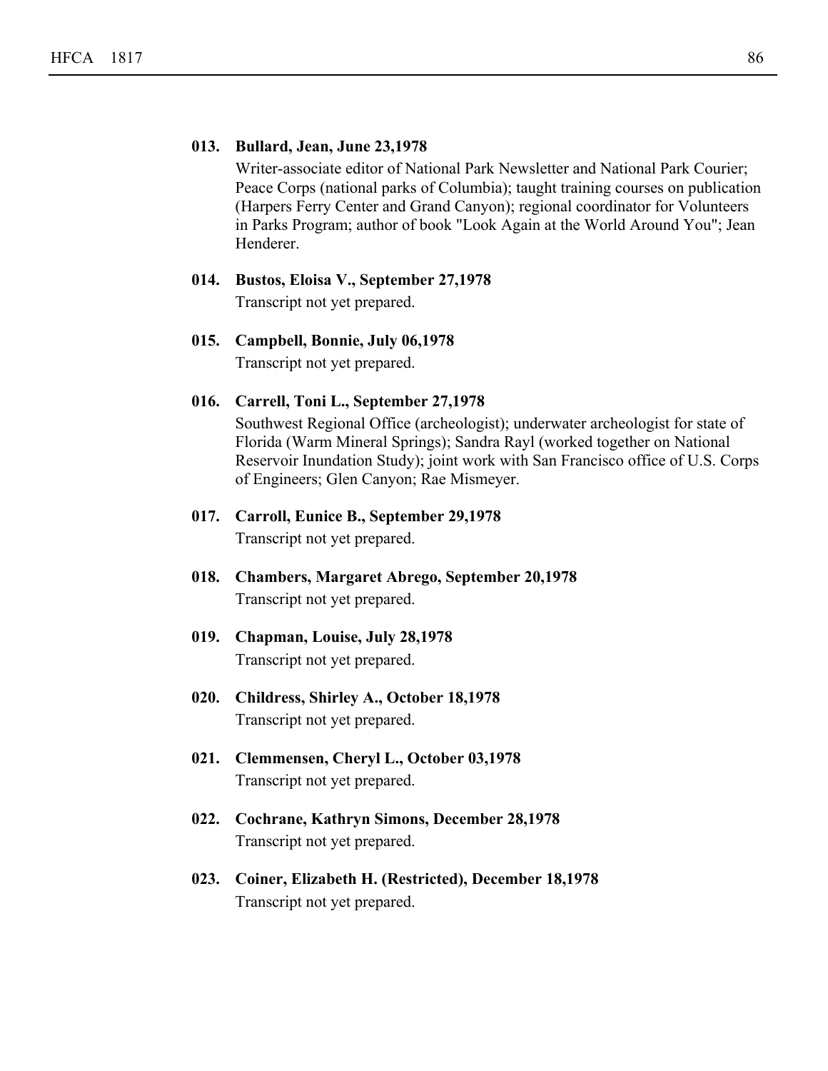**013. Bullard, Jean, June 23,1978**

Writer-associate editor of National Park Newsletter and National Park Courier; Peace Corps (national parks of Columbia); taught training courses on publication (Harpers Ferry Center and Grand Canyon); regional coordinator for Volunteers in Parks Program; author of book "Look Again at the World Around You"; Jean Henderer.

**014. Bustos, Eloisa V., September 27,1978**

Transcript not yet prepared.

**015. Campbell, Bonnie, July 06,1978**

Transcript not yet prepared.

**016. Carrell, Toni L., September 27,1978**

Southwest Regional Office (archeologist); underwater archeologist for state of Florida (Warm Mineral Springs); Sandra Rayl (worked together on National Reservoir Inundation Study); joint work with San Francisco office of U.S. Corps of Engineers; Glen Canyon; Rae Mismeyer.

**017. Carroll, Eunice B., September 29,1978**

Transcript not yet prepared.

**018. Chambers, Margaret Abrego, September 20,1978**

Transcript not yet prepared.

**019. Chapman, Louise, July 28,1978**

Transcript not yet prepared.

**020. Childress, Shirley A., October 18,1978**

Transcript not yet prepared.

**021. Clemmensen, Cheryl L., October 03,1978**

Transcript not yet prepared.

**022. Cochrane, Kathryn Simons, December 28,1978**

Transcript not yet prepared.

**023. Coiner, Elizabeth H. (Restricted), December 18,1978**

Transcript not yet prepared.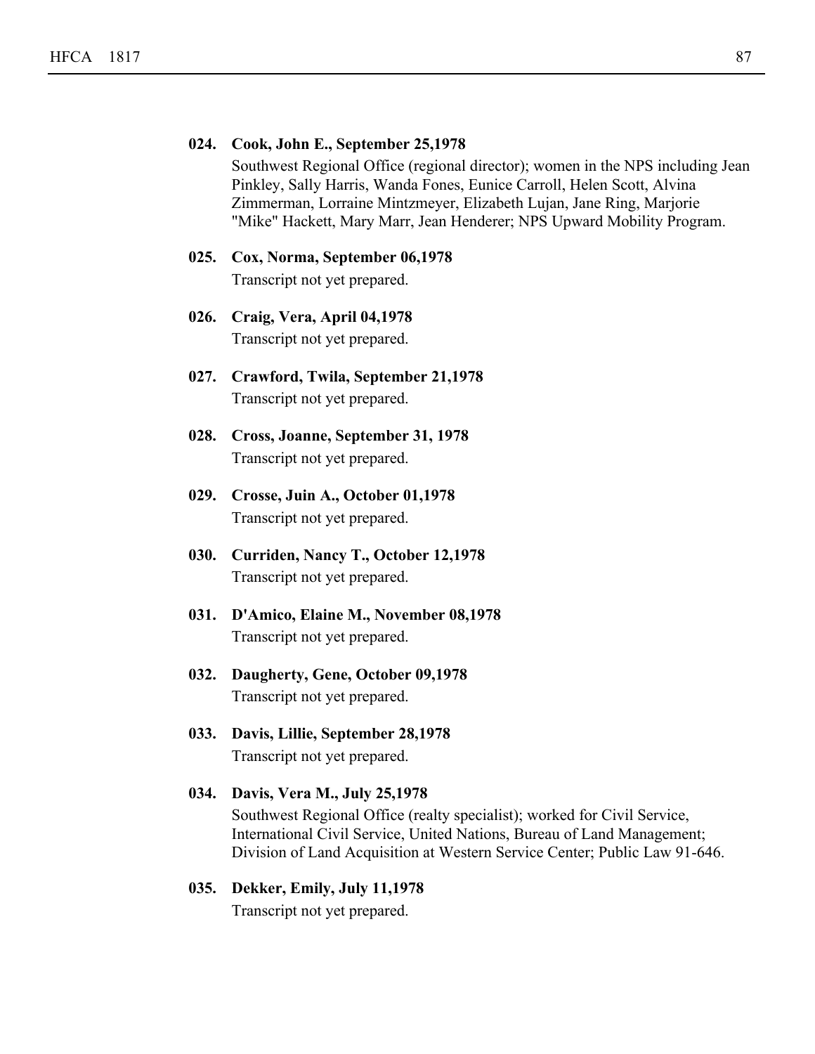**024. Cook, John E., September 25,1978**

Southwest Regional Office (regional director); women in the NPS including Jean Pinkley, Sally Harris, Wanda Fones, Eunice Carroll, Helen Scott, Alvina Zimmerman, Lorraine Mintzmeyer, Elizabeth Lujan, Jane Ring, Marjorie "Mike" Hackett, Mary Marr, Jean Henderer; NPS Upward Mobility Program.

**025. Cox, Norma, September 06,1978**

Transcript not yet prepared.

**026. Craig, Vera, April 04,1978**

Transcript not yet prepared.

**027. Crawford, Twila, September 21,1978**

Transcript not yet prepared.

**028. Cross, Joanne, September 31, 1978**

Transcript not yet prepared.

**029. Crosse, Juin A., October 01,1978**

Transcript not yet prepared.

**030. Curriden, Nancy T., October 12,1978**

Transcript not yet prepared.

**031. D'Amico, Elaine M., November 08,1978**

Transcript not yet prepared.

**032. Daugherty, Gene, October 09,1978**

Transcript not yet prepared.

**033. Davis, Lillie, September 28,1978**

Transcript not yet prepared.

**034. Davis, Vera M., July 25,1978**

Southwest Regional Office (realty specialist); worked for Civil Service, International Civil Service, United Nations, Bureau of Land Management; Division of Land Acquisition at Western Service Center; Public Law 91-646.

**035. Dekker, Emily, July 11,1978**

Transcript not yet prepared.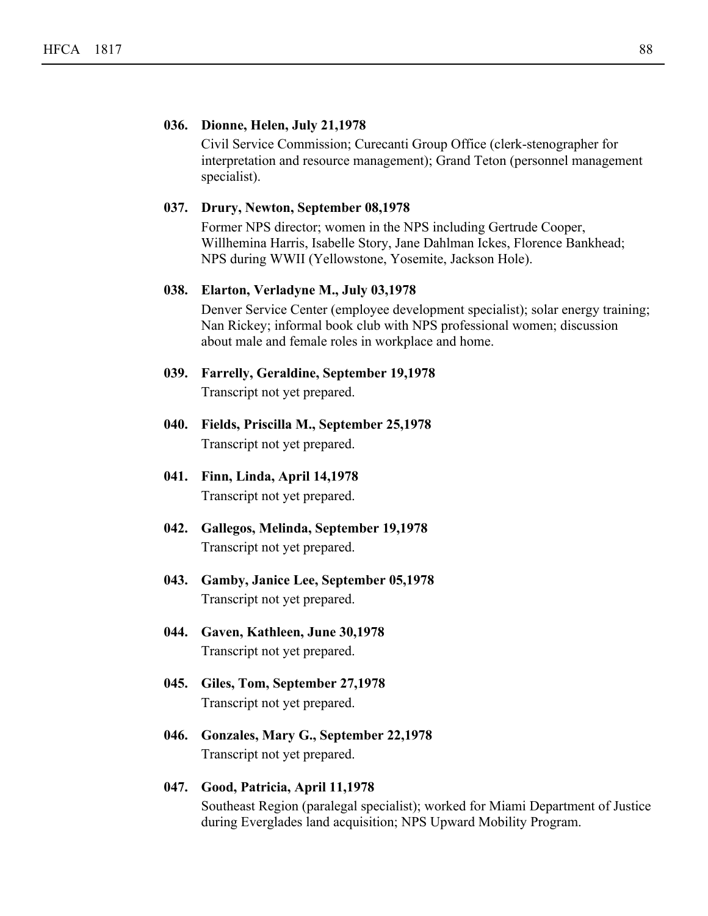**036. Dionne, Helen, July 21,1978**

Civil Service Commission; Curecanti Group Office (clerk-stenographer for interpretation and resource management); Grand Teton (personnel management specialist).

**037. Drury, Newton, September 08,1978**

Former NPS director; women in the NPS including Gertrude Cooper, Willhemina Harris, Isabelle Story, Jane Dahlman Ickes, Florence Bankhead; NPS during WWII (Yellowstone, Yosemite, Jackson Hole).

**038. Elarton, Verladyne M., July 03,1978**

Denver Service Center (employee development specialist); solar energy training; Nan Rickey; informal book club with NPS professional women; discussion about male and female roles in workplace and home.

**039. Farrelly, Geraldine, September 19,1978**

Transcript not yet prepared.

**040. Fields, Priscilla M., September 25,1978**

Transcript not yet prepared.

**041. Finn, Linda, April 14,1978**

Transcript not yet prepared.

**042. Gallegos, Melinda, September 19,1978**

Transcript not yet prepared.

**043. Gamby, Janice Lee, September 05,1978**

Transcript not yet prepared.

**044. Gaven, Kathleen, June 30,1978**

Transcript not yet prepared.

**045. Giles, Tom, September 27,1978**

Transcript not yet prepared.

**046. Gonzales, Mary G., September 22,1978**

Transcript not yet prepared.

**047. Good, Patricia, April 11,1978**

Southeast Region (paralegal specialist); worked for Miami Department of Justice during Everglades land acquisition; NPS Upward Mobility Program.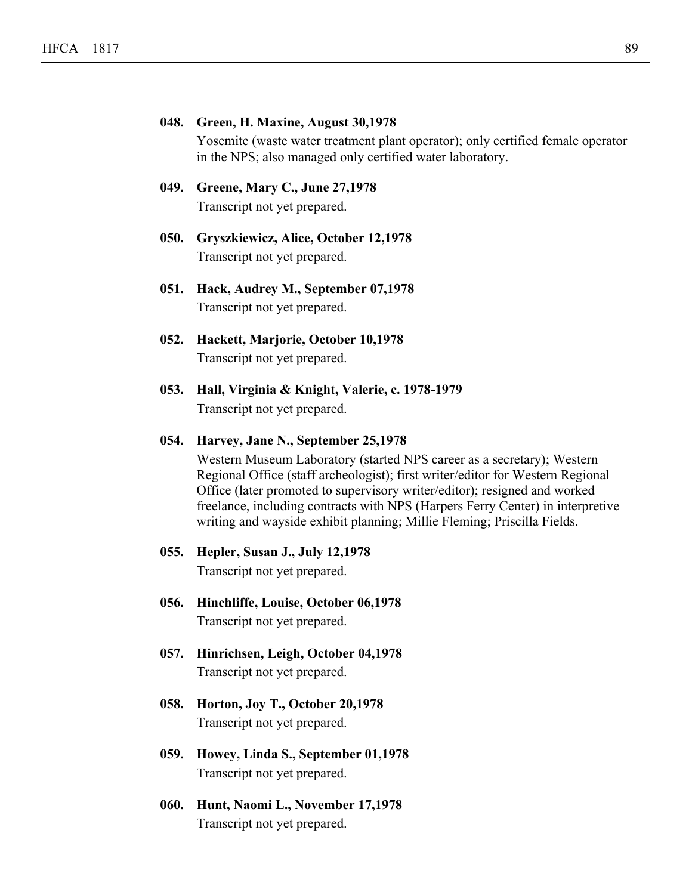**048. Green, H. Maxine, August 30,1978**

Yosemite (waste water treatment plant operator); only certified female operator in the NPS; also managed only certified water laboratory.

**049. Greene, Mary C., June 27,1978**

Transcript not yet prepared.

**050. Gryszkiewicz, Alice, October 12,1978**

Transcript not yet prepared.

**051. Hack, Audrey M., September 07,1978**

Transcript not yet prepared.

**052. Hackett, Marjorie, October 10,1978**

Transcript not yet prepared.

**053. Hall, Virginia & Knight, Valerie, c. 1978-1979**

Transcript not yet prepared.

**054. Harvey, Jane N., September 25,1978**

Western Museum Laboratory (started NPS career as a secretary); Western Regional Office (staff archeologist); first writer/editor for Western Regional Office (later promoted to supervisory writer/editor); resigned and worked freelance, including contracts with NPS (Harpers Ferry Center) in interpretive writing and wayside exhibit planning; Millie Fleming; Priscilla Fields.

**055. Hepler, Susan J., July 12,1978**

Transcript not yet prepared.

**056. Hinchliffe, Louise, October 06,1978**

Transcript not yet prepared.

**057. Hinrichsen, Leigh, October 04,1978**

Transcript not yet prepared.

**058. Horton, Joy T., October 20,1978**

Transcript not yet prepared.

**059. Howey, Linda S., September 01,1978**

Transcript not yet prepared.

**060. Hunt, Naomi L., November 17,1978**

Transcript not yet prepared.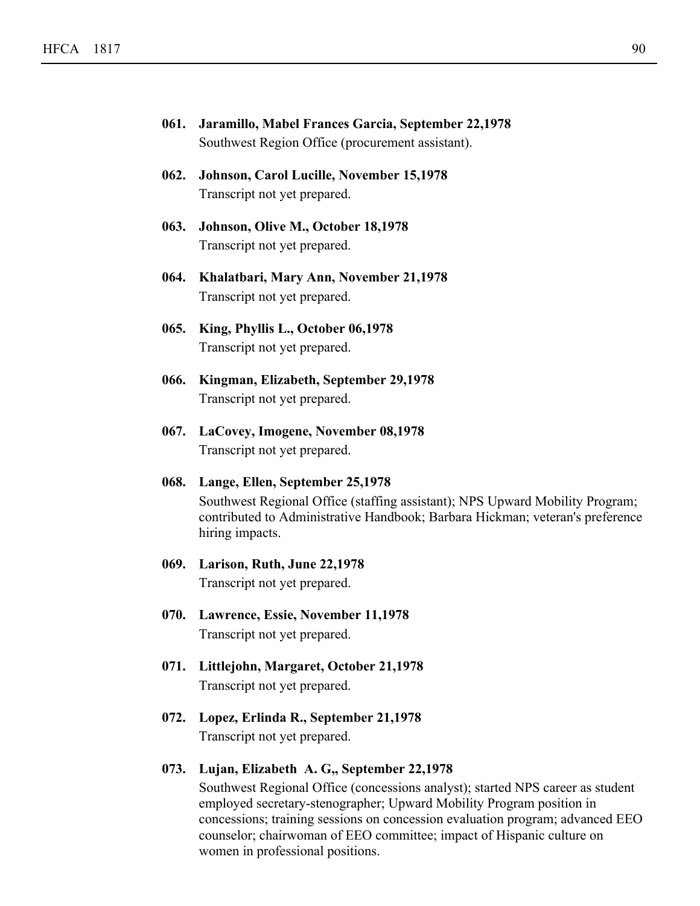**061. Jaramillo, Mabel Frances Garcia, September 22,1978**
Southwest Region Office (procurement assistant).

**062. Johnson, Carol Lucille, November 15,1978**
Transcript not yet prepared.

**063. Johnson, Olive M., October 18,1978**
Transcript not yet prepared.

**064. Khalatbari, Mary Ann, November 21,1978**
Transcript not yet prepared.

**065. King, Phyllis L., October 06,1978**
Transcript not yet prepared.

**066. Kingman, Elizabeth, September 29,1978**
Transcript not yet prepared.

**067. LaCovey, Imogene, November 08,1978**
Transcript not yet prepared.

**068. Lange, Ellen, September 25,1978**
Southwest Regional Office (staffing assistant); NPS Upward Mobility Program; contributed to Administrative Handbook; Barbara Hickman; veteran's preference hiring impacts.

**069. Larison, Ruth, June 22,1978**
Transcript not yet prepared.

**070. Lawrence, Essie, November 11,1978**
Transcript not yet prepared.

**071. Littlejohn, Margaret, October 21,1978**
Transcript not yet prepared.

**072. Lopez, Erlinda R., September 21,1978**
Transcript not yet prepared.

**073. Lujan, Elizabeth A. G,, September 22,1978**
Southwest Regional Office (concessions analyst); started NPS career as student employed secretary-stenographer; Upward Mobility Program position in concessions; training sessions on concession evaluation program; advanced EEO counselor; chairwoman of EEO committee; impact of Hispanic culture on women in professional positions.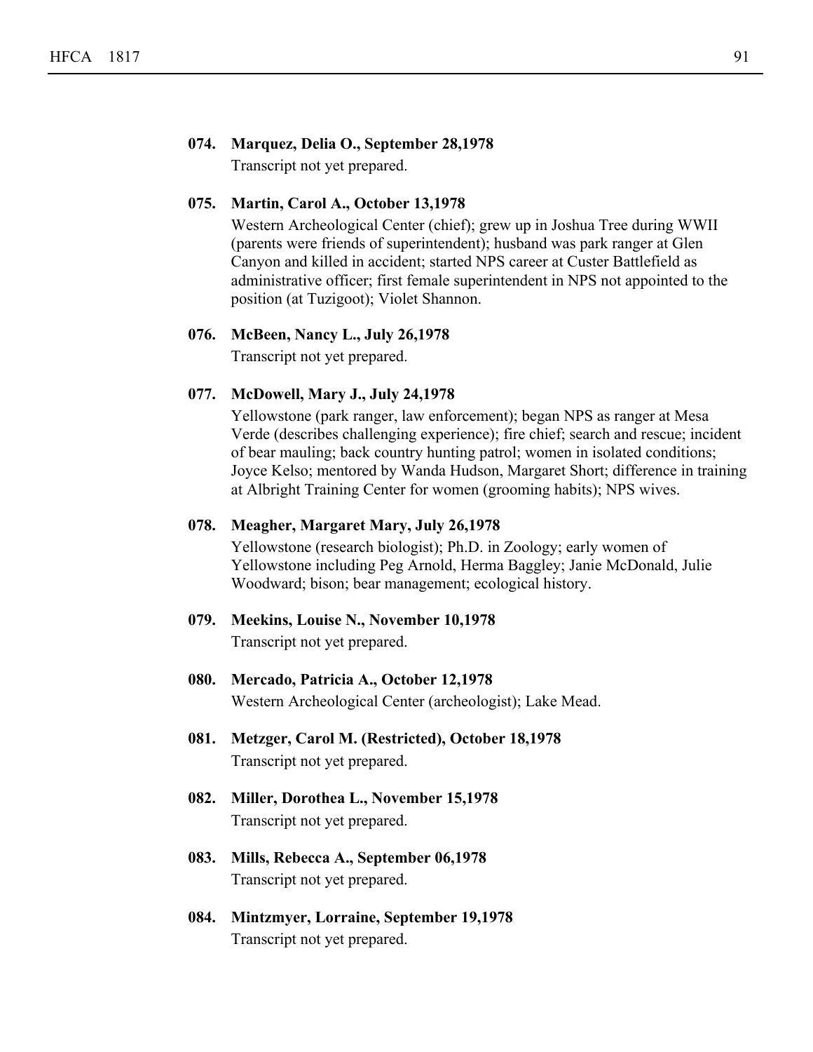**074. Marquez, Delia O., September 28,1978**

Transcript not yet prepared.

**075. Martin, Carol A., October 13,1978**

Western Archeological Center (chief); grew up in Joshua Tree during WWII (parents were friends of superintendent); husband was park ranger at Glen Canyon and killed in accident; started NPS career at Custer Battlefield as administrative officer; first female superintendent in NPS not appointed to the position (at Tuzigoot); Violet Shannon.

**076. McBeen, Nancy L., July 26,1978**

Transcript not yet prepared.

**077. McDowell, Mary J., July 24,1978**

Yellowstone (park ranger, law enforcement); began NPS as ranger at Mesa Verde (describes challenging experience); fire chief; search and rescue; incident of bear mauling; back country hunting patrol; women in isolated conditions; Joyce Kelso; mentored by Wanda Hudson, Margaret Short; difference in training at Albright Training Center for women (grooming habits); NPS wives.

**078. Meagher, Margaret Mary, July 26,1978**

Yellowstone (research biologist); Ph.D. in Zoology; early women of Yellowstone including Peg Arnold, Herma Baggley; Janie McDonald, Julie Woodward; bison; bear management; ecological history.

**079. Meekins, Louise N., November 10,1978**

Transcript not yet prepared.

**080. Mercado, Patricia A., October 12,1978**

Western Archeological Center (archeologist); Lake Mead.

**081. Metzger, Carol M. (Restricted), October 18,1978**

Transcript not yet prepared.

**082. Miller, Dorothea L., November 15,1978**

Transcript not yet prepared.

**083. Mills, Rebecca A., September 06,1978**

Transcript not yet prepared.

**084. Mintzmyer, Lorraine, September 19,1978**

Transcript not yet prepared.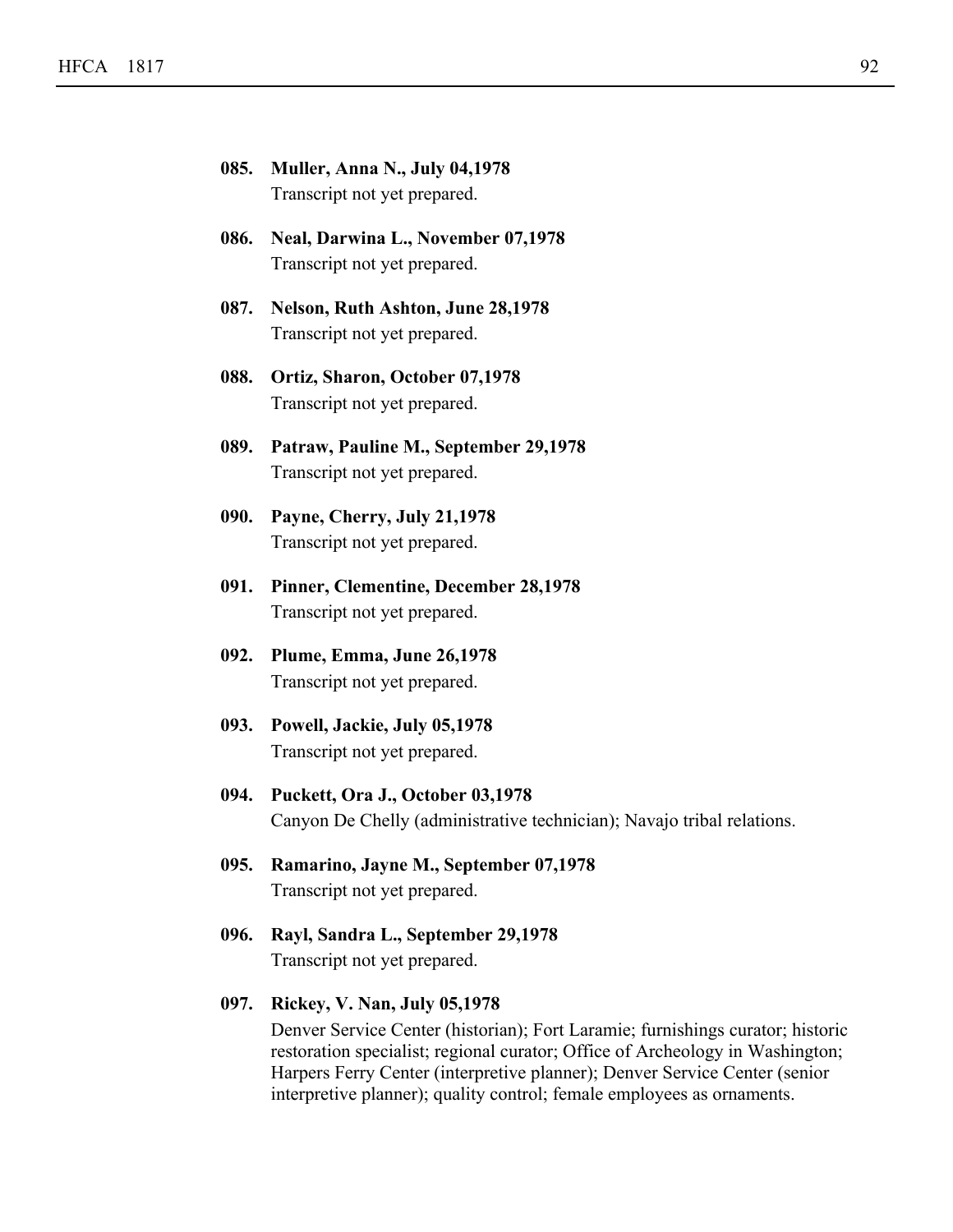**085. Muller, Anna N., July 04,1978**
Transcript not yet prepared.

**086. Neal, Darwina L., November 07,1978**
Transcript not yet prepared.

**087. Nelson, Ruth Ashton, June 28,1978**
Transcript not yet prepared.

**088. Ortiz, Sharon, October 07,1978**
Transcript not yet prepared.

**089. Patraw, Pauline M., September 29,1978**
Transcript not yet prepared.

**090. Payne, Cherry, July 21,1978**
Transcript not yet prepared.

**091. Pinner, Clementine, December 28,1978**
Transcript not yet prepared.

**092. Plume, Emma, June 26,1978**
Transcript not yet prepared.

**093. Powell, Jackie, July 05,1978**
Transcript not yet prepared.

**094. Puckett, Ora J., October 03,1978**
Canyon De Chelly (administrative technician); Navajo tribal relations.

**095. Ramarino, Jayne M., September 07,1978**
Transcript not yet prepared.

**096. Rayl, Sandra L., September 29,1978**
Transcript not yet prepared.

**097. Rickey, V. Nan, July 05,1978**
Denver Service Center (historian); Fort Laramie; furnishings curator; historic restoration specialist; regional curator; Office of Archeology in Washington; Harpers Ferry Center (interpretive planner); Denver Service Center (senior interpretive planner); quality control; female employees as ornaments.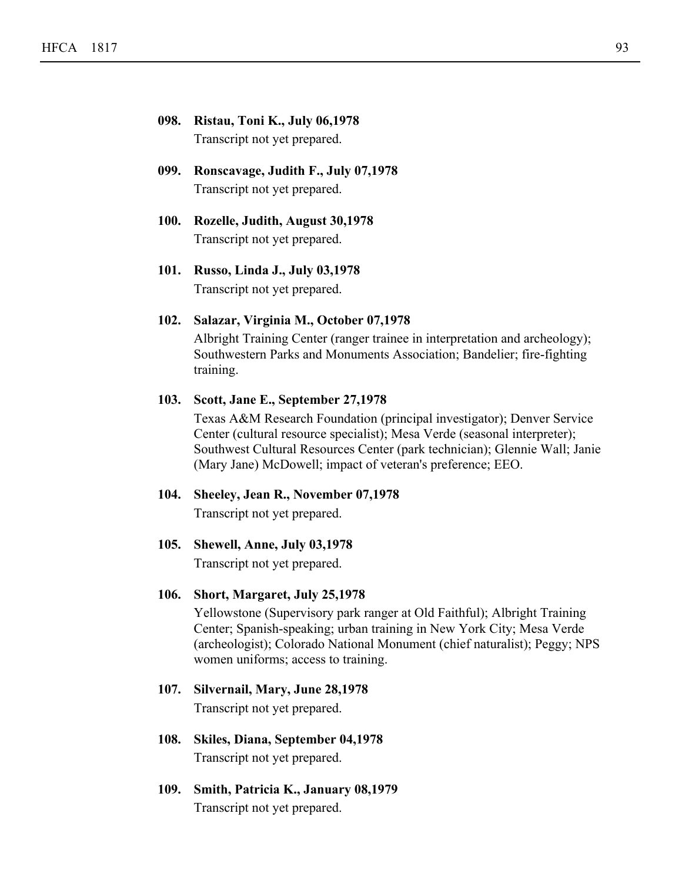**098. Ristau, Toni K., July 06,1978**

Transcript not yet prepared.

**099. Ronscavage, Judith F., July 07,1978**

Transcript not yet prepared.

**100. Rozelle, Judith, August 30,1978**

Transcript not yet prepared.

**101. Russo, Linda J., July 03,1978**

Transcript not yet prepared.

**102. Salazar, Virginia M., October 07,1978**

Albright Training Center (ranger trainee in interpretation and archeology); Southwestern Parks and Monuments Association; Bandelier; fire-fighting training.

**103. Scott, Jane E., September 27,1978**

Texas A&M Research Foundation (principal investigator); Denver Service Center (cultural resource specialist); Mesa Verde (seasonal interpreter); Southwest Cultural Resources Center (park technician); Glennie Wall; Janie (Mary Jane) McDowell; impact of veteran's preference; EEO.

**104. Sheeley, Jean R., November 07,1978**

Transcript not yet prepared.

**105. Shewell, Anne, July 03,1978**

Transcript not yet prepared.

**106. Short, Margaret, July 25,1978**

Yellowstone (Supervisory park ranger at Old Faithful); Albright Training Center; Spanish-speaking; urban training in New York City; Mesa Verde (archeologist); Colorado National Monument (chief naturalist); Peggy; NPS women uniforms; access to training.

**107. Silvernail, Mary, June 28,1978**

Transcript not yet prepared.

**108. Skiles, Diana, September 04,1978**

Transcript not yet prepared.

**109. Smith, Patricia K., January 08,1979**

Transcript not yet prepared.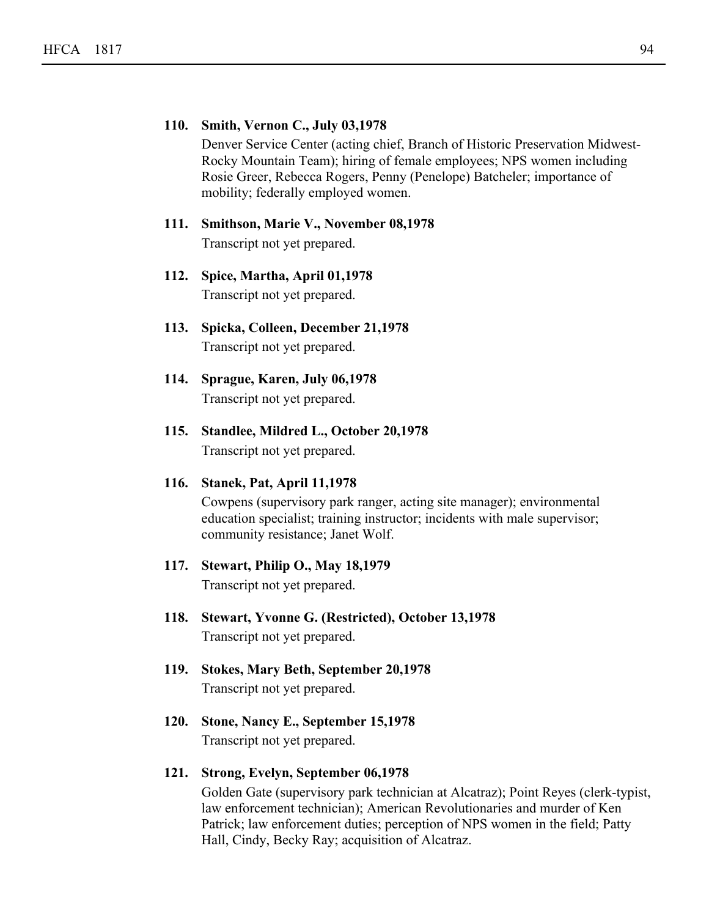**110. Smith, Vernon C., July 03,1978**

Denver Service Center (acting chief, Branch of Historic Preservation Midwest-Rocky Mountain Team); hiring of female employees; NPS women including Rosie Greer, Rebecca Rogers, Penny (Penelope) Batcheler; importance of mobility; federally employed women.

**111. Smithson, Marie V., November 08,1978**

Transcript not yet prepared.

**112. Spice, Martha, April 01,1978**

Transcript not yet prepared.

**113. Spicka, Colleen, December 21,1978**

Transcript not yet prepared.

**114. Sprague, Karen, July 06,1978**

Transcript not yet prepared.

**115. Standlee, Mildred L., October 20,1978**

Transcript not yet prepared.

**116. Stanek, Pat, April 11,1978**

Cowpens (supervisory park ranger, acting site manager); environmental education specialist; training instructor; incidents with male supervisor; community resistance; Janet Wolf.

**117. Stewart, Philip O., May 18,1979**

Transcript not yet prepared.

**118. Stewart, Yvonne G. (Restricted), October 13,1978**

Transcript not yet prepared.

**119. Stokes, Mary Beth, September 20,1978**

Transcript not yet prepared.

**120. Stone, Nancy E., September 15,1978**

Transcript not yet prepared.

**121. Strong, Evelyn, September 06,1978**

Golden Gate (supervisory park technician at Alcatraz); Point Reyes (clerk-typist, law enforcement technician); American Revolutionaries and murder of Ken Patrick; law enforcement duties; perception of NPS women in the field; Patty Hall, Cindy, Becky Ray; acquisition of Alcatraz.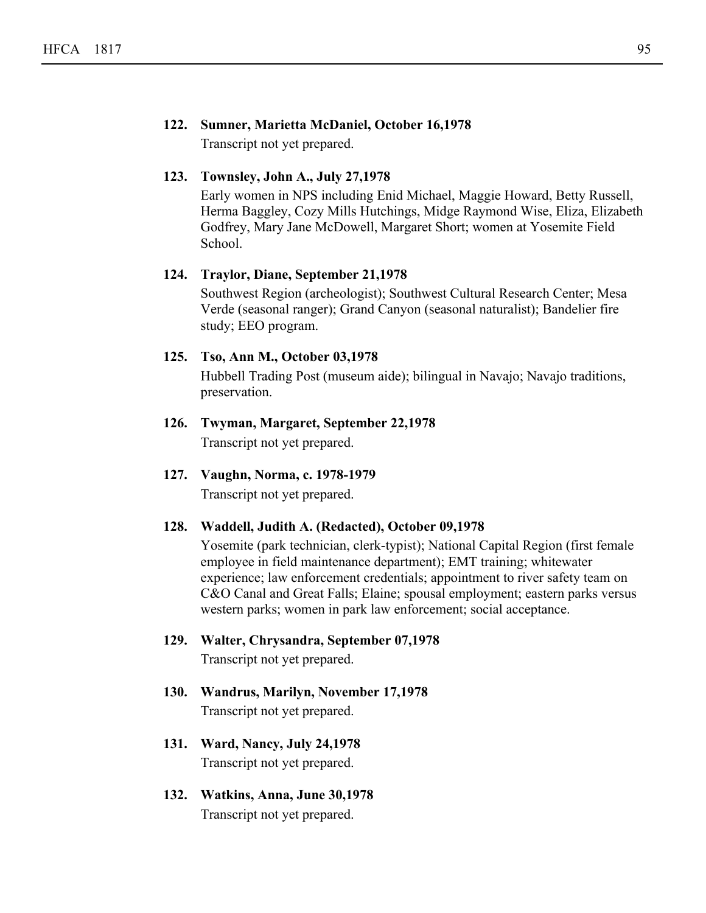**122. Sumner, Marietta McDaniel, October 16,1978**

Transcript not yet prepared.

**123. Townsley, John A., July 27,1978**

Early women in NPS including Enid Michael, Maggie Howard, Betty Russell, Herma Baggley, Cozy Mills Hutchings, Midge Raymond Wise, Eliza, Elizabeth Godfrey, Mary Jane McDowell, Margaret Short; women at Yosemite Field School.

**124. Traylor, Diane, September 21,1978**

Southwest Region (archeologist); Southwest Cultural Research Center; Mesa Verde (seasonal ranger); Grand Canyon (seasonal naturalist); Bandelier fire study; EEO program.

**125. Tso, Ann M., October 03,1978**

Hubbell Trading Post (museum aide); bilingual in Navajo; Navajo traditions, preservation.

**126. Twyman, Margaret, September 22,1978**

Transcript not yet prepared.

**127. Vaughn, Norma, c. 1978-1979**

Transcript not yet prepared.

**128. Waddell, Judith A. (Redacted), October 09,1978**

Yosemite (park technician, clerk-typist); National Capital Region (first female employee in field maintenance department); EMT training; whitewater experience; law enforcement credentials; appointment to river safety team on C&O Canal and Great Falls; Elaine; spousal employment; eastern parks versus western parks; women in park law enforcement; social acceptance.

**129. Walter, Chrysandra, September 07,1978**

Transcript not yet prepared.

**130. Wandrus, Marilyn, November 17,1978**

Transcript not yet prepared.

**131. Ward, Nancy, July 24,1978**

Transcript not yet prepared.

**132. Watkins, Anna, June 30,1978**

Transcript not yet prepared.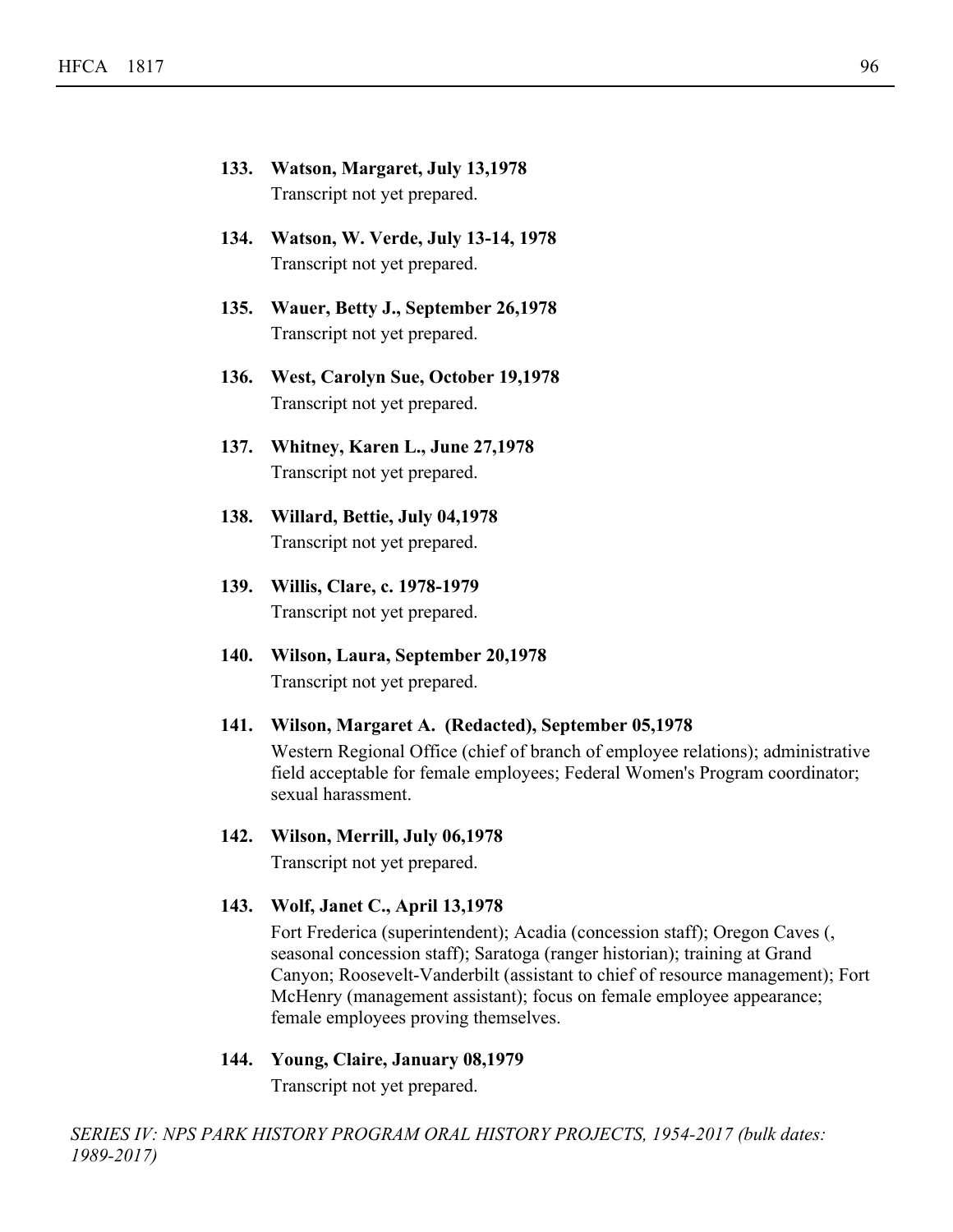**133. Watson, Margaret, July 13,1978**

Transcript not yet prepared.

**134. Watson, W. Verde, July 13-14, 1978**

Transcript not yet prepared.

**135. Wauer, Betty J., September 26,1978**

Transcript not yet prepared.

**136. West, Carolyn Sue, October 19,1978**

Transcript not yet prepared.

**137. Whitney, Karen L., June 27,1978**

Transcript not yet prepared.

**138. Willard, Bettie, July 04,1978**

Transcript not yet prepared.

**139. Willis, Clare, c. 1978-1979**

Transcript not yet prepared.

**140. Wilson, Laura, September 20,1978**

Transcript not yet prepared.

**141. Wilson, Margaret A. (Redacted), September 05,1978**

Western Regional Office (chief of branch of employee relations); administrative field acceptable for female employees; Federal Women's Program coordinator; sexual harassment.

**142. Wilson, Merrill, July 06,1978**

Transcript not yet prepared.

**143. Wolf, Janet C., April 13,1978**

Fort Frederica (superintendent); Acadia (concession staff); Oregon Caves (, seasonal concession staff); Saratoga (ranger historian); training at Grand Canyon; Roosevelt-Vanderbilt (assistant to chief of resource management); Fort McHenry (management assistant); focus on female employee appearance; female employees proving themselves.

**144. Young, Claire, January 08,1979**

Transcript not yet prepared.

*SERIES IV: NPS PARK HISTORY PROGRAM ORAL HISTORY PROJECTS, 1954-2017 (bulk dates: 1989-2017)*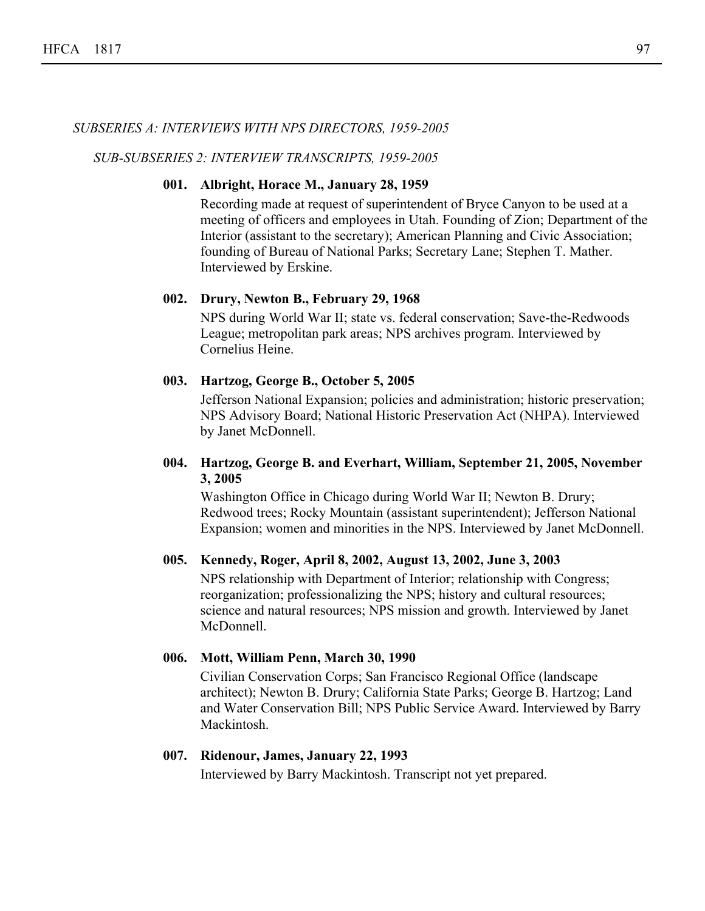*SUBSERIES A: INTERVIEWS WITH NPS DIRECTORS, 1959-2005*

*SUB-SUBSERIES 2: INTERVIEW TRANSCRIPTS, 1959-2005*

**001. Albright, Horace M., January 28, 1959**

Recording made at request of superintendent of Bryce Canyon to be used at a meeting of officers and employees in Utah. Founding of Zion; Department of the Interior (assistant to the secretary); American Planning and Civic Association; founding of Bureau of National Parks; Secretary Lane; Stephen T. Mather. Interviewed by Erskine.

**002. Drury, Newton B., February 29, 1968**

NPS during World War II; state vs. federal conservation; Save-the-Redwoods League; metropolitan park areas; NPS archives program. Interviewed by Cornelius Heine.

**003. Hartzog, George B., October 5, 2005**

Jefferson National Expansion; policies and administration; historic preservation; NPS Advisory Board; National Historic Preservation Act (NHPA). Interviewed by Janet McDonnell.

**004. Hartzog, George B. and Everhart, William, September 21, 2005, November 3, 2005**

Washington Office in Chicago during World War II; Newton B. Drury; Redwood trees; Rocky Mountain (assistant superintendent); Jefferson National Expansion; women and minorities in the NPS. Interviewed by Janet McDonnell.

**005. Kennedy, Roger, April 8, 2002, August 13, 2002, June 3, 2003**

NPS relationship with Department of Interior; relationship with Congress; reorganization; professionalizing the NPS; history and cultural resources; science and natural resources; NPS mission and growth. Interviewed by Janet McDonnell.

**006. Mott, William Penn, March 30, 1990**

Civilian Conservation Corps; San Francisco Regional Office (landscape architect); Newton B. Drury; California State Parks; George B. Hartzog; Land and Water Conservation Bill; NPS Public Service Award. Interviewed by Barry Mackintosh.

**007. Ridenour, James, January 22, 1993**

Interviewed by Barry Mackintosh. Transcript not yet prepared.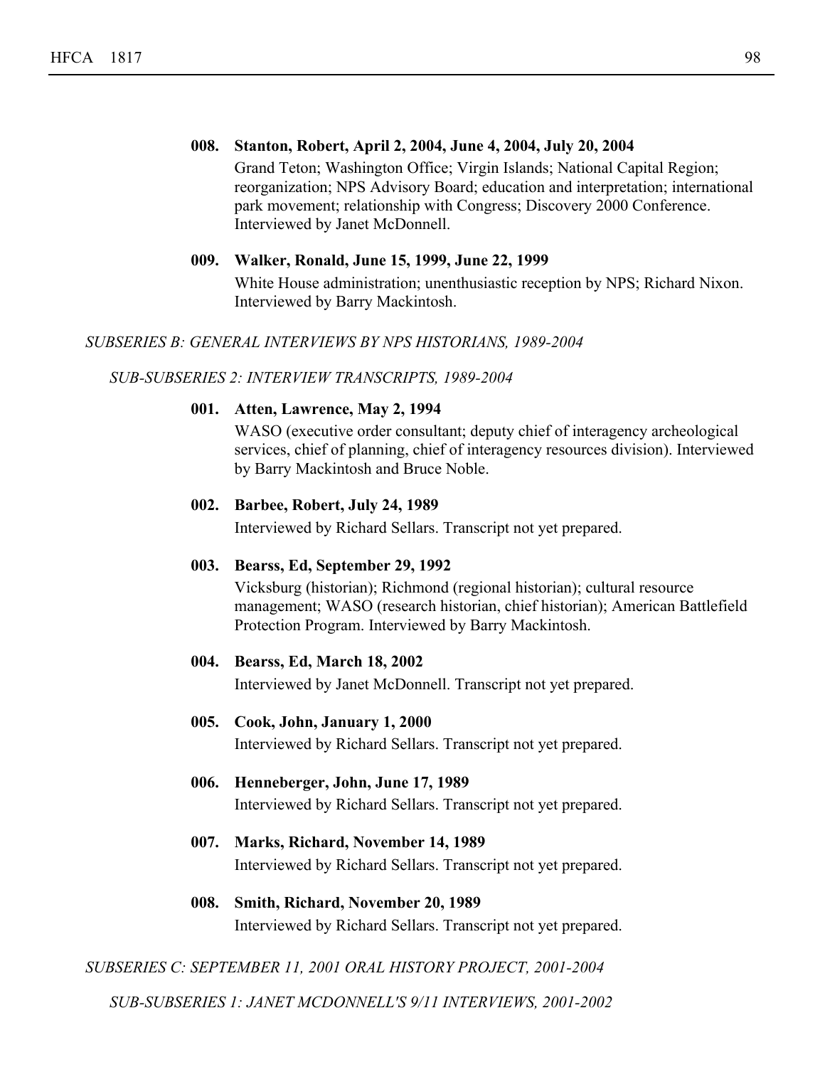**008. Stanton, Robert, April 2, 2004, June 4, 2004, July 20, 2004**

Grand Teton; Washington Office; Virgin Islands; National Capital Region; reorganization; NPS Advisory Board; education and interpretation; international park movement; relationship with Congress; Discovery 2000 Conference. Interviewed by Janet McDonnell.

**009. Walker, Ronald, June 15, 1999, June 22, 1999**

White House administration; unenthusiastic reception by NPS; Richard Nixon. Interviewed by Barry Mackintosh.

*SUBSERIES B: GENERAL INTERVIEWS BY NPS HISTORIANS, 1989-2004*

*SUB-SUBSERIES 2: INTERVIEW TRANSCRIPTS, 1989-2004*

**001. Atten, Lawrence, May 2, 1994**

WASO (executive order consultant; deputy chief of interagency archeological services, chief of planning, chief of interagency resources division). Interviewed by Barry Mackintosh and Bruce Noble.

**002. Barbee, Robert, July 24, 1989**

Interviewed by Richard Sellars. Transcript not yet prepared.

**003. Bearss, Ed, September 29, 1992**

Vicksburg (historian); Richmond (regional historian); cultural resource management; WASO (research historian, chief historian); American Battlefield Protection Program. Interviewed by Barry Mackintosh.

**004. Bearss, Ed, March 18, 2002**

Interviewed by Janet McDonnell. Transcript not yet prepared.

**005. Cook, John, January 1, 2000**

Interviewed by Richard Sellars. Transcript not yet prepared.

**006. Henneberger, John, June 17, 1989**

Interviewed by Richard Sellars. Transcript not yet prepared.

**007. Marks, Richard, November 14, 1989**

Interviewed by Richard Sellars. Transcript not yet prepared.

**008. Smith, Richard, November 20, 1989**

Interviewed by Richard Sellars. Transcript not yet prepared.

*SUBSERIES C: SEPTEMBER 11, 2001 ORAL HISTORY PROJECT, 2001-2004*

*SUB-SUBSERIES 1: JANET MCDONNELL'S 9/11 INTERVIEWS, 2001-2002*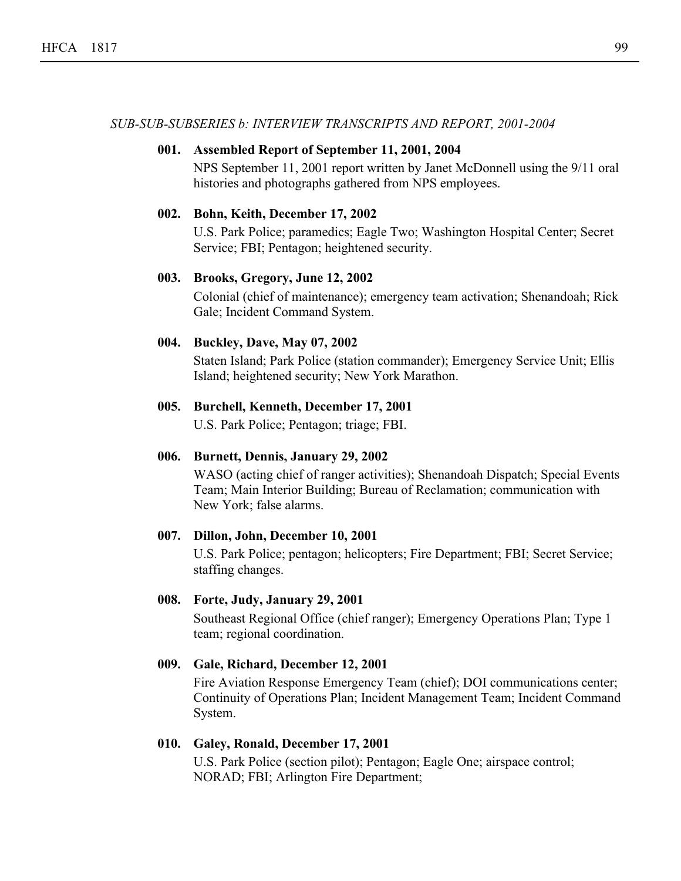*SUB-SUB-SUBSERIES b: INTERVIEW TRANSCRIPTS AND REPORT, 2001-2004*

**001. Assembled Report of September 11, 2001, 2004**

NPS September 11, 2001 report written by Janet McDonnell using the 9/11 oral histories and photographs gathered from NPS employees.

**002. Bohn, Keith, December 17, 2002**

U.S. Park Police; paramedics; Eagle Two; Washington Hospital Center; Secret Service; FBI; Pentagon; heightened security.

**003. Brooks, Gregory, June 12, 2002**

Colonial (chief of maintenance); emergency team activation; Shenandoah; Rick Gale; Incident Command System.

**004. Buckley, Dave, May 07, 2002**

Staten Island; Park Police (station commander); Emergency Service Unit; Ellis Island; heightened security; New York Marathon.

**005. Burchell, Kenneth, December 17, 2001**

U.S. Park Police; Pentagon; triage; FBI.

**006. Burnett, Dennis, January 29, 2002**

WASO (acting chief of ranger activities); Shenandoah Dispatch; Special Events Team; Main Interior Building; Bureau of Reclamation; communication with New York; false alarms.

**007. Dillon, John, December 10, 2001**

U.S. Park Police; pentagon; helicopters; Fire Department; FBI; Secret Service; staffing changes.

**008. Forte, Judy, January 29, 2001**

Southeast Regional Office (chief ranger); Emergency Operations Plan; Type 1 team; regional coordination.

**009. Gale, Richard, December 12, 2001**

Fire Aviation Response Emergency Team (chief); DOI communications center; Continuity of Operations Plan; Incident Management Team; Incident Command System.

**010. Galey, Ronald, December 17, 2001**

U.S. Park Police (section pilot); Pentagon; Eagle One; airspace control; NORAD; FBI; Arlington Fire Department;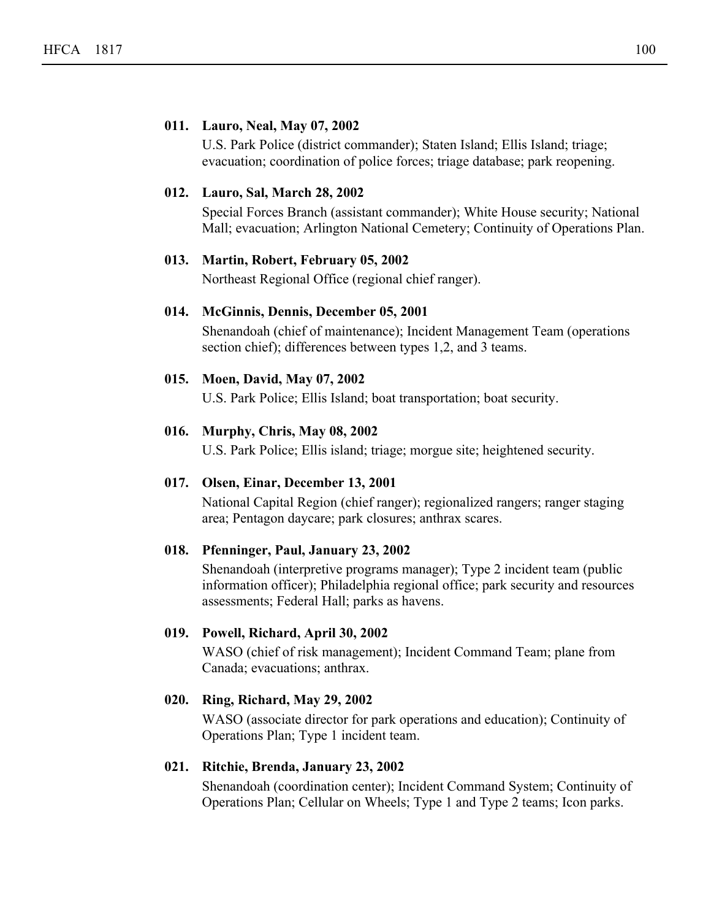**011. Lauro, Neal, May 07, 2002**

U.S. Park Police (district commander); Staten Island; Ellis Island; triage; evacuation; coordination of police forces; triage database; park reopening.

**012. Lauro, Sal, March 28, 2002**

Special Forces Branch (assistant commander); White House security; National Mall; evacuation; Arlington National Cemetery; Continuity of Operations Plan.

**013. Martin, Robert, February 05, 2002**

Northeast Regional Office (regional chief ranger).

**014. McGinnis, Dennis, December 05, 2001**

Shenandoah (chief of maintenance); Incident Management Team (operations section chief); differences between types 1,2, and 3 teams.

**015. Moen, David, May 07, 2002**

U.S. Park Police; Ellis Island; boat transportation; boat security.

**016. Murphy, Chris, May 08, 2002**

U.S. Park Police; Ellis island; triage; morgue site; heightened security.

**017. Olsen, Einar, December 13, 2001**

National Capital Region (chief ranger); regionalized rangers; ranger staging area; Pentagon daycare; park closures; anthrax scares.

**018. Pfenninger, Paul, January 23, 2002**

Shenandoah (interpretive programs manager); Type 2 incident team (public information officer); Philadelphia regional office; park security and resources assessments; Federal Hall; parks as havens.

**019. Powell, Richard, April 30, 2002**

WASO (chief of risk management); Incident Command Team; plane from Canada; evacuations; anthrax.

**020. Ring, Richard, May 29, 2002**

WASO (associate director for park operations and education); Continuity of Operations Plan; Type 1 incident team.

**021. Ritchie, Brenda, January 23, 2002**

Shenandoah (coordination center); Incident Command System; Continuity of Operations Plan; Cellular on Wheels; Type 1 and Type 2 teams; Icon parks.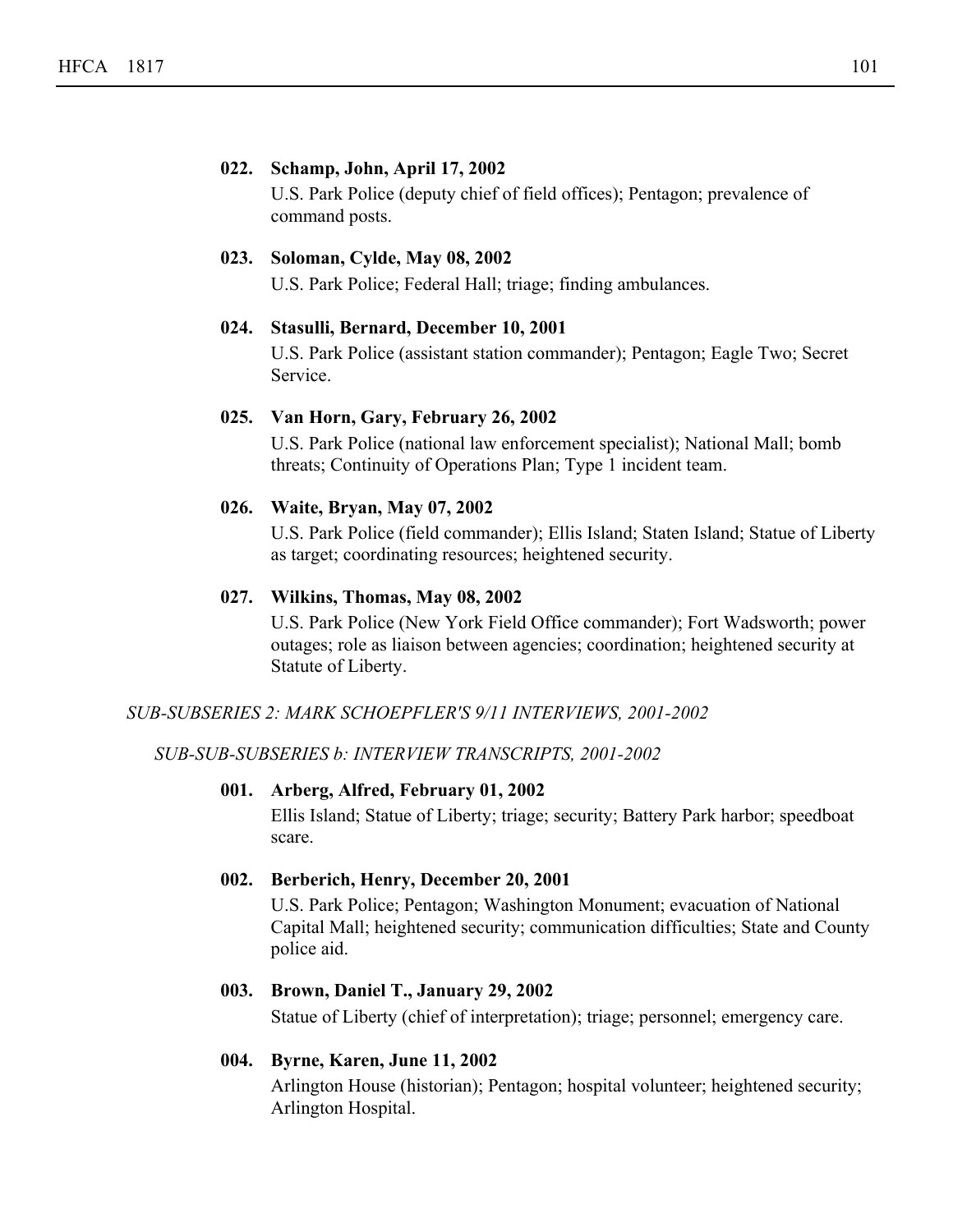**022. Schamp, John, April 17, 2002**

U.S. Park Police (deputy chief of field offices); Pentagon; prevalence of command posts.

**023. Soloman, Cylde, May 08, 2002**

U.S. Park Police; Federal Hall; triage; finding ambulances.

**024. Stasulli, Bernard, December 10, 2001**

U.S. Park Police (assistant station commander); Pentagon; Eagle Two; Secret Service.

**025. Van Horn, Gary, February 26, 2002**

U.S. Park Police (national law enforcement specialist); National Mall; bomb threats; Continuity of Operations Plan; Type 1 incident team.

**026. Waite, Bryan, May 07, 2002**

U.S. Park Police (field commander); Ellis Island; Staten Island; Statue of Liberty as target; coordinating resources; heightened security.

**027. Wilkins, Thomas, May 08, 2002**

U.S. Park Police (New York Field Office commander); Fort Wadsworth; power outages; role as liaison between agencies; coordination; heightened security at Statute of Liberty.

*SUB-SUBSERIES 2: MARK SCHOEPFLER'S 9/11 INTERVIEWS, 2001-2002*

*SUB-SUB-SUBSERIES b: INTERVIEW TRANSCRIPTS, 2001-2002*

**001. Arberg, Alfred, February 01, 2002**

Ellis Island; Statue of Liberty; triage; security; Battery Park harbor; speedboat scare.

**002. Berberich, Henry, December 20, 2001**

U.S. Park Police; Pentagon; Washington Monument; evacuation of National Capital Mall; heightened security; communication difficulties; State and County police aid.

**003. Brown, Daniel T., January 29, 2002**

Statue of Liberty (chief of interpretation); triage; personnel; emergency care.

**004. Byrne, Karen, June 11, 2002**

Arlington House (historian); Pentagon; hospital volunteer; heightened security; Arlington Hospital.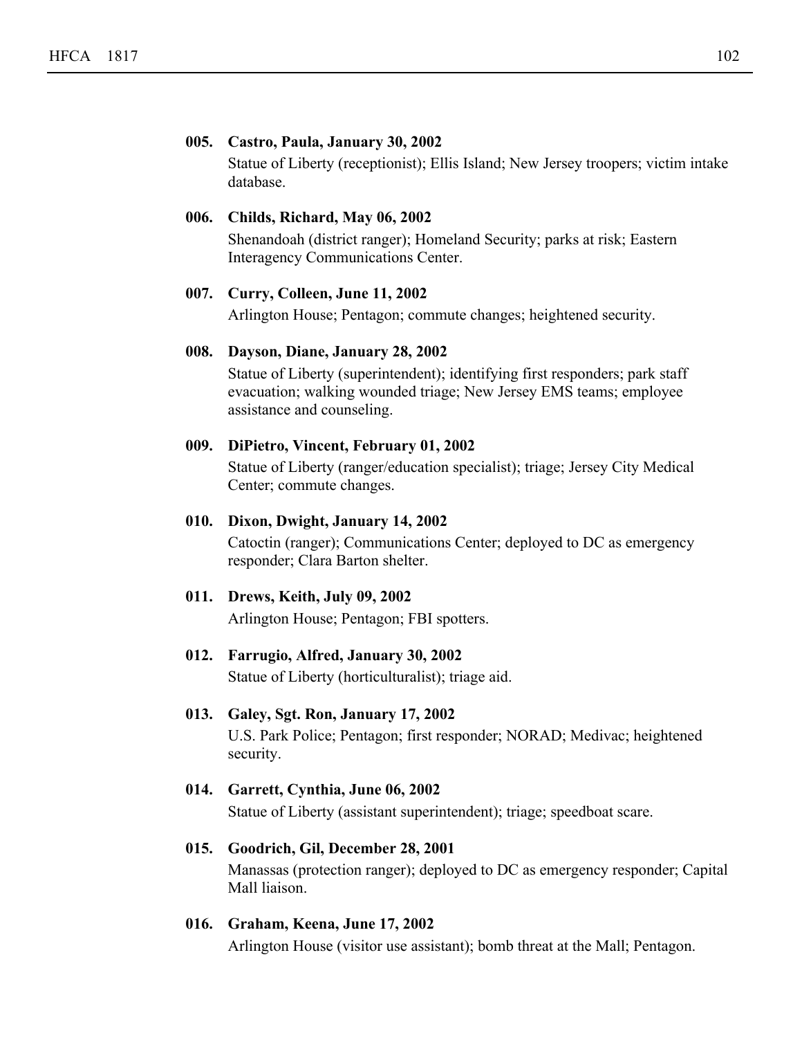**005. Castro, Paula, January 30, 2002**

Statue of Liberty (receptionist); Ellis Island; New Jersey troopers; victim intake database.

**006. Childs, Richard, May 06, 2002**

Shenandoah (district ranger); Homeland Security; parks at risk; Eastern Interagency Communications Center.

**007. Curry, Colleen, June 11, 2002**

Arlington House; Pentagon; commute changes; heightened security.

**008. Dayson, Diane, January 28, 2002**

Statue of Liberty (superintendent); identifying first responders; park staff evacuation; walking wounded triage; New Jersey EMS teams; employee assistance and counseling.

**009. DiPietro, Vincent, February 01, 2002**

Statue of Liberty (ranger/education specialist); triage; Jersey City Medical Center; commute changes.

**010. Dixon, Dwight, January 14, 2002**

Catoctin (ranger); Communications Center; deployed to DC as emergency responder; Clara Barton shelter.

**011. Drews, Keith, July 09, 2002**

Arlington House; Pentagon; FBI spotters.

**012. Farrugio, Alfred, January 30, 2002**

Statue of Liberty (horticulturalist); triage aid.

**013. Galey, Sgt. Ron, January 17, 2002**

U.S. Park Police; Pentagon; first responder; NORAD; Medivac; heightened security.

**014. Garrett, Cynthia, June 06, 2002**

Statue of Liberty (assistant superintendent); triage; speedboat scare.

**015. Goodrich, Gil, December 28, 2001**

Manassas (protection ranger); deployed to DC as emergency responder; Capital Mall liaison.

**016. Graham, Keena, June 17, 2002**

Arlington House (visitor use assistant); bomb threat at the Mall; Pentagon.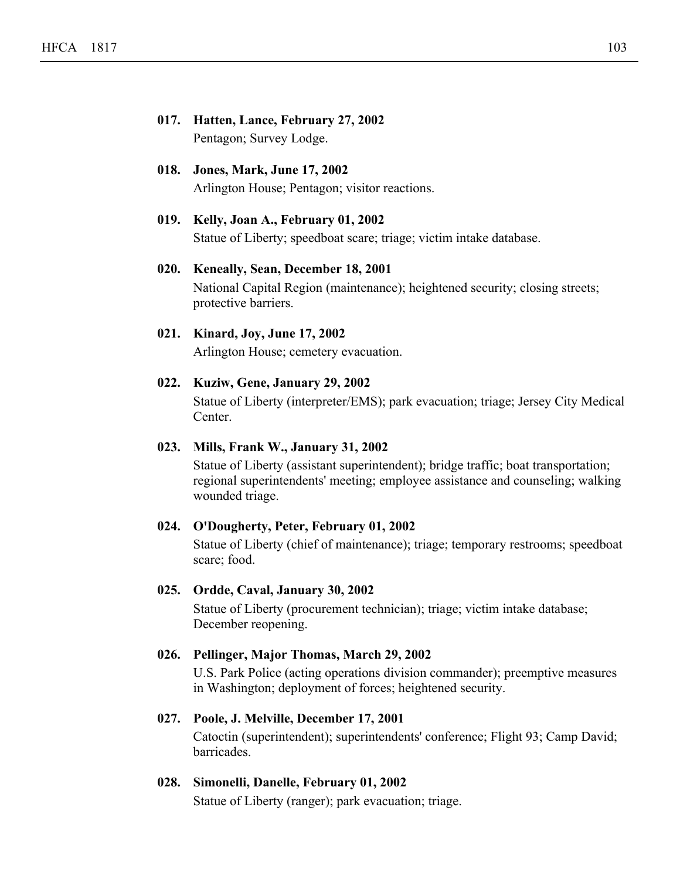**017. Hatten, Lance, February 27, 2002**
Pentagon; Survey Lodge.

**018. Jones, Mark, June 17, 2002**
Arlington House; Pentagon; visitor reactions.

**019. Kelly, Joan A., February 01, 2002**
Statue of Liberty; speedboat scare; triage; victim intake database.

**020. Keneally, Sean, December 18, 2001**
National Capital Region (maintenance); heightened security; closing streets; protective barriers.

**021. Kinard, Joy, June 17, 2002**
Arlington House; cemetery evacuation.

**022. Kuziw, Gene, January 29, 2002**
Statue of Liberty (interpreter/EMS); park evacuation; triage; Jersey City Medical Center.

**023. Mills, Frank W., January 31, 2002**
Statue of Liberty (assistant superintendent); bridge traffic; boat transportation; regional superintendents' meeting; employee assistance and counseling; walking wounded triage.

**024. O'Dougherty, Peter, February 01, 2002**
Statue of Liberty (chief of maintenance); triage; temporary restrooms; speedboat scare; food.

**025. Ordde, Caval, January 30, 2002**
Statue of Liberty (procurement technician); triage; victim intake database; December reopening.

**026. Pellinger, Major Thomas, March 29, 2002**
U.S. Park Police (acting operations division commander); preemptive measures in Washington; deployment of forces; heightened security.

**027. Poole, J. Melville, December 17, 2001**
Catoctin (superintendent); superintendents' conference; Flight 93; Camp David; barricades.

**028. Simonelli, Danelle, February 01, 2002**
Statue of Liberty (ranger); park evacuation; triage.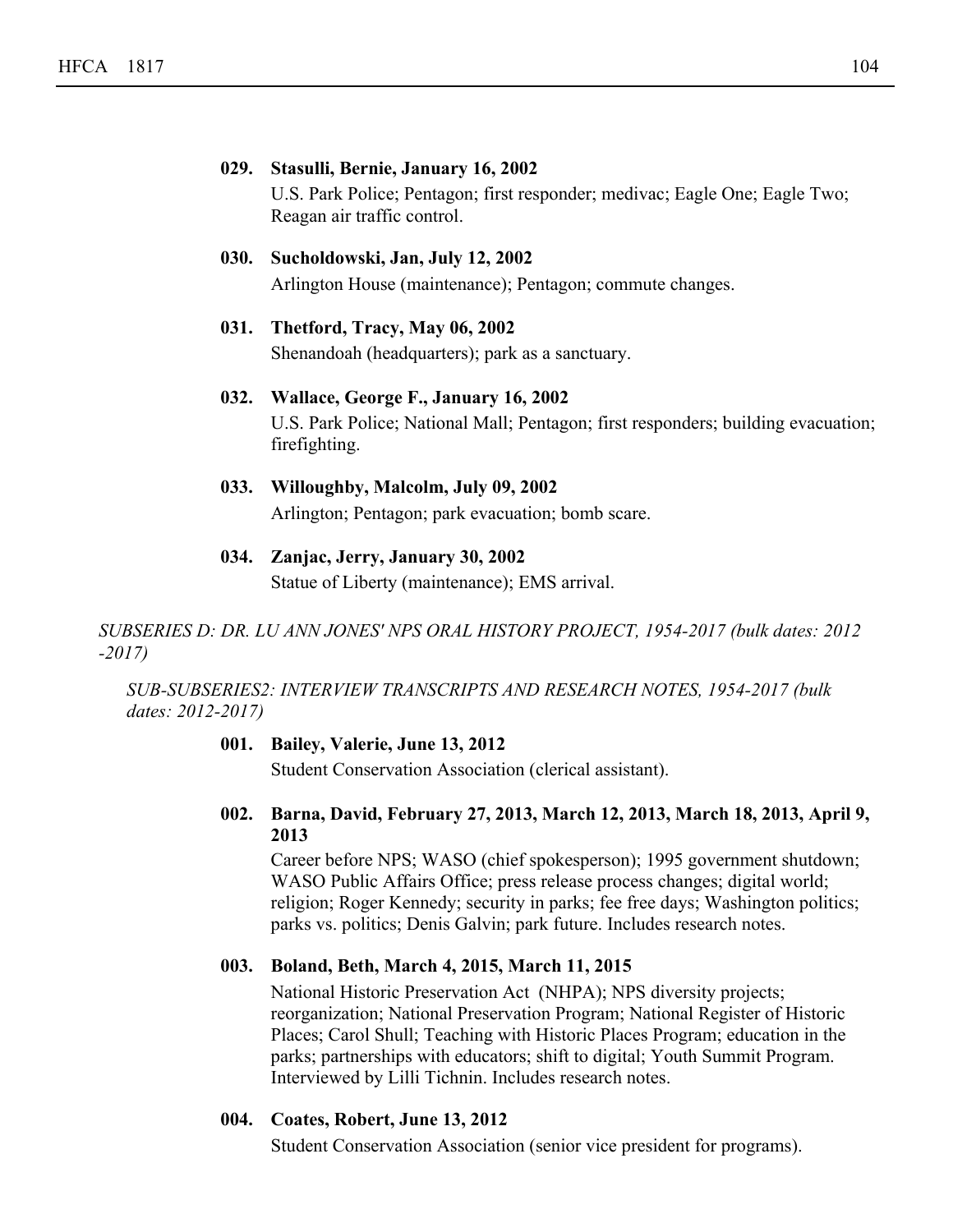**029. Stasulli, Bernie, January 16, 2002**

U.S. Park Police; Pentagon; first responder; medivac; Eagle One; Eagle Two; Reagan air traffic control.

**030. Sucholdowski, Jan, July 12, 2002**

Arlington House (maintenance); Pentagon; commute changes.

**031. Thetford, Tracy, May 06, 2002**

Shenandoah (headquarters); park as a sanctuary.

**032. Wallace, George F., January 16, 2002**

U.S. Park Police; National Mall; Pentagon; first responders; building evacuation; firefighting.

**033. Willoughby, Malcolm, July 09, 2002**

Arlington; Pentagon; park evacuation; bomb scare.

**034. Zanjac, Jerry, January 30, 2002**

Statue of Liberty (maintenance); EMS arrival.

*SUBSERIES D: DR. LU ANN JONES' NPS ORAL HISTORY PROJECT, 1954-2017 (bulk dates: 2012 -2017)*

*SUB-SUBSERIES2: INTERVIEW TRANSCRIPTS AND RESEARCH NOTES, 1954-2017 (bulk dates: 2012-2017)*

**001. Bailey, Valerie, June 13, 2012**

Student Conservation Association (clerical assistant).

**002. Barna, David, February 27, 2013, March 12, 2013, March 18, 2013, April 9, 2013**

Career before NPS; WASO (chief spokesperson); 1995 government shutdown; WASO Public Affairs Office; press release process changes; digital world; religion; Roger Kennedy; security in parks; fee free days; Washington politics; parks vs. politics; Denis Galvin; park future. Includes research notes.

**003. Boland, Beth, March 4, 2015, March 11, 2015**

National Historic Preservation Act (NHPA); NPS diversity projects; reorganization; National Preservation Program; National Register of Historic Places; Carol Shull; Teaching with Historic Places Program; education in the parks; partnerships with educators; shift to digital; Youth Summit Program. Interviewed by Lilli Tichnin. Includes research notes.

**004. Coates, Robert, June 13, 2012**

Student Conservation Association (senior vice president for programs).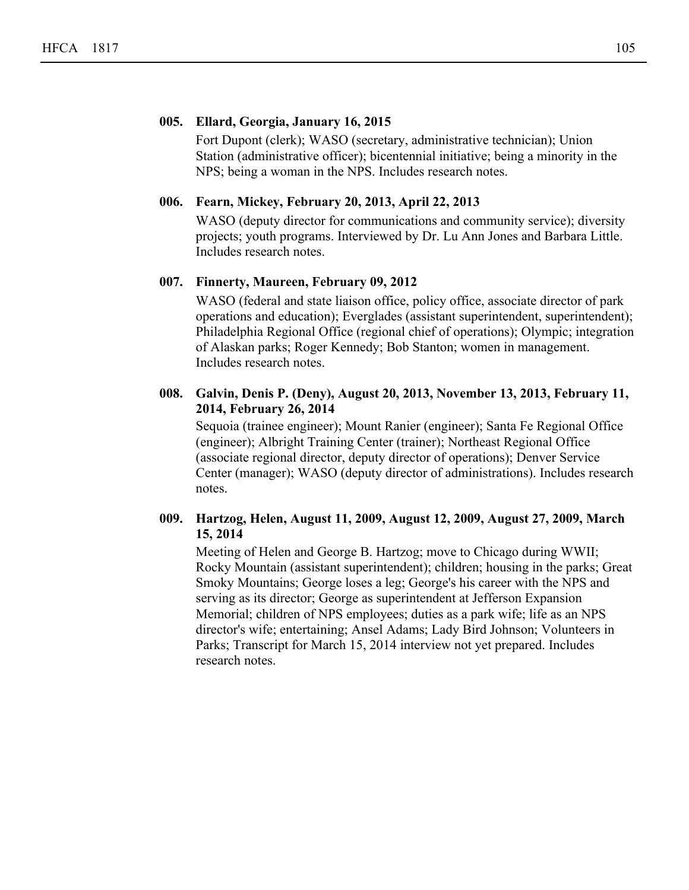**005. Ellard, Georgia, January 16, 2015**

Fort Dupont (clerk); WASO (secretary, administrative technician); Union Station (administrative officer); bicentennial initiative; being a minority in the NPS; being a woman in the NPS. Includes research notes.

**006. Fearn, Mickey, February 20, 2013, April 22, 2013**

WASO (deputy director for communications and community service); diversity projects; youth programs. Interviewed by Dr. Lu Ann Jones and Barbara Little. Includes research notes.

**007. Finnerty, Maureen, February 09, 2012**

WASO (federal and state liaison office, policy office, associate director of park operations and education); Everglades (assistant superintendent, superintendent); Philadelphia Regional Office (regional chief of operations); Olympic; integration of Alaskan parks; Roger Kennedy; Bob Stanton; women in management. Includes research notes.

**008. Galvin, Denis P. (Deny), August 20, 2013, November 13, 2013, February 11, 2014, February 26, 2014**

Sequoia (trainee engineer); Mount Ranier (engineer); Santa Fe Regional Office (engineer); Albright Training Center (trainer); Northeast Regional Office (associate regional director, deputy director of operations); Denver Service Center (manager); WASO (deputy director of administrations). Includes research notes.

**009. Hartzog, Helen, August 11, 2009, August 12, 2009, August 27, 2009, March 15, 2014**

Meeting of Helen and George B. Hartzog; move to Chicago during WWII; Rocky Mountain (assistant superintendent); children; housing in the parks; Great Smoky Mountains; George loses a leg; George's his career with the NPS and serving as its director; George as superintendent at Jefferson Expansion Memorial; children of NPS employees; duties as a park wife; life as an NPS director's wife; entertaining; Ansel Adams; Lady Bird Johnson; Volunteers in Parks; Transcript for March 15, 2014 interview not yet prepared. Includes research notes.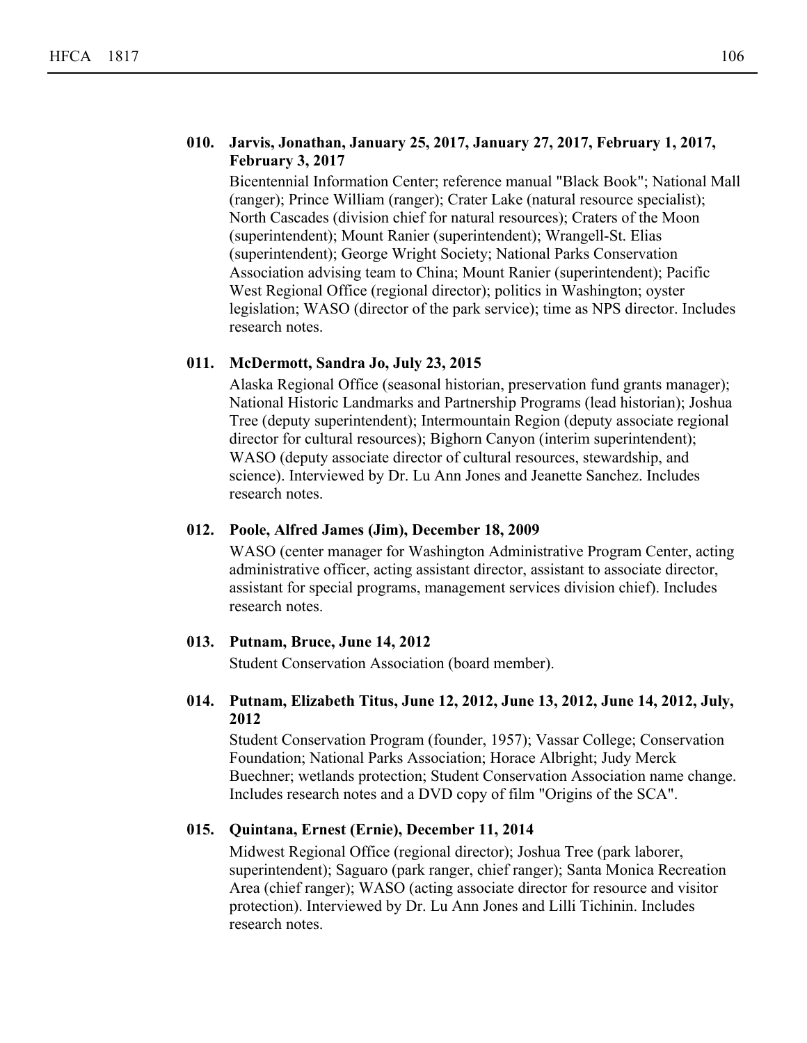**010. Jarvis, Jonathan, January 25, 2017, January 27, 2017, February 1, 2017, February 3, 2017**

Bicentennial Information Center; reference manual "Black Book"; National Mall (ranger); Prince William (ranger); Crater Lake (natural resource specialist); North Cascades (division chief for natural resources); Craters of the Moon (superintendent); Mount Ranier (superintendent); Wrangell-St. Elias (superintendent); George Wright Society; National Parks Conservation Association advising team to China; Mount Ranier (superintendent); Pacific West Regional Office (regional director); politics in Washington; oyster legislation; WASO (director of the park service); time as NPS director. Includes research notes.

**011. McDermott, Sandra Jo, July 23, 2015**

Alaska Regional Office (seasonal historian, preservation fund grants manager); National Historic Landmarks and Partnership Programs (lead historian); Joshua Tree (deputy superintendent); Intermountain Region (deputy associate regional director for cultural resources); Bighorn Canyon (interim superintendent); WASO (deputy associate director of cultural resources, stewardship, and science). Interviewed by Dr. Lu Ann Jones and Jeanette Sanchez. Includes research notes.

**012. Poole, Alfred James (Jim), December 18, 2009**

WASO (center manager for Washington Administrative Program Center, acting administrative officer, acting assistant director, assistant to associate director, assistant for special programs, management services division chief). Includes research notes.

**013. Putnam, Bruce, June 14, 2012**

Student Conservation Association (board member).

**014. Putnam, Elizabeth Titus, June 12, 2012, June 13, 2012, June 14, 2012, July, 2012**

Student Conservation Program (founder, 1957); Vassar College; Conservation Foundation; National Parks Association; Horace Albright; Judy Merck Buechner; wetlands protection; Student Conservation Association name change. Includes research notes and a DVD copy of film "Origins of the SCA".

**015. Quintana, Ernest (Ernie), December 11, 2014**

Midwest Regional Office (regional director); Joshua Tree (park laborer, superintendent); Saguaro (park ranger, chief ranger); Santa Monica Recreation Area (chief ranger); WASO (acting associate director for resource and visitor protection). Interviewed by Dr. Lu Ann Jones and Lilli Tichinin. Includes research notes.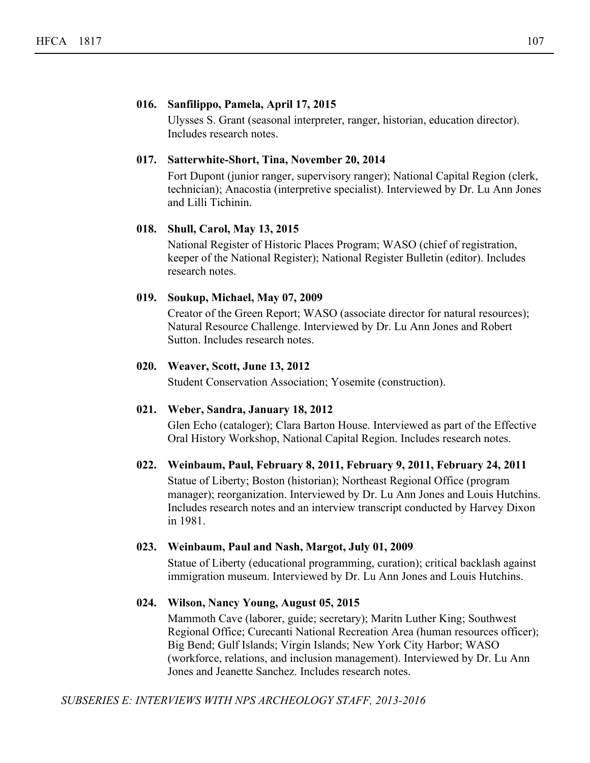**016. Sanfilippo, Pamela, April 17, 2015**

Ulysses S. Grant (seasonal interpreter, ranger, historian, education director). Includes research notes.

**017. Satterwhite-Short, Tina, November 20, 2014**

Fort Dupont (junior ranger, supervisory ranger); National Capital Region (clerk, technician); Anacostia (interpretive specialist). Interviewed by Dr. Lu Ann Jones and Lilli Tichinin.

**018. Shull, Carol, May 13, 2015**

National Register of Historic Places Program; WASO (chief of registration, keeper of the National Register); National Register Bulletin (editor). Includes research notes.

**019. Soukup, Michael, May 07, 2009**

Creator of the Green Report; WASO (associate director for natural resources); Natural Resource Challenge. Interviewed by Dr. Lu Ann Jones and Robert Sutton. Includes research notes.

**020. Weaver, Scott, June 13, 2012**

Student Conservation Association; Yosemite (construction).

**021. Weber, Sandra, January 18, 2012**

Glen Echo (cataloger); Clara Barton House. Interviewed as part of the Effective Oral History Workshop, National Capital Region. Includes research notes.

**022. Weinbaum, Paul, February 8, 2011, February 9, 2011, February 24, 2011**

Statue of Liberty; Boston (historian); Northeast Regional Office (program manager); reorganization. Interviewed by Dr. Lu Ann Jones and Louis Hutchins. Includes research notes and an interview transcript conducted by Harvey Dixon in 1981.

**023. Weinbaum, Paul and Nash, Margot, July 01, 2009**

Statue of Liberty (educational programming, curation); critical backlash against immigration museum. Interviewed by Dr. Lu Ann Jones and Louis Hutchins.

**024. Wilson, Nancy Young, August 05, 2015**

Mammoth Cave (laborer, guide; secretary); Maritn Luther King; Southwest Regional Office; Curecanti National Recreation Area (human resources officer); Big Bend; Gulf Islands; Virgin Islands; New York City Harbor; WASO (workforce, relations, and inclusion management). Interviewed by Dr. Lu Ann Jones and Jeanette Sanchez. Includes research notes.

*SUBSERIES E: INTERVIEWS WITH NPS ARCHEOLOGY STAFF, 2013-2016*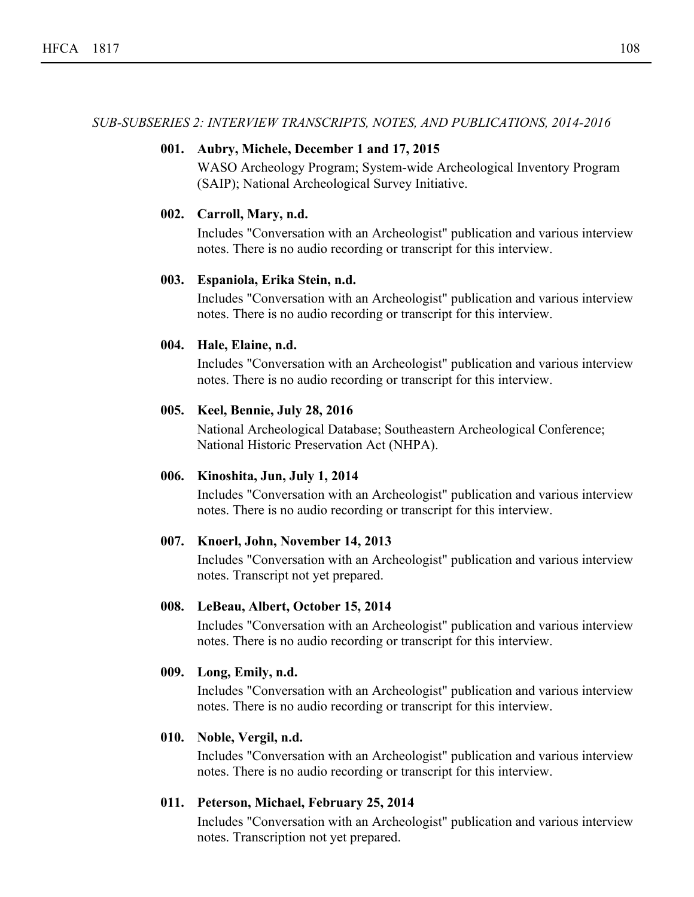*SUB-SUBSERIES 2: INTERVIEW TRANSCRIPTS, NOTES, AND PUBLICATIONS, 2014-2016*

**001. Aubry, Michele, December 1 and 17, 2015**
WASO Archeology Program; System-wide Archeological Inventory Program (SAIP); National Archeological Survey Initiative.

**002. Carroll, Mary, n.d.**
Includes "Conversation with an Archeologist" publication and various interview notes. There is no audio recording or transcript for this interview.

**003. Espaniola, Erika Stein, n.d.**
Includes "Conversation with an Archeologist" publication and various interview notes. There is no audio recording or transcript for this interview.

**004. Hale, Elaine, n.d.**
Includes "Conversation with an Archeologist" publication and various interview notes. There is no audio recording or transcript for this interview.

**005. Keel, Bennie, July 28, 2016**
National Archeological Database; Southeastern Archeological Conference; National Historic Preservation Act (NHPA).

**006. Kinoshita, Jun, July 1, 2014**
Includes "Conversation with an Archeologist" publication and various interview notes. There is no audio recording or transcript for this interview.

**007. Knoerl, John, November 14, 2013**
Includes "Conversation with an Archeologist" publication and various interview notes. Transcript not yet prepared.

**008. LeBeau, Albert, October 15, 2014**
Includes "Conversation with an Archeologist" publication and various interview notes. There is no audio recording or transcript for this interview.

**009. Long, Emily, n.d.**
Includes "Conversation with an Archeologist" publication and various interview notes. There is no audio recording or transcript for this interview.

**010. Noble, Vergil, n.d.**
Includes "Conversation with an Archeologist" publication and various interview notes. There is no audio recording or transcript for this interview.

**011. Peterson, Michael, February 25, 2014**
Includes "Conversation with an Archeologist" publication and various interview notes. Transcription not yet prepared.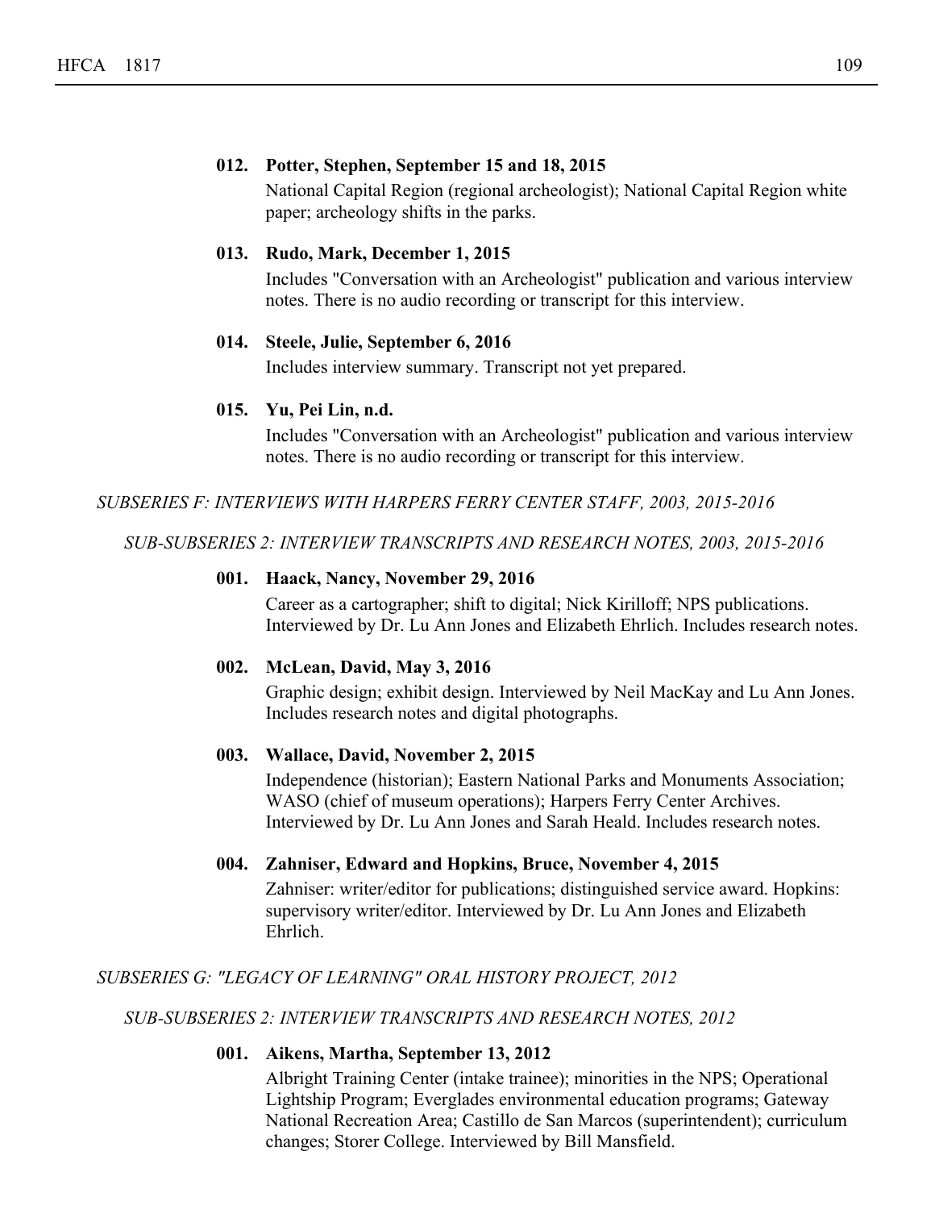**012. Potter, Stephen, September 15 and 18, 2015**

National Capital Region (regional archeologist); National Capital Region white paper; archeology shifts in the parks.

**013. Rudo, Mark, December 1, 2015**

Includes "Conversation with an Archeologist" publication and various interview notes. There is no audio recording or transcript for this interview.

**014. Steele, Julie, September 6, 2016**

Includes interview summary. Transcript not yet prepared.

**015. Yu, Pei Lin, n.d.**

Includes "Conversation with an Archeologist" publication and various interview notes. There is no audio recording or transcript for this interview.

*SUBSERIES F: INTERVIEWS WITH HARPERS FERRY CENTER STAFF, 2003, 2015-2016*

*SUB-SUBSERIES 2: INTERVIEW TRANSCRIPTS AND RESEARCH NOTES, 2003, 2015-2016*

**001. Haack, Nancy, November 29, 2016**

Career as a cartographer; shift to digital; Nick Kirilloff; NPS publications. Interviewed by Dr. Lu Ann Jones and Elizabeth Ehrlich. Includes research notes.

**002. McLean, David, May 3, 2016**

Graphic design; exhibit design. Interviewed by Neil MacKay and Lu Ann Jones. Includes research notes and digital photographs.

**003. Wallace, David, November 2, 2015**

Independence (historian); Eastern National Parks and Monuments Association; WASO (chief of museum operations); Harpers Ferry Center Archives. Interviewed by Dr. Lu Ann Jones and Sarah Heald. Includes research notes.

**004. Zahniser, Edward and Hopkins, Bruce, November 4, 2015**

Zahniser: writer/editor for publications; distinguished service award. Hopkins: supervisory writer/editor. Interviewed by Dr. Lu Ann Jones and Elizabeth Ehrlich.

*SUBSERIES G: "LEGACY OF LEARNING" ORAL HISTORY PROJECT, 2012*

*SUB-SUBSERIES 2: INTERVIEW TRANSCRIPTS AND RESEARCH NOTES, 2012*

**001. Aikens, Martha, September 13, 2012**

Albright Training Center (intake trainee); minorities in the NPS; Operational Lightship Program; Everglades environmental education programs; Gateway National Recreation Area; Castillo de San Marcos (superintendent); curriculum changes; Storer College. Interviewed by Bill Mansfield.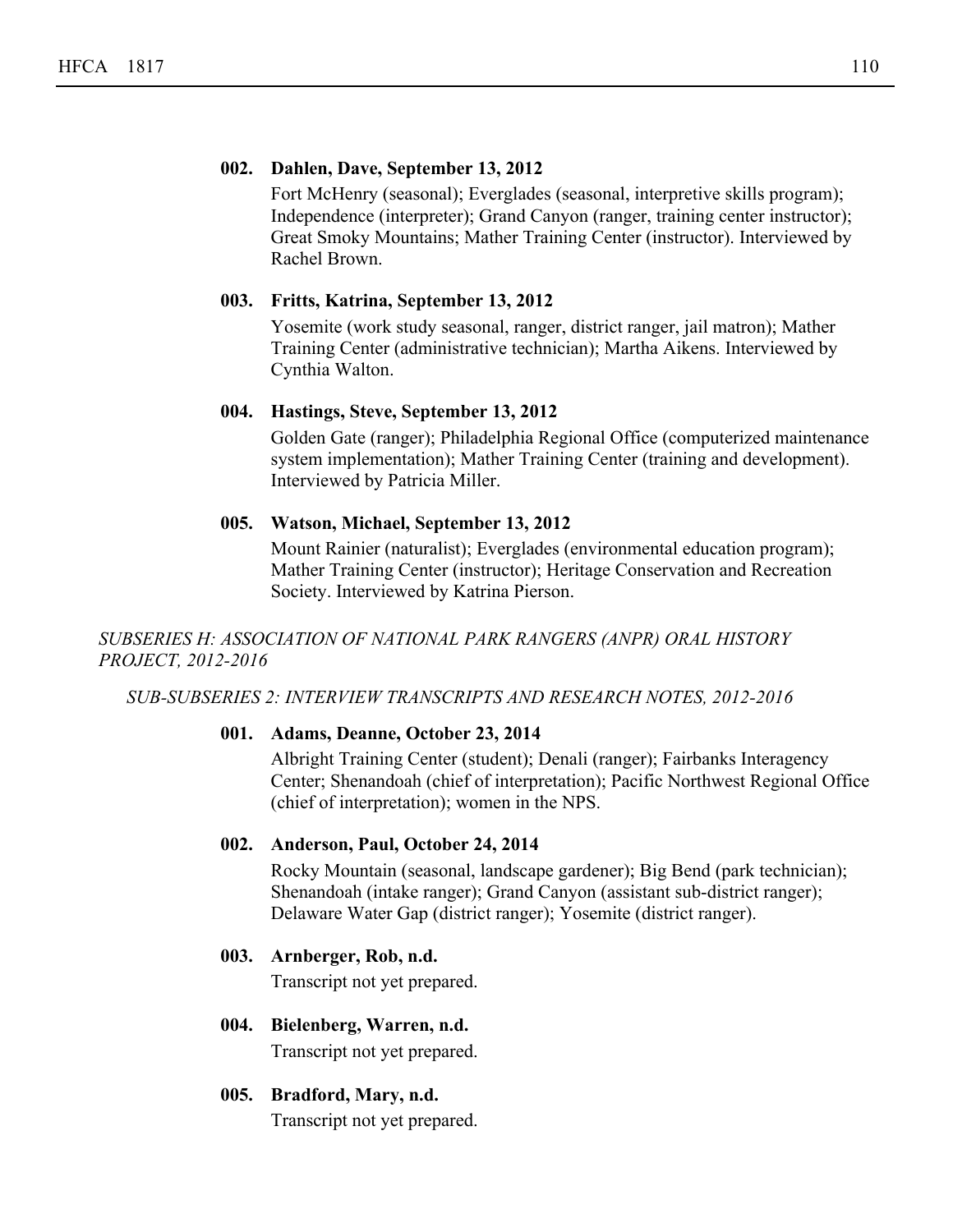**002. Dahlen, Dave, September 13, 2012**

Fort McHenry (seasonal); Everglades (seasonal, interpretive skills program); Independence (interpreter); Grand Canyon (ranger, training center instructor); Great Smoky Mountains; Mather Training Center (instructor). Interviewed by Rachel Brown.

**003. Fritts, Katrina, September 13, 2012**

Yosemite (work study seasonal, ranger, district ranger, jail matron); Mather Training Center (administrative technician); Martha Aikens. Interviewed by Cynthia Walton.

**004. Hastings, Steve, September 13, 2012**

Golden Gate (ranger); Philadelphia Regional Office (computerized maintenance system implementation); Mather Training Center (training and development). Interviewed by Patricia Miller.

**005. Watson, Michael, September 13, 2012**

Mount Rainier (naturalist); Everglades (environmental education program); Mather Training Center (instructor); Heritage Conservation and Recreation Society. Interviewed by Katrina Pierson.

*SUBSERIES H: ASSOCIATION OF NATIONAL PARK RANGERS (ANPR) ORAL HISTORY PROJECT, 2012-2016*

*SUB-SUBSERIES 2: INTERVIEW TRANSCRIPTS AND RESEARCH NOTES, 2012-2016*

**001. Adams, Deanne, October 23, 2014**

Albright Training Center (student); Denali (ranger); Fairbanks Interagency Center; Shenandoah (chief of interpretation); Pacific Northwest Regional Office (chief of interpretation); women in the NPS.

**002. Anderson, Paul, October 24, 2014**

Rocky Mountain (seasonal, landscape gardener); Big Bend (park technician); Shenandoah (intake ranger); Grand Canyon (assistant sub-district ranger); Delaware Water Gap (district ranger); Yosemite (district ranger).

**003. Arnberger, Rob, n.d.**

Transcript not yet prepared.

**004. Bielenberg, Warren, n.d.**

Transcript not yet prepared.

**005. Bradford, Mary, n.d.**

Transcript not yet prepared.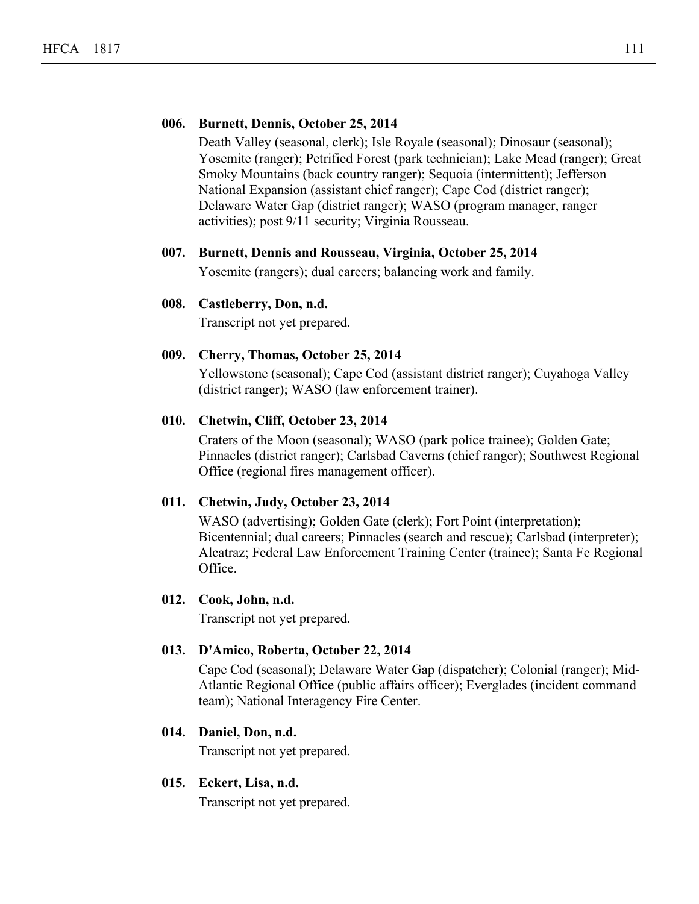**006. Burnett, Dennis, October 25, 2014**

Death Valley (seasonal, clerk); Isle Royale (seasonal); Dinosaur (seasonal); Yosemite (ranger); Petrified Forest (park technician); Lake Mead (ranger); Great Smoky Mountains (back country ranger); Sequoia (intermittent); Jefferson National Expansion (assistant chief ranger); Cape Cod (district ranger); Delaware Water Gap (district ranger); WASO (program manager, ranger activities); post 9/11 security; Virginia Rousseau.

**007. Burnett, Dennis and Rousseau, Virginia, October 25, 2014**

Yosemite (rangers); dual careers; balancing work and family.

**008. Castleberry, Don, n.d.**

Transcript not yet prepared.

**009. Cherry, Thomas, October 25, 2014**

Yellowstone (seasonal); Cape Cod (assistant district ranger); Cuyahoga Valley (district ranger); WASO (law enforcement trainer).

**010. Chetwin, Cliff, October 23, 2014**

Craters of the Moon (seasonal); WASO (park police trainee); Golden Gate; Pinnacles (district ranger); Carlsbad Caverns (chief ranger); Southwest Regional Office (regional fires management officer).

**011. Chetwin, Judy, October 23, 2014**

WASO (advertising); Golden Gate (clerk); Fort Point (interpretation); Bicentennial; dual careers; Pinnacles (search and rescue); Carlsbad (interpreter); Alcatraz; Federal Law Enforcement Training Center (trainee); Santa Fe Regional Office.

**012. Cook, John, n.d.**

Transcript not yet prepared.

**013. D'Amico, Roberta, October 22, 2014**

Cape Cod (seasonal); Delaware Water Gap (dispatcher); Colonial (ranger); Mid-Atlantic Regional Office (public affairs officer); Everglades (incident command team); National Interagency Fire Center.

**014. Daniel, Don, n.d.**

Transcript not yet prepared.

**015. Eckert, Lisa, n.d.**

Transcript not yet prepared.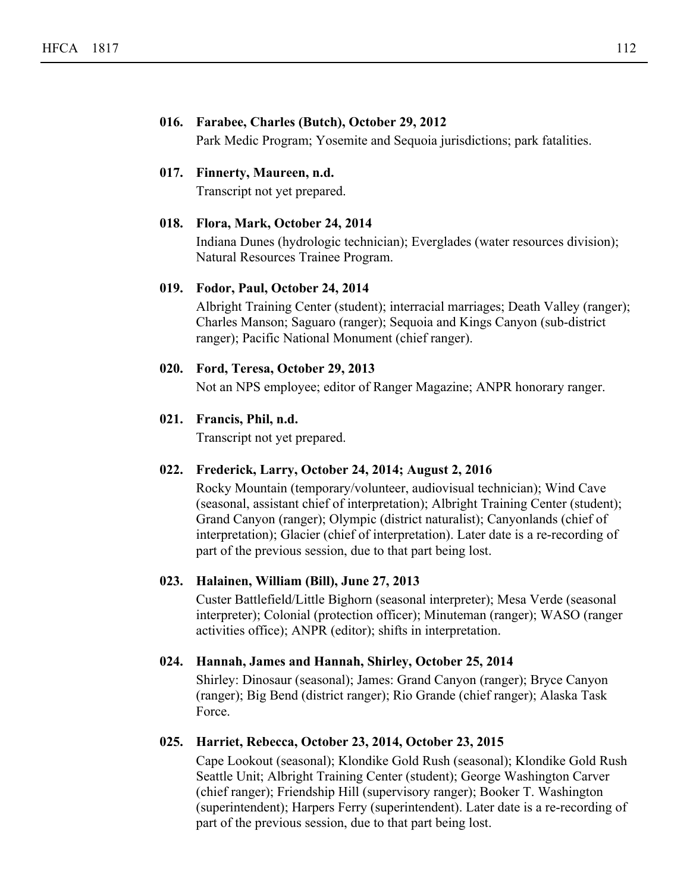**016. Farabee, Charles (Butch), October 29, 2012**

Park Medic Program; Yosemite and Sequoia jurisdictions; park fatalities.

**017. Finnerty, Maureen, n.d.**

Transcript not yet prepared.

**018. Flora, Mark, October 24, 2014**

Indiana Dunes (hydrologic technician); Everglades (water resources division); Natural Resources Trainee Program.

**019. Fodor, Paul, October 24, 2014**

Albright Training Center (student); interracial marriages; Death Valley (ranger); Charles Manson; Saguaro (ranger); Sequoia and Kings Canyon (sub-district ranger); Pacific National Monument (chief ranger).

**020. Ford, Teresa, October 29, 2013**

Not an NPS employee; editor of Ranger Magazine; ANPR honorary ranger.

**021. Francis, Phil, n.d.**

Transcript not yet prepared.

**022. Frederick, Larry, October 24, 2014; August 2, 2016**

Rocky Mountain (temporary/volunteer, audiovisual technician); Wind Cave (seasonal, assistant chief of interpretation); Albright Training Center (student); Grand Canyon (ranger); Olympic (district naturalist); Canyonlands (chief of interpretation); Glacier (chief of interpretation). Later date is a re-recording of part of the previous session, due to that part being lost.

**023. Halainen, William (Bill), June 27, 2013**

Custer Battlefield/Little Bighorn (seasonal interpreter); Mesa Verde (seasonal interpreter); Colonial (protection officer); Minuteman (ranger); WASO (ranger activities office); ANPR (editor); shifts in interpretation.

**024. Hannah, James and Hannah, Shirley, October 25, 2014**

Shirley: Dinosaur (seasonal); James: Grand Canyon (ranger); Bryce Canyon (ranger); Big Bend (district ranger); Rio Grande (chief ranger); Alaska Task Force.

**025. Harriet, Rebecca, October 23, 2014, October 23, 2015**

Cape Lookout (seasonal); Klondike Gold Rush (seasonal); Klondike Gold Rush Seattle Unit; Albright Training Center (student); George Washington Carver (chief ranger); Friendship Hill (supervisory ranger); Booker T. Washington (superintendent); Harpers Ferry (superintendent). Later date is a re-recording of part of the previous session, due to that part being lost.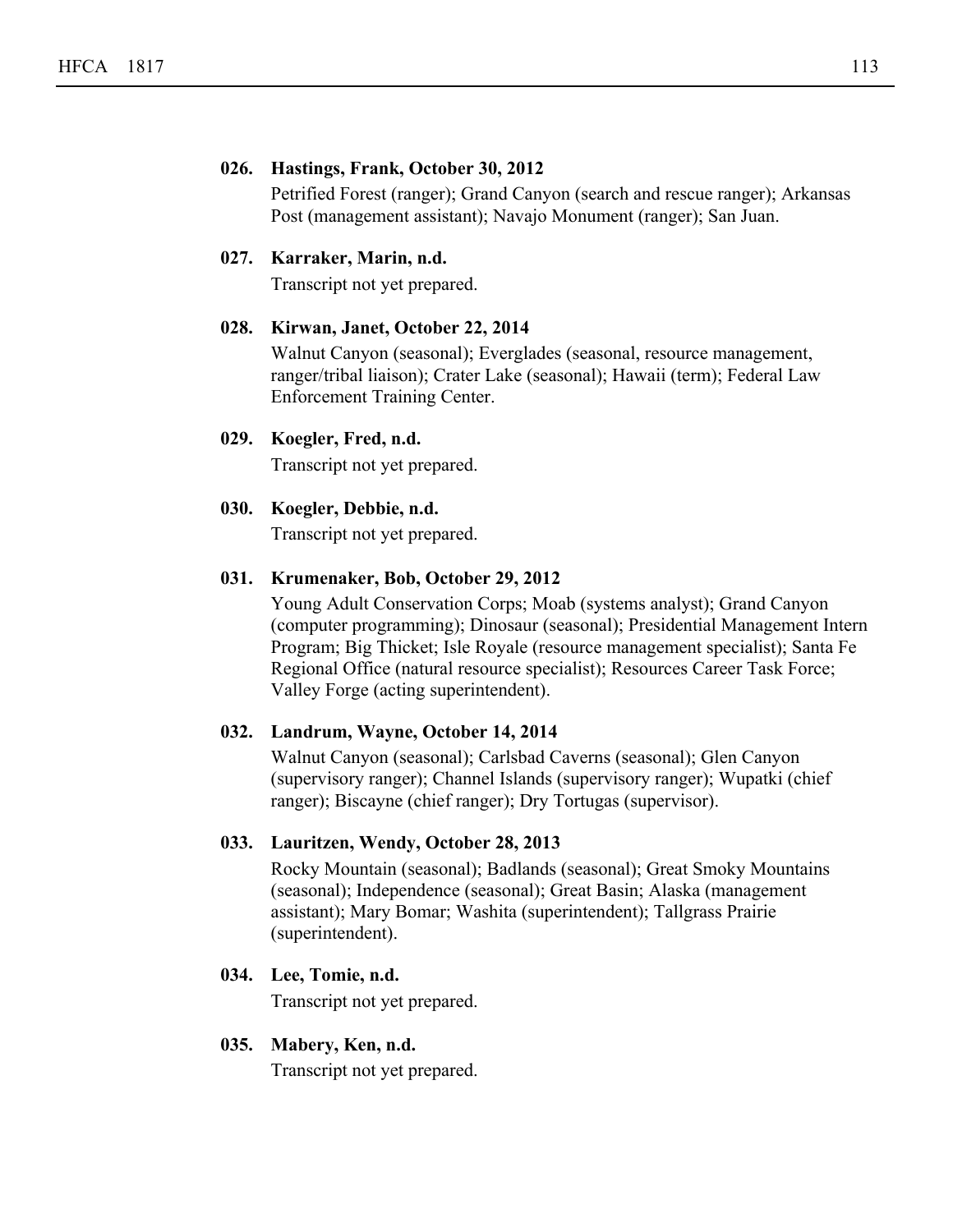**026. Hastings, Frank, October 30, 2012**

Petrified Forest (ranger); Grand Canyon (search and rescue ranger); Arkansas Post (management assistant); Navajo Monument (ranger); San Juan.

**027. Karraker, Marin, n.d.**

Transcript not yet prepared.

**028. Kirwan, Janet, October 22, 2014**

Walnut Canyon (seasonal); Everglades (seasonal, resource management, ranger/tribal liaison); Crater Lake (seasonal); Hawaii (term); Federal Law Enforcement Training Center.

**029. Koegler, Fred, n.d.**

Transcript not yet prepared.

**030. Koegler, Debbie, n.d.**

Transcript not yet prepared.

**031. Krumenaker, Bob, October 29, 2012**

Young Adult Conservation Corps; Moab (systems analyst); Grand Canyon (computer programming); Dinosaur (seasonal); Presidential Management Intern Program; Big Thicket; Isle Royale (resource management specialist); Santa Fe Regional Office (natural resource specialist); Resources Career Task Force; Valley Forge (acting superintendent).

**032. Landrum, Wayne, October 14, 2014**

Walnut Canyon (seasonal); Carlsbad Caverns (seasonal); Glen Canyon (supervisory ranger); Channel Islands (supervisory ranger); Wupatki (chief ranger); Biscayne (chief ranger); Dry Tortugas (supervisor).

**033. Lauritzen, Wendy, October 28, 2013**

Rocky Mountain (seasonal); Badlands (seasonal); Great Smoky Mountains (seasonal); Independence (seasonal); Great Basin; Alaska (management assistant); Mary Bomar; Washita (superintendent); Tallgrass Prairie (superintendent).

**034. Lee, Tomie, n.d.**

Transcript not yet prepared.

**035. Mabery, Ken, n.d.**

Transcript not yet prepared.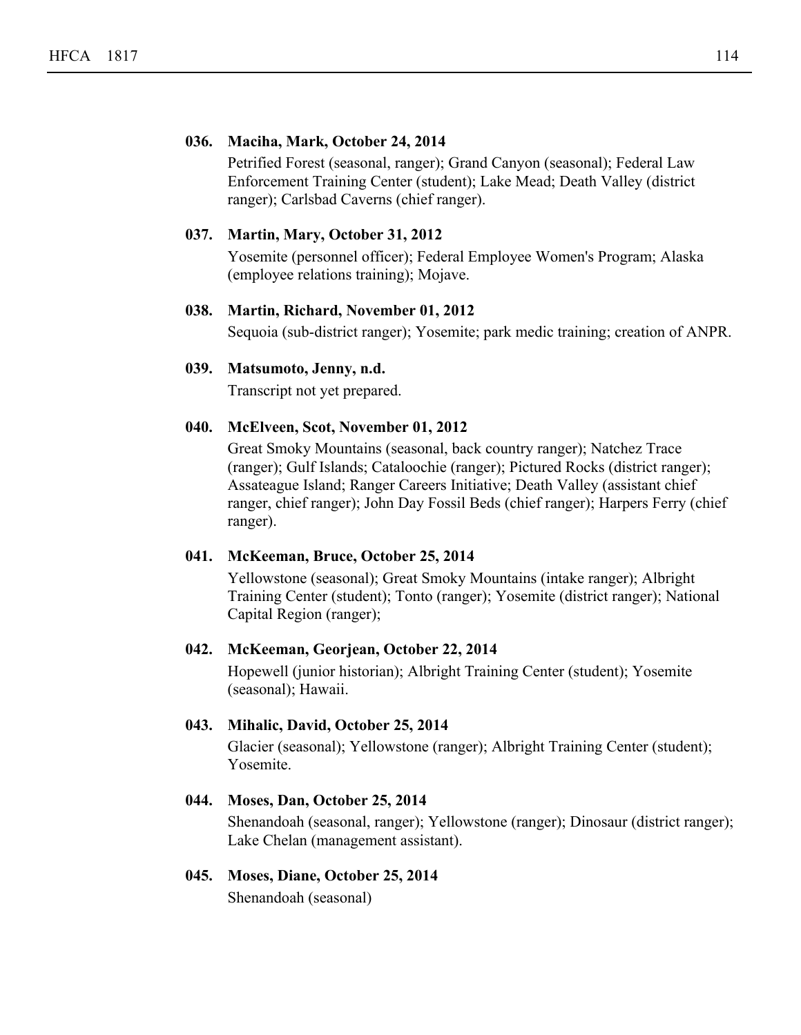**036. Maciha, Mark, October 24, 2014**

Petrified Forest (seasonal, ranger); Grand Canyon (seasonal); Federal Law Enforcement Training Center (student); Lake Mead; Death Valley (district ranger); Carlsbad Caverns (chief ranger).

**037. Martin, Mary, October 31, 2012**

Yosemite (personnel officer); Federal Employee Women's Program; Alaska (employee relations training); Mojave.

**038. Martin, Richard, November 01, 2012**

Sequoia (sub-district ranger); Yosemite; park medic training; creation of ANPR.

**039. Matsumoto, Jenny, n.d.**

Transcript not yet prepared.

**040. McElveen, Scot, November 01, 2012**

Great Smoky Mountains (seasonal, back country ranger); Natchez Trace (ranger); Gulf Islands; Cataloochie (ranger); Pictured Rocks (district ranger); Assateague Island; Ranger Careers Initiative; Death Valley (assistant chief ranger, chief ranger); John Day Fossil Beds (chief ranger); Harpers Ferry (chief ranger).

**041. McKeeman, Bruce, October 25, 2014**

Yellowstone (seasonal); Great Smoky Mountains (intake ranger); Albright Training Center (student); Tonto (ranger); Yosemite (district ranger); National Capital Region (ranger);

**042. McKeeman, Georjean, October 22, 2014**

Hopewell (junior historian); Albright Training Center (student); Yosemite (seasonal); Hawaii.

**043. Mihalic, David, October 25, 2014**

Glacier (seasonal); Yellowstone (ranger); Albright Training Center (student); Yosemite.

**044. Moses, Dan, October 25, 2014**

Shenandoah (seasonal, ranger); Yellowstone (ranger); Dinosaur (district ranger); Lake Chelan (management assistant).

**045. Moses, Diane, October 25, 2014**

Shenandoah (seasonal)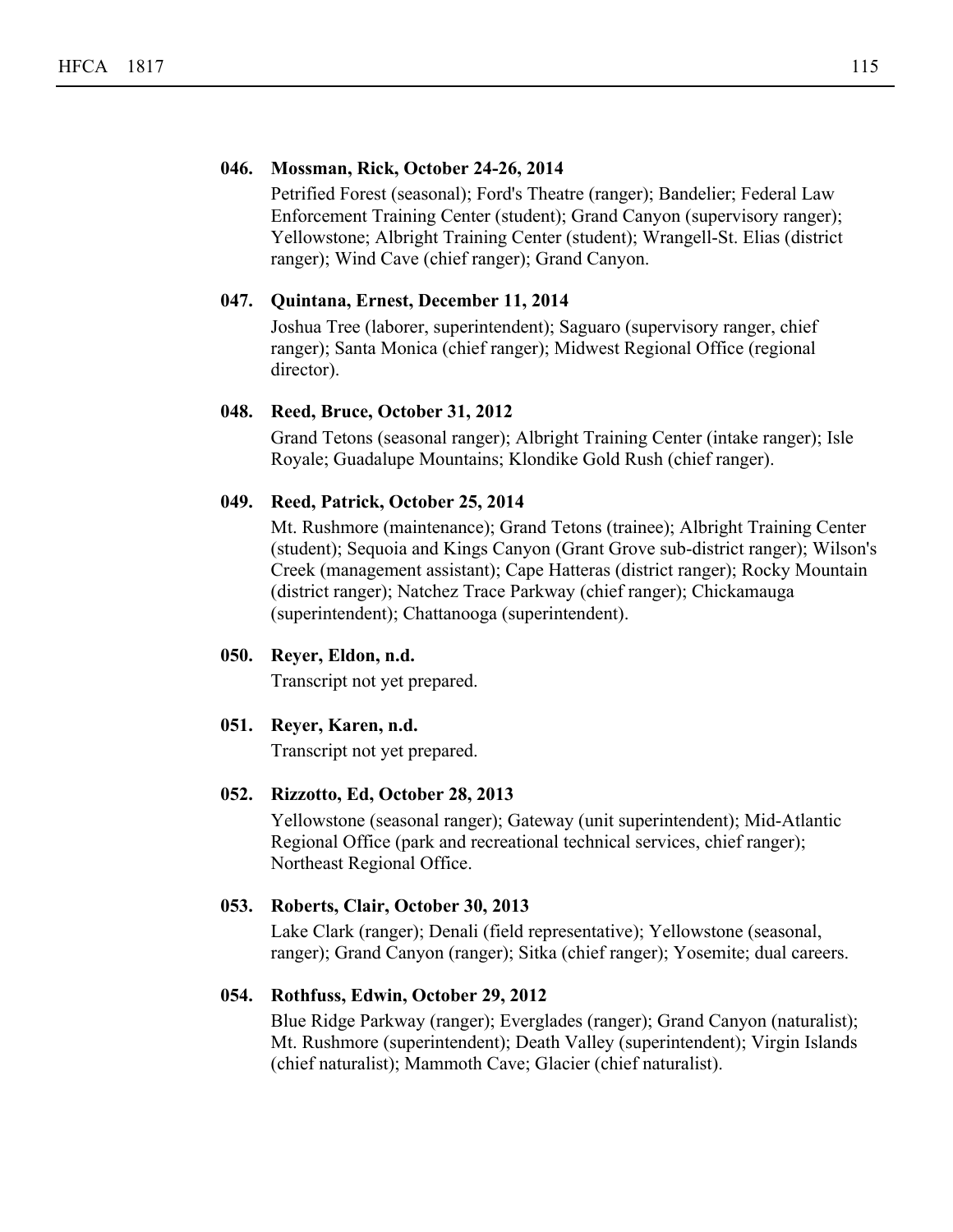**046. Mossman, Rick, October 24-26, 2014**

Petrified Forest (seasonal); Ford's Theatre (ranger); Bandelier; Federal Law Enforcement Training Center (student); Grand Canyon (supervisory ranger); Yellowstone; Albright Training Center (student); Wrangell-St. Elias (district ranger); Wind Cave (chief ranger); Grand Canyon.

**047. Quintana, Ernest, December 11, 2014**

Joshua Tree (laborer, superintendent); Saguaro (supervisory ranger, chief ranger); Santa Monica (chief ranger); Midwest Regional Office (regional director).

**048. Reed, Bruce, October 31, 2012**

Grand Tetons (seasonal ranger); Albright Training Center (intake ranger); Isle Royale; Guadalupe Mountains; Klondike Gold Rush (chief ranger).

**049. Reed, Patrick, October 25, 2014**

Mt. Rushmore (maintenance); Grand Tetons (trainee); Albright Training Center (student); Sequoia and Kings Canyon (Grant Grove sub-district ranger); Wilson's Creek (management assistant); Cape Hatteras (district ranger); Rocky Mountain (district ranger); Natchez Trace Parkway (chief ranger); Chickamauga (superintendent); Chattanooga (superintendent).

**050. Reyer, Eldon, n.d.**

Transcript not yet prepared.

**051. Reyer, Karen, n.d.**

Transcript not yet prepared.

**052. Rizzotto, Ed, October 28, 2013**

Yellowstone (seasonal ranger); Gateway (unit superintendent); Mid-Atlantic Regional Office (park and recreational technical services, chief ranger); Northeast Regional Office.

**053. Roberts, Clair, October 30, 2013**

Lake Clark (ranger); Denali (field representative); Yellowstone (seasonal, ranger); Grand Canyon (ranger); Sitka (chief ranger); Yosemite; dual careers.

**054. Rothfuss, Edwin, October 29, 2012**

Blue Ridge Parkway (ranger); Everglades (ranger); Grand Canyon (naturalist); Mt. Rushmore (superintendent); Death Valley (superintendent); Virgin Islands (chief naturalist); Mammoth Cave; Glacier (chief naturalist).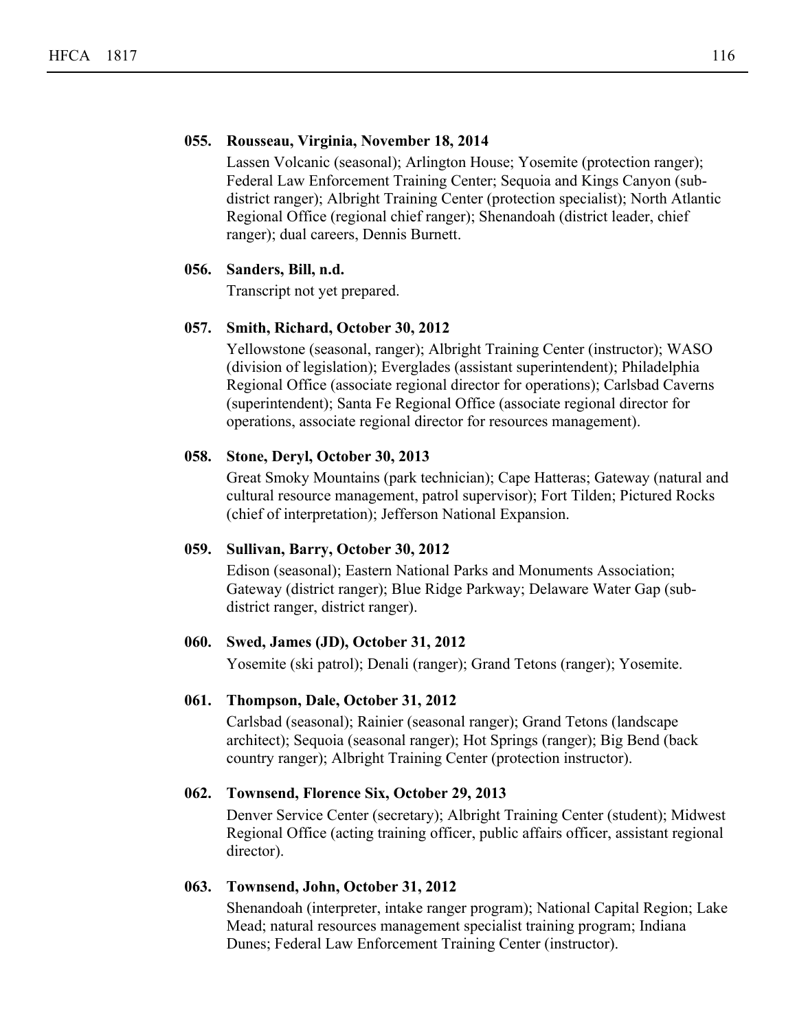**055. Rousseau, Virginia, November 18, 2014**

Lassen Volcanic (seasonal); Arlington House; Yosemite (protection ranger); Federal Law Enforcement Training Center; Sequoia and Kings Canyon (sub-district ranger); Albright Training Center (protection specialist); North Atlantic Regional Office (regional chief ranger); Shenandoah (district leader, chief ranger); dual careers, Dennis Burnett.

**056. Sanders, Bill, n.d.**

Transcript not yet prepared.

**057. Smith, Richard, October 30, 2012**

Yellowstone (seasonal, ranger); Albright Training Center (instructor); WASO (division of legislation); Everglades (assistant superintendent); Philadelphia Regional Office (associate regional director for operations); Carlsbad Caverns (superintendent); Santa Fe Regional Office (associate regional director for operations, associate regional director for resources management).

**058. Stone, Deryl, October 30, 2013**

Great Smoky Mountains (park technician); Cape Hatteras; Gateway (natural and cultural resource management, patrol supervisor); Fort Tilden; Pictured Rocks (chief of interpretation); Jefferson National Expansion.

**059. Sullivan, Barry, October 30, 2012**

Edison (seasonal); Eastern National Parks and Monuments Association; Gateway (district ranger); Blue Ridge Parkway; Delaware Water Gap (sub-district ranger, district ranger).

**060. Swed, James (JD), October 31, 2012**

Yosemite (ski patrol); Denali (ranger); Grand Tetons (ranger); Yosemite.

**061. Thompson, Dale, October 31, 2012**

Carlsbad (seasonal); Rainier (seasonal ranger); Grand Tetons (landscape architect); Sequoia (seasonal ranger); Hot Springs (ranger); Big Bend (back country ranger); Albright Training Center (protection instructor).

**062. Townsend, Florence Six, October 29, 2013**

Denver Service Center (secretary); Albright Training Center (student); Midwest Regional Office (acting training officer, public affairs officer, assistant regional director).

**063. Townsend, John, October 31, 2012**

Shenandoah (interpreter, intake ranger program); National Capital Region; Lake Mead; natural resources management specialist training program; Indiana Dunes; Federal Law Enforcement Training Center (instructor).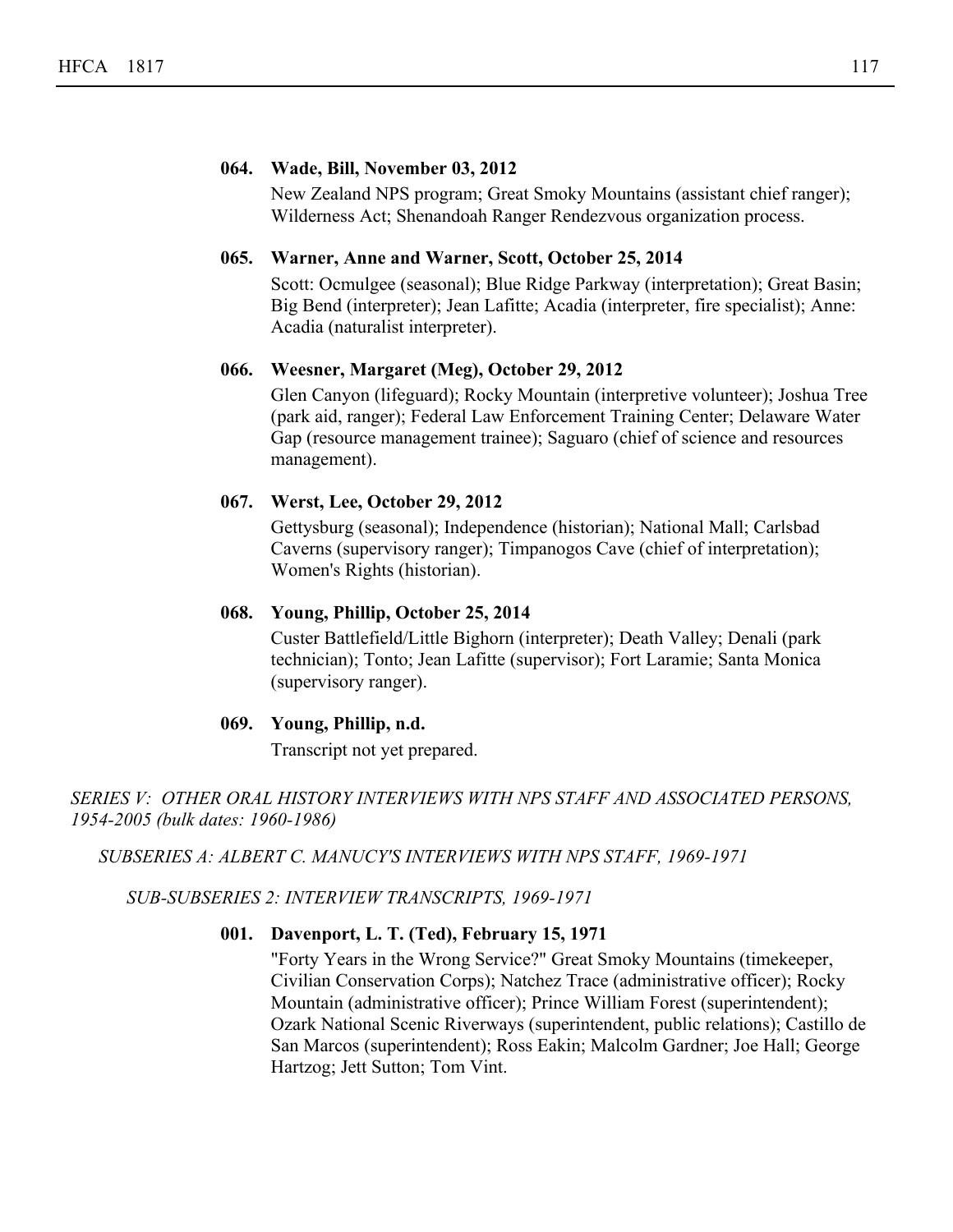**064. Wade, Bill, November 03, 2012**

New Zealand NPS program; Great Smoky Mountains (assistant chief ranger); Wilderness Act; Shenandoah Ranger Rendezvous organization process.

**065. Warner, Anne and Warner, Scott, October 25, 2014**

Scott: Ocmulgee (seasonal); Blue Ridge Parkway (interpretation); Great Basin; Big Bend (interpreter); Jean Lafitte; Acadia (interpreter, fire specialist); Anne: Acadia (naturalist interpreter).

**066. Weesner, Margaret (Meg), October 29, 2012**

Glen Canyon (lifeguard); Rocky Mountain (interpretive volunteer); Joshua Tree (park aid, ranger); Federal Law Enforcement Training Center; Delaware Water Gap (resource management trainee); Saguaro (chief of science and resources management).

**067. Werst, Lee, October 29, 2012**

Gettysburg (seasonal); Independence (historian); National Mall; Carlsbad Caverns (supervisory ranger); Timpanogos Cave (chief of interpretation); Women's Rights (historian).

**068. Young, Phillip, October 25, 2014**

Custer Battlefield/Little Bighorn (interpreter); Death Valley; Denali (park technician); Tonto; Jean Lafitte (supervisor); Fort Laramie; Santa Monica (supervisory ranger).

**069. Young, Phillip, n.d.**

Transcript not yet prepared.

*SERIES V: OTHER ORAL HISTORY INTERVIEWS WITH NPS STAFF AND ASSOCIATED PERSONS, 1954-2005 (bulk dates: 1960-1986)*

*SUBSERIES A: ALBERT C. MANUCY'S INTERVIEWS WITH NPS STAFF, 1969-1971*

*SUB-SUBSERIES 2: INTERVIEW TRANSCRIPTS, 1969-1971*

**001. Davenport, L. T. (Ted), February 15, 1971**

"Forty Years in the Wrong Service?" Great Smoky Mountains (timekeeper, Civilian Conservation Corps); Natchez Trace (administrative officer); Rocky Mountain (administrative officer); Prince William Forest (superintendent); Ozark National Scenic Riverways (superintendent, public relations); Castillo de San Marcos (superintendent); Ross Eakin; Malcolm Gardner; Joe Hall; George Hartzog; Jett Sutton; Tom Vint.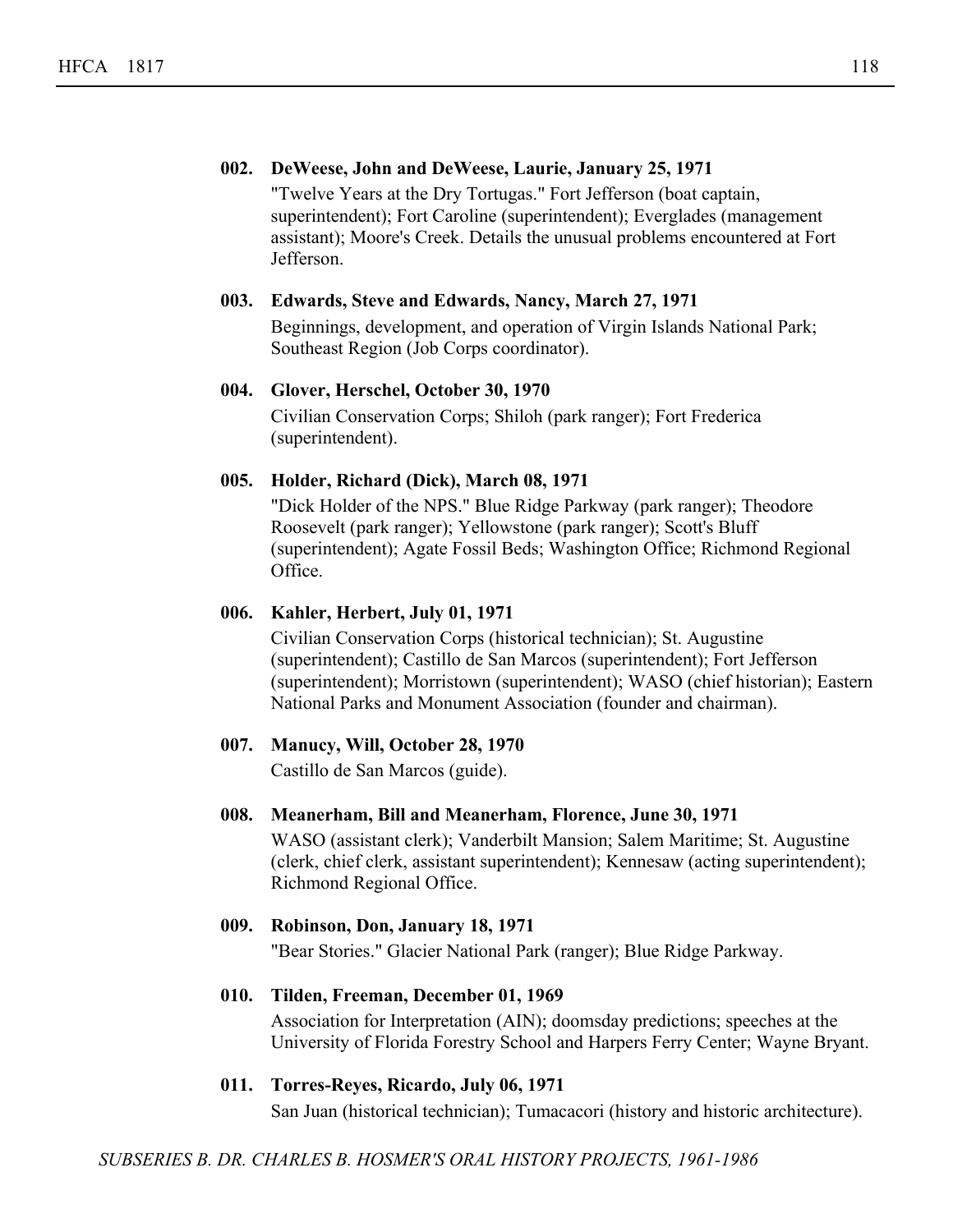**002. DeWeese, John and DeWeese, Laurie, January 25, 1971**

"Twelve Years at the Dry Tortugas." Fort Jefferson (boat captain, superintendent); Fort Caroline (superintendent); Everglades (management assistant); Moore's Creek. Details the unusual problems encountered at Fort Jefferson.

**003. Edwards, Steve and Edwards, Nancy, March 27, 1971**

Beginnings, development, and operation of Virgin Islands National Park; Southeast Region (Job Corps coordinator).

**004. Glover, Herschel, October 30, 1970**

Civilian Conservation Corps; Shiloh (park ranger); Fort Frederica (superintendent).

**005. Holder, Richard (Dick), March 08, 1971**

"Dick Holder of the NPS." Blue Ridge Parkway (park ranger); Theodore Roosevelt (park ranger); Yellowstone (park ranger); Scott's Bluff (superintendent); Agate Fossil Beds; Washington Office; Richmond Regional Office.

**006. Kahler, Herbert, July 01, 1971**

Civilian Conservation Corps (historical technician); St. Augustine (superintendent); Castillo de San Marcos (superintendent); Fort Jefferson (superintendent); Morristown (superintendent); WASO (chief historian); Eastern National Parks and Monument Association (founder and chairman).

**007. Manucy, Will, October 28, 1970**

Castillo de San Marcos (guide).

**008. Meanerham, Bill and Meanerham, Florence, June 30, 1971**

WASO (assistant clerk); Vanderbilt Mansion; Salem Maritime; St. Augustine (clerk, chief clerk, assistant superintendent); Kennesaw (acting superintendent); Richmond Regional Office.

**009. Robinson, Don, January 18, 1971**

"Bear Stories." Glacier National Park (ranger); Blue Ridge Parkway.

**010. Tilden, Freeman, December 01, 1969**

Association for Interpretation (AIN); doomsday predictions; speeches at the University of Florida Forestry School and Harpers Ferry Center; Wayne Bryant.

**011. Torres-Reyes, Ricardo, July 06, 1971**

San Juan (historical technician); Tumacacori (history and historic architecture).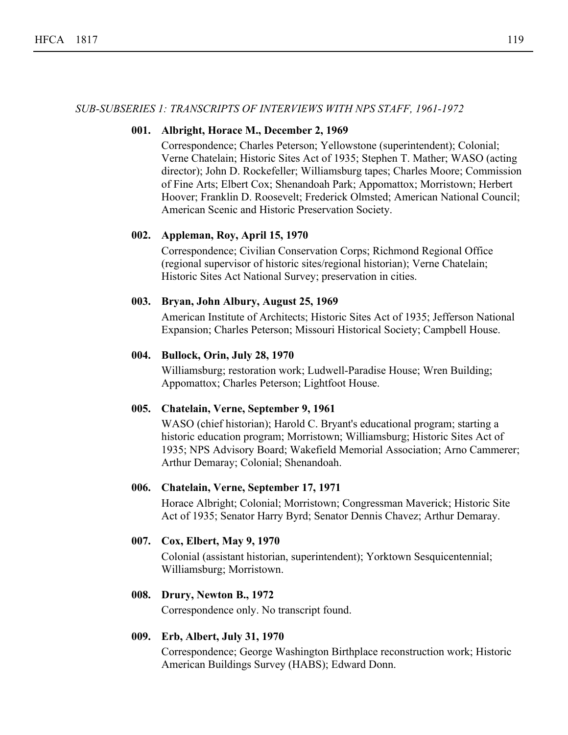*SUB-SUBSERIES 1: TRANSCRIPTS OF INTERVIEWS WITH NPS STAFF, 1961-1972*

**001. Albright, Horace M., December 2, 1969**

Correspondence; Charles Peterson; Yellowstone (superintendent); Colonial; Verne Chatelain; Historic Sites Act of 1935; Stephen T. Mather; WASO (acting director); John D. Rockefeller; Williamsburg tapes; Charles Moore; Commission of Fine Arts; Elbert Cox; Shenandoah Park; Appomattox; Morristown; Herbert Hoover; Franklin D. Roosevelt; Frederick Olmsted; American National Council; American Scenic and Historic Preservation Society.

**002. Appleman, Roy, April 15, 1970**

Correspondence; Civilian Conservation Corps; Richmond Regional Office (regional supervisor of historic sites/regional historian); Verne Chatelain; Historic Sites Act National Survey; preservation in cities.

**003. Bryan, John Albury, August 25, 1969**

American Institute of Architects; Historic Sites Act of 1935; Jefferson National Expansion; Charles Peterson; Missouri Historical Society; Campbell House.

**004. Bullock, Orin, July 28, 1970**

Williamsburg; restoration work; Ludwell-Paradise House; Wren Building; Appomattox; Charles Peterson; Lightfoot House.

**005. Chatelain, Verne, September 9, 1961**

WASO (chief historian); Harold C. Bryant's educational program; starting a historic education program; Morristown; Williamsburg; Historic Sites Act of 1935; NPS Advisory Board; Wakefield Memorial Association; Arno Cammerer; Arthur Demaray; Colonial; Shenandoah.

**006. Chatelain, Verne, September 17, 1971**

Horace Albright; Colonial; Morristown; Congressman Maverick; Historic Site Act of 1935; Senator Harry Byrd; Senator Dennis Chavez; Arthur Demaray.

**007. Cox, Elbert, May 9, 1970**

Colonial (assistant historian, superintendent); Yorktown Sesquicentennial; Williamsburg; Morristown.

**008. Drury, Newton B., 1972**

Correspondence only. No transcript found.

**009. Erb, Albert, July 31, 1970**

Correspondence; George Washington Birthplace reconstruction work; Historic American Buildings Survey (HABS); Edward Donn.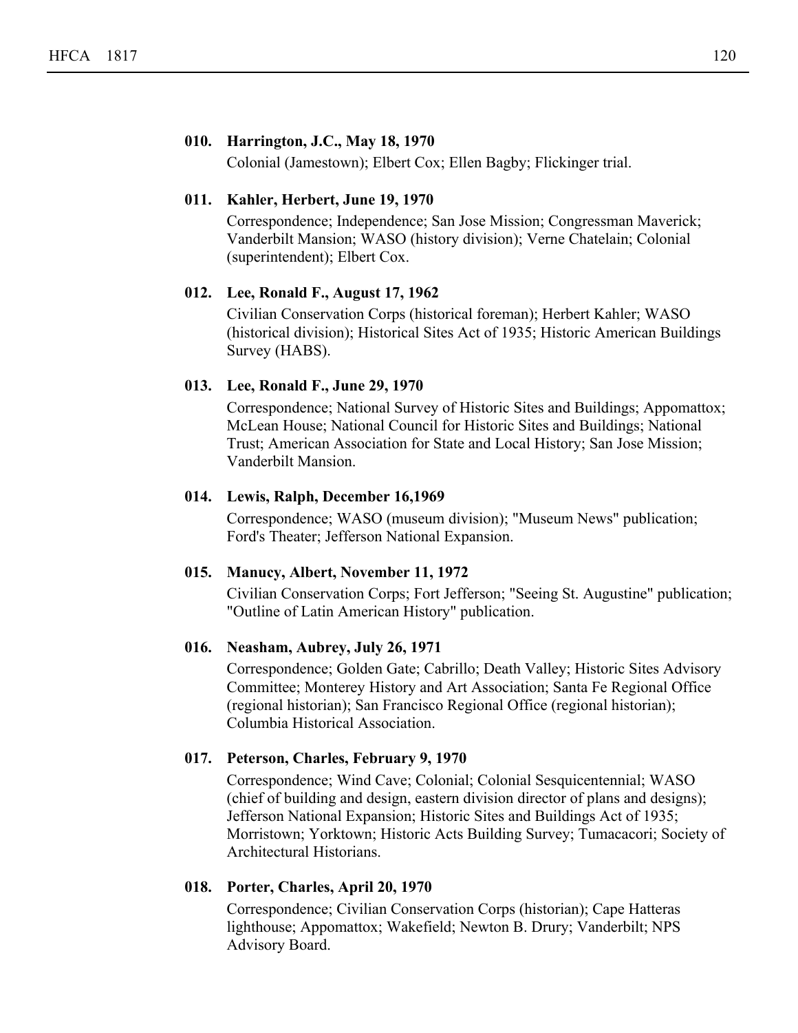**010. Harrington, J.C., May 18, 1970**

Colonial (Jamestown); Elbert Cox; Ellen Bagby; Flickinger trial.

**011. Kahler, Herbert, June 19, 1970**

Correspondence; Independence; San Jose Mission; Congressman Maverick; Vanderbilt Mansion; WASO (history division); Verne Chatelain; Colonial (superintendent); Elbert Cox.

**012. Lee, Ronald F., August 17, 1962**

Civilian Conservation Corps (historical foreman); Herbert Kahler; WASO (historical division); Historical Sites Act of 1935; Historic American Buildings Survey (HABS).

**013. Lee, Ronald F., June 29, 1970**

Correspondence; National Survey of Historic Sites and Buildings; Appomattox; McLean House; National Council for Historic Sites and Buildings; National Trust; American Association for State and Local History; San Jose Mission; Vanderbilt Mansion.

**014. Lewis, Ralph, December 16,1969**

Correspondence; WASO (museum division); "Museum News" publication; Ford's Theater; Jefferson National Expansion.

**015. Manucy, Albert, November 11, 1972**

Civilian Conservation Corps; Fort Jefferson; "Seeing St. Augustine" publication; "Outline of Latin American History" publication.

**016. Neasham, Aubrey, July 26, 1971**

Correspondence; Golden Gate; Cabrillo; Death Valley; Historic Sites Advisory Committee; Monterey History and Art Association; Santa Fe Regional Office (regional historian); San Francisco Regional Office (regional historian); Columbia Historical Association.

**017. Peterson, Charles, February 9, 1970**

Correspondence; Wind Cave; Colonial; Colonial Sesquicentennial; WASO (chief of building and design, eastern division director of plans and designs); Jefferson National Expansion; Historic Sites and Buildings Act of 1935; Morristown; Yorktown; Historic Acts Building Survey; Tumacacori; Society of Architectural Historians.

**018. Porter, Charles, April 20, 1970**

Correspondence; Civilian Conservation Corps (historian); Cape Hatteras lighthouse; Appomattox; Wakefield; Newton B. Drury; Vanderbilt; NPS Advisory Board.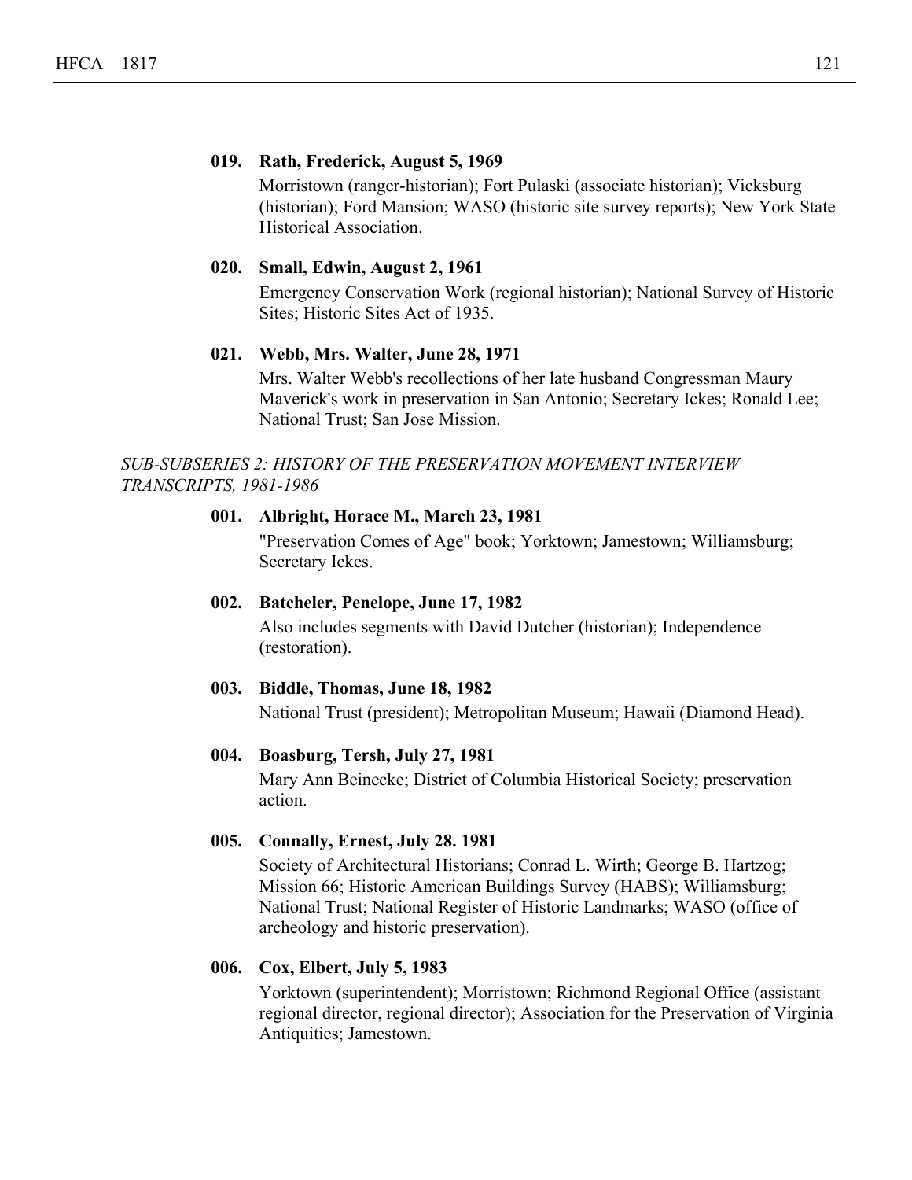**019. Rath, Frederick, August 5, 1969**

Morristown (ranger-historian); Fort Pulaski (associate historian); Vicksburg (historian); Ford Mansion; WASO (historic site survey reports); New York State Historical Association.

**020. Small, Edwin, August 2, 1961**

Emergency Conservation Work (regional historian); National Survey of Historic Sites; Historic Sites Act of 1935.

**021. Webb, Mrs. Walter, June 28, 1971**

Mrs. Walter Webb's recollections of her late husband Congressman Maury Maverick's work in preservation in San Antonio; Secretary Ickes; Ronald Lee; National Trust; San Jose Mission.

*SUB-SUBSERIES 2: HISTORY OF THE PRESERVATION MOVEMENT INTERVIEW TRANSCRIPTS, 1981-1986*

**001. Albright, Horace M., March 23, 1981**

"Preservation Comes of Age" book; Yorktown; Jamestown; Williamsburg; Secretary Ickes.

**002. Batcheler, Penelope, June 17, 1982**

Also includes segments with David Dutcher (historian); Independence (restoration).

**003. Biddle, Thomas, June 18, 1982**

National Trust (president); Metropolitan Museum; Hawaii (Diamond Head).

**004. Boasburg, Tersh, July 27, 1981**

Mary Ann Beinecke; District of Columbia Historical Society; preservation action.

**005. Connally, Ernest, July 28. 1981**

Society of Architectural Historians; Conrad L. Wirth; George B. Hartzog; Mission 66; Historic American Buildings Survey (HABS); Williamsburg; National Trust; National Register of Historic Landmarks; WASO (office of archeology and historic preservation).

**006. Cox, Elbert, July 5, 1983**

Yorktown (superintendent); Morristown; Richmond Regional Office (assistant regional director, regional director); Association for the Preservation of Virginia Antiquities; Jamestown.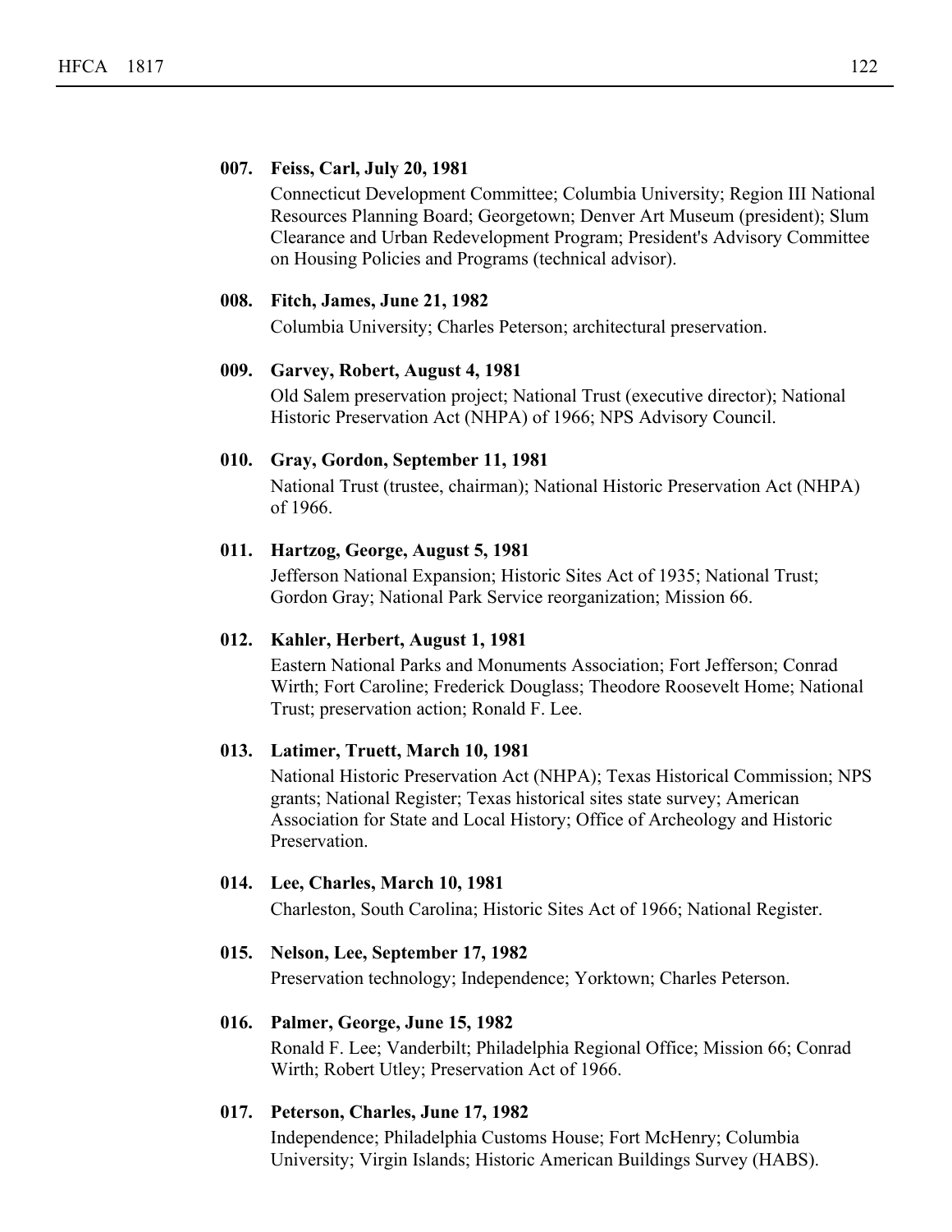**007. Feiss, Carl, July 20, 1981**

Connecticut Development Committee; Columbia University; Region III National Resources Planning Board; Georgetown; Denver Art Museum (president); Slum Clearance and Urban Redevelopment Program; President's Advisory Committee on Housing Policies and Programs (technical advisor).

**008. Fitch, James, June 21, 1982**

Columbia University; Charles Peterson; architectural preservation.

**009. Garvey, Robert, August 4, 1981**

Old Salem preservation project; National Trust (executive director); National Historic Preservation Act (NHPA) of 1966; NPS Advisory Council.

**010. Gray, Gordon, September 11, 1981**

National Trust (trustee, chairman); National Historic Preservation Act (NHPA) of 1966.

**011. Hartzog, George, August 5, 1981**

Jefferson National Expansion; Historic Sites Act of 1935; National Trust; Gordon Gray; National Park Service reorganization; Mission 66.

**012. Kahler, Herbert, August 1, 1981**

Eastern National Parks and Monuments Association; Fort Jefferson; Conrad Wirth; Fort Caroline; Frederick Douglass; Theodore Roosevelt Home; National Trust; preservation action; Ronald F. Lee.

**013. Latimer, Truett, March 10, 1981**

National Historic Preservation Act (NHPA); Texas Historical Commission; NPS grants; National Register; Texas historical sites state survey; American Association for State and Local History; Office of Archeology and Historic Preservation.

**014. Lee, Charles, March 10, 1981**

Charleston, South Carolina; Historic Sites Act of 1966; National Register.

**015. Nelson, Lee, September 17, 1982**

Preservation technology; Independence; Yorktown; Charles Peterson.

**016. Palmer, George, June 15, 1982**

Ronald F. Lee; Vanderbilt; Philadelphia Regional Office; Mission 66; Conrad Wirth; Robert Utley; Preservation Act of 1966.

**017. Peterson, Charles, June 17, 1982**

Independence; Philadelphia Customs House; Fort McHenry; Columbia University; Virgin Islands; Historic American Buildings Survey (HABS).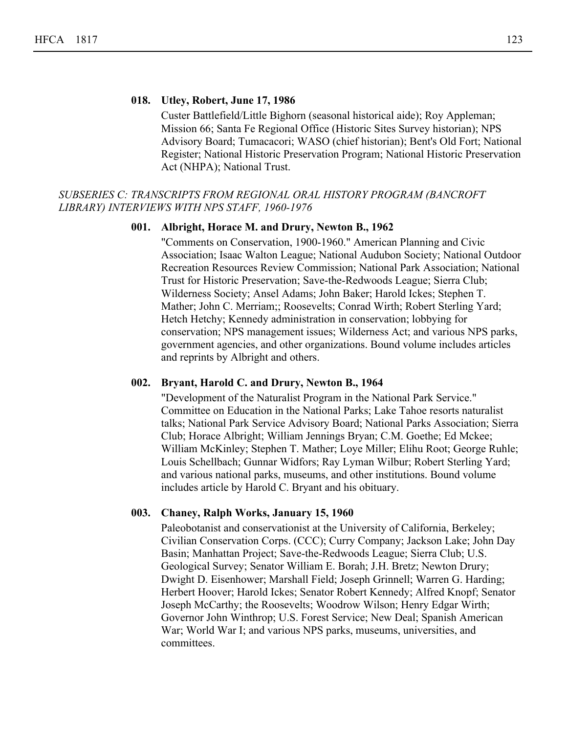**018. Utley, Robert, June 17, 1986**

Custer Battlefield/Little Bighorn (seasonal historical aide); Roy Appleman; Mission 66; Santa Fe Regional Office (Historic Sites Survey historian); NPS Advisory Board; Tumacacori; WASO (chief historian); Bent's Old Fort; National Register; National Historic Preservation Program; National Historic Preservation Act (NHPA); National Trust.

*SUBSERIES C: TRANSCRIPTS FROM REGIONAL ORAL HISTORY PROGRAM (BANCROFT LIBRARY) INTERVIEWS WITH NPS STAFF, 1960-1976*

**001. Albright, Horace M. and Drury, Newton B., 1962**

"Comments on Conservation, 1900-1960." American Planning and Civic Association; Isaac Walton League; National Audubon Society; National Outdoor Recreation Resources Review Commission; National Park Association; National Trust for Historic Preservation; Save-the-Redwoods League; Sierra Club; Wilderness Society; Ansel Adams; John Baker; Harold Ickes; Stephen T. Mather; John C. Merriam;; Roosevelts; Conrad Wirth; Robert Sterling Yard; Hetch Hetchy; Kennedy administration in conservation; lobbying for conservation; NPS management issues; Wilderness Act; and various NPS parks, government agencies, and other organizations. Bound volume includes articles and reprints by Albright and others.

**002. Bryant, Harold C. and Drury, Newton B., 1964**

"Development of the Naturalist Program in the National Park Service." Committee on Education in the National Parks; Lake Tahoe resorts naturalist talks; National Park Service Advisory Board; National Parks Association; Sierra Club; Horace Albright; William Jennings Bryan; C.M. Goethe; Ed Mckee; William McKinley; Stephen T. Mather; Loye Miller; Elihu Root; George Ruhle; Louis Schellbach; Gunnar Widfors; Ray Lyman Wilbur; Robert Sterling Yard; and various national parks, museums, and other institutions. Bound volume includes article by Harold C. Bryant and his obituary.

**003. Chaney, Ralph Works, January 15, 1960**

Paleobotanist and conservationist at the University of California, Berkeley; Civilian Conservation Corps. (CCC); Curry Company; Jackson Lake; John Day Basin; Manhattan Project; Save-the-Redwoods League; Sierra Club; U.S. Geological Survey; Senator William E. Borah; J.H. Bretz; Newton Drury; Dwight D. Eisenhower; Marshall Field; Joseph Grinnell; Warren G. Harding; Herbert Hoover; Harold Ickes; Senator Robert Kennedy; Alfred Knopf; Senator Joseph McCarthy; the Roosevelts; Woodrow Wilson; Henry Edgar Wirth; Governor John Winthrop; U.S. Forest Service; New Deal; Spanish American War; World War I; and various NPS parks, museums, universities, and committees.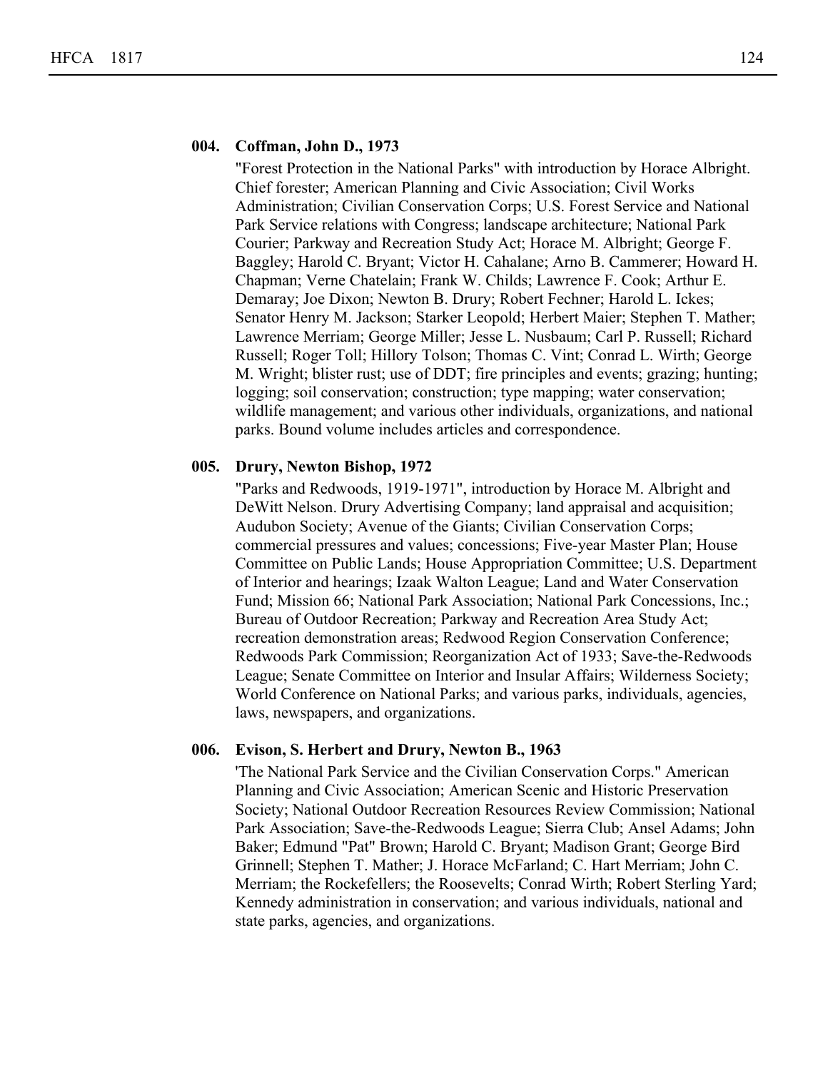**004. Coffman, John D., 1973**

"Forest Protection in the National Parks" with introduction by Horace Albright. Chief forester; American Planning and Civic Association; Civil Works Administration; Civilian Conservation Corps; U.S. Forest Service and National Park Service relations with Congress; landscape architecture; National Park Courier; Parkway and Recreation Study Act; Horace M. Albright; George F. Baggley; Harold C. Bryant; Victor H. Cahalane; Arno B. Cammerer; Howard H. Chapman; Verne Chatelain; Frank W. Childs; Lawrence F. Cook; Arthur E. Demaray; Joe Dixon; Newton B. Drury; Robert Fechner; Harold L. Ickes; Senator Henry M. Jackson; Starker Leopold; Herbert Maier; Stephen T. Mather; Lawrence Merriam; George Miller; Jesse L. Nusbaum; Carl P. Russell; Richard Russell; Roger Toll; Hillory Tolson; Thomas C. Vint; Conrad L. Wirth; George M. Wright; blister rust; use of DDT; fire principles and events; grazing; hunting; logging; soil conservation; construction; type mapping; water conservation; wildlife management; and various other individuals, organizations, and national parks. Bound volume includes articles and correspondence.

**005. Drury, Newton Bishop, 1972**

"Parks and Redwoods, 1919-1971", introduction by Horace M. Albright and DeWitt Nelson. Drury Advertising Company; land appraisal and acquisition; Audubon Society; Avenue of the Giants; Civilian Conservation Corps; commercial pressures and values; concessions; Five-year Master Plan; House Committee on Public Lands; House Appropriation Committee; U.S. Department of Interior and hearings; Izaak Walton League; Land and Water Conservation Fund; Mission 66; National Park Association; National Park Concessions, Inc.; Bureau of Outdoor Recreation; Parkway and Recreation Area Study Act; recreation demonstration areas; Redwood Region Conservation Conference; Redwoods Park Commission; Reorganization Act of 1933; Save-the-Redwoods League; Senate Committee on Interior and Insular Affairs; Wilderness Society; World Conference on National Parks; and various parks, individuals, agencies, laws, newspapers, and organizations.

**006. Evison, S. Herbert and Drury, Newton B., 1963**

'The National Park Service and the Civilian Conservation Corps." American Planning and Civic Association; American Scenic and Historic Preservation Society; National Outdoor Recreation Resources Review Commission; National Park Association; Save-the-Redwoods League; Sierra Club; Ansel Adams; John Baker; Edmund "Pat" Brown; Harold C. Bryant; Madison Grant; George Bird Grinnell; Stephen T. Mather; J. Horace McFarland; C. Hart Merriam; John C. Merriam; the Rockefellers; the Roosevelts; Conrad Wirth; Robert Sterling Yard; Kennedy administration in conservation; and various individuals, national and state parks, agencies, and organizations.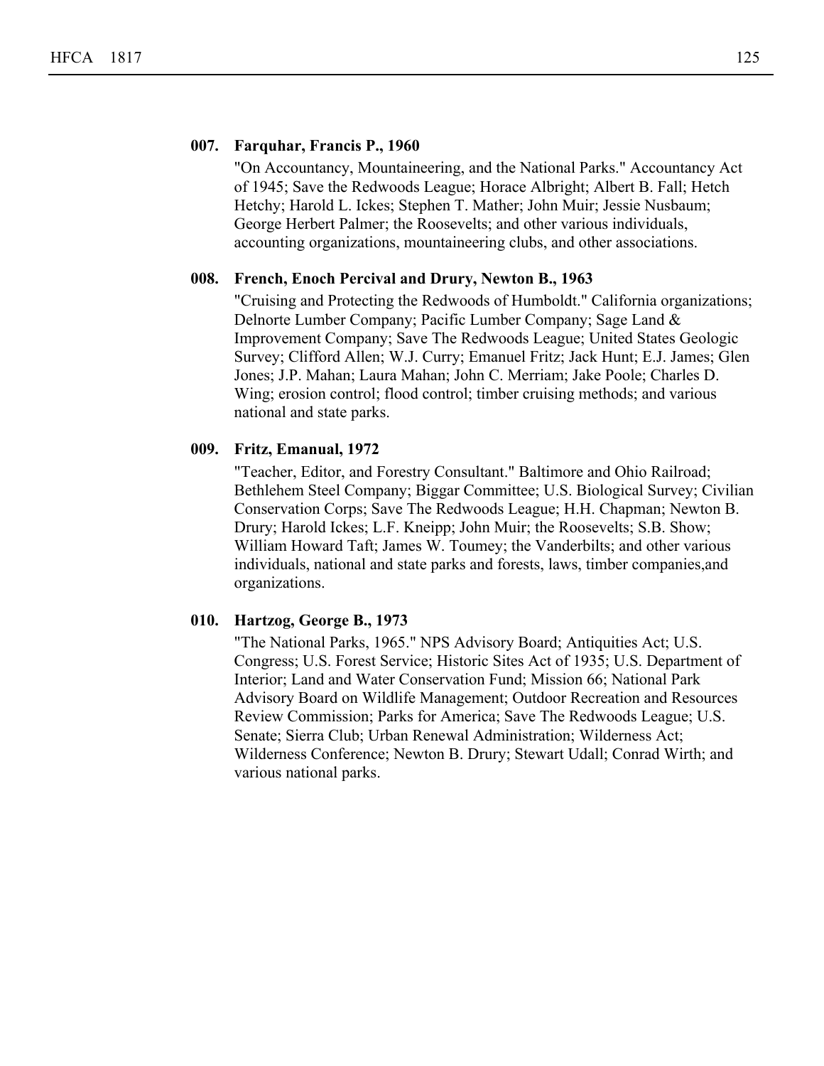**007. Farquhar, Francis P., 1960**

"On Accountancy, Mountaineering, and the National Parks." Accountancy Act of 1945; Save the Redwoods League; Horace Albright; Albert B. Fall; Hetch Hetchy; Harold L. Ickes; Stephen T. Mather; John Muir; Jessie Nusbaum; George Herbert Palmer; the Roosevelts; and other various individuals, accounting organizations, mountaineering clubs, and other associations.

**008. French, Enoch Percival and Drury, Newton B., 1963**

"Cruising and Protecting the Redwoods of Humboldt." California organizations; Delnorte Lumber Company; Pacific Lumber Company; Sage Land & Improvement Company; Save The Redwoods League; United States Geologic Survey; Clifford Allen; W.J. Curry; Emanuel Fritz; Jack Hunt; E.J. James; Glen Jones; J.P. Mahan; Laura Mahan; John C. Merriam; Jake Poole; Charles D. Wing; erosion control; flood control; timber cruising methods; and various national and state parks.

**009. Fritz, Emanual, 1972**

"Teacher, Editor, and Forestry Consultant." Baltimore and Ohio Railroad; Bethlehem Steel Company; Biggar Committee; U.S. Biological Survey; Civilian Conservation Corps; Save The Redwoods League; H.H. Chapman; Newton B. Drury; Harold Ickes; L.F. Kneipp; John Muir; the Roosevelts; S.B. Show; William Howard Taft; James W. Toumey; the Vanderbilts; and other various individuals, national and state parks and forests, laws, timber companies,and organizations.

**010. Hartzog, George B., 1973**

"The National Parks, 1965." NPS Advisory Board; Antiquities Act; U.S. Congress; U.S. Forest Service; Historic Sites Act of 1935; U.S. Department of Interior; Land and Water Conservation Fund; Mission 66; National Park Advisory Board on Wildlife Management; Outdoor Recreation and Resources Review Commission; Parks for America; Save The Redwoods League; U.S. Senate; Sierra Club; Urban Renewal Administration; Wilderness Act; Wilderness Conference; Newton B. Drury; Stewart Udall; Conrad Wirth; and various national parks.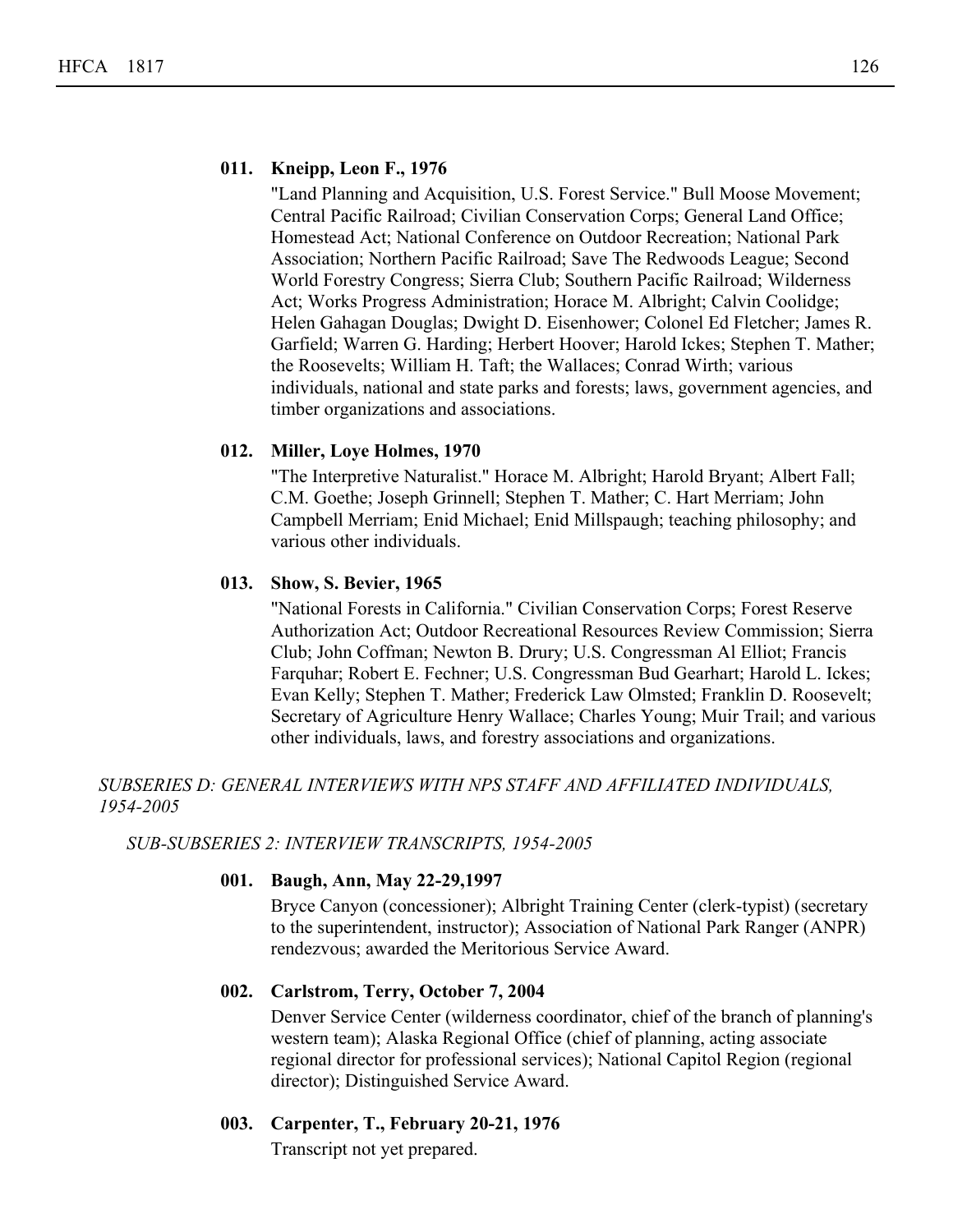**011. Kneipp, Leon F., 1976**

"Land Planning and Acquisition, U.S. Forest Service." Bull Moose Movement; Central Pacific Railroad; Civilian Conservation Corps; General Land Office; Homestead Act; National Conference on Outdoor Recreation; National Park Association; Northern Pacific Railroad; Save The Redwoods League; Second World Forestry Congress; Sierra Club; Southern Pacific Railroad; Wilderness Act; Works Progress Administration; Horace M. Albright; Calvin Coolidge; Helen Gahagan Douglas; Dwight D. Eisenhower; Colonel Ed Fletcher; James R. Garfield; Warren G. Harding; Herbert Hoover; Harold Ickes; Stephen T. Mather; the Roosevelts; William H. Taft; the Wallaces; Conrad Wirth; various individuals, national and state parks and forests; laws, government agencies, and timber organizations and associations.

**012. Miller, Loye Holmes, 1970**

"The Interpretive Naturalist." Horace M. Albright; Harold Bryant; Albert Fall; C.M. Goethe; Joseph Grinnell; Stephen T. Mather; C. Hart Merriam; John Campbell Merriam; Enid Michael; Enid Millspaugh; teaching philosophy; and various other individuals.

**013. Show, S. Bevier, 1965**

"National Forests in California." Civilian Conservation Corps; Forest Reserve Authorization Act; Outdoor Recreational Resources Review Commission; Sierra Club; John Coffman; Newton B. Drury; U.S. Congressman Al Elliot; Francis Farquhar; Robert E. Fechner; U.S. Congressman Bud Gearhart; Harold L. Ickes; Evan Kelly; Stephen T. Mather; Frederick Law Olmsted; Franklin D. Roosevelt; Secretary of Agriculture Henry Wallace; Charles Young; Muir Trail; and various other individuals, laws, and forestry associations and organizations.

*SUBSERIES D: GENERAL INTERVIEWS WITH NPS STAFF AND AFFILIATED INDIVIDUALS, 1954-2005*

*SUB-SUBSERIES 2: INTERVIEW TRANSCRIPTS, 1954-2005*

**001. Baugh, Ann, May 22-29,1997**

Bryce Canyon (concessioner); Albright Training Center (clerk-typist) (secretary to the superintendent, instructor); Association of National Park Ranger (ANPR) rendezvous; awarded the Meritorious Service Award.

**002. Carlstrom, Terry, October 7, 2004**

Denver Service Center (wilderness coordinator, chief of the branch of planning's western team); Alaska Regional Office (chief of planning, acting associate regional director for professional services); National Capitol Region (regional director); Distinguished Service Award.

**003. Carpenter, T., February 20-21, 1976**

Transcript not yet prepared.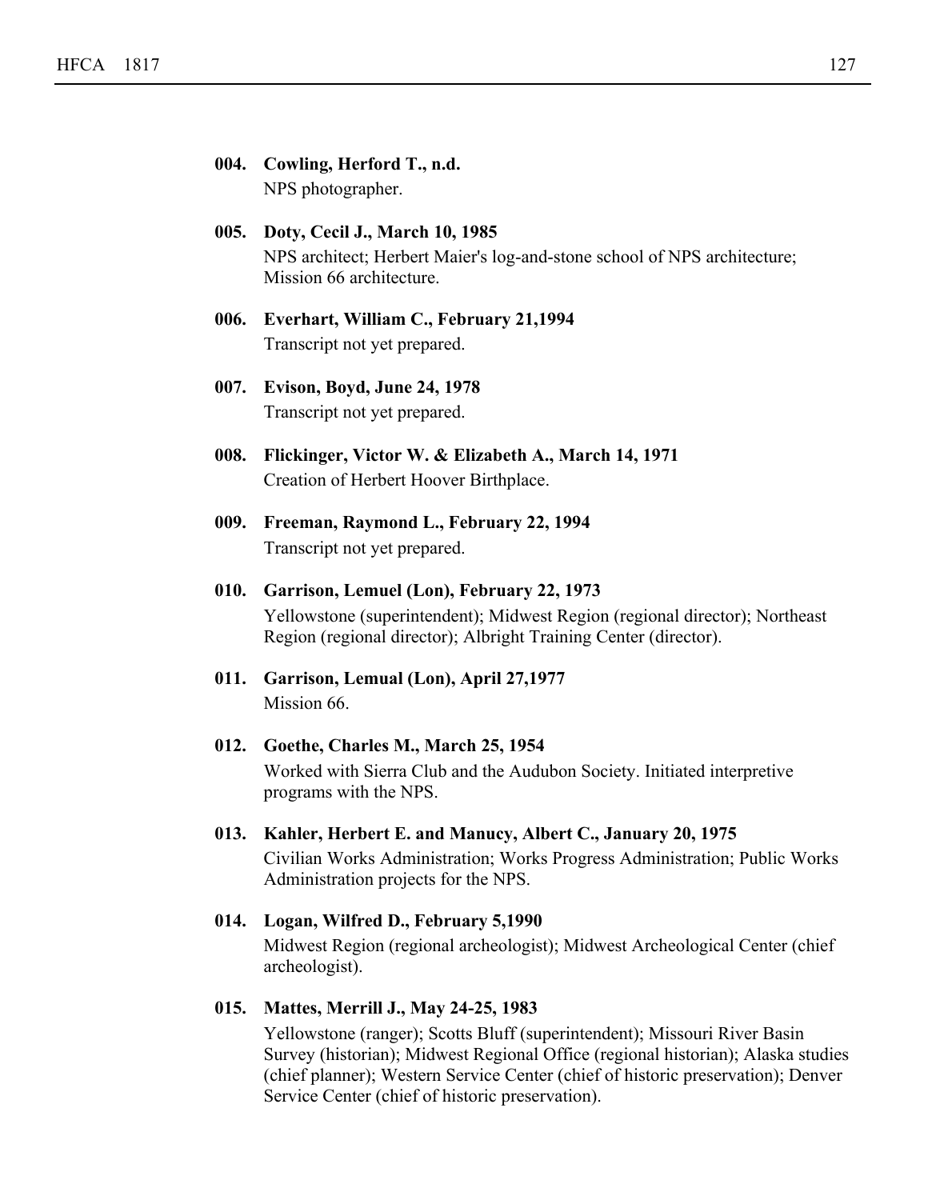**004. Cowling, Herford T., n.d.**
NPS photographer.

**005. Doty, Cecil J., March 10, 1985**
NPS architect; Herbert Maier's log-and-stone school of NPS architecture; Mission 66 architecture.

**006. Everhart, William C., February 21,1994**
Transcript not yet prepared.

**007. Evison, Boyd, June 24, 1978**
Transcript not yet prepared.

**008. Flickinger, Victor W. & Elizabeth A., March 14, 1971**
Creation of Herbert Hoover Birthplace.

**009. Freeman, Raymond L., February 22, 1994**
Transcript not yet prepared.

**010. Garrison, Lemuel (Lon), February 22, 1973**
Yellowstone (superintendent); Midwest Region (regional director); Northeast Region (regional director); Albright Training Center (director).

**011. Garrison, Lemual (Lon), April 27,1977**
Mission 66.

**012. Goethe, Charles M., March 25, 1954**
Worked with Sierra Club and the Audubon Society. Initiated interpretive programs with the NPS.

**013. Kahler, Herbert E. and Manucy, Albert C., January 20, 1975**
Civilian Works Administration; Works Progress Administration; Public Works Administration projects for the NPS.

**014. Logan, Wilfred D., February 5,1990**
Midwest Region (regional archeologist); Midwest Archeological Center (chief archeologist).

**015. Mattes, Merrill J., May 24-25, 1983**
Yellowstone (ranger); Scotts Bluff (superintendent); Missouri River Basin Survey (historian); Midwest Regional Office (regional historian); Alaska studies (chief planner); Western Service Center (chief of historic preservation); Denver Service Center (chief of historic preservation).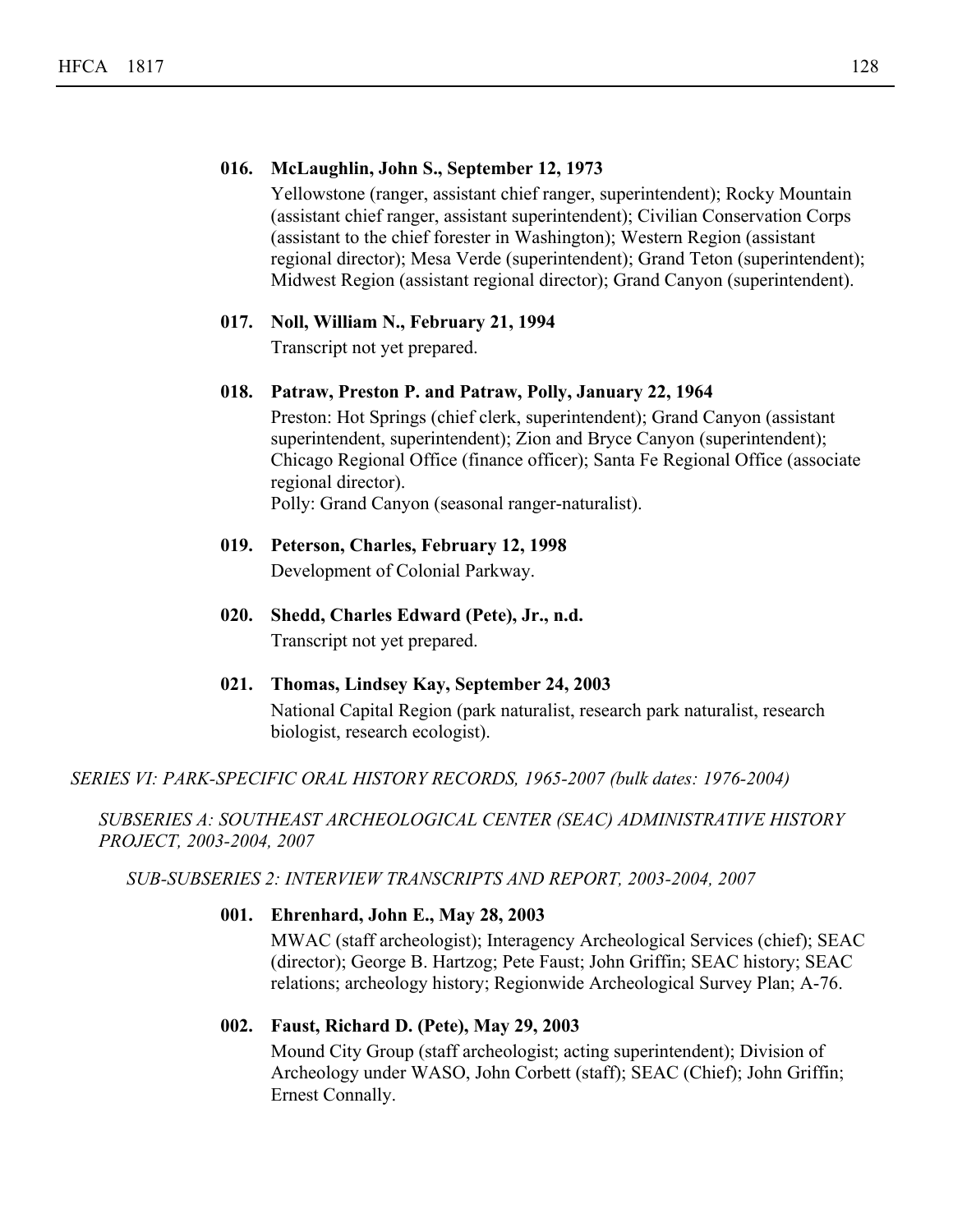**016. McLaughlin, John S., September 12, 1973**

Yellowstone (ranger, assistant chief ranger, superintendent); Rocky Mountain (assistant chief ranger, assistant superintendent); Civilian Conservation Corps (assistant to the chief forester in Washington); Western Region (assistant regional director); Mesa Verde (superintendent); Grand Teton (superintendent); Midwest Region (assistant regional director); Grand Canyon (superintendent).

**017. Noll, William N., February 21, 1994**

Transcript not yet prepared.

**018. Patraw, Preston P. and Patraw, Polly, January 22, 1964**

Preston: Hot Springs (chief clerk, superintendent); Grand Canyon (assistant superintendent, superintendent); Zion and Bryce Canyon (superintendent); Chicago Regional Office (finance officer); Santa Fe Regional Office (associate regional director).
Polly: Grand Canyon (seasonal ranger-naturalist).

**019. Peterson, Charles, February 12, 1998**

Development of Colonial Parkway.

**020. Shedd, Charles Edward (Pete), Jr., n.d.**

Transcript not yet prepared.

**021. Thomas, Lindsey Kay, September 24, 2003**

National Capital Region (park naturalist, research park naturalist, research biologist, research ecologist).

*SERIES VI: PARK-SPECIFIC ORAL HISTORY RECORDS, 1965-2007 (bulk dates: 1976-2004)*

*SUBSERIES A: SOUTHEAST ARCHEOLOGICAL CENTER (SEAC) ADMINISTRATIVE HISTORY PROJECT, 2003-2004, 2007*

*SUB-SUBSERIES 2: INTERVIEW TRANSCRIPTS AND REPORT, 2003-2004, 2007*

**001. Ehrenhard, John E., May 28, 2003**

MWAC (staff archeologist); Interagency Archeological Services (chief); SEAC (director); George B. Hartzog; Pete Faust; John Griffin; SEAC history; SEAC relations; archeology history; Regionwide Archeological Survey Plan; A-76.

**002. Faust, Richard D. (Pete), May 29, 2003**

Mound City Group (staff archeologist; acting superintendent); Division of Archeology under WASO, John Corbett (staff); SEAC (Chief); John Griffin; Ernest Connally.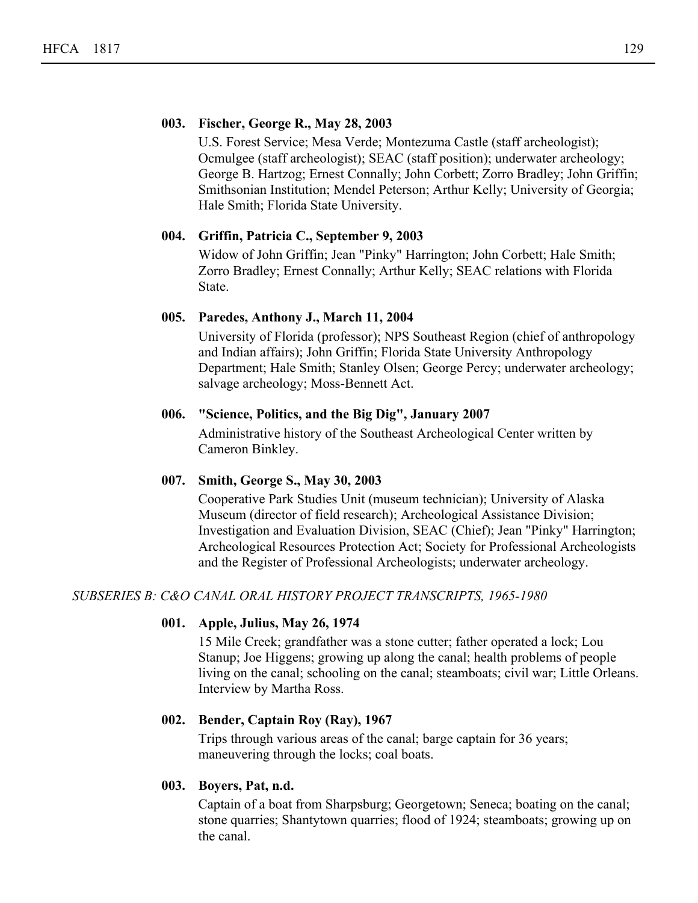**003. Fischer, George R., May 28, 2003**

U.S. Forest Service; Mesa Verde; Montezuma Castle (staff archeologist); Ocmulgee (staff archeologist); SEAC (staff position); underwater archeology; George B. Hartzog; Ernest Connally; John Corbett; Zorro Bradley; John Griffin; Smithsonian Institution; Mendel Peterson; Arthur Kelly; University of Georgia; Hale Smith; Florida State University.

**004. Griffin, Patricia C., September 9, 2003**

Widow of John Griffin; Jean "Pinky" Harrington; John Corbett; Hale Smith; Zorro Bradley; Ernest Connally; Arthur Kelly; SEAC relations with Florida State.

**005. Paredes, Anthony J., March 11, 2004**

University of Florida (professor); NPS Southeast Region (chief of anthropology and Indian affairs); John Griffin; Florida State University Anthropology Department; Hale Smith; Stanley Olsen; George Percy; underwater archeology; salvage archeology; Moss-Bennett Act.

**006. "Science, Politics, and the Big Dig", January 2007**

Administrative history of the Southeast Archeological Center written by Cameron Binkley.

**007. Smith, George S., May 30, 2003**

Cooperative Park Studies Unit (museum technician); University of Alaska Museum (director of field research); Archeological Assistance Division; Investigation and Evaluation Division, SEAC (Chief); Jean "Pinky" Harrington; Archeological Resources Protection Act; Society for Professional Archeologists and the Register of Professional Archeologists; underwater archeology.

*SUBSERIES B: C&O CANAL ORAL HISTORY PROJECT TRANSCRIPTS, 1965-1980*

**001. Apple, Julius, May 26, 1974**

15 Mile Creek; grandfather was a stone cutter; father operated a lock; Lou Stanup; Joe Higgens; growing up along the canal; health problems of people living on the canal; schooling on the canal; steamboats; civil war; Little Orleans. Interview by Martha Ross.

**002. Bender, Captain Roy (Ray), 1967**

Trips through various areas of the canal; barge captain for 36 years; maneuvering through the locks; coal boats.

**003. Boyers, Pat, n.d.**

Captain of a boat from Sharpsburg; Georgetown; Seneca; boating on the canal; stone quarries; Shantytown quarries; flood of 1924; steamboats; growing up on the canal.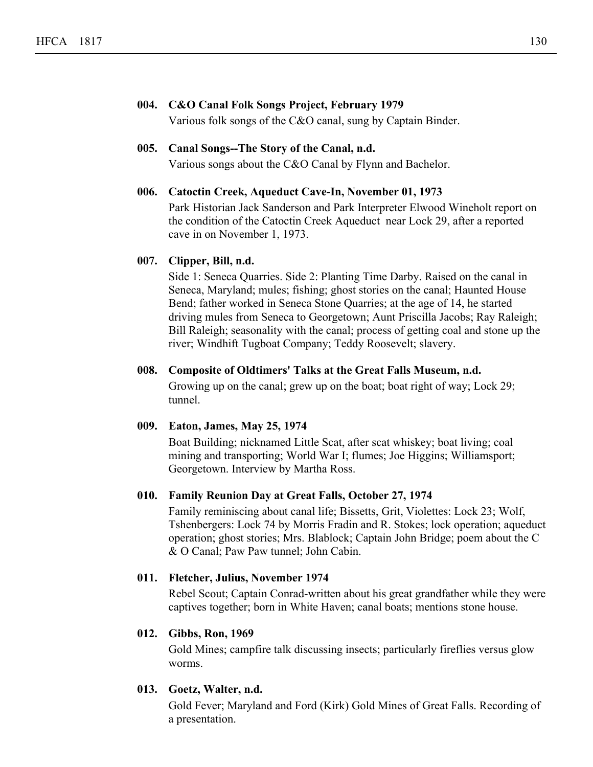**004. C&O Canal Folk Songs Project, February 1979**

Various folk songs of the C&O canal, sung by Captain Binder.

**005. Canal Songs--The Story of the Canal, n.d.**

Various songs about the C&O Canal by Flynn and Bachelor.

**006. Catoctin Creek, Aqueduct Cave-In, November 01, 1973**

Park Historian Jack Sanderson and Park Interpreter Elwood Wineholt report on the condition of the Catoctin Creek Aqueduct near Lock 29, after a reported cave in on November 1, 1973.

**007. Clipper, Bill, n.d.**

Side 1: Seneca Quarries. Side 2: Planting Time Darby. Raised on the canal in Seneca, Maryland; mules; fishing; ghost stories on the canal; Haunted House Bend; father worked in Seneca Stone Quarries; at the age of 14, he started driving mules from Seneca to Georgetown; Aunt Priscilla Jacobs; Ray Raleigh; Bill Raleigh; seasonality with the canal; process of getting coal and stone up the river; Windhift Tugboat Company; Teddy Roosevelt; slavery.

**008. Composite of Oldtimers' Talks at the Great Falls Museum, n.d.**

Growing up on the canal; grew up on the boat; boat right of way; Lock 29; tunnel.

**009. Eaton, James, May 25, 1974**

Boat Building; nicknamed Little Scat, after scat whiskey; boat living; coal mining and transporting; World War I; flumes; Joe Higgins; Williamsport; Georgetown. Interview by Martha Ross.

**010. Family Reunion Day at Great Falls, October 27, 1974**

Family reminiscing about canal life; Bissetts, Grit, Violettes: Lock 23; Wolf, Tshenbergers: Lock 74 by Morris Fradin and R. Stokes; lock operation; aqueduct operation; ghost stories; Mrs. Blablock; Captain John Bridge; poem about the C & O Canal; Paw Paw tunnel; John Cabin.

**011. Fletcher, Julius, November 1974**

Rebel Scout; Captain Conrad-written about his great grandfather while they were captives together; born in White Haven; canal boats; mentions stone house.

**012. Gibbs, Ron, 1969**

Gold Mines; campfire talk discussing insects; particularly fireflies versus glow worms.

**013. Goetz, Walter, n.d.**

Gold Fever; Maryland and Ford (Kirk) Gold Mines of Great Falls. Recording of a presentation.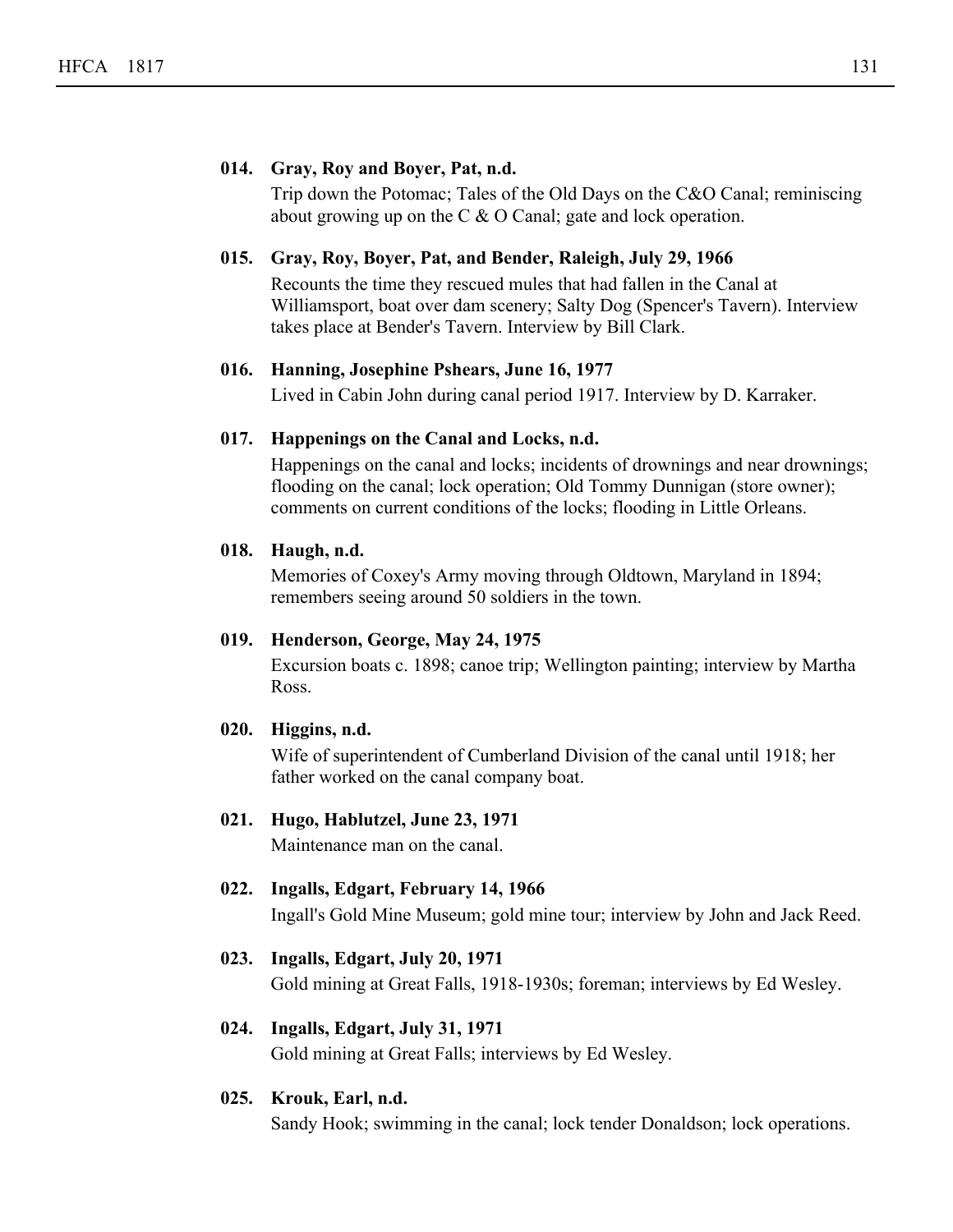**014. Gray, Roy and Boyer, Pat, n.d.**

Trip down the Potomac; Tales of the Old Days on the C&O Canal; reminiscing about growing up on the C & O Canal; gate and lock operation.

**015. Gray, Roy, Boyer, Pat, and Bender, Raleigh, July 29, 1966**

Recounts the time they rescued mules that had fallen in the Canal at Williamsport, boat over dam scenery; Salty Dog (Spencer's Tavern). Interview takes place at Bender's Tavern. Interview by Bill Clark.

**016. Hanning, Josephine Pshears, June 16, 1977**

Lived in Cabin John during canal period 1917. Interview by D. Karraker.

**017. Happenings on the Canal and Locks, n.d.**

Happenings on the canal and locks; incidents of drownings and near drownings; flooding on the canal; lock operation; Old Tommy Dunnigan (store owner); comments on current conditions of the locks; flooding in Little Orleans.

**018. Haugh, n.d.**

Memories of Coxey's Army moving through Oldtown, Maryland in 1894; remembers seeing around 50 soldiers in the town.

**019. Henderson, George, May 24, 1975**

Excursion boats c. 1898; canoe trip; Wellington painting; interview by Martha Ross.

**020. Higgins, n.d.**

Wife of superintendent of Cumberland Division of the canal until 1918; her father worked on the canal company boat.

**021. Hugo, Hablutzel, June 23, 1971**

Maintenance man on the canal.

**022. Ingalls, Edgart, February 14, 1966**

Ingall's Gold Mine Museum; gold mine tour; interview by John and Jack Reed.

**023. Ingalls, Edgart, July 20, 1971**

Gold mining at Great Falls, 1918-1930s; foreman; interviews by Ed Wesley.

**024. Ingalls, Edgart, July 31, 1971**

Gold mining at Great Falls; interviews by Ed Wesley.

**025. Krouk, Earl, n.d.**

Sandy Hook; swimming in the canal; lock tender Donaldson; lock operations.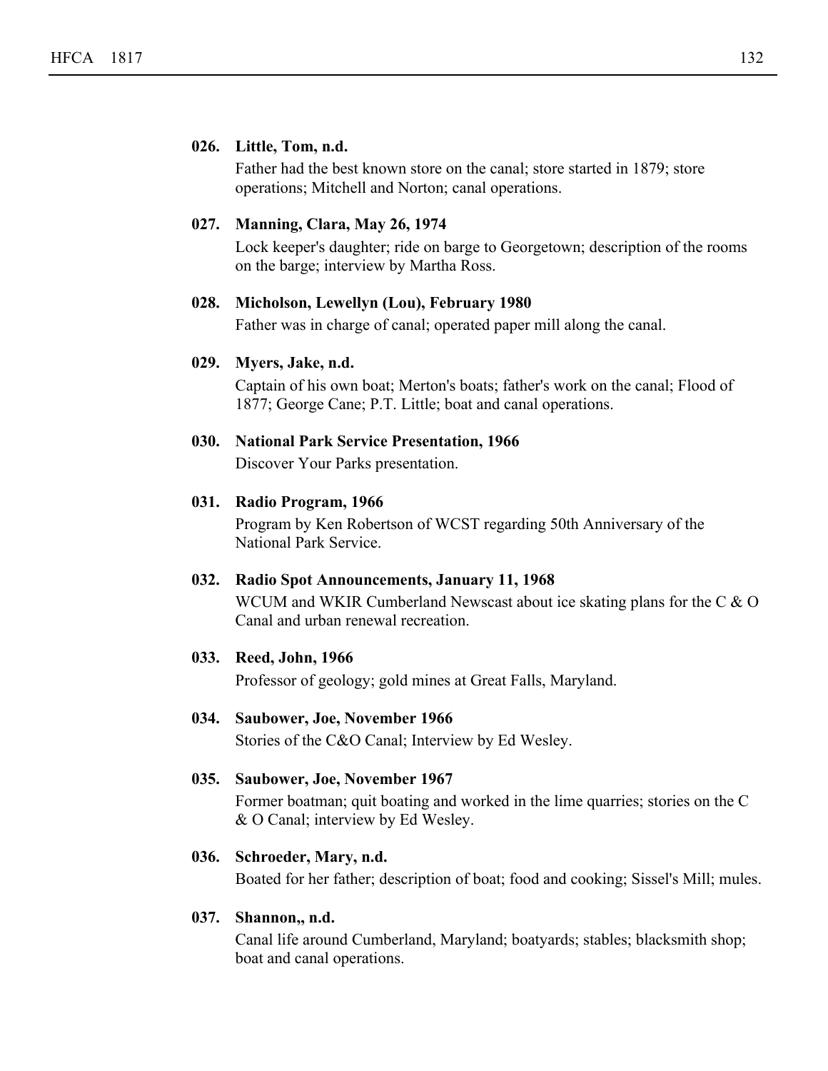**026. Little, Tom, n.d.**

Father had the best known store on the canal; store started in 1879; store operations; Mitchell and Norton; canal operations.

**027. Manning, Clara, May 26, 1974**

Lock keeper's daughter; ride on barge to Georgetown; description of the rooms on the barge; interview by Martha Ross.

**028. Micholson, Lewellyn (Lou), February 1980**

Father was in charge of canal; operated paper mill along the canal.

**029. Myers, Jake, n.d.**

Captain of his own boat; Merton's boats; father's work on the canal; Flood of 1877; George Cane; P.T. Little; boat and canal operations.

**030. National Park Service Presentation, 1966**

Discover Your Parks presentation.

**031. Radio Program, 1966**

Program by Ken Robertson of WCST regarding 50th Anniversary of the National Park Service.

**032. Radio Spot Announcements, January 11, 1968**

WCUM and WKIR Cumberland Newscast about ice skating plans for the C & O Canal and urban renewal recreation.

**033. Reed, John, 1966**

Professor of geology; gold mines at Great Falls, Maryland.

**034. Saubower, Joe, November 1966**

Stories of the C&O Canal; Interview by Ed Wesley.

**035. Saubower, Joe, November 1967**

Former boatman; quit boating and worked in the lime quarries; stories on the C & O Canal; interview by Ed Wesley.

**036. Schroeder, Mary, n.d.**

Boated for her father; description of boat; food and cooking; Sissel's Mill; mules.

**037. Shannon,, n.d.**

Canal life around Cumberland, Maryland; boatyards; stables; blacksmith shop; boat and canal operations.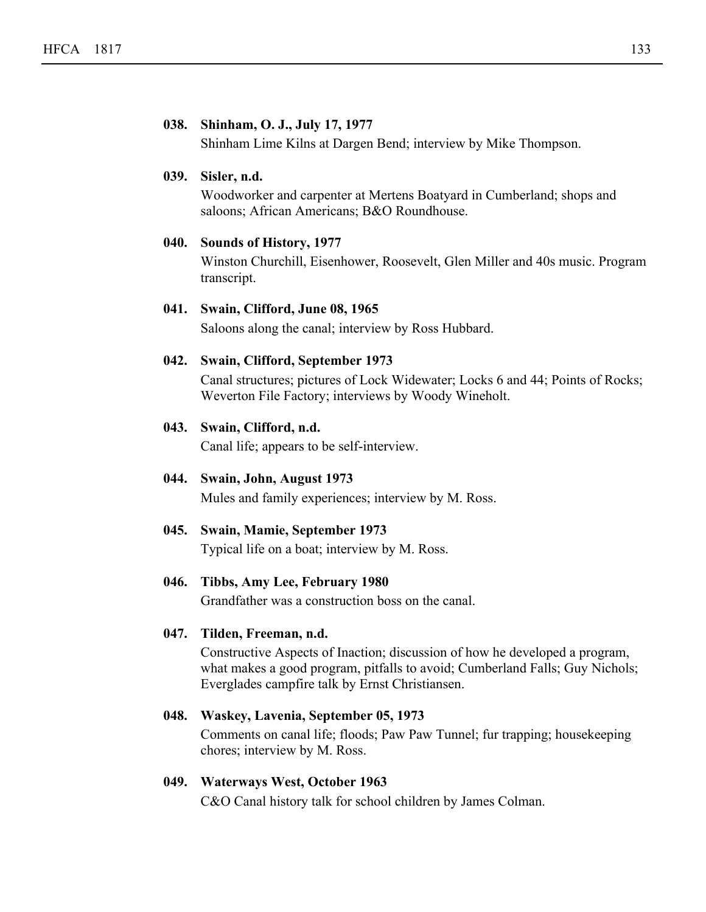**038. Shinham, O. J., July 17, 1977**

Shinham Lime Kilns at Dargen Bend; interview by Mike Thompson.

**039. Sisler, n.d.**

Woodworker and carpenter at Mertens Boatyard in Cumberland; shops and saloons; African Americans; B&O Roundhouse.

**040. Sounds of History, 1977**

Winston Churchill, Eisenhower, Roosevelt, Glen Miller and 40s music. Program transcript.

**041. Swain, Clifford, June 08, 1965**

Saloons along the canal; interview by Ross Hubbard.

**042. Swain, Clifford, September 1973**

Canal structures; pictures of Lock Widewater; Locks 6 and 44; Points of Rocks; Weverton File Factory; interviews by Woody Wineholt.

**043. Swain, Clifford, n.d.**

Canal life; appears to be self-interview.

**044. Swain, John, August 1973**

Mules and family experiences; interview by M. Ross.

**045. Swain, Mamie, September 1973**

Typical life on a boat; interview by M. Ross.

**046. Tibbs, Amy Lee, February 1980**

Grandfather was a construction boss on the canal.

**047. Tilden, Freeman, n.d.**

Constructive Aspects of Inaction; discussion of how he developed a program, what makes a good program, pitfalls to avoid; Cumberland Falls; Guy Nichols; Everglades campfire talk by Ernst Christiansen.

**048. Waskey, Lavenia, September 05, 1973**

Comments on canal life; floods; Paw Paw Tunnel; fur trapping; housekeeping chores; interview by M. Ross.

**049. Waterways West, October 1963**

C&O Canal history talk for school children by James Colman.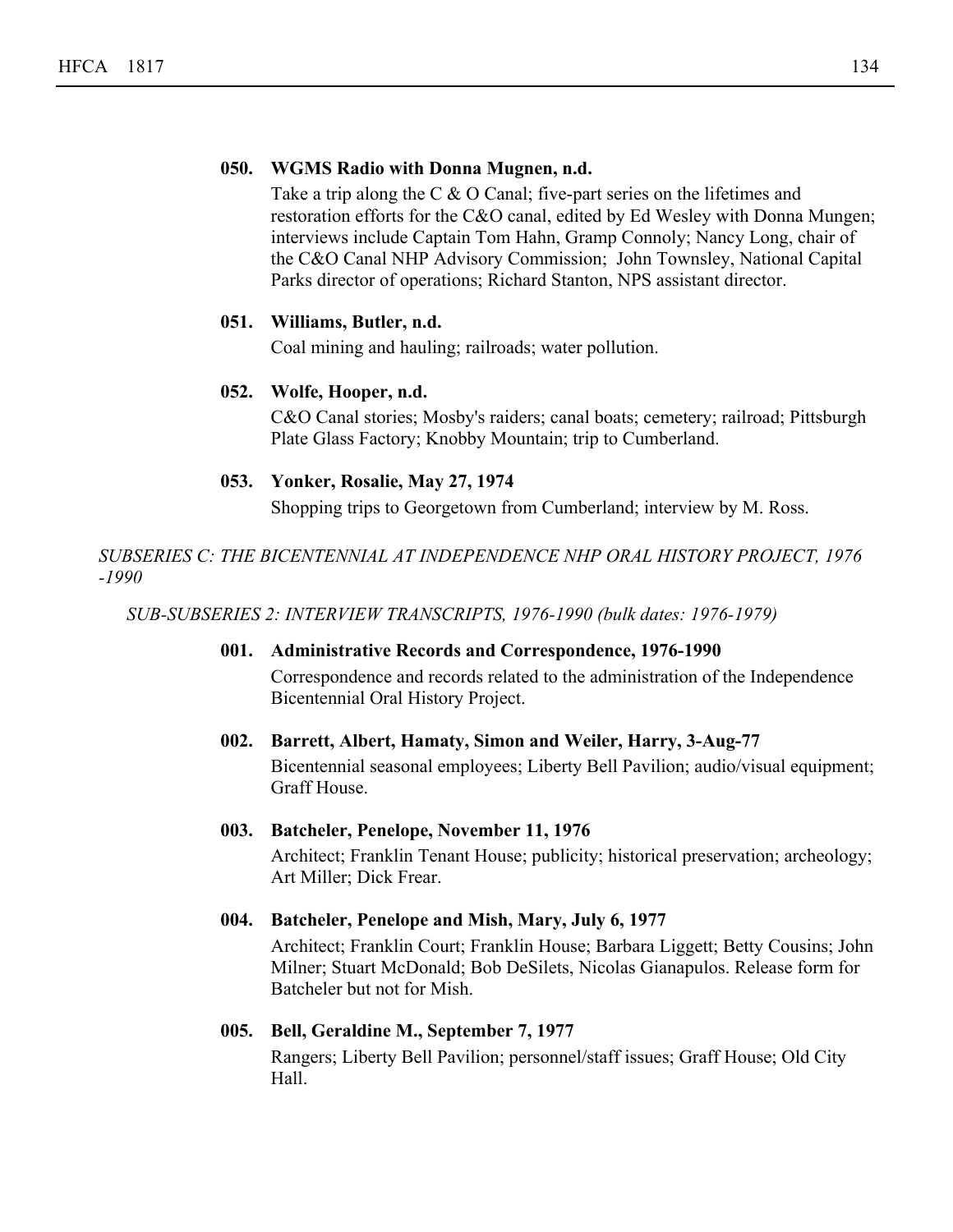**050. WGMS Radio with Donna Mugnen, n.d.**

Take a trip along the C & O Canal; five-part series on the lifetimes and restoration efforts for the C&O canal, edited by Ed Wesley with Donna Mungen; interviews include Captain Tom Hahn, Gramp Connoly; Nancy Long, chair of the C&O Canal NHP Advisory Commission; John Townsley, National Capital Parks director of operations; Richard Stanton, NPS assistant director.

**051. Williams, Butler, n.d.**

Coal mining and hauling; railroads; water pollution.

**052. Wolfe, Hooper, n.d.**

C&O Canal stories; Mosby's raiders; canal boats; cemetery; railroad; Pittsburgh Plate Glass Factory; Knobby Mountain; trip to Cumberland.

**053. Yonker, Rosalie, May 27, 1974**

Shopping trips to Georgetown from Cumberland; interview by M. Ross.

*SUBSERIES C: THE BICENTENNIAL AT INDEPENDENCE NHP ORAL HISTORY PROJECT, 1976 -1990*

*SUB-SUBSERIES 2: INTERVIEW TRANSCRIPTS, 1976-1990 (bulk dates: 1976-1979)*

**001. Administrative Records and Correspondence, 1976-1990**

Correspondence and records related to the administration of the Independence Bicentennial Oral History Project.

**002. Barrett, Albert, Hamaty, Simon and Weiler, Harry, 3-Aug-77**

Bicentennial seasonal employees; Liberty Bell Pavilion; audio/visual equipment; Graff House.

**003. Batcheler, Penelope, November 11, 1976**

Architect; Franklin Tenant House; publicity; historical preservation; archeology; Art Miller; Dick Frear.

**004. Batcheler, Penelope and Mish, Mary, July 6, 1977**

Architect; Franklin Court; Franklin House; Barbara Liggett; Betty Cousins; John Milner; Stuart McDonald; Bob DeSilets, Nicolas Gianapulos. Release form for Batcheler but not for Mish.

**005. Bell, Geraldine M., September 7, 1977**

Rangers; Liberty Bell Pavilion; personnel/staff issues; Graff House; Old City Hall.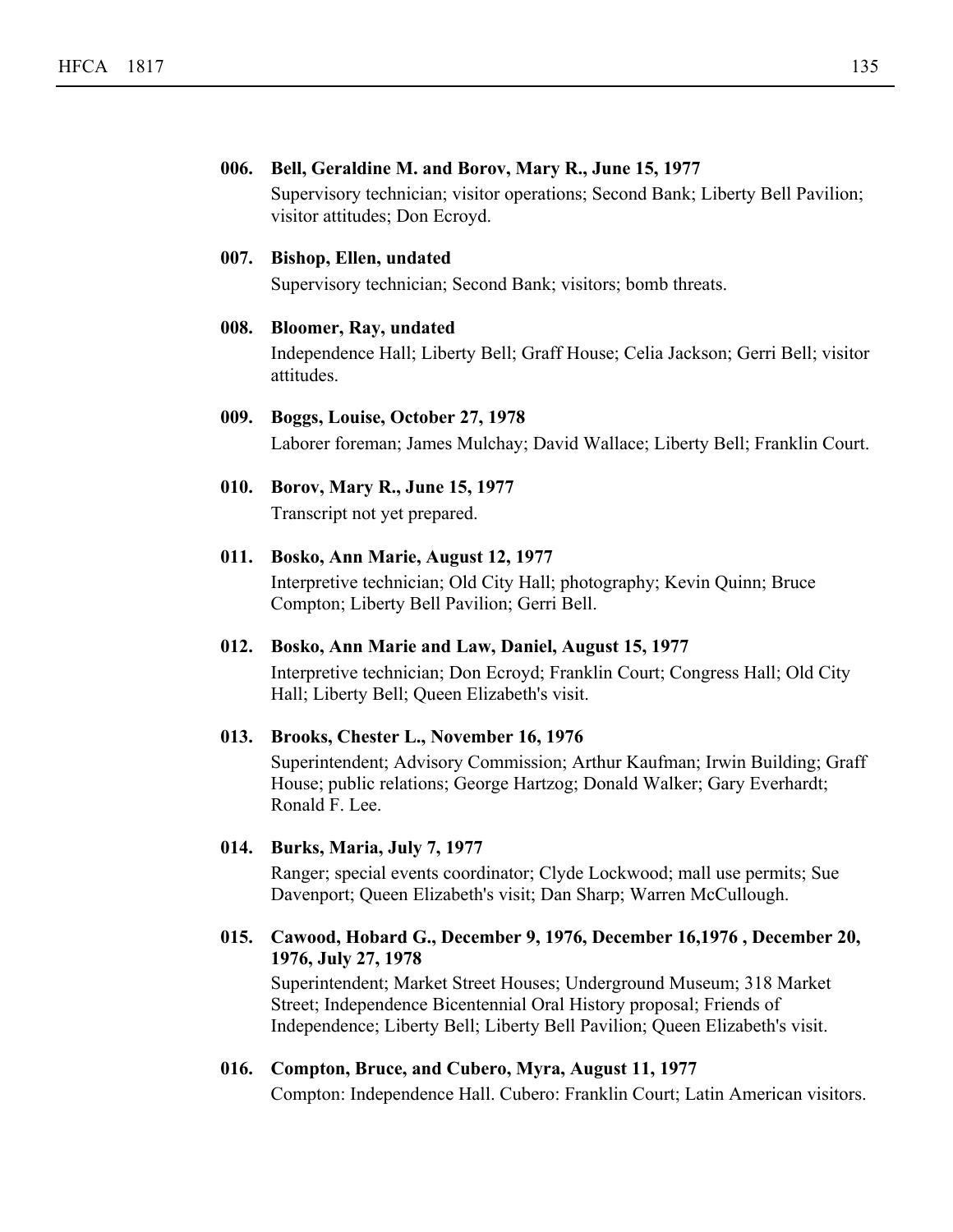**006. Bell, Geraldine M. and Borov, Mary R., June 15, 1977**

Supervisory technician; visitor operations; Second Bank; Liberty Bell Pavilion; visitor attitudes; Don Ecroyd.

**007. Bishop, Ellen, undated**

Supervisory technician; Second Bank; visitors; bomb threats.

**008. Bloomer, Ray, undated**

Independence Hall; Liberty Bell; Graff House; Celia Jackson; Gerri Bell; visitor attitudes.

**009. Boggs, Louise, October 27, 1978**

Laborer foreman; James Mulchay; David Wallace; Liberty Bell; Franklin Court.

**010. Borov, Mary R., June 15, 1977**

Transcript not yet prepared.

**011. Bosko, Ann Marie, August 12, 1977**

Interpretive technician; Old City Hall; photography; Kevin Quinn; Bruce Compton; Liberty Bell Pavilion; Gerri Bell.

**012. Bosko, Ann Marie and Law, Daniel, August 15, 1977**

Interpretive technician; Don Ecroyd; Franklin Court; Congress Hall; Old City Hall; Liberty Bell; Queen Elizabeth's visit.

**013. Brooks, Chester L., November 16, 1976**

Superintendent; Advisory Commission; Arthur Kaufman; Irwin Building; Graff House; public relations; George Hartzog; Donald Walker; Gary Everhardt; Ronald F. Lee.

**014. Burks, Maria, July 7, 1977**

Ranger; special events coordinator; Clyde Lockwood; mall use permits; Sue Davenport; Queen Elizabeth's visit; Dan Sharp; Warren McCullough.

**015. Cawood, Hobard G., December 9, 1976, December 16,1976 , December 20, 1976, July 27, 1978**

Superintendent; Market Street Houses; Underground Museum; 318 Market Street; Independence Bicentennial Oral History proposal; Friends of Independence; Liberty Bell; Liberty Bell Pavilion; Queen Elizabeth's visit.

**016. Compton, Bruce, and Cubero, Myra, August 11, 1977**

Compton: Independence Hall. Cubero: Franklin Court; Latin American visitors.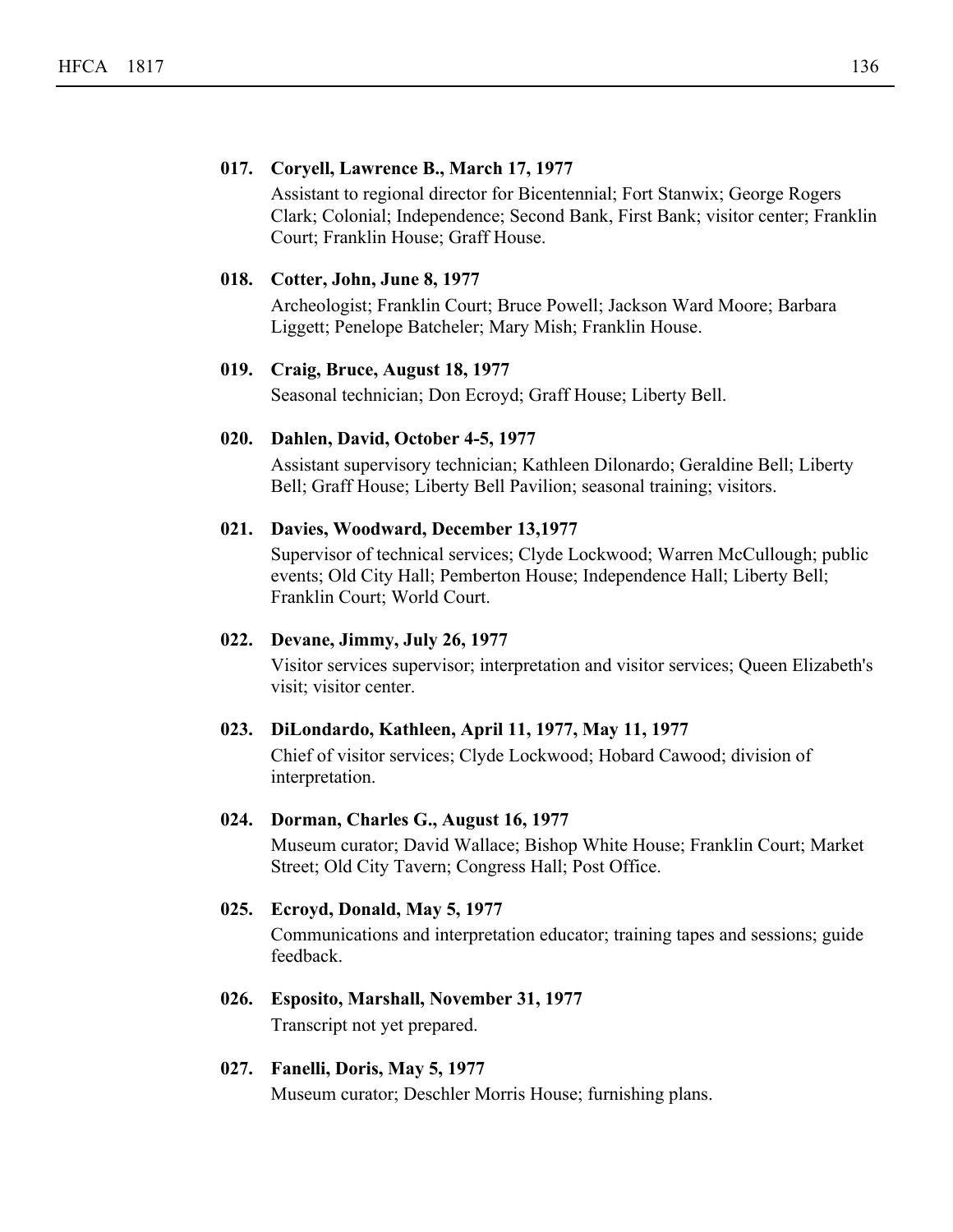**017. Coryell, Lawrence B., March 17, 1977**

Assistant to regional director for Bicentennial; Fort Stanwix; George Rogers Clark; Colonial; Independence; Second Bank, First Bank; visitor center; Franklin Court; Franklin House; Graff House.

**018. Cotter, John, June 8, 1977**

Archeologist; Franklin Court; Bruce Powell; Jackson Ward Moore; Barbara Liggett; Penelope Batcheler; Mary Mish; Franklin House.

**019. Craig, Bruce, August 18, 1977**

Seasonal technician; Don Ecroyd; Graff House; Liberty Bell.

**020. Dahlen, David, October 4-5, 1977**

Assistant supervisory technician; Kathleen Dilonardo; Geraldine Bell; Liberty Bell; Graff House; Liberty Bell Pavilion; seasonal training; visitors.

**021. Davies, Woodward, December 13,1977**

Supervisor of technical services; Clyde Lockwood; Warren McCullough; public events; Old City Hall; Pemberton House; Independence Hall; Liberty Bell; Franklin Court; World Court.

**022. Devane, Jimmy, July 26, 1977**

Visitor services supervisor; interpretation and visitor services; Queen Elizabeth's visit; visitor center.

**023. DiLondardo, Kathleen, April 11, 1977, May 11, 1977**

Chief of visitor services; Clyde Lockwood; Hobard Cawood; division of interpretation.

**024. Dorman, Charles G., August 16, 1977**

Museum curator; David Wallace; Bishop White House; Franklin Court; Market Street; Old City Tavern; Congress Hall; Post Office.

**025. Ecroyd, Donald, May 5, 1977**

Communications and interpretation educator; training tapes and sessions; guide feedback.

**026. Esposito, Marshall, November 31, 1977**

Transcript not yet prepared.

**027. Fanelli, Doris, May 5, 1977**

Museum curator; Deschler Morris House; furnishing plans.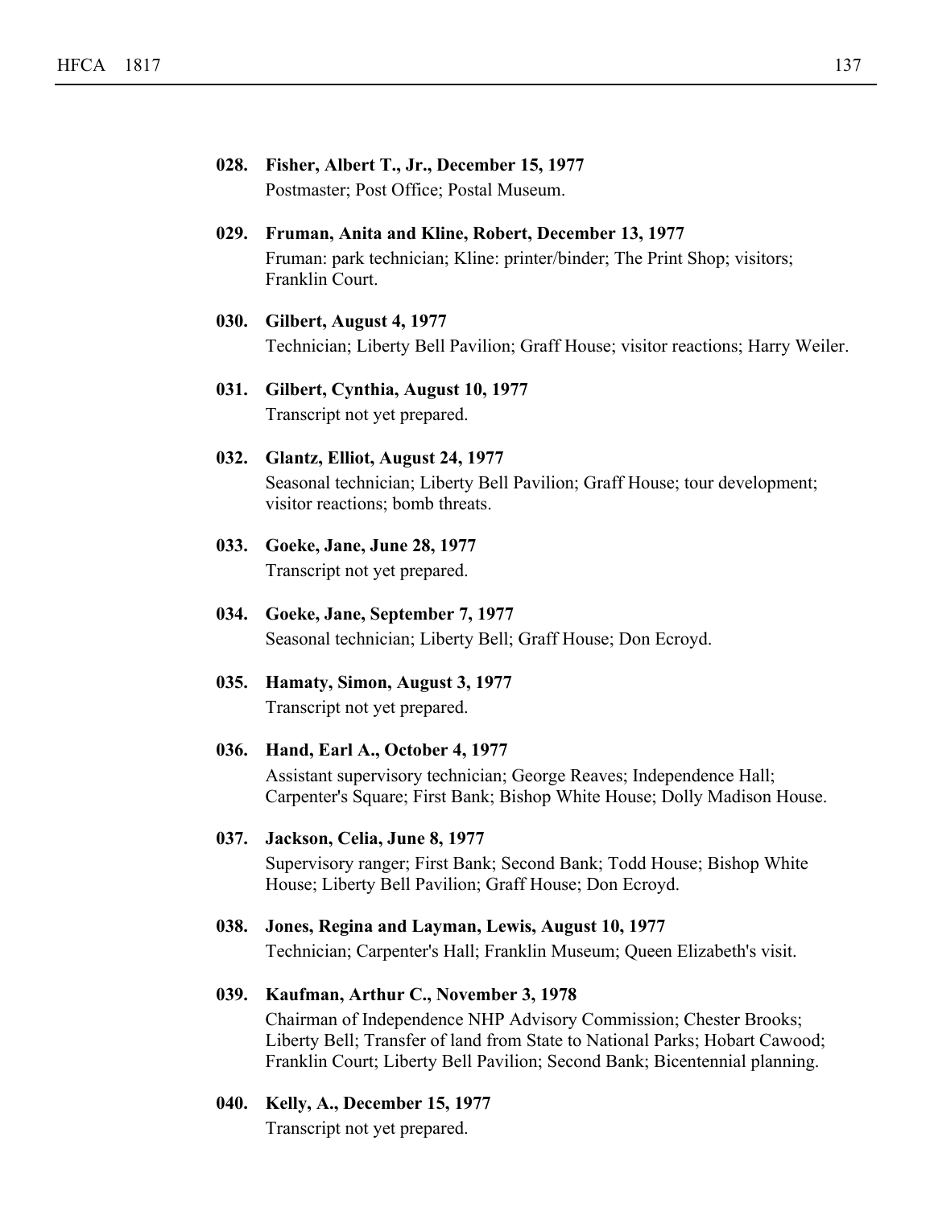**028. Fisher, Albert T., Jr., December 15, 1977**
Postmaster; Post Office; Postal Museum.

**029. Fruman, Anita and Kline, Robert, December 13, 1977**
Fruman: park technician; Kline: printer/binder; The Print Shop; visitors; Franklin Court.

**030. Gilbert, August 4, 1977**
Technician; Liberty Bell Pavilion; Graff House; visitor reactions; Harry Weiler.

**031. Gilbert, Cynthia, August 10, 1977**
Transcript not yet prepared.

**032. Glantz, Elliot, August 24, 1977**
Seasonal technician; Liberty Bell Pavilion; Graff House; tour development; visitor reactions; bomb threats.

**033. Goeke, Jane, June 28, 1977**
Transcript not yet prepared.

**034. Goeke, Jane, September 7, 1977**
Seasonal technician; Liberty Bell; Graff House; Don Ecroyd.

**035. Hamaty, Simon, August 3, 1977**
Transcript not yet prepared.

**036. Hand, Earl A., October 4, 1977**
Assistant supervisory technician; George Reaves; Independence Hall; Carpenter's Square; First Bank; Bishop White House; Dolly Madison House.

**037. Jackson, Celia, June 8, 1977**
Supervisory ranger; First Bank; Second Bank; Todd House; Bishop White House; Liberty Bell Pavilion; Graff House; Don Ecroyd.

**038. Jones, Regina and Layman, Lewis, August 10, 1977**
Technician; Carpenter's Hall; Franklin Museum; Queen Elizabeth's visit.

**039. Kaufman, Arthur C., November 3, 1978**
Chairman of Independence NHP Advisory Commission; Chester Brooks; Liberty Bell; Transfer of land from State to National Parks; Hobart Cawood; Franklin Court; Liberty Bell Pavilion; Second Bank; Bicentennial planning.

**040. Kelly, A., December 15, 1977**
Transcript not yet prepared.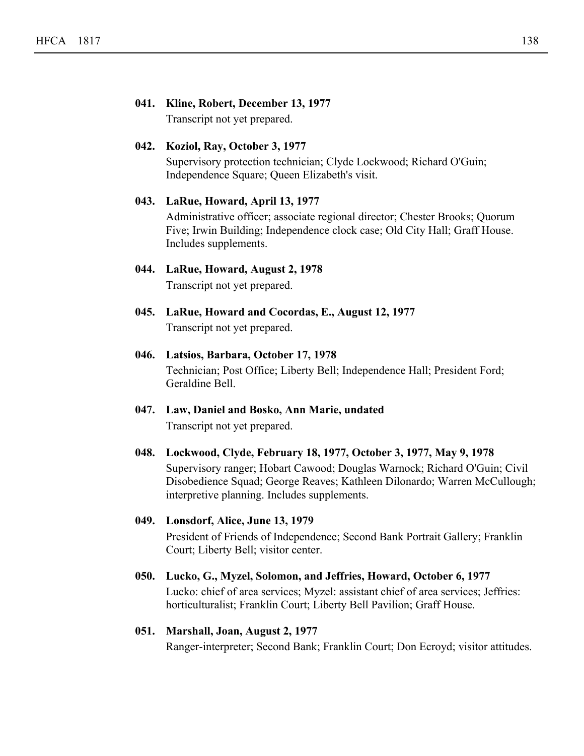**041. Kline, Robert, December 13, 1977**
Transcript not yet prepared.

**042. Koziol, Ray, October 3, 1977**
Supervisory protection technician; Clyde Lockwood; Richard O'Guin; Independence Square; Queen Elizabeth's visit.

**043. LaRue, Howard, April 13, 1977**
Administrative officer; associate regional director; Chester Brooks; Quorum Five; Irwin Building; Independence clock case; Old City Hall; Graff House. Includes supplements.

**044. LaRue, Howard, August 2, 1978**
Transcript not yet prepared.

**045. LaRue, Howard and Cocordas, E., August 12, 1977**
Transcript not yet prepared.

**046. Latsios, Barbara, October 17, 1978**
Technician; Post Office; Liberty Bell; Independence Hall; President Ford; Geraldine Bell.

**047. Law, Daniel and Bosko, Ann Marie, undated**
Transcript not yet prepared.

**048. Lockwood, Clyde, February 18, 1977, October 3, 1977, May 9, 1978**
Supervisory ranger; Hobart Cawood; Douglas Warnock; Richard O'Guin; Civil Disobedience Squad; George Reaves; Kathleen Dilonardo; Warren McCullough; interpretive planning. Includes supplements.

**049. Lonsdorf, Alice, June 13, 1979**
President of Friends of Independence; Second Bank Portrait Gallery; Franklin Court; Liberty Bell; visitor center.

**050. Lucko, G., Myzel, Solomon, and Jeffries, Howard, October 6, 1977**
Lucko: chief of area services; Myzel: assistant chief of area services; Jeffries: horticulturalist; Franklin Court; Liberty Bell Pavilion; Graff House.

**051. Marshall, Joan, August 2, 1977**
Ranger-interpreter; Second Bank; Franklin Court; Don Ecroyd; visitor attitudes.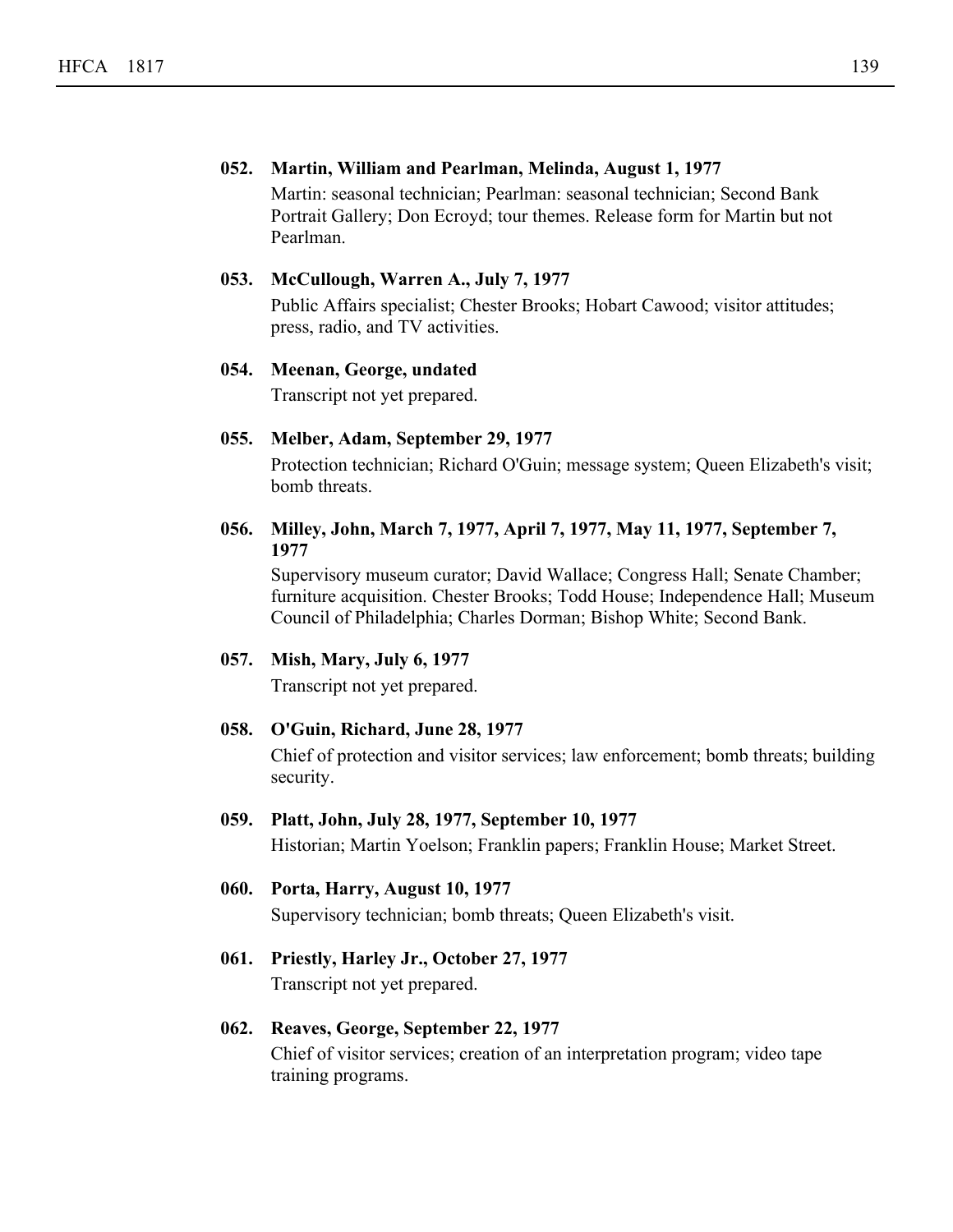**052. Martin, William and Pearlman, Melinda, August 1, 1977**

Martin: seasonal technician; Pearlman: seasonal technician; Second Bank Portrait Gallery; Don Ecroyd; tour themes. Release form for Martin but not Pearlman.

**053. McCullough, Warren A., July 7, 1977**

Public Affairs specialist; Chester Brooks; Hobart Cawood; visitor attitudes; press, radio, and TV activities.

**054. Meenan, George, undated**

Transcript not yet prepared.

**055. Melber, Adam, September 29, 1977**

Protection technician; Richard O'Guin; message system; Queen Elizabeth's visit; bomb threats.

**056. Milley, John, March 7, 1977, April 7, 1977, May 11, 1977, September 7, 1977**

Supervisory museum curator; David Wallace; Congress Hall; Senate Chamber; furniture acquisition. Chester Brooks; Todd House; Independence Hall; Museum Council of Philadelphia; Charles Dorman; Bishop White; Second Bank.

**057. Mish, Mary, July 6, 1977**

Transcript not yet prepared.

**058. O'Guin, Richard, June 28, 1977**

Chief of protection and visitor services; law enforcement; bomb threats; building security.

**059. Platt, John, July 28, 1977, September 10, 1977**

Historian; Martin Yoelson; Franklin papers; Franklin House; Market Street.

**060. Porta, Harry, August 10, 1977**

Supervisory technician; bomb threats; Queen Elizabeth's visit.

**061. Priestly, Harley Jr., October 27, 1977**

Transcript not yet prepared.

**062. Reaves, George, September 22, 1977**

Chief of visitor services; creation of an interpretation program; video tape training programs.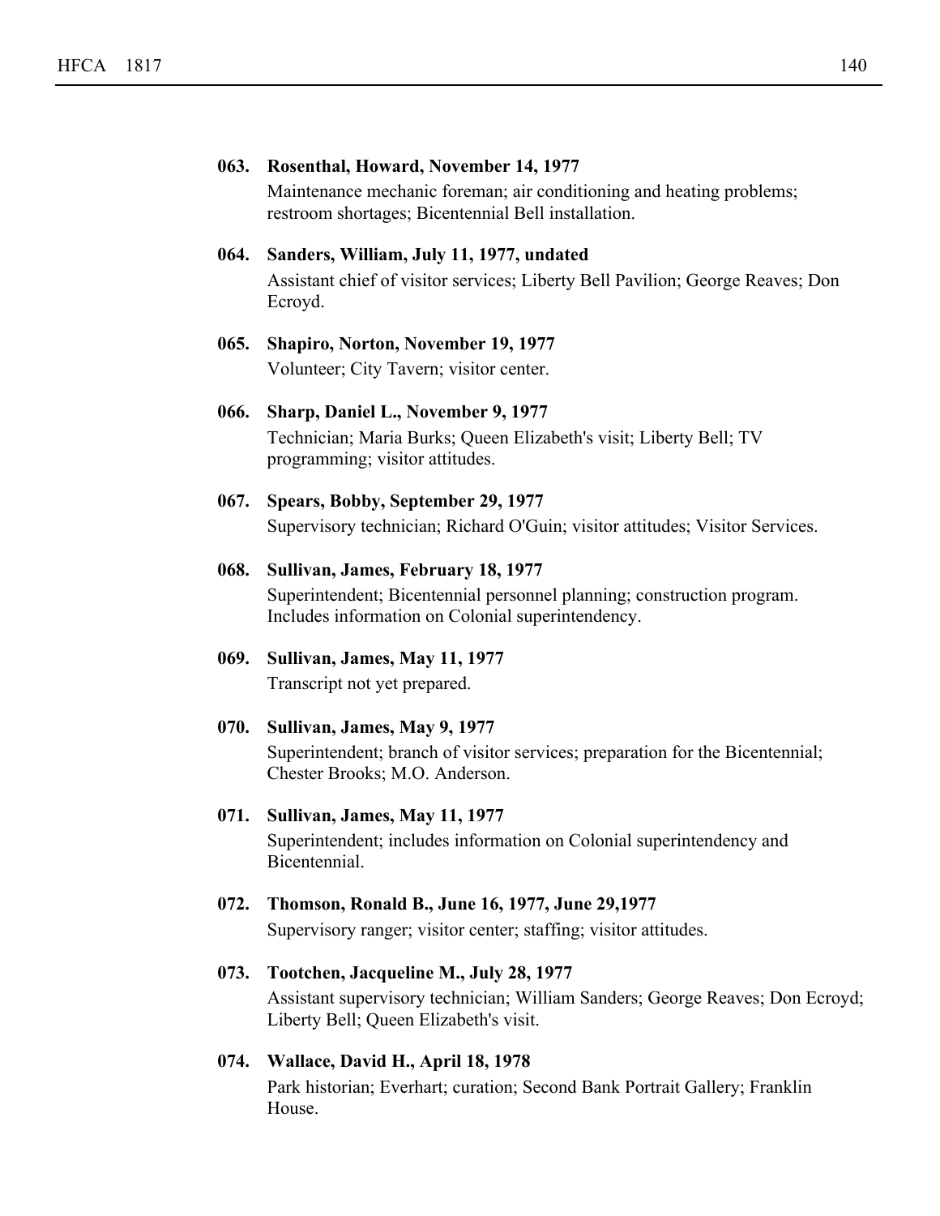**063. Rosenthal, Howard, November 14, 1977**

Maintenance mechanic foreman; air conditioning and heating problems; restroom shortages; Bicentennial Bell installation.

**064. Sanders, William, July 11, 1977, undated**

Assistant chief of visitor services; Liberty Bell Pavilion; George Reaves; Don Ecroyd.

**065. Shapiro, Norton, November 19, 1977**

Volunteer; City Tavern; visitor center.

**066. Sharp, Daniel L., November 9, 1977**

Technician; Maria Burks; Queen Elizabeth's visit; Liberty Bell; TV programming; visitor attitudes.

**067. Spears, Bobby, September 29, 1977**

Supervisory technician; Richard O'Guin; visitor attitudes; Visitor Services.

**068. Sullivan, James, February 18, 1977**

Superintendent; Bicentennial personnel planning; construction program. Includes information on Colonial superintendency.

**069. Sullivan, James, May 11, 1977**

Transcript not yet prepared.

**070. Sullivan, James, May 9, 1977**

Superintendent; branch of visitor services; preparation for the Bicentennial; Chester Brooks; M.O. Anderson.

**071. Sullivan, James, May 11, 1977**

Superintendent; includes information on Colonial superintendency and Bicentennial.

**072. Thomson, Ronald B., June 16, 1977, June 29,1977**

Supervisory ranger; visitor center; staffing; visitor attitudes.

**073. Tootchen, Jacqueline M., July 28, 1977**

Assistant supervisory technician; William Sanders; George Reaves; Don Ecroyd; Liberty Bell; Queen Elizabeth's visit.

**074. Wallace, David H., April 18, 1978**

Park historian; Everhart; curation; Second Bank Portrait Gallery; Franklin House.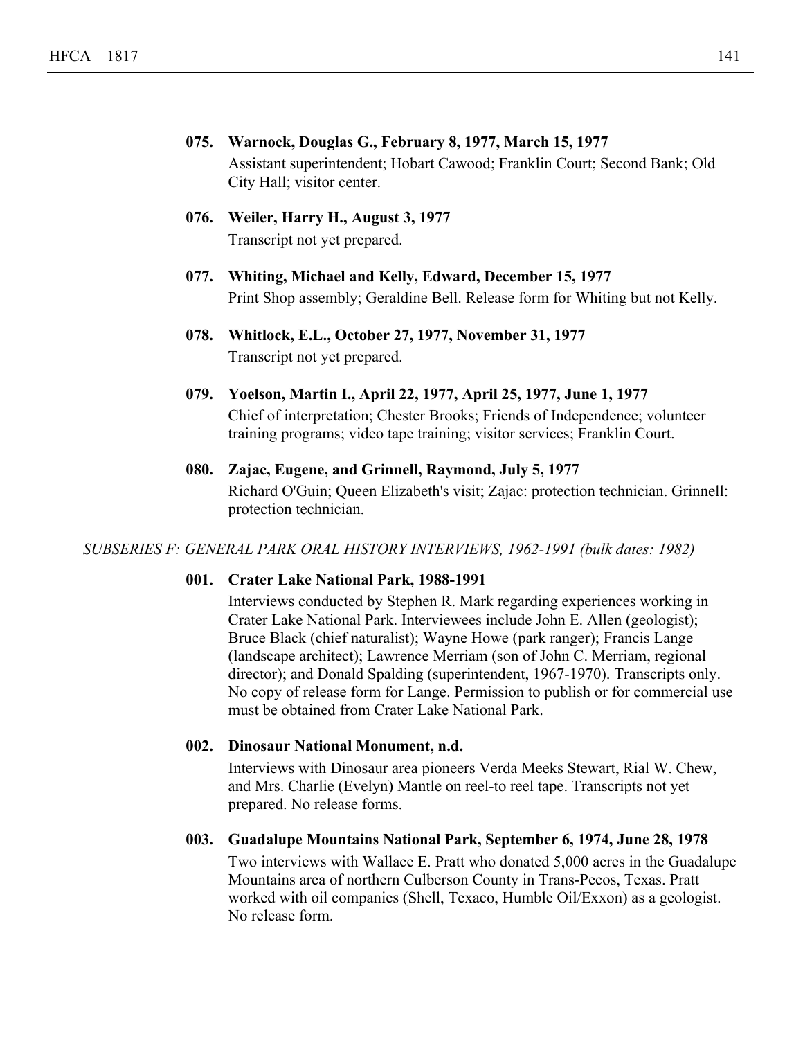**075. Warnock, Douglas G., February 8, 1977, March 15, 1977**

Assistant superintendent; Hobart Cawood; Franklin Court; Second Bank; Old City Hall; visitor center.

**076. Weiler, Harry H., August 3, 1977**

Transcript not yet prepared.

**077. Whiting, Michael and Kelly, Edward, December 15, 1977**

Print Shop assembly; Geraldine Bell. Release form for Whiting but not Kelly.

**078. Whitlock, E.L., October 27, 1977, November 31, 1977**

Transcript not yet prepared.

**079. Yoelson, Martin I., April 22, 1977, April 25, 1977, June 1, 1977**

Chief of interpretation; Chester Brooks; Friends of Independence; volunteer training programs; video tape training; visitor services; Franklin Court.

**080. Zajac, Eugene, and Grinnell, Raymond, July 5, 1977**

Richard O'Guin; Queen Elizabeth's visit; Zajac: protection technician. Grinnell: protection technician.

*SUBSERIES F: GENERAL PARK ORAL HISTORY INTERVIEWS, 1962-1991 (bulk dates: 1982)*

**001. Crater Lake National Park, 1988-1991**

Interviews conducted by Stephen R. Mark regarding experiences working in Crater Lake National Park. Interviewees include John E. Allen (geologist); Bruce Black (chief naturalist); Wayne Howe (park ranger); Francis Lange (landscape architect); Lawrence Merriam (son of John C. Merriam, regional director); and Donald Spalding (superintendent, 1967-1970). Transcripts only. No copy of release form for Lange. Permission to publish or for commercial use must be obtained from Crater Lake National Park.

**002. Dinosaur National Monument, n.d.**

Interviews with Dinosaur area pioneers Verda Meeks Stewart, Rial W. Chew, and Mrs. Charlie (Evelyn) Mantle on reel-to reel tape. Transcripts not yet prepared. No release forms.

**003. Guadalupe Mountains National Park, September 6, 1974, June 28, 1978**

Two interviews with Wallace E. Pratt who donated 5,000 acres in the Guadalupe Mountains area of northern Culberson County in Trans-Pecos, Texas. Pratt worked with oil companies (Shell, Texaco, Humble Oil/Exxon) as a geologist. No release form.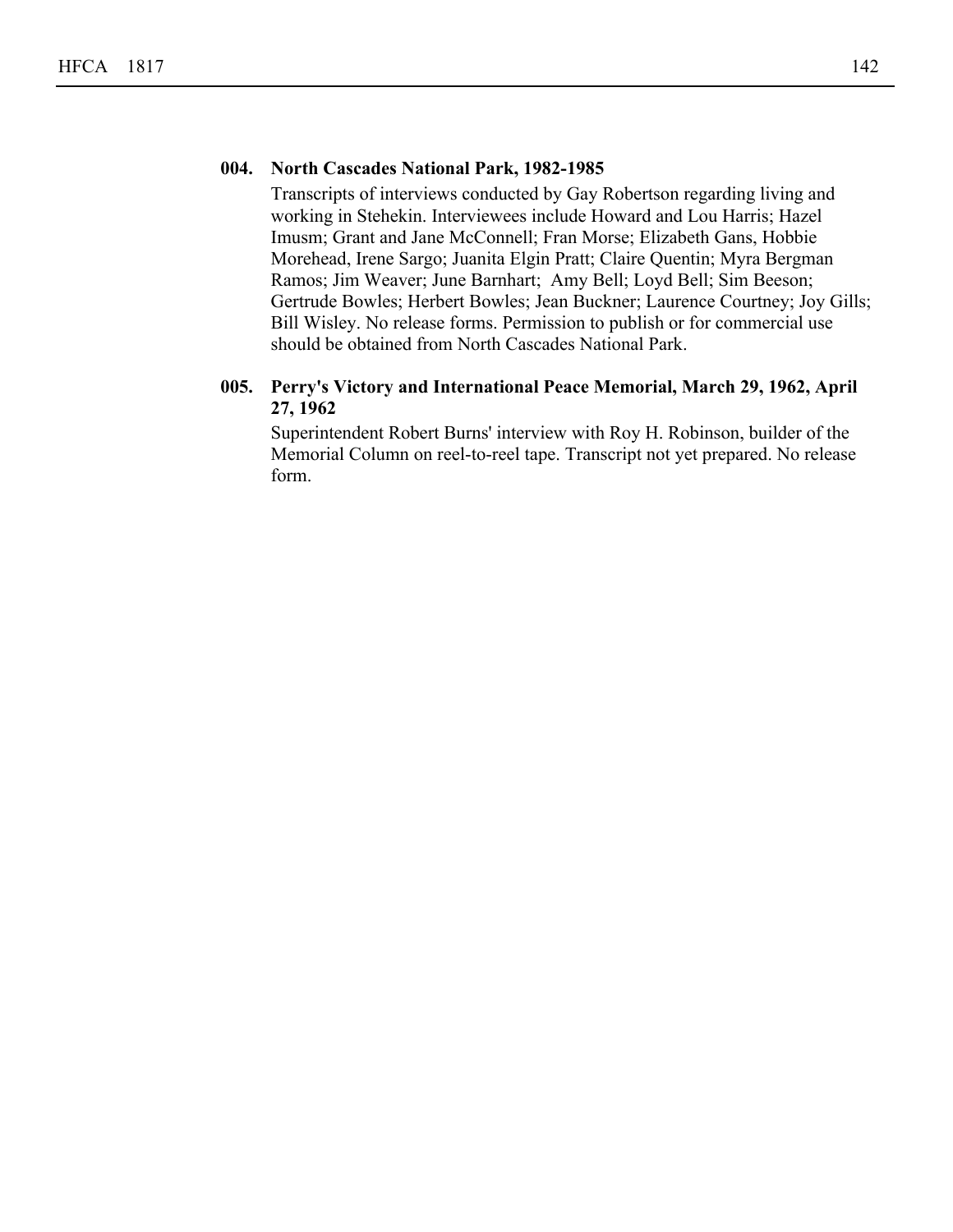**004. North Cascades National Park, 1982-1985**

Transcripts of interviews conducted by Gay Robertson regarding living and working in Stehekin. Interviewees include Howard and Lou Harris; Hazel Imusm; Grant and Jane McConnell; Fran Morse; Elizabeth Gans, Hobbie Morehead, Irene Sargo; Juanita Elgin Pratt; Claire Quentin; Myra Bergman Ramos; Jim Weaver; June Barnhart; Amy Bell; Loyd Bell; Sim Beeson; Gertrude Bowles; Herbert Bowles; Jean Buckner; Laurence Courtney; Joy Gills; Bill Wisley. No release forms. Permission to publish or for commercial use should be obtained from North Cascades National Park.

**005. Perry's Victory and International Peace Memorial, March 29, 1962, April 27, 1962**

Superintendent Robert Burns' interview with Roy H. Robinson, builder of the Memorial Column on reel-to-reel tape. Transcript not yet prepared. No release form.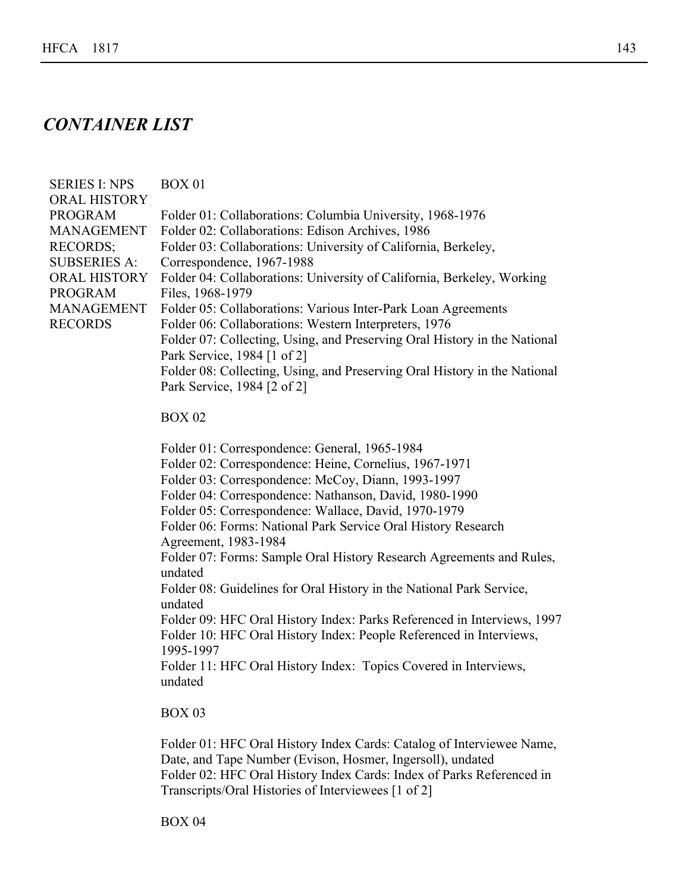## *CONTAINER LIST*

SERIES I: NPS ORAL HISTORY PROGRAM MANAGEMENT RECORDS; SUBSERIES A: ORAL HISTORY PROGRAM MANAGEMENT RECORDS

BOX 01

Folder 01: Collaborations: Columbia University, 1968-1976
Folder 02: Collaborations: Edison Archives, 1986
Folder 03: Collaborations: University of California, Berkeley, Correspondence, 1967-1988
Folder 04: Collaborations: University of California, Berkeley, Working Files, 1968-1979
Folder 05: Collaborations: Various Inter-Park Loan Agreements
Folder 06: Collaborations: Western Interpreters, 1976
Folder 07: Collecting, Using, and Preserving Oral History in the National Park Service, 1984 [1 of 2]
Folder 08: Collecting, Using, and Preserving Oral History in the National Park Service, 1984 [2 of 2]

BOX 02

Folder 01: Correspondence: General, 1965-1984
Folder 02: Correspondence: Heine, Cornelius, 1967-1971
Folder 03: Correspondence: McCoy, Diann, 1993-1997
Folder 04: Correspondence: Nathanson, David, 1980-1990
Folder 05: Correspondence: Wallace, David, 1970-1979
Folder 06: Forms: National Park Service Oral History Research Agreement, 1983-1984
Folder 07: Forms: Sample Oral History Research Agreements and Rules, undated
Folder 08: Guidelines for Oral History in the National Park Service, undated
Folder 09: HFC Oral History Index: Parks Referenced in Interviews, 1997
Folder 10: HFC Oral History Index: People Referenced in Interviews, 1995-1997
Folder 11: HFC Oral History Index: Topics Covered in Interviews, undated

BOX 03

Folder 01: HFC Oral History Index Cards: Catalog of Interviewee Name, Date, and Tape Number (Evison, Hosmer, Ingersoll), undated
Folder 02: HFC Oral History Index Cards: Index of Parks Referenced in Transcripts/Oral Histories of Interviewees [1 of 2]

BOX 04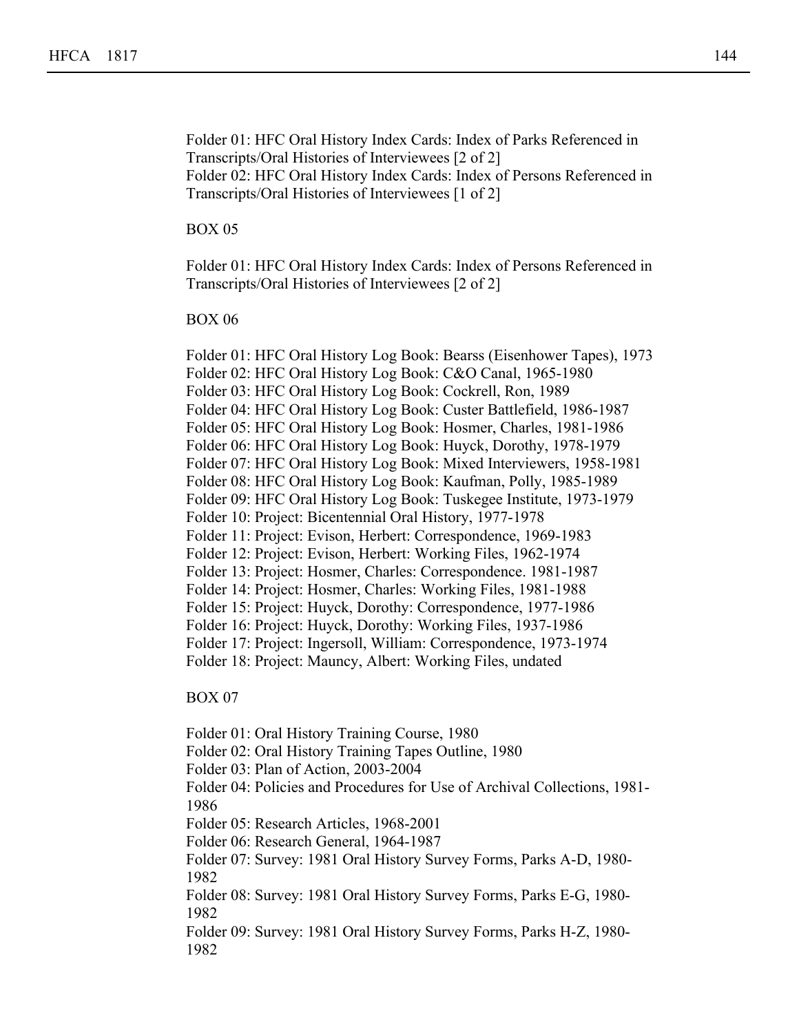Folder 01: HFC Oral History Index Cards: Index of Parks Referenced in Transcripts/Oral Histories of Interviewees [2 of 2]
Folder 02: HFC Oral History Index Cards: Index of Persons Referenced in Transcripts/Oral Histories of Interviewees [1 of 2]

BOX 05

Folder 01: HFC Oral History Index Cards: Index of Persons Referenced in Transcripts/Oral Histories of Interviewees [2 of 2]

BOX 06

Folder 01: HFC Oral History Log Book: Bearss (Eisenhower Tapes), 1973
Folder 02: HFC Oral History Log Book: C&O Canal, 1965-1980
Folder 03: HFC Oral History Log Book: Cockrell, Ron, 1989
Folder 04: HFC Oral History Log Book: Custer Battlefield, 1986-1987
Folder 05: HFC Oral History Log Book: Hosmer, Charles, 1981-1986
Folder 06: HFC Oral History Log Book: Huyck, Dorothy, 1978-1979
Folder 07: HFC Oral History Log Book: Mixed Interviewers, 1958-1981
Folder 08: HFC Oral History Log Book: Kaufman, Polly, 1985-1989
Folder 09: HFC Oral History Log Book: Tuskegee Institute, 1973-1979
Folder 10: Project: Bicentennial Oral History, 1977-1978
Folder 11: Project: Evison, Herbert: Correspondence, 1969-1983
Folder 12: Project: Evison, Herbert: Working Files, 1962-1974
Folder 13: Project: Hosmer, Charles: Correspondence. 1981-1987
Folder 14: Project: Hosmer, Charles: Working Files, 1981-1988
Folder 15: Project: Huyck, Dorothy: Correspondence, 1977-1986
Folder 16: Project: Huyck, Dorothy: Working Files, 1937-1986
Folder 17: Project: Ingersoll, William: Correspondence, 1973-1974
Folder 18: Project: Mauncy, Albert: Working Files, undated

BOX 07

Folder 01: Oral History Training Course, 1980
Folder 02: Oral History Training Tapes Outline, 1980
Folder 03: Plan of Action, 2003-2004
Folder 04: Policies and Procedures for Use of Archival Collections, 1981-1986
Folder 05: Research Articles, 1968-2001
Folder 06: Research General, 1964-1987
Folder 07: Survey: 1981 Oral History Survey Forms, Parks A-D, 1980-1982
Folder 08: Survey: 1981 Oral History Survey Forms, Parks E-G, 1980-1982
Folder 09: Survey: 1981 Oral History Survey Forms, Parks H-Z, 1980-1982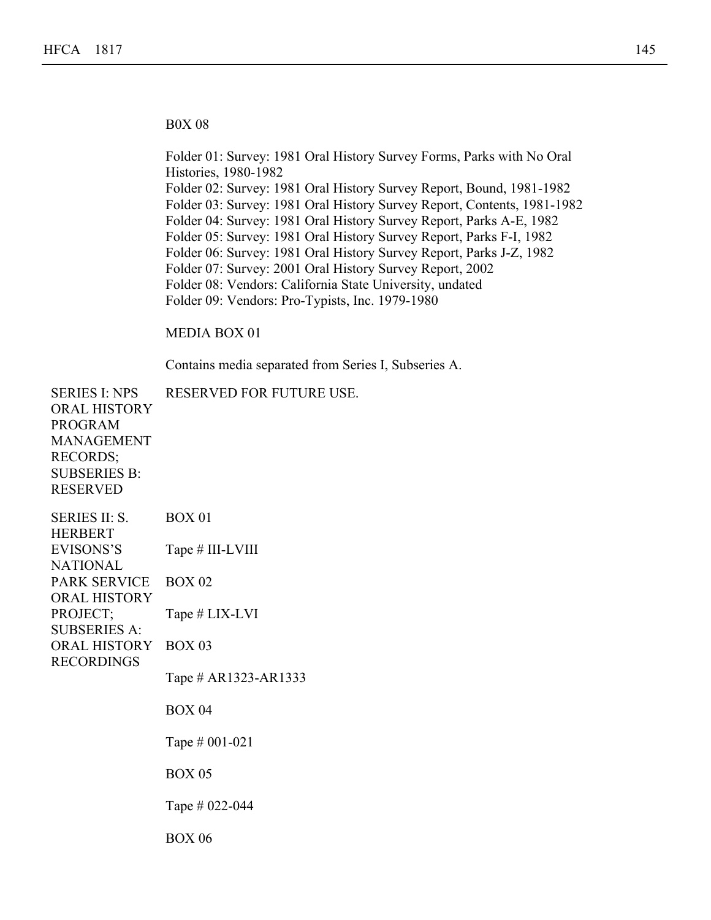B0X 08

Folder 01: Survey: 1981 Oral History Survey Forms, Parks with No Oral Histories, 1980-1982
Folder 02: Survey: 1981 Oral History Survey Report, Bound, 1981-1982
Folder 03: Survey: 1981 Oral History Survey Report, Contents, 1981-1982
Folder 04: Survey: 1981 Oral History Survey Report, Parks A-E, 1982
Folder 05: Survey: 1981 Oral History Survey Report, Parks F-I, 1982
Folder 06: Survey: 1981 Oral History Survey Report, Parks J-Z, 1982
Folder 07: Survey: 2001 Oral History Survey Report, 2002
Folder 08: Vendors: California State University, undated
Folder 09: Vendors: Pro-Typists, Inc. 1979-1980

MEDIA BOX 01

Contains media separated from Series I, Subseries A.

**SERIES I: NPS ORAL HISTORY PROGRAM MANAGEMENT RECORDS; SUBSERIES B: RESERVED**

RESERVED FOR FUTURE USE.

**SERIES II: S. HERBERT EVISONS'S NATIONAL PARK SERVICE ORAL HISTORY PROJECT; SUBSERIES A: ORAL HISTORY RECORDINGS**

BOX 01

Tape # III-LVIII

BOX 02

Tape # LIX-LVI

BOX 03

Tape # AR1323-AR1333

BOX 04

Tape # 001-021

BOX 05

Tape # 022-044

BOX 06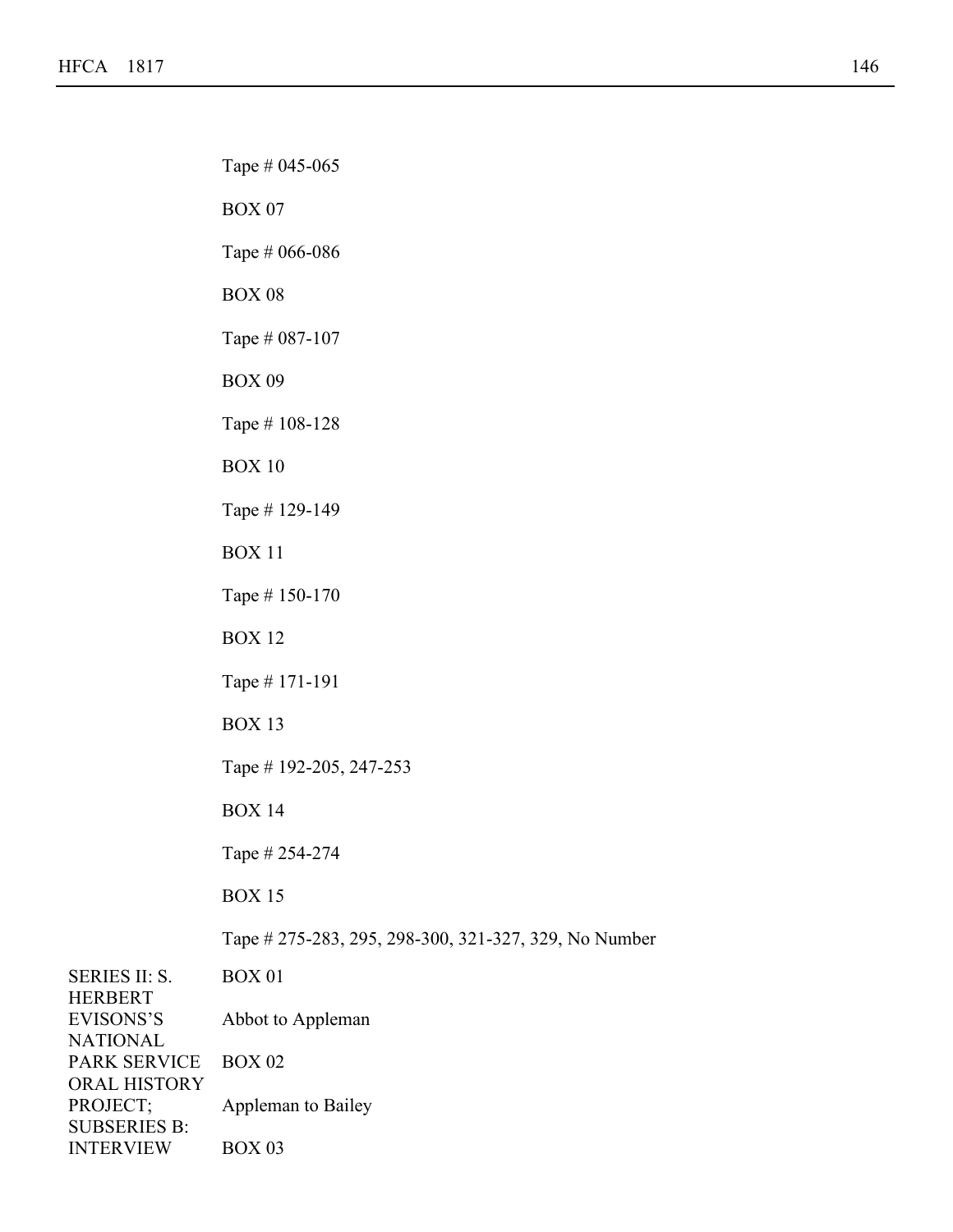Tape # 045-065

BOX 07

Tape # 066-086

BOX 08

Tape # 087-107

BOX 09

Tape # 108-128

BOX 10

Tape # 129-149

BOX 11

Tape # 150-170

BOX 12

Tape # 171-191

BOX 13

Tape # 192-205, 247-253

BOX 14

Tape # 254-274

BOX 15

Tape # 275-283, 295, 298-300, 321-327, 329, No Number

SERIES II: S. HERBERT EVISONS'S NATIONAL PARK SERVICE ORAL HISTORY PROJECT; SUBSERIES B: INTERVIEW

BOX 01

Abbot to Appleman

BOX 02

Appleman to Bailey

BOX 03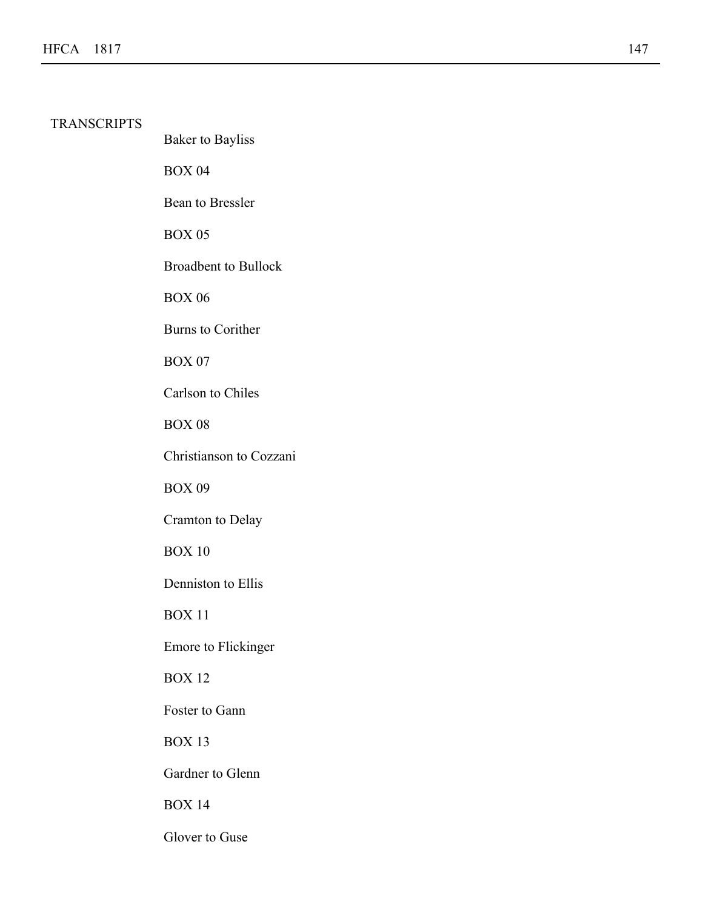TRANSCRIPTS

Baker to Bayliss

BOX 04

Bean to Bressler

BOX 05

Broadbent to Bullock

BOX 06

Burns to Corither

BOX 07

Carlson to Chiles

BOX 08

Christianson to Cozzani

BOX 09

Cramton to Delay

BOX 10

Denniston to Ellis

BOX 11

Emore to Flickinger

BOX 12

Foster to Gann

BOX 13

Gardner to Glenn

BOX 14

Glover to Guse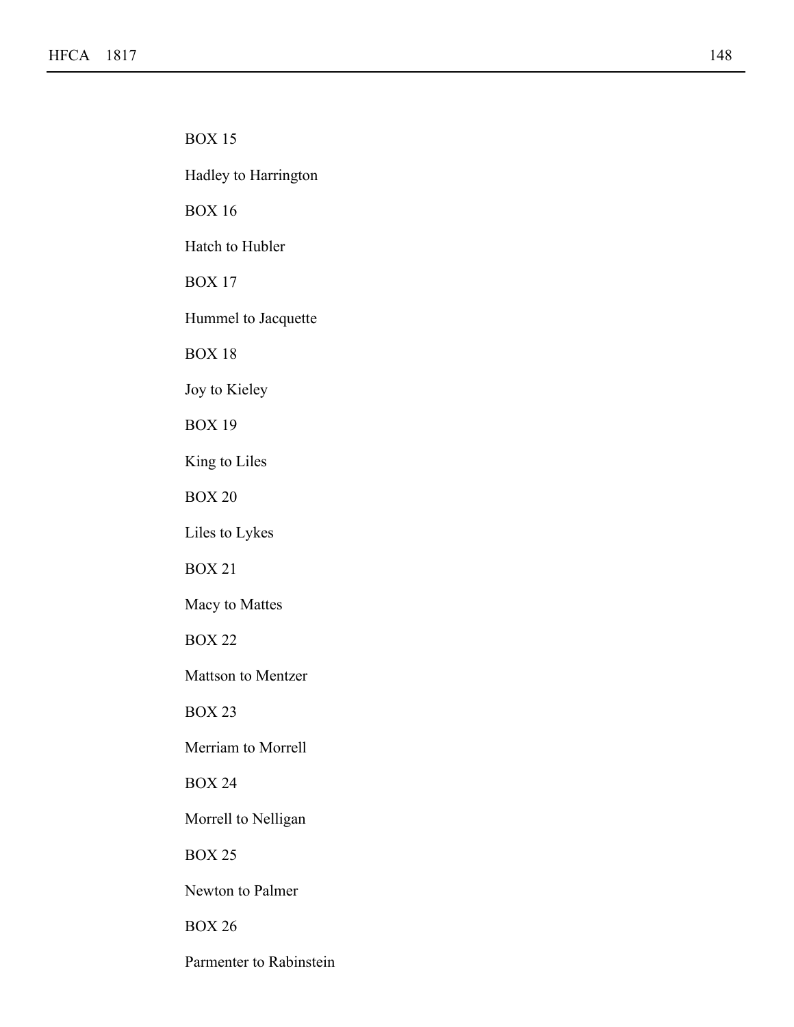BOX 15

Hadley to Harrington

BOX 16

Hatch to Hubler

BOX 17

Hummel to Jacquette

BOX 18

Joy to Kieley

BOX 19

King to Liles

BOX 20

Liles to Lykes

BOX 21

Macy to Mattes

BOX 22

Mattson to Mentzer

BOX 23

Merriam to Morrell

BOX 24

Morrell to Nelligan

BOX 25

Newton to Palmer

BOX 26

Parmenter to Rabinstein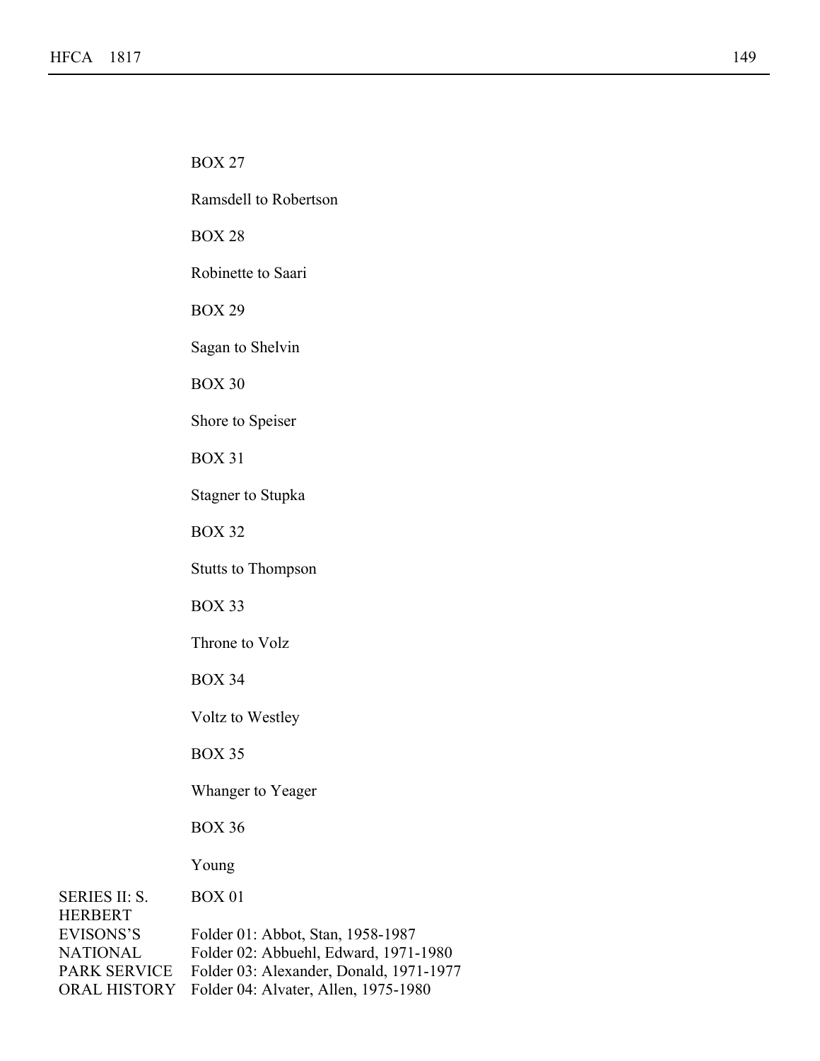BOX 27

Ramsdell to Robertson

BOX 28

Robinette to Saari

BOX 29

Sagan to Shelvin

BOX 30

Shore to Speiser

BOX 31

Stagner to Stupka

BOX 32

Stutts to Thompson

BOX 33

Throne to Volz

BOX 34

Voltz to Westley

BOX 35

Whanger to Yeager

BOX 36

Young

SERIES II: S. HERBERT EVISONS'S NATIONAL PARK SERVICE ORAL HISTORY

BOX 01

Folder 01: Abbot, Stan, 1958-1987
Folder 02: Abbuehl, Edward, 1971-1980
Folder 03: Alexander, Donald, 1971-1977
Folder 04: Alvater, Allen, 1975-1980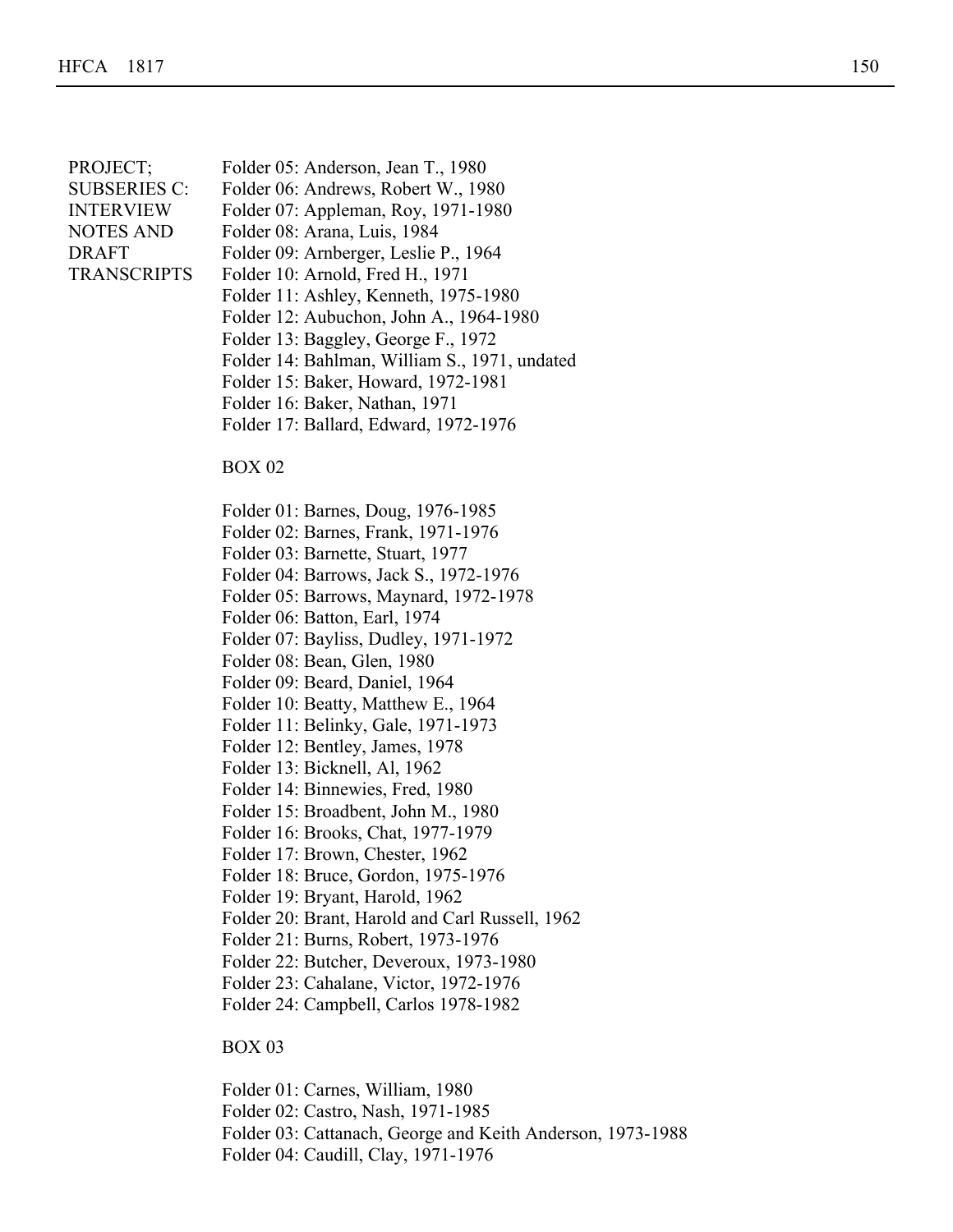PROJECT; SUBSERIES C: INTERVIEW NOTES AND DRAFT TRANSCRIPTS

Folder 05: Anderson, Jean T., 1980
Folder 06: Andrews, Robert W., 1980
Folder 07: Appleman, Roy, 1971-1980
Folder 08: Arana, Luis, 1984
Folder 09: Arnberger, Leslie P., 1964
Folder 10: Arnold, Fred H., 1971
Folder 11: Ashley, Kenneth, 1975-1980
Folder 12: Aubuchon, John A., 1964-1980
Folder 13: Baggley, George F., 1972
Folder 14: Bahlman, William S., 1971, undated
Folder 15: Baker, Howard, 1972-1981
Folder 16: Baker, Nathan, 1971
Folder 17: Ballard, Edward, 1972-1976

BOX 02

Folder 01: Barnes, Doug, 1976-1985
Folder 02: Barnes, Frank, 1971-1976
Folder 03: Barnette, Stuart, 1977
Folder 04: Barrows, Jack S., 1972-1976
Folder 05: Barrows, Maynard, 1972-1978
Folder 06: Batton, Earl, 1974
Folder 07: Bayliss, Dudley, 1971-1972
Folder 08: Bean, Glen, 1980
Folder 09: Beard, Daniel, 1964
Folder 10: Beatty, Matthew E., 1964
Folder 11: Belinky, Gale, 1971-1973
Folder 12: Bentley, James, 1978
Folder 13: Bicknell, Al, 1962
Folder 14: Binnewies, Fred, 1980
Folder 15: Broadbent, John M., 1980
Folder 16: Brooks, Chat, 1977-1979
Folder 17: Brown, Chester, 1962
Folder 18: Bruce, Gordon, 1975-1976
Folder 19: Bryant, Harold, 1962
Folder 20: Brant, Harold and Carl Russell, 1962
Folder 21: Burns, Robert, 1973-1976
Folder 22: Butcher, Deveroux, 1973-1980
Folder 23: Cahalane, Victor, 1972-1976
Folder 24: Campbell, Carlos 1978-1982

BOX 03

Folder 01: Carnes, William, 1980
Folder 02: Castro, Nash, 1971-1985
Folder 03: Cattanach, George and Keith Anderson, 1973-1988
Folder 04: Caudill, Clay, 1971-1976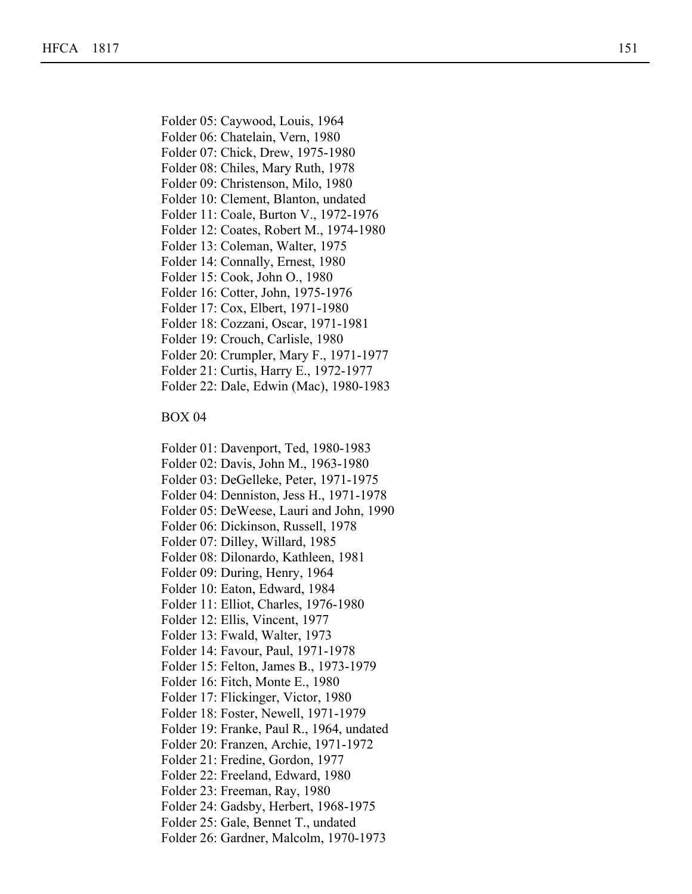Folder 05: Caywood, Louis, 1964
Folder 06: Chatelain, Vern, 1980
Folder 07: Chick, Drew, 1975-1980
Folder 08: Chiles, Mary Ruth, 1978
Folder 09: Christenson, Milo, 1980
Folder 10: Clement, Blanton, undated
Folder 11: Coale, Burton V., 1972-1976
Folder 12: Coates, Robert M., 1974-1980
Folder 13: Coleman, Walter, 1975
Folder 14: Connally, Ernest, 1980
Folder 15: Cook, John O., 1980
Folder 16: Cotter, John, 1975-1976
Folder 17: Cox, Elbert, 1971-1980
Folder 18: Cozzani, Oscar, 1971-1981
Folder 19: Crouch, Carlisle, 1980
Folder 20: Crumpler, Mary F., 1971-1977
Folder 21: Curtis, Harry E., 1972-1977
Folder 22: Dale, Edwin (Mac), 1980-1983

BOX 04

Folder 01: Davenport, Ted, 1980-1983
Folder 02: Davis, John M., 1963-1980
Folder 03: DeGelleke, Peter, 1971-1975
Folder 04: Denniston, Jess H., 1971-1978
Folder 05: DeWeese, Lauri and John, 1990
Folder 06: Dickinson, Russell, 1978
Folder 07: Dilley, Willard, 1985
Folder 08: Dilonardo, Kathleen, 1981
Folder 09: During, Henry, 1964
Folder 10: Eaton, Edward, 1984
Folder 11: Elliot, Charles, 1976-1980
Folder 12: Ellis, Vincent, 1977
Folder 13: Fwald, Walter, 1973
Folder 14: Favour, Paul, 1971-1978
Folder 15: Felton, James B., 1973-1979
Folder 16: Fitch, Monte E., 1980
Folder 17: Flickinger, Victor, 1980
Folder 18: Foster, Newell, 1971-1979
Folder 19: Franke, Paul R., 1964, undated
Folder 20: Franzen, Archie, 1971-1972
Folder 21: Fredine, Gordon, 1977
Folder 22: Freeland, Edward, 1980
Folder 23: Freeman, Ray, 1980
Folder 24: Gadsby, Herbert, 1968-1975
Folder 25: Gale, Bennet T., undated
Folder 26: Gardner, Malcolm, 1970-1973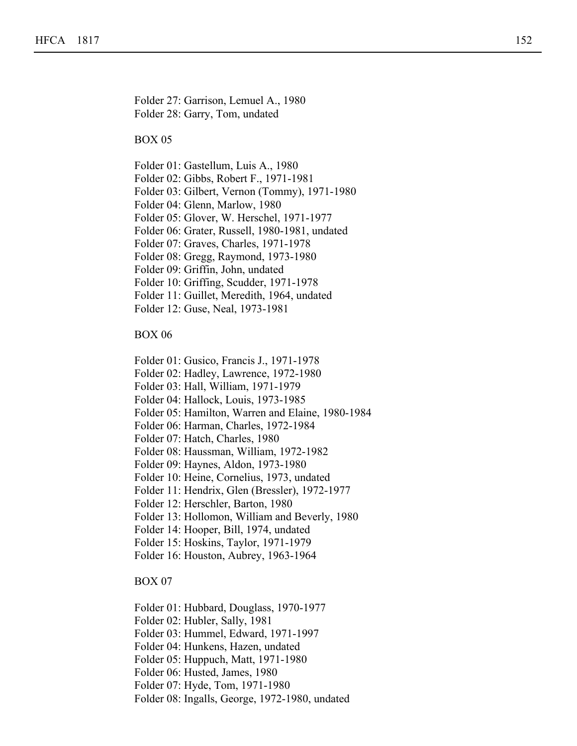Folder 27: Garrison, Lemuel A., 1980
Folder 28: Garry, Tom, undated

BOX 05

Folder 01: Gastellum, Luis A., 1980
Folder 02: Gibbs, Robert F., 1971-1981
Folder 03: Gilbert, Vernon (Tommy), 1971-1980
Folder 04: Glenn, Marlow, 1980
Folder 05: Glover, W. Herschel, 1971-1977
Folder 06: Grater, Russell, 1980-1981, undated
Folder 07: Graves, Charles, 1971-1978
Folder 08: Gregg, Raymond, 1973-1980
Folder 09: Griffin, John, undated
Folder 10: Griffing, Scudder, 1971-1978
Folder 11: Guillet, Meredith, 1964, undated
Folder 12: Guse, Neal, 1973-1981

BOX 06

Folder 01: Gusico, Francis J., 1971-1978
Folder 02: Hadley, Lawrence, 1972-1980
Folder 03: Hall, William, 1971-1979
Folder 04: Hallock, Louis, 1973-1985
Folder 05: Hamilton, Warren and Elaine, 1980-1984
Folder 06: Harman, Charles, 1972-1984
Folder 07: Hatch, Charles, 1980
Folder 08: Haussman, William, 1972-1982
Folder 09: Haynes, Aldon, 1973-1980
Folder 10: Heine, Cornelius, 1973, undated
Folder 11: Hendrix, Glen (Bressler), 1972-1977
Folder 12: Herschler, Barton, 1980
Folder 13: Hollomon, William and Beverly, 1980
Folder 14: Hooper, Bill, 1974, undated
Folder 15: Hoskins, Taylor, 1971-1979
Folder 16: Houston, Aubrey, 1963-1964

BOX 07

Folder 01: Hubbard, Douglass, 1970-1977
Folder 02: Hubler, Sally, 1981
Folder 03: Hummel, Edward, 1971-1997
Folder 04: Hunkens, Hazen, undated
Folder 05: Huppuch, Matt, 1971-1980
Folder 06: Husted, James, 1980
Folder 07: Hyde, Tom, 1971-1980
Folder 08: Ingalls, George, 1972-1980, undated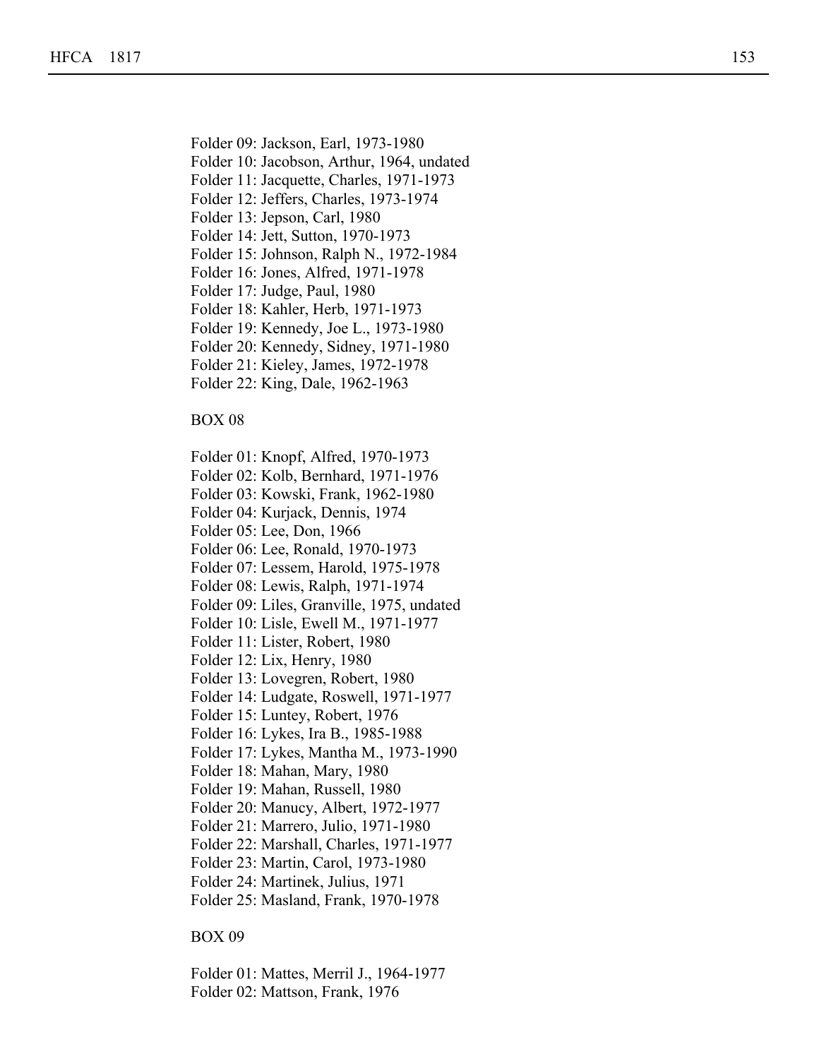Folder 09: Jackson, Earl, 1973-1980
Folder 10: Jacobson, Arthur, 1964, undated
Folder 11: Jacquette, Charles, 1971-1973
Folder 12: Jeffers, Charles, 1973-1974
Folder 13: Jepson, Carl, 1980
Folder 14: Jett, Sutton, 1970-1973
Folder 15: Johnson, Ralph N., 1972-1984
Folder 16: Jones, Alfred, 1971-1978
Folder 17: Judge, Paul, 1980
Folder 18: Kahler, Herb, 1971-1973
Folder 19: Kennedy, Joe L., 1973-1980
Folder 20: Kennedy, Sidney, 1971-1980
Folder 21: Kieley, James, 1972-1978
Folder 22: King, Dale, 1962-1963

BOX 08

Folder 01: Knopf, Alfred, 1970-1973
Folder 02: Kolb, Bernhard, 1971-1976
Folder 03: Kowski, Frank, 1962-1980
Folder 04: Kurjack, Dennis, 1974
Folder 05: Lee, Don, 1966
Folder 06: Lee, Ronald, 1970-1973
Folder 07: Lessem, Harold, 1975-1978
Folder 08: Lewis, Ralph, 1971-1974
Folder 09: Liles, Granville, 1975, undated
Folder 10: Lisle, Ewell M., 1971-1977
Folder 11: Lister, Robert, 1980
Folder 12: Lix, Henry, 1980
Folder 13: Lovegren, Robert, 1980
Folder 14: Ludgate, Roswell, 1971-1977
Folder 15: Luntey, Robert, 1976
Folder 16: Lykes, Ira B., 1985-1988
Folder 17: Lykes, Mantha M., 1973-1990
Folder 18: Mahan, Mary, 1980
Folder 19: Mahan, Russell, 1980
Folder 20: Manucy, Albert, 1972-1977
Folder 21: Marrero, Julio, 1971-1980
Folder 22: Marshall, Charles, 1971-1977
Folder 23: Martin, Carol, 1973-1980
Folder 24: Martinek, Julius, 1971
Folder 25: Masland, Frank, 1970-1978

BOX 09

Folder 01: Mattes, Merril J., 1964-1977
Folder 02: Mattson, Frank, 1976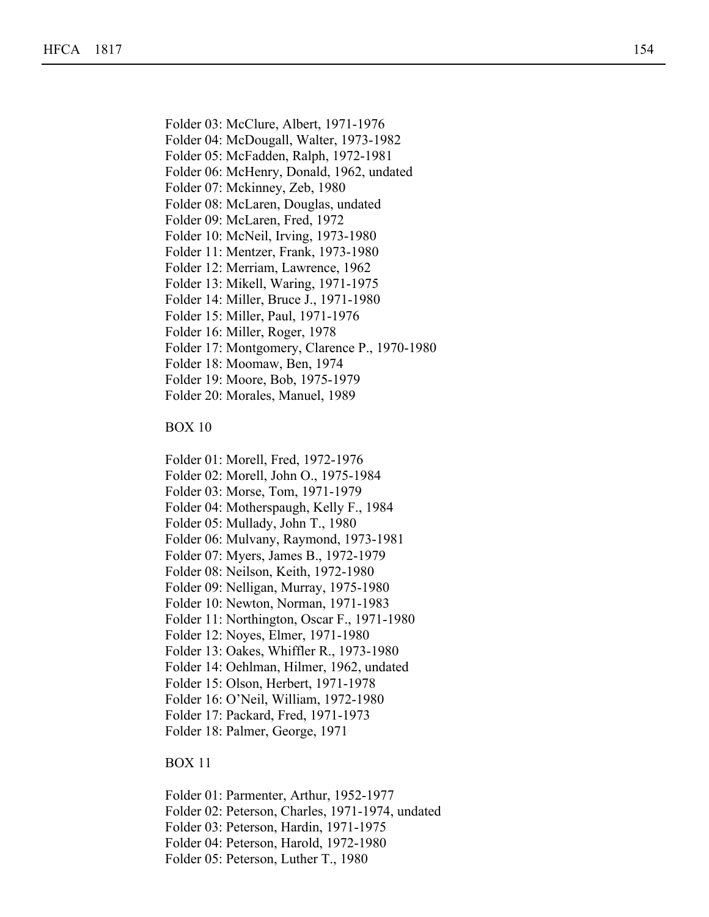Folder 03: McClure, Albert, 1971-1976
Folder 04: McDougall, Walter, 1973-1982
Folder 05: McFadden, Ralph, 1972-1981
Folder 06: McHenry, Donald, 1962, undated
Folder 07: Mckinney, Zeb, 1980
Folder 08: McLaren, Douglas, undated
Folder 09: McLaren, Fred, 1972
Folder 10: McNeil, Irving, 1973-1980
Folder 11: Mentzer, Frank, 1973-1980
Folder 12: Merriam, Lawrence, 1962
Folder 13: Mikell, Waring, 1971-1975
Folder 14: Miller, Bruce J., 1971-1980
Folder 15: Miller, Paul, 1971-1976
Folder 16: Miller, Roger, 1978
Folder 17: Montgomery, Clarence P., 1970-1980
Folder 18: Moomaw, Ben, 1974
Folder 19: Moore, Bob, 1975-1979
Folder 20: Morales, Manuel, 1989

BOX 10

Folder 01: Morell, Fred, 1972-1976
Folder 02: Morell, John O., 1975-1984
Folder 03: Morse, Tom, 1971-1979
Folder 04: Motherspaugh, Kelly F., 1984
Folder 05: Mullady, John T., 1980
Folder 06: Mulvany, Raymond, 1973-1981
Folder 07: Myers, James B., 1972-1979
Folder 08: Neilson, Keith, 1972-1980
Folder 09: Nelligan, Murray, 1975-1980
Folder 10: Newton, Norman, 1971-1983
Folder 11: Northington, Oscar F., 1971-1980
Folder 12: Noyes, Elmer, 1971-1980
Folder 13: Oakes, Whiffler R., 1973-1980
Folder 14: Oehlman, Hilmer, 1962, undated
Folder 15: Olson, Herbert, 1971-1978
Folder 16: O'Neil, William, 1972-1980
Folder 17: Packard, Fred, 1971-1973
Folder 18: Palmer, George, 1971

BOX 11

Folder 01: Parmenter, Arthur, 1952-1977
Folder 02: Peterson, Charles, 1971-1974, undated
Folder 03: Peterson, Hardin, 1971-1975
Folder 04: Peterson, Harold, 1972-1980
Folder 05: Peterson, Luther T., 1980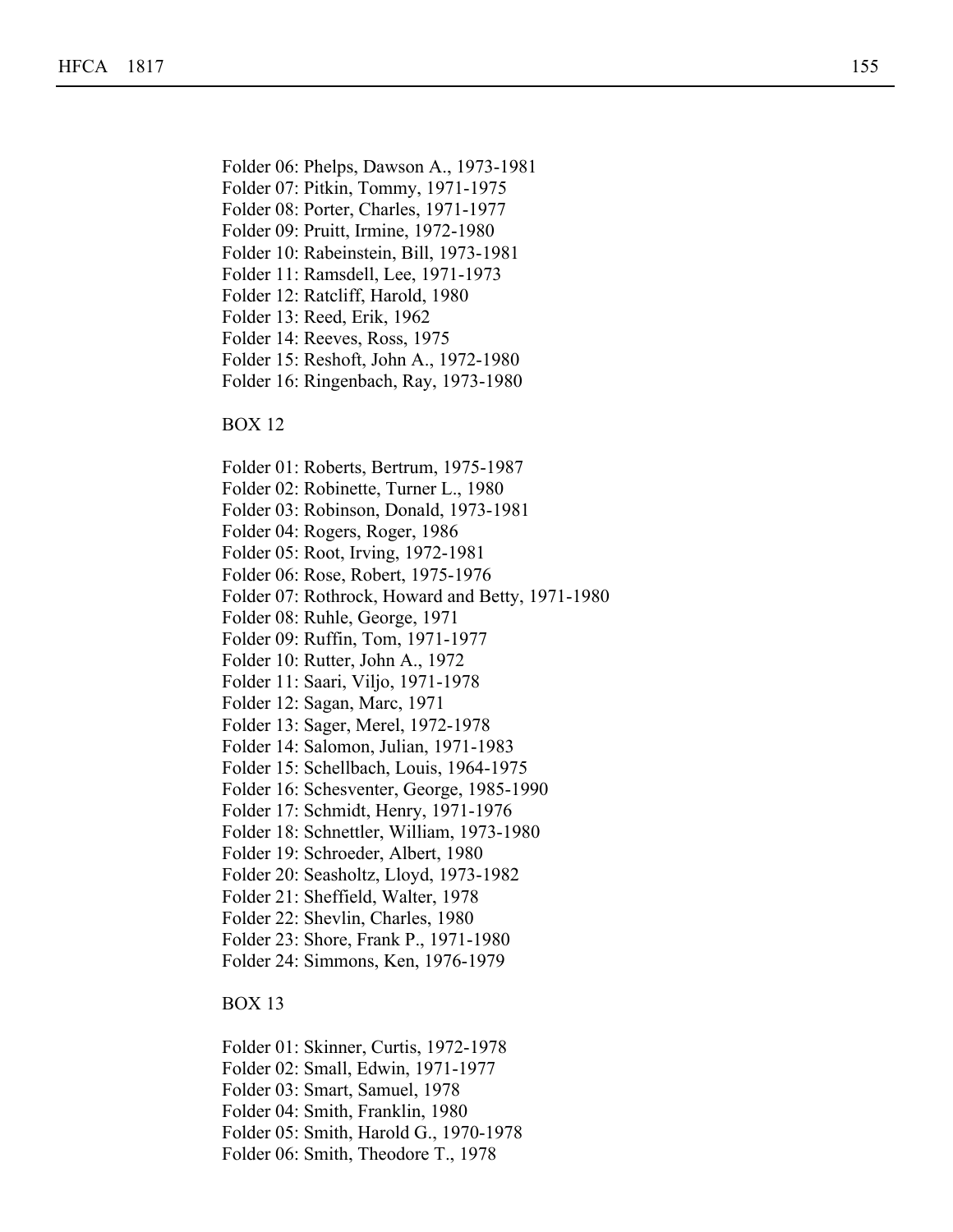Folder 06: Phelps, Dawson A., 1973-1981
Folder 07: Pitkin, Tommy, 1971-1975
Folder 08: Porter, Charles, 1971-1977
Folder 09: Pruitt, Irmine, 1972-1980
Folder 10: Rabeinstein, Bill, 1973-1981
Folder 11: Ramsdell, Lee, 1971-1973
Folder 12: Ratcliff, Harold, 1980
Folder 13: Reed, Erik, 1962
Folder 14: Reeves, Ross, 1975
Folder 15: Reshoft, John A., 1972-1980
Folder 16: Ringenbach, Ray, 1973-1980

BOX 12

Folder 01: Roberts, Bertrum, 1975-1987
Folder 02: Robinette, Turner L., 1980
Folder 03: Robinson, Donald, 1973-1981
Folder 04: Rogers, Roger, 1986
Folder 05: Root, Irving, 1972-1981
Folder 06: Rose, Robert, 1975-1976
Folder 07: Rothrock, Howard and Betty, 1971-1980
Folder 08: Ruhle, George, 1971
Folder 09: Ruffin, Tom, 1971-1977
Folder 10: Rutter, John A., 1972
Folder 11: Saari, Viljo, 1971-1978
Folder 12: Sagan, Marc, 1971
Folder 13: Sager, Merel, 1972-1978
Folder 14: Salomon, Julian, 1971-1983
Folder 15: Schellbach, Louis, 1964-1975
Folder 16: Schesventer, George, 1985-1990
Folder 17: Schmidt, Henry, 1971-1976
Folder 18: Schnettler, William, 1973-1980
Folder 19: Schroeder, Albert, 1980
Folder 20: Seasholtz, Lloyd, 1973-1982
Folder 21: Sheffield, Walter, 1978
Folder 22: Shevlin, Charles, 1980
Folder 23: Shore, Frank P., 1971-1980
Folder 24: Simmons, Ken, 1976-1979

BOX 13

Folder 01: Skinner, Curtis, 1972-1978
Folder 02: Small, Edwin, 1971-1977
Folder 03: Smart, Samuel, 1978
Folder 04: Smith, Franklin, 1980
Folder 05: Smith, Harold G., 1970-1978
Folder 06: Smith, Theodore T., 1978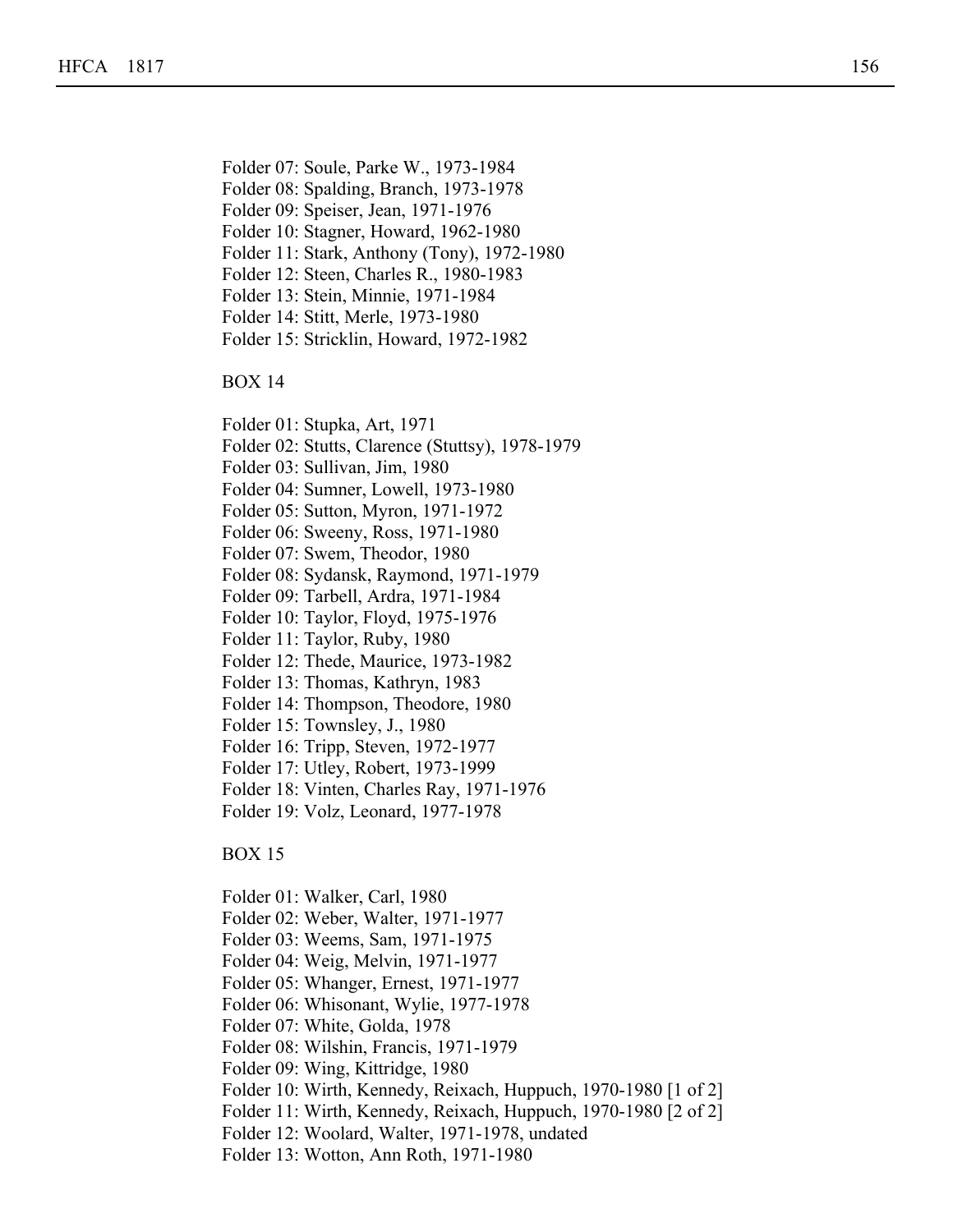Folder 07: Soule, Parke W., 1973-1984
Folder 08: Spalding, Branch, 1973-1978
Folder 09: Speiser, Jean, 1971-1976
Folder 10: Stagner, Howard, 1962-1980
Folder 11: Stark, Anthony (Tony), 1972-1980
Folder 12: Steen, Charles R., 1980-1983
Folder 13: Stein, Minnie, 1971-1984
Folder 14: Stitt, Merle, 1973-1980
Folder 15: Stricklin, Howard, 1972-1982

BOX 14

Folder 01: Stupka, Art, 1971
Folder 02: Stutts, Clarence (Stuttsy), 1978-1979
Folder 03: Sullivan, Jim, 1980
Folder 04: Sumner, Lowell, 1973-1980
Folder 05: Sutton, Myron, 1971-1972
Folder 06: Sweeny, Ross, 1971-1980
Folder 07: Swem, Theodor, 1980
Folder 08: Sydansk, Raymond, 1971-1979
Folder 09: Tarbell, Ardra, 1971-1984
Folder 10: Taylor, Floyd, 1975-1976
Folder 11: Taylor, Ruby, 1980
Folder 12: Thede, Maurice, 1973-1982
Folder 13: Thomas, Kathryn, 1983
Folder 14: Thompson, Theodore, 1980
Folder 15: Townsley, J., 1980
Folder 16: Tripp, Steven, 1972-1977
Folder 17: Utley, Robert, 1973-1999
Folder 18: Vinten, Charles Ray, 1971-1976
Folder 19: Volz, Leonard, 1977-1978

BOX 15

Folder 01: Walker, Carl, 1980
Folder 02: Weber, Walter, 1971-1977
Folder 03: Weems, Sam, 1971-1975
Folder 04: Weig, Melvin, 1971-1977
Folder 05: Whanger, Ernest, 1971-1977
Folder 06: Whisonant, Wylie, 1977-1978
Folder 07: White, Golda, 1978
Folder 08: Wilshin, Francis, 1971-1979
Folder 09: Wing, Kittridge, 1980
Folder 10: Wirth, Kennedy, Reixach, Huppuch, 1970-1980 [1 of 2]
Folder 11: Wirth, Kennedy, Reixach, Huppuch, 1970-1980 [2 of 2]
Folder 12: Woolard, Walter, 1971-1978, undated
Folder 13: Wotton, Ann Roth, 1971-1980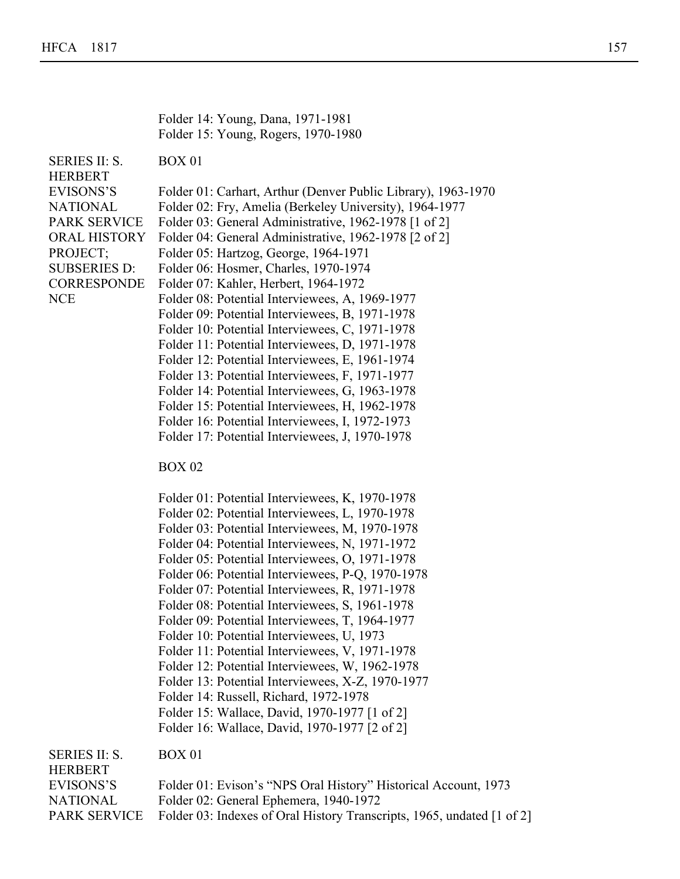Folder 14: Young, Dana, 1971-1981
Folder 15: Young, Rogers, 1970-1980

SERIES II: S. HERBERT EVISONS'S NATIONAL PARK SERVICE ORAL HISTORY PROJECT; SUBSERIES D: CORRESPONDENCE

BOX 01

Folder 01: Carhart, Arthur (Denver Public Library), 1963-1970
Folder 02: Fry, Amelia (Berkeley University), 1964-1977
Folder 03: General Administrative, 1962-1978 [1 of 2]
Folder 04: General Administrative, 1962-1978 [2 of 2]
Folder 05: Hartzog, George, 1964-1971
Folder 06: Hosmer, Charles, 1970-1974
Folder 07: Kahler, Herbert, 1964-1972
Folder 08: Potential Interviewees, A, 1969-1977
Folder 09: Potential Interviewees, B, 1971-1978
Folder 10: Potential Interviewees, C, 1971-1978
Folder 11: Potential Interviewees, D, 1971-1978
Folder 12: Potential Interviewees, E, 1961-1974
Folder 13: Potential Interviewees, F, 1971-1977
Folder 14: Potential Interviewees, G, 1963-1978
Folder 15: Potential Interviewees, H, 1962-1978
Folder 16: Potential Interviewees, I, 1972-1973
Folder 17: Potential Interviewees, J, 1970-1978

BOX 02

Folder 01: Potential Interviewees, K, 1970-1978
Folder 02: Potential Interviewees, L, 1970-1978
Folder 03: Potential Interviewees, M, 1970-1978
Folder 04: Potential Interviewees, N, 1971-1972
Folder 05: Potential Interviewees, O, 1971-1978
Folder 06: Potential Interviewees, P-Q, 1970-1978
Folder 07: Potential Interviewees, R, 1971-1978
Folder 08: Potential Interviewees, S, 1961-1978
Folder 09: Potential Interviewees, T, 1964-1977
Folder 10: Potential Interviewees, U, 1973
Folder 11: Potential Interviewees, V, 1971-1978
Folder 12: Potential Interviewees, W, 1962-1978
Folder 13: Potential Interviewees, X-Z, 1970-1977
Folder 14: Russell, Richard, 1972-1978
Folder 15: Wallace, David, 1970-1977 [1 of 2]
Folder 16: Wallace, David, 1970-1977 [2 of 2]

SERIES II: S. HERBERT EVISONS'S NATIONAL PARK SERVICE

BOX 01

Folder 01: Evison's "NPS Oral History" Historical Account, 1973
Folder 02: General Ephemera, 1940-1972
Folder 03: Indexes of Oral History Transcripts, 1965, undated [1 of 2]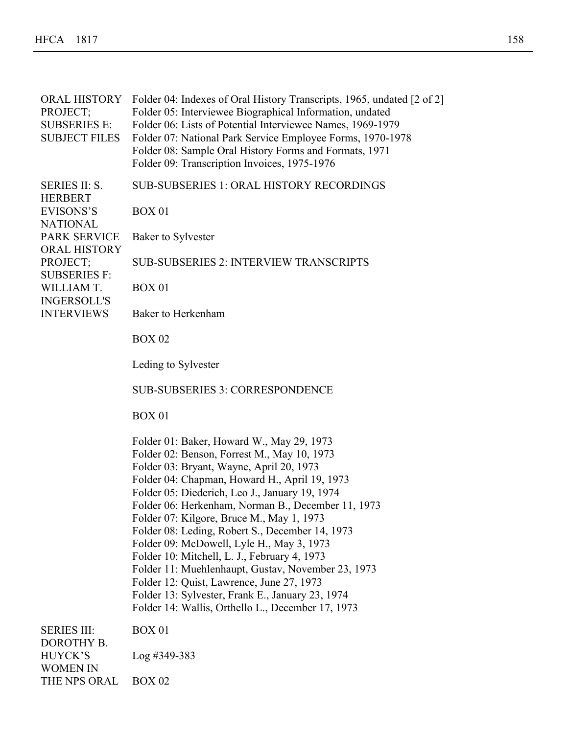**ORAL HISTORY PROJECT; SUBSERIES E: SUBJECT FILES**

Folder 04: Indexes of Oral History Transcripts, 1965, undated [2 of 2]
Folder 05: Interviewee Biographical Information, undated
Folder 06: Lists of Potential Interviewee Names, 1969-1979
Folder 07: National Park Service Employee Forms, 1970-1978
Folder 08: Sample Oral History Forms and Formats, 1971
Folder 09: Transcription Invoices, 1975-1976

**SERIES II: S. HERBERT EVISONS'S NATIONAL PARK SERVICE ORAL HISTORY PROJECT; SUBSERIES F: WILLIAM T. INGERSOLL'S INTERVIEWS**

SUB-SUBSERIES 1: ORAL HISTORY RECORDINGS

BOX 01

Baker to Sylvester

SUB-SUBSERIES 2: INTERVIEW TRANSCRIPTS

BOX 01

Baker to Herkenham

BOX 02

Leding to Sylvester

SUB-SUBSERIES 3: CORRESPONDENCE

BOX 01

Folder 01: Baker, Howard W., May 29, 1973
Folder 02: Benson, Forrest M., May 10, 1973
Folder 03: Bryant, Wayne, April 20, 1973
Folder 04: Chapman, Howard H., April 19, 1973
Folder 05: Diederich, Leo J., January 19, 1974
Folder 06: Herkenham, Norman B., December 11, 1973
Folder 07: Kilgore, Bruce M., May 1, 1973
Folder 08: Leding, Robert S., December 14, 1973
Folder 09: McDowell, Lyle H., May 3, 1973
Folder 10: Mitchell, L. J., February 4, 1973
Folder 11: Muehlenhaupt, Gustav, November 23, 1973
Folder 12: Quist, Lawrence, June 27, 1973
Folder 13: Sylvester, Frank E., January 23, 1974
Folder 14: Wallis, Orthello L., December 17, 1973

**SERIES III: DOROTHY B. HUYCK'S WOMEN IN THE NPS ORAL**

BOX 01

Log #349-383

BOX 02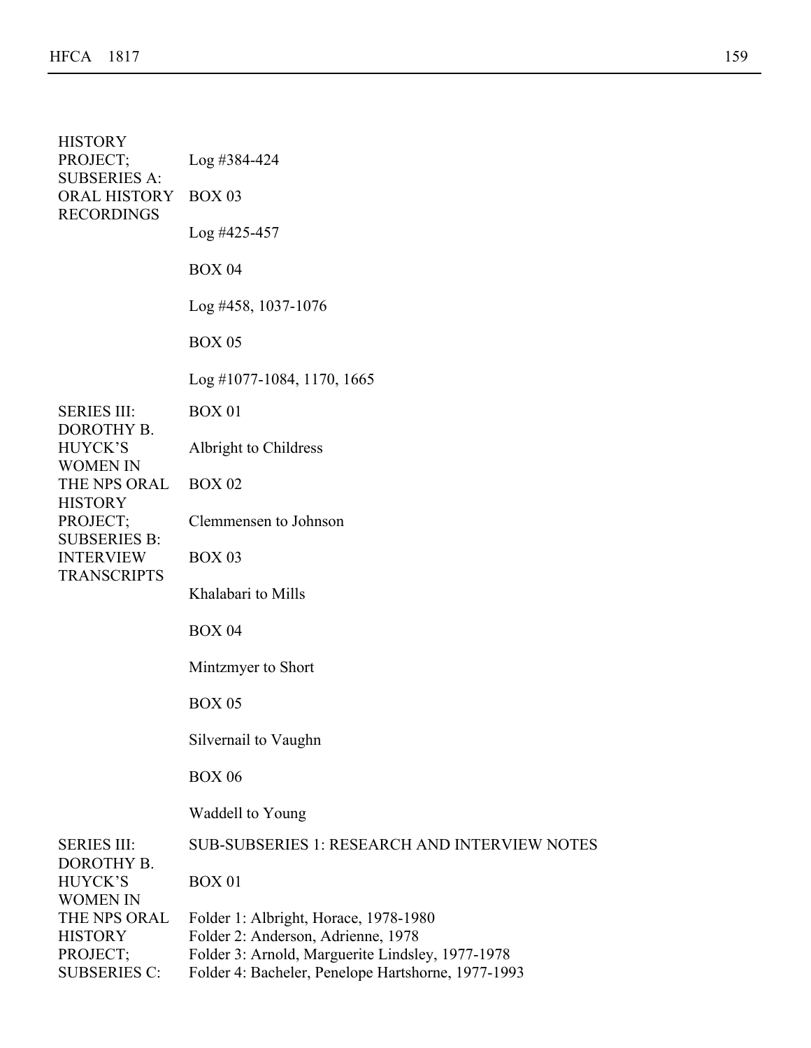HISTORY PROJECT; SUBSERIES A: ORAL HISTORY RECORDINGS

Log #384-424

BOX 03

Log #425-457

BOX 04

Log #458, 1037-1076

BOX 05

Log #1077-1084, 1170, 1665

SERIES III: DOROTHY B. HUYCK'S WOMEN IN THE NPS ORAL HISTORY PROJECT; SUBSERIES B: INTERVIEW TRANSCRIPTS

BOX 01

Albright to Childress

BOX 02

Clemmensen to Johnson

BOX 03

Khalabari to Mills

BOX 04

Mintzmyer to Short

BOX 05

Silvernail to Vaughn

BOX 06

Waddell to Young

SERIES III: DOROTHY B. HUYCK'S WOMEN IN THE NPS ORAL HISTORY PROJECT; SUBSERIES C:

SUB-SUBSERIES 1: RESEARCH AND INTERVIEW NOTES

BOX 01

Folder 1: Albright, Horace, 1978-1980
Folder 2: Anderson, Adrienne, 1978
Folder 3: Arnold, Marguerite Lindsley, 1977-1978
Folder 4: Bacheler, Penelope Hartshorne, 1977-1993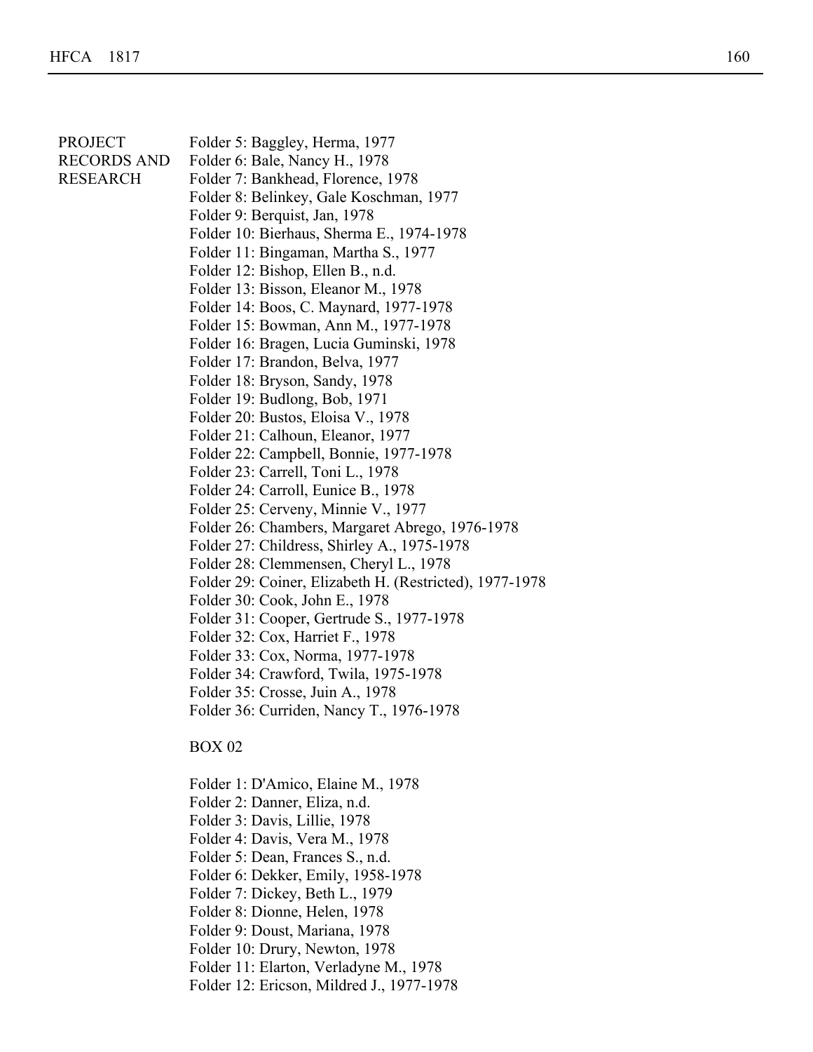PROJECT RECORDS AND RESEARCH

Folder 5: Baggley, Herma, 1977
Folder 6: Bale, Nancy H., 1978
Folder 7: Bankhead, Florence, 1978
Folder 8: Belinkey, Gale Koschman, 1977
Folder 9: Berquist, Jan, 1978
Folder 10: Bierhaus, Sherma E., 1974-1978
Folder 11: Bingaman, Martha S., 1977
Folder 12: Bishop, Ellen B., n.d.
Folder 13: Bisson, Eleanor M., 1978
Folder 14: Boos, C. Maynard, 1977-1978
Folder 15: Bowman, Ann M., 1977-1978
Folder 16: Bragen, Lucia Guminski, 1978
Folder 17: Brandon, Belva, 1977
Folder 18: Bryson, Sandy, 1978
Folder 19: Budlong, Bob, 1971
Folder 20: Bustos, Eloisa V., 1978
Folder 21: Calhoun, Eleanor, 1977
Folder 22: Campbell, Bonnie, 1977-1978
Folder 23: Carrell, Toni L., 1978
Folder 24: Carroll, Eunice B., 1978
Folder 25: Cerveny, Minnie V., 1977
Folder 26: Chambers, Margaret Abrego, 1976-1978
Folder 27: Childress, Shirley A., 1975-1978
Folder 28: Clemmensen, Cheryl L., 1978
Folder 29: Coiner, Elizabeth H. (Restricted), 1977-1978
Folder 30: Cook, John E., 1978
Folder 31: Cooper, Gertrude S., 1977-1978
Folder 32: Cox, Harriet F., 1978
Folder 33: Cox, Norma, 1977-1978
Folder 34: Crawford, Twila, 1975-1978
Folder 35: Crosse, Juin A., 1978
Folder 36: Curriden, Nancy T., 1976-1978

BOX 02

Folder 1: D'Amico, Elaine M., 1978
Folder 2: Danner, Eliza, n.d.
Folder 3: Davis, Lillie, 1978
Folder 4: Davis, Vera M., 1978
Folder 5: Dean, Frances S., n.d.
Folder 6: Dekker, Emily, 1958-1978
Folder 7: Dickey, Beth L., 1979
Folder 8: Dionne, Helen, 1978
Folder 9: Doust, Mariana, 1978
Folder 10: Drury, Newton, 1978
Folder 11: Elarton, Verladyne M., 1978
Folder 12: Ericson, Mildred J., 1977-1978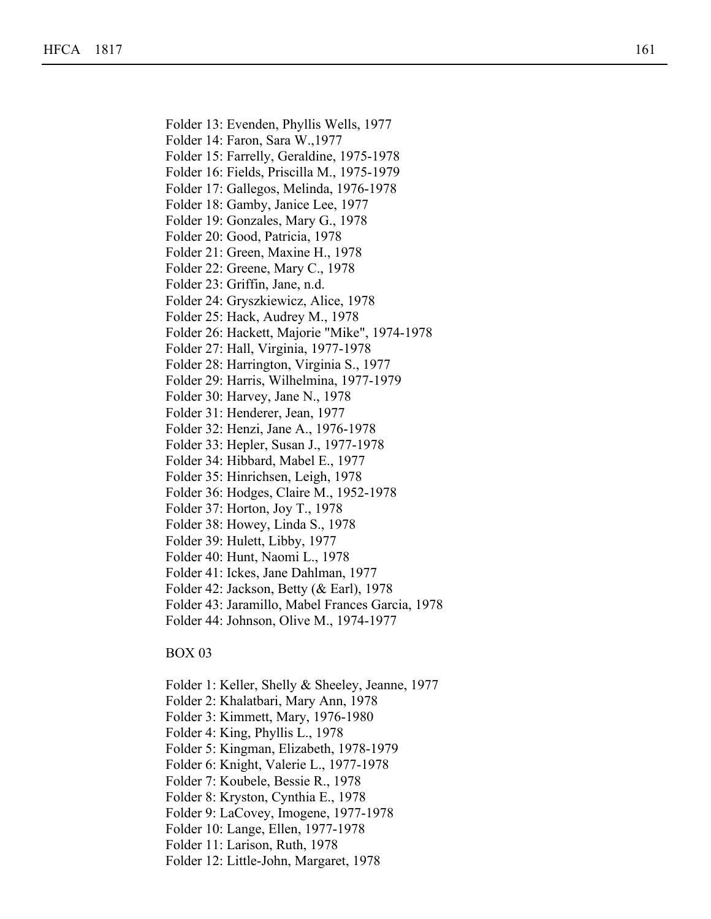Folder 13: Evenden, Phyllis Wells, 1977
Folder 14: Faron, Sara W.,1977
Folder 15: Farrelly, Geraldine, 1975-1978
Folder 16: Fields, Priscilla M., 1975-1979
Folder 17: Gallegos, Melinda, 1976-1978
Folder 18: Gamby, Janice Lee, 1977
Folder 19: Gonzales, Mary G., 1978
Folder 20: Good, Patricia, 1978
Folder 21: Green, Maxine H., 1978
Folder 22: Greene, Mary C., 1978
Folder 23: Griffin, Jane, n.d.
Folder 24: Gryszkiewicz, Alice, 1978
Folder 25: Hack, Audrey M., 1978
Folder 26: Hackett, Majorie "Mike", 1974-1978
Folder 27: Hall, Virginia, 1977-1978
Folder 28: Harrington, Virginia S., 1977
Folder 29: Harris, Wilhelmina, 1977-1979
Folder 30: Harvey, Jane N., 1978
Folder 31: Henderer, Jean, 1977
Folder 32: Henzi, Jane A., 1976-1978
Folder 33: Hepler, Susan J., 1977-1978
Folder 34: Hibbard, Mabel E., 1977
Folder 35: Hinrichsen, Leigh, 1978
Folder 36: Hodges, Claire M., 1952-1978
Folder 37: Horton, Joy T., 1978
Folder 38: Howey, Linda S., 1978
Folder 39: Hulett, Libby, 1977
Folder 40: Hunt, Naomi L., 1978
Folder 41: Ickes, Jane Dahlman, 1977
Folder 42: Jackson, Betty (& Earl), 1978
Folder 43: Jaramillo, Mabel Frances Garcia, 1978
Folder 44: Johnson, Olive M., 1974-1977

BOX 03

Folder 1: Keller, Shelly & Sheeley, Jeanne, 1977
Folder 2: Khalatbari, Mary Ann, 1978
Folder 3: Kimmett, Mary, 1976-1980
Folder 4: King, Phyllis L., 1978
Folder 5: Kingman, Elizabeth, 1978-1979
Folder 6: Knight, Valerie L., 1977-1978
Folder 7: Koubele, Bessie R., 1978
Folder 8: Kryston, Cynthia E., 1978
Folder 9: LaCovey, Imogene, 1977-1978
Folder 10: Lange, Ellen, 1977-1978
Folder 11: Larison, Ruth, 1978
Folder 12: Little-John, Margaret, 1978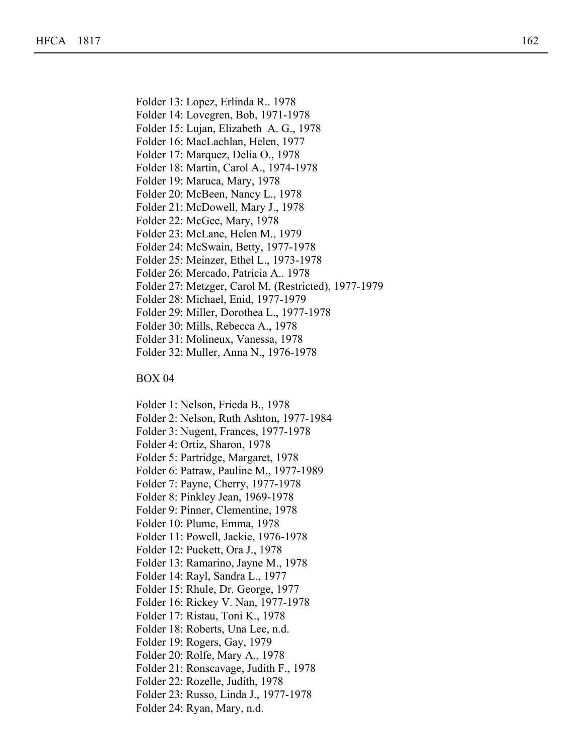Folder 13: Lopez, Erlinda R.. 1978
Folder 14: Lovegren, Bob, 1971-1978
Folder 15: Lujan, Elizabeth  A. G., 1978
Folder 16: MacLachlan, Helen, 1977
Folder 17: Marquez, Delia O., 1978
Folder 18: Martin, Carol A., 1974-1978
Folder 19: Maruca, Mary, 1978
Folder 20: McBeen, Nancy L., 1978
Folder 21: McDowell, Mary J., 1978
Folder 22: McGee, Mary, 1978
Folder 23: McLane, Helen M., 1979
Folder 24: McSwain, Betty, 1977-1978
Folder 25: Meinzer, Ethel L., 1973-1978
Folder 26: Mercado, Patricia A.. 1978
Folder 27: Metzger, Carol M. (Restricted), 1977-1979
Folder 28: Michael, Enid, 1977-1979
Folder 29: Miller, Dorothea L., 1977-1978
Folder 30: Mills, Rebecca A., 1978
Folder 31: Molineux, Vanessa, 1978
Folder 32: Muller, Anna N., 1976-1978

BOX 04

Folder 1: Nelson, Frieda B., 1978
Folder 2: Nelson, Ruth Ashton, 1977-1984
Folder 3: Nugent, Frances, 1977-1978
Folder 4: Ortiz, Sharon, 1978
Folder 5: Partridge, Margaret, 1978
Folder 6: Patraw, Pauline M., 1977-1989
Folder 7: Payne, Cherry, 1977-1978
Folder 8: Pinkley Jean, 1969-1978
Folder 9: Pinner, Clementine, 1978
Folder 10: Plume, Emma, 1978
Folder 11: Powell, Jackie, 1976-1978
Folder 12: Puckett, Ora J., 1978
Folder 13: Ramarino, Jayne M., 1978
Folder 14: Rayl, Sandra L., 1977
Folder 15: Rhule, Dr. George, 1977
Folder 16: Rickey V. Nan, 1977-1978
Folder 17: Ristau, Toni K., 1978
Folder 18: Roberts, Una Lee, n.d.
Folder 19: Rogers, Gay, 1979
Folder 20: Rolfe, Mary A., 1978
Folder 21: Ronscavage, Judith F., 1978
Folder 22: Rozelle, Judith, 1978
Folder 23: Russo, Linda J., 1977-1978
Folder 24: Ryan, Mary, n.d.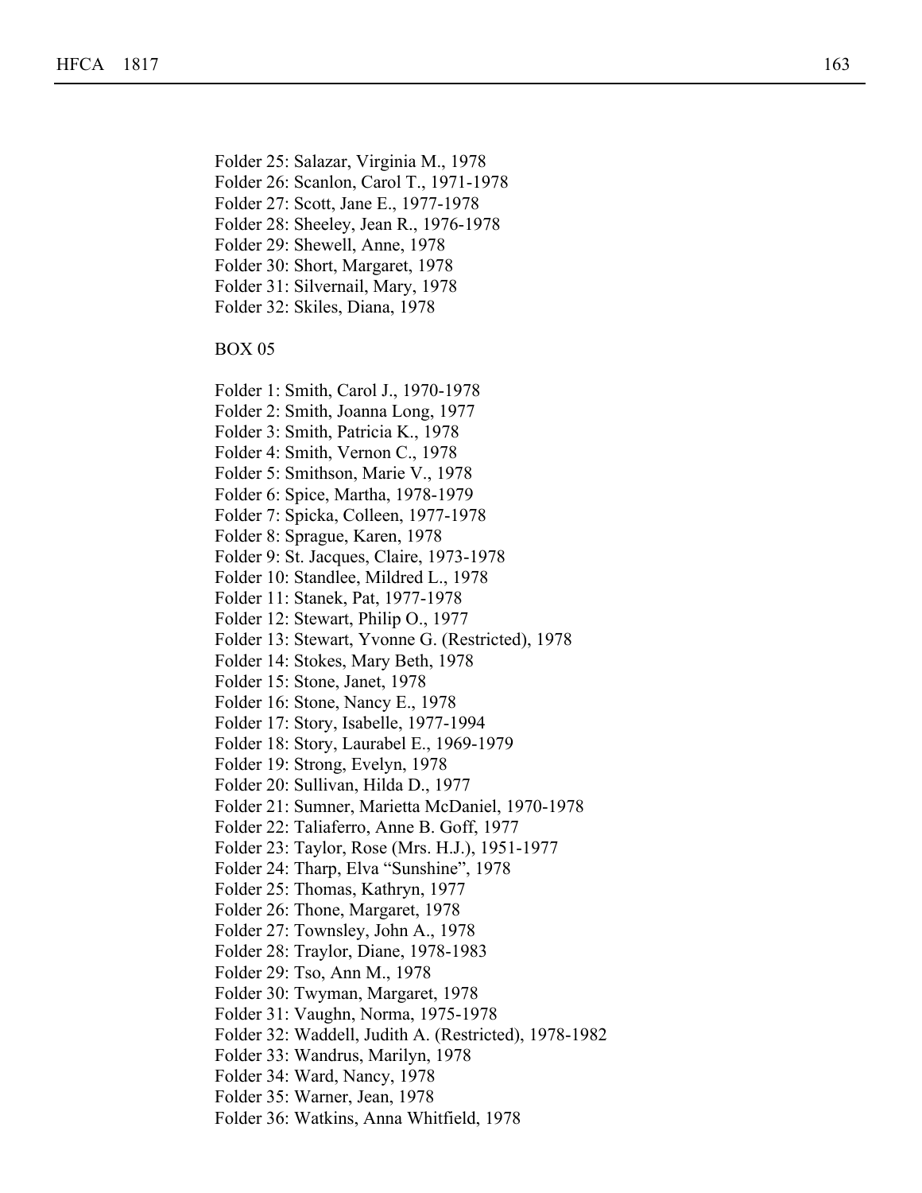Folder 25: Salazar, Virginia M., 1978
Folder 26: Scanlon, Carol T., 1971-1978
Folder 27: Scott, Jane E., 1977-1978
Folder 28: Sheeley, Jean R., 1976-1978
Folder 29: Shewell, Anne, 1978
Folder 30: Short, Margaret, 1978
Folder 31: Silvernail, Mary, 1978
Folder 32: Skiles, Diana, 1978

BOX 05

Folder 1: Smith, Carol J., 1970-1978
Folder 2: Smith, Joanna Long, 1977
Folder 3: Smith, Patricia K., 1978
Folder 4: Smith, Vernon C., 1978
Folder 5: Smithson, Marie V., 1978
Folder 6: Spice, Martha, 1978-1979
Folder 7: Spicka, Colleen, 1977-1978
Folder 8: Sprague, Karen, 1978
Folder 9: St. Jacques, Claire, 1973-1978
Folder 10: Standlee, Mildred L., 1978
Folder 11: Stanek, Pat, 1977-1978
Folder 12: Stewart, Philip O., 1977
Folder 13: Stewart, Yvonne G. (Restricted), 1978
Folder 14: Stokes, Mary Beth, 1978
Folder 15: Stone, Janet, 1978
Folder 16: Stone, Nancy E., 1978
Folder 17: Story, Isabelle, 1977-1994
Folder 18: Story, Laurabel E., 1969-1979
Folder 19: Strong, Evelyn, 1978
Folder 20: Sullivan, Hilda D., 1977
Folder 21: Sumner, Marietta McDaniel, 1970-1978
Folder 22: Taliaferro, Anne B. Goff, 1977
Folder 23: Taylor, Rose (Mrs. H.J.), 1951-1977
Folder 24: Tharp, Elva "Sunshine", 1978
Folder 25: Thomas, Kathryn, 1977
Folder 26: Thone, Margaret, 1978
Folder 27: Townsley, John A., 1978
Folder 28: Traylor, Diane, 1978-1983
Folder 29: Tso, Ann M., 1978
Folder 30: Twyman, Margaret, 1978
Folder 31: Vaughn, Norma, 1975-1978
Folder 32: Waddell, Judith A. (Restricted), 1978-1982
Folder 33: Wandrus, Marilyn, 1978
Folder 34: Ward, Nancy, 1978
Folder 35: Warner, Jean, 1978
Folder 36: Watkins, Anna Whitfield, 1978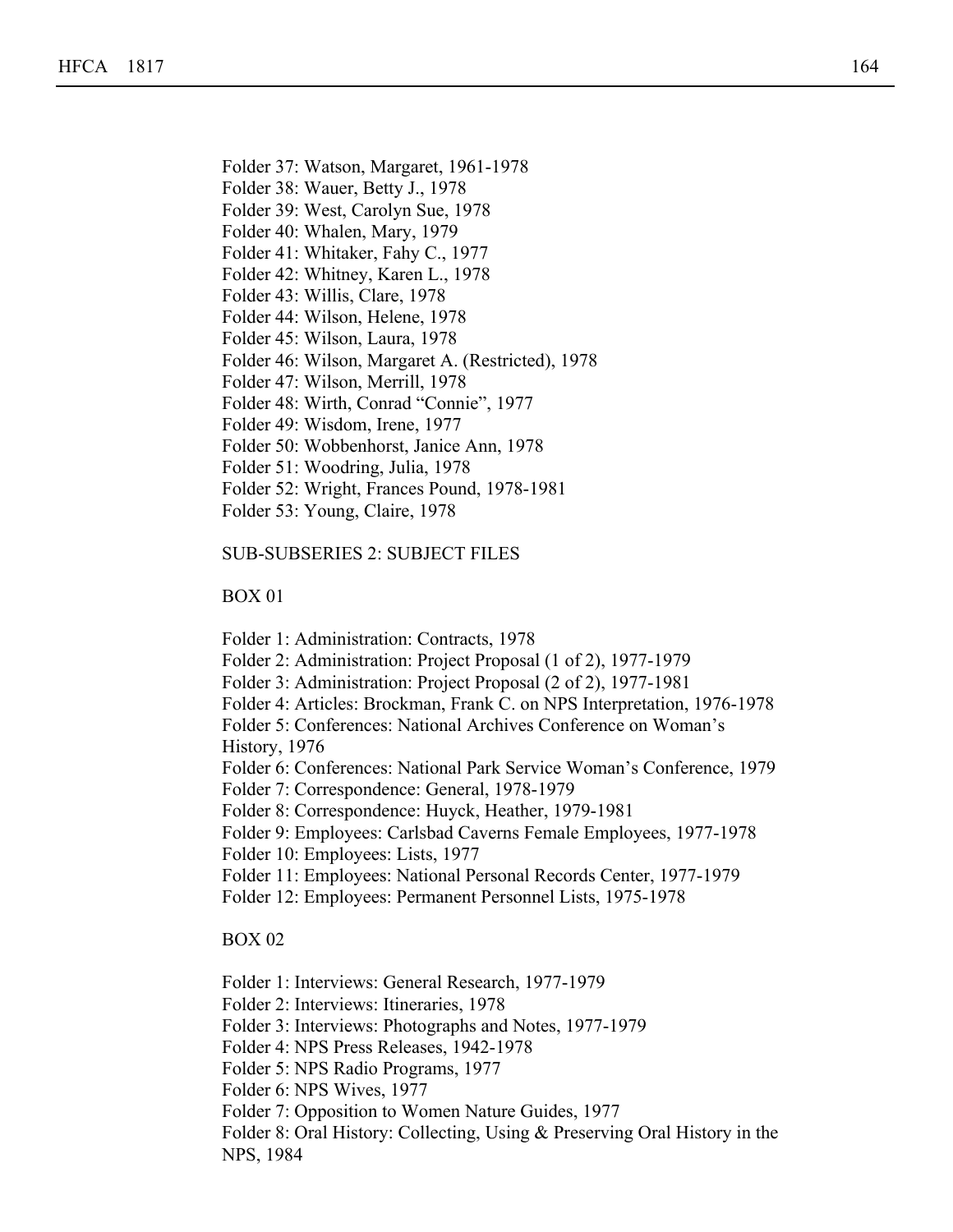Folder 37: Watson, Margaret, 1961-1978
Folder 38: Wauer, Betty J., 1978
Folder 39: West, Carolyn Sue, 1978
Folder 40: Whalen, Mary, 1979
Folder 41: Whitaker, Fahy C., 1977
Folder 42: Whitney, Karen L., 1978
Folder 43: Willis, Clare, 1978
Folder 44: Wilson, Helene, 1978
Folder 45: Wilson, Laura, 1978
Folder 46: Wilson, Margaret A. (Restricted), 1978
Folder 47: Wilson, Merrill, 1978
Folder 48: Wirth, Conrad "Connie", 1977
Folder 49: Wisdom, Irene, 1977
Folder 50: Wobbenhorst, Janice Ann, 1978
Folder 51: Woodring, Julia, 1978
Folder 52: Wright, Frances Pound, 1978-1981
Folder 53: Young, Claire, 1978

SUB-SUBSERIES 2: SUBJECT FILES

BOX 01

Folder 1: Administration: Contracts, 1978
Folder 2: Administration: Project Proposal (1 of 2), 1977-1979
Folder 3: Administration: Project Proposal (2 of 2), 1977-1981
Folder 4: Articles: Brockman, Frank C. on NPS Interpretation, 1976-1978
Folder 5: Conferences: National Archives Conference on Woman's History, 1976
Folder 6: Conferences: National Park Service Woman's Conference, 1979
Folder 7: Correspondence: General, 1978-1979
Folder 8: Correspondence: Huyck, Heather, 1979-1981
Folder 9: Employees: Carlsbad Caverns Female Employees, 1977-1978
Folder 10: Employees: Lists, 1977
Folder 11: Employees: National Personal Records Center, 1977-1979
Folder 12: Employees: Permanent Personnel Lists, 1975-1978

BOX 02

Folder 1: Interviews: General Research, 1977-1979
Folder 2: Interviews: Itineraries, 1978
Folder 3: Interviews: Photographs and Notes, 1977-1979
Folder 4: NPS Press Releases, 1942-1978
Folder 5: NPS Radio Programs, 1977
Folder 6: NPS Wives, 1977
Folder 7: Opposition to Women Nature Guides, 1977
Folder 8: Oral History: Collecting, Using & Preserving Oral History in the NPS, 1984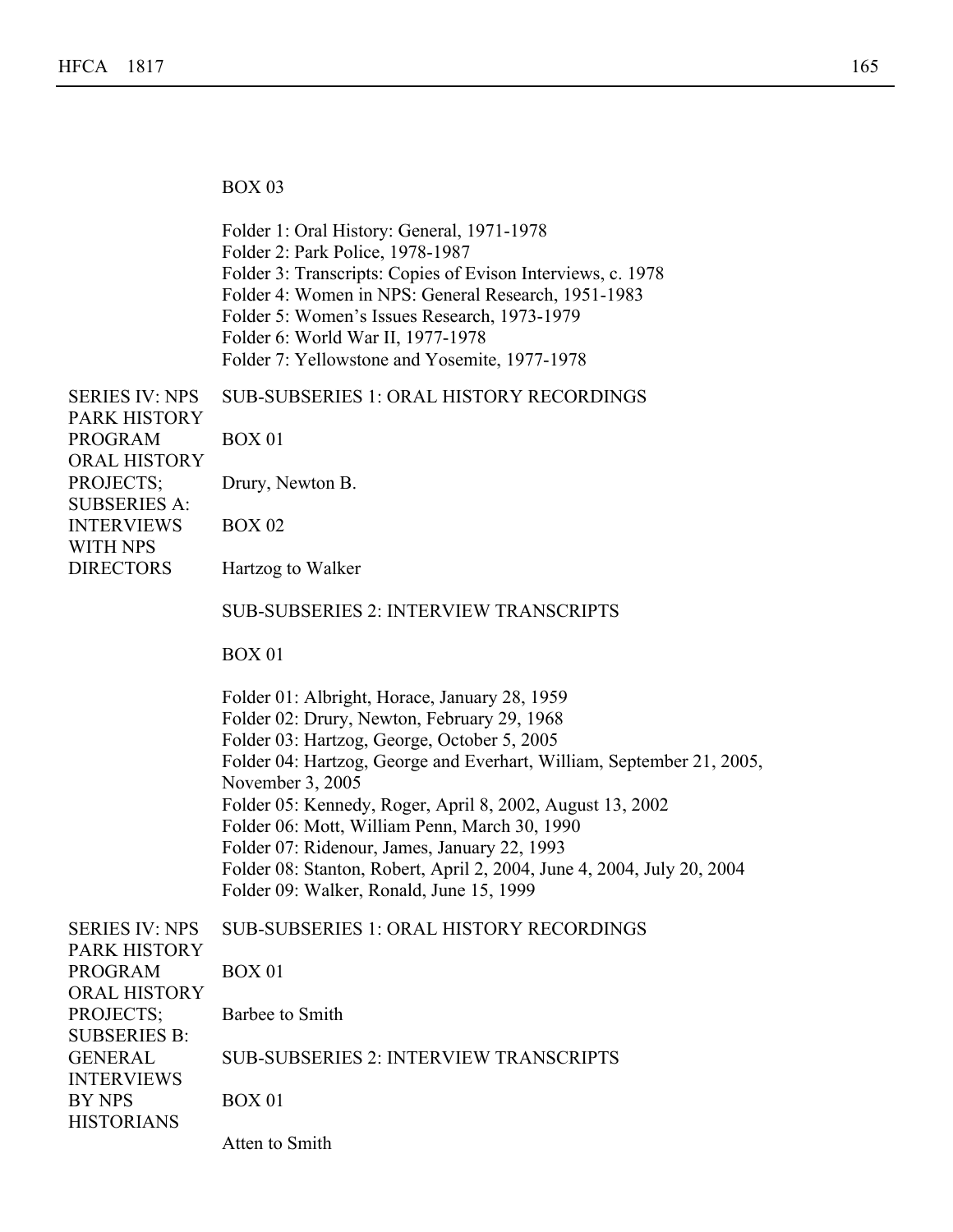BOX 03

Folder 1: Oral History: General, 1971-1978
Folder 2: Park Police, 1978-1987
Folder 3: Transcripts: Copies of Evison Interviews, c. 1978
Folder 4: Women in NPS: General Research, 1951-1983
Folder 5: Women's Issues Research, 1973-1979
Folder 6: World War II, 1977-1978
Folder 7: Yellowstone and Yosemite, 1977-1978

**SERIES IV: NPS PARK HISTORY PROGRAM ORAL HISTORY PROJECTS; SUBSERIES A: INTERVIEWS WITH NPS DIRECTORS**

SUB-SUBSERIES 1: ORAL HISTORY RECORDINGS

BOX 01

Drury, Newton B.

BOX 02

Hartzog to Walker

SUB-SUBSERIES 2: INTERVIEW TRANSCRIPTS

BOX 01

Folder 01: Albright, Horace, January 28, 1959
Folder 02: Drury, Newton, February 29, 1968
Folder 03: Hartzog, George, October 5, 2005
Folder 04: Hartzog, George and Everhart, William, September 21, 2005, November 3, 2005
Folder 05: Kennedy, Roger, April 8, 2002, August 13, 2002
Folder 06: Mott, William Penn, March 30, 1990
Folder 07: Ridenour, James, January 22, 1993
Folder 08: Stanton, Robert, April 2, 2004, June 4, 2004, July 20, 2004
Folder 09: Walker, Ronald, June 15, 1999

**SERIES IV: NPS PARK HISTORY PROGRAM ORAL HISTORY PROJECTS; SUBSERIES B: GENERAL INTERVIEWS BY NPS HISTORIANS**

SUB-SUBSERIES 1: ORAL HISTORY RECORDINGS

BOX 01

Barbee to Smith

SUB-SUBSERIES 2: INTERVIEW TRANSCRIPTS

BOX 01

Atten to Smith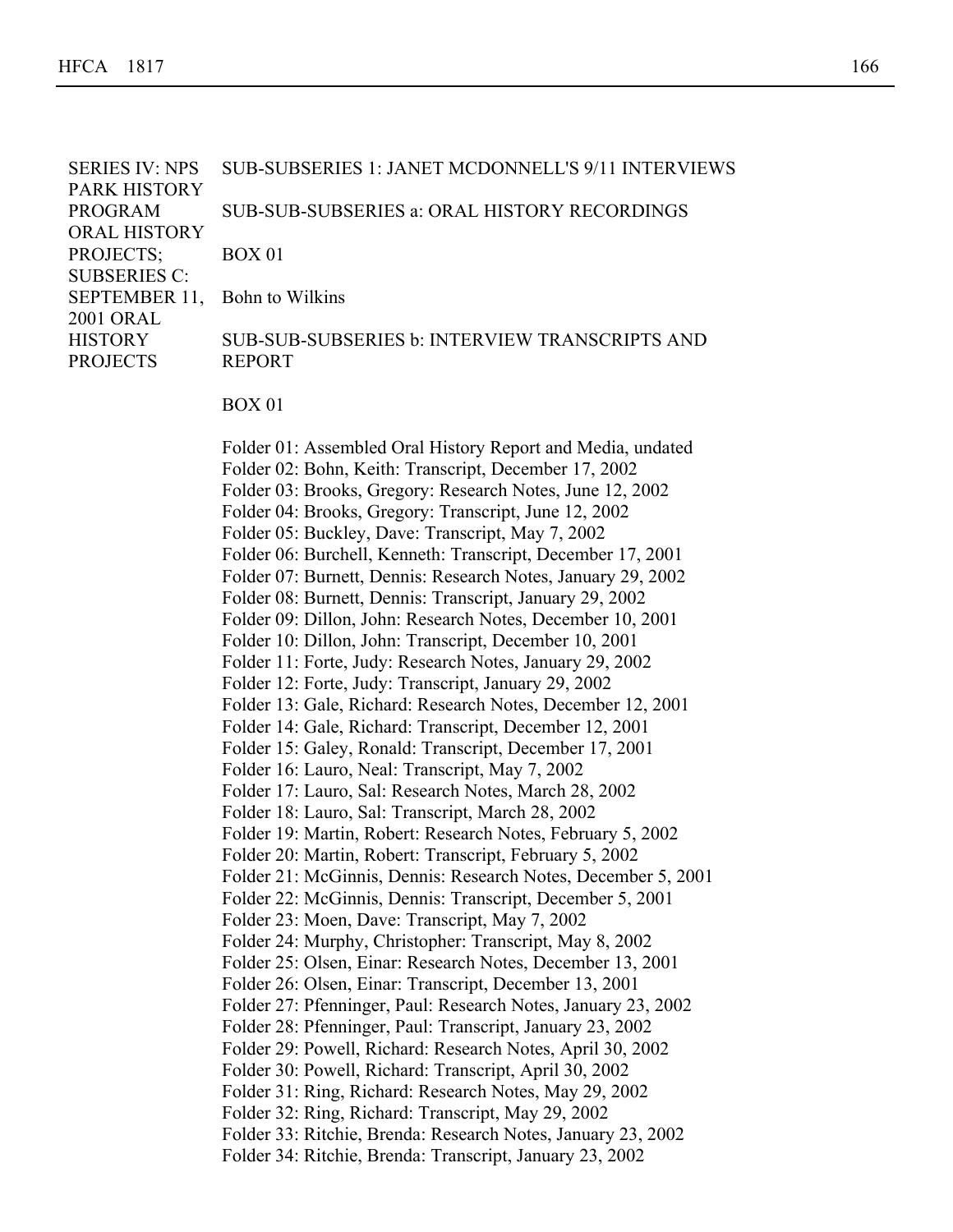SERIES IV: NPS PARK HISTORY PROGRAM ORAL HISTORY PROJECTS; SUBSERIES C: SEPTEMBER 11, 2001 ORAL HISTORY PROJECTS

SUB-SUBSERIES 1: JANET MCDONNELL'S 9/11 INTERVIEWS

SUB-SUB-SUBSERIES a: ORAL HISTORY RECORDINGS

BOX 01

Bohn to Wilkins

SUB-SUB-SUBSERIES b: INTERVIEW TRANSCRIPTS AND REPORT

BOX 01

Folder 01: Assembled Oral History Report and Media, undated
Folder 02: Bohn, Keith: Transcript, December 17, 2002
Folder 03: Brooks, Gregory: Research Notes, June 12, 2002
Folder 04: Brooks, Gregory: Transcript, June 12, 2002
Folder 05: Buckley, Dave: Transcript, May 7, 2002
Folder 06: Burchell, Kenneth: Transcript, December 17, 2001
Folder 07: Burnett, Dennis: Research Notes, January 29, 2002
Folder 08: Burnett, Dennis: Transcript, January 29, 2002
Folder 09: Dillon, John: Research Notes, December 10, 2001
Folder 10: Dillon, John: Transcript, December 10, 2001
Folder 11: Forte, Judy: Research Notes, January 29, 2002
Folder 12: Forte, Judy: Transcript, January 29, 2002
Folder 13: Gale, Richard: Research Notes, December 12, 2001
Folder 14: Gale, Richard: Transcript, December 12, 2001
Folder 15: Galey, Ronald: Transcript, December 17, 2001
Folder 16: Lauro, Neal: Transcript, May 7, 2002
Folder 17: Lauro, Sal: Research Notes, March 28, 2002
Folder 18: Lauro, Sal: Transcript, March 28, 2002
Folder 19: Martin, Robert: Research Notes, February 5, 2002
Folder 20: Martin, Robert: Transcript, February 5, 2002
Folder 21: McGinnis, Dennis: Research Notes, December 5, 2001
Folder 22: McGinnis, Dennis: Transcript, December 5, 2001
Folder 23: Moen, Dave: Transcript, May 7, 2002
Folder 24: Murphy, Christopher: Transcript, May 8, 2002
Folder 25: Olsen, Einar: Research Notes, December 13, 2001
Folder 26: Olsen, Einar: Transcript, December 13, 2001
Folder 27: Pfenninger, Paul: Research Notes, January 23, 2002
Folder 28: Pfenninger, Paul: Transcript, January 23, 2002
Folder 29: Powell, Richard: Research Notes, April 30, 2002
Folder 30: Powell, Richard: Transcript, April 30, 2002
Folder 31: Ring, Richard: Research Notes, May 29, 2002
Folder 32: Ring, Richard: Transcript, May 29, 2002
Folder 33: Ritchie, Brenda: Research Notes, January 23, 2002
Folder 34: Ritchie, Brenda: Transcript, January 23, 2002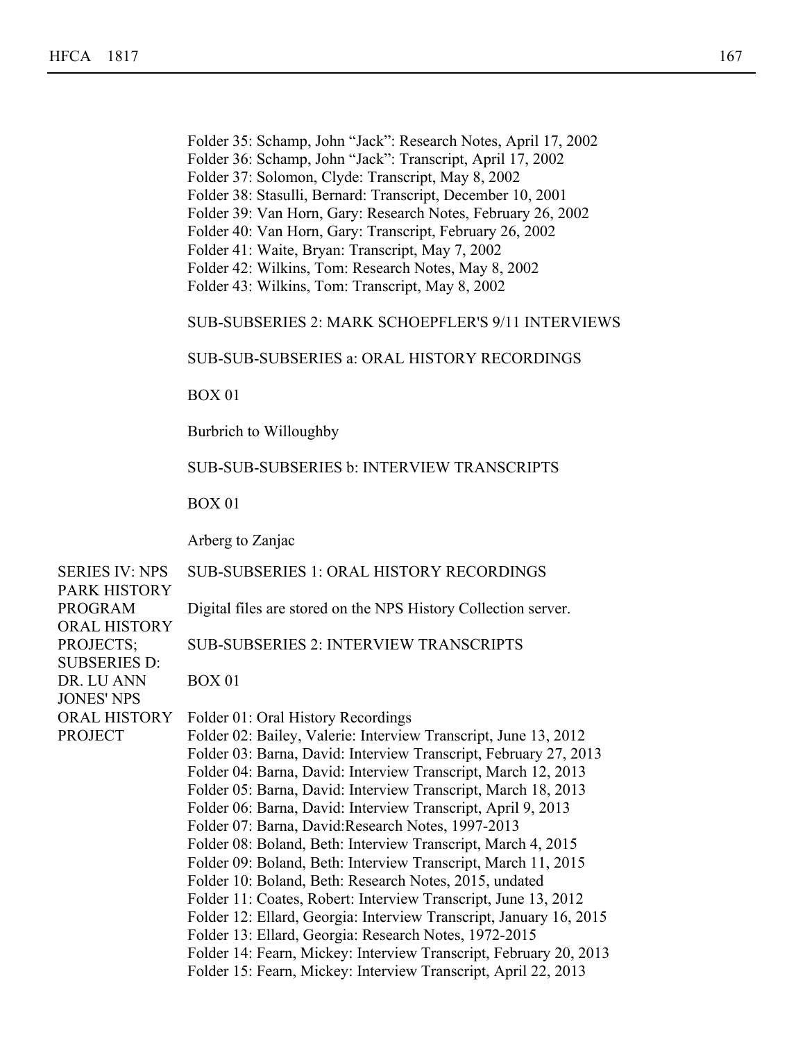Folder 35: Schamp, John "Jack": Research Notes, April 17, 2002
Folder 36: Schamp, John "Jack": Transcript, April 17, 2002
Folder 37: Solomon, Clyde: Transcript, May 8, 2002
Folder 38: Stasulli, Bernard: Transcript, December 10, 2001
Folder 39: Van Horn, Gary: Research Notes, February 26, 2002
Folder 40: Van Horn, Gary: Transcript, February 26, 2002
Folder 41: Waite, Bryan: Transcript, May 7, 2002
Folder 42: Wilkins, Tom: Research Notes, May 8, 2002
Folder 43: Wilkins, Tom: Transcript, May 8, 2002

SUB-SUBSERIES 2: MARK SCHOEPFLER'S 9/11 INTERVIEWS

SUB-SUB-SUBSERIES a: ORAL HISTORY RECORDINGS

BOX 01

Burbrich to Willoughby

SUB-SUB-SUBSERIES b: INTERVIEW TRANSCRIPTS

BOX 01

Arberg to Zanjac

SERIES IV: NPS PARK HISTORY PROGRAM ORAL HISTORY PROJECTS; SUBSERIES D: DR. LU ANN JONES' NPS ORAL HISTORY PROJECT

SUB-SUBSERIES 1: ORAL HISTORY RECORDINGS

Digital files are stored on the NPS History Collection server.

SUB-SUBSERIES 2: INTERVIEW TRANSCRIPTS

BOX 01

Folder 01: Oral History Recordings
Folder 02: Bailey, Valerie: Interview Transcript, June 13, 2012
Folder 03: Barna, David: Interview Transcript, February 27, 2013
Folder 04: Barna, David: Interview Transcript, March 12, 2013
Folder 05: Barna, David: Interview Transcript, March 18, 2013
Folder 06: Barna, David: Interview Transcript, April 9, 2013
Folder 07: Barna, David:Research Notes, 1997-2013
Folder 08: Boland, Beth: Interview Transcript, March 4, 2015
Folder 09: Boland, Beth: Interview Transcript, March 11, 2015
Folder 10: Boland, Beth: Research Notes, 2015, undated
Folder 11: Coates, Robert: Interview Transcript, June 13, 2012
Folder 12: Ellard, Georgia: Interview Transcript, January 16, 2015
Folder 13: Ellard, Georgia: Research Notes, 1972-2015
Folder 14: Fearn, Mickey: Interview Transcript, February 20, 2013
Folder 15: Fearn, Mickey: Interview Transcript, April 22, 2013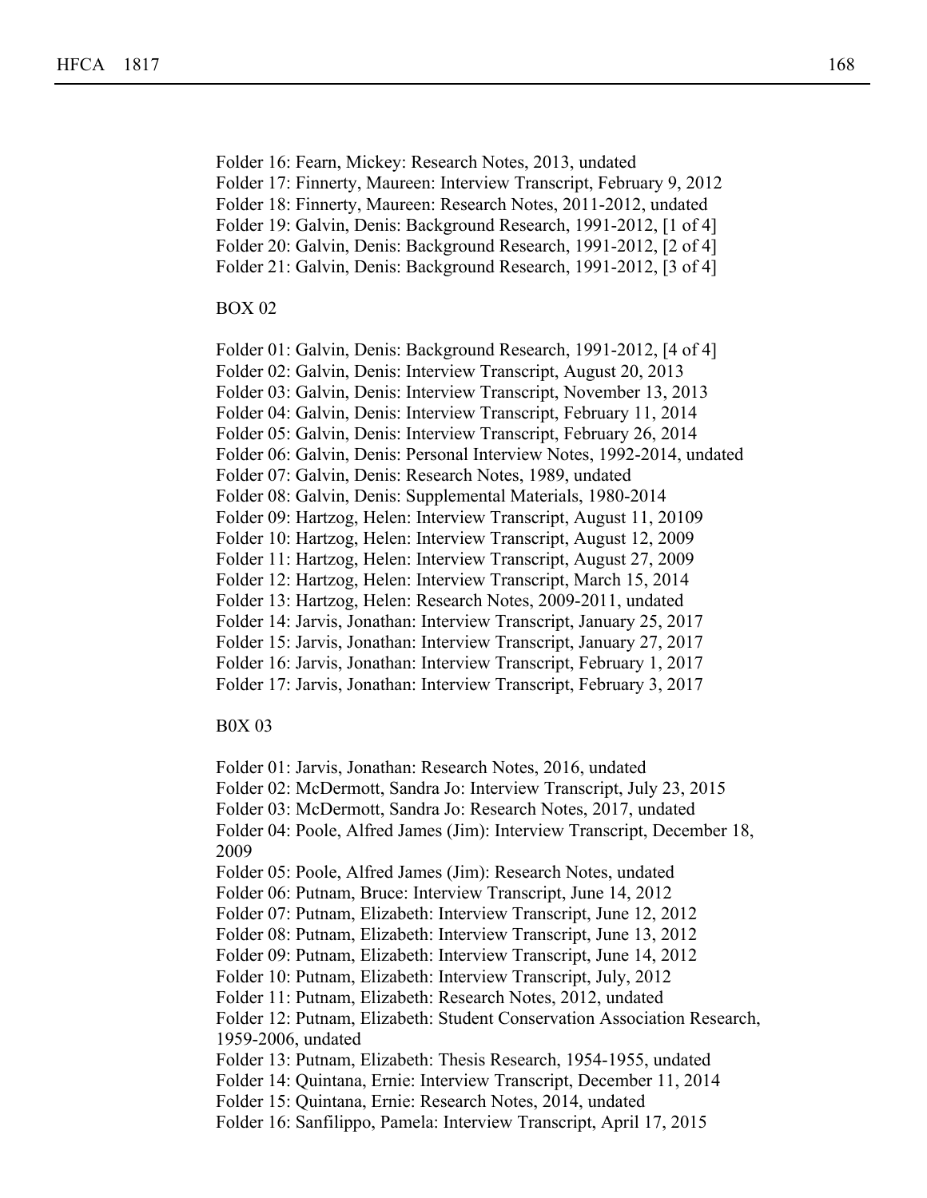Folder 16: Fearn, Mickey: Research Notes, 2013, undated
Folder 17: Finnerty, Maureen: Interview Transcript, February 9, 2012
Folder 18: Finnerty, Maureen: Research Notes, 2011-2012, undated
Folder 19: Galvin, Denis: Background Research, 1991-2012, [1 of 4]
Folder 20: Galvin, Denis: Background Research, 1991-2012, [2 of 4]
Folder 21: Galvin, Denis: Background Research, 1991-2012, [3 of 4]

BOX 02

Folder 01: Galvin, Denis: Background Research, 1991-2012, [4 of 4]
Folder 02: Galvin, Denis: Interview Transcript, August 20, 2013
Folder 03: Galvin, Denis: Interview Transcript, November 13, 2013
Folder 04: Galvin, Denis: Interview Transcript, February 11, 2014
Folder 05: Galvin, Denis: Interview Transcript, February 26, 2014
Folder 06: Galvin, Denis: Personal Interview Notes, 1992-2014, undated
Folder 07: Galvin, Denis: Research Notes, 1989, undated
Folder 08: Galvin, Denis: Supplemental Materials, 1980-2014
Folder 09: Hartzog, Helen: Interview Transcript, August 11, 20109
Folder 10: Hartzog, Helen: Interview Transcript, August 12, 2009
Folder 11: Hartzog, Helen: Interview Transcript, August 27, 2009
Folder 12: Hartzog, Helen: Interview Transcript, March 15, 2014
Folder 13: Hartzog, Helen: Research Notes, 2009-2011, undated
Folder 14: Jarvis, Jonathan: Interview Transcript, January 25, 2017
Folder 15: Jarvis, Jonathan: Interview Transcript, January 27, 2017
Folder 16: Jarvis, Jonathan: Interview Transcript, February 1, 2017
Folder 17: Jarvis, Jonathan: Interview Transcript, February 3, 2017

B0X 03

Folder 01: Jarvis, Jonathan: Research Notes, 2016, undated
Folder 02: McDermott, Sandra Jo: Interview Transcript, July 23, 2015
Folder 03: McDermott, Sandra Jo: Research Notes, 2017, undated
Folder 04: Poole, Alfred James (Jim): Interview Transcript, December 18, 2009
Folder 05: Poole, Alfred James (Jim): Research Notes, undated
Folder 06: Putnam, Bruce: Interview Transcript, June 14, 2012
Folder 07: Putnam, Elizabeth: Interview Transcript, June 12, 2012
Folder 08: Putnam, Elizabeth: Interview Transcript, June 13, 2012
Folder 09: Putnam, Elizabeth: Interview Transcript, June 14, 2012
Folder 10: Putnam, Elizabeth: Interview Transcript, July, 2012
Folder 11: Putnam, Elizabeth: Research Notes, 2012, undated
Folder 12: Putnam, Elizabeth: Student Conservation Association Research, 1959-2006, undated
Folder 13: Putnam, Elizabeth: Thesis Research, 1954-1955, undated
Folder 14: Quintana, Ernie: Interview Transcript, December 11, 2014
Folder 15: Quintana, Ernie: Research Notes, 2014, undated
Folder 16: Sanfilippo, Pamela: Interview Transcript, April 17, 2015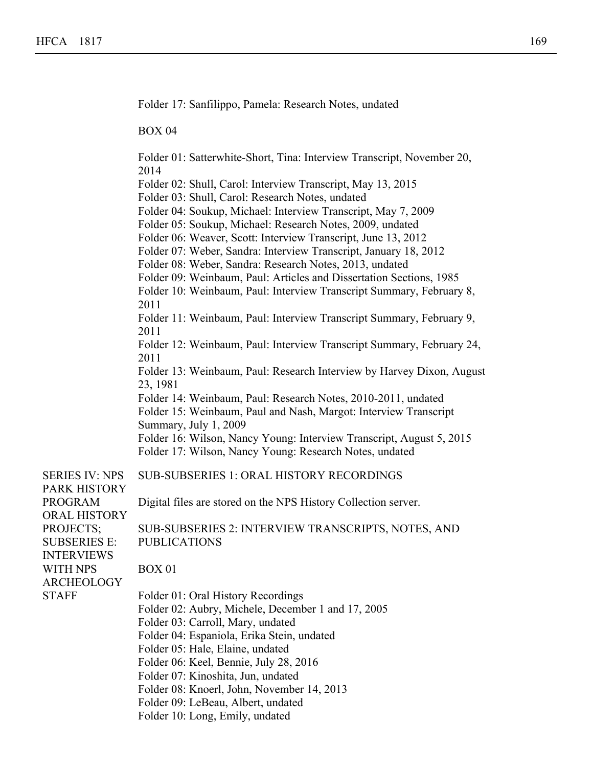Folder 17: Sanfilippo, Pamela: Research Notes, undated

BOX 04

Folder 01: Satterwhite-Short, Tina: Interview Transcript, November 20, 2014
Folder 02: Shull, Carol: Interview Transcript, May 13, 2015
Folder 03: Shull, Carol: Research Notes, undated
Folder 04: Soukup, Michael: Interview Transcript, May 7, 2009
Folder 05: Soukup, Michael: Research Notes, 2009, undated
Folder 06: Weaver, Scott: Interview Transcript, June 13, 2012
Folder 07: Weber, Sandra: Interview Transcript, January 18, 2012
Folder 08: Weber, Sandra: Research Notes, 2013, undated
Folder 09: Weinbaum, Paul: Articles and Dissertation Sections, 1985
Folder 10: Weinbaum, Paul: Interview Transcript Summary, February 8, 2011
Folder 11: Weinbaum, Paul: Interview Transcript Summary, February 9, 2011
Folder 12: Weinbaum, Paul: Interview Transcript Summary, February 24, 2011
Folder 13: Weinbaum, Paul: Research Interview by Harvey Dixon, August 23, 1981
Folder 14: Weinbaum, Paul: Research Notes, 2010-2011, undated
Folder 15: Weinbaum, Paul and Nash, Margot: Interview Transcript Summary, July 1, 2009
Folder 16: Wilson, Nancy Young: Interview Transcript, August 5, 2015
Folder 17: Wilson, Nancy Young: Research Notes, undated

## SERIES IV: NPS PARK HISTORY PROGRAM ORAL HISTORY PROJECTS; SUBSERIES E: INTERVIEWS WITH NPS ARCHEOLOGY STAFF

SUB-SUBSERIES 1: ORAL HISTORY RECORDINGS

Digital files are stored on the NPS History Collection server.

SUB-SUBSERIES 2: INTERVIEW TRANSCRIPTS, NOTES, AND PUBLICATIONS

BOX 01

Folder 01: Oral History Recordings
Folder 02: Aubry, Michele, December 1 and 17, 2005
Folder 03: Carroll, Mary, undated
Folder 04: Espaniola, Erika Stein, undated
Folder 05: Hale, Elaine, undated
Folder 06: Keel, Bennie, July 28, 2016
Folder 07: Kinoshita, Jun, undated
Folder 08: Knoerl, John, November 14, 2013
Folder 09: LeBeau, Albert, undated
Folder 10: Long, Emily, undated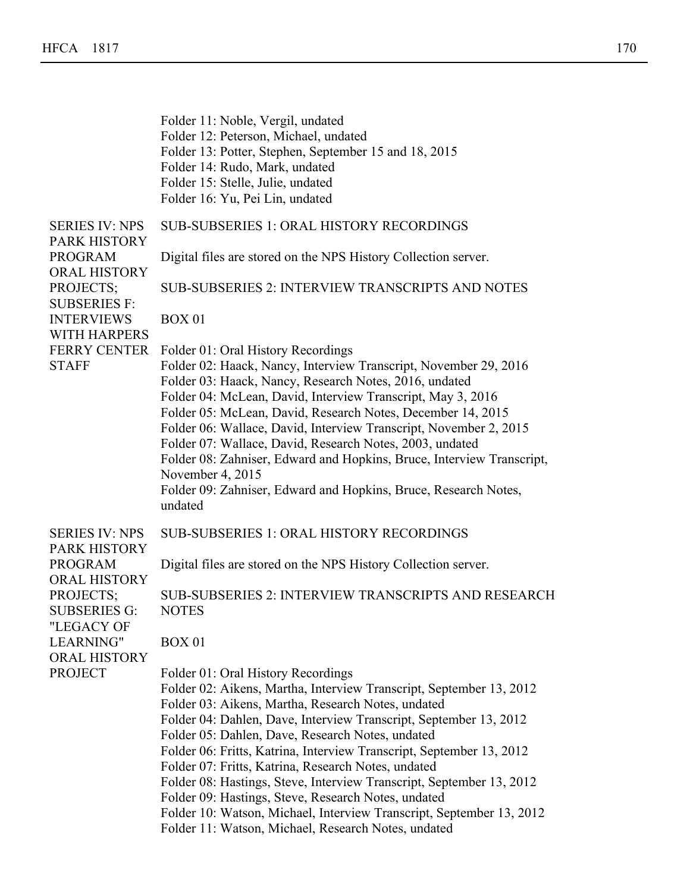Folder 11: Noble, Vergil, undated
Folder 12: Peterson, Michael, undated
Folder 13: Potter, Stephen, September 15 and 18, 2015
Folder 14: Rudo, Mark, undated
Folder 15: Stelle, Julie, undated
Folder 16: Yu, Pei Lin, undated

**SERIES IV: NPS PARK HISTORY PROGRAM ORAL HISTORY PROJECTS; SUBSERIES F: INTERVIEWS WITH HARPERS FERRY CENTER STAFF**

SUB-SUBSERIES 1: ORAL HISTORY RECORDINGS

Digital files are stored on the NPS History Collection server.

SUB-SUBSERIES 2: INTERVIEW TRANSCRIPTS AND NOTES

BOX 01

Folder 01: Oral History Recordings
Folder 02: Haack, Nancy, Interview Transcript, November 29, 2016
Folder 03: Haack, Nancy, Research Notes, 2016, undated
Folder 04: McLean, David, Interview Transcript, May 3, 2016
Folder 05: McLean, David, Research Notes, December 14, 2015
Folder 06: Wallace, David, Interview Transcript, November 2, 2015
Folder 07: Wallace, David, Research Notes, 2003, undated
Folder 08: Zahniser, Edward and Hopkins, Bruce, Interview Transcript, November 4, 2015
Folder 09: Zahniser, Edward and Hopkins, Bruce, Research Notes, undated

**SERIES IV: NPS PARK HISTORY PROGRAM ORAL HISTORY PROJECTS; SUBSERIES G: "LEGACY OF LEARNING" ORAL HISTORY PROJECT**

SUB-SUBSERIES 1: ORAL HISTORY RECORDINGS

Digital files are stored on the NPS History Collection server.

SUB-SUBSERIES 2: INTERVIEW TRANSCRIPTS AND RESEARCH NOTES

BOX 01

Folder 01: Oral History Recordings
Folder 02: Aikens, Martha, Interview Transcript, September 13, 2012
Folder 03: Aikens, Martha, Research Notes, undated
Folder 04: Dahlen, Dave, Interview Transcript, September 13, 2012
Folder 05: Dahlen, Dave, Research Notes, undated
Folder 06: Fritts, Katrina, Interview Transcript, September 13, 2012
Folder 07: Fritts, Katrina, Research Notes, undated
Folder 08: Hastings, Steve, Interview Transcript, September 13, 2012
Folder 09: Hastings, Steve, Research Notes, undated
Folder 10: Watson, Michael, Interview Transcript, September 13, 2012
Folder 11: Watson, Michael, Research Notes, undated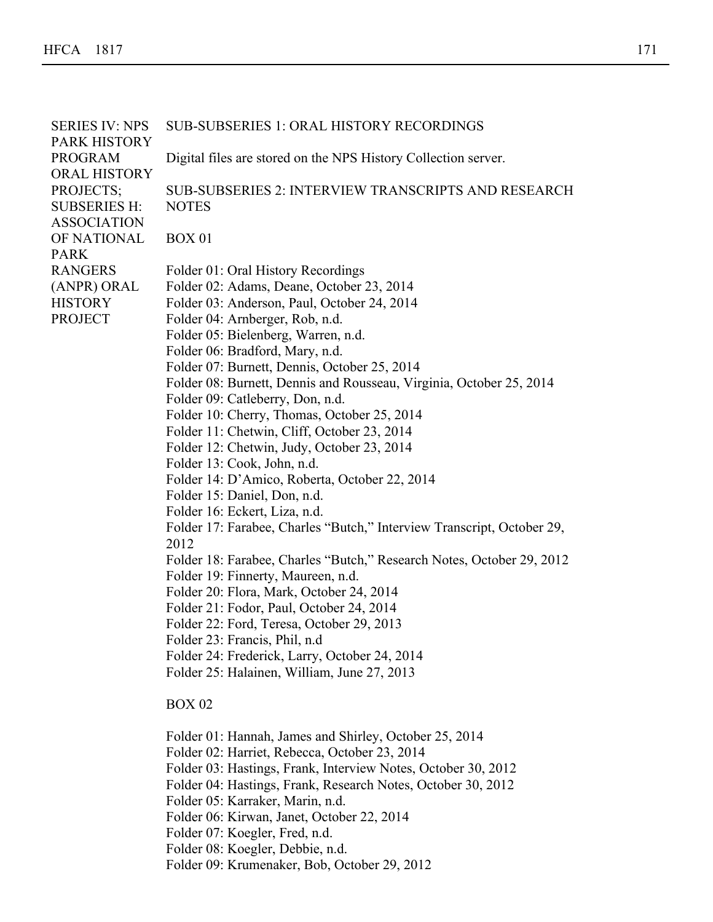SERIES IV: NPS PARK HISTORY PROGRAM ORAL HISTORY PROJECTS; SUBSERIES H: ASSOCIATION OF NATIONAL PARK RANGERS (ANPR) ORAL HISTORY PROJECT

SUB-SUBSERIES 1: ORAL HISTORY RECORDINGS

Digital files are stored on the NPS History Collection server.

SUB-SUBSERIES 2: INTERVIEW TRANSCRIPTS AND RESEARCH NOTES

BOX 01

Folder 01: Oral History Recordings
Folder 02: Adams, Deane, October 23, 2014
Folder 03: Anderson, Paul, October 24, 2014
Folder 04: Arnberger, Rob, n.d.
Folder 05: Bielenberg, Warren, n.d.
Folder 06: Bradford, Mary, n.d.
Folder 07: Burnett, Dennis, October 25, 2014
Folder 08: Burnett, Dennis and Rousseau, Virginia, October 25, 2014
Folder 09: Catleberry, Don, n.d.
Folder 10: Cherry, Thomas, October 25, 2014
Folder 11: Chetwin, Cliff, October 23, 2014
Folder 12: Chetwin, Judy, October 23, 2014
Folder 13: Cook, John, n.d.
Folder 14: D'Amico, Roberta, October 22, 2014
Folder 15: Daniel, Don, n.d.
Folder 16: Eckert, Liza, n.d.
Folder 17: Farabee, Charles "Butch," Interview Transcript, October 29, 2012
Folder 18: Farabee, Charles "Butch," Research Notes, October 29, 2012
Folder 19: Finnerty, Maureen, n.d.
Folder 20: Flora, Mark, October 24, 2014
Folder 21: Fodor, Paul, October 24, 2014
Folder 22: Ford, Teresa, October 29, 2013
Folder 23: Francis, Phil, n.d
Folder 24: Frederick, Larry, October 24, 2014
Folder 25: Halainen, William, June 27, 2013

BOX 02

Folder 01: Hannah, James and Shirley, October 25, 2014
Folder 02: Harriet, Rebecca, October 23, 2014
Folder 03: Hastings, Frank, Interview Notes, October 30, 2012
Folder 04: Hastings, Frank, Research Notes, October 30, 2012
Folder 05: Karraker, Marin, n.d.
Folder 06: Kirwan, Janet, October 22, 2014
Folder 07: Koegler, Fred, n.d.
Folder 08: Koegler, Debbie, n.d.
Folder 09: Krumenaker, Bob, October 29, 2012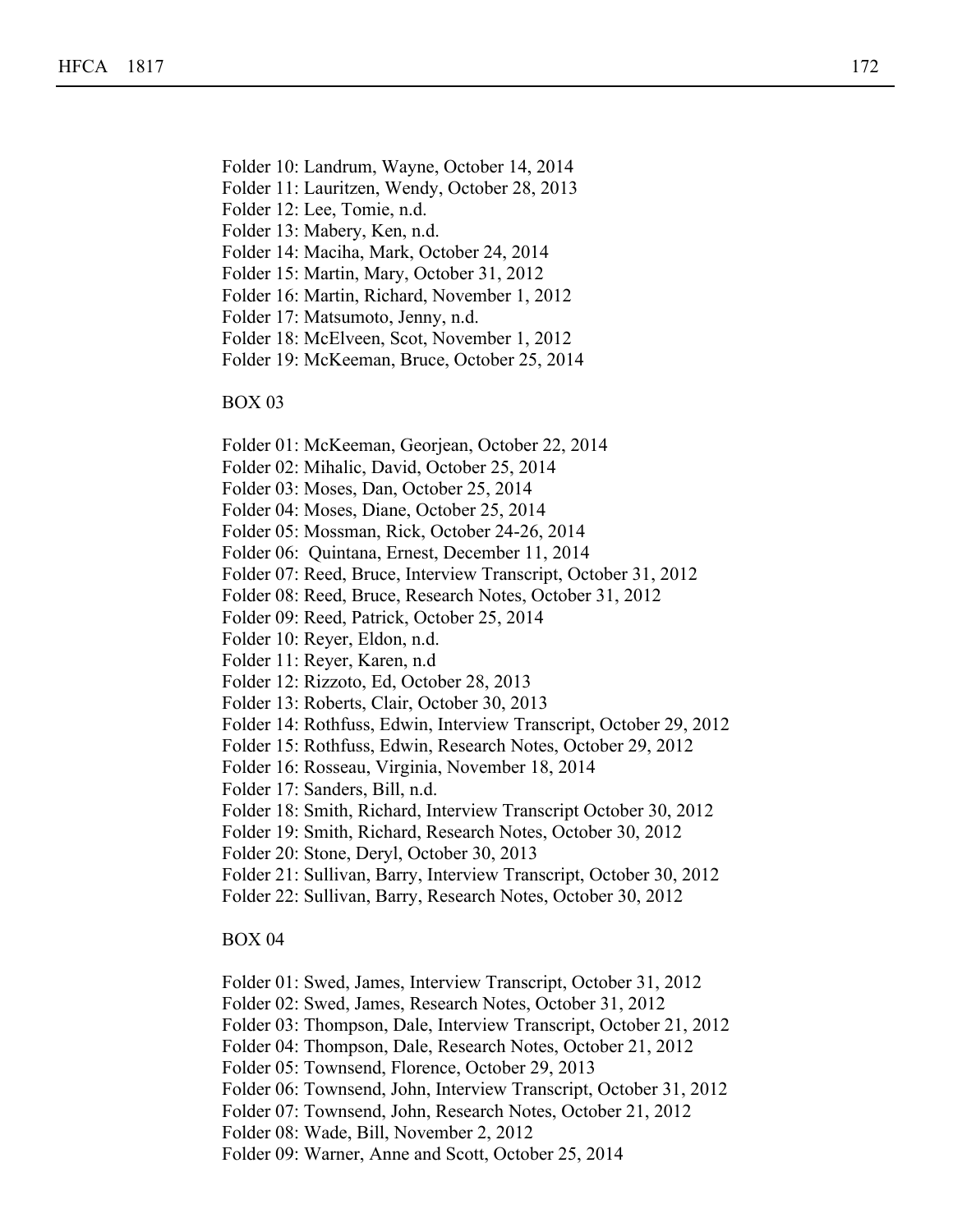Folder 10: Landrum, Wayne, October 14, 2014
Folder 11: Lauritzen, Wendy, October 28, 2013
Folder 12: Lee, Tomie, n.d.
Folder 13: Mabery, Ken, n.d.
Folder 14: Maciha, Mark, October 24, 2014
Folder 15: Martin, Mary, October 31, 2012
Folder 16: Martin, Richard, November 1, 2012
Folder 17: Matsumoto, Jenny, n.d.
Folder 18: McElveen, Scot, November 1, 2012
Folder 19: McKeeman, Bruce, October 25, 2014

BOX 03

Folder 01: McKeeman, Georjean, October 22, 2014
Folder 02: Mihalic, David, October 25, 2014
Folder 03: Moses, Dan, October 25, 2014
Folder 04: Moses, Diane, October 25, 2014
Folder 05: Mossman, Rick, October 24-26, 2014
Folder 06: Quintana, Ernest, December 11, 2014
Folder 07: Reed, Bruce, Interview Transcript, October 31, 2012
Folder 08: Reed, Bruce, Research Notes, October 31, 2012
Folder 09: Reed, Patrick, October 25, 2014
Folder 10: Reyer, Eldon, n.d.
Folder 11: Reyer, Karen, n.d
Folder 12: Rizzoto, Ed, October 28, 2013
Folder 13: Roberts, Clair, October 30, 2013
Folder 14: Rothfuss, Edwin, Interview Transcript, October 29, 2012
Folder 15: Rothfuss, Edwin, Research Notes, October 29, 2012
Folder 16: Rosseau, Virginia, November 18, 2014
Folder 17: Sanders, Bill, n.d.
Folder 18: Smith, Richard, Interview Transcript October 30, 2012
Folder 19: Smith, Richard, Research Notes, October 30, 2012
Folder 20: Stone, Deryl, October 30, 2013
Folder 21: Sullivan, Barry, Interview Transcript, October 30, 2012
Folder 22: Sullivan, Barry, Research Notes, October 30, 2012

BOX 04

Folder 01: Swed, James, Interview Transcript, October 31, 2012
Folder 02: Swed, James, Research Notes, October 31, 2012
Folder 03: Thompson, Dale, Interview Transcript, October 21, 2012
Folder 04: Thompson, Dale, Research Notes, October 21, 2012
Folder 05: Townsend, Florence, October 29, 2013
Folder 06: Townsend, John, Interview Transcript, October 31, 2012
Folder 07: Townsend, John, Research Notes, October 21, 2012
Folder 08: Wade, Bill, November 2, 2012
Folder 09: Warner, Anne and Scott, October 25, 2014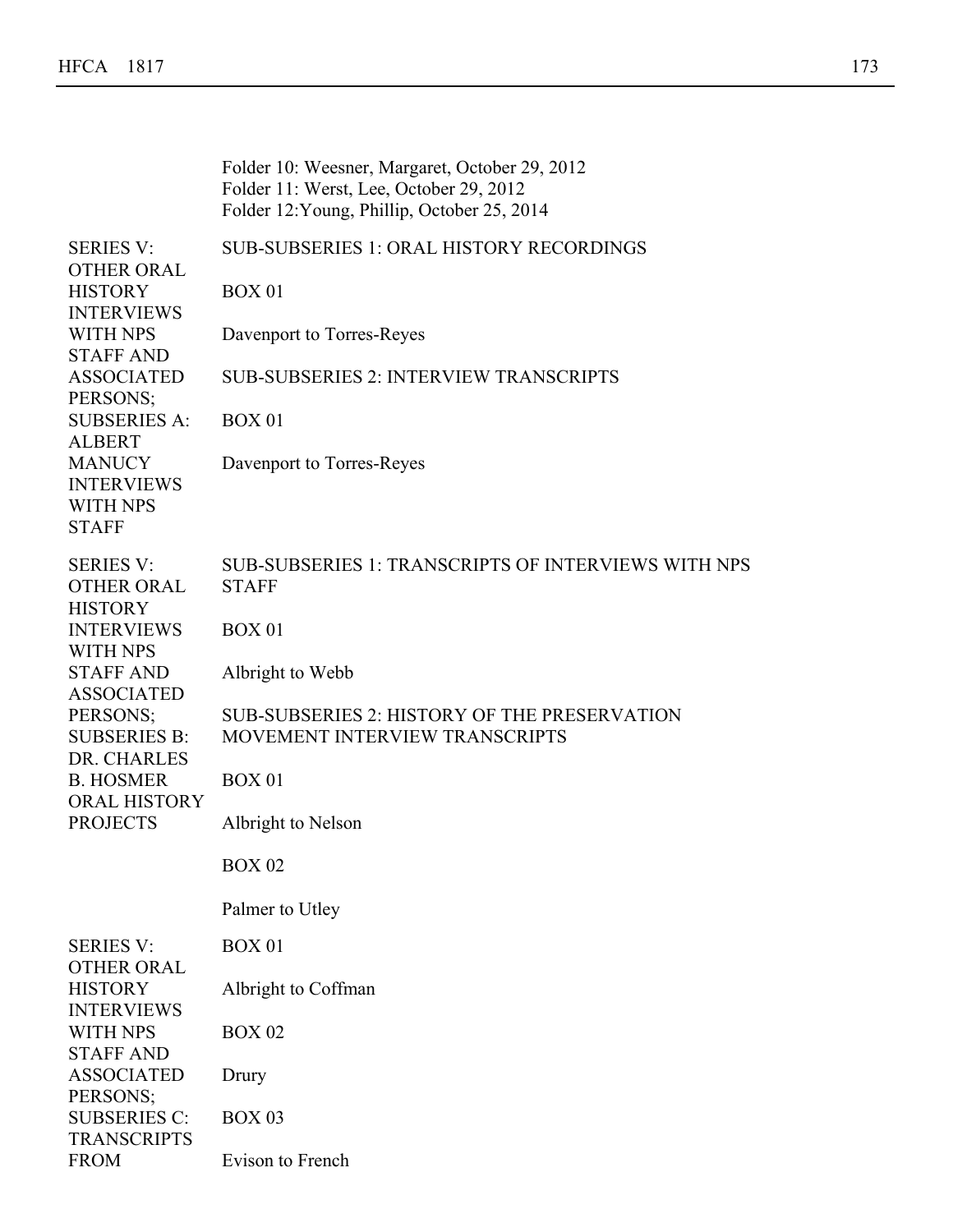Folder 10: Weesner, Margaret, October 29, 2012
Folder 11: Werst, Lee, October 29, 2012
Folder 12:Young, Phillip, October 25, 2014

| | |
|---|---|
| SERIES V: OTHER ORAL HISTORY INTERVIEWS WITH NPS STAFF AND ASSOCIATED PERSONS; SUBSERIES A: ALBERT MANUCY INTERVIEWS WITH NPS STAFF | SUB-SUBSERIES 1: ORAL HISTORY RECORDINGS<br><br>BOX 01<br><br>Davenport to Torres-Reyes<br><br>SUB-SUBSERIES 2: INTERVIEW TRANSCRIPTS<br><br>BOX 01<br><br>Davenport to Torres-Reyes |
| SERIES V: OTHER ORAL HISTORY INTERVIEWS WITH NPS STAFF AND ASSOCIATED PERSONS; SUBSERIES B: DR. CHARLES B. HOSMER ORAL HISTORY PROJECTS | SUB-SUBSERIES 1: TRANSCRIPTS OF INTERVIEWS WITH NPS STAFF<br><br>BOX 01<br><br>Albright to Webb<br><br>SUB-SUBSERIES 2: HISTORY OF THE PRESERVATION MOVEMENT INTERVIEW TRANSCRIPTS<br><br>BOX 01<br><br>Albright to Nelson<br><br>BOX 02<br><br>Palmer to Utley |
| SERIES V: OTHER ORAL HISTORY INTERVIEWS WITH NPS STAFF AND ASSOCIATED PERSONS; SUBSERIES C: TRANSCRIPTS FROM | BOX 01<br><br>Albright to Coffman<br><br>BOX 02<br><br>Drury<br><br>BOX 03<br><br>Evison to French |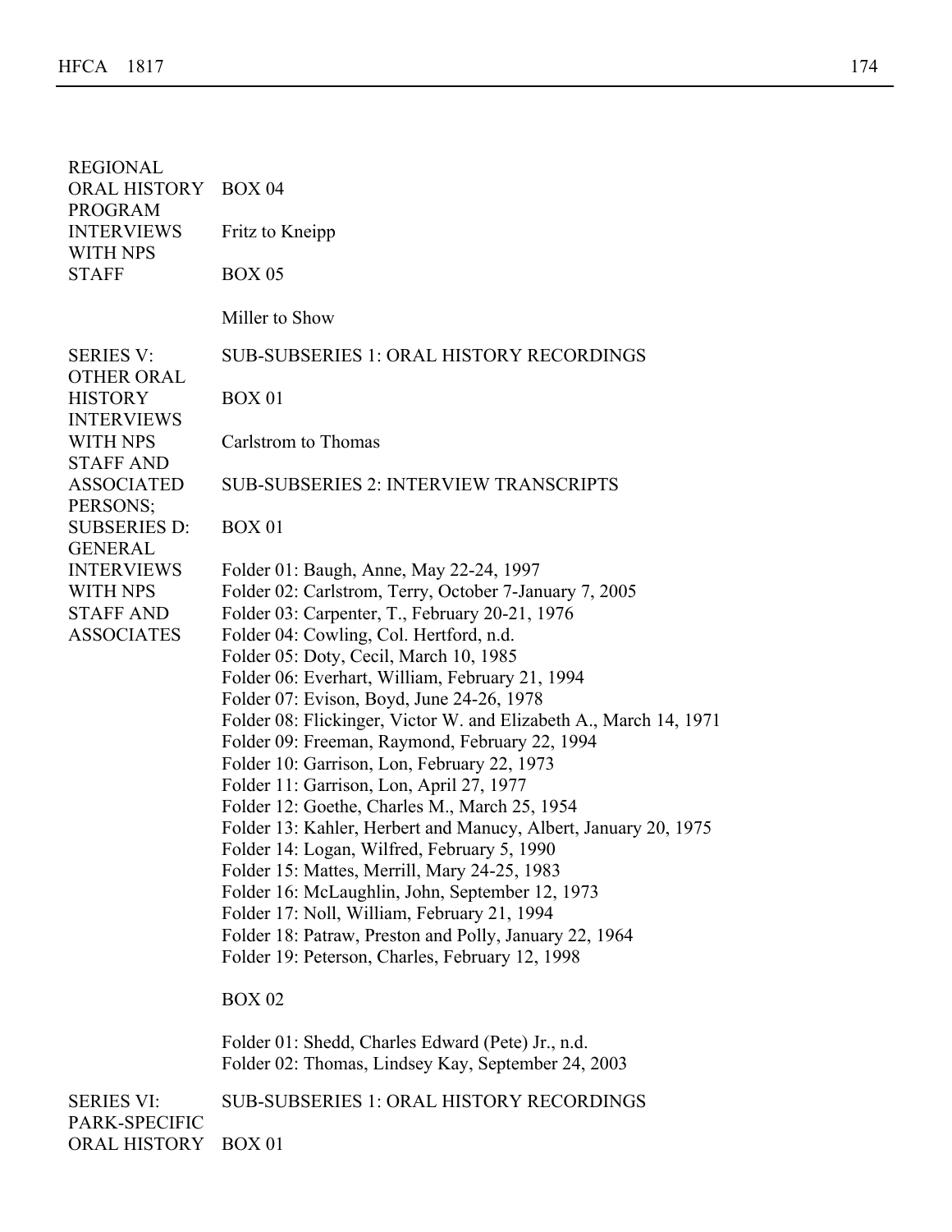| | |
|---|---|
| REGIONAL ORAL HISTORY PROGRAM INTERVIEWS WITH NPS STAFF | BOX 04<br><br>Fritz to Kneipp<br><br>BOX 05<br><br>Miller to Show |
| SERIES V: OTHER ORAL HISTORY INTERVIEWS WITH NPS STAFF AND ASSOCIATED PERSONS; SUBSERIES D: GENERAL INTERVIEWS WITH NPS STAFF AND ASSOCIATES | SUB-SUBSERIES 1: ORAL HISTORY RECORDINGS<br><br>BOX 01<br><br>Carlstrom to Thomas<br><br>SUB-SUBSERIES 2: INTERVIEW TRANSCRIPTS<br><br>BOX 01<br><br>Folder 01: Baugh, Anne, May 22-24, 1997<br>Folder 02: Carlstrom, Terry, October 7-January 7, 2005<br>Folder 03: Carpenter, T., February 20-21, 1976<br>Folder 04: Cowling, Col. Hertford, n.d.<br>Folder 05: Doty, Cecil, March 10, 1985<br>Folder 06: Everhart, William, February 21, 1994<br>Folder 07: Evison, Boyd, June 24-26, 1978<br>Folder 08: Flickinger, Victor W. and Elizabeth A., March 14, 1971<br>Folder 09: Freeman, Raymond, February 22, 1994<br>Folder 10: Garrison, Lon, February 22, 1973<br>Folder 11: Garrison, Lon, April 27, 1977<br>Folder 12: Goethe, Charles M., March 25, 1954<br>Folder 13: Kahler, Herbert and Manucy, Albert, January 20, 1975<br>Folder 14: Logan, Wilfred, February 5, 1990<br>Folder 15: Mattes, Merrill, Mary 24-25, 1983<br>Folder 16: McLaughlin, John, September 12, 1973<br>Folder 17: Noll, William, February 21, 1994<br>Folder 18: Patraw, Preston and Polly, January 22, 1964<br>Folder 19: Peterson, Charles, February 12, 1998<br><br>BOX 02<br><br>Folder 01: Shedd, Charles Edward (Pete) Jr., n.d.<br>Folder 02: Thomas, Lindsey Kay, September 24, 2003 |
| SERIES VI: PARK-SPECIFIC ORAL HISTORY | SUB-SUBSERIES 1: ORAL HISTORY RECORDINGS<br><br>BOX 01 |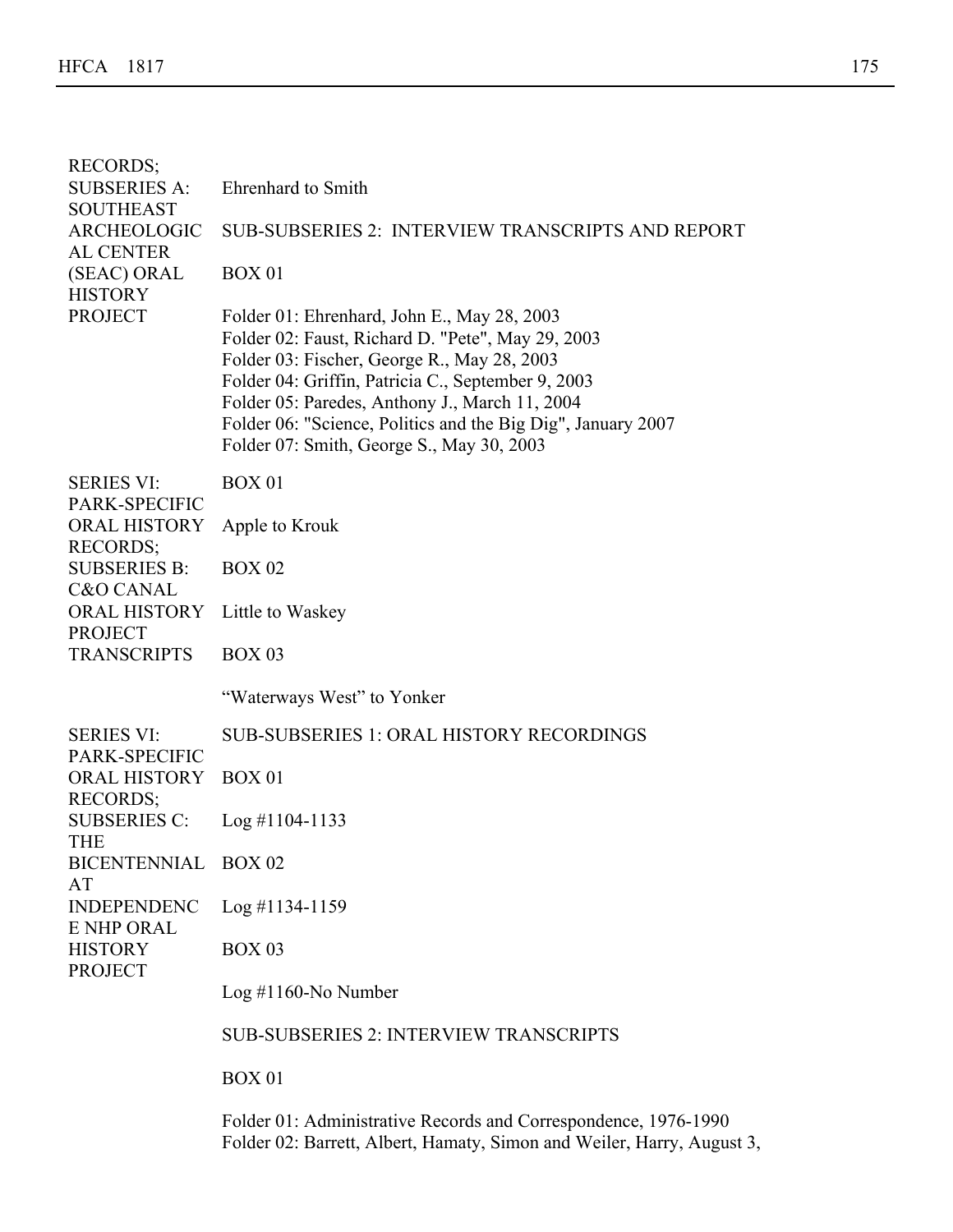| | |
|---|---|
| RECORDS; SUBSERIES A: SOUTHEAST ARCHEOLOGICAL CENTER (SEAC) ORAL HISTORY PROJECT | Ehrenhard to Smith<br><br>SUB-SUBSERIES 2: INTERVIEW TRANSCRIPTS AND REPORT<br><br>BOX 01<br><br>Folder 01: Ehrenhard, John E., May 28, 2003<br>Folder 02: Faust, Richard D. "Pete", May 29, 2003<br>Folder 03: Fischer, George R., May 28, 2003<br>Folder 04: Griffin, Patricia C., September 9, 2003<br>Folder 05: Paredes, Anthony J., March 11, 2004<br>Folder 06: "Science, Politics and the Big Dig", January 2007<br>Folder 07: Smith, George S., May 30, 2003 |
| SERIES VI: PARK-SPECIFIC ORAL HISTORY RECORDS; SUBSERIES B: C&O CANAL ORAL HISTORY PROJECT TRANSCRIPTS | BOX 01<br><br>Apple to Krouk<br><br>BOX 02<br><br>Little to Waskey<br><br>BOX 03<br><br>"Waterways West" to Yonker |
| SERIES VI: PARK-SPECIFIC ORAL HISTORY RECORDS; SUBSERIES C: THE BICENTENNIAL AT INDEPENDENCE NHP ORAL HISTORY PROJECT | SUB-SUBSERIES 1: ORAL HISTORY RECORDINGS<br><br>BOX 01<br><br>Log #1104-1133<br><br>BOX 02<br><br>Log #1134-1159<br><br>BOX 03<br><br>Log #1160-No Number<br><br>SUB-SUBSERIES 2: INTERVIEW TRANSCRIPTS<br><br>BOX 01<br><br>Folder 01: Administrative Records and Correspondence, 1976-1990<br>Folder 02: Barrett, Albert, Hamaty, Simon and Weiler, Harry, August 3, |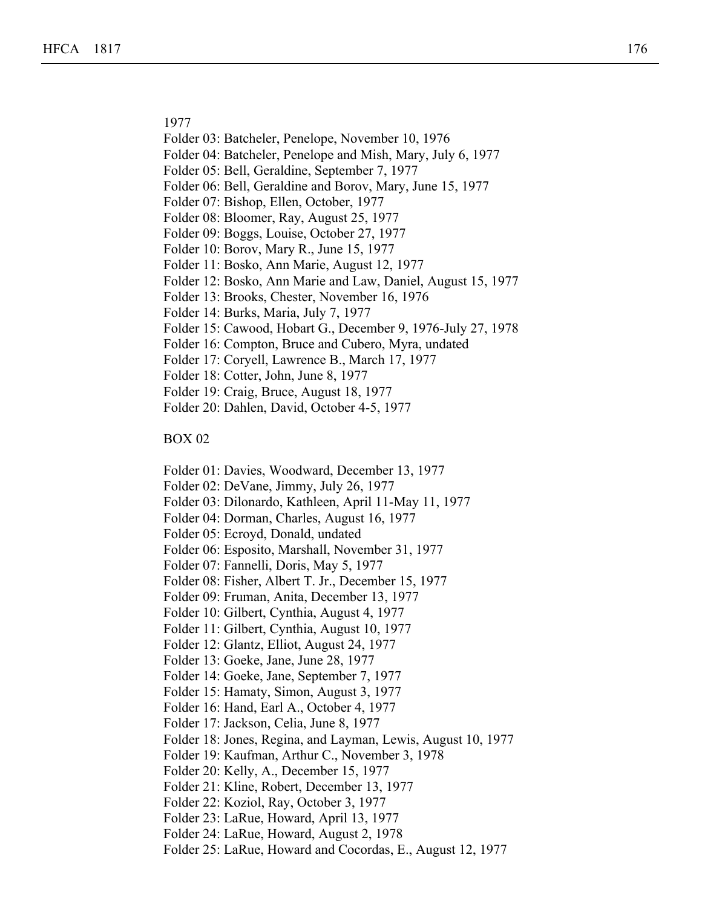1977

Folder 03: Batcheler, Penelope, November 10, 1976
Folder 04: Batcheler, Penelope and Mish, Mary, July 6, 1977
Folder 05: Bell, Geraldine, September 7, 1977
Folder 06: Bell, Geraldine and Borov, Mary, June 15, 1977
Folder 07: Bishop, Ellen, October, 1977
Folder 08: Bloomer, Ray, August 25, 1977
Folder 09: Boggs, Louise, October 27, 1977
Folder 10: Borov, Mary R., June 15, 1977
Folder 11: Bosko, Ann Marie, August 12, 1977
Folder 12: Bosko, Ann Marie and Law, Daniel, August 15, 1977
Folder 13: Brooks, Chester, November 16, 1976
Folder 14: Burks, Maria, July 7, 1977
Folder 15: Cawood, Hobart G., December 9, 1976-July 27, 1978
Folder 16: Compton, Bruce and Cubero, Myra, undated
Folder 17: Coryell, Lawrence B., March 17, 1977
Folder 18: Cotter, John, June 8, 1977
Folder 19: Craig, Bruce, August 18, 1977
Folder 20: Dahlen, David, October 4-5, 1977

BOX 02

Folder 01: Davies, Woodward, December 13, 1977
Folder 02: DeVane, Jimmy, July 26, 1977
Folder 03: Dilonardo, Kathleen, April 11-May 11, 1977
Folder 04: Dorman, Charles, August 16, 1977
Folder 05: Ecroyd, Donald, undated
Folder 06: Esposito, Marshall, November 31, 1977
Folder 07: Fannelli, Doris, May 5, 1977
Folder 08: Fisher, Albert T. Jr., December 15, 1977
Folder 09: Fruman, Anita, December 13, 1977
Folder 10: Gilbert, Cynthia, August 4, 1977
Folder 11: Gilbert, Cynthia, August 10, 1977
Folder 12: Glantz, Elliot, August 24, 1977
Folder 13: Goeke, Jane, June 28, 1977
Folder 14: Goeke, Jane, September 7, 1977
Folder 15: Hamaty, Simon, August 3, 1977
Folder 16: Hand, Earl A., October 4, 1977
Folder 17: Jackson, Celia, June 8, 1977
Folder 18: Jones, Regina, and Layman, Lewis, August 10, 1977
Folder 19: Kaufman, Arthur C., November 3, 1978
Folder 20: Kelly, A., December 15, 1977
Folder 21: Kline, Robert, December 13, 1977
Folder 22: Koziol, Ray, October 3, 1977
Folder 23: LaRue, Howard, April 13, 1977
Folder 24: LaRue, Howard, August 2, 1978
Folder 25: LaRue, Howard and Cocordas, E., August 12, 1977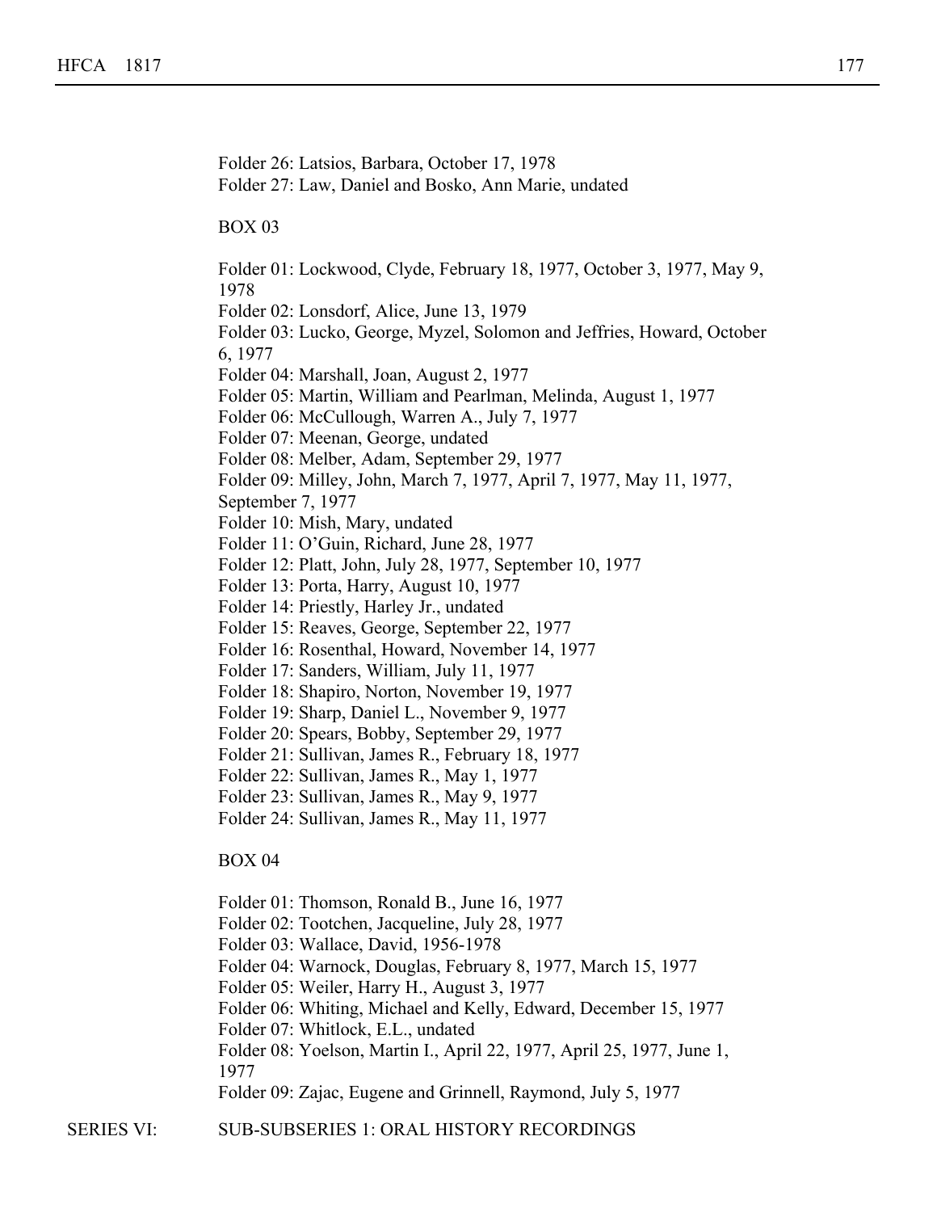Folder 26: Latsios, Barbara, October 17, 1978
Folder 27: Law, Daniel and Bosko, Ann Marie, undated

BOX 03

Folder 01: Lockwood, Clyde, February 18, 1977, October 3, 1977, May 9, 1978
Folder 02: Lonsdorf, Alice, June 13, 1979
Folder 03: Lucko, George, Myzel, Solomon and Jeffries, Howard, October 6, 1977
Folder 04: Marshall, Joan, August 2, 1977
Folder 05: Martin, William and Pearlman, Melinda, August 1, 1977
Folder 06: McCullough, Warren A., July 7, 1977
Folder 07: Meenan, George, undated
Folder 08: Melber, Adam, September 29, 1977
Folder 09: Milley, John, March 7, 1977, April 7, 1977, May 11, 1977, September 7, 1977
Folder 10: Mish, Mary, undated
Folder 11: O'Guin, Richard, June 28, 1977
Folder 12: Platt, John, July 28, 1977, September 10, 1977
Folder 13: Porta, Harry, August 10, 1977
Folder 14: Priestly, Harley Jr., undated
Folder 15: Reaves, George, September 22, 1977
Folder 16: Rosenthal, Howard, November 14, 1977
Folder 17: Sanders, William, July 11, 1977
Folder 18: Shapiro, Norton, November 19, 1977
Folder 19: Sharp, Daniel L., November 9, 1977
Folder 20: Spears, Bobby, September 29, 1977
Folder 21: Sullivan, James R., February 18, 1977
Folder 22: Sullivan, James R., May 1, 1977
Folder 23: Sullivan, James R., May 9, 1977
Folder 24: Sullivan, James R., May 11, 1977

BOX 04

Folder 01: Thomson, Ronald B., June 16, 1977
Folder 02: Tootchen, Jacqueline, July 28, 1977
Folder 03: Wallace, David, 1956-1978
Folder 04: Warnock, Douglas, February 8, 1977, March 15, 1977
Folder 05: Weiler, Harry H., August 3, 1977
Folder 06: Whiting, Michael and Kelly, Edward, December 15, 1977
Folder 07: Whitlock, E.L., undated
Folder 08: Yoelson, Martin I., April 22, 1977, April 25, 1977, June 1, 1977
Folder 09: Zajac, Eugene and Grinnell, Raymond, July 5, 1977

SERIES VI: SUB-SUBSERIES 1: ORAL HISTORY RECORDINGS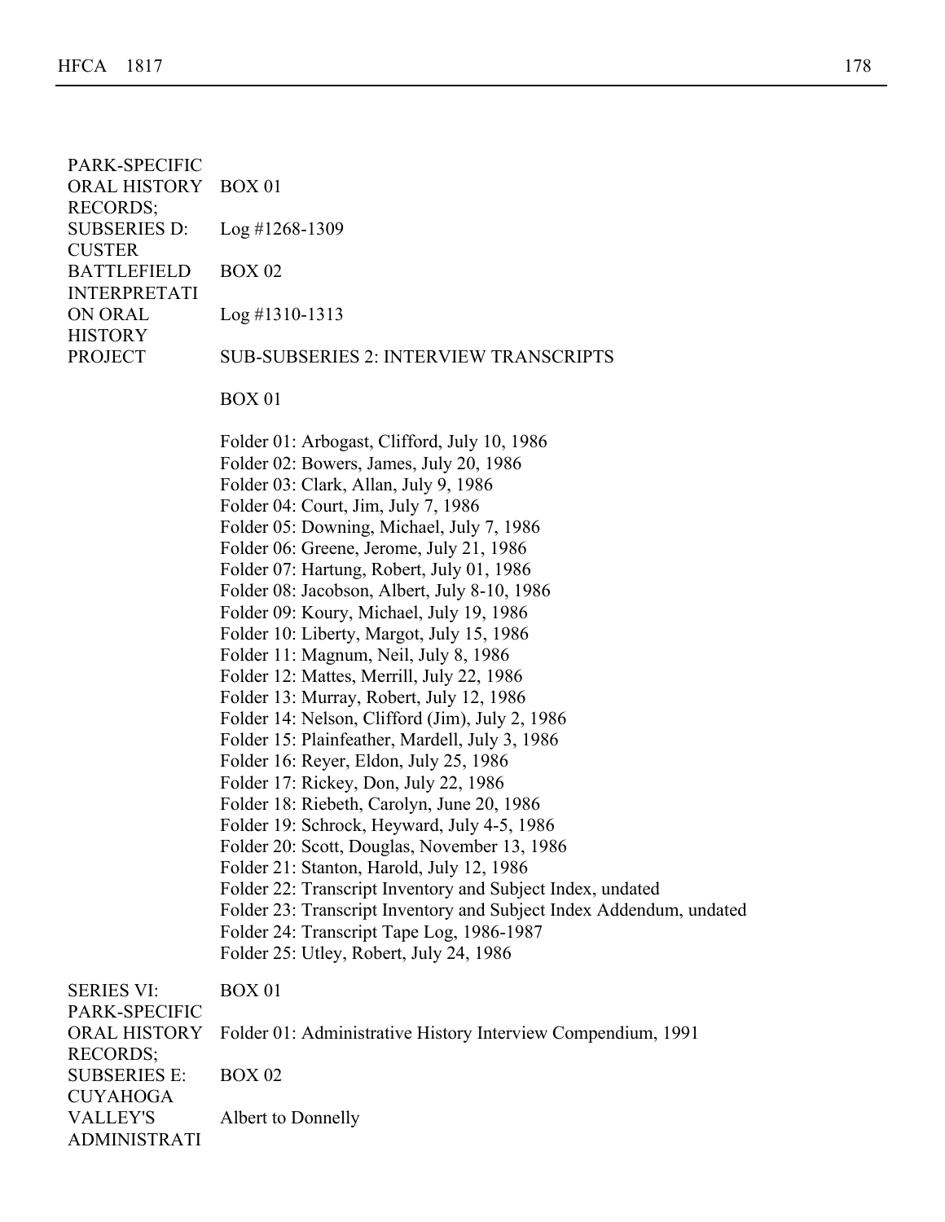PARK-SPECIFIC ORAL HISTORY RECORDS; SUBSERIES D: CUSTER BATTLEFIELD INTERPRETATION ORAL HISTORY PROJECT

BOX 01

Log #1268-1309

BOX 02

Log #1310-1313

SUB-SUBSERIES 2: INTERVIEW TRANSCRIPTS

BOX 01

Folder 01: Arbogast, Clifford, July 10, 1986
Folder 02: Bowers, James, July 20, 1986
Folder 03: Clark, Allan, July 9, 1986
Folder 04: Court, Jim, July 7, 1986
Folder 05: Downing, Michael, July 7, 1986
Folder 06: Greene, Jerome, July 21, 1986
Folder 07: Hartung, Robert, July 01, 1986
Folder 08: Jacobson, Albert, July 8-10, 1986
Folder 09: Koury, Michael, July 19, 1986
Folder 10: Liberty, Margot, July 15, 1986
Folder 11: Magnum, Neil, July 8, 1986
Folder 12: Mattes, Merrill, July 22, 1986
Folder 13: Murray, Robert, July 12, 1986
Folder 14: Nelson, Clifford (Jim), July 2, 1986
Folder 15: Plainfeather, Mardell, July 3, 1986
Folder 16: Reyer, Eldon, July 25, 1986
Folder 17: Rickey, Don, July 22, 1986
Folder 18: Riebeth, Carolyn, June 20, 1986
Folder 19: Schrock, Heyward, July 4-5, 1986
Folder 20: Scott, Douglas, November 13, 1986
Folder 21: Stanton, Harold, July 12, 1986
Folder 22: Transcript Inventory and Subject Index, undated
Folder 23: Transcript Inventory and Subject Index Addendum, undated
Folder 24: Transcript Tape Log, 1986-1987
Folder 25: Utley, Robert, July 24, 1986

SERIES VI: PARK-SPECIFIC ORAL HISTORY RECORDS; SUBSERIES E: CUYAHOGA VALLEY'S ADMINISTRATI

BOX 01

Folder 01: Administrative History Interview Compendium, 1991

BOX 02

Albert to Donnelly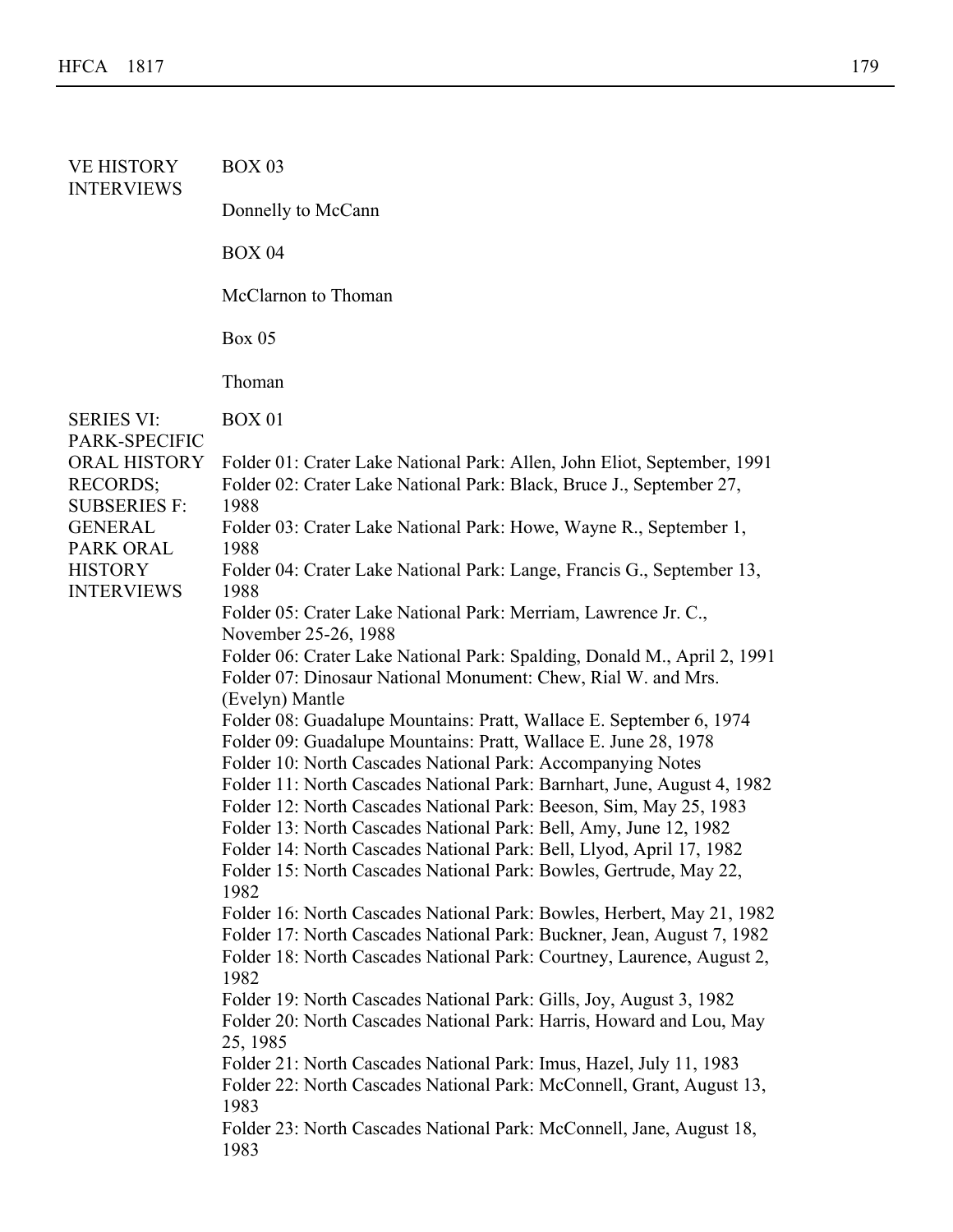VE HISTORY INTERVIEWS

BOX 03

Donnelly to McCann

BOX 04

McClarnon to Thoman

Box 05

Thoman

SERIES VI: PARK-SPECIFIC ORAL HISTORY RECORDS; SUBSERIES F: GENERAL PARK ORAL HISTORY INTERVIEWS

BOX 01

Folder 01: Crater Lake National Park: Allen, John Eliot, September, 1991
Folder 02: Crater Lake National Park: Black, Bruce J., September 27, 1988
Folder 03: Crater Lake National Park: Howe, Wayne R., September 1, 1988
Folder 04: Crater Lake National Park: Lange, Francis G., September 13, 1988
Folder 05: Crater Lake National Park: Merriam, Lawrence Jr. C., November 25-26, 1988
Folder 06: Crater Lake National Park: Spalding, Donald M., April 2, 1991
Folder 07: Dinosaur National Monument: Chew, Rial W. and Mrs. (Evelyn) Mantle
Folder 08: Guadalupe Mountains: Pratt, Wallace E. September 6, 1974
Folder 09: Guadalupe Mountains: Pratt, Wallace E. June 28, 1978
Folder 10: North Cascades National Park: Accompanying Notes
Folder 11: North Cascades National Park: Barnhart, June, August 4, 1982
Folder 12: North Cascades National Park: Beeson, Sim, May 25, 1983
Folder 13: North Cascades National Park: Bell, Amy, June 12, 1982
Folder 14: North Cascades National Park: Bell, Llyod, April 17, 1982
Folder 15: North Cascades National Park: Bowles, Gertrude, May 22, 1982
Folder 16: North Cascades National Park: Bowles, Herbert, May 21, 1982
Folder 17: North Cascades National Park: Buckner, Jean, August 7, 1982
Folder 18: North Cascades National Park: Courtney, Laurence, August 2, 1982
Folder 19: North Cascades National Park: Gills, Joy, August 3, 1982
Folder 20: North Cascades National Park: Harris, Howard and Lou, May 25, 1985
Folder 21: North Cascades National Park: Imus, Hazel, July 11, 1983
Folder 22: North Cascades National Park: McConnell, Grant, August 13, 1983
Folder 23: North Cascades National Park: McConnell, Jane, August 18, 1983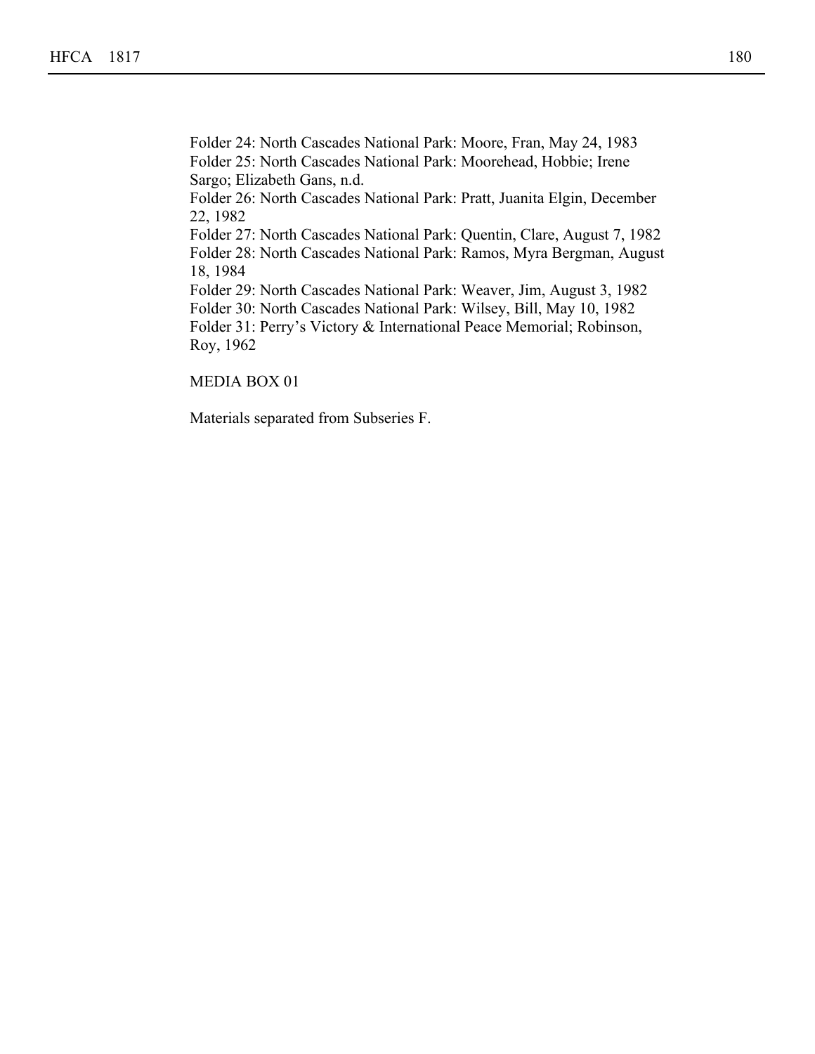Folder 24: North Cascades National Park: Moore, Fran, May 24, 1983
Folder 25: North Cascades National Park: Moorehead, Hobbie; Irene Sargo; Elizabeth Gans, n.d.
Folder 26: North Cascades National Park: Pratt, Juanita Elgin, December 22, 1982
Folder 27: North Cascades National Park: Quentin, Clare, August 7, 1982
Folder 28: North Cascades National Park: Ramos, Myra Bergman, August 18, 1984
Folder 29: North Cascades National Park: Weaver, Jim, August 3, 1982
Folder 30: North Cascades National Park: Wilsey, Bill, May 10, 1982
Folder 31: Perry's Victory & International Peace Memorial; Robinson, Roy, 1962

MEDIA BOX 01

Materials separated from Subseries F.